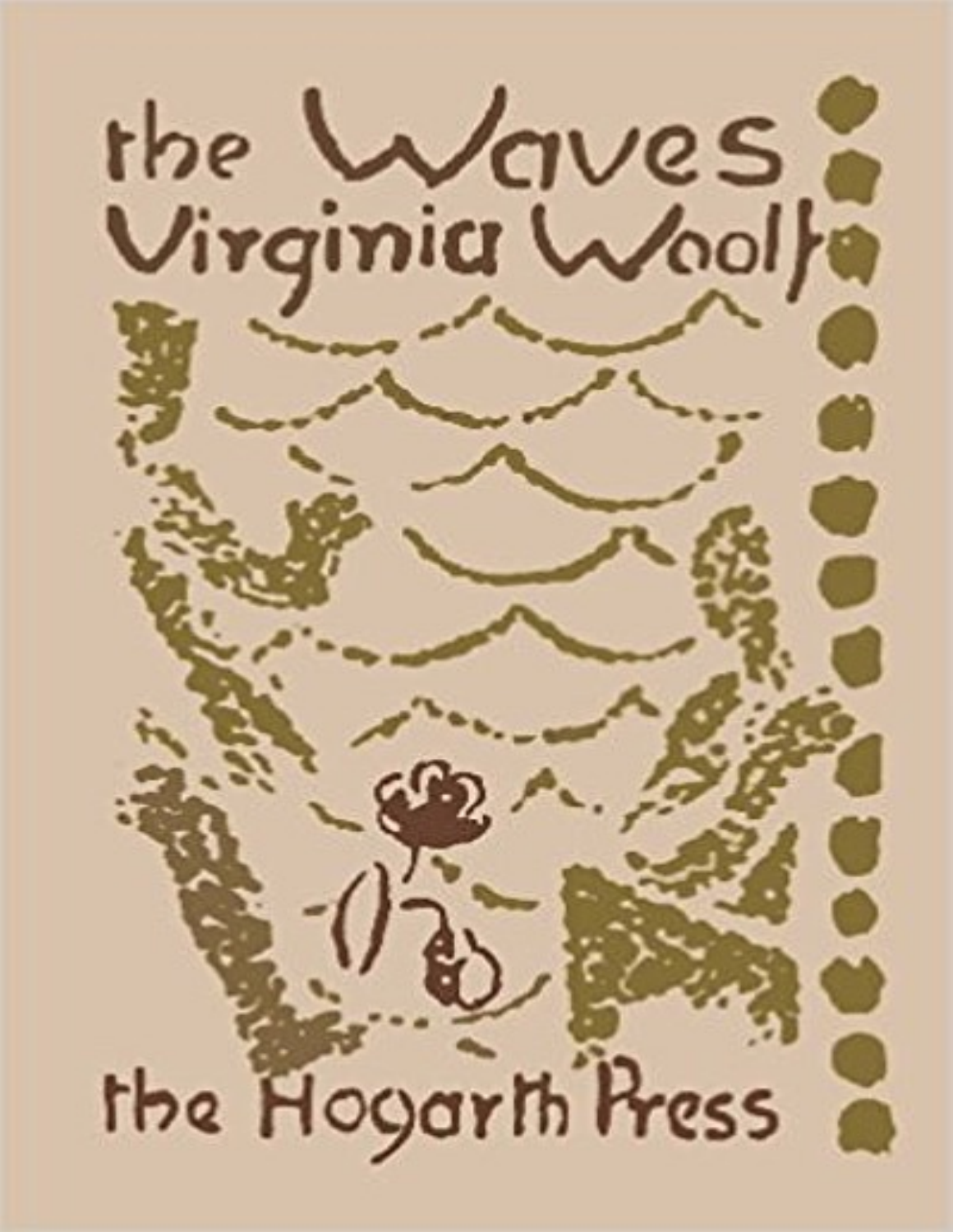# the Waves

## Virginia Woolf

the Hogarth Press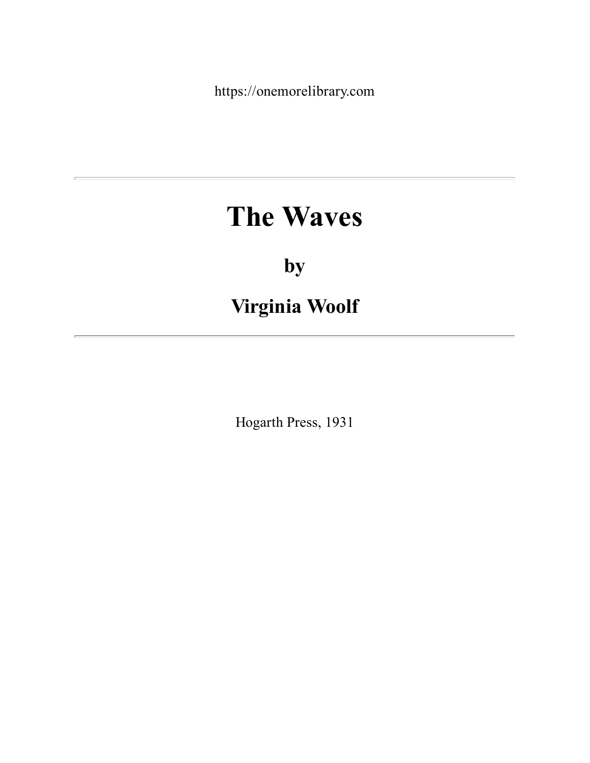https://onemorelibrary.com

---

# The Waves

## by

## Virginia Woolf

---

Hogarth Press, 1931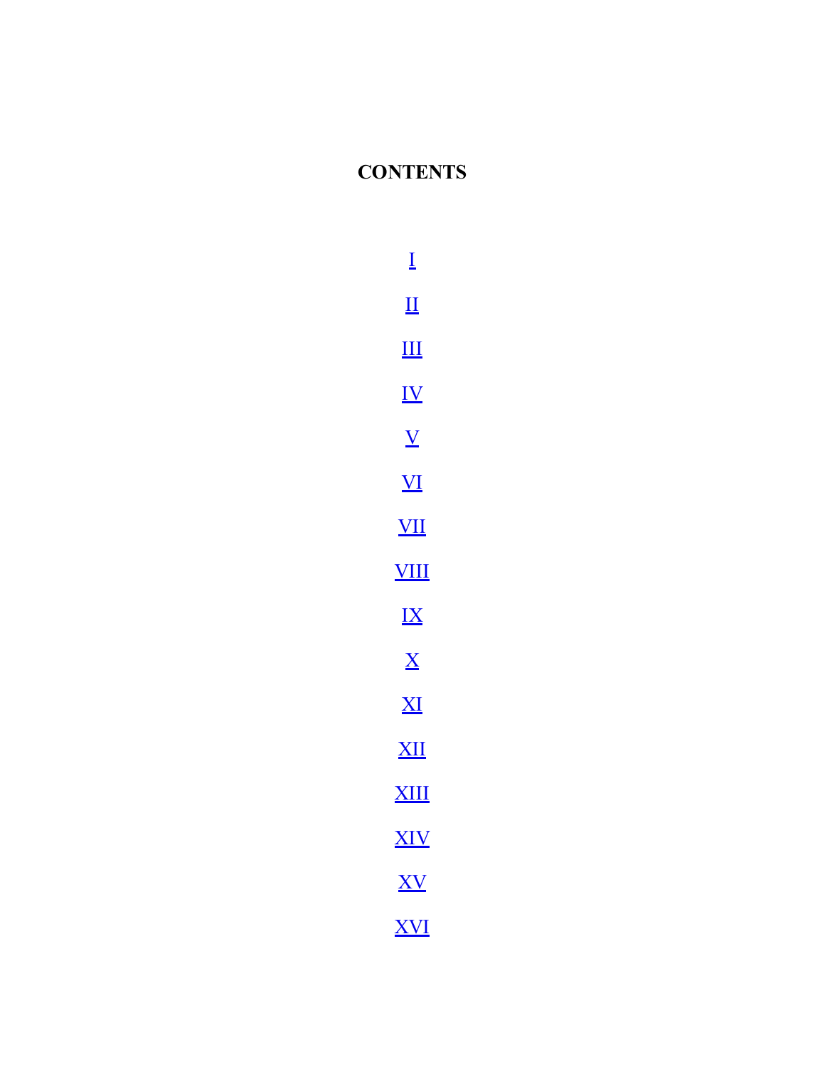## CONTENTS

I

II

III

IV

V

VI

VII

VIII

IX

X

XI

XII

XIII

XIV

XV

XVI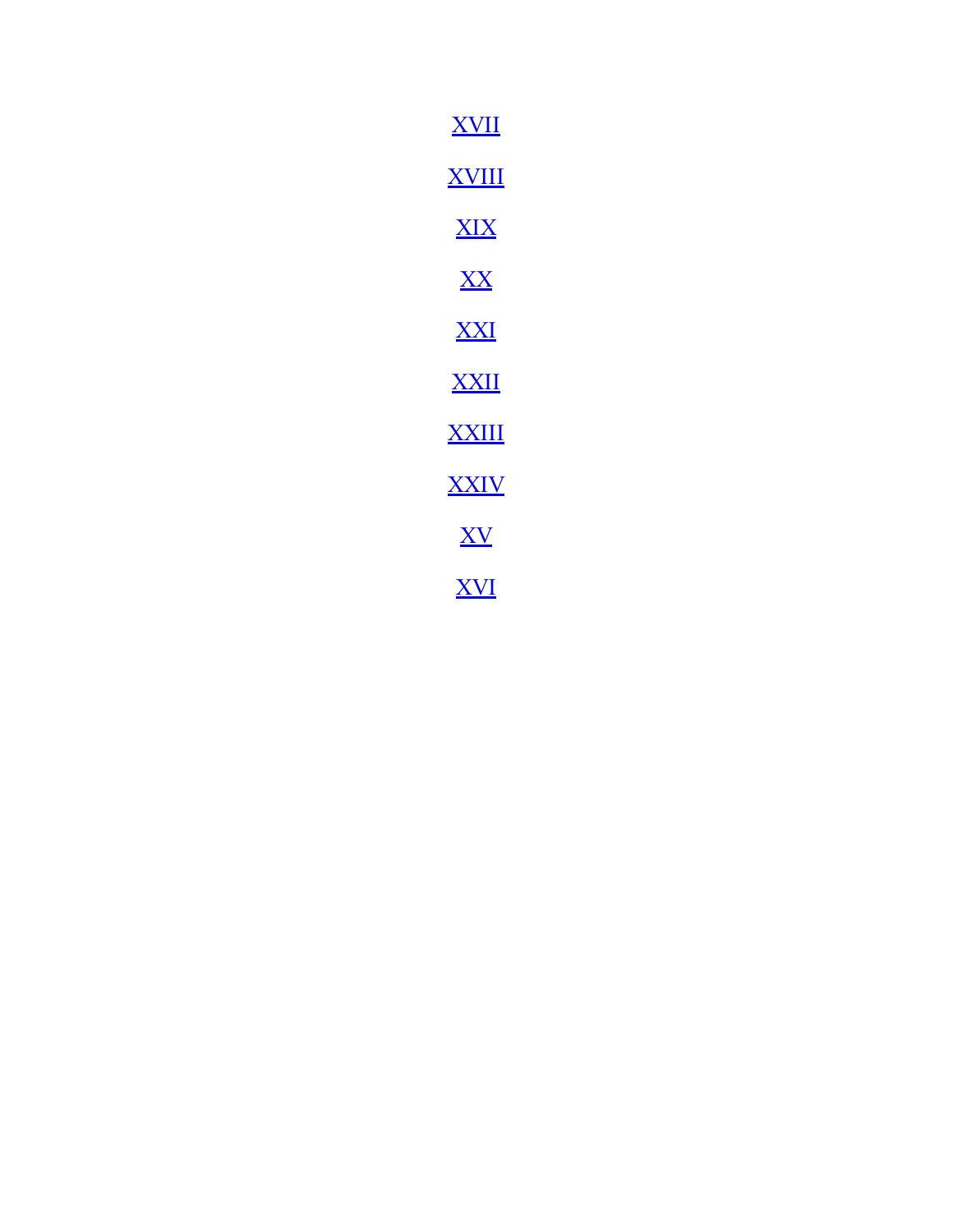[XVII]

[XVIII]

[XIX]

[XX]

[XXI]

[XXII]

[XXIII]

[XXIV]

[XV]

[XVI]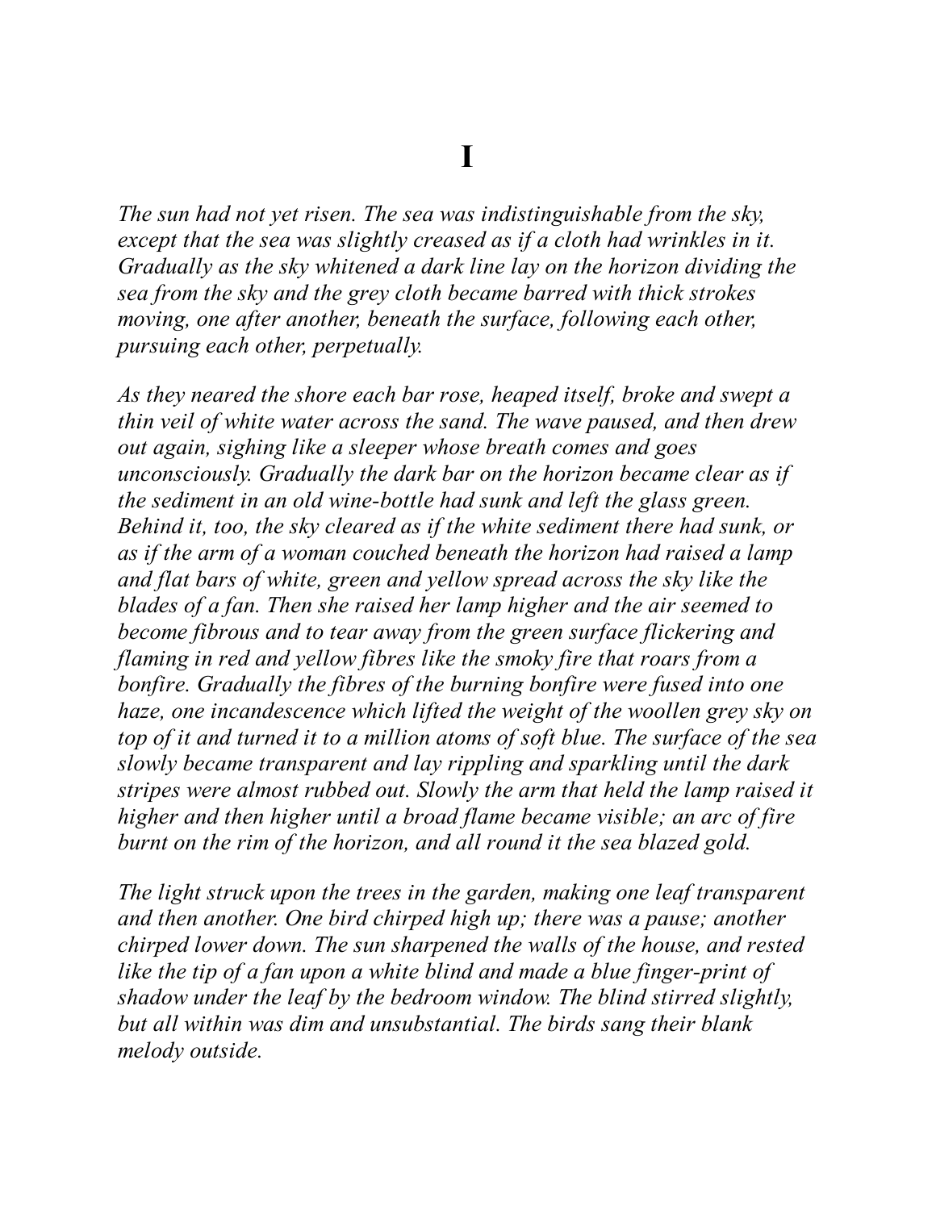# I

*The sun had not yet risen. The sea was indistinguishable from the sky, except that the sea was slightly creased as if a cloth had wrinkles in it. Gradually as the sky whitened a dark line lay on the horizon dividing the sea from the sky and the grey cloth became barred with thick strokes moving, one after another, beneath the surface, following each other, pursuing each other, perpetually.*

*As they neared the shore each bar rose, heaped itself, broke and swept a thin veil of white water across the sand. The wave paused, and then drew out again, sighing like a sleeper whose breath comes and goes unconsciously. Gradually the dark bar on the horizon became clear as if the sediment in an old wine-bottle had sunk and left the glass green. Behind it, too, the sky cleared as if the white sediment there had sunk, or as if the arm of a woman couched beneath the horizon had raised a lamp and flat bars of white, green and yellow spread across the sky like the blades of a fan. Then she raised her lamp higher and the air seemed to become fibrous and to tear away from the green surface flickering and flaming in red and yellow fibres like the smoky fire that roars from a bonfire. Gradually the fibres of the burning bonfire were fused into one haze, one incandescence which lifted the weight of the woollen grey sky on top of it and turned it to a million atoms of soft blue. The surface of the sea slowly became transparent and lay rippling and sparkling until the dark stripes were almost rubbed out. Slowly the arm that held the lamp raised it higher and then higher until a broad flame became visible; an arc of fire burnt on the rim of the horizon, and all round it the sea blazed gold.*

*The light struck upon the trees in the garden, making one leaf transparent and then another. One bird chirped high up; there was a pause; another chirped lower down. The sun sharpened the walls of the house, and rested like the tip of a fan upon a white blind and made a blue finger-print of shadow under the leaf by the bedroom window. The blind stirred slightly, but all within was dim and unsubstantial. The birds sang their blank melody outside.*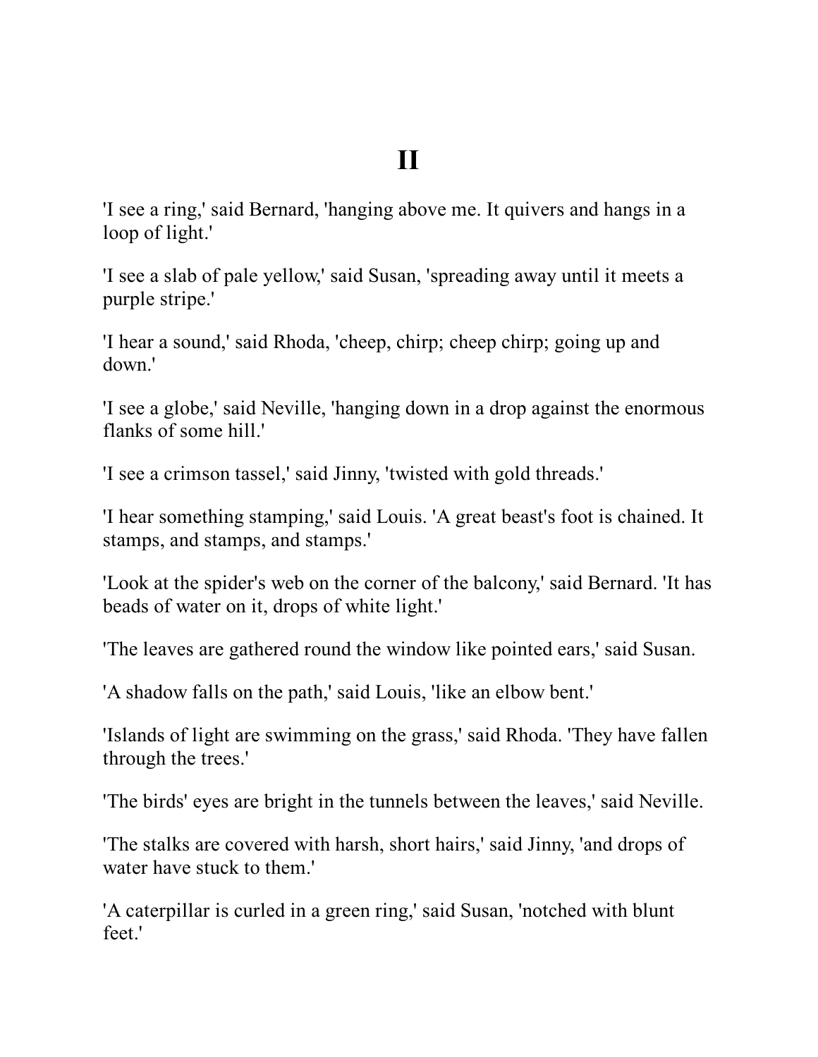# II

'I see a ring,' said Bernard, 'hanging above me. It quivers and hangs in a loop of light.'

'I see a slab of pale yellow,' said Susan, 'spreading away until it meets a purple stripe.'

'I hear a sound,' said Rhoda, 'cheep, chirp; cheep chirp; going up and down.'

'I see a globe,' said Neville, 'hanging down in a drop against the enormous flanks of some hill.'

'I see a crimson tassel,' said Jinny, 'twisted with gold threads.'

'I hear something stamping,' said Louis. 'A great beast's foot is chained. It stamps, and stamps, and stamps.'

'Look at the spider's web on the corner of the balcony,' said Bernard. 'It has beads of water on it, drops of white light.'

'The leaves are gathered round the window like pointed ears,' said Susan.

'A shadow falls on the path,' said Louis, 'like an elbow bent.'

'Islands of light are swimming on the grass,' said Rhoda. 'They have fallen through the trees.'

'The birds' eyes are bright in the tunnels between the leaves,' said Neville.

'The stalks are covered with harsh, short hairs,' said Jinny, 'and drops of water have stuck to them.'

'A caterpillar is curled in a green ring,' said Susan, 'notched with blunt feet.'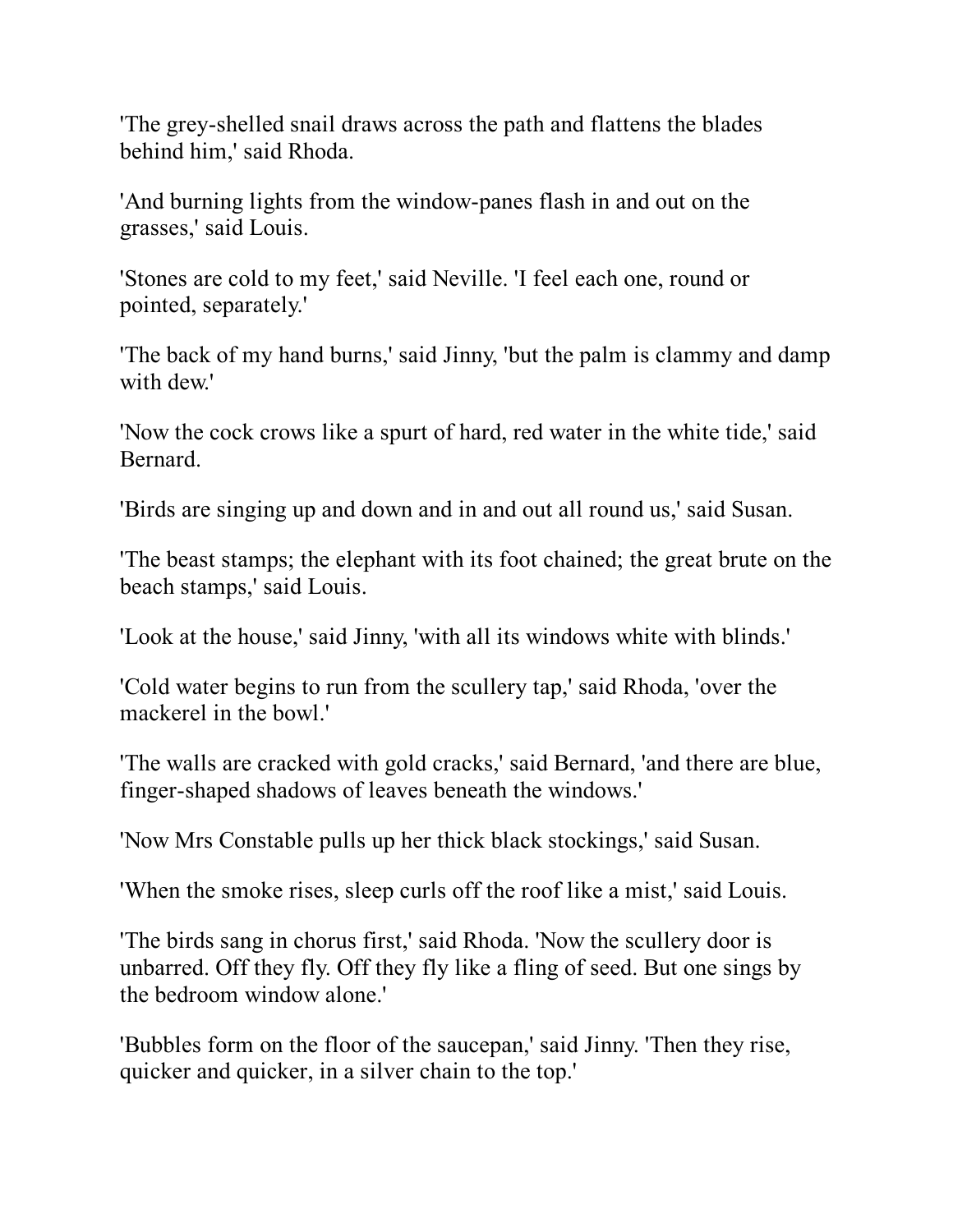'The grey-shelled snail draws across the path and flattens the blades behind him,' said Rhoda.

'And burning lights from the window-panes flash in and out on the grasses,' said Louis.

'Stones are cold to my feet,' said Neville. 'I feel each one, round or pointed, separately.'

'The back of my hand burns,' said Jinny, 'but the palm is clammy and damp with dew.'

'Now the cock crows like a spurt of hard, red water in the white tide,' said Bernard.

'Birds are singing up and down and in and out all round us,' said Susan.

'The beast stamps; the elephant with its foot chained; the great brute on the beach stamps,' said Louis.

'Look at the house,' said Jinny, 'with all its windows white with blinds.'

'Cold water begins to run from the scullery tap,' said Rhoda, 'over the mackerel in the bowl.'

'The walls are cracked with gold cracks,' said Bernard, 'and there are blue, finger-shaped shadows of leaves beneath the windows.'

'Now Mrs Constable pulls up her thick black stockings,' said Susan.

'When the smoke rises, sleep curls off the roof like a mist,' said Louis.

'The birds sang in chorus first,' said Rhoda. 'Now the scullery door is unbarred. Off they fly. Off they fly like a fling of seed. But one sings by the bedroom window alone.'

'Bubbles form on the floor of the saucepan,' said Jinny. 'Then they rise, quicker and quicker, in a silver chain to the top.'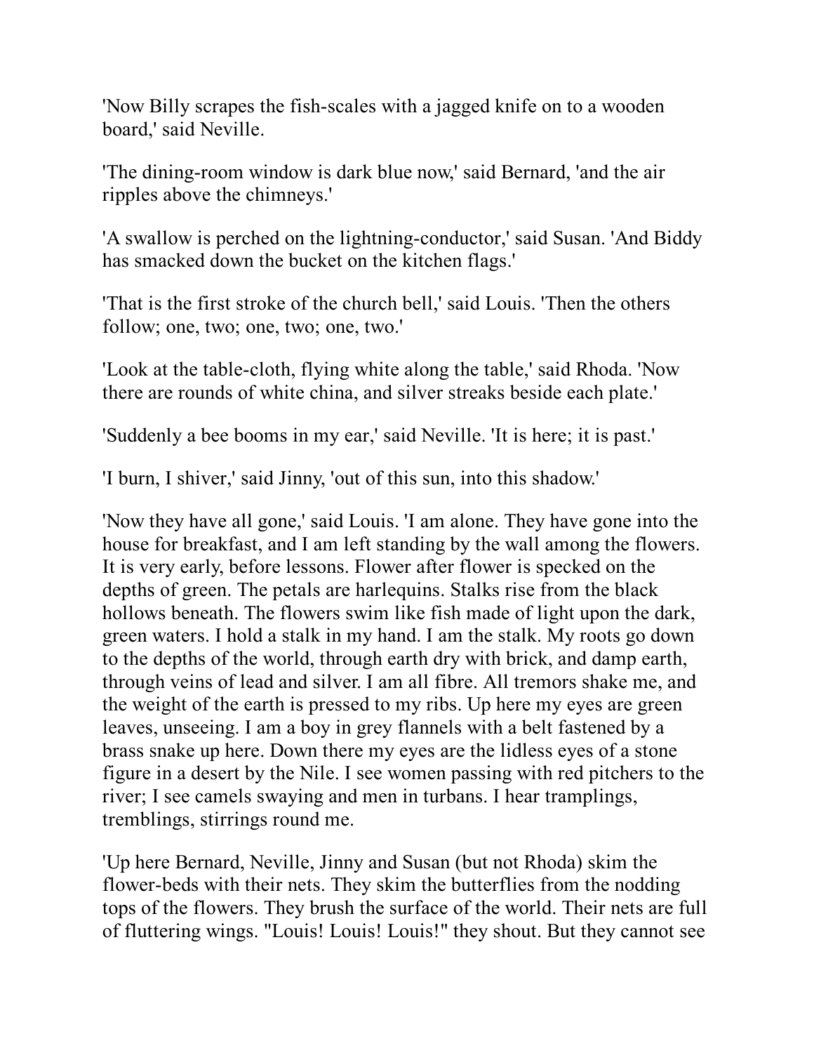'Now Billy scrapes the fish-scales with a jagged knife on to a wooden board,' said Neville.

'The dining-room window is dark blue now,' said Bernard, 'and the air ripples above the chimneys.'

'A swallow is perched on the lightning-conductor,' said Susan. 'And Biddy has smacked down the bucket on the kitchen flags.'

'That is the first stroke of the church bell,' said Louis. 'Then the others follow; one, two; one, two; one, two.'

'Look at the table-cloth, flying white along the table,' said Rhoda. 'Now there are rounds of white china, and silver streaks beside each plate.'

'Suddenly a bee booms in my ear,' said Neville. 'It is here; it is past.'

'I burn, I shiver,' said Jinny, 'out of this sun, into this shadow.'

'Now they have all gone,' said Louis. 'I am alone. They have gone into the house for breakfast, and I am left standing by the wall among the flowers. It is very early, before lessons. Flower after flower is specked on the depths of green. The petals are harlequins. Stalks rise from the black hollows beneath. The flowers swim like fish made of light upon the dark, green waters. I hold a stalk in my hand. I am the stalk. My roots go down to the depths of the world, through earth dry with brick, and damp earth, through veins of lead and silver. I am all fibre. All tremors shake me, and the weight of the earth is pressed to my ribs. Up here my eyes are green leaves, unseeing. I am a boy in grey flannels with a belt fastened by a brass snake up here. Down there my eyes are the lidless eyes of a stone figure in a desert by the Nile. I see women passing with red pitchers to the river; I see camels swaying and men in turbans. I hear tramplings, tremblings, stirrings round me.

'Up here Bernard, Neville, Jinny and Susan (but not Rhoda) skim the flower-beds with their nets. They skim the butterflies from the nodding tops of the flowers. They brush the surface of the world. Their nets are full of fluttering wings. "Louis! Louis! Louis!" they shout. But they cannot see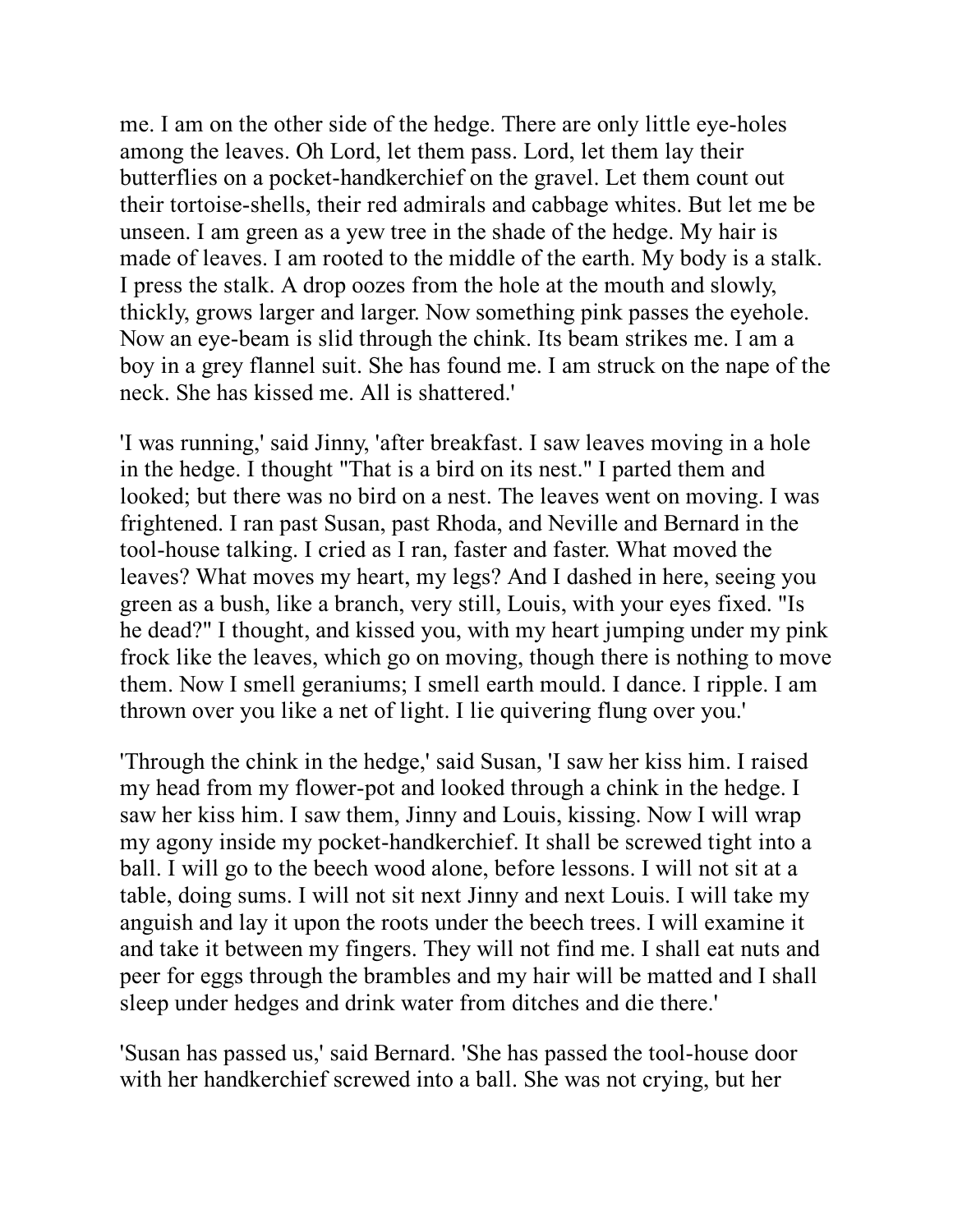me. I am on the other side of the hedge. There are only little eye-holes among the leaves. Oh Lord, let them pass. Lord, let them lay their butterflies on a pocket-handkerchief on the gravel. Let them count out their tortoise-shells, their red admirals and cabbage whites. But let me be unseen. I am green as a yew tree in the shade of the hedge. My hair is made of leaves. I am rooted to the middle of the earth. My body is a stalk. I press the stalk. A drop oozes from the hole at the mouth and slowly, thickly, grows larger and larger. Now something pink passes the eyehole. Now an eye-beam is slid through the chink. Its beam strikes me. I am a boy in a grey flannel suit. She has found me. I am struck on the nape of the neck. She has kissed me. All is shattered.'

'I was running,' said Jinny, 'after breakfast. I saw leaves moving in a hole in the hedge. I thought "That is a bird on its nest." I parted them and looked; but there was no bird on a nest. The leaves went on moving. I was frightened. I ran past Susan, past Rhoda, and Neville and Bernard in the tool-house talking. I cried as I ran, faster and faster. What moved the leaves? What moves my heart, my legs? And I dashed in here, seeing you green as a bush, like a branch, very still, Louis, with your eyes fixed. "Is he dead?" I thought, and kissed you, with my heart jumping under my pink frock like the leaves, which go on moving, though there is nothing to move them. Now I smell geraniums; I smell earth mould. I dance. I ripple. I am thrown over you like a net of light. I lie quivering flung over you.'

'Through the chink in the hedge,' said Susan, 'I saw her kiss him. I raised my head from my flower-pot and looked through a chink in the hedge. I saw her kiss him. I saw them, Jinny and Louis, kissing. Now I will wrap my agony inside my pocket-handkerchief. It shall be screwed tight into a ball. I will go to the beech wood alone, before lessons. I will not sit at a table, doing sums. I will not sit next Jinny and next Louis. I will take my anguish and lay it upon the roots under the beech trees. I will examine it and take it between my fingers. They will not find me. I shall eat nuts and peer for eggs through the brambles and my hair will be matted and I shall sleep under hedges and drink water from ditches and die there.'

'Susan has passed us,' said Bernard. 'She has passed the tool-house door with her handkerchief screwed into a ball. She was not crying, but her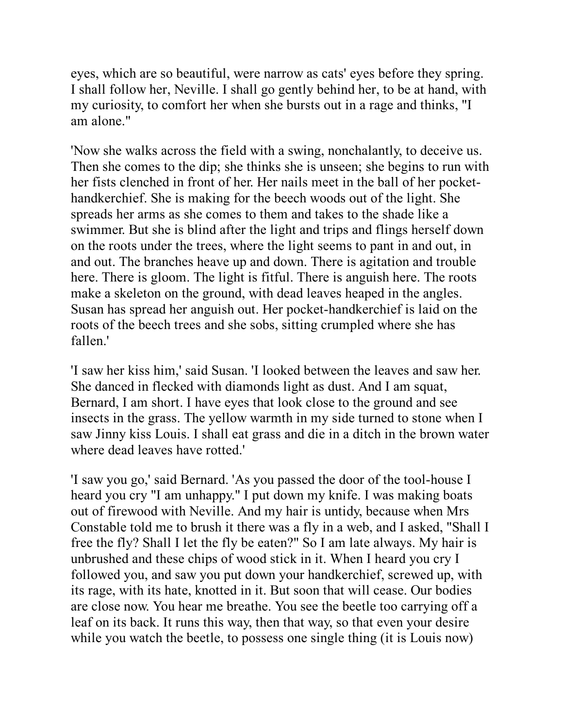eyes, which are so beautiful, were narrow as cats' eyes before they spring. I shall follow her, Neville. I shall go gently behind her, to be at hand, with my curiosity, to comfort her when she bursts out in a rage and thinks, "I am alone."

'Now she walks across the field with a swing, nonchalantly, to deceive us. Then she comes to the dip; she thinks she is unseen; she begins to run with her fists clenched in front of her. Her nails meet in the ball of her pocket-handkerchief. She is making for the beech woods out of the light. She spreads her arms as she comes to them and takes to the shade like a swimmer. But she is blind after the light and trips and flings herself down on the roots under the trees, where the light seems to pant in and out, in and out. The branches heave up and down. There is agitation and trouble here. There is gloom. The light is fitful. There is anguish here. The roots make a skeleton on the ground, with dead leaves heaped in the angles. Susan has spread her anguish out. Her pocket-handkerchief is laid on the roots of the beech trees and she sobs, sitting crumpled where she has fallen.'

'I saw her kiss him,' said Susan. 'I looked between the leaves and saw her. She danced in flecked with diamonds light as dust. And I am squat, Bernard, I am short. I have eyes that look close to the ground and see insects in the grass. The yellow warmth in my side turned to stone when I saw Jinny kiss Louis. I shall eat grass and die in a ditch in the brown water where dead leaves have rotted.'

'I saw you go,' said Bernard. 'As you passed the door of the tool-house I heard you cry "I am unhappy." I put down my knife. I was making boats out of firewood with Neville. And my hair is untidy, because when Mrs Constable told me to brush it there was a fly in a web, and I asked, "Shall I free the fly? Shall I let the fly be eaten?" So I am late always. My hair is unbrushed and these chips of wood stick in it. When I heard you cry I followed you, and saw you put down your handkerchief, screwed up, with its rage, with its hate, knotted in it. But soon that will cease. Our bodies are close now. You hear me breathe. You see the beetle too carrying off a leaf on its back. It runs this way, then that way, so that even your desire while you watch the beetle, to possess one single thing (it is Louis now)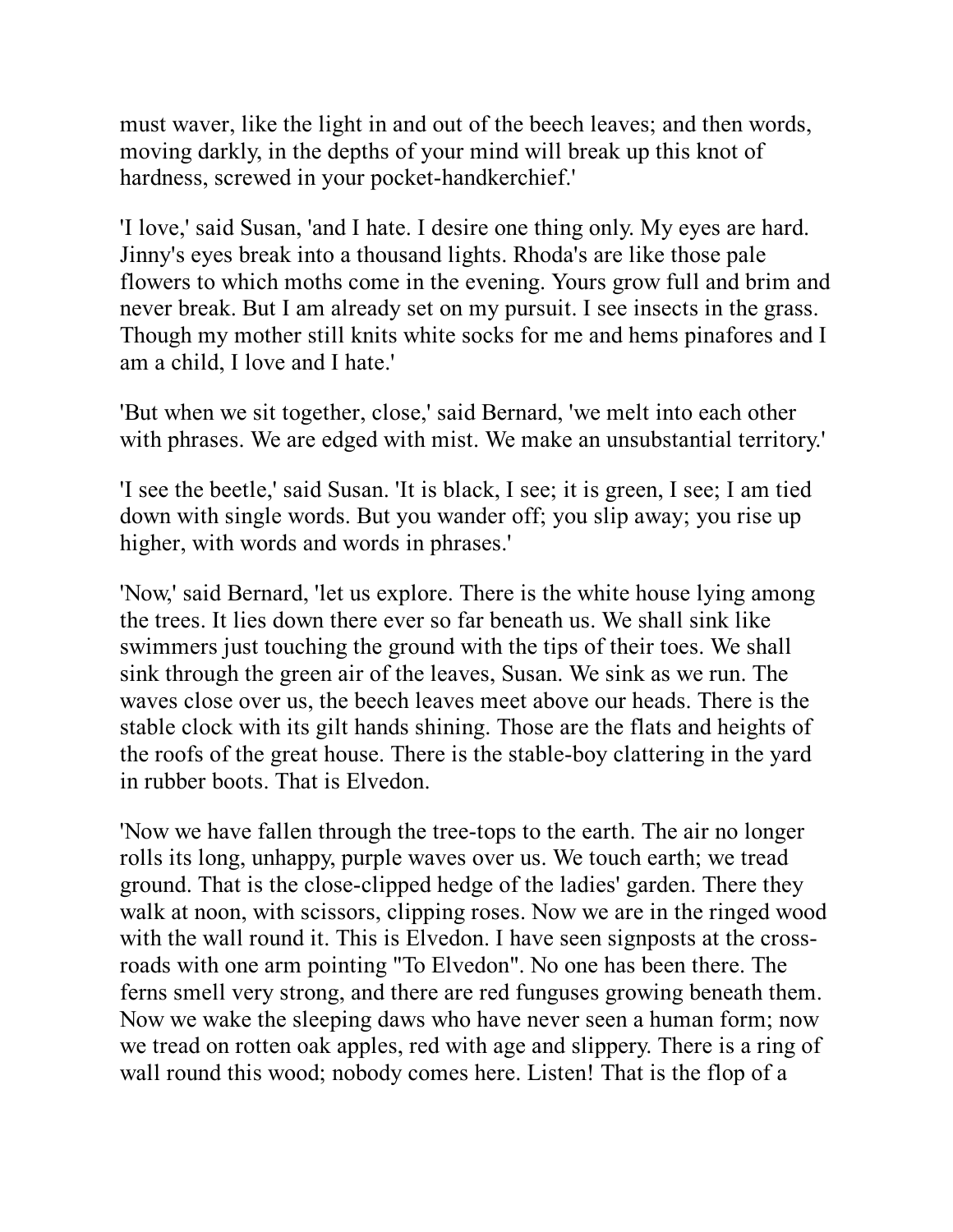must waver, like the light in and out of the beech leaves; and then words, moving darkly, in the depths of your mind will break up this knot of hardness, screwed in your pocket-handkerchief.'

'I love,' said Susan, 'and I hate. I desire one thing only. My eyes are hard. Jinny's eyes break into a thousand lights. Rhoda's are like those pale flowers to which moths come in the evening. Yours grow full and brim and never break. But I am already set on my pursuit. I see insects in the grass. Though my mother still knits white socks for me and hems pinafores and I am a child, I love and I hate.'

'But when we sit together, close,' said Bernard, 'we melt into each other with phrases. We are edged with mist. We make an unsubstantial territory.'

'I see the beetle,' said Susan. 'It is black, I see; it is green, I see; I am tied down with single words. But you wander off; you slip away; you rise up higher, with words and words in phrases.'

'Now,' said Bernard, 'let us explore. There is the white house lying among the trees. It lies down there ever so far beneath us. We shall sink like swimmers just touching the ground with the tips of their toes. We shall sink through the green air of the leaves, Susan. We sink as we run. The waves close over us, the beech leaves meet above our heads. There is the stable clock with its gilt hands shining. Those are the flats and heights of the roofs of the great house. There is the stable-boy clattering in the yard in rubber boots. That is Elvedon.

'Now we have fallen through the tree-tops to the earth. The air no longer rolls its long, unhappy, purple waves over us. We touch earth; we tread ground. That is the close-clipped hedge of the ladies' garden. There they walk at noon, with scissors, clipping roses. Now we are in the ringed wood with the wall round it. This is Elvedon. I have seen signposts at the cross-roads with one arm pointing "To Elvedon". No one has been there. The ferns smell very strong, and there are red funguses growing beneath them. Now we wake the sleeping daws who have never seen a human form; now we tread on rotten oak apples, red with age and slippery. There is a ring of wall round this wood; nobody comes here. Listen! That is the flop of a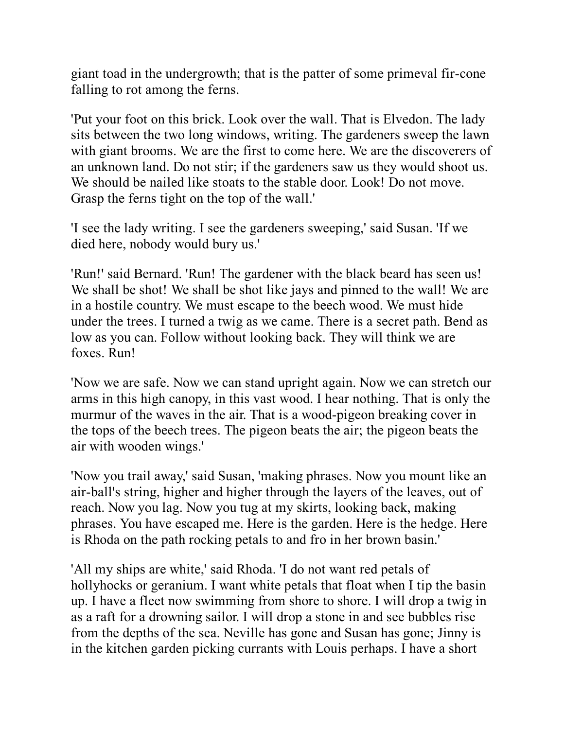giant toad in the undergrowth; that is the patter of some primeval fir-cone falling to rot among the ferns.

'Put your foot on this brick. Look over the wall. That is Elvedon. The lady sits between the two long windows, writing. The gardeners sweep the lawn with giant brooms. We are the first to come here. We are the discoverers of an unknown land. Do not stir; if the gardeners saw us they would shoot us. We should be nailed like stoats to the stable door. Look! Do not move. Grasp the ferns tight on the top of the wall.'

'I see the lady writing. I see the gardeners sweeping,' said Susan. 'If we died here, nobody would bury us.'

'Run!' said Bernard. 'Run! The gardener with the black beard has seen us! We shall be shot! We shall be shot like jays and pinned to the wall! We are in a hostile country. We must escape to the beech wood. We must hide under the trees. I turned a twig as we came. There is a secret path. Bend as low as you can. Follow without looking back. They will think we are foxes. Run!

'Now we are safe. Now we can stand upright again. Now we can stretch our arms in this high canopy, in this vast wood. I hear nothing. That is only the murmur of the waves in the air. That is a wood-pigeon breaking cover in the tops of the beech trees. The pigeon beats the air; the pigeon beats the air with wooden wings.'

'Now you trail away,' said Susan, 'making phrases. Now you mount like an air-ball's string, higher and higher through the layers of the leaves, out of reach. Now you lag. Now you tug at my skirts, looking back, making phrases. You have escaped me. Here is the garden. Here is the hedge. Here is Rhoda on the path rocking petals to and fro in her brown basin.'

'All my ships are white,' said Rhoda. 'I do not want red petals of hollyhocks or geranium. I want white petals that float when I tip the basin up. I have a fleet now swimming from shore to shore. I will drop a twig in as a raft for a drowning sailor. I will drop a stone in and see bubbles rise from the depths of the sea. Neville has gone and Susan has gone; Jinny is in the kitchen garden picking currants with Louis perhaps. I have a short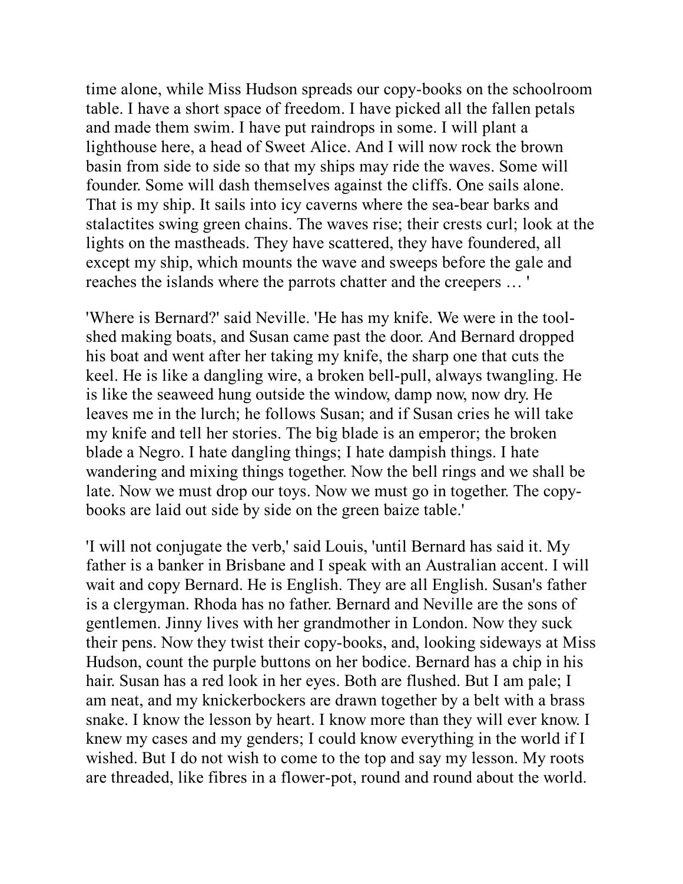time alone, while Miss Hudson spreads our copy-books on the schoolroom table. I have a short space of freedom. I have picked all the fallen petals and made them swim. I have put raindrops in some. I will plant a lighthouse here, a head of Sweet Alice. And I will now rock the brown basin from side to side so that my ships may ride the waves. Some will founder. Some will dash themselves against the cliffs. One sails alone. That is my ship. It sails into icy caverns where the sea-bear barks and stalactites swing green chains. The waves rise; their crests curl; look at the lights on the mastheads. They have scattered, they have foundered, all except my ship, which mounts the wave and sweeps before the gale and reaches the islands where the parrots chatter and the creepers … '

'Where is Bernard?' said Neville. 'He has my knife. We were in the tool-shed making boats, and Susan came past the door. And Bernard dropped his boat and went after her taking my knife, the sharp one that cuts the keel. He is like a dangling wire, a broken bell-pull, always twangling. He is like the seaweed hung outside the window, damp now, now dry. He leaves me in the lurch; he follows Susan; and if Susan cries he will take my knife and tell her stories. The big blade is an emperor; the broken blade a Negro. I hate dangling things; I hate dampish things. I hate wandering and mixing things together. Now the bell rings and we shall be late. Now we must drop our toys. Now we must go in together. The copy-books are laid out side by side on the green baize table.'

'I will not conjugate the verb,' said Louis, 'until Bernard has said it. My father is a banker in Brisbane and I speak with an Australian accent. I will wait and copy Bernard. He is English. They are all English. Susan's father is a clergyman. Rhoda has no father. Bernard and Neville are the sons of gentlemen. Jinny lives with her grandmother in London. Now they suck their pens. Now they twist their copy-books, and, looking sideways at Miss Hudson, count the purple buttons on her bodice. Bernard has a chip in his hair. Susan has a red look in her eyes. Both are flushed. But I am pale; I am neat, and my knickerbockers are drawn together by a belt with a brass snake. I know the lesson by heart. I know more than they will ever know. I knew my cases and my genders; I could know everything in the world if I wished. But I do not wish to come to the top and say my lesson. My roots are threaded, like fibres in a flower-pot, round and round about the world.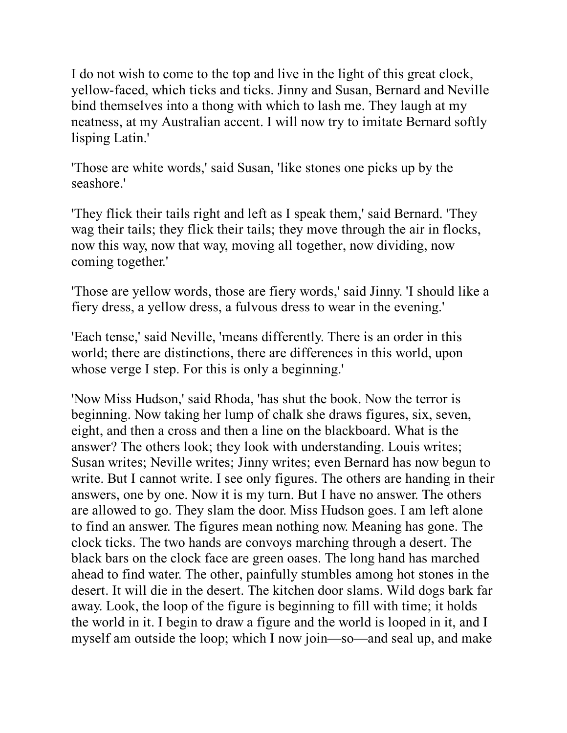I do not wish to come to the top and live in the light of this great clock, yellow-faced, which ticks and ticks. Jinny and Susan, Bernard and Neville bind themselves into a thong with which to lash me. They laugh at my neatness, at my Australian accent. I will now try to imitate Bernard softly lisping Latin.'

'Those are white words,' said Susan, 'like stones one picks up by the seashore.'

'They flick their tails right and left as I speak them,' said Bernard. 'They wag their tails; they flick their tails; they move through the air in flocks, now this way, now that way, moving all together, now dividing, now coming together.'

'Those are yellow words, those are fiery words,' said Jinny. 'I should like a fiery dress, a yellow dress, a fulvous dress to wear in the evening.'

'Each tense,' said Neville, 'means differently. There is an order in this world; there are distinctions, there are differences in this world, upon whose verge I step. For this is only a beginning.'

'Now Miss Hudson,' said Rhoda, 'has shut the book. Now the terror is beginning. Now taking her lump of chalk she draws figures, six, seven, eight, and then a cross and then a line on the blackboard. What is the answer? The others look; they look with understanding. Louis writes; Susan writes; Neville writes; Jinny writes; even Bernard has now begun to write. But I cannot write. I see only figures. The others are handing in their answers, one by one. Now it is my turn. But I have no answer. The others are allowed to go. They slam the door. Miss Hudson goes. I am left alone to find an answer. The figures mean nothing now. Meaning has gone. The clock ticks. The two hands are convoys marching through a desert. The black bars on the clock face are green oases. The long hand has marched ahead to find water. The other, painfully stumbles among hot stones in the desert. It will die in the desert. The kitchen door slams. Wild dogs bark far away. Look, the loop of the figure is beginning to fill with time; it holds the world in it. I begin to draw a figure and the world is looped in it, and I myself am outside the loop; which I now join—so—and seal up, and make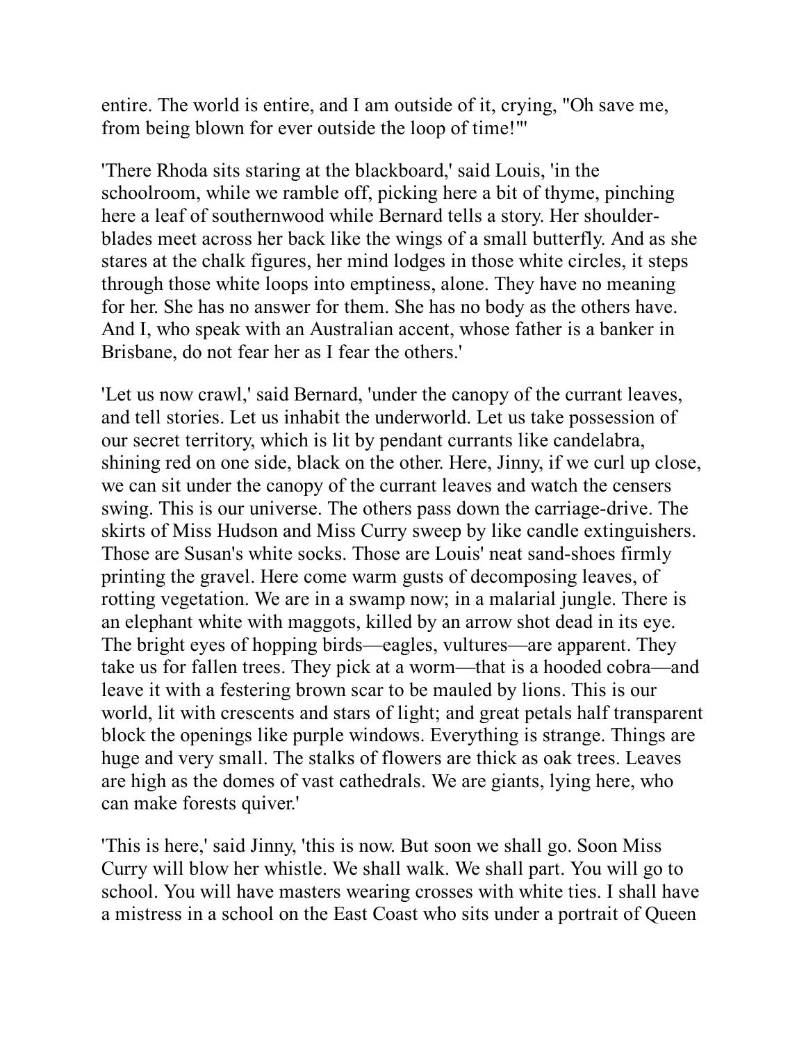entire. The world is entire, and I am outside of it, crying, "Oh save me, from being blown for ever outside the loop of time!"'

'There Rhoda sits staring at the blackboard,' said Louis, 'in the schoolroom, while we ramble off, picking here a bit of thyme, pinching here a leaf of southernwood while Bernard tells a story. Her shoulder-blades meet across her back like the wings of a small butterfly. And as she stares at the chalk figures, her mind lodges in those white circles, it steps through those white loops into emptiness, alone. They have no meaning for her. She has no answer for them. She has no body as the others have. And I, who speak with an Australian accent, whose father is a banker in Brisbane, do not fear her as I fear the others.'

'Let us now crawl,' said Bernard, 'under the canopy of the currant leaves, and tell stories. Let us inhabit the underworld. Let us take possession of our secret territory, which is lit by pendant currants like candelabra, shining red on one side, black on the other. Here, Jinny, if we curl up close, we can sit under the canopy of the currant leaves and watch the censers swing. This is our universe. The others pass down the carriage-drive. The skirts of Miss Hudson and Miss Curry sweep by like candle extinguishers. Those are Susan's white socks. Those are Louis' neat sand-shoes firmly printing the gravel. Here come warm gusts of decomposing leaves, of rotting vegetation. We are in a swamp now; in a malarial jungle. There is an elephant white with maggots, killed by an arrow shot dead in its eye. The bright eyes of hopping birds—eagles, vultures—are apparent. They take us for fallen trees. They pick at a worm—that is a hooded cobra—and leave it with a festering brown scar to be mauled by lions. This is our world, lit with crescents and stars of light; and great petals half transparent block the openings like purple windows. Everything is strange. Things are huge and very small. The stalks of flowers are thick as oak trees. Leaves are high as the domes of vast cathedrals. We are giants, lying here, who can make forests quiver.'

'This is here,' said Jinny, 'this is now. But soon we shall go. Soon Miss Curry will blow her whistle. We shall walk. We shall part. You will go to school. You will have masters wearing crosses with white ties. I shall have a mistress in a school on the East Coast who sits under a portrait of Queen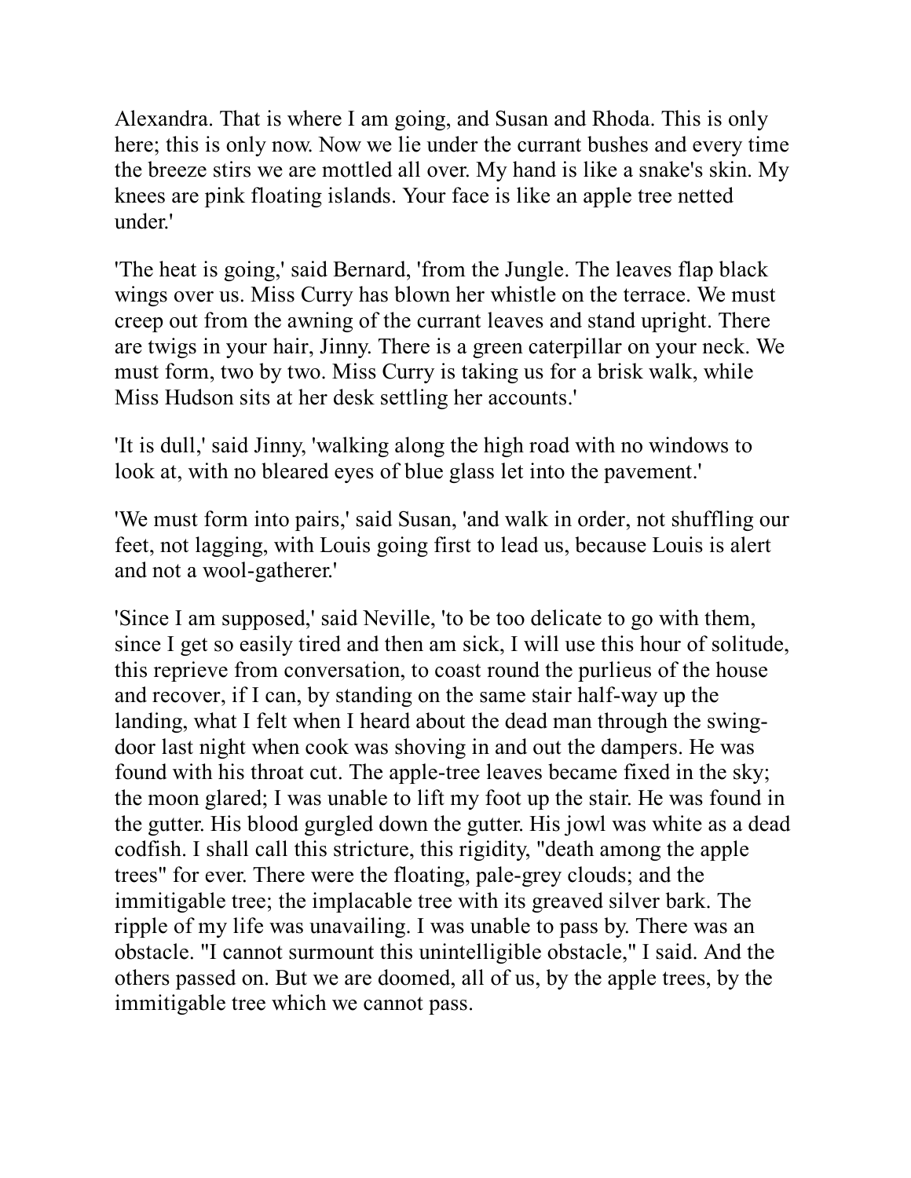Alexandra. That is where I am going, and Susan and Rhoda. This is only here; this is only now. Now we lie under the currant bushes and every time the breeze stirs we are mottled all over. My hand is like a snake's skin. My knees are pink floating islands. Your face is like an apple tree netted under.'

'The heat is going,' said Bernard, 'from the Jungle. The leaves flap black wings over us. Miss Curry has blown her whistle on the terrace. We must creep out from the awning of the currant leaves and stand upright. There are twigs in your hair, Jinny. There is a green caterpillar on your neck. We must form, two by two. Miss Curry is taking us for a brisk walk, while Miss Hudson sits at her desk settling her accounts.'

'It is dull,' said Jinny, 'walking along the high road with no windows to look at, with no bleared eyes of blue glass let into the pavement.'

'We must form into pairs,' said Susan, 'and walk in order, not shuffling our feet, not lagging, with Louis going first to lead us, because Louis is alert and not a wool-gatherer.'

'Since I am supposed,' said Neville, 'to be too delicate to go with them, since I get so easily tired and then am sick, I will use this hour of solitude, this reprieve from conversation, to coast round the purlieus of the house and recover, if I can, by standing on the same stair half-way up the landing, what I felt when I heard about the dead man through the swing-door last night when cook was shoving in and out the dampers. He was found with his throat cut. The apple-tree leaves became fixed in the sky; the moon glared; I was unable to lift my foot up the stair. He was found in the gutter. His blood gurgled down the gutter. His jowl was white as a dead codfish. I shall call this stricture, this rigidity, "death among the apple trees" for ever. There were the floating, pale-grey clouds; and the immitigable tree; the implacable tree with its greaved silver bark. The ripple of my life was unavailing. I was unable to pass by. There was an obstacle. "I cannot surmount this unintelligible obstacle," I said. And the others passed on. But we are doomed, all of us, by the apple trees, by the immitigable tree which we cannot pass.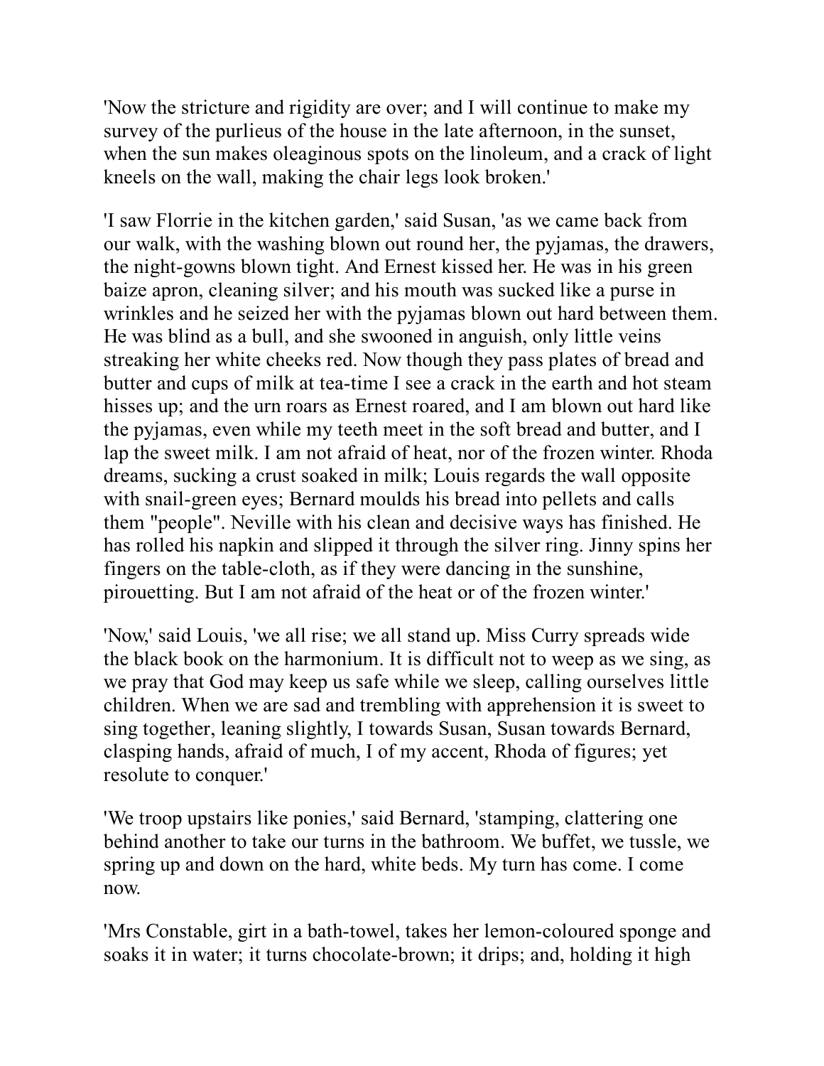'Now the stricture and rigidity are over; and I will continue to make my survey of the purlieus of the house in the late afternoon, in the sunset, when the sun makes oleaginous spots on the linoleum, and a crack of light kneels on the wall, making the chair legs look broken.'

'I saw Florrie in the kitchen garden,' said Susan, 'as we came back from our walk, with the washing blown out round her, the pyjamas, the drawers, the night-gowns blown tight. And Ernest kissed her. He was in his green baize apron, cleaning silver; and his mouth was sucked like a purse in wrinkles and he seized her with the pyjamas blown out hard between them. He was blind as a bull, and she swooned in anguish, only little veins streaking her white cheeks red. Now though they pass plates of bread and butter and cups of milk at tea-time I see a crack in the earth and hot steam hisses up; and the urn roars as Ernest roared, and I am blown out hard like the pyjamas, even while my teeth meet in the soft bread and butter, and I lap the sweet milk. I am not afraid of heat, nor of the frozen winter. Rhoda dreams, sucking a crust soaked in milk; Louis regards the wall opposite with snail-green eyes; Bernard moulds his bread into pellets and calls them "people". Neville with his clean and decisive ways has finished. He has rolled his napkin and slipped it through the silver ring. Jinny spins her fingers on the table-cloth, as if they were dancing in the sunshine, pirouetting. But I am not afraid of the heat or of the frozen winter.'

'Now,' said Louis, 'we all rise; we all stand up. Miss Curry spreads wide the black book on the harmonium. It is difficult not to weep as we sing, as we pray that God may keep us safe while we sleep, calling ourselves little children. When we are sad and trembling with apprehension it is sweet to sing together, leaning slightly, I towards Susan, Susan towards Bernard, clasping hands, afraid of much, I of my accent, Rhoda of figures; yet resolute to conquer.'

'We troop upstairs like ponies,' said Bernard, 'stamping, clattering one behind another to take our turns in the bathroom. We buffet, we tussle, we spring up and down on the hard, white beds. My turn has come. I come now.

'Mrs Constable, girt in a bath-towel, takes her lemon-coloured sponge and soaks it in water; it turns chocolate-brown; it drips; and, holding it high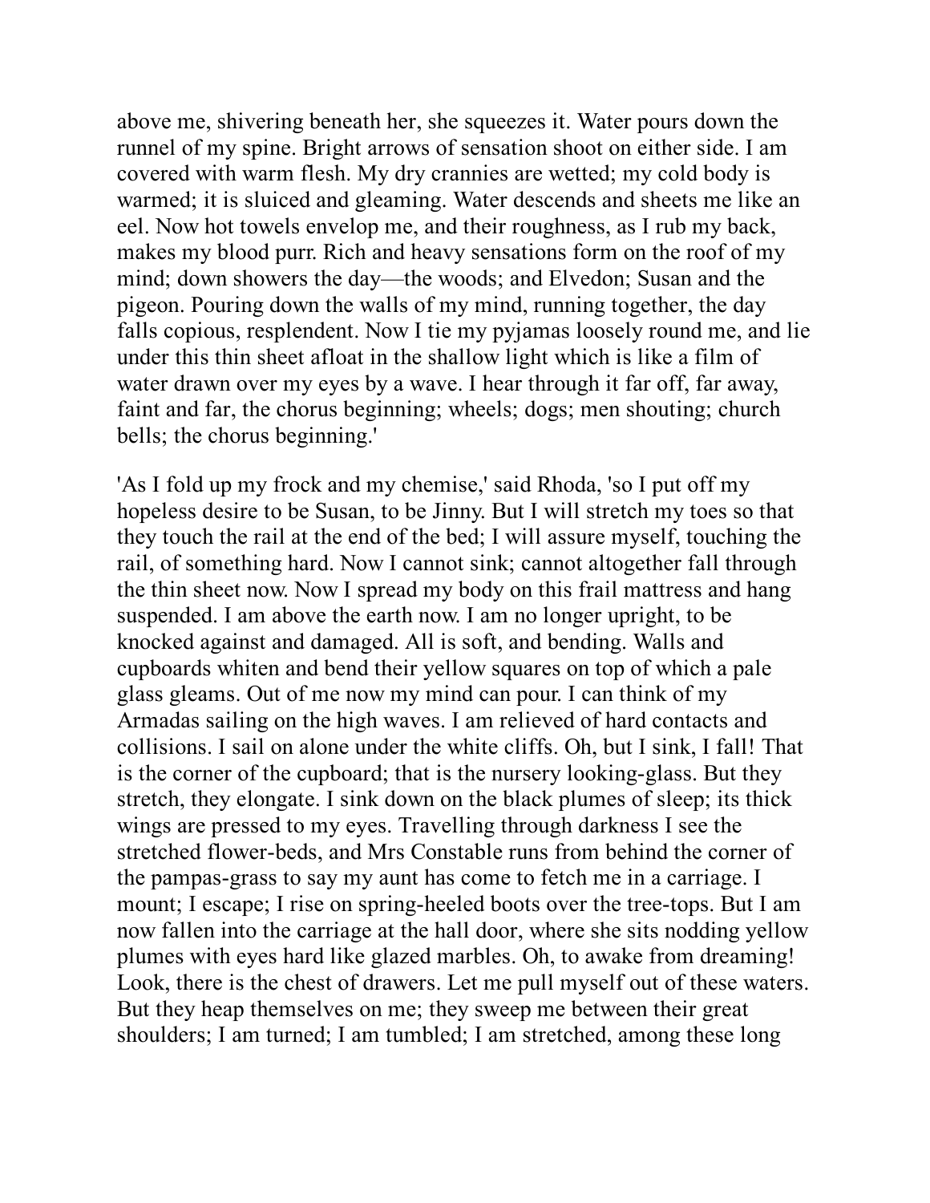above me, shivering beneath her, she squeezes it. Water pours down the runnel of my spine. Bright arrows of sensation shoot on either side. I am covered with warm flesh. My dry crannies are wetted; my cold body is warmed; it is sluiced and gleaming. Water descends and sheets me like an eel. Now hot towels envelop me, and their roughness, as I rub my back, makes my blood purr. Rich and heavy sensations form on the roof of my mind; down showers the day—the woods; and Elvedon; Susan and the pigeon. Pouring down the walls of my mind, running together, the day falls copious, resplendent. Now I tie my pyjamas loosely round me, and lie under this thin sheet afloat in the shallow light which is like a film of water drawn over my eyes by a wave. I hear through it far off, far away, faint and far, the chorus beginning; wheels; dogs; men shouting; church bells; the chorus beginning.'

'As I fold up my frock and my chemise,' said Rhoda, 'so I put off my hopeless desire to be Susan, to be Jinny. But I will stretch my toes so that they touch the rail at the end of the bed; I will assure myself, touching the rail, of something hard. Now I cannot sink; cannot altogether fall through the thin sheet now. Now I spread my body on this frail mattress and hang suspended. I am above the earth now. I am no longer upright, to be knocked against and damaged. All is soft, and bending. Walls and cupboards whiten and bend their yellow squares on top of which a pale glass gleams. Out of me now my mind can pour. I can think of my Armadas sailing on the high waves. I am relieved of hard contacts and collisions. I sail on alone under the white cliffs. Oh, but I sink, I fall! That is the corner of the cupboard; that is the nursery looking-glass. But they stretch, they elongate. I sink down on the black plumes of sleep; its thick wings are pressed to my eyes. Travelling through darkness I see the stretched flower-beds, and Mrs Constable runs from behind the corner of the pampas-grass to say my aunt has come to fetch me in a carriage. I mount; I escape; I rise on spring-heeled boots over the tree-tops. But I am now fallen into the carriage at the hall door, where she sits nodding yellow plumes with eyes hard like glazed marbles. Oh, to awake from dreaming! Look, there is the chest of drawers. Let me pull myself out of these waters. But they heap themselves on me; they sweep me between their great shoulders; I am turned; I am tumbled; I am stretched, among these long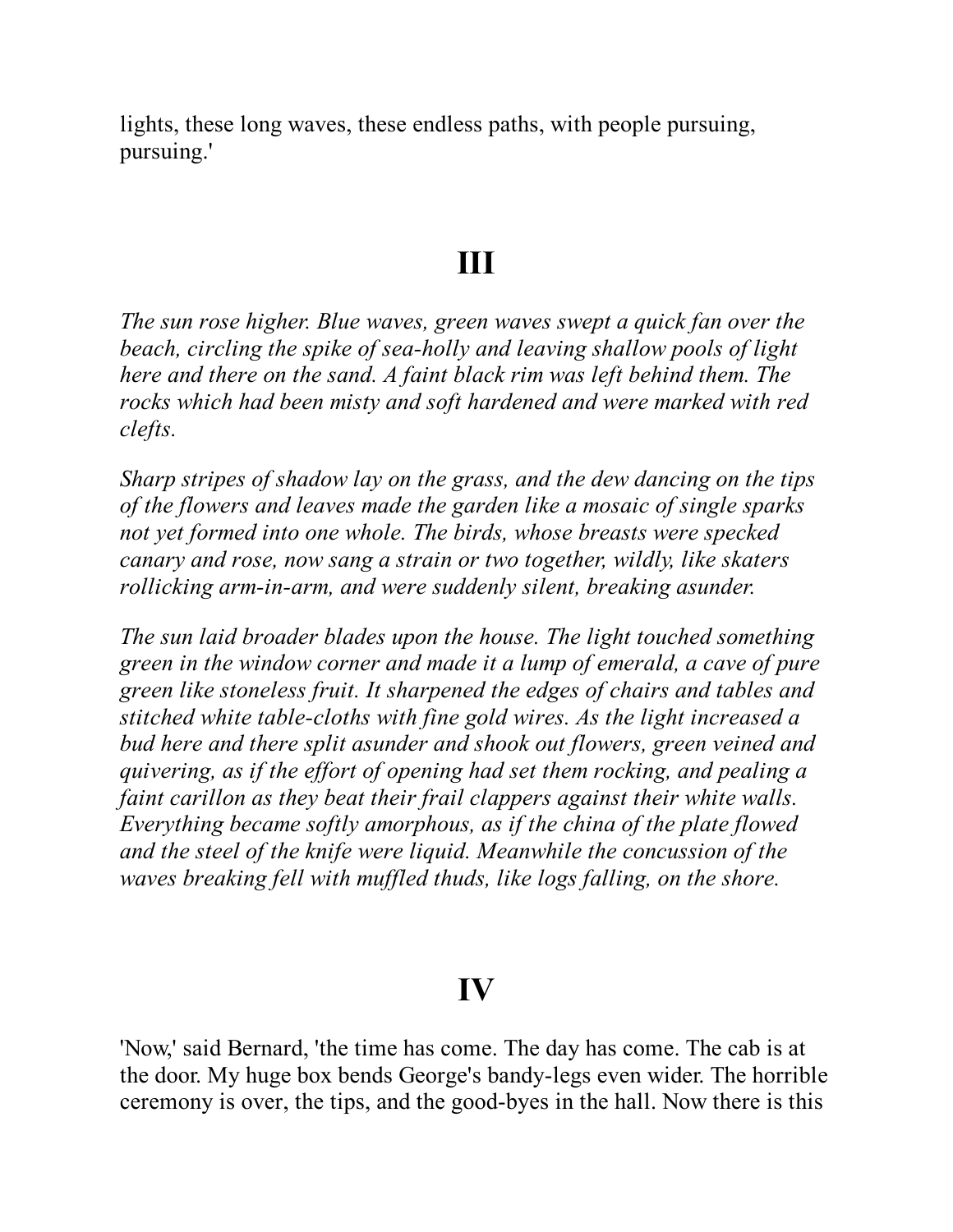lights, these long waves, these endless paths, with people pursuing, pursuing.'

## III

*The sun rose higher. Blue waves, green waves swept a quick fan over the beach, circling the spike of sea-holly and leaving shallow pools of light here and there on the sand. A faint black rim was left behind them. The rocks which had been misty and soft hardened and were marked with red clefts.*

*Sharp stripes of shadow lay on the grass, and the dew dancing on the tips of the flowers and leaves made the garden like a mosaic of single sparks not yet formed into one whole. The birds, whose breasts were specked canary and rose, now sang a strain or two together, wildly, like skaters rollicking arm-in-arm, and were suddenly silent, breaking asunder.*

*The sun laid broader blades upon the house. The light touched something green in the window corner and made it a lump of emerald, a cave of pure green like stoneless fruit. It sharpened the edges of chairs and tables and stitched white table-cloths with fine gold wires. As the light increased a bud here and there split asunder and shook out flowers, green veined and quivering, as if the effort of opening had set them rocking, and pealing a faint carillon as they beat their frail clappers against their white walls. Everything became softly amorphous, as if the china of the plate flowed and the steel of the knife were liquid. Meanwhile the concussion of the waves breaking fell with muffled thuds, like logs falling, on the shore.*

## IV

'Now,' said Bernard, 'the time has come. The day has come. The cab is at the door. My huge box bends George's bandy-legs even wider. The horrible ceremony is over, the tips, and the good-byes in the hall. Now there is this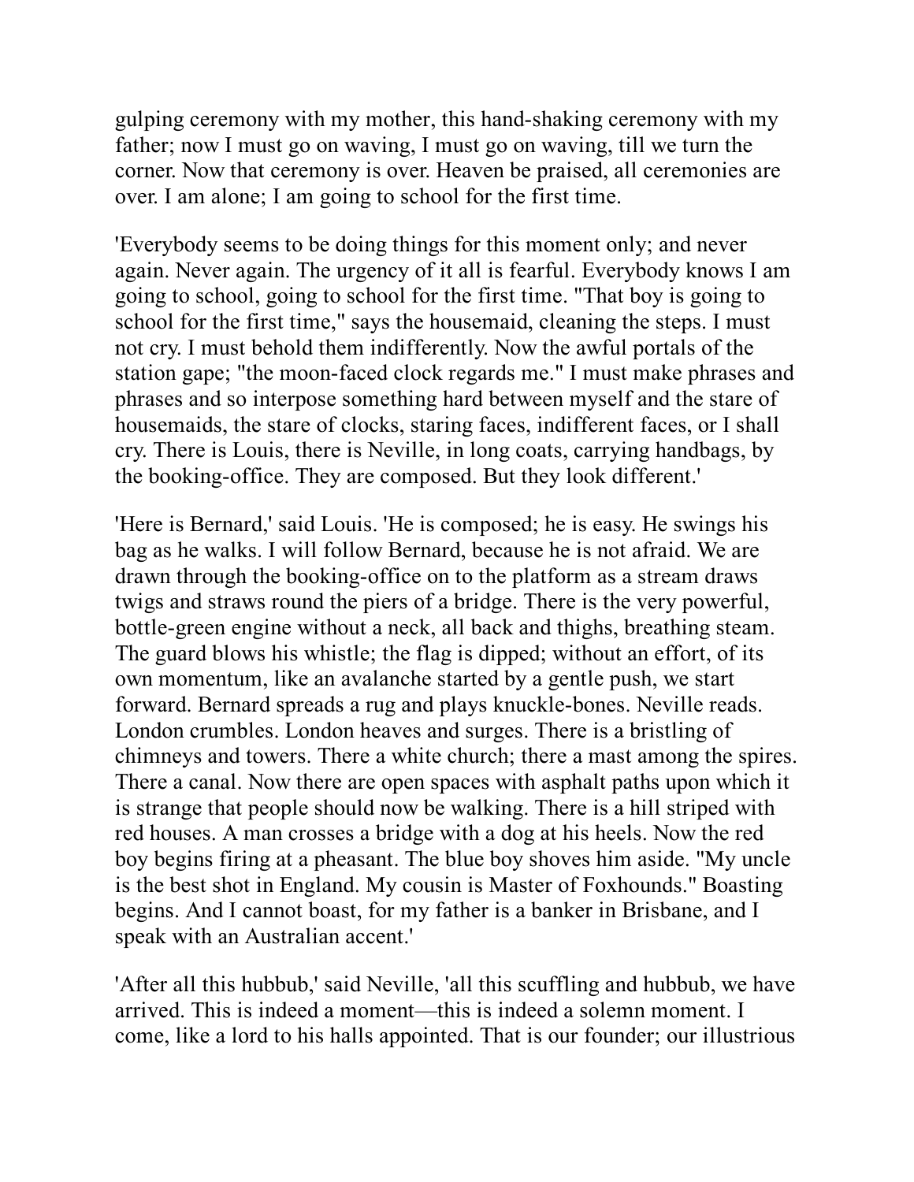gulping ceremony with my mother, this hand-shaking ceremony with my father; now I must go on waving, I must go on waving, till we turn the corner. Now that ceremony is over. Heaven be praised, all ceremonies are over. I am alone; I am going to school for the first time.

'Everybody seems to be doing things for this moment only; and never again. Never again. The urgency of it all is fearful. Everybody knows I am going to school, going to school for the first time. "That boy is going to school for the first time," says the housemaid, cleaning the steps. I must not cry. I must behold them indifferently. Now the awful portals of the station gape; "the moon-faced clock regards me." I must make phrases and phrases and so interpose something hard between myself and the stare of housemaids, the stare of clocks, staring faces, indifferent faces, or I shall cry. There is Louis, there is Neville, in long coats, carrying handbags, by the booking-office. They are composed. But they look different.'

'Here is Bernard,' said Louis. 'He is composed; he is easy. He swings his bag as he walks. I will follow Bernard, because he is not afraid. We are drawn through the booking-office on to the platform as a stream draws twigs and straws round the piers of a bridge. There is the very powerful, bottle-green engine without a neck, all back and thighs, breathing steam. The guard blows his whistle; the flag is dipped; without an effort, of its own momentum, like an avalanche started by a gentle push, we start forward. Bernard spreads a rug and plays knuckle-bones. Neville reads. London crumbles. London heaves and surges. There is a bristling of chimneys and towers. There a white church; there a mast among the spires. There a canal. Now there are open spaces with asphalt paths upon which it is strange that people should now be walking. There is a hill striped with red houses. A man crosses a bridge with a dog at his heels. Now the red boy begins firing at a pheasant. The blue boy shoves him aside. "My uncle is the best shot in England. My cousin is Master of Foxhounds." Boasting begins. And I cannot boast, for my father is a banker in Brisbane, and I speak with an Australian accent.'

'After all this hubbub,' said Neville, 'all this scuffling and hubbub, we have arrived. This is indeed a moment—this is indeed a solemn moment. I come, like a lord to his halls appointed. That is our founder; our illustrious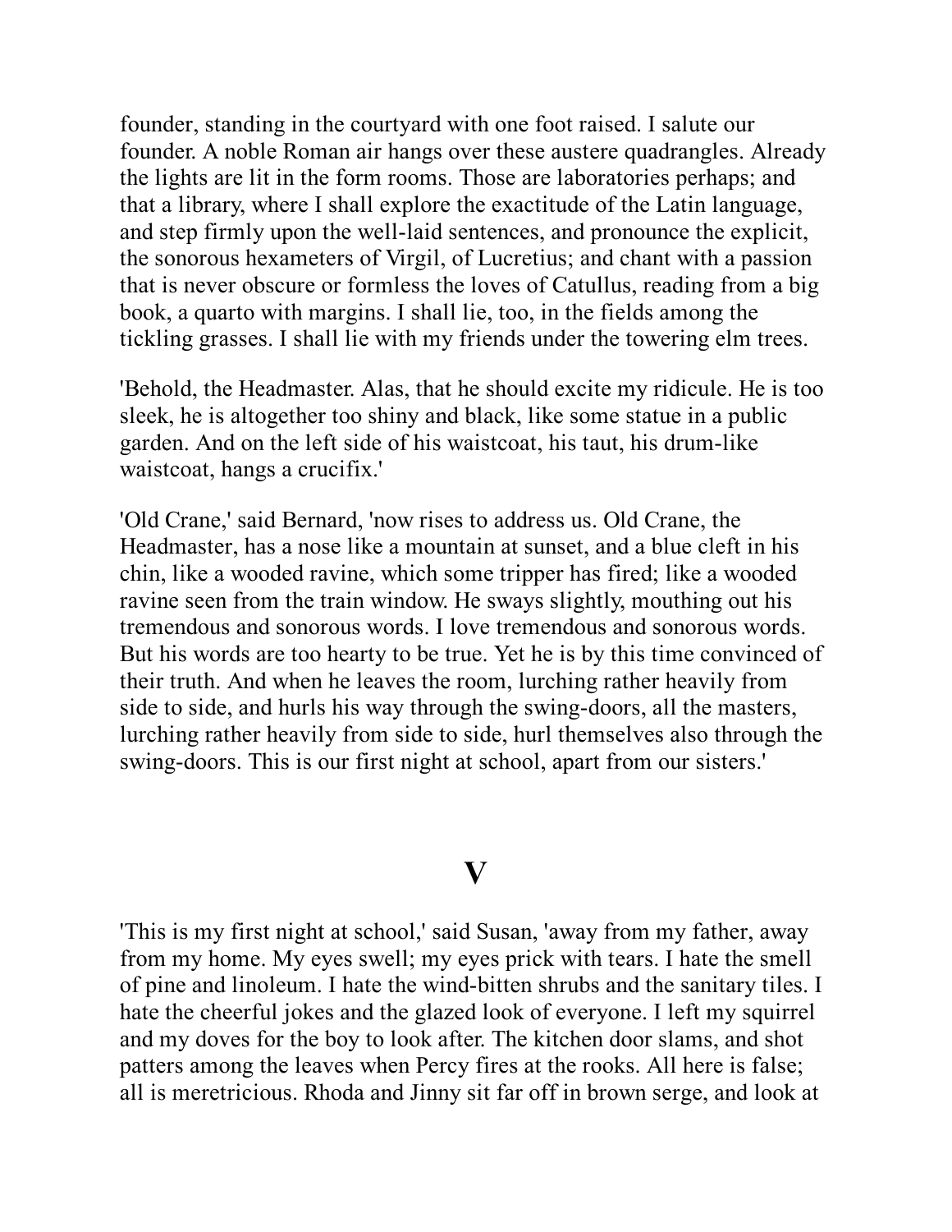founder, standing in the courtyard with one foot raised. I salute our founder. A noble Roman air hangs over these austere quadrangles. Already the lights are lit in the form rooms. Those are laboratories perhaps; and that a library, where I shall explore the exactitude of the Latin language, and step firmly upon the well-laid sentences, and pronounce the explicit, the sonorous hexameters of Virgil, of Lucretius; and chant with a passion that is never obscure or formless the loves of Catullus, reading from a big book, a quarto with margins. I shall lie, too, in the fields among the tickling grasses. I shall lie with my friends under the towering elm trees.

'Behold, the Headmaster. Alas, that he should excite my ridicule. He is too sleek, he is altogether too shiny and black, like some statue in a public garden. And on the left side of his waistcoat, his taut, his drum-like waistcoat, hangs a crucifix.'

'Old Crane,' said Bernard, 'now rises to address us. Old Crane, the Headmaster, has a nose like a mountain at sunset, and a blue cleft in his chin, like a wooded ravine, which some tripper has fired; like a wooded ravine seen from the train window. He sways slightly, mouthing out his tremendous and sonorous words. I love tremendous and sonorous words. But his words are too hearty to be true. Yet he is by this time convinced of their truth. And when he leaves the room, lurching rather heavily from side to side, and hurls his way through the swing-doors, all the masters, lurching rather heavily from side to side, hurl themselves also through the swing-doors. This is our first night at school, apart from our sisters.'

## V

'This is my first night at school,' said Susan, 'away from my father, away from my home. My eyes swell; my eyes prick with tears. I hate the smell of pine and linoleum. I hate the wind-bitten shrubs and the sanitary tiles. I hate the cheerful jokes and the glazed look of everyone. I left my squirrel and my doves for the boy to look after. The kitchen door slams, and shot patters among the leaves when Percy fires at the rooks. All here is false; all is meretricious. Rhoda and Jinny sit far off in brown serge, and look at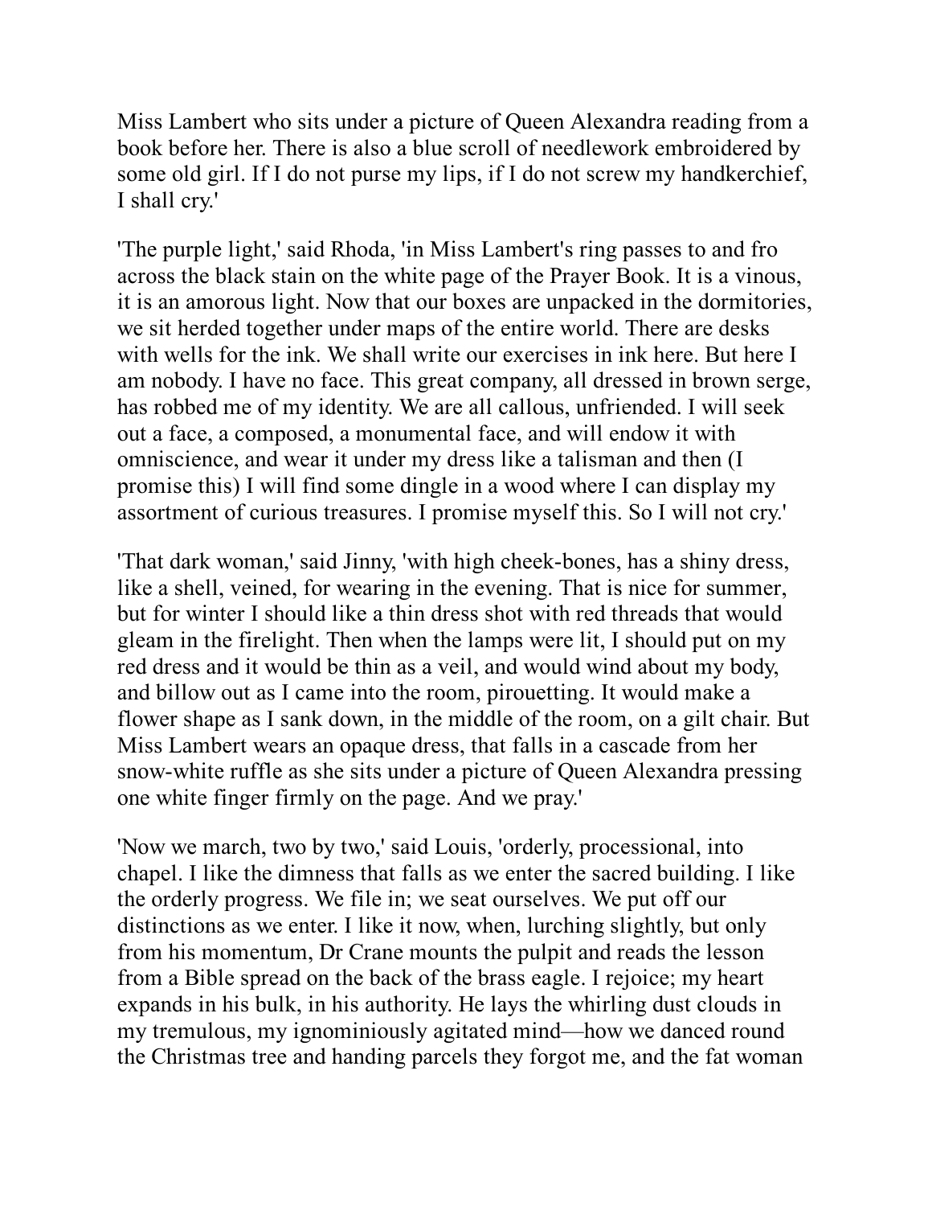Miss Lambert who sits under a picture of Queen Alexandra reading from a book before her. There is also a blue scroll of needlework embroidered by some old girl. If I do not purse my lips, if I do not screw my handkerchief, I shall cry.'

'The purple light,' said Rhoda, 'in Miss Lambert's ring passes to and fro across the black stain on the white page of the Prayer Book. It is a vinous, it is an amorous light. Now that our boxes are unpacked in the dormitories, we sit herded together under maps of the entire world. There are desks with wells for the ink. We shall write our exercises in ink here. But here I am nobody. I have no face. This great company, all dressed in brown serge, has robbed me of my identity. We are all callous, unfriended. I will seek out a face, a composed, a monumental face, and will endow it with omniscience, and wear it under my dress like a talisman and then (I promise this) I will find some dingle in a wood where I can display my assortment of curious treasures. I promise myself this. So I will not cry.'

'That dark woman,' said Jinny, 'with high cheek-bones, has a shiny dress, like a shell, veined, for wearing in the evening. That is nice for summer, but for winter I should like a thin dress shot with red threads that would gleam in the firelight. Then when the lamps were lit, I should put on my red dress and it would be thin as a veil, and would wind about my body, and billow out as I came into the room, pirouetting. It would make a flower shape as I sank down, in the middle of the room, on a gilt chair. But Miss Lambert wears an opaque dress, that falls in a cascade from her snow-white ruffle as she sits under a picture of Queen Alexandra pressing one white finger firmly on the page. And we pray.'

'Now we march, two by two,' said Louis, 'orderly, processional, into chapel. I like the dimness that falls as we enter the sacred building. I like the orderly progress. We file in; we seat ourselves. We put off our distinctions as we enter. I like it now, when, lurching slightly, but only from his momentum, Dr Crane mounts the pulpit and reads the lesson from a Bible spread on the back of the brass eagle. I rejoice; my heart expands in his bulk, in his authority. He lays the whirling dust clouds in my tremulous, my ignominiously agitated mind—how we danced round the Christmas tree and handing parcels they forgot me, and the fat woman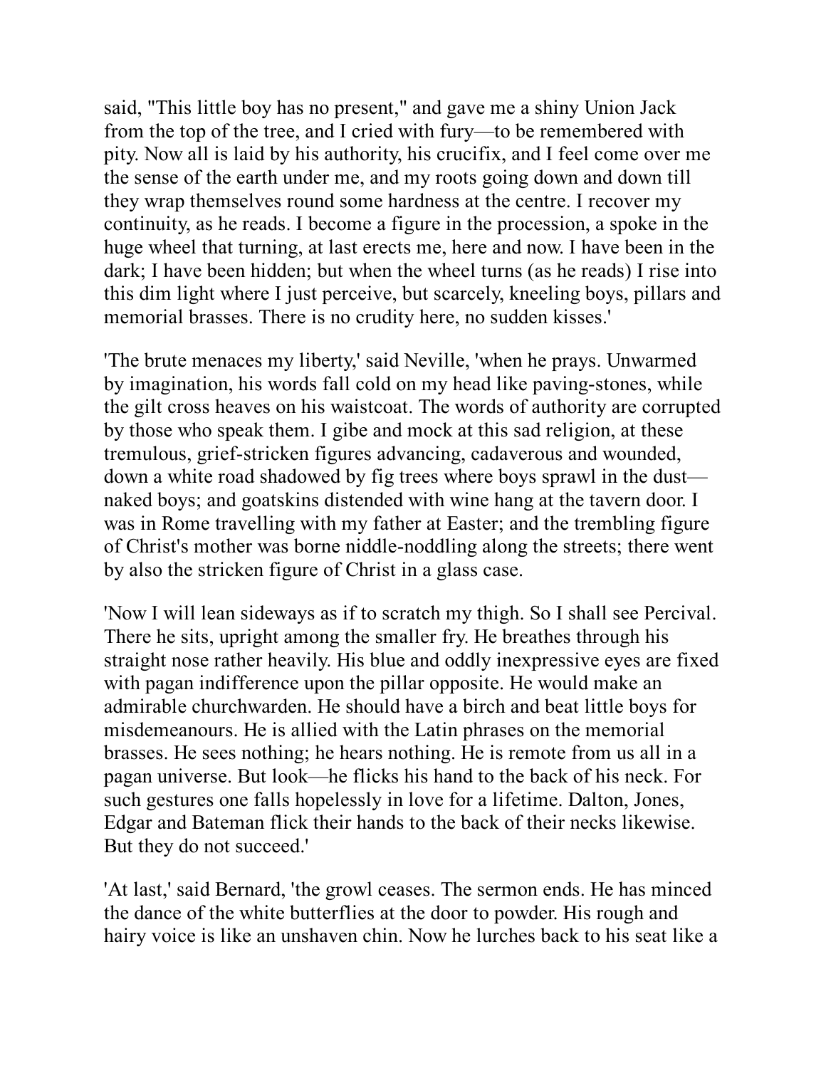said, "This little boy has no present," and gave me a shiny Union Jack from the top of the tree, and I cried with fury—to be remembered with pity. Now all is laid by his authority, his crucifix, and I feel come over me the sense of the earth under me, and my roots going down and down till they wrap themselves round some hardness at the centre. I recover my continuity, as he reads. I become a figure in the procession, a spoke in the huge wheel that turning, at last erects me, here and now. I have been in the dark; I have been hidden; but when the wheel turns (as he reads) I rise into this dim light where I just perceive, but scarcely, kneeling boys, pillars and memorial brasses. There is no crudity here, no sudden kisses.'

'The brute menaces my liberty,' said Neville, 'when he prays. Unwarmed by imagination, his words fall cold on my head like paving-stones, while the gilt cross heaves on his waistcoat. The words of authority are corrupted by those who speak them. I gibe and mock at this sad religion, at these tremulous, grief-stricken figures advancing, cadaverous and wounded, down a white road shadowed by fig trees where boys sprawl in the dust—naked boys; and goatskins distended with wine hang at the tavern door. I was in Rome travelling with my father at Easter; and the trembling figure of Christ's mother was borne niddle-noddling along the streets; there went by also the stricken figure of Christ in a glass case.

'Now I will lean sideways as if to scratch my thigh. So I shall see Percival. There he sits, upright among the smaller fry. He breathes through his straight nose rather heavily. His blue and oddly inexpressive eyes are fixed with pagan indifference upon the pillar opposite. He would make an admirable churchwarden. He should have a birch and beat little boys for misdemeanours. He is allied with the Latin phrases on the memorial brasses. He sees nothing; he hears nothing. He is remote from us all in a pagan universe. But look—he flicks his hand to the back of his neck. For such gestures one falls hopelessly in love for a lifetime. Dalton, Jones, Edgar and Bateman flick their hands to the back of their necks likewise. But they do not succeed.'

'At last,' said Bernard, 'the growl ceases. The sermon ends. He has minced the dance of the white butterflies at the door to powder. His rough and hairy voice is like an unshaven chin. Now he lurches back to his seat like a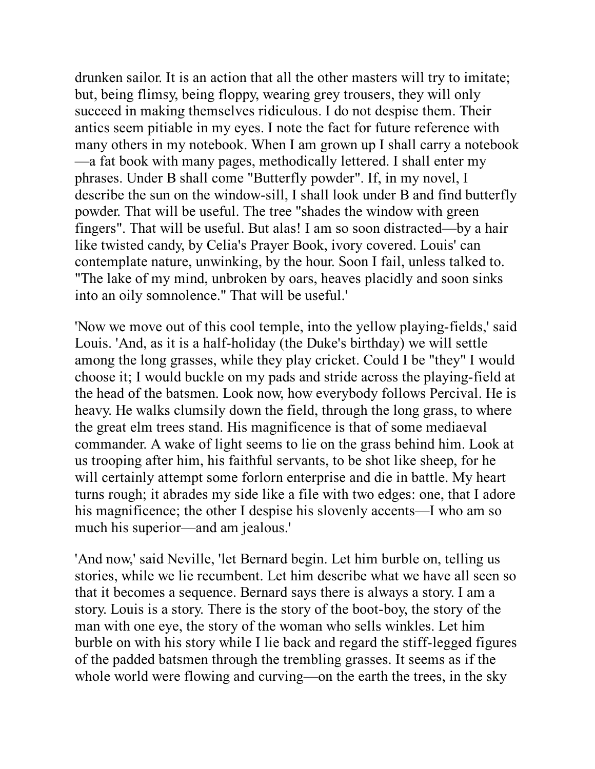drunken sailor. It is an action that all the other masters will try to imitate; but, being flimsy, being floppy, wearing grey trousers, they will only succeed in making themselves ridiculous. I do not despise them. Their antics seem pitiable in my eyes. I note the fact for future reference with many others in my notebook. When I am grown up I shall carry a notebook—a fat book with many pages, methodically lettered. I shall enter my phrases. Under B shall come "Butterfly powder". If, in my novel, I describe the sun on the window-sill, I shall look under B and find butterfly powder. That will be useful. The tree "shades the window with green fingers". That will be useful. But alas! I am so soon distracted—by a hair like twisted candy, by Celia's Prayer Book, ivory covered. Louis' can contemplate nature, unwinking, by the hour. Soon I fail, unless talked to. "The lake of my mind, unbroken by oars, heaves placidly and soon sinks into an oily somnolence." That will be useful.'

'Now we move out of this cool temple, into the yellow playing-fields,' said Louis. 'And, as it is a half-holiday (the Duke's birthday) we will settle among the long grasses, while they play cricket. Could I be "they" I would choose it; I would buckle on my pads and stride across the playing-field at the head of the batsmen. Look now, how everybody follows Percival. He is heavy. He walks clumsily down the field, through the long grass, to where the great elm trees stand. His magnificence is that of some mediaeval commander. A wake of light seems to lie on the grass behind him. Look at us trooping after him, his faithful servants, to be shot like sheep, for he will certainly attempt some forlorn enterprise and die in battle. My heart turns rough; it abrades my side like a file with two edges: one, that I adore his magnificence; the other I despise his slovenly accents—I who am so much his superior—and am jealous.'

'And now,' said Neville, 'let Bernard begin. Let him burble on, telling us stories, while we lie recumbent. Let him describe what we have all seen so that it becomes a sequence. Bernard says there is always a story. I am a story. Louis is a story. There is the story of the boot-boy, the story of the man with one eye, the story of the woman who sells winkles. Let him burble on with his story while I lie back and regard the stiff-legged figures of the padded batsmen through the trembling grasses. It seems as if the whole world were flowing and curving—on the earth the trees, in the sky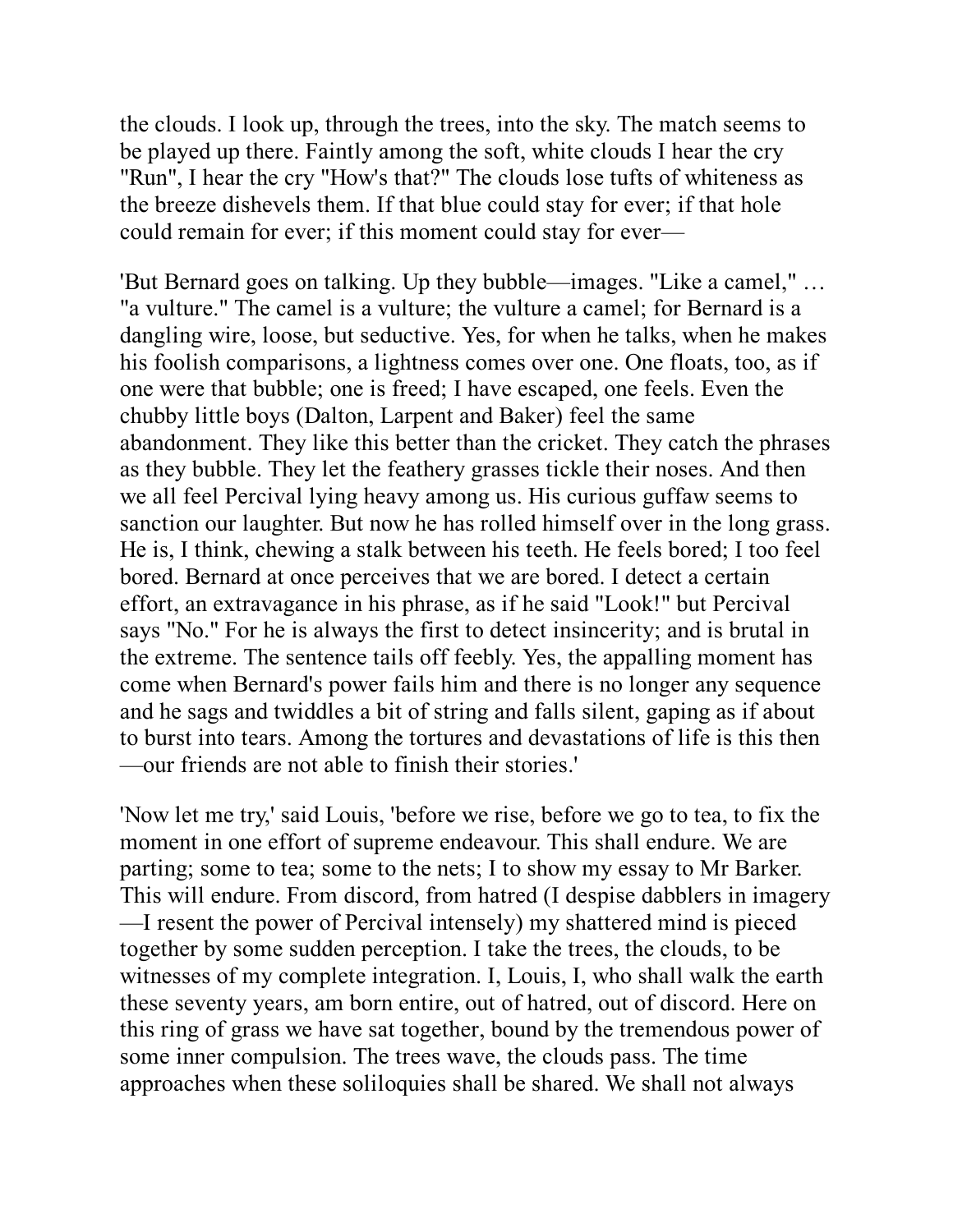the clouds. I look up, through the trees, into the sky. The match seems to be played up there. Faintly among the soft, white clouds I hear the cry "Run", I hear the cry "How's that?" The clouds lose tufts of whiteness as the breeze dishevels them. If that blue could stay for ever; if that hole could remain for ever; if this moment could stay for ever—

'But Bernard goes on talking. Up they bubble—images. "Like a camel," … "a vulture." The camel is a vulture; the vulture a camel; for Bernard is a dangling wire, loose, but seductive. Yes, for when he talks, when he makes his foolish comparisons, a lightness comes over one. One floats, too, as if one were that bubble; one is freed; I have escaped, one feels. Even the chubby little boys (Dalton, Larpent and Baker) feel the same abandonment. They like this better than the cricket. They catch the phrases as they bubble. They let the feathery grasses tickle their noses. And then we all feel Percival lying heavy among us. His curious guffaw seems to sanction our laughter. But now he has rolled himself over in the long grass. He is, I think, chewing a stalk between his teeth. He feels bored; I too feel bored. Bernard at once perceives that we are bored. I detect a certain effort, an extravagance in his phrase, as if he said "Look!" but Percival says "No." For he is always the first to detect insincerity; and is brutal in the extreme. The sentence tails off feebly. Yes, the appalling moment has come when Bernard's power fails him and there is no longer any sequence and he sags and twiddles a bit of string and falls silent, gaping as if about to burst into tears. Among the tortures and devastations of life is this then—our friends are not able to finish their stories.'

'Now let me try,' said Louis, 'before we rise, before we go to tea, to fix the moment in one effort of supreme endeavour. This shall endure. We are parting; some to tea; some to the nets; I to show my essay to Mr Barker. This will endure. From discord, from hatred (I despise dabblers in imagery—I resent the power of Percival intensely) my shattered mind is pieced together by some sudden perception. I take the trees, the clouds, to be witnesses of my complete integration. I, Louis, I, who shall walk the earth these seventy years, am born entire, out of hatred, out of discord. Here on this ring of grass we have sat together, bound by the tremendous power of some inner compulsion. The trees wave, the clouds pass. The time approaches when these soliloquies shall be shared. We shall not always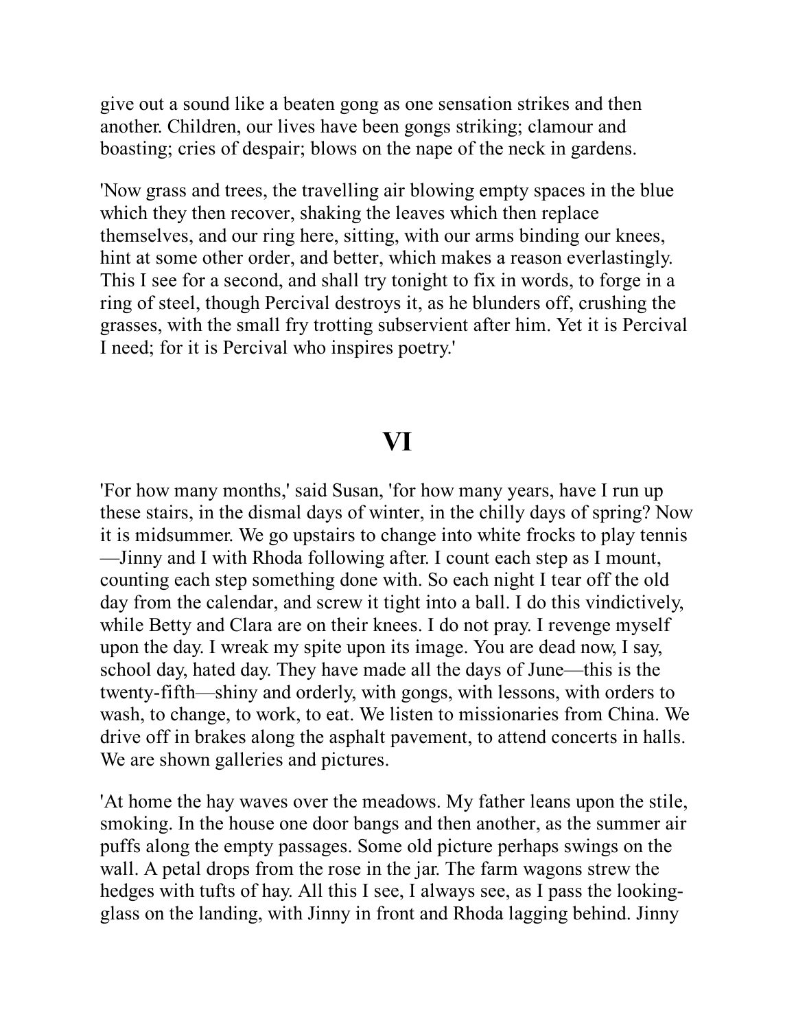give out a sound like a beaten gong as one sensation strikes and then another. Children, our lives have been gongs striking; clamour and boasting; cries of despair; blows on the nape of the neck in gardens.

'Now grass and trees, the travelling air blowing empty spaces in the blue which they then recover, shaking the leaves which then replace themselves, and our ring here, sitting, with our arms binding our knees, hint at some other order, and better, which makes a reason everlastingly. This I see for a second, and shall try tonight to fix in words, to forge in a ring of steel, though Percival destroys it, as he blunders off, crushing the grasses, with the small fry trotting subservient after him. Yet it is Percival I need; for it is Percival who inspires poetry.'

## VI

'For how many months,' said Susan, 'for how many years, have I run up these stairs, in the dismal days of winter, in the chilly days of spring? Now it is midsummer. We go upstairs to change into white frocks to play tennis—Jinny and I with Rhoda following after. I count each step as I mount, counting each step something done with. So each night I tear off the old day from the calendar, and screw it tight into a ball. I do this vindictively, while Betty and Clara are on their knees. I do not pray. I revenge myself upon the day. I wreak my spite upon its image. You are dead now, I say, school day, hated day. They have made all the days of June—this is the twenty-fifth—shiny and orderly, with gongs, with lessons, with orders to wash, to change, to work, to eat. We listen to missionaries from China. We drive off in brakes along the asphalt pavement, to attend concerts in halls. We are shown galleries and pictures.

'At home the hay waves over the meadows. My father leans upon the stile, smoking. In the house one door bangs and then another, as the summer air puffs along the empty passages. Some old picture perhaps swings on the wall. A petal drops from the rose in the jar. The farm wagons strew the hedges with tufts of hay. All this I see, I always see, as I pass the looking-glass on the landing, with Jinny in front and Rhoda lagging behind. Jinny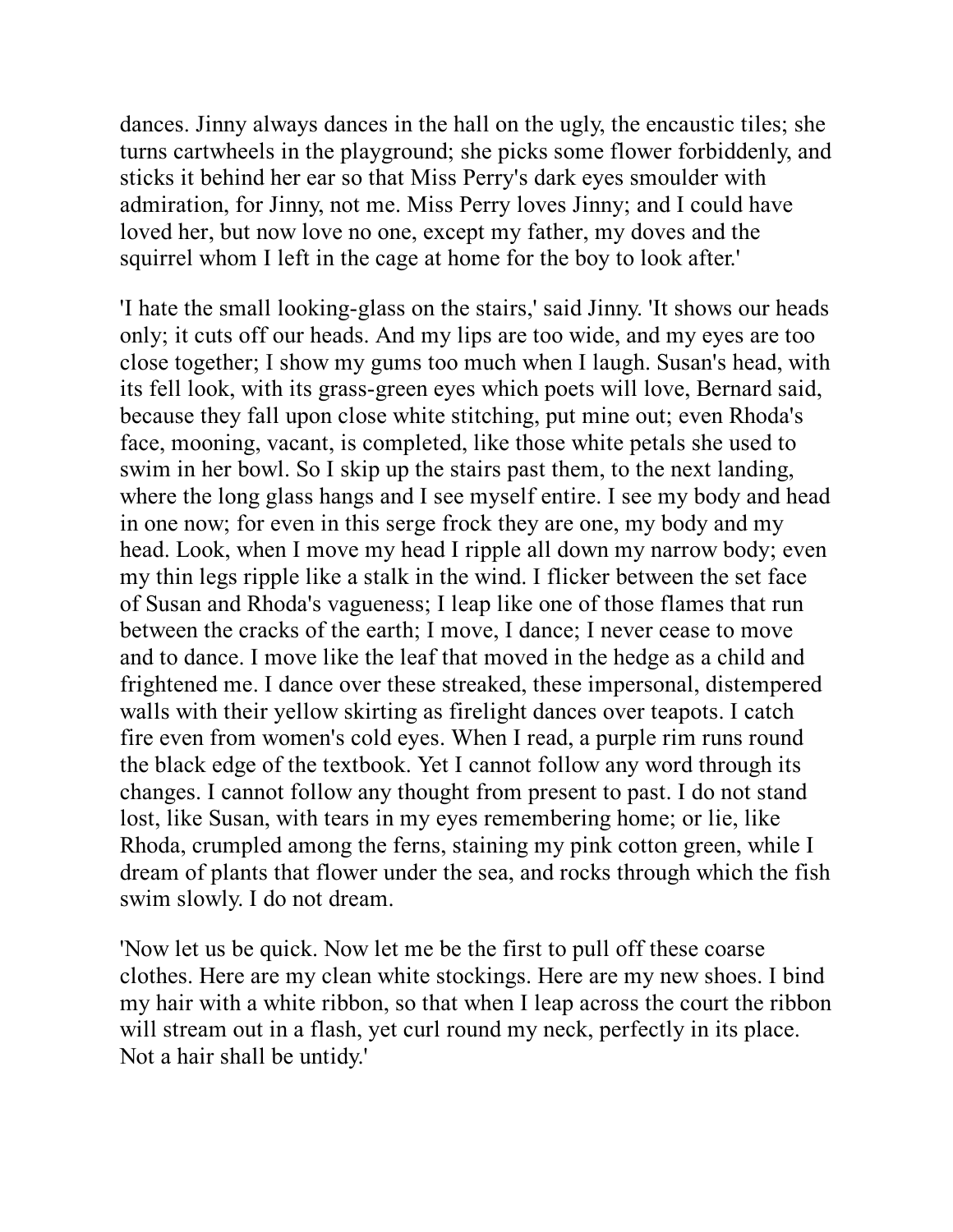dances. Jinny always dances in the hall on the ugly, the encaustic tiles; she turns cartwheels in the playground; she picks some flower forbiddenly, and sticks it behind her ear so that Miss Perry's dark eyes smoulder with admiration, for Jinny, not me. Miss Perry loves Jinny; and I could have loved her, but now love no one, except my father, my doves and the squirrel whom I left in the cage at home for the boy to look after.'

'I hate the small looking-glass on the stairs,' said Jinny. 'It shows our heads only; it cuts off our heads. And my lips are too wide, and my eyes are too close together; I show my gums too much when I laugh. Susan's head, with its fell look, with its grass-green eyes which poets will love, Bernard said, because they fall upon close white stitching, put mine out; even Rhoda's face, mooning, vacant, is completed, like those white petals she used to swim in her bowl. So I skip up the stairs past them, to the next landing, where the long glass hangs and I see myself entire. I see my body and head in one now; for even in this serge frock they are one, my body and my head. Look, when I move my head I ripple all down my narrow body; even my thin legs ripple like a stalk in the wind. I flicker between the set face of Susan and Rhoda's vagueness; I leap like one of those flames that run between the cracks of the earth; I move, I dance; I never cease to move and to dance. I move like the leaf that moved in the hedge as a child and frightened me. I dance over these streaked, these impersonal, distempered walls with their yellow skirting as firelight dances over teapots. I catch fire even from women's cold eyes. When I read, a purple rim runs round the black edge of the textbook. Yet I cannot follow any word through its changes. I cannot follow any thought from present to past. I do not stand lost, like Susan, with tears in my eyes remembering home; or lie, like Rhoda, crumpled among the ferns, staining my pink cotton green, while I dream of plants that flower under the sea, and rocks through which the fish swim slowly. I do not dream.

'Now let us be quick. Now let me be the first to pull off these coarse clothes. Here are my clean white stockings. Here are my new shoes. I bind my hair with a white ribbon, so that when I leap across the court the ribbon will stream out in a flash, yet curl round my neck, perfectly in its place. Not a hair shall be untidy.'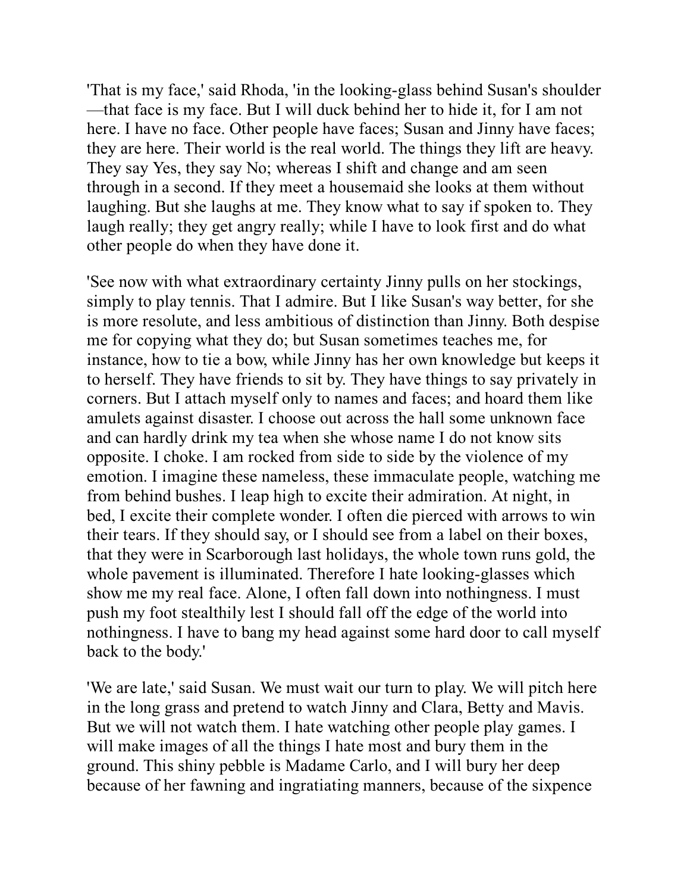'That is my face,' said Rhoda, 'in the looking-glass behind Susan's shoulder—that face is my face. But I will duck behind her to hide it, for I am not here. I have no face. Other people have faces; Susan and Jinny have faces; they are here. Their world is the real world. The things they lift are heavy. They say Yes, they say No; whereas I shift and change and am seen through in a second. If they meet a housemaid she looks at them without laughing. But she laughs at me. They know what to say if spoken to. They laugh really; they get angry really; while I have to look first and do what other people do when they have done it.

'See now with what extraordinary certainty Jinny pulls on her stockings, simply to play tennis. That I admire. But I like Susan's way better, for she is more resolute, and less ambitious of distinction than Jinny. Both despise me for copying what they do; but Susan sometimes teaches me, for instance, how to tie a bow, while Jinny has her own knowledge but keeps it to herself. They have friends to sit by. They have things to say privately in corners. But I attach myself only to names and faces; and hoard them like amulets against disaster. I choose out across the hall some unknown face and can hardly drink my tea when she whose name I do not know sits opposite. I choke. I am rocked from side to side by the violence of my emotion. I imagine these nameless, these immaculate people, watching me from behind bushes. I leap high to excite their admiration. At night, in bed, I excite their complete wonder. I often die pierced with arrows to win their tears. If they should say, or I should see from a label on their boxes, that they were in Scarborough last holidays, the whole town runs gold, the whole pavement is illuminated. Therefore I hate looking-glasses which show me my real face. Alone, I often fall down into nothingness. I must push my foot stealthily lest I should fall off the edge of the world into nothingness. I have to bang my head against some hard door to call myself back to the body.'

'We are late,' said Susan. We must wait our turn to play. We will pitch here in the long grass and pretend to watch Jinny and Clara, Betty and Mavis. But we will not watch them. I hate watching other people play games. I will make images of all the things I hate most and bury them in the ground. This shiny pebble is Madame Carlo, and I will bury her deep because of her fawning and ingratiating manners, because of the sixpence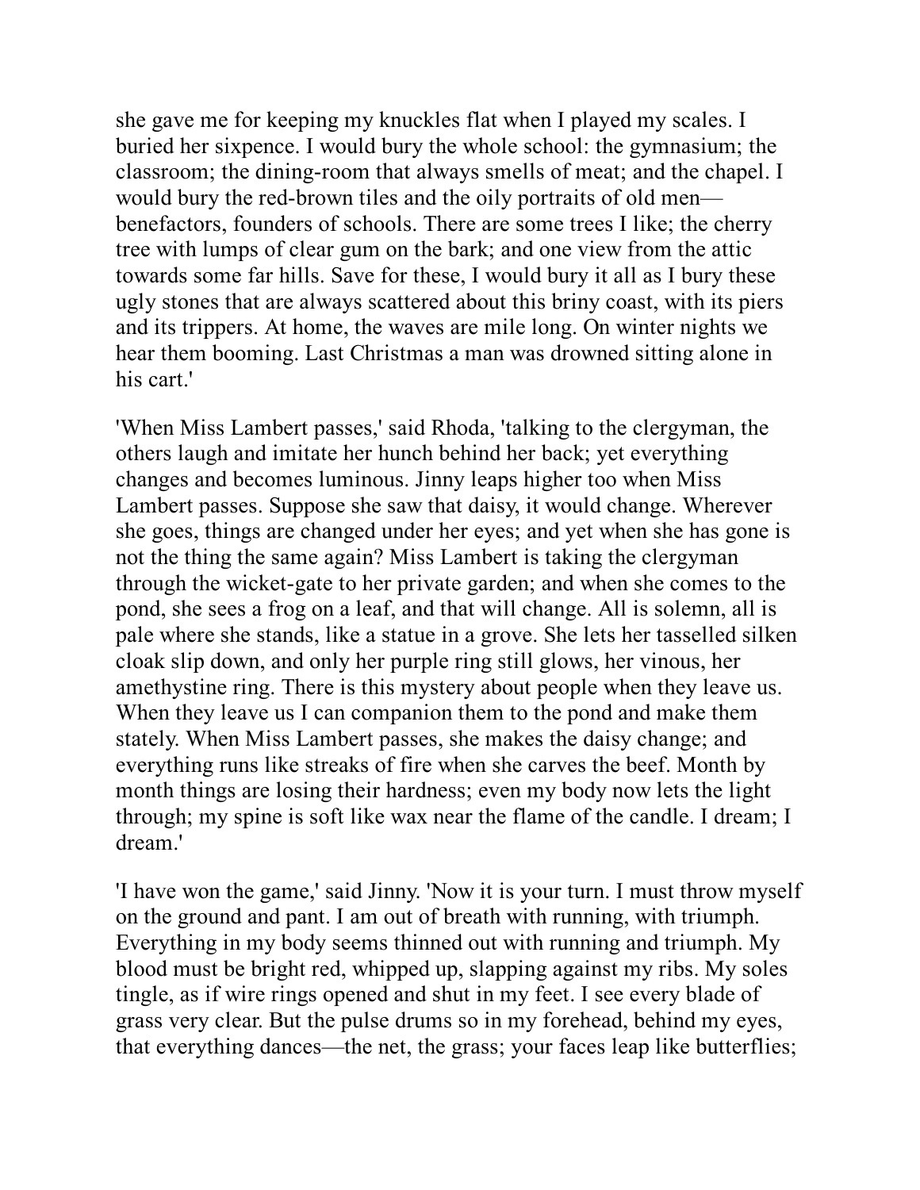she gave me for keeping my knuckles flat when I played my scales. I buried her sixpence. I would bury the whole school: the gymnasium; the classroom; the dining-room that always smells of meat; and the chapel. I would bury the red-brown tiles and the oily portraits of old men—benefactors, founders of schools. There are some trees I like; the cherry tree with lumps of clear gum on the bark; and one view from the attic towards some far hills. Save for these, I would bury it all as I bury these ugly stones that are always scattered about this briny coast, with its piers and its trippers. At home, the waves are mile long. On winter nights we hear them booming. Last Christmas a man was drowned sitting alone in his cart.'

'When Miss Lambert passes,' said Rhoda, 'talking to the clergyman, the others laugh and imitate her hunch behind her back; yet everything changes and becomes luminous. Jinny leaps higher too when Miss Lambert passes. Suppose she saw that daisy, it would change. Wherever she goes, things are changed under her eyes; and yet when she has gone is not the thing the same again? Miss Lambert is taking the clergyman through the wicket-gate to her private garden; and when she comes to the pond, she sees a frog on a leaf, and that will change. All is solemn, all is pale where she stands, like a statue in a grove. She lets her tasselled silken cloak slip down, and only her purple ring still glows, her vinous, her amethystine ring. There is this mystery about people when they leave us. When they leave us I can companion them to the pond and make them stately. When Miss Lambert passes, she makes the daisy change; and everything runs like streaks of fire when she carves the beef. Month by month things are losing their hardness; even my body now lets the light through; my spine is soft like wax near the flame of the candle. I dream; I dream.'

'I have won the game,' said Jinny. 'Now it is your turn. I must throw myself on the ground and pant. I am out of breath with running, with triumph. Everything in my body seems thinned out with running and triumph. My blood must be bright red, whipped up, slapping against my ribs. My soles tingle, as if wire rings opened and shut in my feet. I see every blade of grass very clear. But the pulse drums so in my forehead, behind my eyes, that everything dances—the net, the grass; your faces leap like butterflies;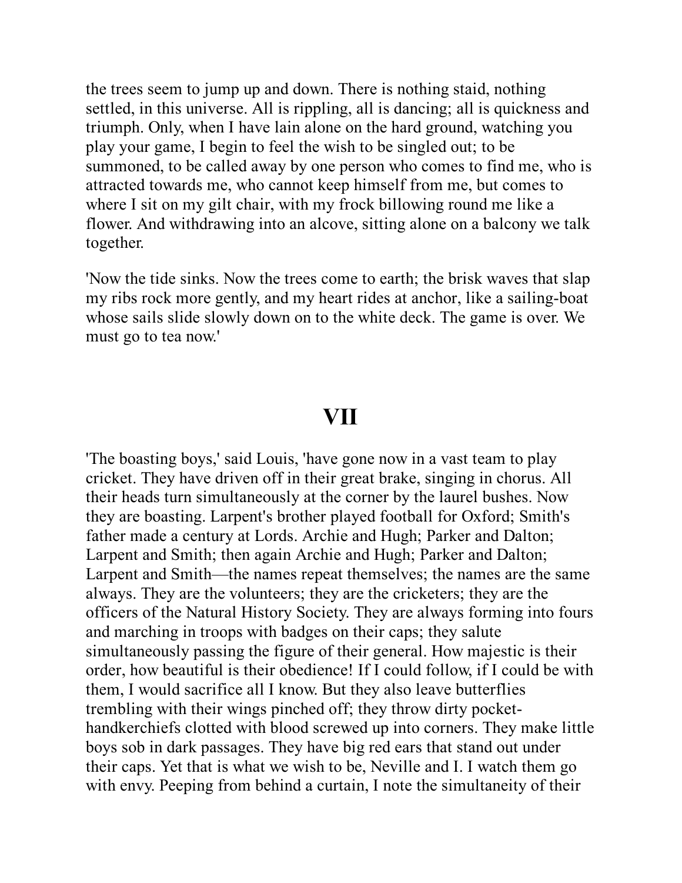the trees seem to jump up and down. There is nothing staid, nothing settled, in this universe. All is rippling, all is dancing; all is quickness and triumph. Only, when I have lain alone on the hard ground, watching you play your game, I begin to feel the wish to be singled out; to be summoned, to be called away by one person who comes to find me, who is attracted towards me, who cannot keep himself from me, but comes to where I sit on my gilt chair, with my frock billowing round me like a flower. And withdrawing into an alcove, sitting alone on a balcony we talk together.

'Now the tide sinks. Now the trees come to earth; the brisk waves that slap my ribs rock more gently, and my heart rides at anchor, like a sailing-boat whose sails slide slowly down on to the white deck. The game is over. We must go to tea now.'

# VII

'The boasting boys,' said Louis, 'have gone now in a vast team to play cricket. They have driven off in their great brake, singing in chorus. All their heads turn simultaneously at the corner by the laurel bushes. Now they are boasting. Larpent's brother played football for Oxford; Smith's father made a century at Lords. Archie and Hugh; Parker and Dalton; Larpent and Smith; then again Archie and Hugh; Parker and Dalton; Larpent and Smith—the names repeat themselves; the names are the same always. They are the volunteers; they are the cricketers; they are the officers of the Natural History Society. They are always forming into fours and marching in troops with badges on their caps; they salute simultaneously passing the figure of their general. How majestic is their order, how beautiful is their obedience! If I could follow, if I could be with them, I would sacrifice all I know. But they also leave butterflies trembling with their wings pinched off; they throw dirty pocket-handkerchiefs clotted with blood screwed up into corners. They make little boys sob in dark passages. They have big red ears that stand out under their caps. Yet that is what we wish to be, Neville and I. I watch them go with envy. Peeping from behind a curtain, I note the simultaneity of their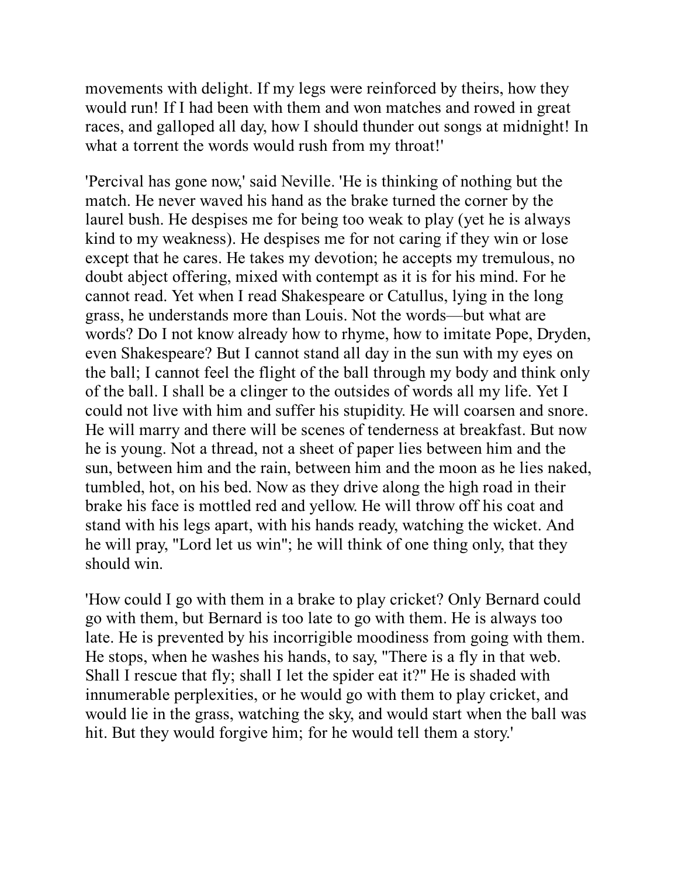movements with delight. If my legs were reinforced by theirs, how they would run! If I had been with them and won matches and rowed in great races, and galloped all day, how I should thunder out songs at midnight! In what a torrent the words would rush from my throat!'

'Percival has gone now,' said Neville. 'He is thinking of nothing but the match. He never waved his hand as the brake turned the corner by the laurel bush. He despises me for being too weak to play (yet he is always kind to my weakness). He despises me for not caring if they win or lose except that he cares. He takes my devotion; he accepts my tremulous, no doubt abject offering, mixed with contempt as it is for his mind. For he cannot read. Yet when I read Shakespeare or Catullus, lying in the long grass, he understands more than Louis. Not the words—but what are words? Do I not know already how to rhyme, how to imitate Pope, Dryden, even Shakespeare? But I cannot stand all day in the sun with my eyes on the ball; I cannot feel the flight of the ball through my body and think only of the ball. I shall be a clinger to the outsides of words all my life. Yet I could not live with him and suffer his stupidity. He will coarsen and snore. He will marry and there will be scenes of tenderness at breakfast. But now he is young. Not a thread, not a sheet of paper lies between him and the sun, between him and the rain, between him and the moon as he lies naked, tumbled, hot, on his bed. Now as they drive along the high road in their brake his face is mottled red and yellow. He will throw off his coat and stand with his legs apart, with his hands ready, watching the wicket. And he will pray, "Lord let us win"; he will think of one thing only, that they should win.

'How could I go with them in a brake to play cricket? Only Bernard could go with them, but Bernard is too late to go with them. He is always too late. He is prevented by his incorrigible moodiness from going with them. He stops, when he washes his hands, to say, "There is a fly in that web. Shall I rescue that fly; shall I let the spider eat it?" He is shaded with innumerable perplexities, or he would go with them to play cricket, and would lie in the grass, watching the sky, and would start when the ball was hit. But they would forgive him; for he would tell them a story.'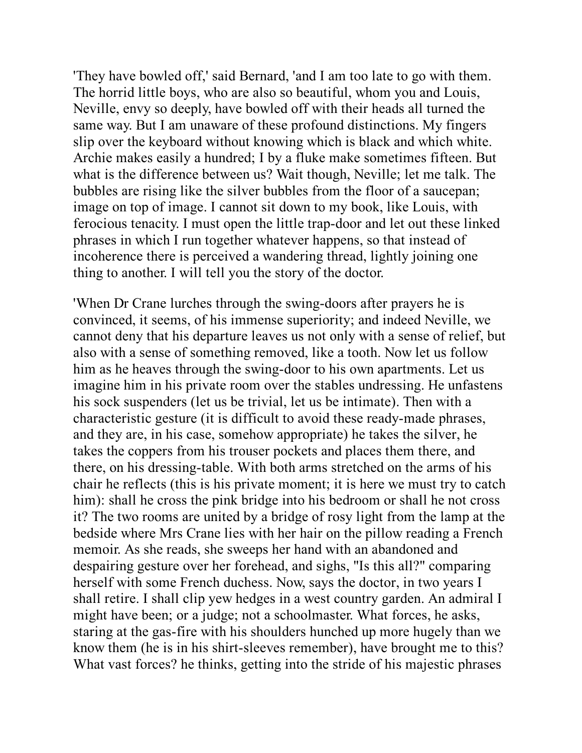'They have bowled off,' said Bernard, 'and I am too late to go with them. The horrid little boys, who are also so beautiful, whom you and Louis, Neville, envy so deeply, have bowled off with their heads all turned the same way. But I am unaware of these profound distinctions. My fingers slip over the keyboard without knowing which is black and which white. Archie makes easily a hundred; I by a fluke make sometimes fifteen. But what is the difference between us? Wait though, Neville; let me talk. The bubbles are rising like the silver bubbles from the floor of a saucepan; image on top of image. I cannot sit down to my book, like Louis, with ferocious tenacity. I must open the little trap-door and let out these linked phrases in which I run together whatever happens, so that instead of incoherence there is perceived a wandering thread, lightly joining one thing to another. I will tell you the story of the doctor.

'When Dr Crane lurches through the swing-doors after prayers he is convinced, it seems, of his immense superiority; and indeed Neville, we cannot deny that his departure leaves us not only with a sense of relief, but also with a sense of something removed, like a tooth. Now let us follow him as he heaves through the swing-door to his own apartments. Let us imagine him in his private room over the stables undressing. He unfastens his sock suspenders (let us be trivial, let us be intimate). Then with a characteristic gesture (it is difficult to avoid these ready-made phrases, and they are, in his case, somehow appropriate) he takes the silver, he takes the coppers from his trouser pockets and places them there, and there, on his dressing-table. With both arms stretched on the arms of his chair he reflects (this is his private moment; it is here we must try to catch him): shall he cross the pink bridge into his bedroom or shall he not cross it? The two rooms are united by a bridge of rosy light from the lamp at the bedside where Mrs Crane lies with her hair on the pillow reading a French memoir. As she reads, she sweeps her hand with an abandoned and despairing gesture over her forehead, and sighs, "Is this all?" comparing herself with some French duchess. Now, says the doctor, in two years I shall retire. I shall clip yew hedges in a west country garden. An admiral I might have been; or a judge; not a schoolmaster. What forces, he asks, staring at the gas-fire with his shoulders hunched up more hugely than we know them (he is in his shirt-sleeves remember), have brought me to this? What vast forces? he thinks, getting into the stride of his majestic phrases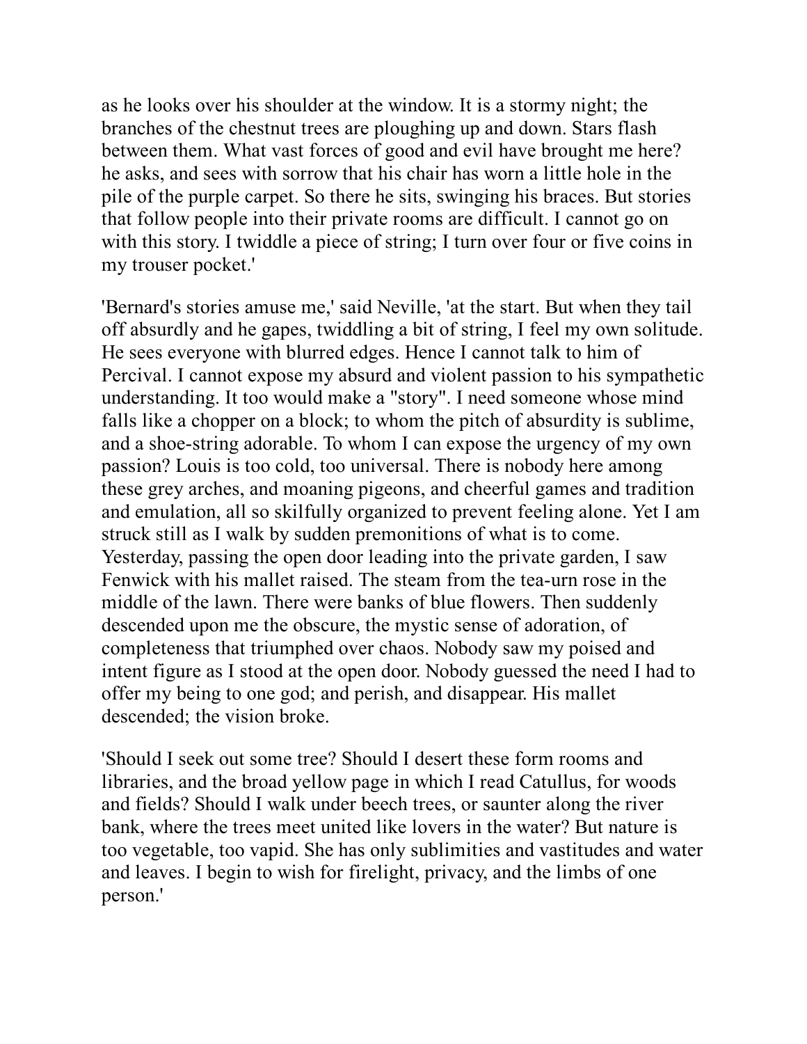as he looks over his shoulder at the window. It is a stormy night; the branches of the chestnut trees are ploughing up and down. Stars flash between them. What vast forces of good and evil have brought me here? he asks, and sees with sorrow that his chair has worn a little hole in the pile of the purple carpet. So there he sits, swinging his braces. But stories that follow people into their private rooms are difficult. I cannot go on with this story. I twiddle a piece of string; I turn over four or five coins in my trouser pocket.'

'Bernard's stories amuse me,' said Neville, 'at the start. But when they tail off absurdly and he gapes, twiddling a bit of string, I feel my own solitude. He sees everyone with blurred edges. Hence I cannot talk to him of Percival. I cannot expose my absurd and violent passion to his sympathetic understanding. It too would make a "story". I need someone whose mind falls like a chopper on a block; to whom the pitch of absurdity is sublime, and a shoe-string adorable. To whom I can expose the urgency of my own passion? Louis is too cold, too universal. There is nobody here among these grey arches, and moaning pigeons, and cheerful games and tradition and emulation, all so skilfully organized to prevent feeling alone. Yet I am struck still as I walk by sudden premonitions of what is to come. Yesterday, passing the open door leading into the private garden, I saw Fenwick with his mallet raised. The steam from the tea-urn rose in the middle of the lawn. There were banks of blue flowers. Then suddenly descended upon me the obscure, the mystic sense of adoration, of completeness that triumphed over chaos. Nobody saw my poised and intent figure as I stood at the open door. Nobody guessed the need I had to offer my being to one god; and perish, and disappear. His mallet descended; the vision broke.

'Should I seek out some tree? Should I desert these form rooms and libraries, and the broad yellow page in which I read Catullus, for woods and fields? Should I walk under beech trees, or saunter along the river bank, where the trees meet united like lovers in the water? But nature is too vegetable, too vapid. She has only sublimities and vastitudes and water and leaves. I begin to wish for firelight, privacy, and the limbs of one person.'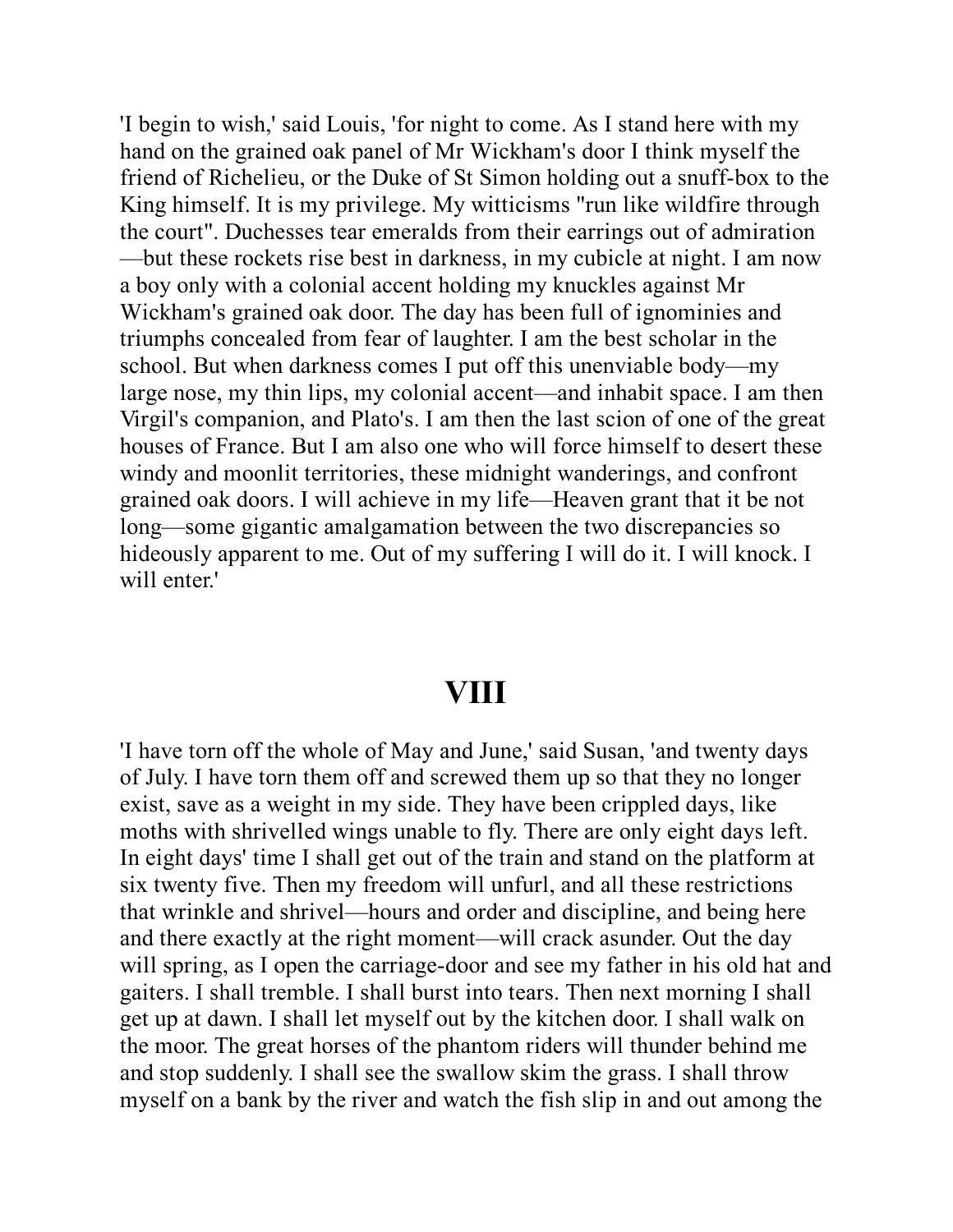'I begin to wish,' said Louis, 'for night to come. As I stand here with my hand on the grained oak panel of Mr Wickham's door I think myself the friend of Richelieu, or the Duke of St Simon holding out a snuff-box to the King himself. It is my privilege. My witticisms "run like wildfire through the court". Duchesses tear emeralds from their earrings out of admiration—but these rockets rise best in darkness, in my cubicle at night. I am now a boy only with a colonial accent holding my knuckles against Mr Wickham's grained oak door. The day has been full of ignominies and triumphs concealed from fear of laughter. I am the best scholar in the school. But when darkness comes I put off this unenviable body—my large nose, my thin lips, my colonial accent—and inhabit space. I am then Virgil's companion, and Plato's. I am then the last scion of one of the great houses of France. But I am also one who will force himself to desert these windy and moonlit territories, these midnight wanderings, and confront grained oak doors. I will achieve in my life—Heaven grant that it be not long—some gigantic amalgamation between the two discrepancies so hideously apparent to me. Out of my suffering I will do it. I will knock. I will enter.'

# VIII

'I have torn off the whole of May and June,' said Susan, 'and twenty days of July. I have torn them off and screwed them up so that they no longer exist, save as a weight in my side. They have been crippled days, like moths with shrivelled wings unable to fly. There are only eight days left. In eight days' time I shall get out of the train and stand on the platform at six twenty five. Then my freedom will unfurl, and all these restrictions that wrinkle and shrivel—hours and order and discipline, and being here and there exactly at the right moment—will crack asunder. Out the day will spring, as I open the carriage-door and see my father in his old hat and gaiters. I shall tremble. I shall burst into tears. Then next morning I shall get up at dawn. I shall let myself out by the kitchen door. I shall walk on the moor. The great horses of the phantom riders will thunder behind me and stop suddenly. I shall see the swallow skim the grass. I shall throw myself on a bank by the river and watch the fish slip in and out among the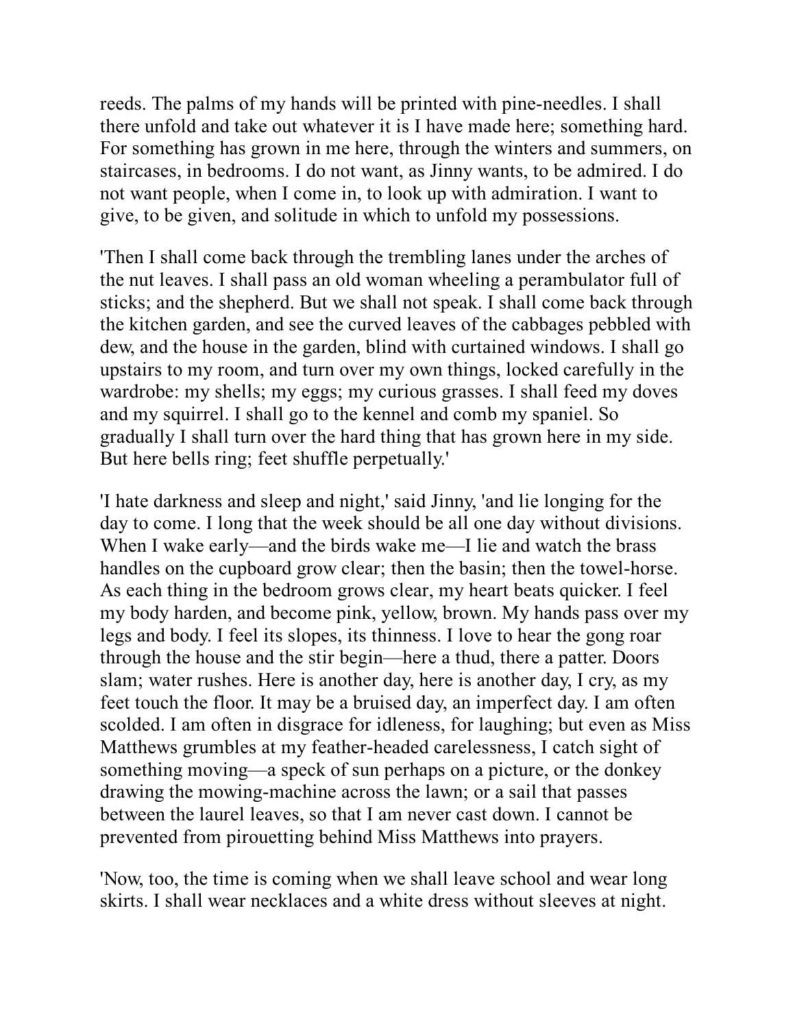reeds. The palms of my hands will be printed with pine-needles. I shall there unfold and take out whatever it is I have made here; something hard. For something has grown in me here, through the winters and summers, on staircases, in bedrooms. I do not want, as Jinny wants, to be admired. I do not want people, when I come in, to look up with admiration. I want to give, to be given, and solitude in which to unfold my possessions.

'Then I shall come back through the trembling lanes under the arches of the nut leaves. I shall pass an old woman wheeling a perambulator full of sticks; and the shepherd. But we shall not speak. I shall come back through the kitchen garden, and see the curved leaves of the cabbages pebbled with dew, and the house in the garden, blind with curtained windows. I shall go upstairs to my room, and turn over my own things, locked carefully in the wardrobe: my shells; my eggs; my curious grasses. I shall feed my doves and my squirrel. I shall go to the kennel and comb my spaniel. So gradually I shall turn over the hard thing that has grown here in my side. But here bells ring; feet shuffle perpetually.'

'I hate darkness and sleep and night,' said Jinny, 'and lie longing for the day to come. I long that the week should be all one day without divisions. When I wake early—and the birds wake me—I lie and watch the brass handles on the cupboard grow clear; then the basin; then the towel-horse. As each thing in the bedroom grows clear, my heart beats quicker. I feel my body harden, and become pink, yellow, brown. My hands pass over my legs and body. I feel its slopes, its thinness. I love to hear the gong roar through the house and the stir begin—here a thud, there a patter. Doors slam; water rushes. Here is another day, here is another day, I cry, as my feet touch the floor. It may be a bruised day, an imperfect day. I am often scolded. I am often in disgrace for idleness, for laughing; but even as Miss Matthews grumbles at my feather-headed carelessness, I catch sight of something moving—a speck of sun perhaps on a picture, or the donkey drawing the mowing-machine across the lawn; or a sail that passes between the laurel leaves, so that I am never cast down. I cannot be prevented from pirouetting behind Miss Matthews into prayers.

'Now, too, the time is coming when we shall leave school and wear long skirts. I shall wear necklaces and a white dress without sleeves at night.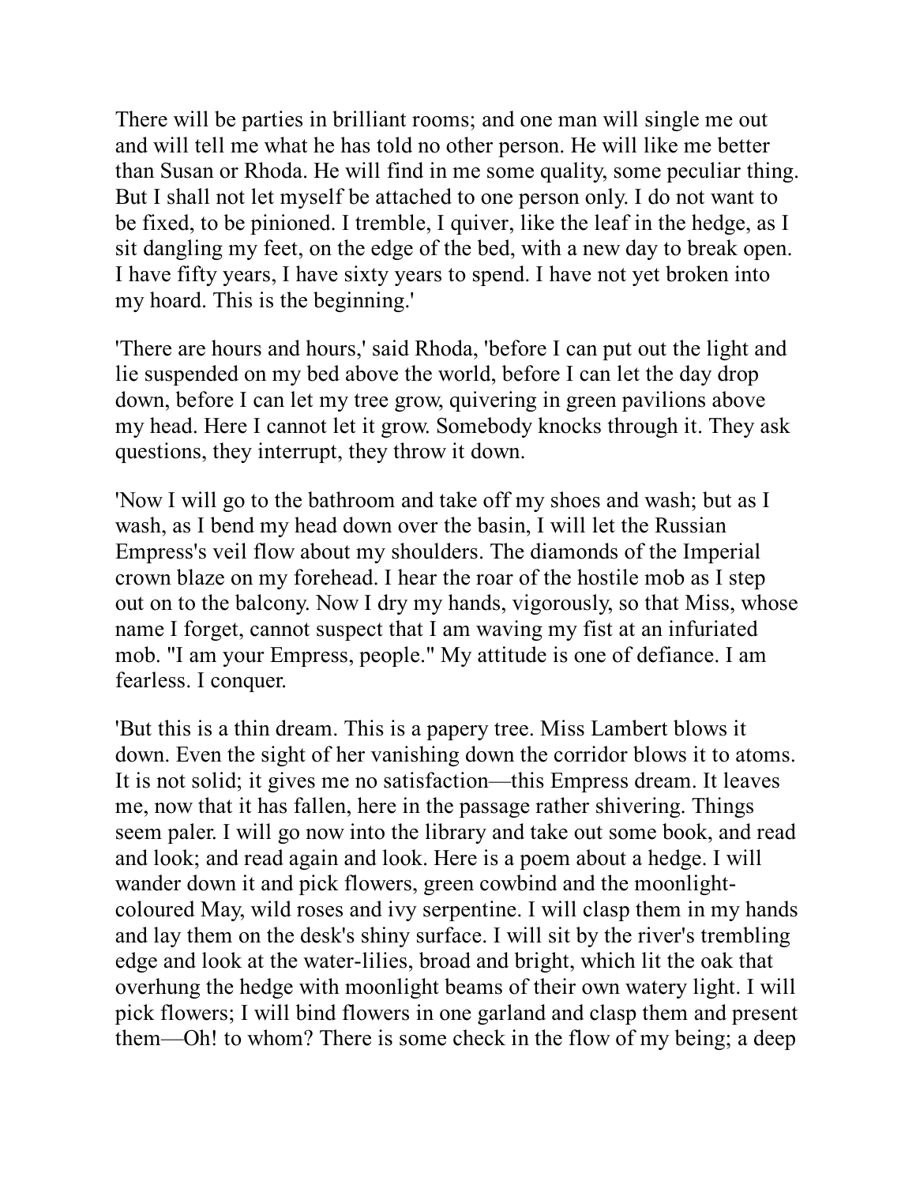There will be parties in brilliant rooms; and one man will single me out and will tell me what he has told no other person. He will like me better than Susan or Rhoda. He will find in me some quality, some peculiar thing. But I shall not let myself be attached to one person only. I do not want to be fixed, to be pinioned. I tremble, I quiver, like the leaf in the hedge, as I sit dangling my feet, on the edge of the bed, with a new day to break open. I have fifty years, I have sixty years to spend. I have not yet broken into my hoard. This is the beginning.'

'There are hours and hours,' said Rhoda, 'before I can put out the light and lie suspended on my bed above the world, before I can let the day drop down, before I can let my tree grow, quivering in green pavilions above my head. Here I cannot let it grow. Somebody knocks through it. They ask questions, they interrupt, they throw it down.

'Now I will go to the bathroom and take off my shoes and wash; but as I wash, as I bend my head down over the basin, I will let the Russian Empress's veil flow about my shoulders. The diamonds of the Imperial crown blaze on my forehead. I hear the roar of the hostile mob as I step out on to the balcony. Now I dry my hands, vigorously, so that Miss, whose name I forget, cannot suspect that I am waving my fist at an infuriated mob. "I am your Empress, people." My attitude is one of defiance. I am fearless. I conquer.

'But this is a thin dream. This is a papery tree. Miss Lambert blows it down. Even the sight of her vanishing down the corridor blows it to atoms. It is not solid; it gives me no satisfaction—this Empress dream. It leaves me, now that it has fallen, here in the passage rather shivering. Things seem paler. I will go now into the library and take out some book, and read and look; and read again and look. Here is a poem about a hedge. I will wander down it and pick flowers, green cowbind and the moonlight-coloured May, wild roses and ivy serpentine. I will clasp them in my hands and lay them on the desk's shiny surface. I will sit by the river's trembling edge and look at the water-lilies, broad and bright, which lit the oak that overhung the hedge with moonlight beams of their own watery light. I will pick flowers; I will bind flowers in one garland and clasp them and present them—Oh! to whom? There is some check in the flow of my being; a deep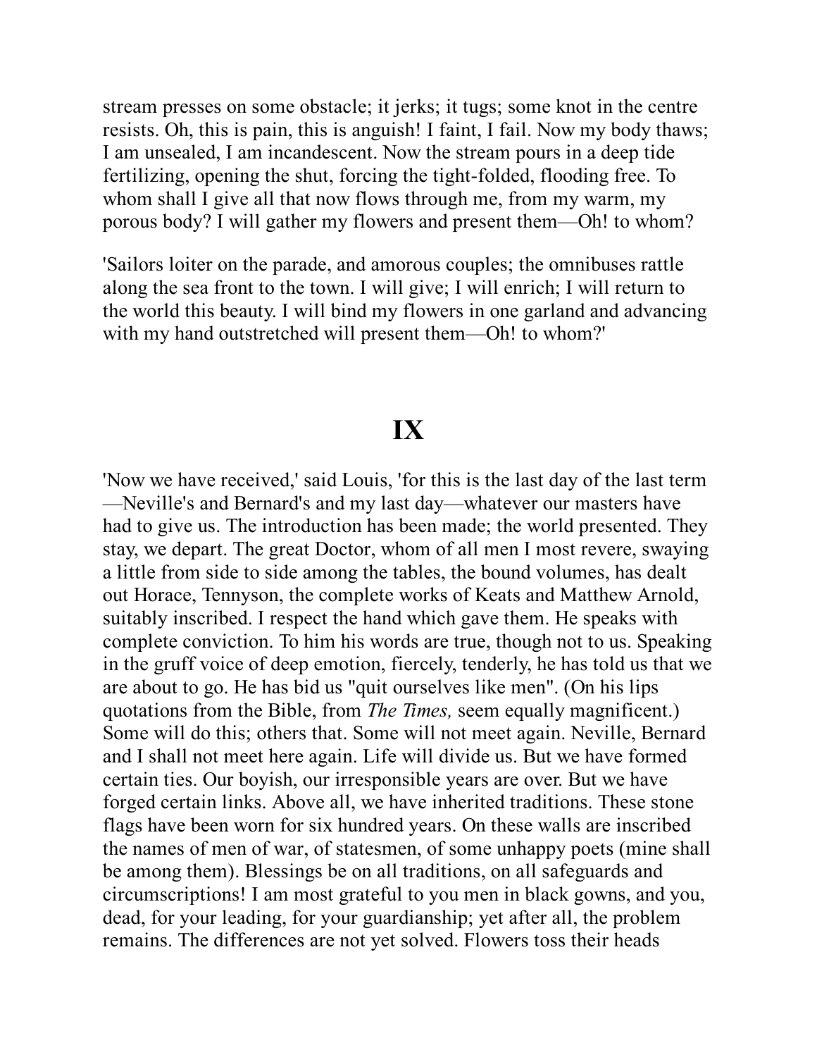stream presses on some obstacle; it jerks; it tugs; some knot in the centre resists. Oh, this is pain, this is anguish! I faint, I fail. Now my body thaws; I am unsealed, I am incandescent. Now the stream pours in a deep tide fertilizing, opening the shut, forcing the tight-folded, flooding free. To whom shall I give all that now flows through me, from my warm, my porous body? I will gather my flowers and present them—Oh! to whom?

'Sailors loiter on the parade, and amorous couples; the omnibuses rattle along the sea front to the town. I will give; I will enrich; I will return to the world this beauty. I will bind my flowers in one garland and advancing with my hand outstretched will present them—Oh! to whom?'

## IX

'Now we have received,' said Louis, 'for this is the last day of the last term—Neville's and Bernard's and my last day—whatever our masters have had to give us. The introduction has been made; the world presented. They stay, we depart. The great Doctor, whom of all men I most revere, swaying a little from side to side among the tables, the bound volumes, has dealt out Horace, Tennyson, the complete works of Keats and Matthew Arnold, suitably inscribed. I respect the hand which gave them. He speaks with complete conviction. To him his words are true, though not to us. Speaking in the gruff voice of deep emotion, fiercely, tenderly, he has told us that we are about to go. He has bid us "quit ourselves like men". (On his lips quotations from the Bible, from *The Times,* seem equally magnificent.) Some will do this; others that. Some will not meet again. Neville, Bernard and I shall not meet here again. Life will divide us. But we have formed certain ties. Our boyish, our irresponsible years are over. But we have forged certain links. Above all, we have inherited traditions. These stone flags have been worn for six hundred years. On these walls are inscribed the names of men of war, of statesmen, of some unhappy poets (mine shall be among them). Blessings be on all traditions, on all safeguards and circumscriptions! I am most grateful to you men in black gowns, and you, dead, for your leading, for your guardianship; yet after all, the problem remains. The differences are not yet solved. Flowers toss their heads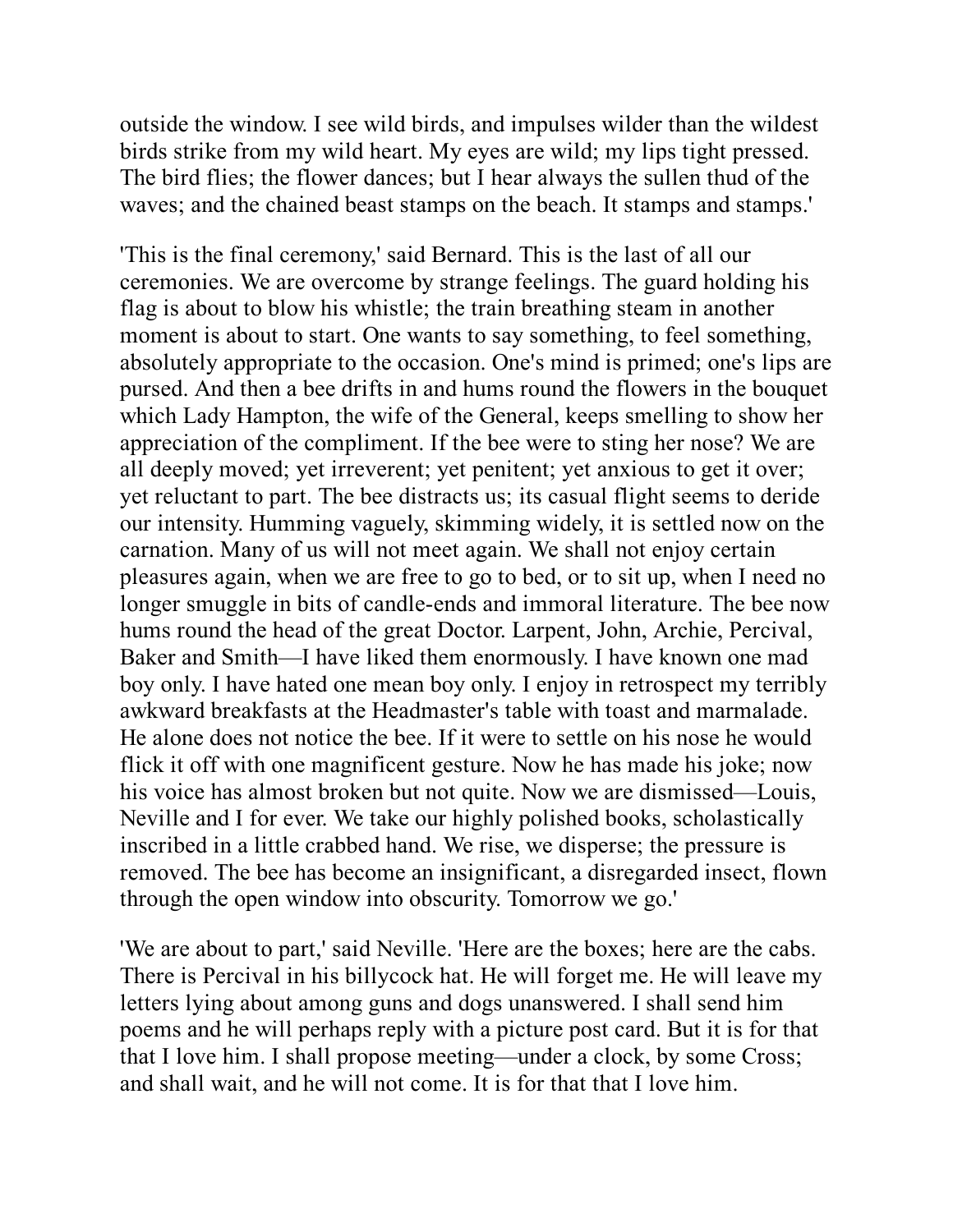outside the window. I see wild birds, and impulses wilder than the wildest birds strike from my wild heart. My eyes are wild; my lips tight pressed. The bird flies; the flower dances; but I hear always the sullen thud of the waves; and the chained beast stamps on the beach. It stamps and stamps.'

'This is the final ceremony,' said Bernard. This is the last of all our ceremonies. We are overcome by strange feelings. The guard holding his flag is about to blow his whistle; the train breathing steam in another moment is about to start. One wants to say something, to feel something, absolutely appropriate to the occasion. One's mind is primed; one's lips are pursed. And then a bee drifts in and hums round the flowers in the bouquet which Lady Hampton, the wife of the General, keeps smelling to show her appreciation of the compliment. If the bee were to sting her nose? We are all deeply moved; yet irreverent; yet penitent; yet anxious to get it over; yet reluctant to part. The bee distracts us; its casual flight seems to deride our intensity. Humming vaguely, skimming widely, it is settled now on the carnation. Many of us will not meet again. We shall not enjoy certain pleasures again, when we are free to go to bed, or to sit up, when I need no longer smuggle in bits of candle-ends and immoral literature. The bee now hums round the head of the great Doctor. Larpent, John, Archie, Percival, Baker and Smith—I have liked them enormously. I have known one mad boy only. I have hated one mean boy only. I enjoy in retrospect my terribly awkward breakfasts at the Headmaster's table with toast and marmalade. He alone does not notice the bee. If it were to settle on his nose he would flick it off with one magnificent gesture. Now he has made his joke; now his voice has almost broken but not quite. Now we are dismissed—Louis, Neville and I for ever. We take our highly polished books, scholastically inscribed in a little crabbed hand. We rise, we disperse; the pressure is removed. The bee has become an insignificant, a disregarded insect, flown through the open window into obscurity. Tomorrow we go.'

'We are about to part,' said Neville. 'Here are the boxes; here are the cabs. There is Percival in his billycock hat. He will forget me. He will leave my letters lying about among guns and dogs unanswered. I shall send him poems and he will perhaps reply with a picture post card. But it is for that that I love him. I shall propose meeting—under a clock, by some Cross; and shall wait, and he will not come. It is for that that I love him.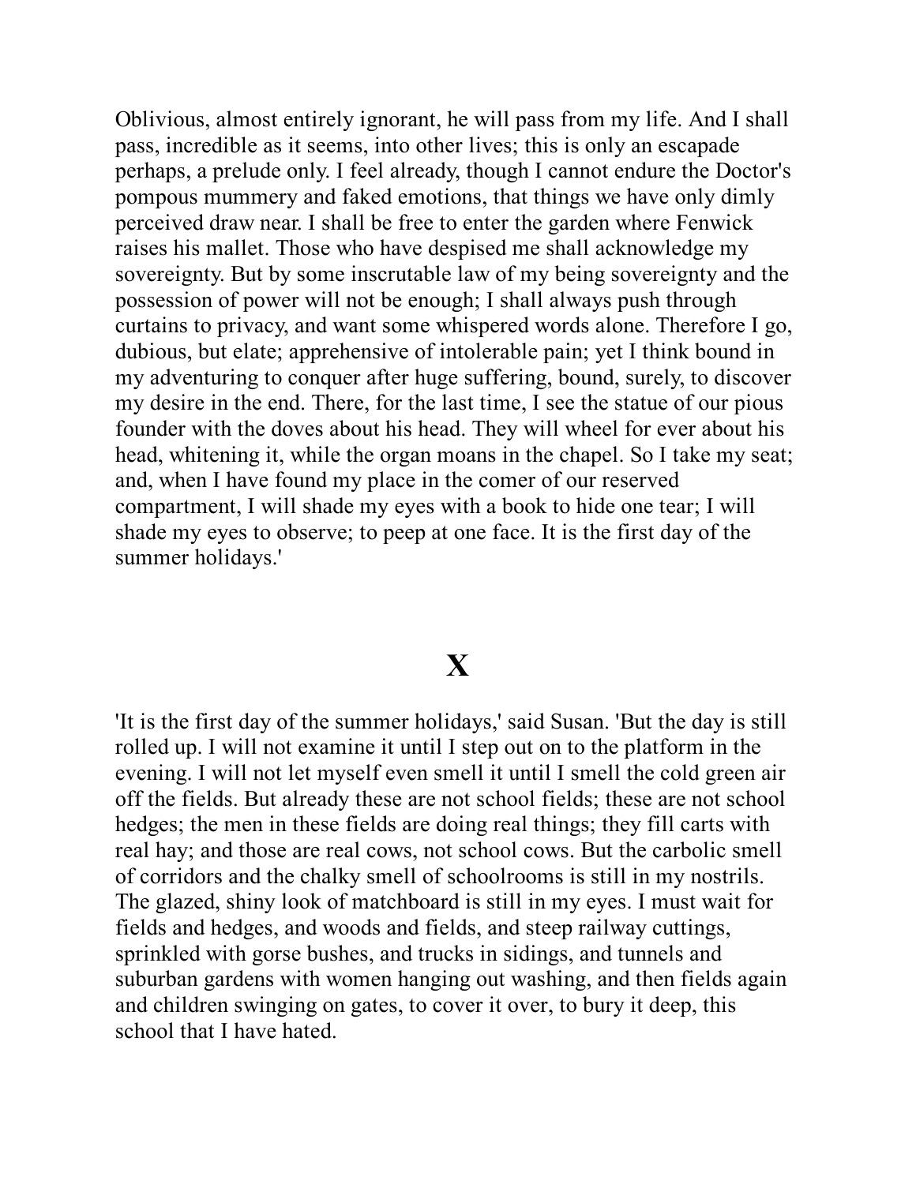Oblivious, almost entirely ignorant, he will pass from my life. And I shall pass, incredible as it seems, into other lives; this is only an escapade perhaps, a prelude only. I feel already, though I cannot endure the Doctor's pompous mummery and faked emotions, that things we have only dimly perceived draw near. I shall be free to enter the garden where Fenwick raises his mallet. Those who have despised me shall acknowledge my sovereignty. But by some inscrutable law of my being sovereignty and the possession of power will not be enough; I shall always push through curtains to privacy, and want some whispered words alone. Therefore I go, dubious, but elate; apprehensive of intolerable pain; yet I think bound in my adventuring to conquer after huge suffering, bound, surely, to discover my desire in the end. There, for the last time, I see the statue of our pious founder with the doves about his head. They will wheel for ever about his head, whitening it, while the organ moans in the chapel. So I take my seat; and, when I have found my place in the comer of our reserved compartment, I will shade my eyes with a book to hide one tear; I will shade my eyes to observe; to peep at one face. It is the first day of the summer holidays.'

# X

'It is the first day of the summer holidays,' said Susan. 'But the day is still rolled up. I will not examine it until I step out on to the platform in the evening. I will not let myself even smell it until I smell the cold green air off the fields. But already these are not school fields; these are not school hedges; the men in these fields are doing real things; they fill carts with real hay; and those are real cows, not school cows. But the carbolic smell of corridors and the chalky smell of schoolrooms is still in my nostrils. The glazed, shiny look of matchboard is still in my eyes. I must wait for fields and hedges, and woods and fields, and steep railway cuttings, sprinkled with gorse bushes, and trucks in sidings, and tunnels and suburban gardens with women hanging out washing, and then fields again and children swinging on gates, to cover it over, to bury it deep, this school that I have hated.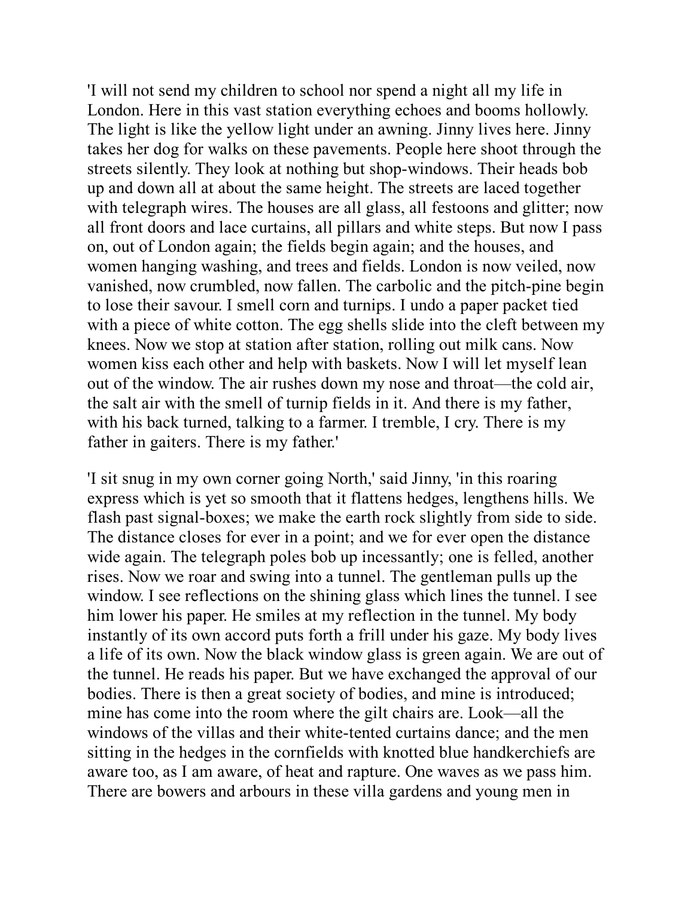'I will not send my children to school nor spend a night all my life in London. Here in this vast station everything echoes and booms hollowly. The light is like the yellow light under an awning. Jinny lives here. Jinny takes her dog for walks on these pavements. People here shoot through the streets silently. They look at nothing but shop-windows. Their heads bob up and down all at about the same height. The streets are laced together with telegraph wires. The houses are all glass, all festoons and glitter; now all front doors and lace curtains, all pillars and white steps. But now I pass on, out of London again; the fields begin again; and the houses, and women hanging washing, and trees and fields. London is now veiled, now vanished, now crumbled, now fallen. The carbolic and the pitch-pine begin to lose their savour. I smell corn and turnips. I undo a paper packet tied with a piece of white cotton. The egg shells slide into the cleft between my knees. Now we stop at station after station, rolling out milk cans. Now women kiss each other and help with baskets. Now I will let myself lean out of the window. The air rushes down my nose and throat—the cold air, the salt air with the smell of turnip fields in it. And there is my father, with his back turned, talking to a farmer. I tremble, I cry. There is my father in gaiters. There is my father.'

'I sit snug in my own corner going North,' said Jinny, 'in this roaring express which is yet so smooth that it flattens hedges, lengthens hills. We flash past signal-boxes; we make the earth rock slightly from side to side. The distance closes for ever in a point; and we for ever open the distance wide again. The telegraph poles bob up incessantly; one is felled, another rises. Now we roar and swing into a tunnel. The gentleman pulls up the window. I see reflections on the shining glass which lines the tunnel. I see him lower his paper. He smiles at my reflection in the tunnel. My body instantly of its own accord puts forth a frill under his gaze. My body lives a life of its own. Now the black window glass is green again. We are out of the tunnel. He reads his paper. But we have exchanged the approval of our bodies. There is then a great society of bodies, and mine is introduced; mine has come into the room where the gilt chairs are. Look—all the windows of the villas and their white-tented curtains dance; and the men sitting in the hedges in the cornfields with knotted blue handkerchiefs are aware too, as I am aware, of heat and rapture. One waves as we pass him. There are bowers and arbours in these villa gardens and young men in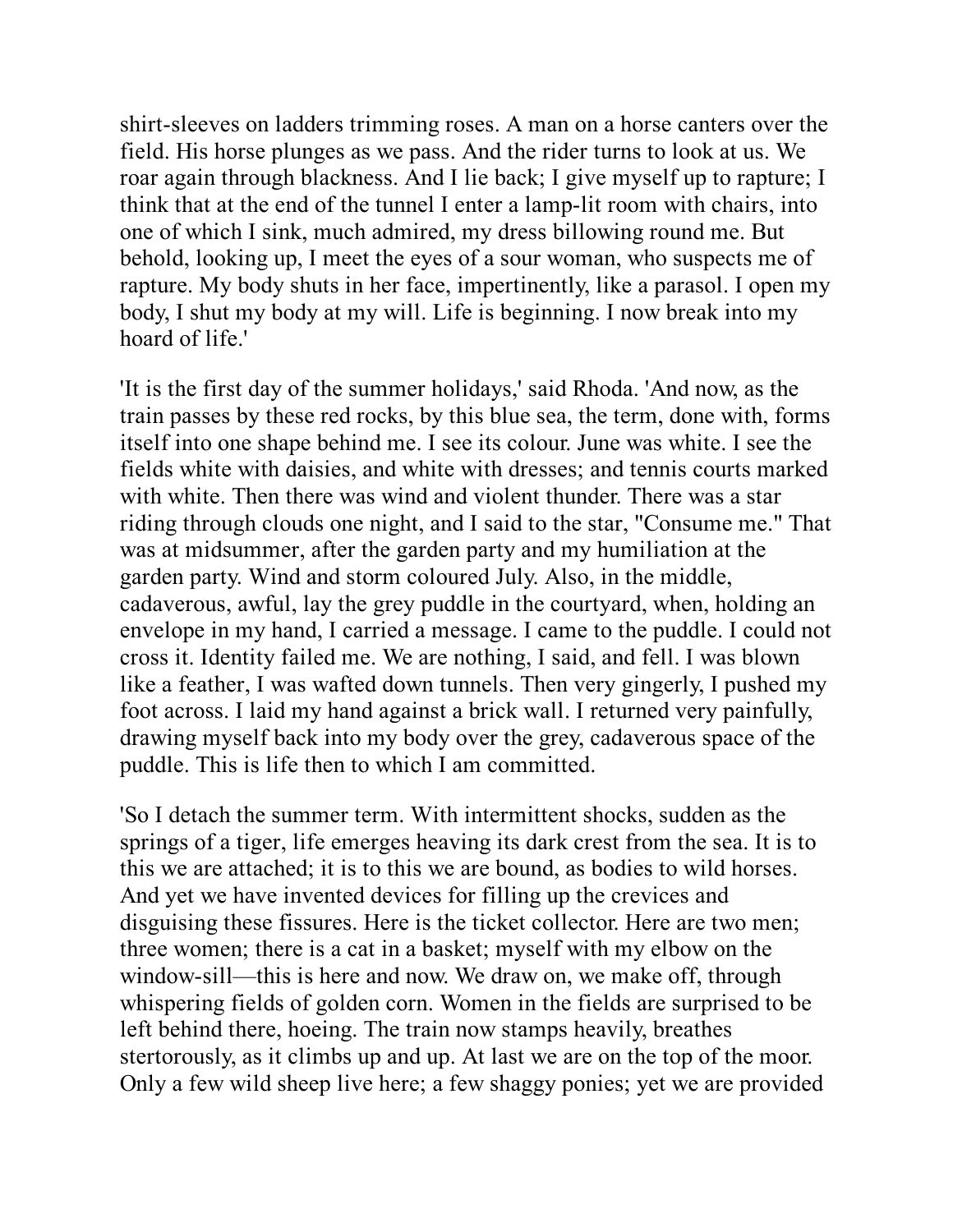shirt-sleeves on ladders trimming roses. A man on a horse canters over the field. His horse plunges as we pass. And the rider turns to look at us. We roar again through blackness. And I lie back; I give myself up to rapture; I think that at the end of the tunnel I enter a lamp-lit room with chairs, into one of which I sink, much admired, my dress billowing round me. But behold, looking up, I meet the eyes of a sour woman, who suspects me of rapture. My body shuts in her face, impertinently, like a parasol. I open my body, I shut my body at my will. Life is beginning. I now break into my hoard of life.'

'It is the first day of the summer holidays,' said Rhoda. 'And now, as the train passes by these red rocks, by this blue sea, the term, done with, forms itself into one shape behind me. I see its colour. June was white. I see the fields white with daisies, and white with dresses; and tennis courts marked with white. Then there was wind and violent thunder. There was a star riding through clouds one night, and I said to the star, "Consume me." That was at midsummer, after the garden party and my humiliation at the garden party. Wind and storm coloured July. Also, in the middle, cadaverous, awful, lay the grey puddle in the courtyard, when, holding an envelope in my hand, I carried a message. I came to the puddle. I could not cross it. Identity failed me. We are nothing, I said, and fell. I was blown like a feather, I was wafted down tunnels. Then very gingerly, I pushed my foot across. I laid my hand against a brick wall. I returned very painfully, drawing myself back into my body over the grey, cadaverous space of the puddle. This is life then to which I am committed.

'So I detach the summer term. With intermittent shocks, sudden as the springs of a tiger, life emerges heaving its dark crest from the sea. It is to this we are attached; it is to this we are bound, as bodies to wild horses. And yet we have invented devices for filling up the crevices and disguising these fissures. Here is the ticket collector. Here are two men; three women; there is a cat in a basket; myself with my elbow on the window-sill—this is here and now. We draw on, we make off, through whispering fields of golden corn. Women in the fields are surprised to be left behind there, hoeing. The train now stamps heavily, breathes stertorously, as it climbs up and up. At last we are on the top of the moor. Only a few wild sheep live here; a few shaggy ponies; yet we are provided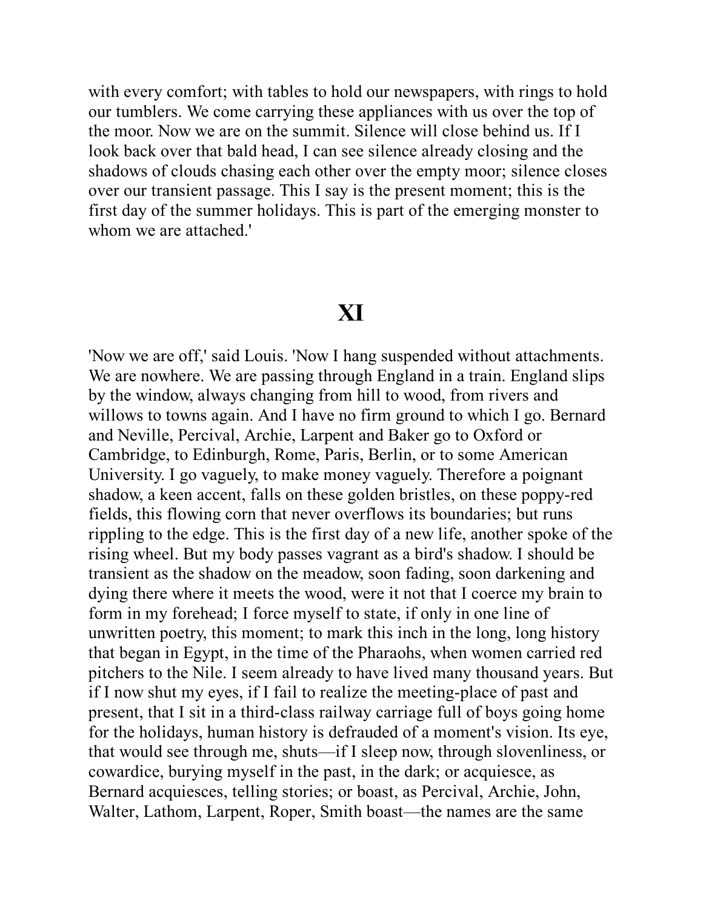with every comfort; with tables to hold our newspapers, with rings to hold our tumblers. We come carrying these appliances with us over the top of the moor. Now we are on the summit. Silence will close behind us. If I look back over that bald head, I can see silence already closing and the shadows of clouds chasing each other over the empty moor; silence closes over our transient passage. This I say is the present moment; this is the first day of the summer holidays. This is part of the emerging monster to whom we are attached.'

# XI

'Now we are off,' said Louis. 'Now I hang suspended without attachments. We are nowhere. We are passing through England in a train. England slips by the window, always changing from hill to wood, from rivers and willows to towns again. And I have no firm ground to which I go. Bernard and Neville, Percival, Archie, Larpent and Baker go to Oxford or Cambridge, to Edinburgh, Rome, Paris, Berlin, or to some American University. I go vaguely, to make money vaguely. Therefore a poignant shadow, a keen accent, falls on these golden bristles, on these poppy-red fields, this flowing corn that never overflows its boundaries; but runs rippling to the edge. This is the first day of a new life, another spoke of the rising wheel. But my body passes vagrant as a bird's shadow. I should be transient as the shadow on the meadow, soon fading, soon darkening and dying there where it meets the wood, were it not that I coerce my brain to form in my forehead; I force myself to state, if only in one line of unwritten poetry, this moment; to mark this inch in the long, long history that began in Egypt, in the time of the Pharaohs, when women carried red pitchers to the Nile. I seem already to have lived many thousand years. But if I now shut my eyes, if I fail to realize the meeting-place of past and present, that I sit in a third-class railway carriage full of boys going home for the holidays, human history is defrauded of a moment's vision. Its eye, that would see through me, shuts—if I sleep now, through slovenliness, or cowardice, burying myself in the past, in the dark; or acquiesce, as Bernard acquiesces, telling stories; or boast, as Percival, Archie, John, Walter, Lathom, Larpent, Roper, Smith boast—the names are the same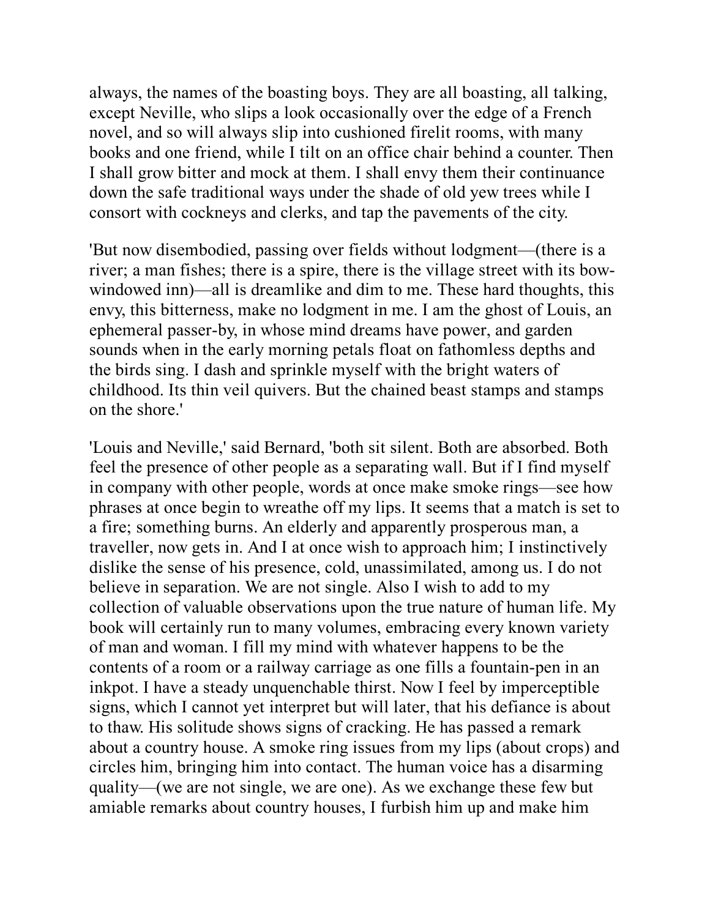always, the names of the boasting boys. They are all boasting, all talking, except Neville, who slips a look occasionally over the edge of a French novel, and so will always slip into cushioned firelit rooms, with many books and one friend, while I tilt on an office chair behind a counter. Then I shall grow bitter and mock at them. I shall envy them their continuance down the safe traditional ways under the shade of old yew trees while I consort with cockneys and clerks, and tap the pavements of the city.

'But now disembodied, passing over fields without lodgment—(there is a river; a man fishes; there is a spire, there is the village street with its bow-windowed inn)—all is dreamlike and dim to me. These hard thoughts, this envy, this bitterness, make no lodgment in me. I am the ghost of Louis, an ephemeral passer-by, in whose mind dreams have power, and garden sounds when in the early morning petals float on fathomless depths and the birds sing. I dash and sprinkle myself with the bright waters of childhood. Its thin veil quivers. But the chained beast stamps and stamps on the shore.'

'Louis and Neville,' said Bernard, 'both sit silent. Both are absorbed. Both feel the presence of other people as a separating wall. But if I find myself in company with other people, words at once make smoke rings—see how phrases at once begin to wreathe off my lips. It seems that a match is set to a fire; something burns. An elderly and apparently prosperous man, a traveller, now gets in. And I at once wish to approach him; I instinctively dislike the sense of his presence, cold, unassimilated, among us. I do not believe in separation. We are not single. Also I wish to add to my collection of valuable observations upon the true nature of human life. My book will certainly run to many volumes, embracing every known variety of man and woman. I fill my mind with whatever happens to be the contents of a room or a railway carriage as one fills a fountain-pen in an inkpot. I have a steady unquenchable thirst. Now I feel by imperceptible signs, which I cannot yet interpret but will later, that his defiance is about to thaw. His solitude shows signs of cracking. He has passed a remark about a country house. A smoke ring issues from my lips (about crops) and circles him, bringing him into contact. The human voice has a disarming quality—(we are not single, we are one). As we exchange these few but amiable remarks about country houses, I furbish him up and make him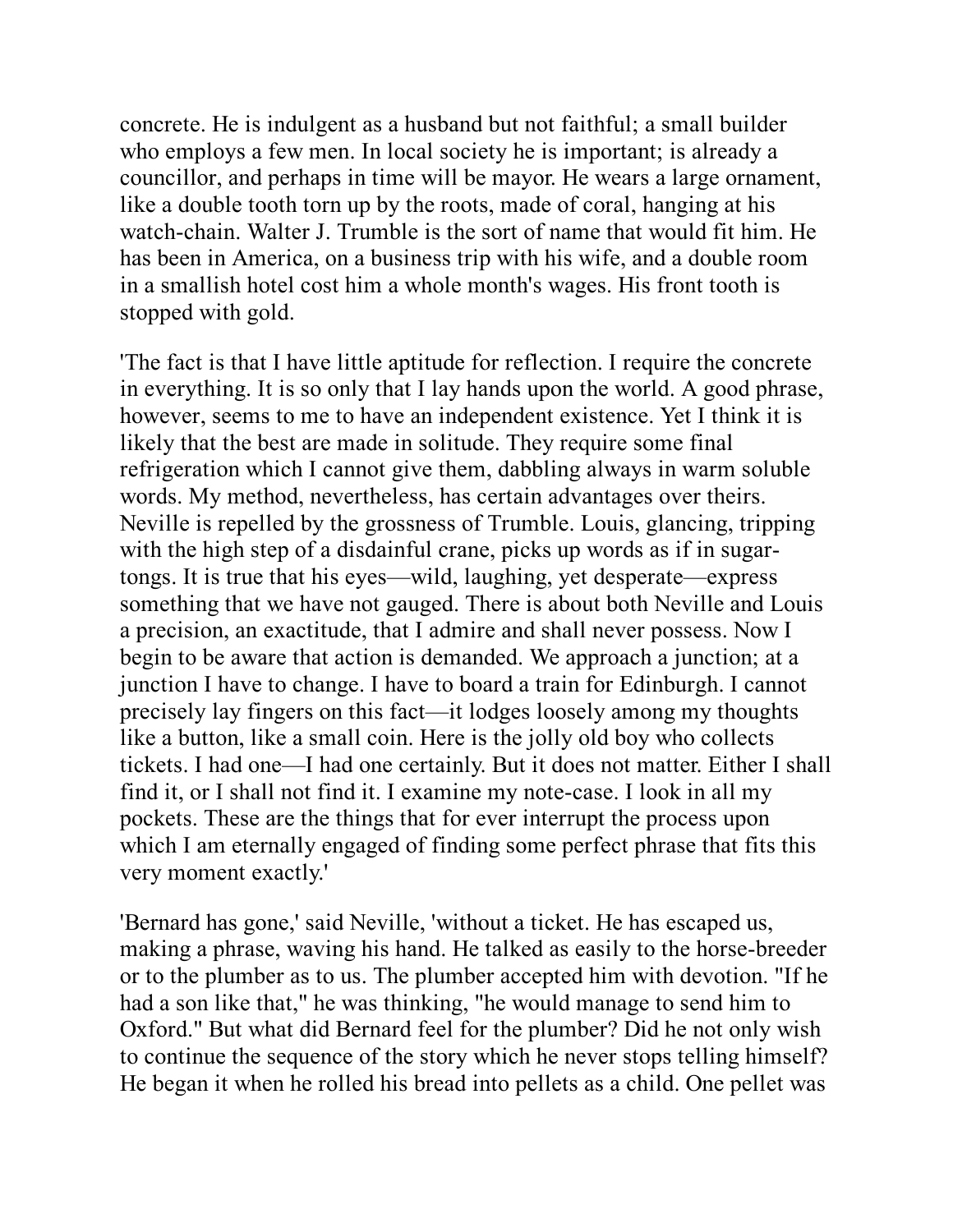concrete. He is indulgent as a husband but not faithful; a small builder who employs a few men. In local society he is important; is already a councillor, and perhaps in time will be mayor. He wears a large ornament, like a double tooth torn up by the roots, made of coral, hanging at his watch-chain. Walter J. Trumble is the sort of name that would fit him. He has been in America, on a business trip with his wife, and a double room in a smallish hotel cost him a whole month's wages. His front tooth is stopped with gold.

'The fact is that I have little aptitude for reflection. I require the concrete in everything. It is so only that I lay hands upon the world. A good phrase, however, seems to me to have an independent existence. Yet I think it is likely that the best are made in solitude. They require some final refrigeration which I cannot give them, dabbling always in warm soluble words. My method, nevertheless, has certain advantages over theirs. Neville is repelled by the grossness of Trumble. Louis, glancing, tripping with the high step of a disdainful crane, picks up words as if in sugar-tongs. It is true that his eyes—wild, laughing, yet desperate—express something that we have not gauged. There is about both Neville and Louis a precision, an exactitude, that I admire and shall never possess. Now I begin to be aware that action is demanded. We approach a junction; at a junction I have to change. I have to board a train for Edinburgh. I cannot precisely lay fingers on this fact—it lodges loosely among my thoughts like a button, like a small coin. Here is the jolly old boy who collects tickets. I had one—I had one certainly. But it does not matter. Either I shall find it, or I shall not find it. I examine my note-case. I look in all my pockets. These are the things that for ever interrupt the process upon which I am eternally engaged of finding some perfect phrase that fits this very moment exactly.'

'Bernard has gone,' said Neville, 'without a ticket. He has escaped us, making a phrase, waving his hand. He talked as easily to the horse-breeder or to the plumber as to us. The plumber accepted him with devotion. "If he had a son like that," he was thinking, "he would manage to send him to Oxford." But what did Bernard feel for the plumber? Did he not only wish to continue the sequence of the story which he never stops telling himself? He began it when he rolled his bread into pellets as a child. One pellet was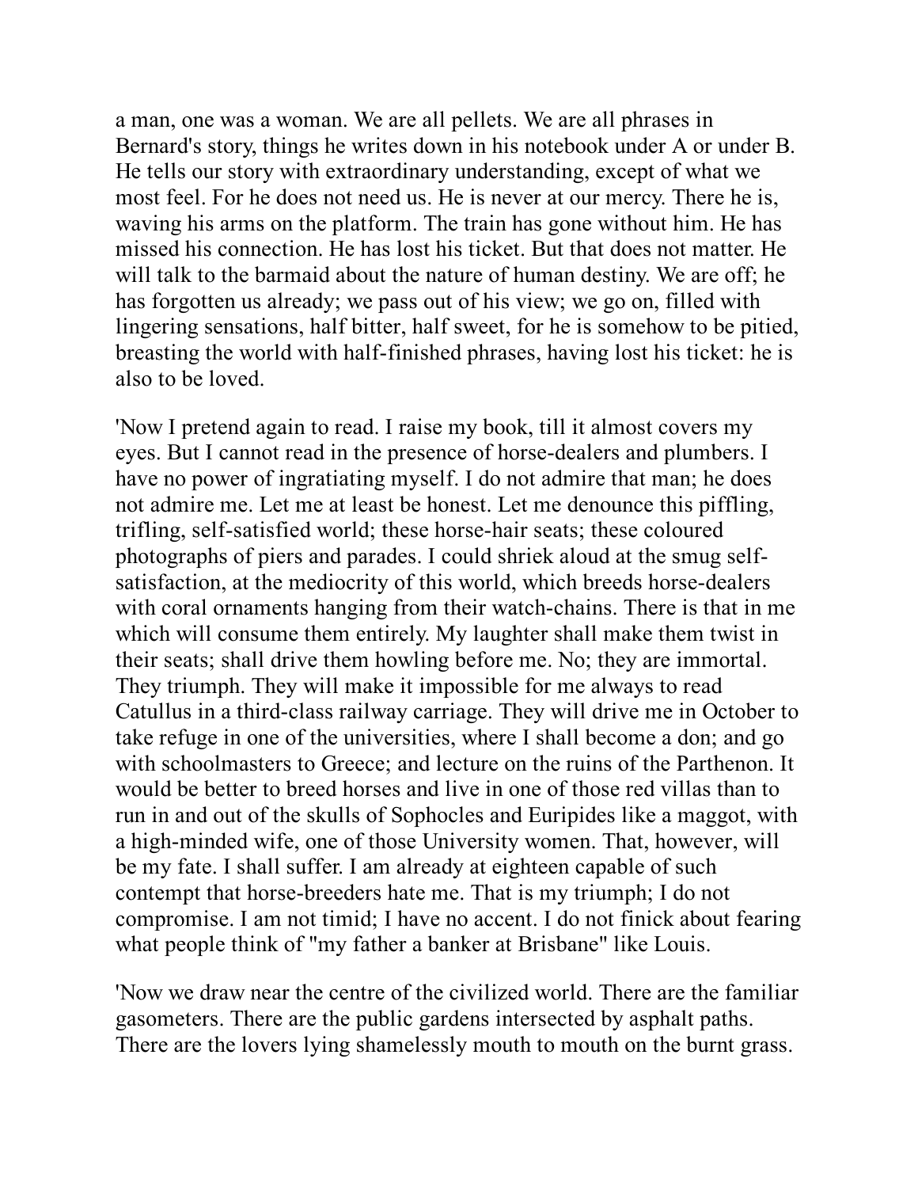a man, one was a woman. We are all pellets. We are all phrases in Bernard's story, things he writes down in his notebook under A or under B. He tells our story with extraordinary understanding, except of what we most feel. For he does not need us. He is never at our mercy. There he is, waving his arms on the platform. The train has gone without him. He has missed his connection. He has lost his ticket. But that does not matter. He will talk to the barmaid about the nature of human destiny. We are off; he has forgotten us already; we pass out of his view; we go on, filled with lingering sensations, half bitter, half sweet, for he is somehow to be pitied, breasting the world with half-finished phrases, having lost his ticket: he is also to be loved.

'Now I pretend again to read. I raise my book, till it almost covers my eyes. But I cannot read in the presence of horse-dealers and plumbers. I have no power of ingratiating myself. I do not admire that man; he does not admire me. Let me at least be honest. Let me denounce this piffling, trifling, self-satisfied world; these horse-hair seats; these coloured photographs of piers and parades. I could shriek aloud at the smug self-satisfaction, at the mediocrity of this world, which breeds horse-dealers with coral ornaments hanging from their watch-chains. There is that in me which will consume them entirely. My laughter shall make them twist in their seats; shall drive them howling before me. No; they are immortal. They triumph. They will make it impossible for me always to read Catullus in a third-class railway carriage. They will drive me in October to take refuge in one of the universities, where I shall become a don; and go with schoolmasters to Greece; and lecture on the ruins of the Parthenon. It would be better to breed horses and live in one of those red villas than to run in and out of the skulls of Sophocles and Euripides like a maggot, with a high-minded wife, one of those University women. That, however, will be my fate. I shall suffer. I am already at eighteen capable of such contempt that horse-breeders hate me. That is my triumph; I do not compromise. I am not timid; I have no accent. I do not finick about fearing what people think of "my father a banker at Brisbane" like Louis.

'Now we draw near the centre of the civilized world. There are the familiar gasometers. There are the public gardens intersected by asphalt paths. There are the lovers lying shamelessly mouth to mouth on the burnt grass.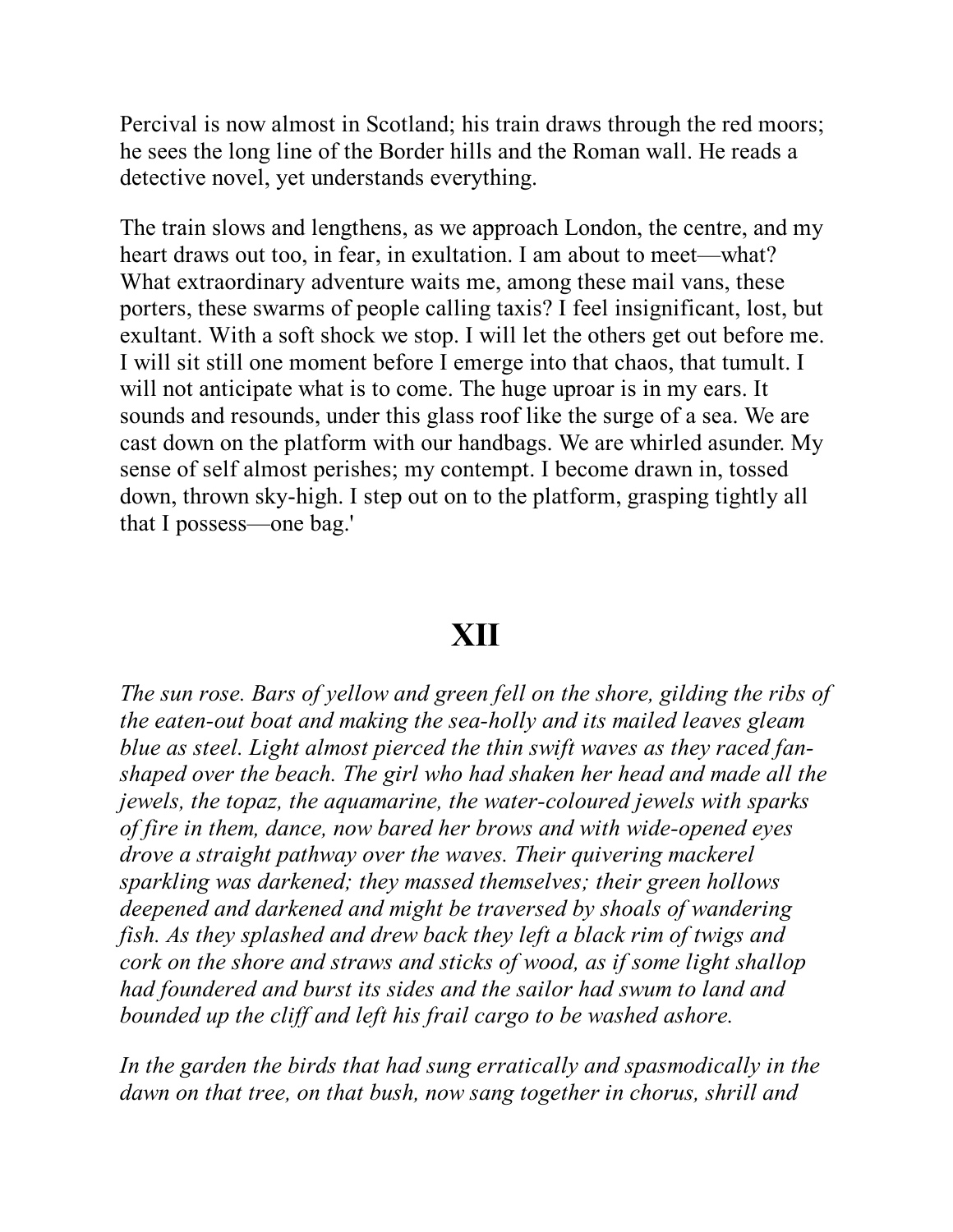Percival is now almost in Scotland; his train draws through the red moors; he sees the long line of the Border hills and the Roman wall. He reads a detective novel, yet understands everything.

The train slows and lengthens, as we approach London, the centre, and my heart draws out too, in fear, in exultation. I am about to meet—what? What extraordinary adventure waits me, among these mail vans, these porters, these swarms of people calling taxis? I feel insignificant, lost, but exultant. With a soft shock we stop. I will let the others get out before me. I will sit still one moment before I emerge into that chaos, that tumult. I will not anticipate what is to come. The huge uproar is in my ears. It sounds and resounds, under this glass roof like the surge of a sea. We are cast down on the platform with our handbags. We are whirled asunder. My sense of self almost perishes; my contempt. I become drawn in, tossed down, thrown sky-high. I step out on to the platform, grasping tightly all that I possess—one bag.'

# XII

*The sun rose. Bars of yellow and green fell on the shore, gilding the ribs of the eaten-out boat and making the sea-holly and its mailed leaves gleam blue as steel. Light almost pierced the thin swift waves as they raced fan-shaped over the beach. The girl who had shaken her head and made all the jewels, the topaz, the aquamarine, the water-coloured jewels with sparks of fire in them, dance, now bared her brows and with wide-opened eyes drove a straight pathway over the waves. Their quivering mackerel sparkling was darkened; they massed themselves; their green hollows deepened and darkened and might be traversed by shoals of wandering fish. As they splashed and drew back they left a black rim of twigs and cork on the shore and straws and sticks of wood, as if some light shallop had foundered and burst its sides and the sailor had swum to land and bounded up the cliff and left his frail cargo to be washed ashore.*

*In the garden the birds that had sung erratically and spasmodically in the dawn on that tree, on that bush, now sang together in chorus, shrill and*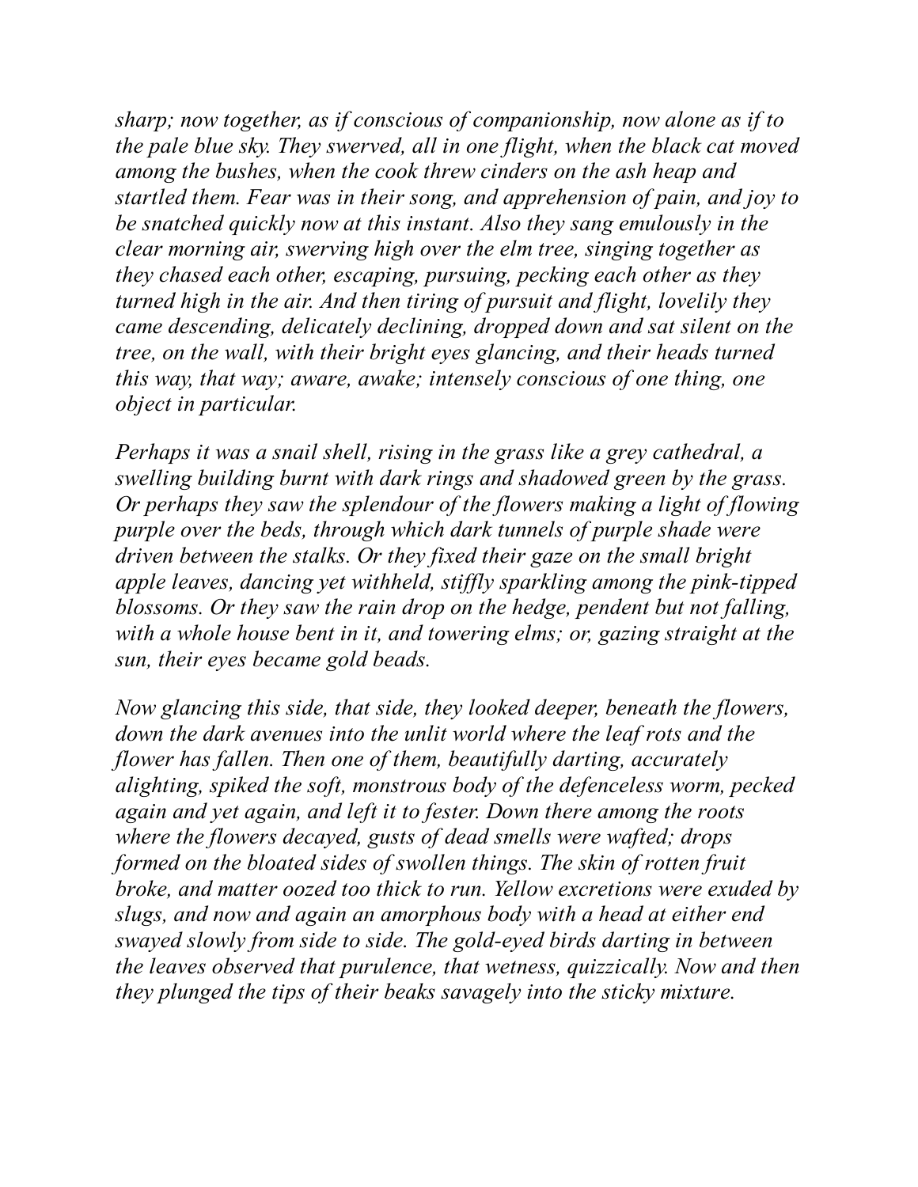*sharp; now together, as if conscious of companionship, now alone as if to the pale blue sky. They swerved, all in one flight, when the black cat moved among the bushes, when the cook threw cinders on the ash heap and startled them. Fear was in their song, and apprehension of pain, and joy to be snatched quickly now at this instant. Also they sang emulously in the clear morning air, swerving high over the elm tree, singing together as they chased each other, escaping, pursuing, pecking each other as they turned high in the air. And then tiring of pursuit and flight, lovelily they came descending, delicately declining, dropped down and sat silent on the tree, on the wall, with their bright eyes glancing, and their heads turned this way, that way; aware, awake; intensely conscious of one thing, one object in particular.*

*Perhaps it was a snail shell, rising in the grass like a grey cathedral, a swelling building burnt with dark rings and shadowed green by the grass. Or perhaps they saw the splendour of the flowers making a light of flowing purple over the beds, through which dark tunnels of purple shade were driven between the stalks. Or they fixed their gaze on the small bright apple leaves, dancing yet withheld, stiffly sparkling among the pink-tipped blossoms. Or they saw the rain drop on the hedge, pendent but not falling, with a whole house bent in it, and towering elms; or, gazing straight at the sun, their eyes became gold beads.*

*Now glancing this side, that side, they looked deeper, beneath the flowers, down the dark avenues into the unlit world where the leaf rots and the flower has fallen. Then one of them, beautifully darting, accurately alighting, spiked the soft, monstrous body of the defenceless worm, pecked again and yet again, and left it to fester. Down there among the roots where the flowers decayed, gusts of dead smells were wafted; drops formed on the bloated sides of swollen things. The skin of rotten fruit broke, and matter oozed too thick to run. Yellow excretions were exuded by slugs, and now and again an amorphous body with a head at either end swayed slowly from side to side. The gold-eyed birds darting in between the leaves observed that purulence, that wetness, quizzically. Now and then they plunged the tips of their beaks savagely into the sticky mixture.*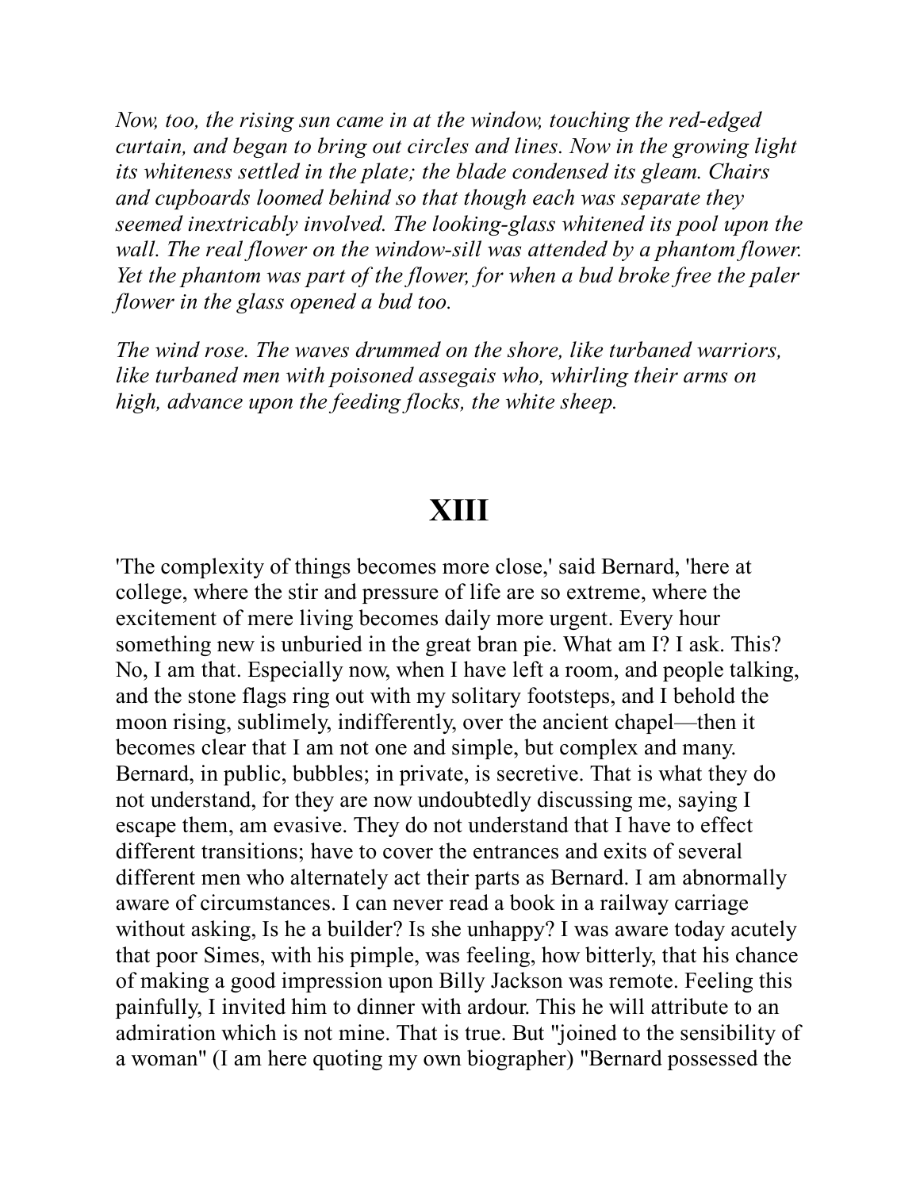*Now, too, the rising sun came in at the window, touching the red-edged curtain, and began to bring out circles and lines. Now in the growing light its whiteness settled in the plate; the blade condensed its gleam. Chairs and cupboards loomed behind so that though each was separate they seemed inextricably involved. The looking-glass whitened its pool upon the wall. The real flower on the window-sill was attended by a phantom flower. Yet the phantom was part of the flower, for when a bud broke free the paler flower in the glass opened a bud too.*

*The wind rose. The waves drummed on the shore, like turbaned warriors, like turbaned men with poisoned assegais who, whirling their arms on high, advance upon the feeding flocks, the white sheep.*

# XIII

'The complexity of things becomes more close,' said Bernard, 'here at college, where the stir and pressure of life are so extreme, where the excitement of mere living becomes daily more urgent. Every hour something new is unburied in the great bran pie. What am I? I ask. This? No, I am that. Especially now, when I have left a room, and people talking, and the stone flags ring out with my solitary footsteps, and I behold the moon rising, sublimely, indifferently, over the ancient chapel—then it becomes clear that I am not one and simple, but complex and many. Bernard, in public, bubbles; in private, is secretive. That is what they do not understand, for they are now undoubtedly discussing me, saying I escape them, am evasive. They do not understand that I have to effect different transitions; have to cover the entrances and exits of several different men who alternately act their parts as Bernard. I am abnormally aware of circumstances. I can never read a book in a railway carriage without asking, Is he a builder? Is she unhappy? I was aware today acutely that poor Simes, with his pimple, was feeling, how bitterly, that his chance of making a good impression upon Billy Jackson was remote. Feeling this painfully, I invited him to dinner with ardour. This he will attribute to an admiration which is not mine. That is true. But "joined to the sensibility of a woman" (I am here quoting my own biographer) "Bernard possessed the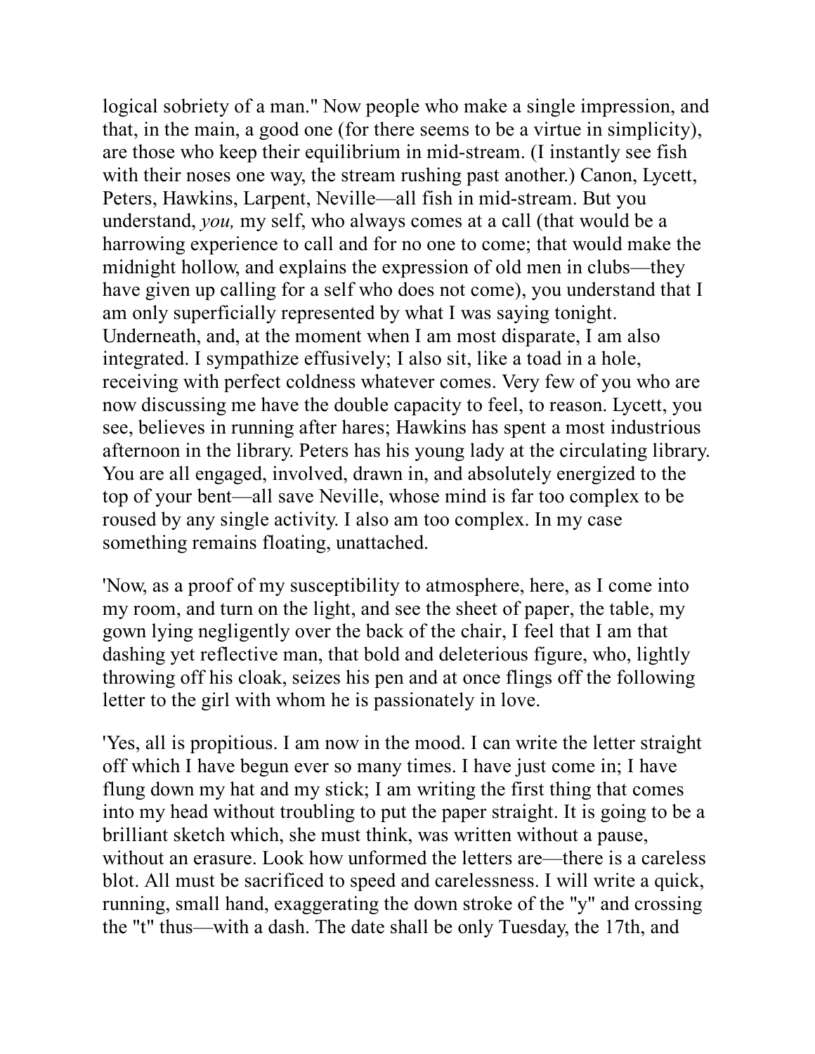logical sobriety of a man." Now people who make a single impression, and that, in the main, a good one (for there seems to be a virtue in simplicity), are those who keep their equilibrium in mid-stream. (I instantly see fish with their noses one way, the stream rushing past another.) Canon, Lycett, Peters, Hawkins, Larpent, Neville—all fish in mid-stream. But you understand, *you,* my self, who always comes at a call (that would be a harrowing experience to call and for no one to come; that would make the midnight hollow, and explains the expression of old men in clubs—they have given up calling for a self who does not come), you understand that I am only superficially represented by what I was saying tonight. Underneath, and, at the moment when I am most disparate, I am also integrated. I sympathize effusively; I also sit, like a toad in a hole, receiving with perfect coldness whatever comes. Very few of you who are now discussing me have the double capacity to feel, to reason. Lycett, you see, believes in running after hares; Hawkins has spent a most industrious afternoon in the library. Peters has his young lady at the circulating library. You are all engaged, involved, drawn in, and absolutely energized to the top of your bent—all save Neville, whose mind is far too complex to be roused by any single activity. I also am too complex. In my case something remains floating, unattached.

'Now, as a proof of my susceptibility to atmosphere, here, as I come into my room, and turn on the light, and see the sheet of paper, the table, my gown lying negligently over the back of the chair, I feel that I am that dashing yet reflective man, that bold and deleterious figure, who, lightly throwing off his cloak, seizes his pen and at once flings off the following letter to the girl with whom he is passionately in love.

'Yes, all is propitious. I am now in the mood. I can write the letter straight off which I have begun ever so many times. I have just come in; I have flung down my hat and my stick; I am writing the first thing that comes into my head without troubling to put the paper straight. It is going to be a brilliant sketch which, she must think, was written without a pause, without an erasure. Look how unformed the letters are—there is a careless blot. All must be sacrificed to speed and carelessness. I will write a quick, running, small hand, exaggerating the down stroke of the "y" and crossing the "t" thus—with a dash. The date shall be only Tuesday, the 17th, and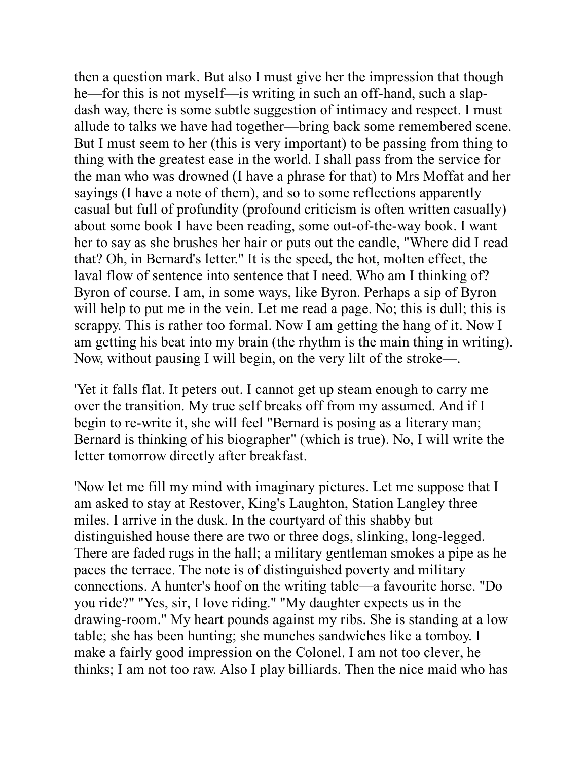then a question mark. But also I must give her the impression that though he—for this is not myself—is writing in such an off-hand, such a slap-dash way, there is some subtle suggestion of intimacy and respect. I must allude to talks we have had together—bring back some remembered scene. But I must seem to her (this is very important) to be passing from thing to thing with the greatest ease in the world. I shall pass from the service for the man who was drowned (I have a phrase for that) to Mrs Moffat and her sayings (I have a note of them), and so to some reflections apparently casual but full of profundity (profound criticism is often written casually) about some book I have been reading, some out-of-the-way book. I want her to say as she brushes her hair or puts out the candle, "Where did I read that? Oh, in Bernard's letter." It is the speed, the hot, molten effect, the laval flow of sentence into sentence that I need. Who am I thinking of? Byron of course. I am, in some ways, like Byron. Perhaps a sip of Byron will help to put me in the vein. Let me read a page. No; this is dull; this is scrappy. This is rather too formal. Now I am getting the hang of it. Now I am getting his beat into my brain (the rhythm is the main thing in writing). Now, without pausing I will begin, on the very lilt of the stroke—.

'Yet it falls flat. It peters out. I cannot get up steam enough to carry me over the transition. My true self breaks off from my assumed. And if I begin to re-write it, she will feel "Bernard is posing as a literary man; Bernard is thinking of his biographer" (which is true). No, I will write the letter tomorrow directly after breakfast.

'Now let me fill my mind with imaginary pictures. Let me suppose that I am asked to stay at Restover, King's Laughton, Station Langley three miles. I arrive in the dusk. In the courtyard of this shabby but distinguished house there are two or three dogs, slinking, long-legged. There are faded rugs in the hall; a military gentleman smokes a pipe as he paces the terrace. The note is of distinguished poverty and military connections. A hunter's hoof on the writing table—a favourite horse. "Do you ride?" "Yes, sir, I love riding." "My daughter expects us in the drawing-room." My heart pounds against my ribs. She is standing at a low table; she has been hunting; she munches sandwiches like a tomboy. I make a fairly good impression on the Colonel. I am not too clever, he thinks; I am not too raw. Also I play billiards. Then the nice maid who has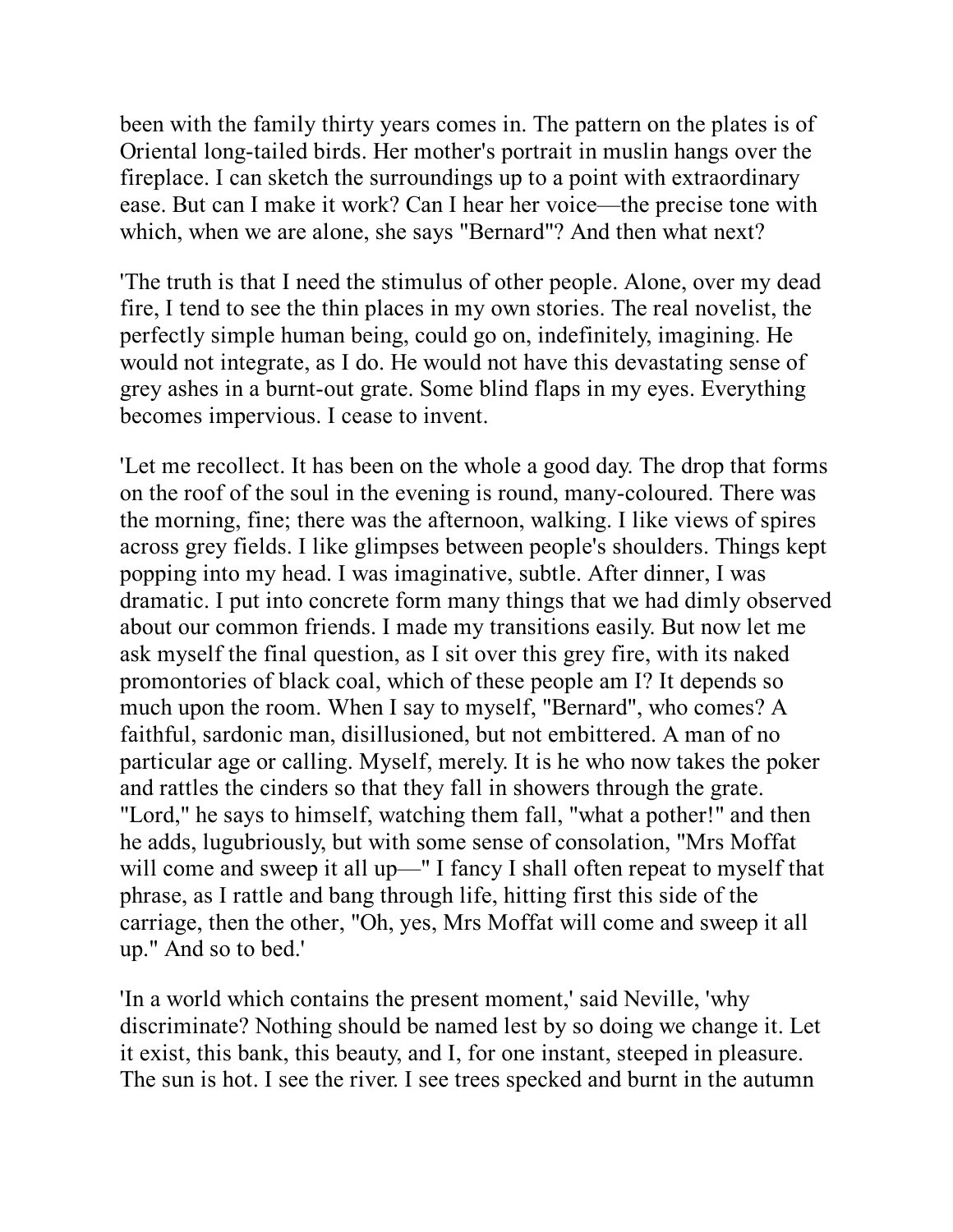been with the family thirty years comes in. The pattern on the plates is of Oriental long-tailed birds. Her mother's portrait in muslin hangs over the fireplace. I can sketch the surroundings up to a point with extraordinary ease. But can I make it work? Can I hear her voice—the precise tone with which, when we are alone, she says "Bernard"? And then what next?

'The truth is that I need the stimulus of other people. Alone, over my dead fire, I tend to see the thin places in my own stories. The real novelist, the perfectly simple human being, could go on, indefinitely, imagining. He would not integrate, as I do. He would not have this devastating sense of grey ashes in a burnt-out grate. Some blind flaps in my eyes. Everything becomes impervious. I cease to invent.

'Let me recollect. It has been on the whole a good day. The drop that forms on the roof of the soul in the evening is round, many-coloured. There was the morning, fine; there was the afternoon, walking. I like views of spires across grey fields. I like glimpses between people's shoulders. Things kept popping into my head. I was imaginative, subtle. After dinner, I was dramatic. I put into concrete form many things that we had dimly observed about our common friends. I made my transitions easily. But now let me ask myself the final question, as I sit over this grey fire, with its naked promontories of black coal, which of these people am I? It depends so much upon the room. When I say to myself, "Bernard", who comes? A faithful, sardonic man, disillusioned, but not embittered. A man of no particular age or calling. Myself, merely. It is he who now takes the poker and rattles the cinders so that they fall in showers through the grate. "Lord," he says to himself, watching them fall, "what a pother!" and then he adds, lugubriously, but with some sense of consolation, "Mrs Moffat will come and sweep it all up—" I fancy I shall often repeat to myself that phrase, as I rattle and bang through life, hitting first this side of the carriage, then the other, "Oh, yes, Mrs Moffat will come and sweep it all up." And so to bed.'

'In a world which contains the present moment,' said Neville, 'why discriminate? Nothing should be named lest by so doing we change it. Let it exist, this bank, this beauty, and I, for one instant, steeped in pleasure. The sun is hot. I see the river. I see trees specked and burnt in the autumn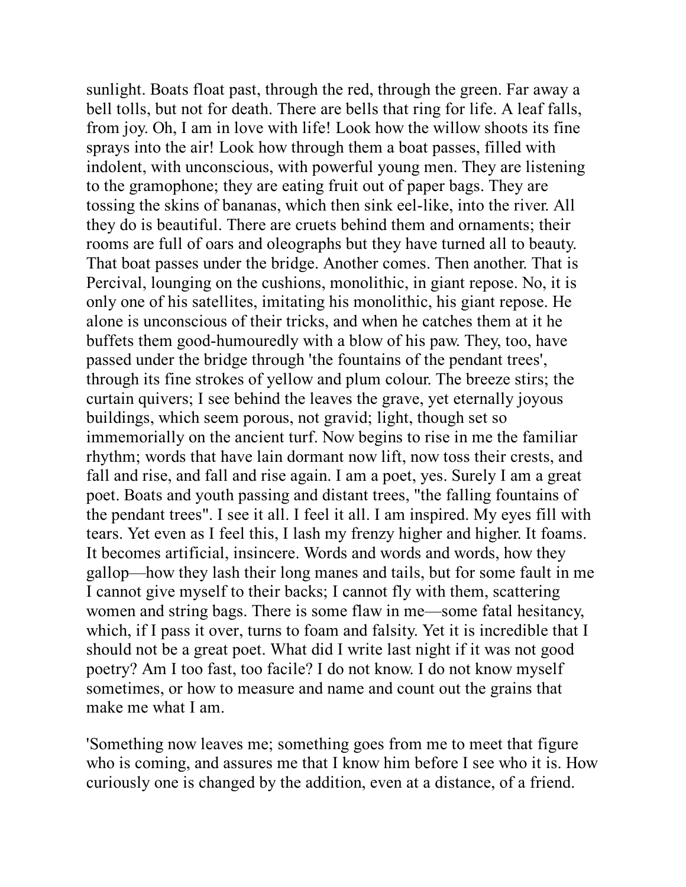sunlight. Boats float past, through the red, through the green. Far away a bell tolls, but not for death. There are bells that ring for life. A leaf falls, from joy. Oh, I am in love with life! Look how the willow shoots its fine sprays into the air! Look how through them a boat passes, filled with indolent, with unconscious, with powerful young men. They are listening to the gramophone; they are eating fruit out of paper bags. They are tossing the skins of bananas, which then sink eel-like, into the river. All they do is beautiful. There are cruets behind them and ornaments; their rooms are full of oars and oleographs but they have turned all to beauty. That boat passes under the bridge. Another comes. Then another. That is Percival, lounging on the cushions, monolithic, in giant repose. No, it is only one of his satellites, imitating his monolithic, his giant repose. He alone is unconscious of their tricks, and when he catches them at it he buffets them good-humouredly with a blow of his paw. They, too, have passed under the bridge through 'the fountains of the pendant trees', through its fine strokes of yellow and plum colour. The breeze stirs; the curtain quivers; I see behind the leaves the grave, yet eternally joyous buildings, which seem porous, not gravid; light, though set so immemorially on the ancient turf. Now begins to rise in me the familiar rhythm; words that have lain dormant now lift, now toss their crests, and fall and rise, and fall and rise again. I am a poet, yes. Surely I am a great poet. Boats and youth passing and distant trees, "the falling fountains of the pendant trees". I see it all. I feel it all. I am inspired. My eyes fill with tears. Yet even as I feel this, I lash my frenzy higher and higher. It foams. It becomes artificial, insincere. Words and words and words, how they gallop—how they lash their long manes and tails, but for some fault in me I cannot give myself to their backs; I cannot fly with them, scattering women and string bags. There is some flaw in me—some fatal hesitancy, which, if I pass it over, turns to foam and falsity. Yet it is incredible that I should not be a great poet. What did I write last night if it was not good poetry? Am I too fast, too facile? I do not know. I do not know myself sometimes, or how to measure and name and count out the grains that make me what I am.

'Something now leaves me; something goes from me to meet that figure who is coming, and assures me that I know him before I see who it is. How curiously one is changed by the addition, even at a distance, of a friend.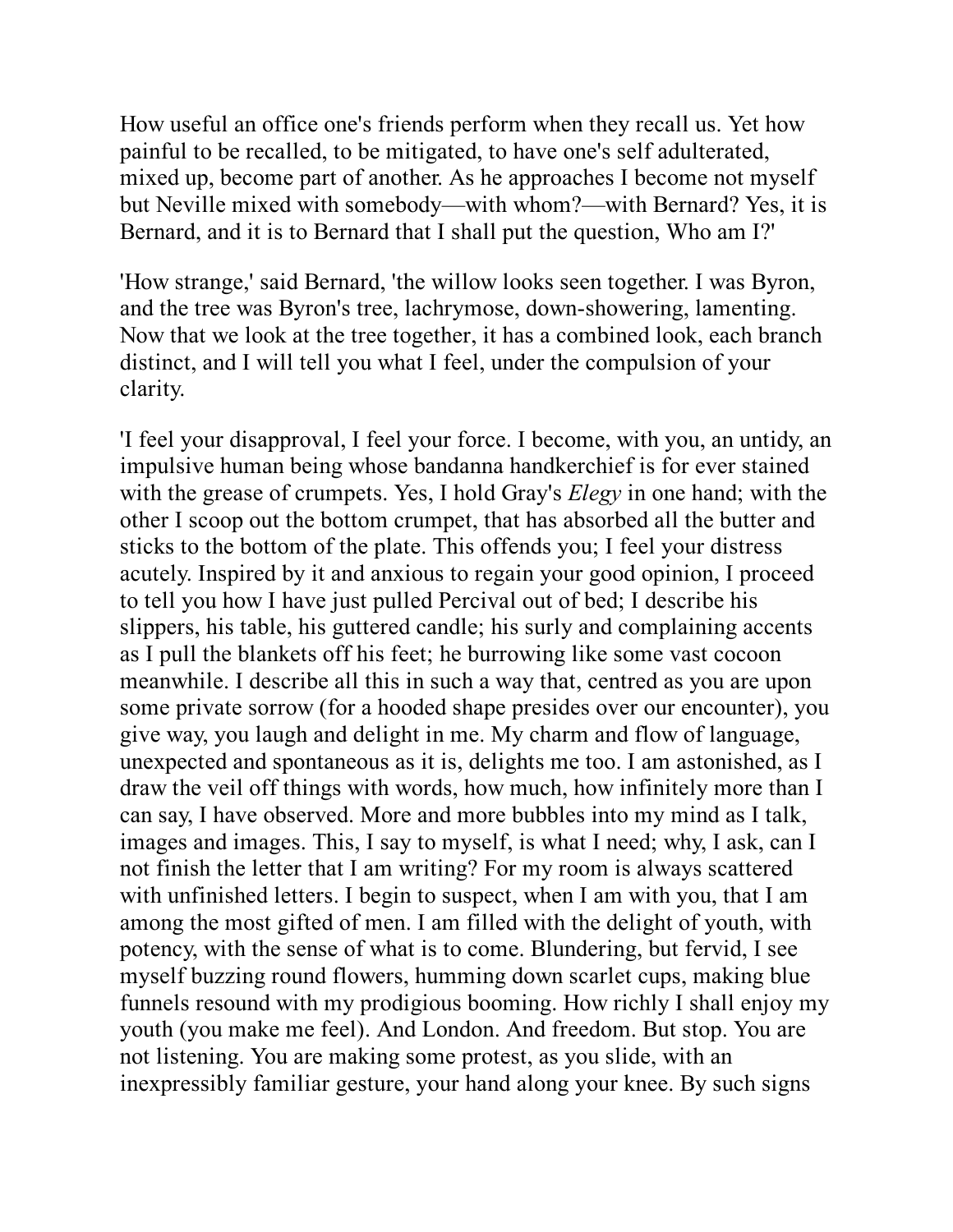How useful an office one's friends perform when they recall us. Yet how painful to be recalled, to be mitigated, to have one's self adulterated, mixed up, become part of another. As he approaches I become not myself but Neville mixed with somebody—with whom?—with Bernard? Yes, it is Bernard, and it is to Bernard that I shall put the question, Who am I?'

'How strange,' said Bernard, 'the willow looks seen together. I was Byron, and the tree was Byron's tree, lachrymose, down-showering, lamenting. Now that we look at the tree together, it has a combined look, each branch distinct, and I will tell you what I feel, under the compulsion of your clarity.

'I feel your disapproval, I feel your force. I become, with you, an untidy, an impulsive human being whose bandanna handkerchief is for ever stained with the grease of crumpets. Yes, I hold Gray's *Elegy* in one hand; with the other I scoop out the bottom crumpet, that has absorbed all the butter and sticks to the bottom of the plate. This offends you; I feel your distress acutely. Inspired by it and anxious to regain your good opinion, I proceed to tell you how I have just pulled Percival out of bed; I describe his slippers, his table, his guttered candle; his surly and complaining accents as I pull the blankets off his feet; he burrowing like some vast cocoon meanwhile. I describe all this in such a way that, centred as you are upon some private sorrow (for a hooded shape presides over our encounter), you give way, you laugh and delight in me. My charm and flow of language, unexpected and spontaneous as it is, delights me too. I am astonished, as I draw the veil off things with words, how much, how infinitely more than I can say, I have observed. More and more bubbles into my mind as I talk, images and images. This, I say to myself, is what I need; why, I ask, can I not finish the letter that I am writing? For my room is always scattered with unfinished letters. I begin to suspect, when I am with you, that I am among the most gifted of men. I am filled with the delight of youth, with potency, with the sense of what is to come. Blundering, but fervid, I see myself buzzing round flowers, humming down scarlet cups, making blue funnels resound with my prodigious booming. How richly I shall enjoy my youth (you make me feel). And London. And freedom. But stop. You are not listening. You are making some protest, as you slide, with an inexpressibly familiar gesture, your hand along your knee. By such signs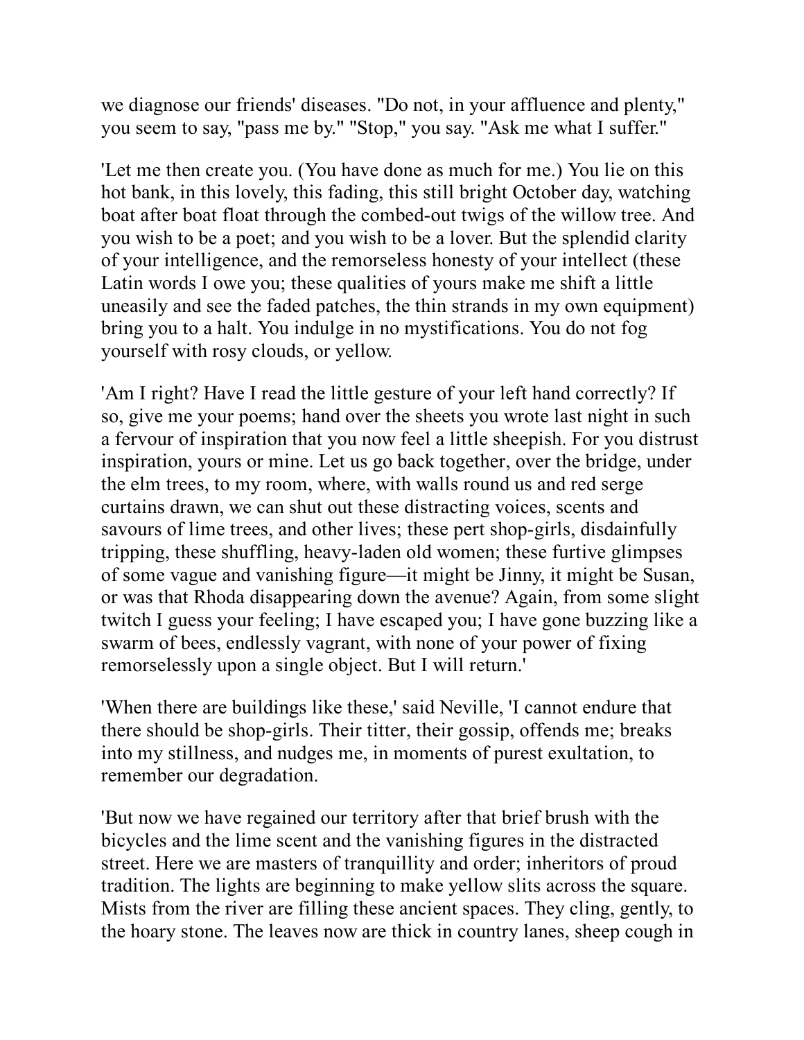we diagnose our friends' diseases. "Do not, in your affluence and plenty," you seem to say, "pass me by." "Stop," you say. "Ask me what I suffer."

'Let me then create you. (You have done as much for me.) You lie on this hot bank, in this lovely, this fading, this still bright October day, watching boat after boat float through the combed-out twigs of the willow tree. And you wish to be a poet; and you wish to be a lover. But the splendid clarity of your intelligence, and the remorseless honesty of your intellect (these Latin words I owe you; these qualities of yours make me shift a little uneasily and see the faded patches, the thin strands in my own equipment) bring you to a halt. You indulge in no mystifications. You do not fog yourself with rosy clouds, or yellow.

'Am I right? Have I read the little gesture of your left hand correctly? If so, give me your poems; hand over the sheets you wrote last night in such a fervour of inspiration that you now feel a little sheepish. For you distrust inspiration, yours or mine. Let us go back together, over the bridge, under the elm trees, to my room, where, with walls round us and red serge curtains drawn, we can shut out these distracting voices, scents and savours of lime trees, and other lives; these pert shop-girls, disdainfully tripping, these shuffling, heavy-laden old women; these furtive glimpses of some vague and vanishing figure—it might be Jinny, it might be Susan, or was that Rhoda disappearing down the avenue? Again, from some slight twitch I guess your feeling; I have escaped you; I have gone buzzing like a swarm of bees, endlessly vagrant, with none of your power of fixing remorselessly upon a single object. But I will return.'

'When there are buildings like these,' said Neville, 'I cannot endure that there should be shop-girls. Their titter, their gossip, offends me; breaks into my stillness, and nudges me, in moments of purest exultation, to remember our degradation.

'But now we have regained our territory after that brief brush with the bicycles and the lime scent and the vanishing figures in the distracted street. Here we are masters of tranquillity and order; inheritors of proud tradition. The lights are beginning to make yellow slits across the square. Mists from the river are filling these ancient spaces. They cling, gently, to the hoary stone. The leaves now are thick in country lanes, sheep cough in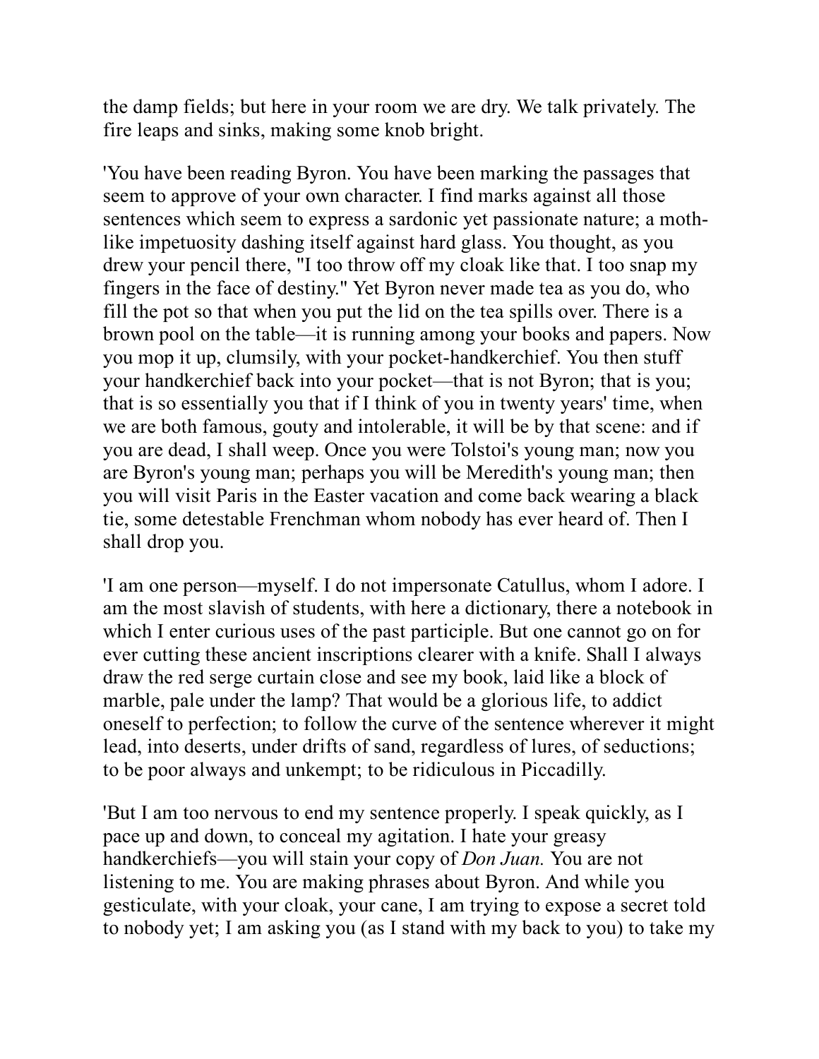the damp fields; but here in your room we are dry. We talk privately. The fire leaps and sinks, making some knob bright.

'You have been reading Byron. You have been marking the passages that seem to approve of your own character. I find marks against all those sentences which seem to express a sardonic yet passionate nature; a moth-like impetuosity dashing itself against hard glass. You thought, as you drew your pencil there, "I too throw off my cloak like that. I too snap my fingers in the face of destiny." Yet Byron never made tea as you do, who fill the pot so that when you put the lid on the tea spills over. There is a brown pool on the table—it is running among your books and papers. Now you mop it up, clumsily, with your pocket-handkerchief. You then stuff your handkerchief back into your pocket—that is not Byron; that is you; that is so essentially you that if I think of you in twenty years' time, when we are both famous, gouty and intolerable, it will be by that scene: and if you are dead, I shall weep. Once you were Tolstoi's young man; now you are Byron's young man; perhaps you will be Meredith's young man; then you will visit Paris in the Easter vacation and come back wearing a black tie, some detestable Frenchman whom nobody has ever heard of. Then I shall drop you.

'I am one person—myself. I do not impersonate Catullus, whom I adore. I am the most slavish of students, with here a dictionary, there a notebook in which I enter curious uses of the past participle. But one cannot go on for ever cutting these ancient inscriptions clearer with a knife. Shall I always draw the red serge curtain close and see my book, laid like a block of marble, pale under the lamp? That would be a glorious life, to addict oneself to perfection; to follow the curve of the sentence wherever it might lead, into deserts, under drifts of sand, regardless of lures, of seductions; to be poor always and unkempt; to be ridiculous in Piccadilly.

'But I am too nervous to end my sentence properly. I speak quickly, as I pace up and down, to conceal my agitation. I hate your greasy handkerchiefs—you will stain your copy of *Don Juan.* You are not listening to me. You are making phrases about Byron. And while you gesticulate, with your cloak, your cane, I am trying to expose a secret told to nobody yet; I am asking you (as I stand with my back to you) to take my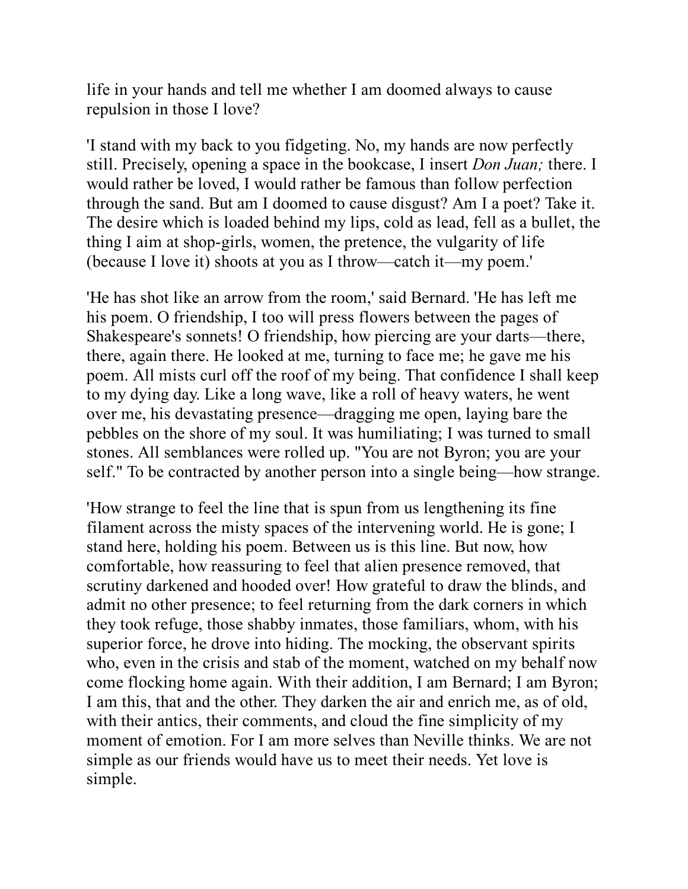life in your hands and tell me whether I am doomed always to cause repulsion in those I love?

'I stand with my back to you fidgeting. No, my hands are now perfectly still. Precisely, opening a space in the bookcase, I insert *Don Juan;* there. I would rather be loved, I would rather be famous than follow perfection through the sand. But am I doomed to cause disgust? Am I a poet? Take it. The desire which is loaded behind my lips, cold as lead, fell as a bullet, the thing I aim at shop-girls, women, the pretence, the vulgarity of life (because I love it) shoots at you as I throw—catch it—my poem.'

'He has shot like an arrow from the room,' said Bernard. 'He has left me his poem. O friendship, I too will press flowers between the pages of Shakespeare's sonnets! O friendship, how piercing are your darts—there, there, again there. He looked at me, turning to face me; he gave me his poem. All mists curl off the roof of my being. That confidence I shall keep to my dying day. Like a long wave, like a roll of heavy waters, he went over me, his devastating presence—dragging me open, laying bare the pebbles on the shore of my soul. It was humiliating; I was turned to small stones. All semblances were rolled up. "You are not Byron; you are your self." To be contracted by another person into a single being—how strange.

'How strange to feel the line that is spun from us lengthening its fine filament across the misty spaces of the intervening world. He is gone; I stand here, holding his poem. Between us is this line. But now, how comfortable, how reassuring to feel that alien presence removed, that scrutiny darkened and hooded over! How grateful to draw the blinds, and admit no other presence; to feel returning from the dark corners in which they took refuge, those shabby inmates, those familiars, whom, with his superior force, he drove into hiding. The mocking, the observant spirits who, even in the crisis and stab of the moment, watched on my behalf now come flocking home again. With their addition, I am Bernard; I am Byron; I am this, that and the other. They darken the air and enrich me, as of old, with their antics, their comments, and cloud the fine simplicity of my moment of emotion. For I am more selves than Neville thinks. We are not simple as our friends would have us to meet their needs. Yet love is simple.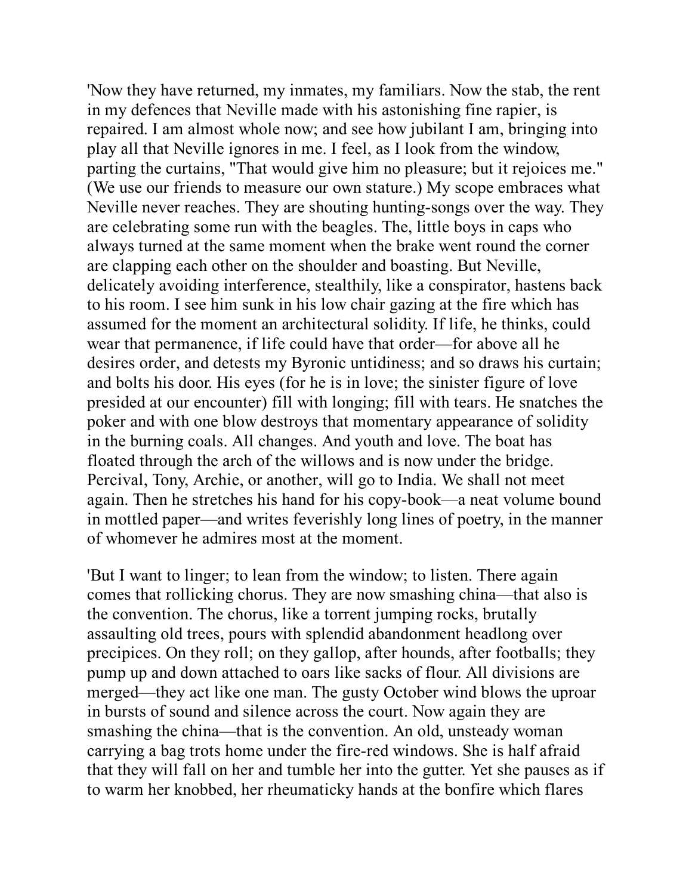'Now they have returned, my inmates, my familiars. Now the stab, the rent in my defences that Neville made with his astonishing fine rapier, is repaired. I am almost whole now; and see how jubilant I am, bringing into play all that Neville ignores in me. I feel, as I look from the window, parting the curtains, "That would give him no pleasure; but it rejoices me." (We use our friends to measure our own stature.) My scope embraces what Neville never reaches. They are shouting hunting-songs over the way. They are celebrating some run with the beagles. The, little boys in caps who always turned at the same moment when the brake went round the corner are clapping each other on the shoulder and boasting. But Neville, delicately avoiding interference, stealthily, like a conspirator, hastens back to his room. I see him sunk in his low chair gazing at the fire which has assumed for the moment an architectural solidity. If life, he thinks, could wear that permanence, if life could have that order—for above all he desires order, and detests my Byronic untidiness; and so draws his curtain; and bolts his door. His eyes (for he is in love; the sinister figure of love presided at our encounter) fill with longing; fill with tears. He snatches the poker and with one blow destroys that momentary appearance of solidity in the burning coals. All changes. And youth and love. The boat has floated through the arch of the willows and is now under the bridge. Percival, Tony, Archie, or another, will go to India. We shall not meet again. Then he stretches his hand for his copy-book—a neat volume bound in mottled paper—and writes feverishly long lines of poetry, in the manner of whomever he admires most at the moment.

'But I want to linger; to lean from the window; to listen. There again comes that rollicking chorus. They are now smashing china—that also is the convention. The chorus, like a torrent jumping rocks, brutally assaulting old trees, pours with splendid abandonment headlong over precipices. On they roll; on they gallop, after hounds, after footballs; they pump up and down attached to oars like sacks of flour. All divisions are merged—they act like one man. The gusty October wind blows the uproar in bursts of sound and silence across the court. Now again they are smashing the china—that is the convention. An old, unsteady woman carrying a bag trots home under the fire-red windows. She is half afraid that they will fall on her and tumble her into the gutter. Yet she pauses as if to warm her knobbed, her rheumaticky hands at the bonfire which flares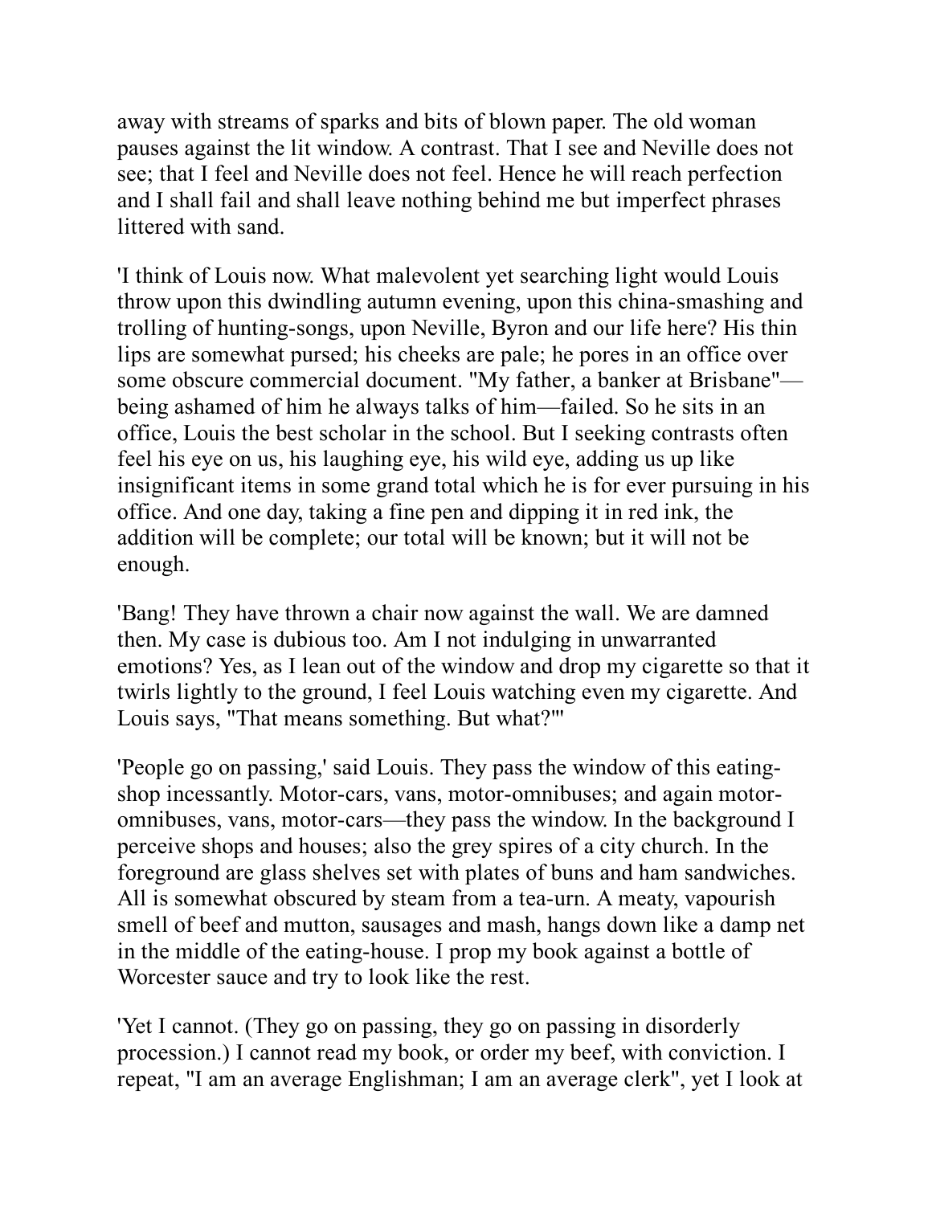away with streams of sparks and bits of blown paper. The old woman pauses against the lit window. A contrast. That I see and Neville does not see; that I feel and Neville does not feel. Hence he will reach perfection and I shall fail and shall leave nothing behind me but imperfect phrases littered with sand.

'I think of Louis now. What malevolent yet searching light would Louis throw upon this dwindling autumn evening, upon this china-smashing and trolling of hunting-songs, upon Neville, Byron and our life here? His thin lips are somewhat pursed; his cheeks are pale; he pores in an office over some obscure commercial document. "My father, a banker at Brisbane"—being ashamed of him he always talks of him—failed. So he sits in an office, Louis the best scholar in the school. But I seeking contrasts often feel his eye on us, his laughing eye, his wild eye, adding us up like insignificant items in some grand total which he is for ever pursuing in his office. And one day, taking a fine pen and dipping it in red ink, the addition will be complete; our total will be known; but it will not be enough.

'Bang! They have thrown a chair now against the wall. We are damned then. My case is dubious too. Am I not indulging in unwarranted emotions? Yes, as I lean out of the window and drop my cigarette so that it twirls lightly to the ground, I feel Louis watching even my cigarette. And Louis says, "That means something. But what?"'

'People go on passing,' said Louis. They pass the window of this eating-shop incessantly. Motor-cars, vans, motor-omnibuses; and again motor-omnibuses, vans, motor-cars—they pass the window. In the background I perceive shops and houses; also the grey spires of a city church. In the foreground are glass shelves set with plates of buns and ham sandwiches. All is somewhat obscured by steam from a tea-urn. A meaty, vapourish smell of beef and mutton, sausages and mash, hangs down like a damp net in the middle of the eating-house. I prop my book against a bottle of Worcester sauce and try to look like the rest.

'Yet I cannot. (They go on passing, they go on passing in disorderly procession.) I cannot read my book, or order my beef, with conviction. I repeat, "I am an average Englishman; I am an average clerk", yet I look at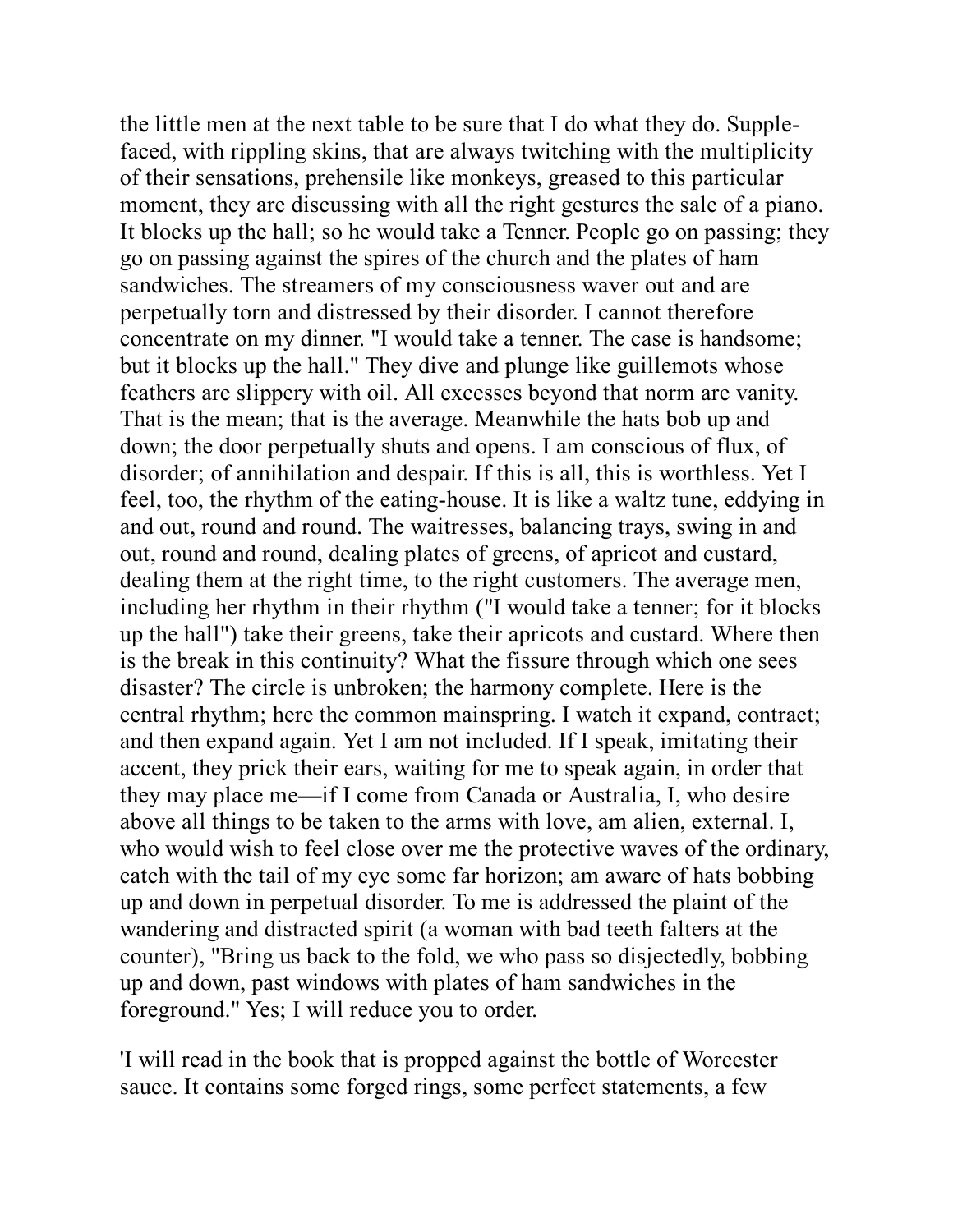the little men at the next table to be sure that I do what they do. Supple-faced, with rippling skins, that are always twitching with the multiplicity of their sensations, prehensile like monkeys, greased to this particular moment, they are discussing with all the right gestures the sale of a piano. It blocks up the hall; so he would take a Tenner. People go on passing; they go on passing against the spires of the church and the plates of ham sandwiches. The streamers of my consciousness waver out and are perpetually torn and distressed by their disorder. I cannot therefore concentrate on my dinner. "I would take a tenner. The case is handsome; but it blocks up the hall." They dive and plunge like guillemots whose feathers are slippery with oil. All excesses beyond that norm are vanity. That is the mean; that is the average. Meanwhile the hats bob up and down; the door perpetually shuts and opens. I am conscious of flux, of disorder; of annihilation and despair. If this is all, this is worthless. Yet I feel, too, the rhythm of the eating-house. It is like a waltz tune, eddying in and out, round and round. The waitresses, balancing trays, swing in and out, round and round, dealing plates of greens, of apricot and custard, dealing them at the right time, to the right customers. The average men, including her rhythm in their rhythm ("I would take a tenner; for it blocks up the hall") take their greens, take their apricots and custard. Where then is the break in this continuity? What the fissure through which one sees disaster? The circle is unbroken; the harmony complete. Here is the central rhythm; here the common mainspring. I watch it expand, contract; and then expand again. Yet I am not included. If I speak, imitating their accent, they prick their ears, waiting for me to speak again, in order that they may place me—if I come from Canada or Australia, I, who desire above all things to be taken to the arms with love, am alien, external. I, who would wish to feel close over me the protective waves of the ordinary, catch with the tail of my eye some far horizon; am aware of hats bobbing up and down in perpetual disorder. To me is addressed the plaint of the wandering and distracted spirit (a woman with bad teeth falters at the counter), "Bring us back to the fold, we who pass so disjectedly, bobbing up and down, past windows with plates of ham sandwiches in the foreground." Yes; I will reduce you to order.

'I will read in the book that is propped against the bottle of Worcester sauce. It contains some forged rings, some perfect statements, a few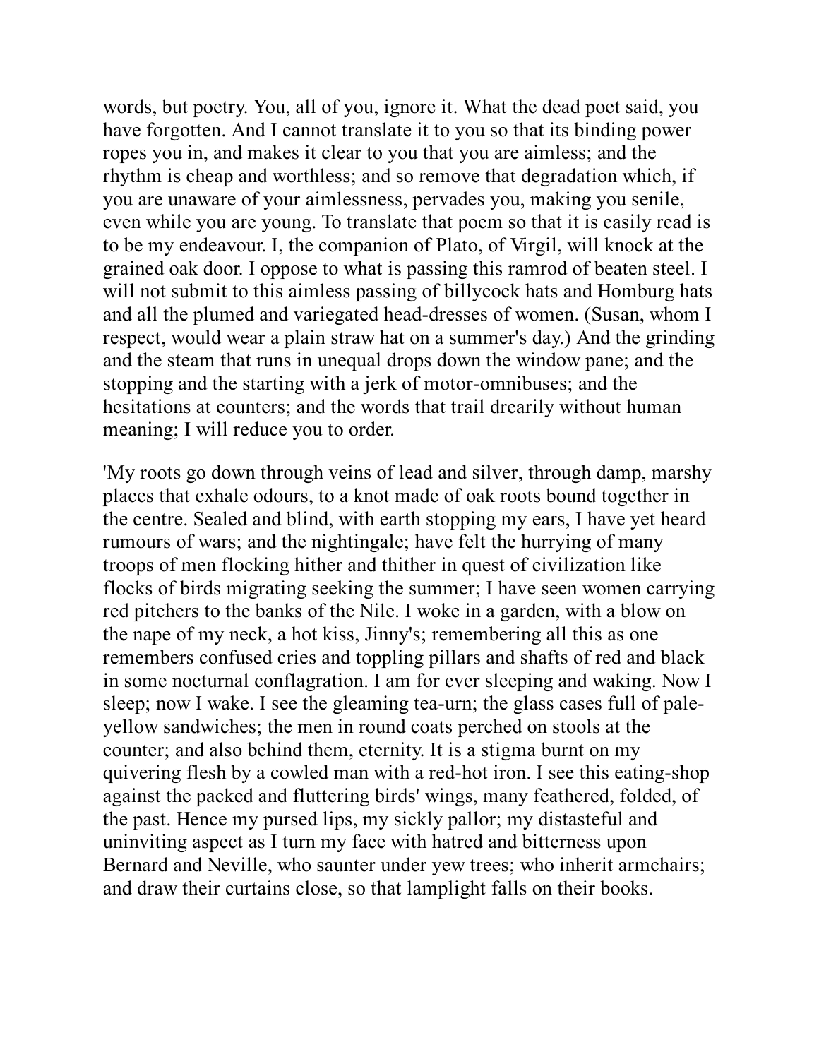words, but poetry. You, all of you, ignore it. What the dead poet said, you have forgotten. And I cannot translate it to you so that its binding power ropes you in, and makes it clear to you that you are aimless; and the rhythm is cheap and worthless; and so remove that degradation which, if you are unaware of your aimlessness, pervades you, making you senile, even while you are young. To translate that poem so that it is easily read is to be my endeavour. I, the companion of Plato, of Virgil, will knock at the grained oak door. I oppose to what is passing this ramrod of beaten steel. I will not submit to this aimless passing of billycock hats and Homburg hats and all the plumed and variegated head-dresses of women. (Susan, whom I respect, would wear a plain straw hat on a summer's day.) And the grinding and the steam that runs in unequal drops down the window pane; and the stopping and the starting with a jerk of motor-omnibuses; and the hesitations at counters; and the words that trail drearily without human meaning; I will reduce you to order.

'My roots go down through veins of lead and silver, through damp, marshy places that exhale odours, to a knot made of oak roots bound together in the centre. Sealed and blind, with earth stopping my ears, I have yet heard rumours of wars; and the nightingale; have felt the hurrying of many troops of men flocking hither and thither in quest of civilization like flocks of birds migrating seeking the summer; I have seen women carrying red pitchers to the banks of the Nile. I woke in a garden, with a blow on the nape of my neck, a hot kiss, Jinny's; remembering all this as one remembers confused cries and toppling pillars and shafts of red and black in some nocturnal conflagration. I am for ever sleeping and waking. Now I sleep; now I wake. I see the gleaming tea-urn; the glass cases full of pale-yellow sandwiches; the men in round coats perched on stools at the counter; and also behind them, eternity. It is a stigma burnt on my quivering flesh by a cowled man with a red-hot iron. I see this eating-shop against the packed and fluttering birds' wings, many feathered, folded, of the past. Hence my pursed lips, my sickly pallor; my distasteful and uninviting aspect as I turn my face with hatred and bitterness upon Bernard and Neville, who saunter under yew trees; who inherit armchairs; and draw their curtains close, so that lamplight falls on their books.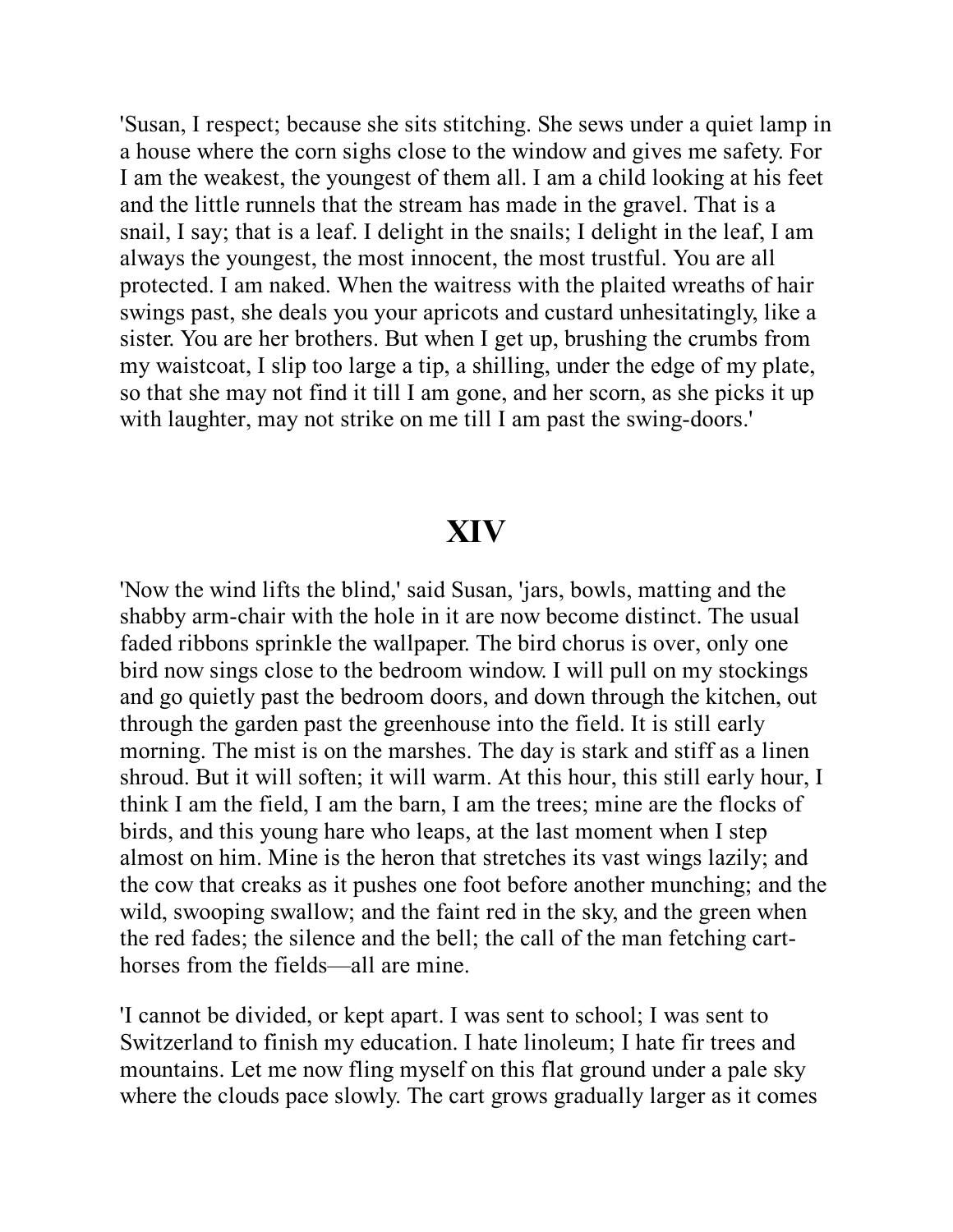'Susan, I respect; because she sits stitching. She sews under a quiet lamp in a house where the corn sighs close to the window and gives me safety. For I am the weakest, the youngest of them all. I am a child looking at his feet and the little runnels that the stream has made in the gravel. That is a snail, I say; that is a leaf. I delight in the snails; I delight in the leaf, I am always the youngest, the most innocent, the most trustful. You are all protected. I am naked. When the waitress with the plaited wreaths of hair swings past, she deals you your apricots and custard unhesitatingly, like a sister. You are her brothers. But when I get up, brushing the crumbs from my waistcoat, I slip too large a tip, a shilling, under the edge of my plate, so that she may not find it till I am gone, and her scorn, as she picks it up with laughter, may not strike on me till I am past the swing-doors.'

## XIV

'Now the wind lifts the blind,' said Susan, 'jars, bowls, matting and the shabby arm-chair with the hole in it are now become distinct. The usual faded ribbons sprinkle the wallpaper. The bird chorus is over, only one bird now sings close to the bedroom window. I will pull on my stockings and go quietly past the bedroom doors, and down through the kitchen, out through the garden past the greenhouse into the field. It is still early morning. The mist is on the marshes. The day is stark and stiff as a linen shroud. But it will soften; it will warm. At this hour, this still early hour, I think I am the field, I am the barn, I am the trees; mine are the flocks of birds, and this young hare who leaps, at the last moment when I step almost on him. Mine is the heron that stretches its vast wings lazily; and the cow that creaks as it pushes one foot before another munching; and the wild, swooping swallow; and the faint red in the sky, and the green when the red fades; the silence and the bell; the call of the man fetching cart-horses from the fields—all are mine.

'I cannot be divided, or kept apart. I was sent to school; I was sent to Switzerland to finish my education. I hate linoleum; I hate fir trees and mountains. Let me now fling myself on this flat ground under a pale sky where the clouds pace slowly. The cart grows gradually larger as it comes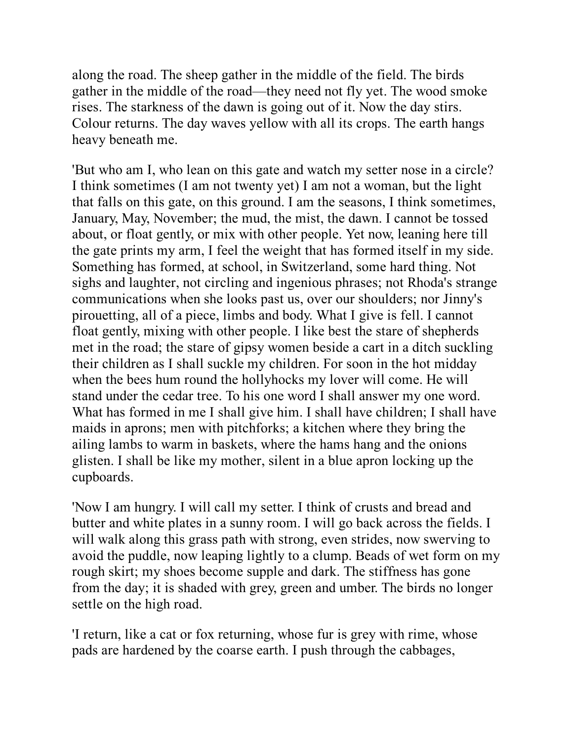along the road. The sheep gather in the middle of the field. The birds gather in the middle of the road—they need not fly yet. The wood smoke rises. The starkness of the dawn is going out of it. Now the day stirs. Colour returns. The day waves yellow with all its crops. The earth hangs heavy beneath me.

'But who am I, who lean on this gate and watch my setter nose in a circle? I think sometimes (I am not twenty yet) I am not a woman, but the light that falls on this gate, on this ground. I am the seasons, I think sometimes, January, May, November; the mud, the mist, the dawn. I cannot be tossed about, or float gently, or mix with other people. Yet now, leaning here till the gate prints my arm, I feel the weight that has formed itself in my side. Something has formed, at school, in Switzerland, some hard thing. Not sighs and laughter, not circling and ingenious phrases; not Rhoda's strange communications when she looks past us, over our shoulders; nor Jinny's pirouetting, all of a piece, limbs and body. What I give is fell. I cannot float gently, mixing with other people. I like best the stare of shepherds met in the road; the stare of gipsy women beside a cart in a ditch suckling their children as I shall suckle my children. For soon in the hot midday when the bees hum round the hollyhocks my lover will come. He will stand under the cedar tree. To his one word I shall answer my one word. What has formed in me I shall give him. I shall have children; I shall have maids in aprons; men with pitchforks; a kitchen where they bring the ailing lambs to warm in baskets, where the hams hang and the onions glisten. I shall be like my mother, silent in a blue apron locking up the cupboards.

'Now I am hungry. I will call my setter. I think of crusts and bread and butter and white plates in a sunny room. I will go back across the fields. I will walk along this grass path with strong, even strides, now swerving to avoid the puddle, now leaping lightly to a clump. Beads of wet form on my rough skirt; my shoes become supple and dark. The stiffness has gone from the day; it is shaded with grey, green and umber. The birds no longer settle on the high road.

'I return, like a cat or fox returning, whose fur is grey with rime, whose pads are hardened by the coarse earth. I push through the cabbages,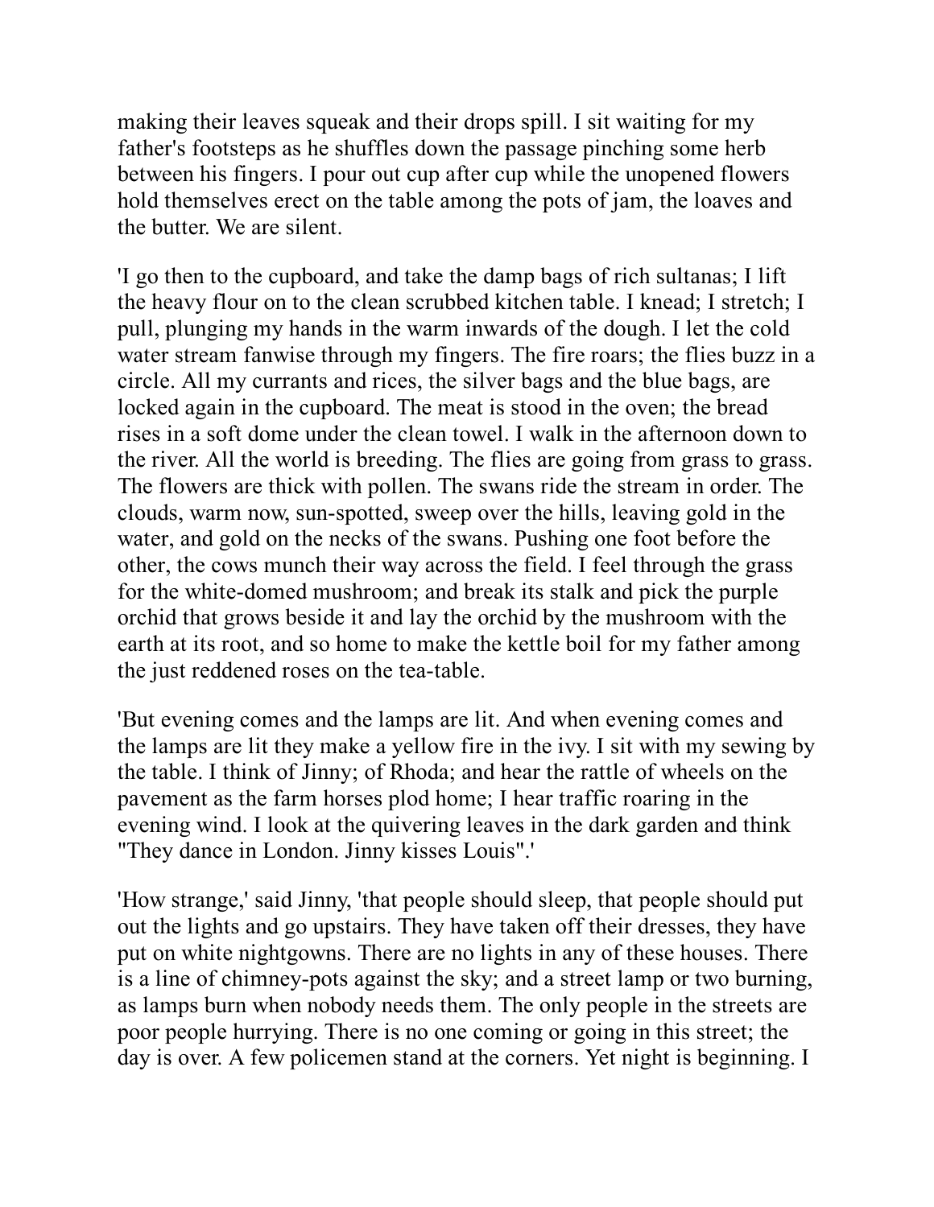making their leaves squeak and their drops spill. I sit waiting for my father's footsteps as he shuffles down the passage pinching some herb between his fingers. I pour out cup after cup while the unopened flowers hold themselves erect on the table among the pots of jam, the loaves and the butter. We are silent.

'I go then to the cupboard, and take the damp bags of rich sultanas; I lift the heavy flour on to the clean scrubbed kitchen table. I knead; I stretch; I pull, plunging my hands in the warm inwards of the dough. I let the cold water stream fanwise through my fingers. The fire roars; the flies buzz in a circle. All my currants and rices, the silver bags and the blue bags, are locked again in the cupboard. The meat is stood in the oven; the bread rises in a soft dome under the clean towel. I walk in the afternoon down to the river. All the world is breeding. The flies are going from grass to grass. The flowers are thick with pollen. The swans ride the stream in order. The clouds, warm now, sun-spotted, sweep over the hills, leaving gold in the water, and gold on the necks of the swans. Pushing one foot before the other, the cows munch their way across the field. I feel through the grass for the white-domed mushroom; and break its stalk and pick the purple orchid that grows beside it and lay the orchid by the mushroom with the earth at its root, and so home to make the kettle boil for my father among the just reddened roses on the tea-table.

'But evening comes and the lamps are lit. And when evening comes and the lamps are lit they make a yellow fire in the ivy. I sit with my sewing by the table. I think of Jinny; of Rhoda; and hear the rattle of wheels on the pavement as the farm horses plod home; I hear traffic roaring in the evening wind. I look at the quivering leaves in the dark garden and think "They dance in London. Jinny kisses Louis".'

'How strange,' said Jinny, 'that people should sleep, that people should put out the lights and go upstairs. They have taken off their dresses, they have put on white nightgowns. There are no lights in any of these houses. There is a line of chimney-pots against the sky; and a street lamp or two burning, as lamps burn when nobody needs them. The only people in the streets are poor people hurrying. There is no one coming or going in this street; the day is over. A few policemen stand at the corners. Yet night is beginning. I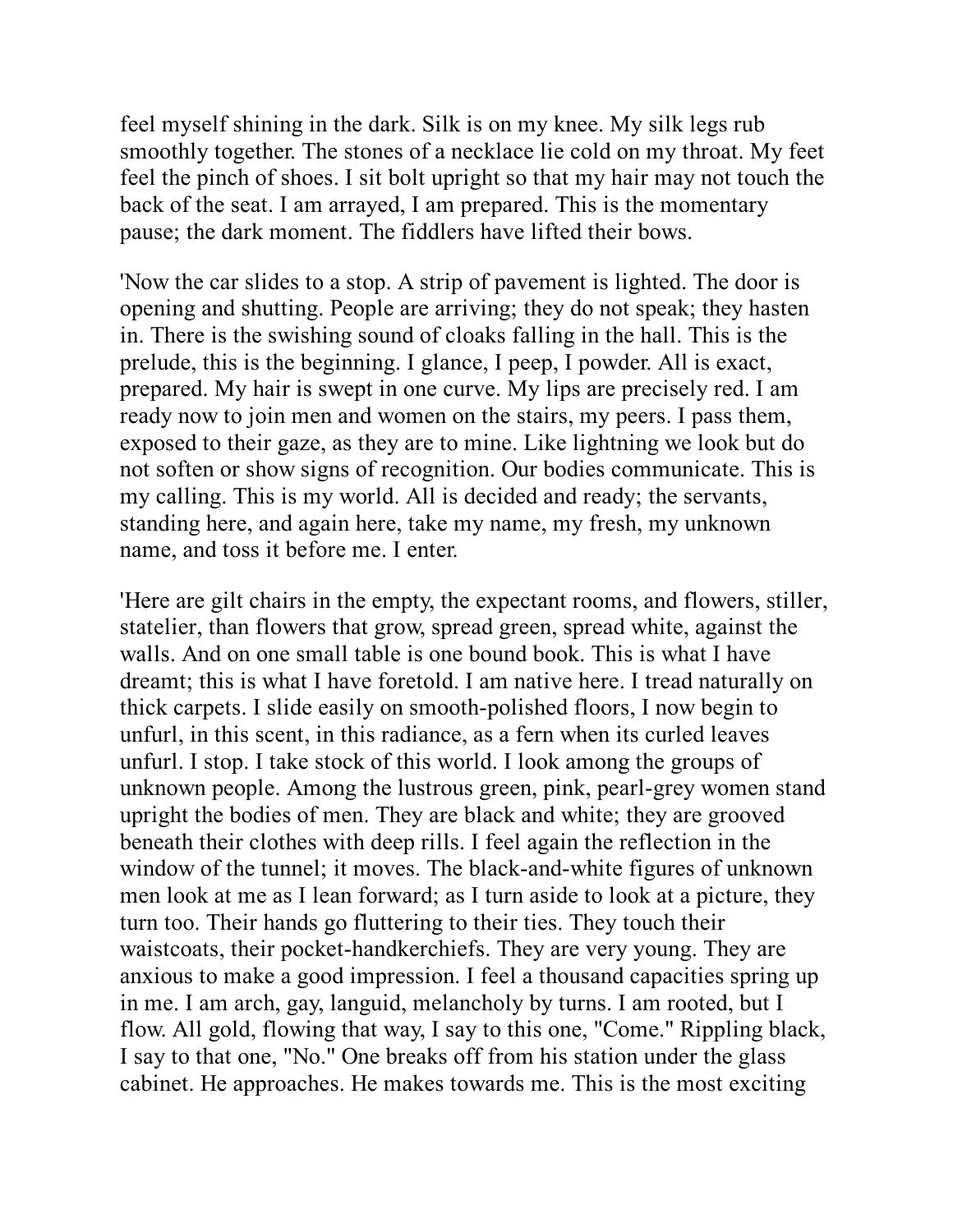feel myself shining in the dark. Silk is on my knee. My silk legs rub smoothly together. The stones of a necklace lie cold on my throat. My feet feel the pinch of shoes. I sit bolt upright so that my hair may not touch the back of the seat. I am arrayed, I am prepared. This is the momentary pause; the dark moment. The fiddlers have lifted their bows.

'Now the car slides to a stop. A strip of pavement is lighted. The door is opening and shutting. People are arriving; they do not speak; they hasten in. There is the swishing sound of cloaks falling in the hall. This is the prelude, this is the beginning. I glance, I peep, I powder. All is exact, prepared. My hair is swept in one curve. My lips are precisely red. I am ready now to join men and women on the stairs, my peers. I pass them, exposed to their gaze, as they are to mine. Like lightning we look but do not soften or show signs of recognition. Our bodies communicate. This is my calling. This is my world. All is decided and ready; the servants, standing here, and again here, take my name, my fresh, my unknown name, and toss it before me. I enter.

'Here are gilt chairs in the empty, the expectant rooms, and flowers, stiller, statelier, than flowers that grow, spread green, spread white, against the walls. And on one small table is one bound book. This is what I have dreamt; this is what I have foretold. I am native here. I tread naturally on thick carpets. I slide easily on smooth-polished floors, I now begin to unfurl, in this scent, in this radiance, as a fern when its curled leaves unfurl. I stop. I take stock of this world. I look among the groups of unknown people. Among the lustrous green, pink, pearl-grey women stand upright the bodies of men. They are black and white; they are grooved beneath their clothes with deep rills. I feel again the reflection in the window of the tunnel; it moves. The black-and-white figures of unknown men look at me as I lean forward; as I turn aside to look at a picture, they turn too. Their hands go fluttering to their ties. They touch their waistcoats, their pocket-handkerchiefs. They are very young. They are anxious to make a good impression. I feel a thousand capacities spring up in me. I am arch, gay, languid, melancholy by turns. I am rooted, but I flow. All gold, flowing that way, I say to this one, "Come." Rippling black, I say to that one, "No." One breaks off from his station under the glass cabinet. He approaches. He makes towards me. This is the most exciting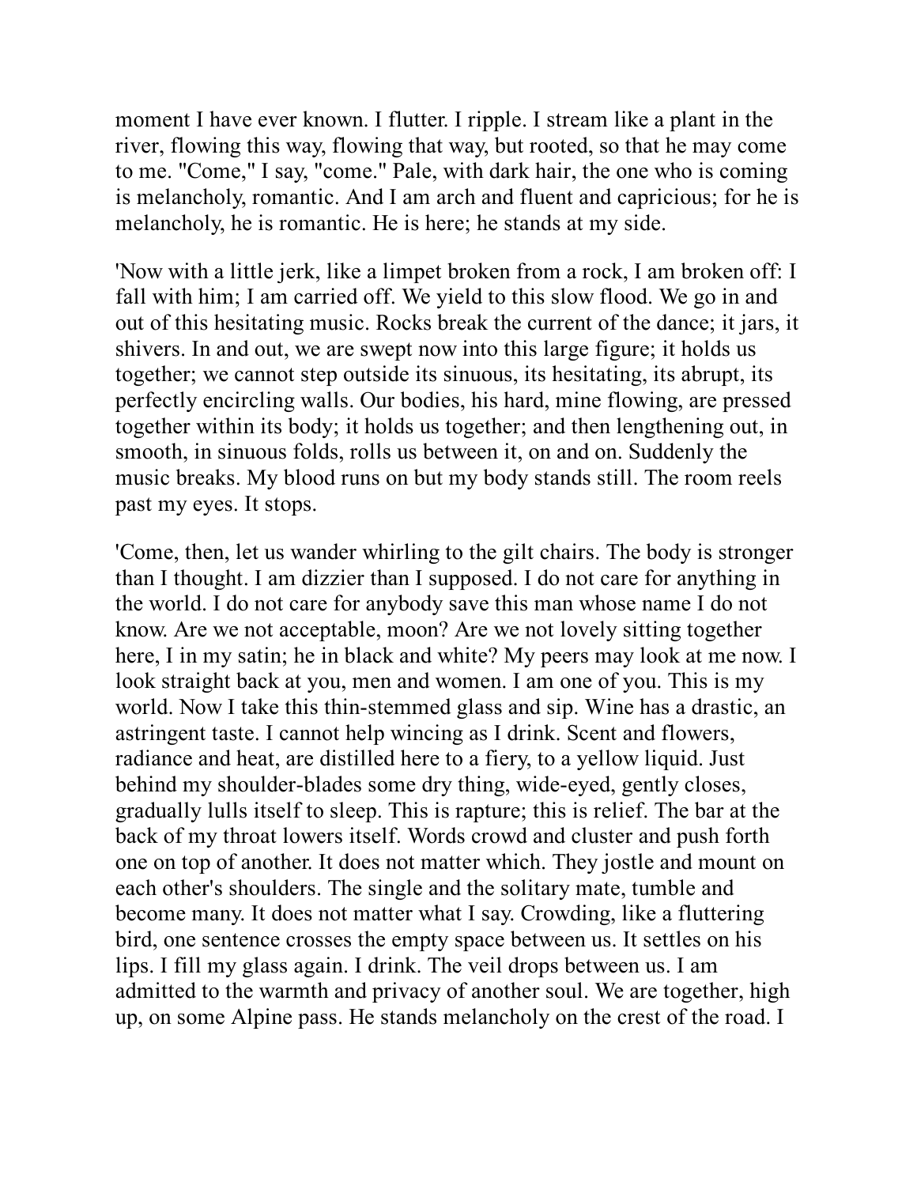moment I have ever known. I flutter. I ripple. I stream like a plant in the river, flowing this way, flowing that way, but rooted, so that he may come to me. "Come," I say, "come." Pale, with dark hair, the one who is coming is melancholy, romantic. And I am arch and fluent and capricious; for he is melancholy, he is romantic. He is here; he stands at my side.

'Now with a little jerk, like a limpet broken from a rock, I am broken off: I fall with him; I am carried off. We yield to this slow flood. We go in and out of this hesitating music. Rocks break the current of the dance; it jars, it shivers. In and out, we are swept now into this large figure; it holds us together; we cannot step outside its sinuous, its hesitating, its abrupt, its perfectly encircling walls. Our bodies, his hard, mine flowing, are pressed together within its body; it holds us together; and then lengthening out, in smooth, in sinuous folds, rolls us between it, on and on. Suddenly the music breaks. My blood runs on but my body stands still. The room reels past my eyes. It stops.

'Come, then, let us wander whirling to the gilt chairs. The body is stronger than I thought. I am dizzier than I supposed. I do not care for anything in the world. I do not care for anybody save this man whose name I do not know. Are we not acceptable, moon? Are we not lovely sitting together here, I in my satin; he in black and white? My peers may look at me now. I look straight back at you, men and women. I am one of you. This is my world. Now I take this thin-stemmed glass and sip. Wine has a drastic, an astringent taste. I cannot help wincing as I drink. Scent and flowers, radiance and heat, are distilled here to a fiery, to a yellow liquid. Just behind my shoulder-blades some dry thing, wide-eyed, gently closes, gradually lulls itself to sleep. This is rapture; this is relief. The bar at the back of my throat lowers itself. Words crowd and cluster and push forth one on top of another. It does not matter which. They jostle and mount on each other's shoulders. The single and the solitary mate, tumble and become many. It does not matter what I say. Crowding, like a fluttering bird, one sentence crosses the empty space between us. It settles on his lips. I fill my glass again. I drink. The veil drops between us. I am admitted to the warmth and privacy of another soul. We are together, high up, on some Alpine pass. He stands melancholy on the crest of the road. I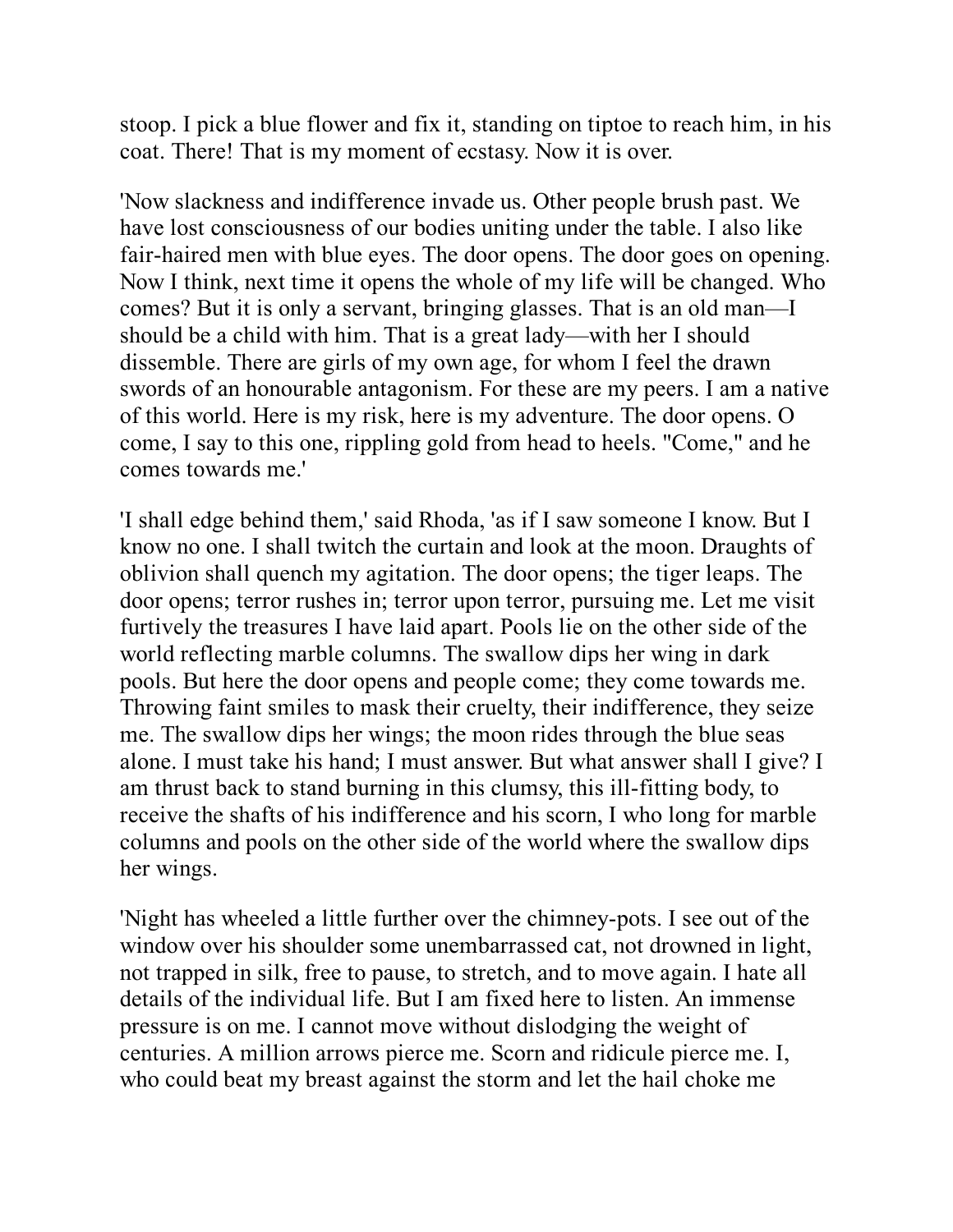stoop. I pick a blue flower and fix it, standing on tiptoe to reach him, in his coat. There! That is my moment of ecstasy. Now it is over.

'Now slackness and indifference invade us. Other people brush past. We have lost consciousness of our bodies uniting under the table. I also like fair-haired men with blue eyes. The door opens. The door goes on opening. Now I think, next time it opens the whole of my life will be changed. Who comes? But it is only a servant, bringing glasses. That is an old man—I should be a child with him. That is a great lady—with her I should dissemble. There are girls of my own age, for whom I feel the drawn swords of an honourable antagonism. For these are my peers. I am a native of this world. Here is my risk, here is my adventure. The door opens. O come, I say to this one, rippling gold from head to heels. "Come," and he comes towards me.'

'I shall edge behind them,' said Rhoda, 'as if I saw someone I know. But I know no one. I shall twitch the curtain and look at the moon. Draughts of oblivion shall quench my agitation. The door opens; the tiger leaps. The door opens; terror rushes in; terror upon terror, pursuing me. Let me visit furtively the treasures I have laid apart. Pools lie on the other side of the world reflecting marble columns. The swallow dips her wing in dark pools. But here the door opens and people come; they come towards me. Throwing faint smiles to mask their cruelty, their indifference, they seize me. The swallow dips her wings; the moon rides through the blue seas alone. I must take his hand; I must answer. But what answer shall I give? I am thrust back to stand burning in this clumsy, this ill-fitting body, to receive the shafts of his indifference and his scorn, I who long for marble columns and pools on the other side of the world where the swallow dips her wings.

'Night has wheeled a little further over the chimney-pots. I see out of the window over his shoulder some unembarrassed cat, not drowned in light, not trapped in silk, free to pause, to stretch, and to move again. I hate all details of the individual life. But I am fixed here to listen. An immense pressure is on me. I cannot move without dislodging the weight of centuries. A million arrows pierce me. Scorn and ridicule pierce me. I, who could beat my breast against the storm and let the hail choke me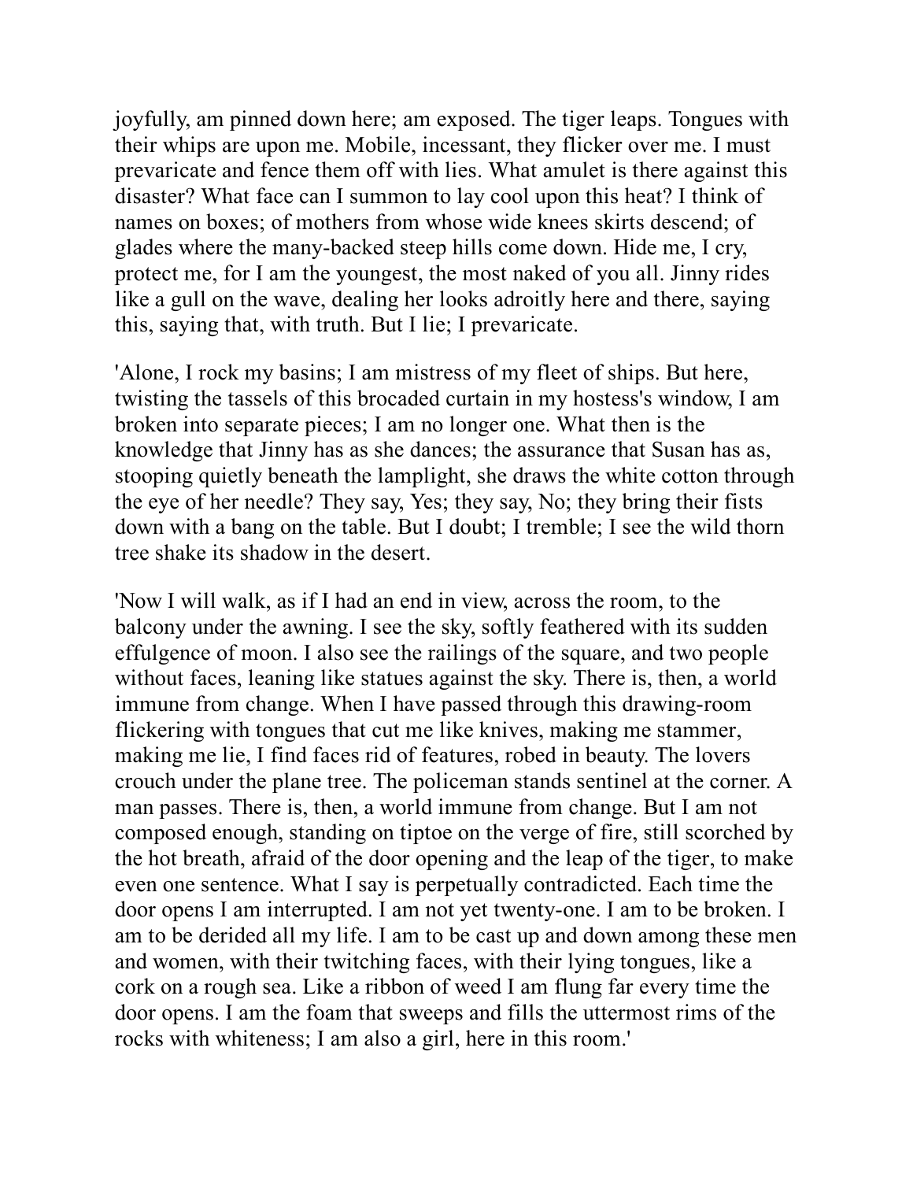joyfully, am pinned down here; am exposed. The tiger leaps. Tongues with their whips are upon me. Mobile, incessant, they flicker over me. I must prevaricate and fence them off with lies. What amulet is there against this disaster? What face can I summon to lay cool upon this heat? I think of names on boxes; of mothers from whose wide knees skirts descend; of glades where the many-backed steep hills come down. Hide me, I cry, protect me, for I am the youngest, the most naked of you all. Jinny rides like a gull on the wave, dealing her looks adroitly here and there, saying this, saying that, with truth. But I lie; I prevaricate.

'Alone, I rock my basins; I am mistress of my fleet of ships. But here, twisting the tassels of this brocaded curtain in my hostess's window, I am broken into separate pieces; I am no longer one. What then is the knowledge that Jinny has as she dances; the assurance that Susan has as, stooping quietly beneath the lamplight, she draws the white cotton through the eye of her needle? They say, Yes; they say, No; they bring their fists down with a bang on the table. But I doubt; I tremble; I see the wild thorn tree shake its shadow in the desert.

'Now I will walk, as if I had an end in view, across the room, to the balcony under the awning. I see the sky, softly feathered with its sudden effulgence of moon. I also see the railings of the square, and two people without faces, leaning like statues against the sky. There is, then, a world immune from change. When I have passed through this drawing-room flickering with tongues that cut me like knives, making me stammer, making me lie, I find faces rid of features, robed in beauty. The lovers crouch under the plane tree. The policeman stands sentinel at the corner. A man passes. There is, then, a world immune from change. But I am not composed enough, standing on tiptoe on the verge of fire, still scorched by the hot breath, afraid of the door opening and the leap of the tiger, to make even one sentence. What I say is perpetually contradicted. Each time the door opens I am interrupted. I am not yet twenty-one. I am to be broken. I am to be derided all my life. I am to be cast up and down among these men and women, with their twitching faces, with their lying tongues, like a cork on a rough sea. Like a ribbon of weed I am flung far every time the door opens. I am the foam that sweeps and fills the uttermost rims of the rocks with whiteness; I am also a girl, here in this room.'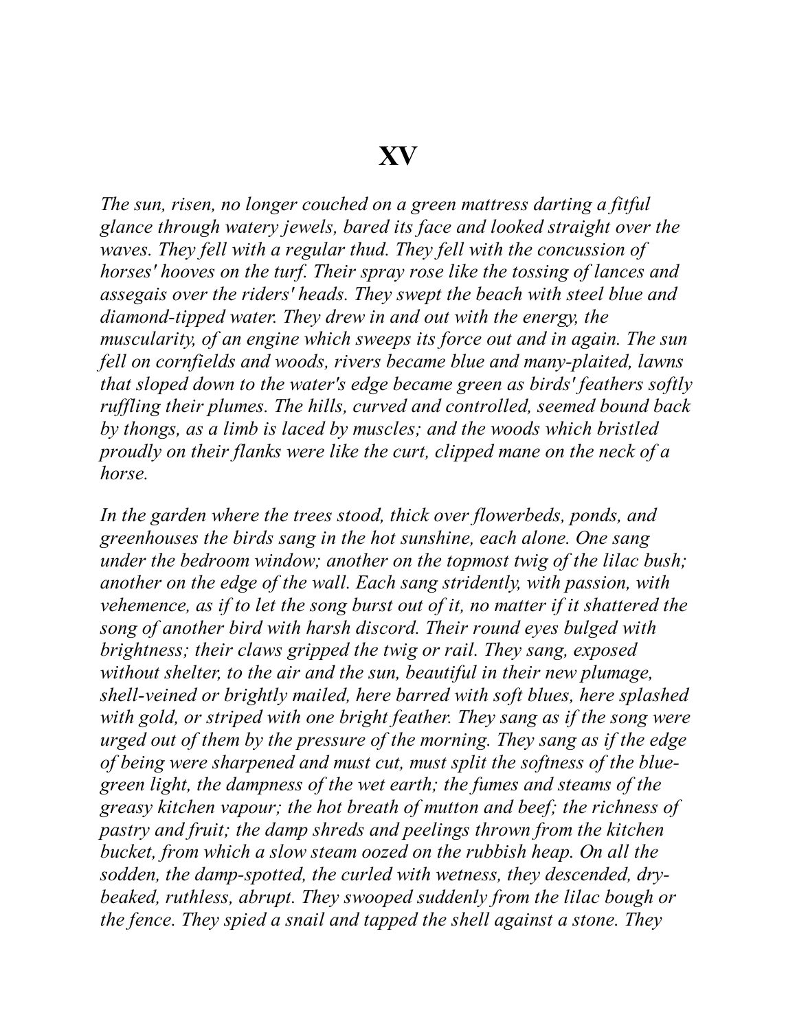# XV

*The sun, risen, no longer couched on a green mattress darting a fitful glance through watery jewels, bared its face and looked straight over the waves. They fell with a regular thud. They fell with the concussion of horses' hooves on the turf. Their spray rose like the tossing of lances and assegais over the riders' heads. They swept the beach with steel blue and diamond-tipped water. They drew in and out with the energy, the muscularity, of an engine which sweeps its force out and in again. The sun fell on cornfields and woods, rivers became blue and many-plaited, lawns that sloped down to the water's edge became green as birds' feathers softly ruffling their plumes. The hills, curved and controlled, seemed bound back by thongs, as a limb is laced by muscles; and the woods which bristled proudly on their flanks were like the curt, clipped mane on the neck of a horse.*

*In the garden where the trees stood, thick over flowerbeds, ponds, and greenhouses the birds sang in the hot sunshine, each alone. One sang under the bedroom window; another on the topmost twig of the lilac bush; another on the edge of the wall. Each sang stridently, with passion, with vehemence, as if to let the song burst out of it, no matter if it shattered the song of another bird with harsh discord. Their round eyes bulged with brightness; their claws gripped the twig or rail. They sang, exposed without shelter, to the air and the sun, beautiful in their new plumage, shell-veined or brightly mailed, here barred with soft blues, here splashed with gold, or striped with one bright feather. They sang as if the song were urged out of them by the pressure of the morning. They sang as if the edge of being were sharpened and must cut, must split the softness of the blue-green light, the dampness of the wet earth; the fumes and steams of the greasy kitchen vapour; the hot breath of mutton and beef; the richness of pastry and fruit; the damp shreds and peelings thrown from the kitchen bucket, from which a slow steam oozed on the rubbish heap. On all the sodden, the damp-spotted, the curled with wetness, they descended, dry-beaked, ruthless, abrupt. They swooped suddenly from the lilac bough or the fence. They spied a snail and tapped the shell against a stone. They*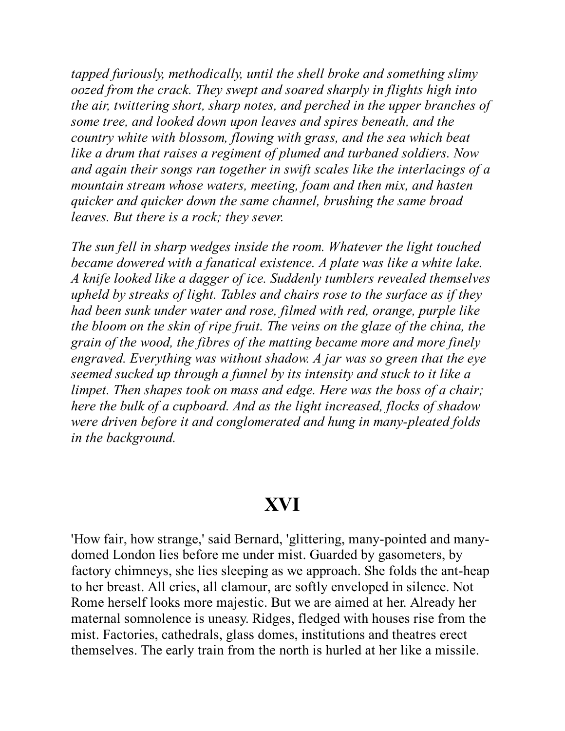*tapped furiously, methodically, until the shell broke and something slimy oozed from the crack. They swept and soared sharply in flights high into the air, twittering short, sharp notes, and perched in the upper branches of some tree, and looked down upon leaves and spires beneath, and the country white with blossom, flowing with grass, and the sea which beat like a drum that raises a regiment of plumed and turbaned soldiers. Now and again their songs ran together in swift scales like the interlacings of a mountain stream whose waters, meeting, foam and then mix, and hasten quicker and quicker down the same channel, brushing the same broad leaves. But there is a rock; they sever.*

*The sun fell in sharp wedges inside the room. Whatever the light touched became dowered with a fanatical existence. A plate was like a white lake. A knife looked like a dagger of ice. Suddenly tumblers revealed themselves upheld by streaks of light. Tables and chairs rose to the surface as if they had been sunk under water and rose, filmed with red, orange, purple like the bloom on the skin of ripe fruit. The veins on the glaze of the china, the grain of the wood, the fibres of the matting became more and more finely engraved. Everything was without shadow. A jar was so green that the eye seemed sucked up through a funnel by its intensity and stuck to it like a limpet. Then shapes took on mass and edge. Here was the boss of a chair; here the bulk of a cupboard. And as the light increased, flocks of shadow were driven before it and conglomerated and hung in many-pleated folds in the background.*

## XVI

'How fair, how strange,' said Bernard, 'glittering, many-pointed and many-domed London lies before me under mist. Guarded by gasometers, by factory chimneys, she lies sleeping as we approach. She folds the ant-heap to her breast. All cries, all clamour, are softly enveloped in silence. Not Rome herself looks more majestic. But we are aimed at her. Already her maternal somnolence is uneasy. Ridges, fledged with houses rise from the mist. Factories, cathedrals, glass domes, institutions and theatres erect themselves. The early train from the north is hurled at her like a missile.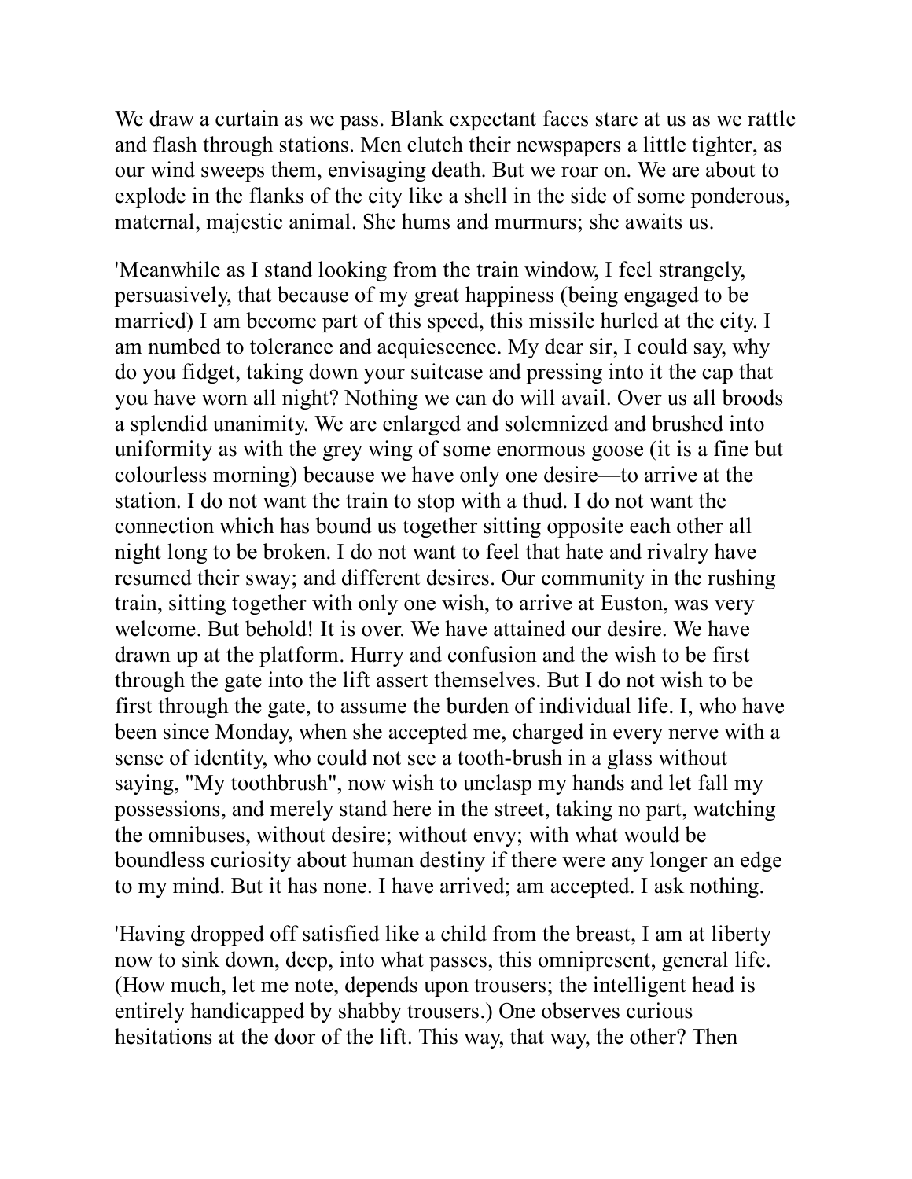We draw a curtain as we pass. Blank expectant faces stare at us as we rattle and flash through stations. Men clutch their newspapers a little tighter, as our wind sweeps them, envisaging death. But we roar on. We are about to explode in the flanks of the city like a shell in the side of some ponderous, maternal, majestic animal. She hums and murmurs; she awaits us.

'Meanwhile as I stand looking from the train window, I feel strangely, persuasively, that because of my great happiness (being engaged to be married) I am become part of this speed, this missile hurled at the city. I am numbed to tolerance and acquiescence. My dear sir, I could say, why do you fidget, taking down your suitcase and pressing into it the cap that you have worn all night? Nothing we can do will avail. Over us all broods a splendid unanimity. We are enlarged and solemnized and brushed into uniformity as with the grey wing of some enormous goose (it is a fine but colourless morning) because we have only one desire—to arrive at the station. I do not want the train to stop with a thud. I do not want the connection which has bound us together sitting opposite each other all night long to be broken. I do not want to feel that hate and rivalry have resumed their sway; and different desires. Our community in the rushing train, sitting together with only one wish, to arrive at Euston, was very welcome. But behold! It is over. We have attained our desire. We have drawn up at the platform. Hurry and confusion and the wish to be first through the gate into the lift assert themselves. But I do not wish to be first through the gate, to assume the burden of individual life. I, who have been since Monday, when she accepted me, charged in every nerve with a sense of identity, who could not see a tooth-brush in a glass without saying, "My toothbrush", now wish to unclasp my hands and let fall my possessions, and merely stand here in the street, taking no part, watching the omnibuses, without desire; without envy; with what would be boundless curiosity about human destiny if there were any longer an edge to my mind. But it has none. I have arrived; am accepted. I ask nothing.

'Having dropped off satisfied like a child from the breast, I am at liberty now to sink down, deep, into what passes, this omnipresent, general life. (How much, let me note, depends upon trousers; the intelligent head is entirely handicapped by shabby trousers.) One observes curious hesitations at the door of the lift. This way, that way, the other? Then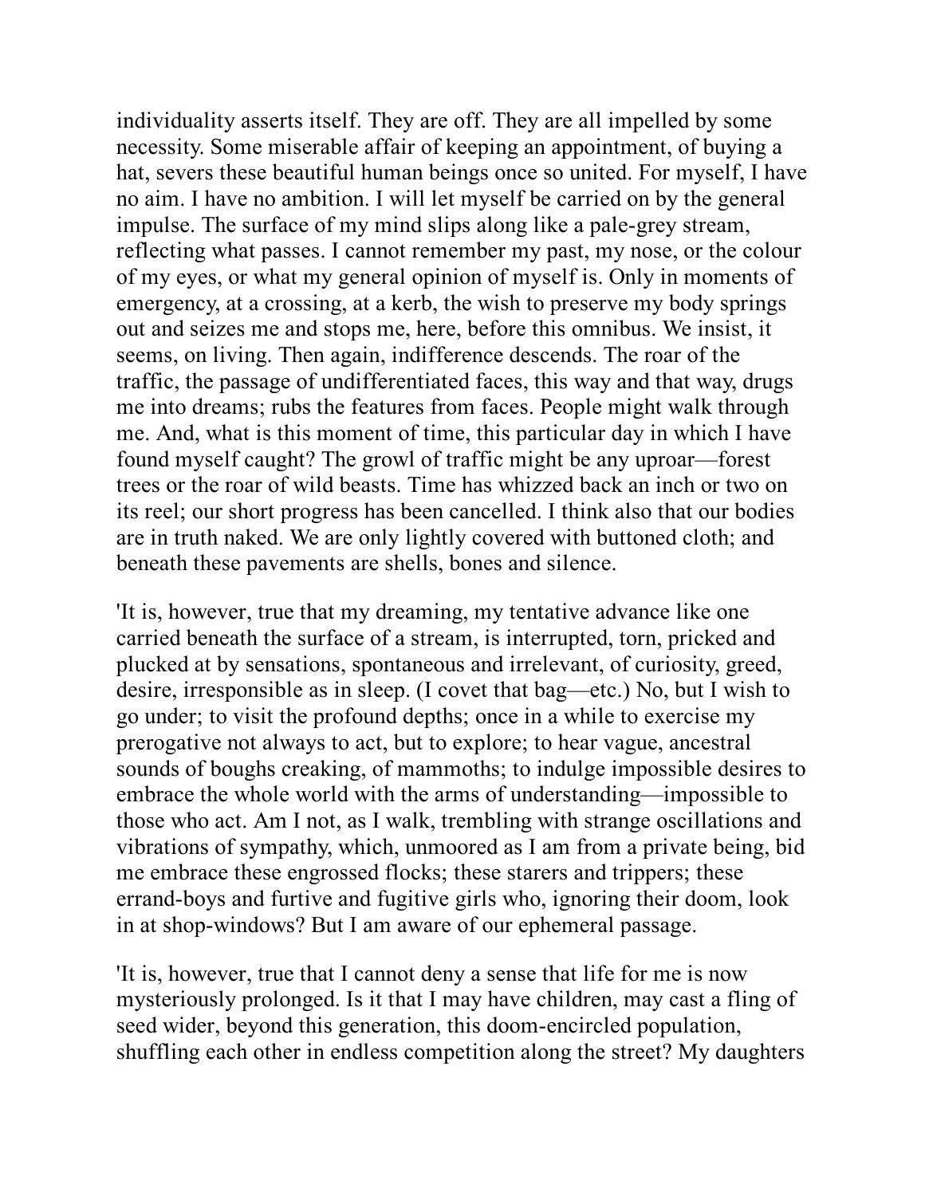individuality asserts itself. They are off. They are all impelled by some necessity. Some miserable affair of keeping an appointment, of buying a hat, severs these beautiful human beings once so united. For myself, I have no aim. I have no ambition. I will let myself be carried on by the general impulse. The surface of my mind slips along like a pale-grey stream, reflecting what passes. I cannot remember my past, my nose, or the colour of my eyes, or what my general opinion of myself is. Only in moments of emergency, at a crossing, at a kerb, the wish to preserve my body springs out and seizes me and stops me, here, before this omnibus. We insist, it seems, on living. Then again, indifference descends. The roar of the traffic, the passage of undifferentiated faces, this way and that way, drugs me into dreams; rubs the features from faces. People might walk through me. And, what is this moment of time, this particular day in which I have found myself caught? The growl of traffic might be any uproar—forest trees or the roar of wild beasts. Time has whizzed back an inch or two on its reel; our short progress has been cancelled. I think also that our bodies are in truth naked. We are only lightly covered with buttoned cloth; and beneath these pavements are shells, bones and silence.

'It is, however, true that my dreaming, my tentative advance like one carried beneath the surface of a stream, is interrupted, torn, pricked and plucked at by sensations, spontaneous and irrelevant, of curiosity, greed, desire, irresponsible as in sleep. (I covet that bag—etc.) No, but I wish to go under; to visit the profound depths; once in a while to exercise my prerogative not always to act, but to explore; to hear vague, ancestral sounds of boughs creaking, of mammoths; to indulge impossible desires to embrace the whole world with the arms of understanding—impossible to those who act. Am I not, as I walk, trembling with strange oscillations and vibrations of sympathy, which, unmoored as I am from a private being, bid me embrace these engrossed flocks; these starers and trippers; these errand-boys and furtive and fugitive girls who, ignoring their doom, look in at shop-windows? But I am aware of our ephemeral passage.

'It is, however, true that I cannot deny a sense that life for me is now mysteriously prolonged. Is it that I may have children, may cast a fling of seed wider, beyond this generation, this doom-encircled population, shuffling each other in endless competition along the street? My daughters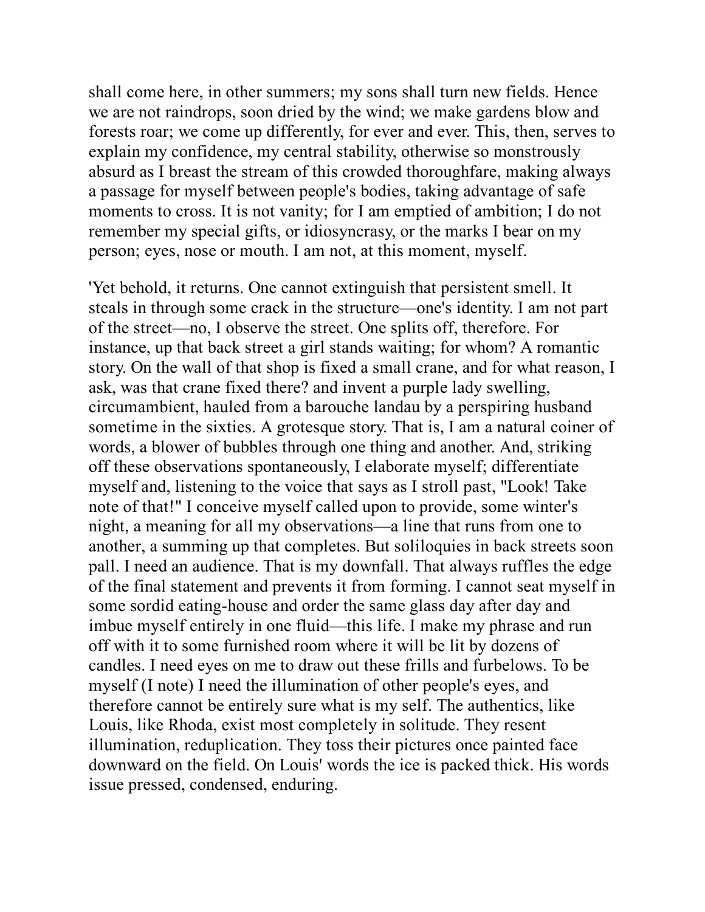shall come here, in other summers; my sons shall turn new fields. Hence we are not raindrops, soon dried by the wind; we make gardens blow and forests roar; we come up differently, for ever and ever. This, then, serves to explain my confidence, my central stability, otherwise so monstrously absurd as I breast the stream of this crowded thoroughfare, making always a passage for myself between people's bodies, taking advantage of safe moments to cross. It is not vanity; for I am emptied of ambition; I do not remember my special gifts, or idiosyncrasy, or the marks I bear on my person; eyes, nose or mouth. I am not, at this moment, myself.

'Yet behold, it returns. One cannot extinguish that persistent smell. It steals in through some crack in the structure—one's identity. I am not part of the street—no, I observe the street. One splits off, therefore. For instance, up that back street a girl stands waiting; for whom? A romantic story. On the wall of that shop is fixed a small crane, and for what reason, I ask, was that crane fixed there? and invent a purple lady swelling, circumambient, hauled from a barouche landau by a perspiring husband sometime in the sixties. A grotesque story. That is, I am a natural coiner of words, a blower of bubbles through one thing and another. And, striking off these observations spontaneously, I elaborate myself; differentiate myself and, listening to the voice that says as I stroll past, "Look! Take note of that!" I conceive myself called upon to provide, some winter's night, a meaning for all my observations—a line that runs from one to another, a summing up that completes. But soliloquies in back streets soon pall. I need an audience. That is my downfall. That always ruffles the edge of the final statement and prevents it from forming. I cannot seat myself in some sordid eating-house and order the same glass day after day and imbue myself entirely in one fluid—this life. I make my phrase and run off with it to some furnished room where it will be lit by dozens of candles. I need eyes on me to draw out these frills and furbelows. To be myself (I note) I need the illumination of other people's eyes, and therefore cannot be entirely sure what is my self. The authentics, like Louis, like Rhoda, exist most completely in solitude. They resent illumination, reduplication. They toss their pictures once painted face downward on the field. On Louis' words the ice is packed thick. His words issue pressed, condensed, enduring.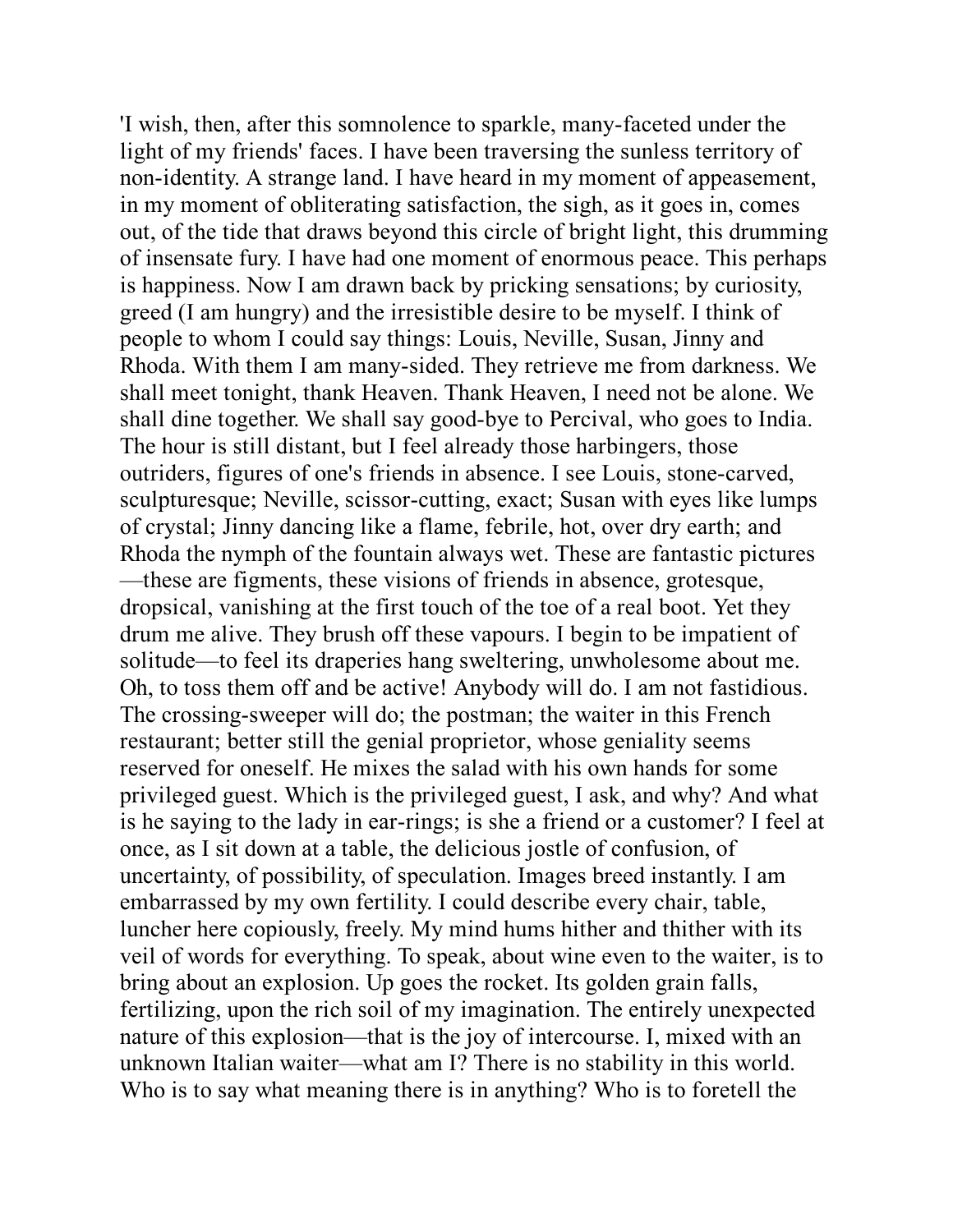'I wish, then, after this somnolence to sparkle, many-faceted under the light of my friends' faces. I have been traversing the sunless territory of non-identity. A strange land. I have heard in my moment of appeasement, in my moment of obliterating satisfaction, the sigh, as it goes in, comes out, of the tide that draws beyond this circle of bright light, this drumming of insensate fury. I have had one moment of enormous peace. This perhaps is happiness. Now I am drawn back by pricking sensations; by curiosity, greed (I am hungry) and the irresistible desire to be myself. I think of people to whom I could say things: Louis, Neville, Susan, Jinny and Rhoda. With them I am many-sided. They retrieve me from darkness. We shall meet tonight, thank Heaven. Thank Heaven, I need not be alone. We shall dine together. We shall say good-bye to Percival, who goes to India. The hour is still distant, but I feel already those harbingers, those outriders, figures of one's friends in absence. I see Louis, stone-carved, sculpturesque; Neville, scissor-cutting, exact; Susan with eyes like lumps of crystal; Jinny dancing like a flame, febrile, hot, over dry earth; and Rhoda the nymph of the fountain always wet. These are fantastic pictures—these are figments, these visions of friends in absence, grotesque, dropsical, vanishing at the first touch of the toe of a real boot. Yet they drum me alive. They brush off these vapours. I begin to be impatient of solitude—to feel its draperies hang sweltering, unwholesome about me. Oh, to toss them off and be active! Anybody will do. I am not fastidious. The crossing-sweeper will do; the postman; the waiter in this French restaurant; better still the genial proprietor, whose geniality seems reserved for oneself. He mixes the salad with his own hands for some privileged guest. Which is the privileged guest, I ask, and why? And what is he saying to the lady in ear-rings; is she a friend or a customer? I feel at once, as I sit down at a table, the delicious jostle of confusion, of uncertainty, of possibility, of speculation. Images breed instantly. I am embarrassed by my own fertility. I could describe every chair, table, luncher here copiously, freely. My mind hums hither and thither with its veil of words for everything. To speak, about wine even to the waiter, is to bring about an explosion. Up goes the rocket. Its golden grain falls, fertilizing, upon the rich soil of my imagination. The entirely unexpected nature of this explosion—that is the joy of intercourse. I, mixed with an unknown Italian waiter—what am I? There is no stability in this world. Who is to say what meaning there is in anything? Who is to foretell the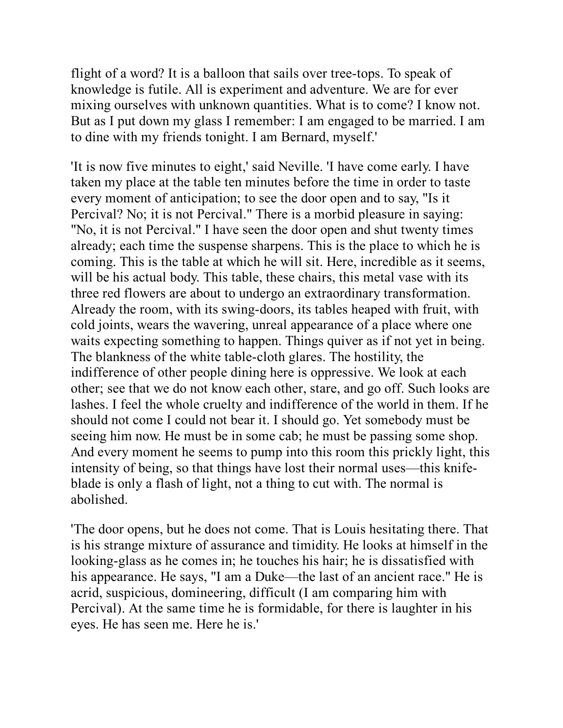flight of a word? It is a balloon that sails over tree-tops. To speak of knowledge is futile. All is experiment and adventure. We are for ever mixing ourselves with unknown quantities. What is to come? I know not. But as I put down my glass I remember: I am engaged to be married. I am to dine with my friends tonight. I am Bernard, myself.'

'It is now five minutes to eight,' said Neville. 'I have come early. I have taken my place at the table ten minutes before the time in order to taste every moment of anticipation; to see the door open and to say, "Is it Percival? No; it is not Percival." There is a morbid pleasure in saying: "No, it is not Percival." I have seen the door open and shut twenty times already; each time the suspense sharpens. This is the place to which he is coming. This is the table at which he will sit. Here, incredible as it seems, will be his actual body. This table, these chairs, this metal vase with its three red flowers are about to undergo an extraordinary transformation. Already the room, with its swing-doors, its tables heaped with fruit, with cold joints, wears the wavering, unreal appearance of a place where one waits expecting something to happen. Things quiver as if not yet in being. The blankness of the white table-cloth glares. The hostility, the indifference of other people dining here is oppressive. We look at each other; see that we do not know each other, stare, and go off. Such looks are lashes. I feel the whole cruelty and indifference of the world in them. If he should not come I could not bear it. I should go. Yet somebody must be seeing him now. He must be in some cab; he must be passing some shop. And every moment he seems to pump into this room this prickly light, this intensity of being, so that things have lost their normal uses—this knife-blade is only a flash of light, not a thing to cut with. The normal is abolished.

'The door opens, but he does not come. That is Louis hesitating there. That is his strange mixture of assurance and timidity. He looks at himself in the looking-glass as he comes in; he touches his hair; he is dissatisfied with his appearance. He says, "I am a Duke—the last of an ancient race." He is acrid, suspicious, domineering, difficult (I am comparing him with Percival). At the same time he is formidable, for there is laughter in his eyes. He has seen me. Here he is.'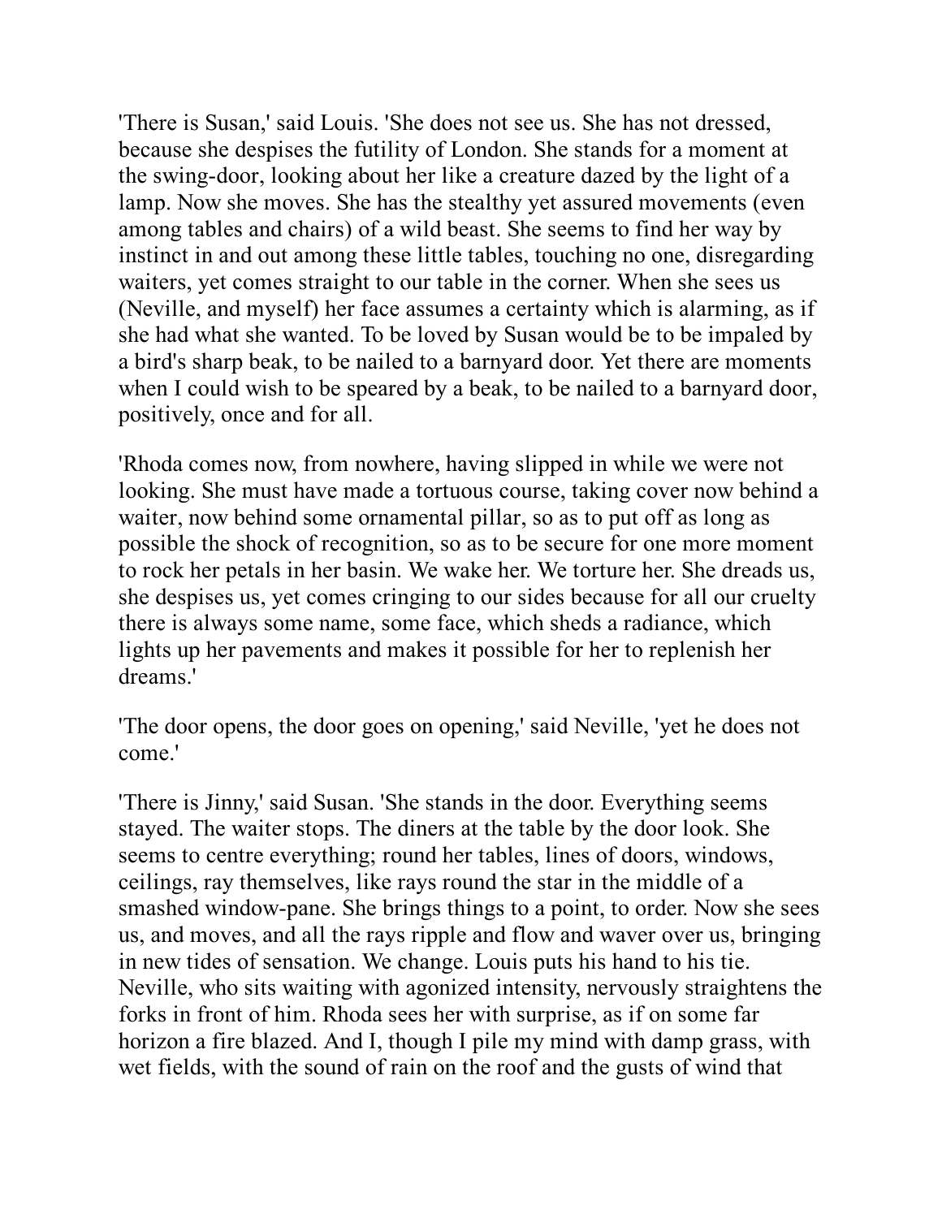'There is Susan,' said Louis. 'She does not see us. She has not dressed, because she despises the futility of London. She stands for a moment at the swing-door, looking about her like a creature dazed by the light of a lamp. Now she moves. She has the stealthy yet assured movements (even among tables and chairs) of a wild beast. She seems to find her way by instinct in and out among these little tables, touching no one, disregarding waiters, yet comes straight to our table in the corner. When she sees us (Neville, and myself) her face assumes a certainty which is alarming, as if she had what she wanted. To be loved by Susan would be to be impaled by a bird's sharp beak, to be nailed to a barnyard door. Yet there are moments when I could wish to be speared by a beak, to be nailed to a barnyard door, positively, once and for all.

'Rhoda comes now, from nowhere, having slipped in while we were not looking. She must have made a tortuous course, taking cover now behind a waiter, now behind some ornamental pillar, so as to put off as long as possible the shock of recognition, so as to be secure for one more moment to rock her petals in her basin. We wake her. We torture her. She dreads us, she despises us, yet comes cringing to our sides because for all our cruelty there is always some name, some face, which sheds a radiance, which lights up her pavements and makes it possible for her to replenish her dreams.'

'The door opens, the door goes on opening,' said Neville, 'yet he does not come.'

'There is Jinny,' said Susan. 'She stands in the door. Everything seems stayed. The waiter stops. The diners at the table by the door look. She seems to centre everything; round her tables, lines of doors, windows, ceilings, ray themselves, like rays round the star in the middle of a smashed window-pane. She brings things to a point, to order. Now she sees us, and moves, and all the rays ripple and flow and waver over us, bringing in new tides of sensation. We change. Louis puts his hand to his tie. Neville, who sits waiting with agonized intensity, nervously straightens the forks in front of him. Rhoda sees her with surprise, as if on some far horizon a fire blazed. And I, though I pile my mind with damp grass, with wet fields, with the sound of rain on the roof and the gusts of wind that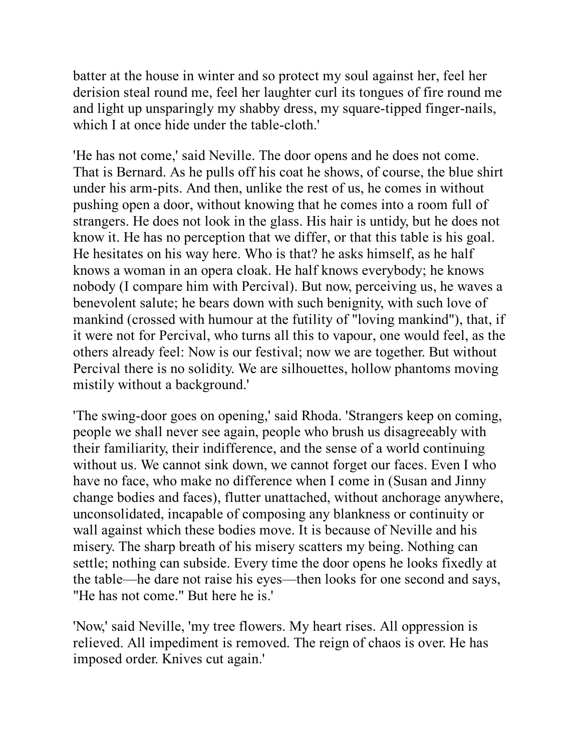batter at the house in winter and so protect my soul against her, feel her derision steal round me, feel her laughter curl its tongues of fire round me and light up unsparingly my shabby dress, my square-tipped finger-nails, which I at once hide under the table-cloth.'

'He has not come,' said Neville. The door opens and he does not come. That is Bernard. As he pulls off his coat he shows, of course, the blue shirt under his arm-pits. And then, unlike the rest of us, he comes in without pushing open a door, without knowing that he comes into a room full of strangers. He does not look in the glass. His hair is untidy, but he does not know it. He has no perception that we differ, or that this table is his goal. He hesitates on his way here. Who is that? he asks himself, as he half knows a woman in an opera cloak. He half knows everybody; he knows nobody (I compare him with Percival). But now, perceiving us, he waves a benevolent salute; he bears down with such benignity, with such love of mankind (crossed with humour at the futility of "loving mankind"), that, if it were not for Percival, who turns all this to vapour, one would feel, as the others already feel: Now is our festival; now we are together. But without Percival there is no solidity. We are silhouettes, hollow phantoms moving mistily without a background.'

'The swing-door goes on opening,' said Rhoda. 'Strangers keep on coming, people we shall never see again, people who brush us disagreeably with their familiarity, their indifference, and the sense of a world continuing without us. We cannot sink down, we cannot forget our faces. Even I who have no face, who make no difference when I come in (Susan and Jinny change bodies and faces), flutter unattached, without anchorage anywhere, unconsolidated, incapable of composing any blankness or continuity or wall against which these bodies move. It is because of Neville and his misery. The sharp breath of his misery scatters my being. Nothing can settle; nothing can subside. Every time the door opens he looks fixedly at the table—he dare not raise his eyes—then looks for one second and says, "He has not come." But here he is.'

'Now,' said Neville, 'my tree flowers. My heart rises. All oppression is relieved. All impediment is removed. The reign of chaos is over. He has imposed order. Knives cut again.'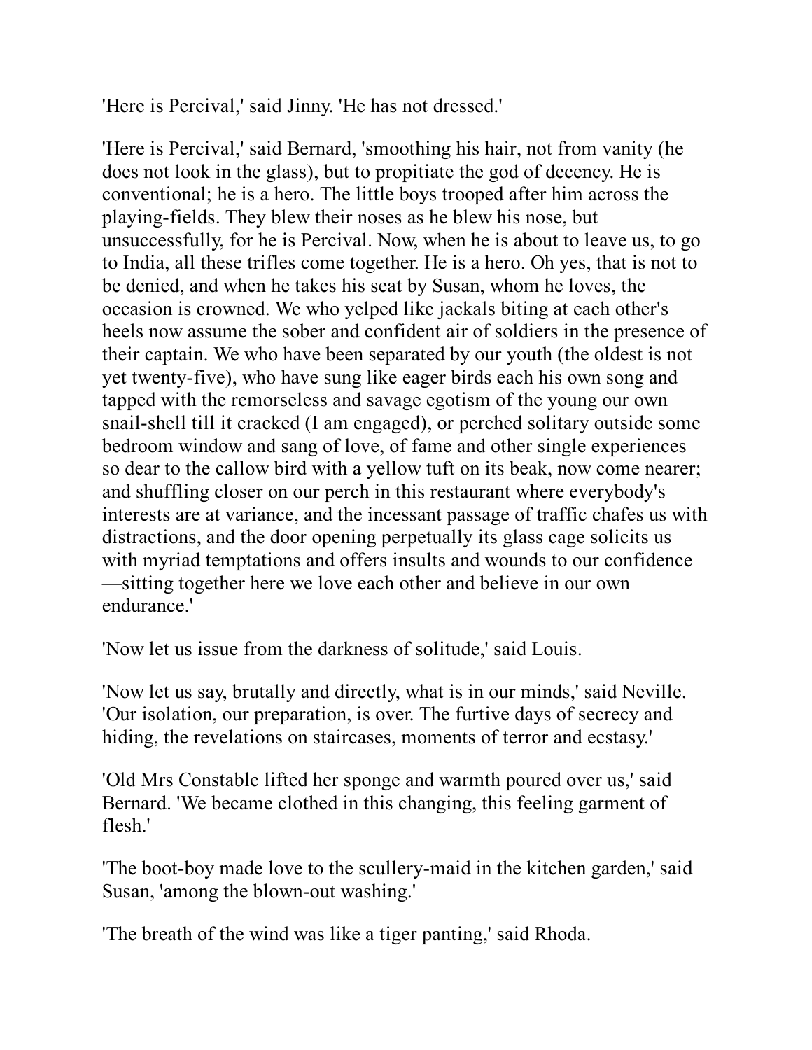'Here is Percival,' said Jinny. 'He has not dressed.'

'Here is Percival,' said Bernard, 'smoothing his hair, not from vanity (he does not look in the glass), but to propitiate the god of decency. He is conventional; he is a hero. The little boys trooped after him across the playing-fields. They blew their noses as he blew his nose, but unsuccessfully, for he is Percival. Now, when he is about to leave us, to go to India, all these trifles come together. He is a hero. Oh yes, that is not to be denied, and when he takes his seat by Susan, whom he loves, the occasion is crowned. We who yelped like jackals biting at each other's heels now assume the sober and confident air of soldiers in the presence of their captain. We who have been separated by our youth (the oldest is not yet twenty-five), who have sung like eager birds each his own song and tapped with the remorseless and savage egotism of the young our own snail-shell till it cracked (I am engaged), or perched solitary outside some bedroom window and sang of love, of fame and other single experiences so dear to the callow bird with a yellow tuft on its beak, now come nearer; and shuffling closer on our perch in this restaurant where everybody's interests are at variance, and the incessant passage of traffic chafes us with distractions, and the door opening perpetually its glass cage solicits us with myriad temptations and offers insults and wounds to our confidence—sitting together here we love each other and believe in our own endurance.'

'Now let us issue from the darkness of solitude,' said Louis.

'Now let us say, brutally and directly, what is in our minds,' said Neville. 'Our isolation, our preparation, is over. The furtive days of secrecy and hiding, the revelations on staircases, moments of terror and ecstasy.'

'Old Mrs Constable lifted her sponge and warmth poured over us,' said Bernard. 'We became clothed in this changing, this feeling garment of flesh.'

'The boot-boy made love to the scullery-maid in the kitchen garden,' said Susan, 'among the blown-out washing.'

'The breath of the wind was like a tiger panting,' said Rhoda.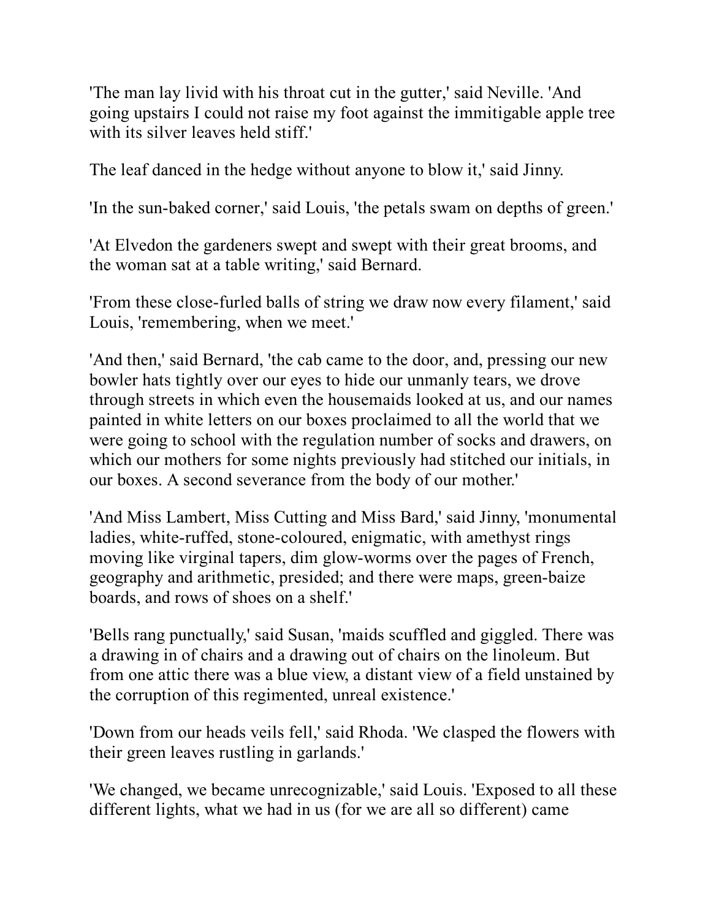'The man lay livid with his throat cut in the gutter,' said Neville. 'And going upstairs I could not raise my foot against the immitigable apple tree with its silver leaves held stiff.'

The leaf danced in the hedge without anyone to blow it,' said Jinny.

'In the sun-baked corner,' said Louis, 'the petals swam on depths of green.'

'At Elvedon the gardeners swept and swept with their great brooms, and the woman sat at a table writing,' said Bernard.

'From these close-furled balls of string we draw now every filament,' said Louis, 'remembering, when we meet.'

'And then,' said Bernard, 'the cab came to the door, and, pressing our new bowler hats tightly over our eyes to hide our unmanly tears, we drove through streets in which even the housemaids looked at us, and our names painted in white letters on our boxes proclaimed to all the world that we were going to school with the regulation number of socks and drawers, on which our mothers for some nights previously had stitched our initials, in our boxes. A second severance from the body of our mother.'

'And Miss Lambert, Miss Cutting and Miss Bard,' said Jinny, 'monumental ladies, white-ruffed, stone-coloured, enigmatic, with amethyst rings moving like virginal tapers, dim glow-worms over the pages of French, geography and arithmetic, presided; and there were maps, green-baize boards, and rows of shoes on a shelf.'

'Bells rang punctually,' said Susan, 'maids scuffled and giggled. There was a drawing in of chairs and a drawing out of chairs on the linoleum. But from one attic there was a blue view, a distant view of a field unstained by the corruption of this regimented, unreal existence.'

'Down from our heads veils fell,' said Rhoda. 'We clasped the flowers with their green leaves rustling in garlands.'

'We changed, we became unrecognizable,' said Louis. 'Exposed to all these different lights, what we had in us (for we are all so different) came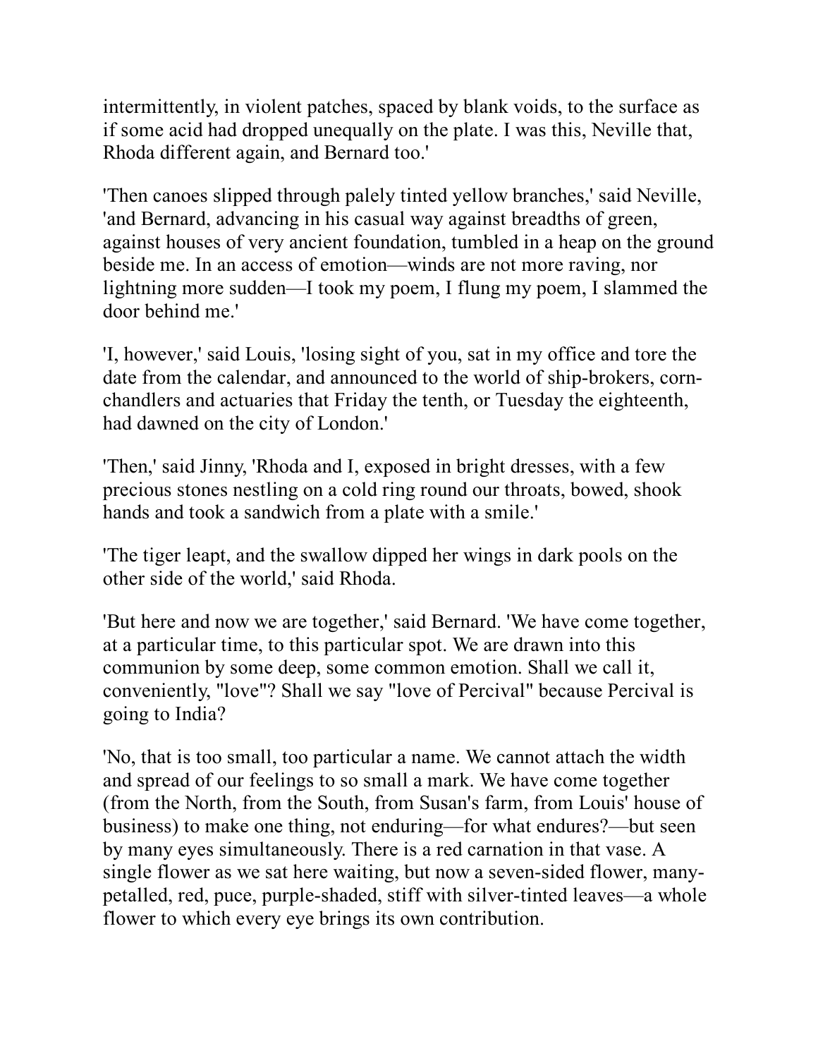intermittently, in violent patches, spaced by blank voids, to the surface as if some acid had dropped unequally on the plate. I was this, Neville that, Rhoda different again, and Bernard too.'

'Then canoes slipped through palely tinted yellow branches,' said Neville, 'and Bernard, advancing in his casual way against breadths of green, against houses of very ancient foundation, tumbled in a heap on the ground beside me. In an access of emotion—winds are not more raving, nor lightning more sudden—I took my poem, I flung my poem, I slammed the door behind me.'

'I, however,' said Louis, 'losing sight of you, sat in my office and tore the date from the calendar, and announced to the world of ship-brokers, corn-chandlers and actuaries that Friday the tenth, or Tuesday the eighteenth, had dawned on the city of London.'

'Then,' said Jinny, 'Rhoda and I, exposed in bright dresses, with a few precious stones nestling on a cold ring round our throats, bowed, shook hands and took a sandwich from a plate with a smile.'

'The tiger leapt, and the swallow dipped her wings in dark pools on the other side of the world,' said Rhoda.

'But here and now we are together,' said Bernard. 'We have come together, at a particular time, to this particular spot. We are drawn into this communion by some deep, some common emotion. Shall we call it, conveniently, "love"? Shall we say "love of Percival" because Percival is going to India?

'No, that is too small, too particular a name. We cannot attach the width and spread of our feelings to so small a mark. We have come together (from the North, from the South, from Susan's farm, from Louis' house of business) to make one thing, not enduring—for what endures?—but seen by many eyes simultaneously. There is a red carnation in that vase. A single flower as we sat here waiting, but now a seven-sided flower, many-petalled, red, puce, purple-shaded, stiff with silver-tinted leaves—a whole flower to which every eye brings its own contribution.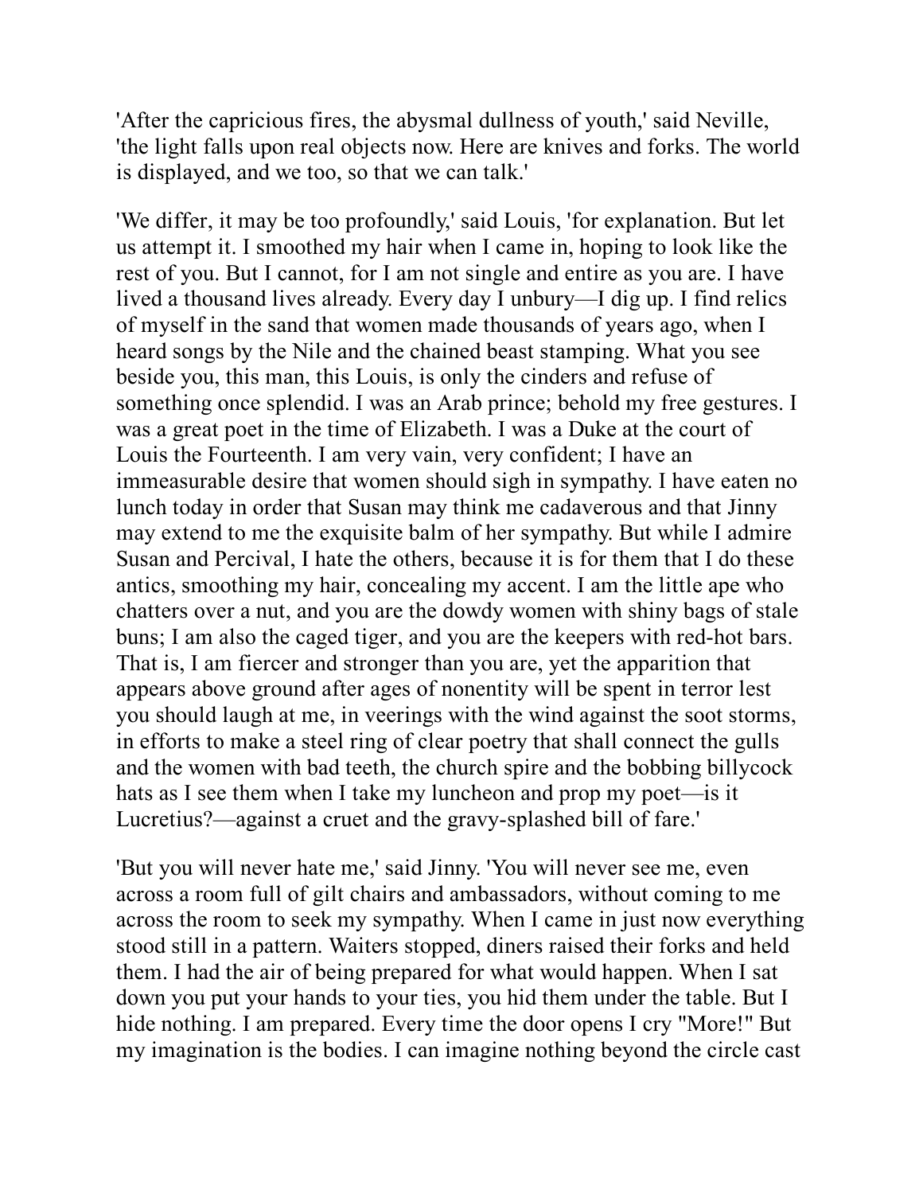'After the capricious fires, the abysmal dullness of youth,' said Neville, 'the light falls upon real objects now. Here are knives and forks. The world is displayed, and we too, so that we can talk.'

'We differ, it may be too profoundly,' said Louis, 'for explanation. But let us attempt it. I smoothed my hair when I came in, hoping to look like the rest of you. But I cannot, for I am not single and entire as you are. I have lived a thousand lives already. Every day I unbury—I dig up. I find relics of myself in the sand that women made thousands of years ago, when I heard songs by the Nile and the chained beast stamping. What you see beside you, this man, this Louis, is only the cinders and refuse of something once splendid. I was an Arab prince; behold my free gestures. I was a great poet in the time of Elizabeth. I was a Duke at the court of Louis the Fourteenth. I am very vain, very confident; I have an immeasurable desire that women should sigh in sympathy. I have eaten no lunch today in order that Susan may think me cadaverous and that Jinny may extend to me the exquisite balm of her sympathy. But while I admire Susan and Percival, I hate the others, because it is for them that I do these antics, smoothing my hair, concealing my accent. I am the little ape who chatters over a nut, and you are the dowdy women with shiny bags of stale buns; I am also the caged tiger, and you are the keepers with red-hot bars. That is, I am fiercer and stronger than you are, yet the apparition that appears above ground after ages of nonentity will be spent in terror lest you should laugh at me, in veerings with the wind against the soot storms, in efforts to make a steel ring of clear poetry that shall connect the gulls and the women with bad teeth, the church spire and the bobbing billycock hats as I see them when I take my luncheon and prop my poet—is it Lucretius?—against a cruet and the gravy-splashed bill of fare.'

'But you will never hate me,' said Jinny. 'You will never see me, even across a room full of gilt chairs and ambassadors, without coming to me across the room to seek my sympathy. When I came in just now everything stood still in a pattern. Waiters stopped, diners raised their forks and held them. I had the air of being prepared for what would happen. When I sat down you put your hands to your ties, you hid them under the table. But I hide nothing. I am prepared. Every time the door opens I cry "More!" But my imagination is the bodies. I can imagine nothing beyond the circle cast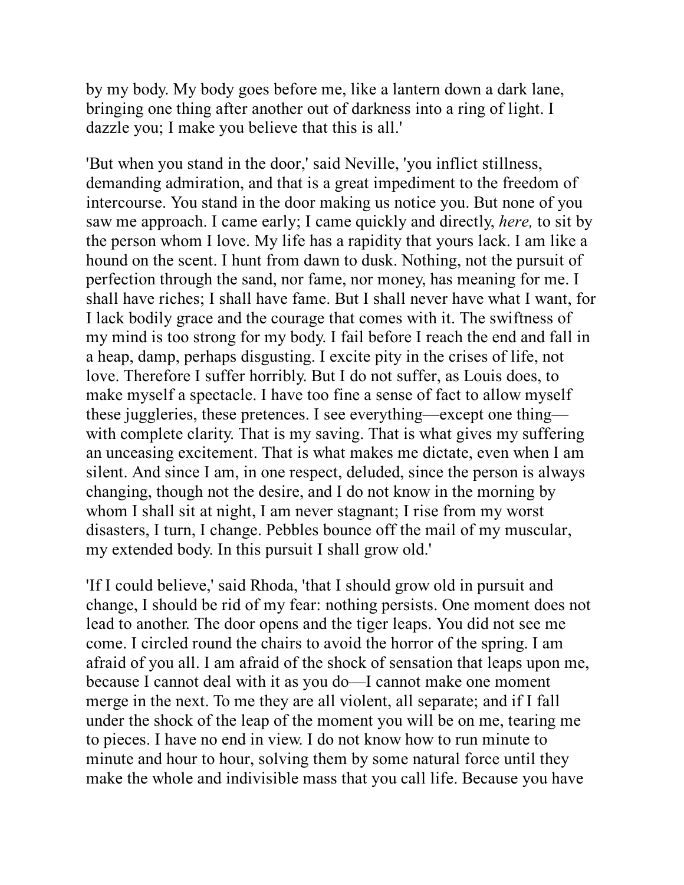by my body. My body goes before me, like a lantern down a dark lane, bringing one thing after another out of darkness into a ring of light. I dazzle you; I make you believe that this is all.'

'But when you stand in the door,' said Neville, 'you inflict stillness, demanding admiration, and that is a great impediment to the freedom of intercourse. You stand in the door making us notice you. But none of you saw me approach. I came early; I came quickly and directly, *here,* to sit by the person whom I love. My life has a rapidity that yours lack. I am like a hound on the scent. I hunt from dawn to dusk. Nothing, not the pursuit of perfection through the sand, nor fame, nor money, has meaning for me. I shall have riches; I shall have fame. But I shall never have what I want, for I lack bodily grace and the courage that comes with it. The swiftness of my mind is too strong for my body. I fail before I reach the end and fall in a heap, damp, perhaps disgusting. I excite pity in the crises of life, not love. Therefore I suffer horribly. But I do not suffer, as Louis does, to make myself a spectacle. I have too fine a sense of fact to allow myself these juggleries, these pretences. I see everything—except one thing—with complete clarity. That is my saving. That is what gives my suffering an unceasing excitement. That is what makes me dictate, even when I am silent. And since I am, in one respect, deluded, since the person is always changing, though not the desire, and I do not know in the morning by whom I shall sit at night, I am never stagnant; I rise from my worst disasters, I turn, I change. Pebbles bounce off the mail of my muscular, my extended body. In this pursuit I shall grow old.'

'If I could believe,' said Rhoda, 'that I should grow old in pursuit and change, I should be rid of my fear: nothing persists. One moment does not lead to another. The door opens and the tiger leaps. You did not see me come. I circled round the chairs to avoid the horror of the spring. I am afraid of you all. I am afraid of the shock of sensation that leaps upon me, because I cannot deal with it as you do—I cannot make one moment merge in the next. To me they are all violent, all separate; and if I fall under the shock of the leap of the moment you will be on me, tearing me to pieces. I have no end in view. I do not know how to run minute to minute and hour to hour, solving them by some natural force until they make the whole and indivisible mass that you call life. Because you have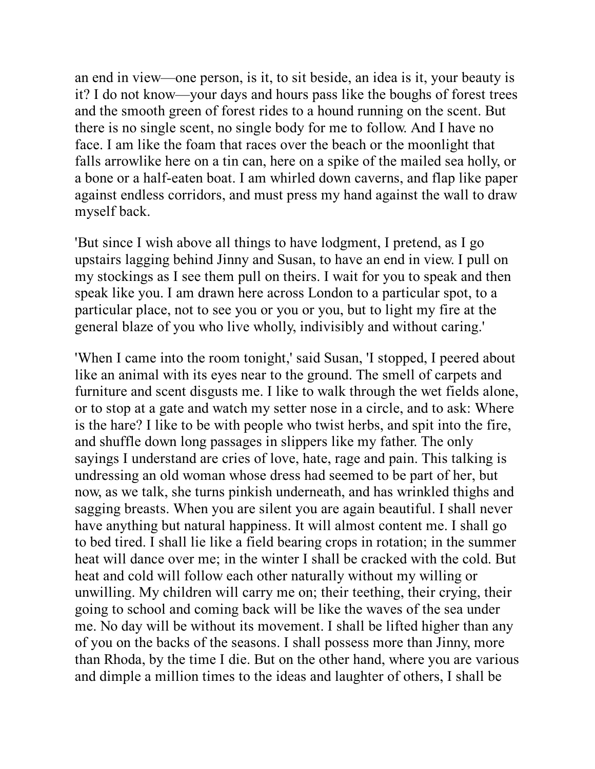an end in view—one person, is it, to sit beside, an idea is it, your beauty is it? I do not know—your days and hours pass like the boughs of forest trees and the smooth green of forest rides to a hound running on the scent. But there is no single scent, no single body for me to follow. And I have no face. I am like the foam that races over the beach or the moonlight that falls arrowlike here on a tin can, here on a spike of the mailed sea holly, or a bone or a half-eaten boat. I am whirled down caverns, and flap like paper against endless corridors, and must press my hand against the wall to draw myself back.

'But since I wish above all things to have lodgment, I pretend, as I go upstairs lagging behind Jinny and Susan, to have an end in view. I pull on my stockings as I see them pull on theirs. I wait for you to speak and then speak like you. I am drawn here across London to a particular spot, to a particular place, not to see you or you or you, but to light my fire at the general blaze of you who live wholly, indivisibly and without caring.'

'When I came into the room tonight,' said Susan, 'I stopped, I peered about like an animal with its eyes near to the ground. The smell of carpets and furniture and scent disgusts me. I like to walk through the wet fields alone, or to stop at a gate and watch my setter nose in a circle, and to ask: Where is the hare? I like to be with people who twist herbs, and spit into the fire, and shuffle down long passages in slippers like my father. The only sayings I understand are cries of love, hate, rage and pain. This talking is undressing an old woman whose dress had seemed to be part of her, but now, as we talk, she turns pinkish underneath, and has wrinkled thighs and sagging breasts. When you are silent you are again beautiful. I shall never have anything but natural happiness. It will almost content me. I shall go to bed tired. I shall lie like a field bearing crops in rotation; in the summer heat will dance over me; in the winter I shall be cracked with the cold. But heat and cold will follow each other naturally without my willing or unwilling. My children will carry me on; their teething, their crying, their going to school and coming back will be like the waves of the sea under me. No day will be without its movement. I shall be lifted higher than any of you on the backs of the seasons. I shall possess more than Jinny, more than Rhoda, by the time I die. But on the other hand, where you are various and dimple a million times to the ideas and laughter of others, I shall be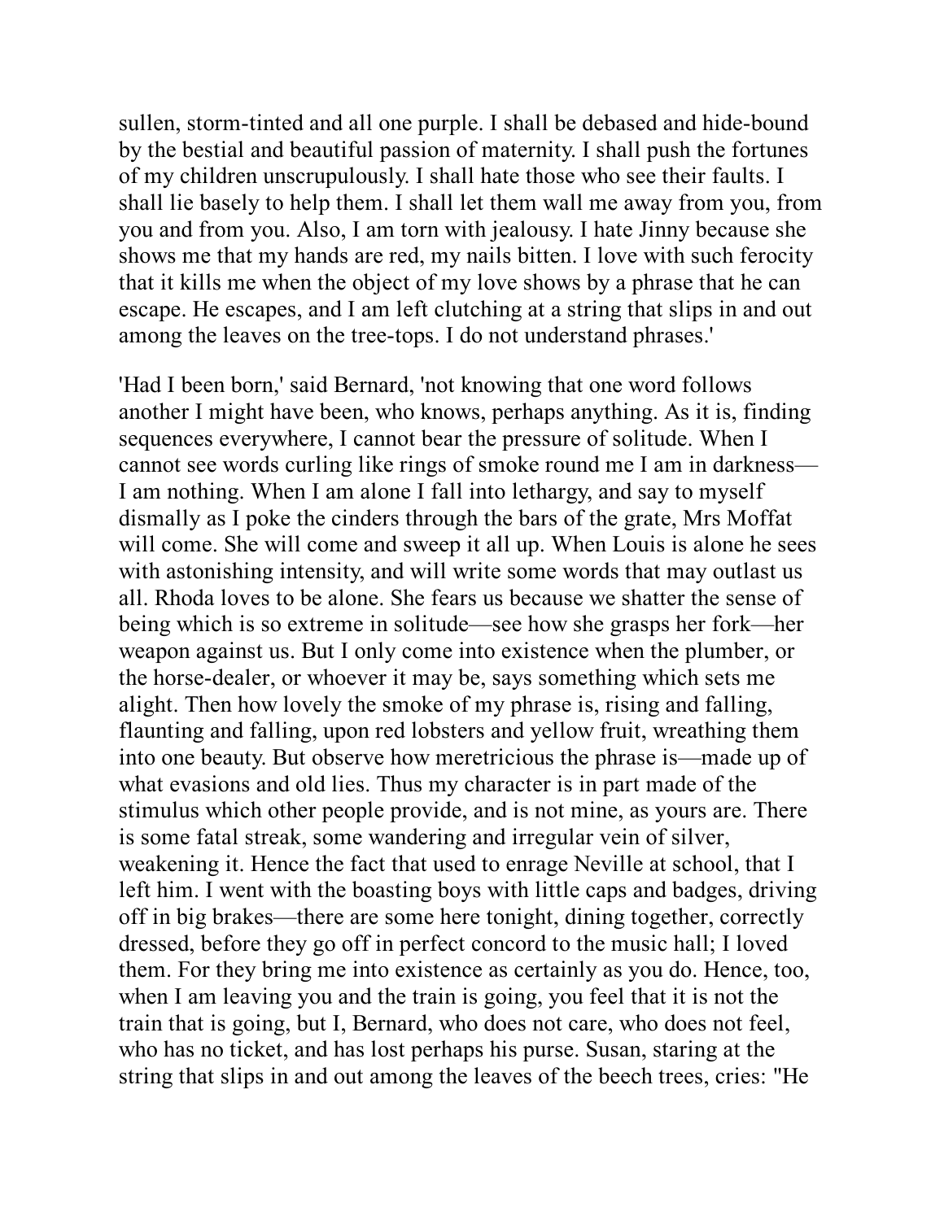sullen, storm-tinted and all one purple. I shall be debased and hide-bound by the bestial and beautiful passion of maternity. I shall push the fortunes of my children unscrupulously. I shall hate those who see their faults. I shall lie basely to help them. I shall let them wall me away from you, from you and from you. Also, I am torn with jealousy. I hate Jinny because she shows me that my hands are red, my nails bitten. I love with such ferocity that it kills me when the object of my love shows by a phrase that he can escape. He escapes, and I am left clutching at a string that slips in and out among the leaves on the tree-tops. I do not understand phrases.'

'Had I been born,' said Bernard, 'not knowing that one word follows another I might have been, who knows, perhaps anything. As it is, finding sequences everywhere, I cannot bear the pressure of solitude. When I cannot see words curling like rings of smoke round me I am in darkness—I am nothing. When I am alone I fall into lethargy, and say to myself dismally as I poke the cinders through the bars of the grate, Mrs Moffat will come. She will come and sweep it all up. When Louis is alone he sees with astonishing intensity, and will write some words that may outlast us all. Rhoda loves to be alone. She fears us because we shatter the sense of being which is so extreme in solitude—see how she grasps her fork—her weapon against us. But I only come into existence when the plumber, or the horse-dealer, or whoever it may be, says something which sets me alight. Then how lovely the smoke of my phrase is, rising and falling, flaunting and falling, upon red lobsters and yellow fruit, wreathing them into one beauty. But observe how meretricious the phrase is—made up of what evasions and old lies. Thus my character is in part made of the stimulus which other people provide, and is not mine, as yours are. There is some fatal streak, some wandering and irregular vein of silver, weakening it. Hence the fact that used to enrage Neville at school, that I left him. I went with the boasting boys with little caps and badges, driving off in big brakes—there are some here tonight, dining together, correctly dressed, before they go off in perfect concord to the music hall; I loved them. For they bring me into existence as certainly as you do. Hence, too, when I am leaving you and the train is going, you feel that it is not the train that is going, but I, Bernard, who does not care, who does not feel, who has no ticket, and has lost perhaps his purse. Susan, staring at the string that slips in and out among the leaves of the beech trees, cries: "He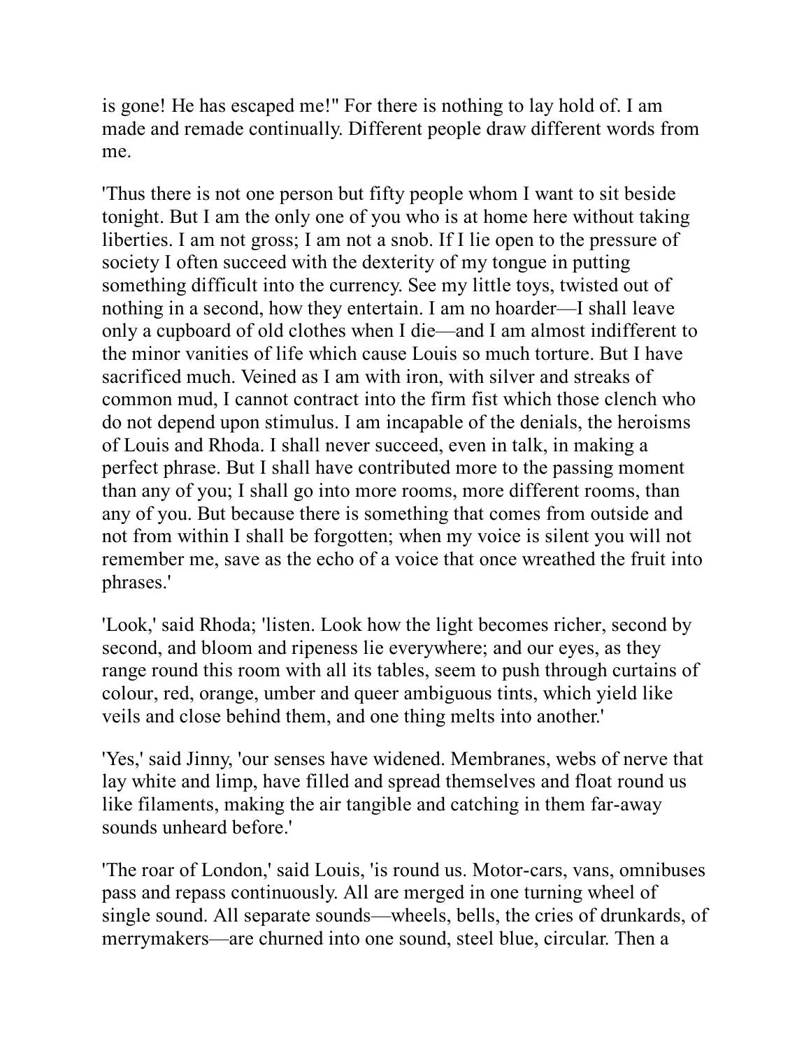is gone! He has escaped me!" For there is nothing to lay hold of. I am made and remade continually. Different people draw different words from me.

'Thus there is not one person but fifty people whom I want to sit beside tonight. But I am the only one of you who is at home here without taking liberties. I am not gross; I am not a snob. If I lie open to the pressure of society I often succeed with the dexterity of my tongue in putting something difficult into the currency. See my little toys, twisted out of nothing in a second, how they entertain. I am no hoarder—I shall leave only a cupboard of old clothes when I die—and I am almost indifferent to the minor vanities of life which cause Louis so much torture. But I have sacrificed much. Veined as I am with iron, with silver and streaks of common mud, I cannot contract into the firm fist which those clench who do not depend upon stimulus. I am incapable of the denials, the heroisms of Louis and Rhoda. I shall never succeed, even in talk, in making a perfect phrase. But I shall have contributed more to the passing moment than any of you; I shall go into more rooms, more different rooms, than any of you. But because there is something that comes from outside and not from within I shall be forgotten; when my voice is silent you will not remember me, save as the echo of a voice that once wreathed the fruit into phrases.'

'Look,' said Rhoda; 'listen. Look how the light becomes richer, second by second, and bloom and ripeness lie everywhere; and our eyes, as they range round this room with all its tables, seem to push through curtains of colour, red, orange, umber and queer ambiguous tints, which yield like veils and close behind them, and one thing melts into another.'

'Yes,' said Jinny, 'our senses have widened. Membranes, webs of nerve that lay white and limp, have filled and spread themselves and float round us like filaments, making the air tangible and catching in them far-away sounds unheard before.'

'The roar of London,' said Louis, 'is round us. Motor-cars, vans, omnibuses pass and repass continuously. All are merged in one turning wheel of single sound. All separate sounds—wheels, bells, the cries of drunkards, of merrymakers—are churned into one sound, steel blue, circular. Then a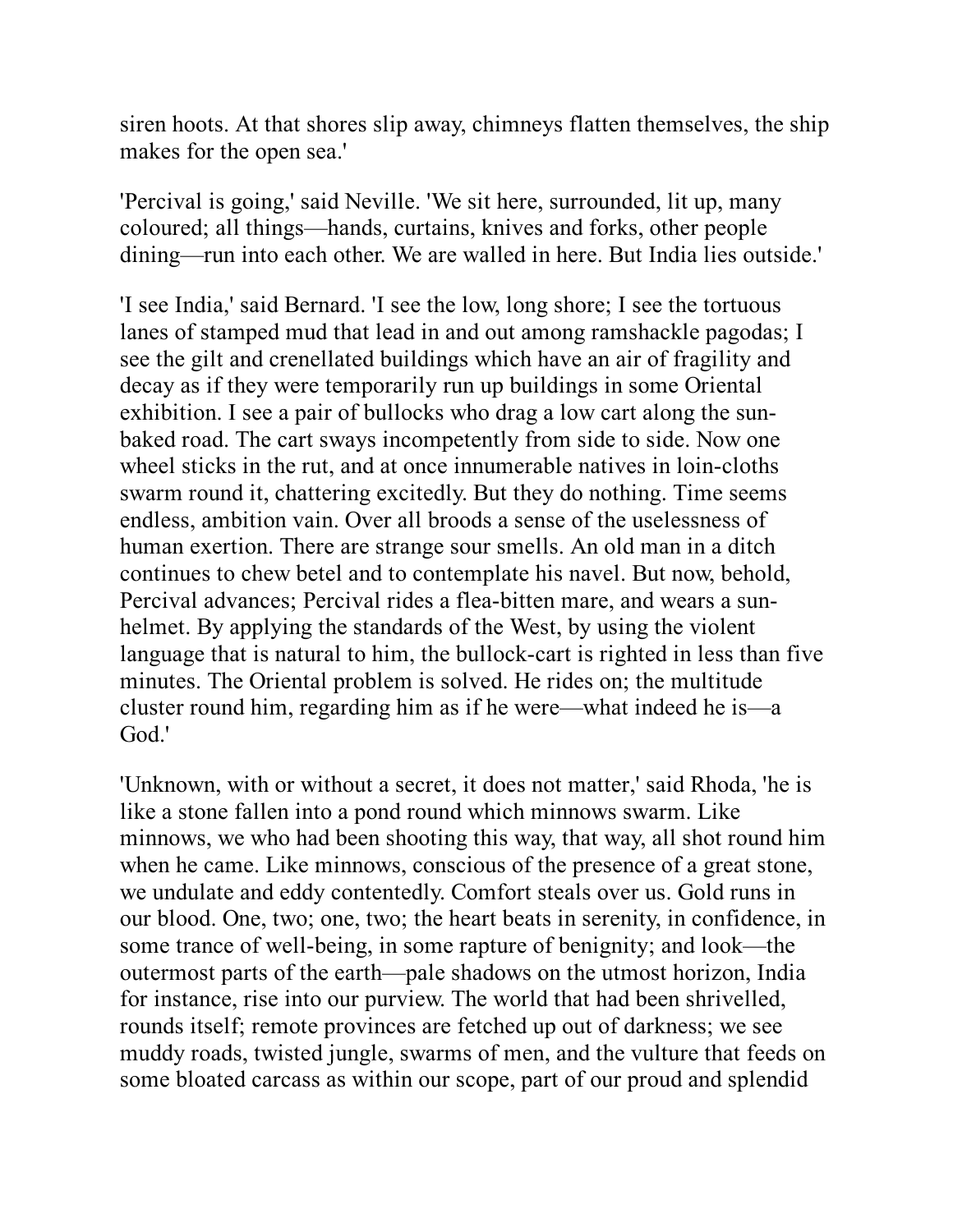siren hoots. At that shores slip away, chimneys flatten themselves, the ship makes for the open sea.'

'Percival is going,' said Neville. 'We sit here, surrounded, lit up, many coloured; all things—hands, curtains, knives and forks, other people dining—run into each other. We are walled in here. But India lies outside.'

'I see India,' said Bernard. 'I see the low, long shore; I see the tortuous lanes of stamped mud that lead in and out among ramshackle pagodas; I see the gilt and crenellated buildings which have an air of fragility and decay as if they were temporarily run up buildings in some Oriental exhibition. I see a pair of bullocks who drag a low cart along the sun-baked road. The cart sways incompetently from side to side. Now one wheel sticks in the rut, and at once innumerable natives in loin-cloths swarm round it, chattering excitedly. But they do nothing. Time seems endless, ambition vain. Over all broods a sense of the uselessness of human exertion. There are strange sour smells. An old man in a ditch continues to chew betel and to contemplate his navel. But now, behold, Percival advances; Percival rides a flea-bitten mare, and wears a sun-helmet. By applying the standards of the West, by using the violent language that is natural to him, the bullock-cart is righted in less than five minutes. The Oriental problem is solved. He rides on; the multitude cluster round him, regarding him as if he were—what indeed he is—a God.'

'Unknown, with or without a secret, it does not matter,' said Rhoda, 'he is like a stone fallen into a pond round which minnows swarm. Like minnows, we who had been shooting this way, that way, all shot round him when he came. Like minnows, conscious of the presence of a great stone, we undulate and eddy contentedly. Comfort steals over us. Gold runs in our blood. One, two; one, two; the heart beats in serenity, in confidence, in some trance of well-being, in some rapture of benignity; and look—the outermost parts of the earth—pale shadows on the utmost horizon, India for instance, rise into our purview. The world that had been shrivelled, rounds itself; remote provinces are fetched up out of darkness; we see muddy roads, twisted jungle, swarms of men, and the vulture that feeds on some bloated carcass as within our scope, part of our proud and splendid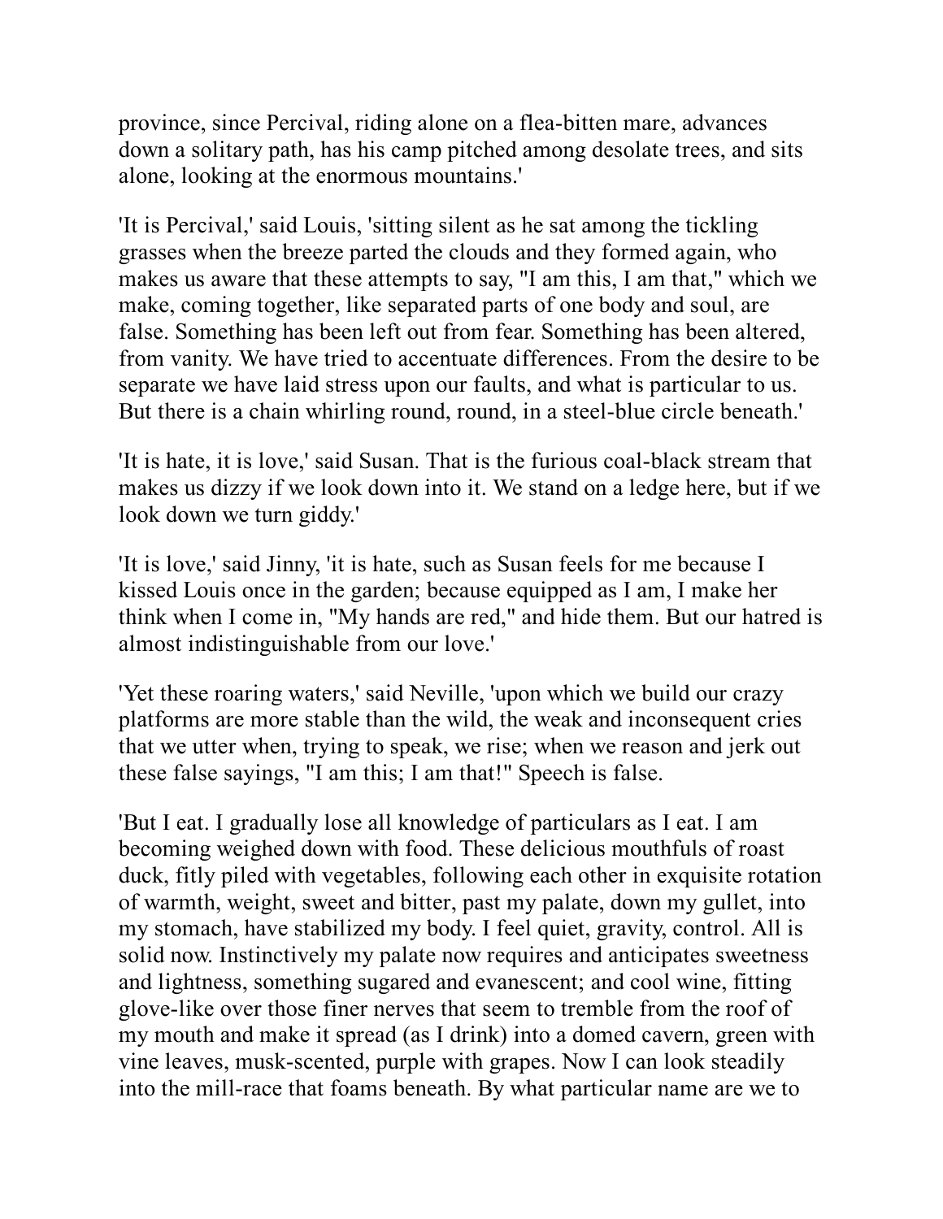province, since Percival, riding alone on a flea-bitten mare, advances down a solitary path, has his camp pitched among desolate trees, and sits alone, looking at the enormous mountains.'

'It is Percival,' said Louis, 'sitting silent as he sat among the tickling grasses when the breeze parted the clouds and they formed again, who makes us aware that these attempts to say, "I am this, I am that," which we make, coming together, like separated parts of one body and soul, are false. Something has been left out from fear. Something has been altered, from vanity. We have tried to accentuate differences. From the desire to be separate we have laid stress upon our faults, and what is particular to us. But there is a chain whirling round, round, in a steel-blue circle beneath.'

'It is hate, it is love,' said Susan. That is the furious coal-black stream that makes us dizzy if we look down into it. We stand on a ledge here, but if we look down we turn giddy.'

'It is love,' said Jinny, 'it is hate, such as Susan feels for me because I kissed Louis once in the garden; because equipped as I am, I make her think when I come in, "My hands are red," and hide them. But our hatred is almost indistinguishable from our love.'

'Yet these roaring waters,' said Neville, 'upon which we build our crazy platforms are more stable than the wild, the weak and inconsequent cries that we utter when, trying to speak, we rise; when we reason and jerk out these false sayings, "I am this; I am that!" Speech is false.

'But I eat. I gradually lose all knowledge of particulars as I eat. I am becoming weighed down with food. These delicious mouthfuls of roast duck, fitly piled with vegetables, following each other in exquisite rotation of warmth, weight, sweet and bitter, past my palate, down my gullet, into my stomach, have stabilized my body. I feel quiet, gravity, control. All is solid now. Instinctively my palate now requires and anticipates sweetness and lightness, something sugared and evanescent; and cool wine, fitting glove-like over those finer nerves that seem to tremble from the roof of my mouth and make it spread (as I drink) into a domed cavern, green with vine leaves, musk-scented, purple with grapes. Now I can look steadily into the mill-race that foams beneath. By what particular name are we to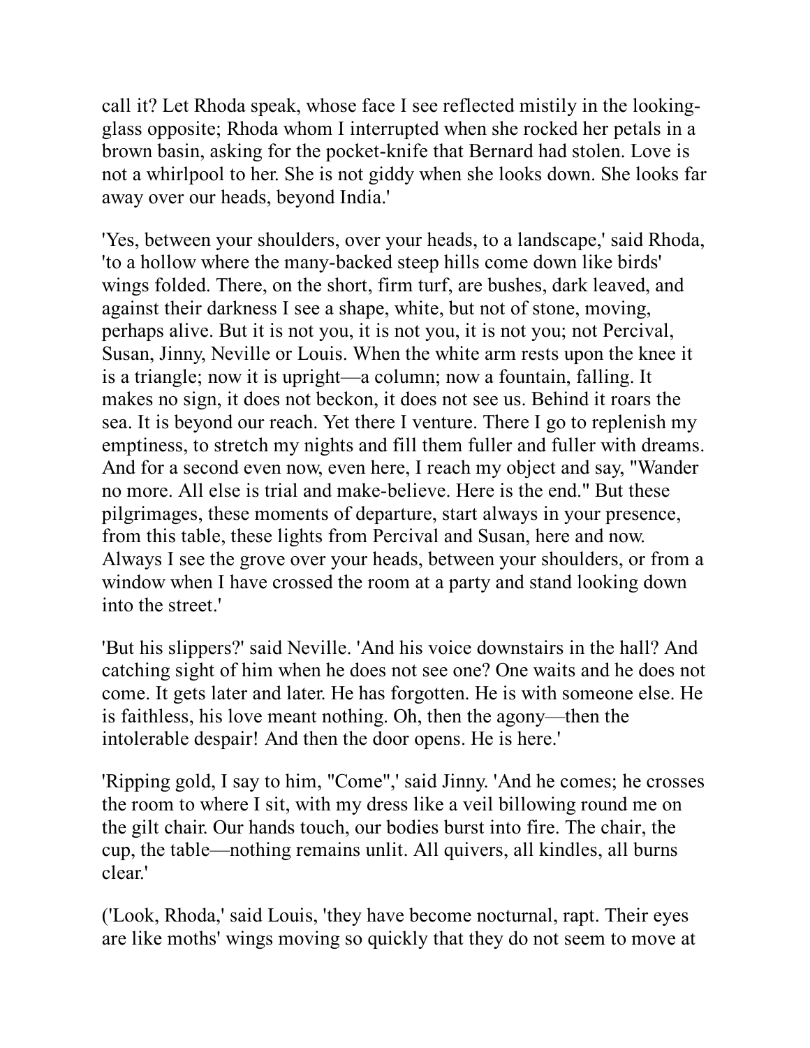call it? Let Rhoda speak, whose face I see reflected mistily in the looking-glass opposite; Rhoda whom I interrupted when she rocked her petals in a brown basin, asking for the pocket-knife that Bernard had stolen. Love is not a whirlpool to her. She is not giddy when she looks down. She looks far away over our heads, beyond India.'

'Yes, between your shoulders, over your heads, to a landscape,' said Rhoda, 'to a hollow where the many-backed steep hills come down like birds' wings folded. There, on the short, firm turf, are bushes, dark leaved, and against their darkness I see a shape, white, but not of stone, moving, perhaps alive. But it is not you, it is not you, it is not you; not Percival, Susan, Jinny, Neville or Louis. When the white arm rests upon the knee it is a triangle; now it is upright—a column; now a fountain, falling. It makes no sign, it does not beckon, it does not see us. Behind it roars the sea. It is beyond our reach. Yet there I venture. There I go to replenish my emptiness, to stretch my nights and fill them fuller and fuller with dreams. And for a second even now, even here, I reach my object and say, "Wander no more. All else is trial and make-believe. Here is the end." But these pilgrimages, these moments of departure, start always in your presence, from this table, these lights from Percival and Susan, here and now. Always I see the grove over your heads, between your shoulders, or from a window when I have crossed the room at a party and stand looking down into the street.'

'But his slippers?' said Neville. 'And his voice downstairs in the hall? And catching sight of him when he does not see one? One waits and he does not come. It gets later and later. He has forgotten. He is with someone else. He is faithless, his love meant nothing. Oh, then the agony—then the intolerable despair! And then the door opens. He is here.'

'Rippling gold, I say to him, "Come",' said Jinny. 'And he comes; he crosses the room to where I sit, with my dress like a veil billowing round me on the gilt chair. Our hands touch, our bodies burst into fire. The chair, the cup, the table—nothing remains unlit. All quivers, all kindles, all burns clear.'

('Look, Rhoda,' said Louis, 'they have become nocturnal, rapt. Their eyes are like moths' wings moving so quickly that they do not seem to move at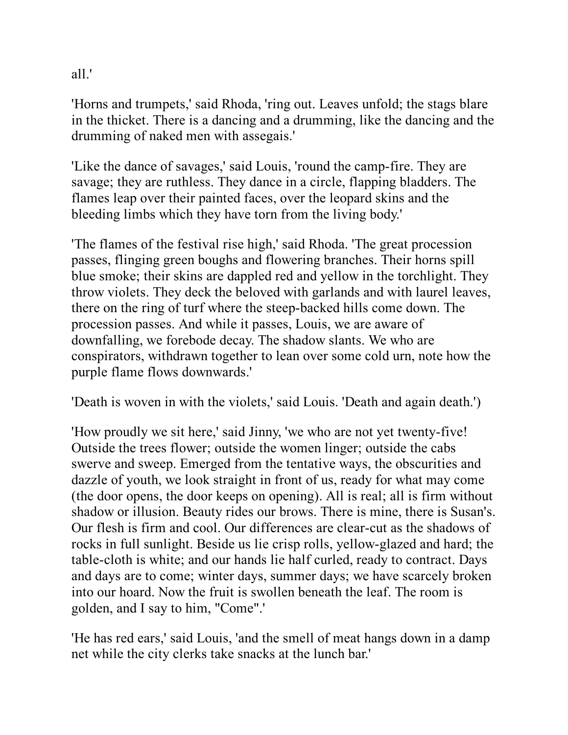all.'

'Horns and trumpets,' said Rhoda, 'ring out. Leaves unfold; the stags blare in the thicket. There is a dancing and a drumming, like the dancing and the drumming of naked men with assegais.'

'Like the dance of savages,' said Louis, 'round the camp-fire. They are savage; they are ruthless. They dance in a circle, flapping bladders. The flames leap over their painted faces, over the leopard skins and the bleeding limbs which they have torn from the living body.'

'The flames of the festival rise high,' said Rhoda. 'The great procession passes, flinging green boughs and flowering branches. Their horns spill blue smoke; their skins are dappled red and yellow in the torchlight. They throw violets. They deck the beloved with garlands and with laurel leaves, there on the ring of turf where the steep-backed hills come down. The procession passes. And while it passes, Louis, we are aware of downfalling, we forebode decay. The shadow slants. We who are conspirators, withdrawn together to lean over some cold urn, note how the purple flame flows downwards.'

'Death is woven in with the violets,' said Louis. 'Death and again death.')

'How proudly we sit here,' said Jinny, 'we who are not yet twenty-five! Outside the trees flower; outside the women linger; outside the cabs swerve and sweep. Emerged from the tentative ways, the obscurities and dazzle of youth, we look straight in front of us, ready for what may come (the door opens, the door keeps on opening). All is real; all is firm without shadow or illusion. Beauty rides our brows. There is mine, there is Susan's. Our flesh is firm and cool. Our differences are clear-cut as the shadows of rocks in full sunlight. Beside us lie crisp rolls, yellow-glazed and hard; the table-cloth is white; and our hands lie half curled, ready to contract. Days and days are to come; winter days, summer days; we have scarcely broken into our hoard. Now the fruit is swollen beneath the leaf. The room is golden, and I say to him, "Come".'

'He has red ears,' said Louis, 'and the smell of meat hangs down in a damp net while the city clerks take snacks at the lunch bar.'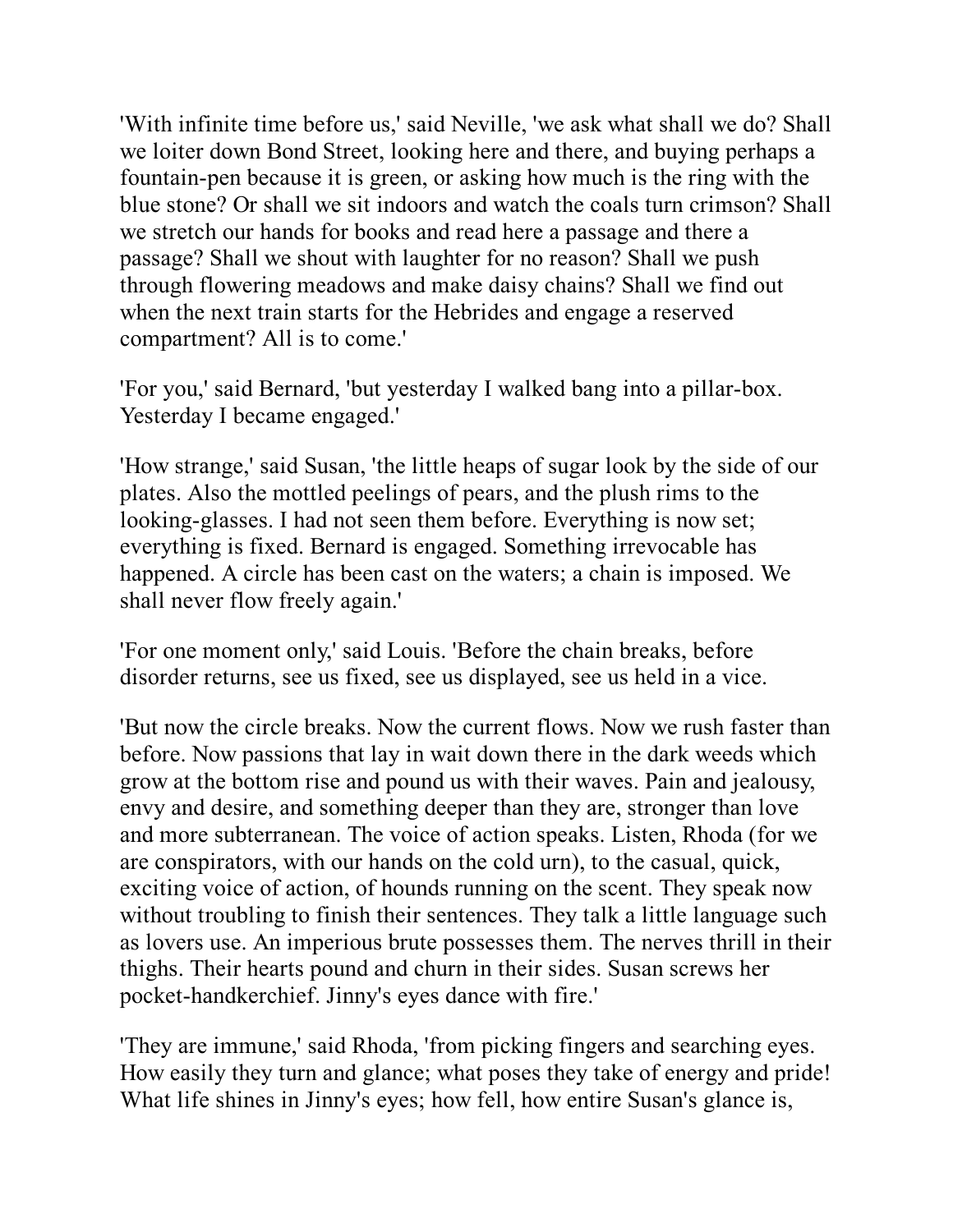'With infinite time before us,' said Neville, 'we ask what shall we do? Shall we loiter down Bond Street, looking here and there, and buying perhaps a fountain-pen because it is green, or asking how much is the ring with the blue stone? Or shall we sit indoors and watch the coals turn crimson? Shall we stretch our hands for books and read here a passage and there a passage? Shall we shout with laughter for no reason? Shall we push through flowering meadows and make daisy chains? Shall we find out when the next train starts for the Hebrides and engage a reserved compartment? All is to come.'

'For you,' said Bernard, 'but yesterday I walked bang into a pillar-box. Yesterday I became engaged.'

'How strange,' said Susan, 'the little heaps of sugar look by the side of our plates. Also the mottled peelings of pears, and the plush rims to the looking-glasses. I had not seen them before. Everything is now set; everything is fixed. Bernard is engaged. Something irrevocable has happened. A circle has been cast on the waters; a chain is imposed. We shall never flow freely again.'

'For one moment only,' said Louis. 'Before the chain breaks, before disorder returns, see us fixed, see us displayed, see us held in a vice.

'But now the circle breaks. Now the current flows. Now we rush faster than before. Now passions that lay in wait down there in the dark weeds which grow at the bottom rise and pound us with their waves. Pain and jealousy, envy and desire, and something deeper than they are, stronger than love and more subterranean. The voice of action speaks. Listen, Rhoda (for we are conspirators, with our hands on the cold urn), to the casual, quick, exciting voice of action, of hounds running on the scent. They speak now without troubling to finish their sentences. They talk a little language such as lovers use. An imperious brute possesses them. The nerves thrill in their thighs. Their hearts pound and churn in their sides. Susan screws her pocket-handkerchief. Jinny's eyes dance with fire.'

'They are immune,' said Rhoda, 'from picking fingers and searching eyes. How easily they turn and glance; what poses they take of energy and pride! What life shines in Jinny's eyes; how fell, how entire Susan's glance is,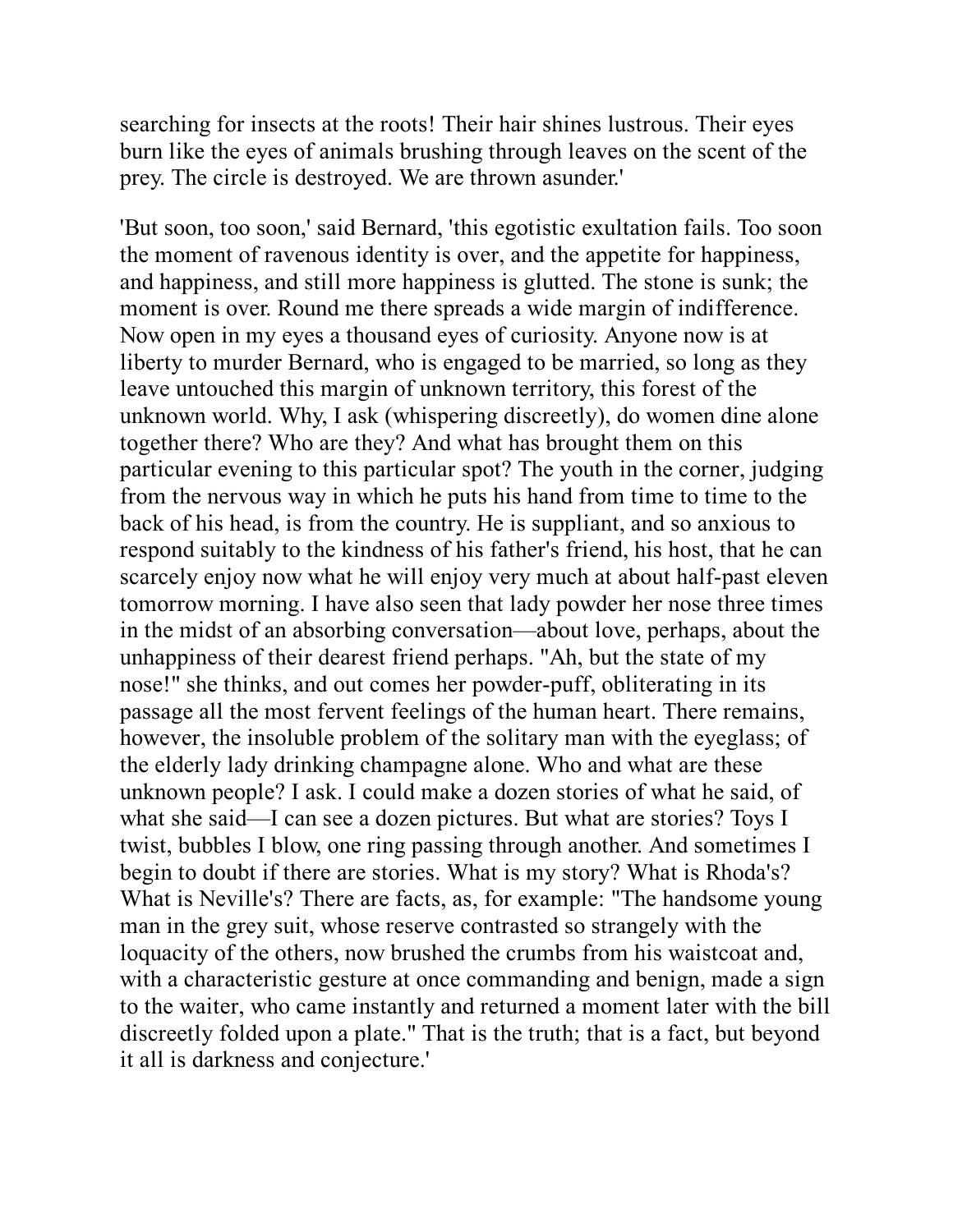searching for insects at the roots! Their hair shines lustrous. Their eyes burn like the eyes of animals brushing through leaves on the scent of the prey. The circle is destroyed. We are thrown asunder.'

'But soon, too soon,' said Bernard, 'this egotistic exultation fails. Too soon the moment of ravenous identity is over, and the appetite for happiness, and happiness, and still more happiness is glutted. The stone is sunk; the moment is over. Round me there spreads a wide margin of indifference. Now open in my eyes a thousand eyes of curiosity. Anyone now is at liberty to murder Bernard, who is engaged to be married, so long as they leave untouched this margin of unknown territory, this forest of the unknown world. Why, I ask (whispering discreetly), do women dine alone together there? Who are they? And what has brought them on this particular evening to this particular spot? The youth in the corner, judging from the nervous way in which he puts his hand from time to time to the back of his head, is from the country. He is suppliant, and so anxious to respond suitably to the kindness of his father's friend, his host, that he can scarcely enjoy now what he will enjoy very much at about half-past eleven tomorrow morning. I have also seen that lady powder her nose three times in the midst of an absorbing conversation—about love, perhaps, about the unhappiness of their dearest friend perhaps. "Ah, but the state of my nose!" she thinks, and out comes her powder-puff, obliterating in its passage all the most fervent feelings of the human heart. There remains, however, the insoluble problem of the solitary man with the eyeglass; of the elderly lady drinking champagne alone. Who and what are these unknown people? I ask. I could make a dozen stories of what he said, of what she said—I can see a dozen pictures. But what are stories? Toys I twist, bubbles I blow, one ring passing through another. And sometimes I begin to doubt if there are stories. What is my story? What is Rhoda's? What is Neville's? There are facts, as, for example: "The handsome young man in the grey suit, whose reserve contrasted so strangely with the loquacity of the others, now brushed the crumbs from his waistcoat and, with a characteristic gesture at once commanding and benign, made a sign to the waiter, who came instantly and returned a moment later with the bill discreetly folded upon a plate." That is the truth; that is a fact, but beyond it all is darkness and conjecture.'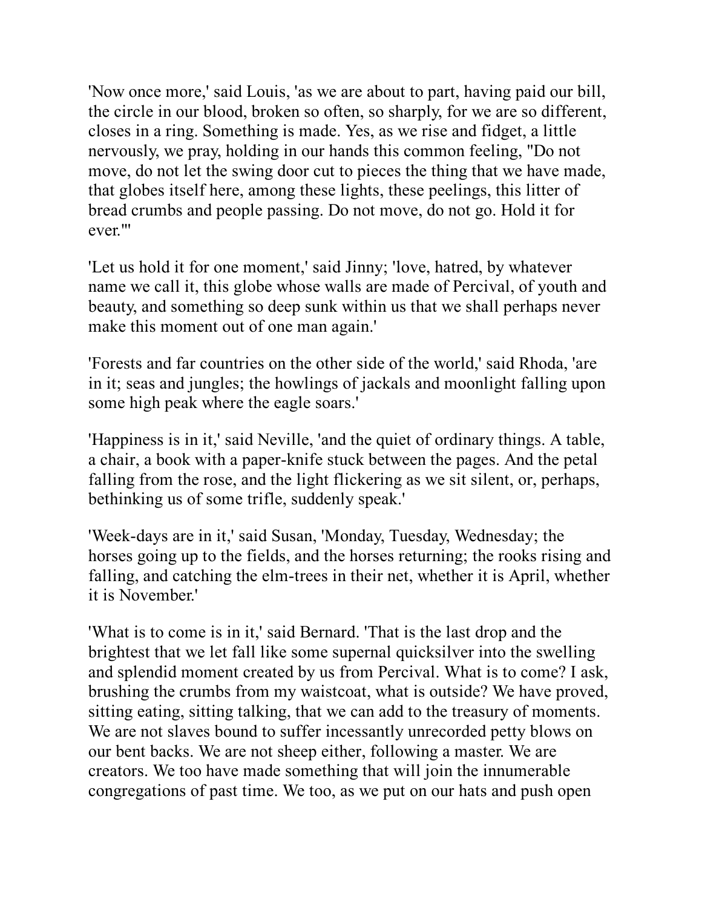'Now once more,' said Louis, 'as we are about to part, having paid our bill, the circle in our blood, broken so often, so sharply, for we are so different, closes in a ring. Something is made. Yes, as we rise and fidget, a little nervously, we pray, holding in our hands this common feeling, "Do not move, do not let the swing door cut to pieces the thing that we have made, that globes itself here, among these lights, these peelings, this litter of bread crumbs and people passing. Do not move, do not go. Hold it for ever."'

'Let us hold it for one moment,' said Jinny; 'love, hatred, by whatever name we call it, this globe whose walls are made of Percival, of youth and beauty, and something so deep sunk within us that we shall perhaps never make this moment out of one man again.'

'Forests and far countries on the other side of the world,' said Rhoda, 'are in it; seas and jungles; the howlings of jackals and moonlight falling upon some high peak where the eagle soars.'

'Happiness is in it,' said Neville, 'and the quiet of ordinary things. A table, a chair, a book with a paper-knife stuck between the pages. And the petal falling from the rose, and the light flickering as we sit silent, or, perhaps, bethinking us of some trifle, suddenly speak.'

'Week-days are in it,' said Susan, 'Monday, Tuesday, Wednesday; the horses going up to the fields, and the horses returning; the rooks rising and falling, and catching the elm-trees in their net, whether it is April, whether it is November.'

'What is to come is in it,' said Bernard. 'That is the last drop and the brightest that we let fall like some supernal quicksilver into the swelling and splendid moment created by us from Percival. What is to come? I ask, brushing the crumbs from my waistcoat, what is outside? We have proved, sitting eating, sitting talking, that we can add to the treasury of moments. We are not slaves bound to suffer incessantly unrecorded petty blows on our bent backs. We are not sheep either, following a master. We are creators. We too have made something that will join the innumerable congregations of past time. We too, as we put on our hats and push open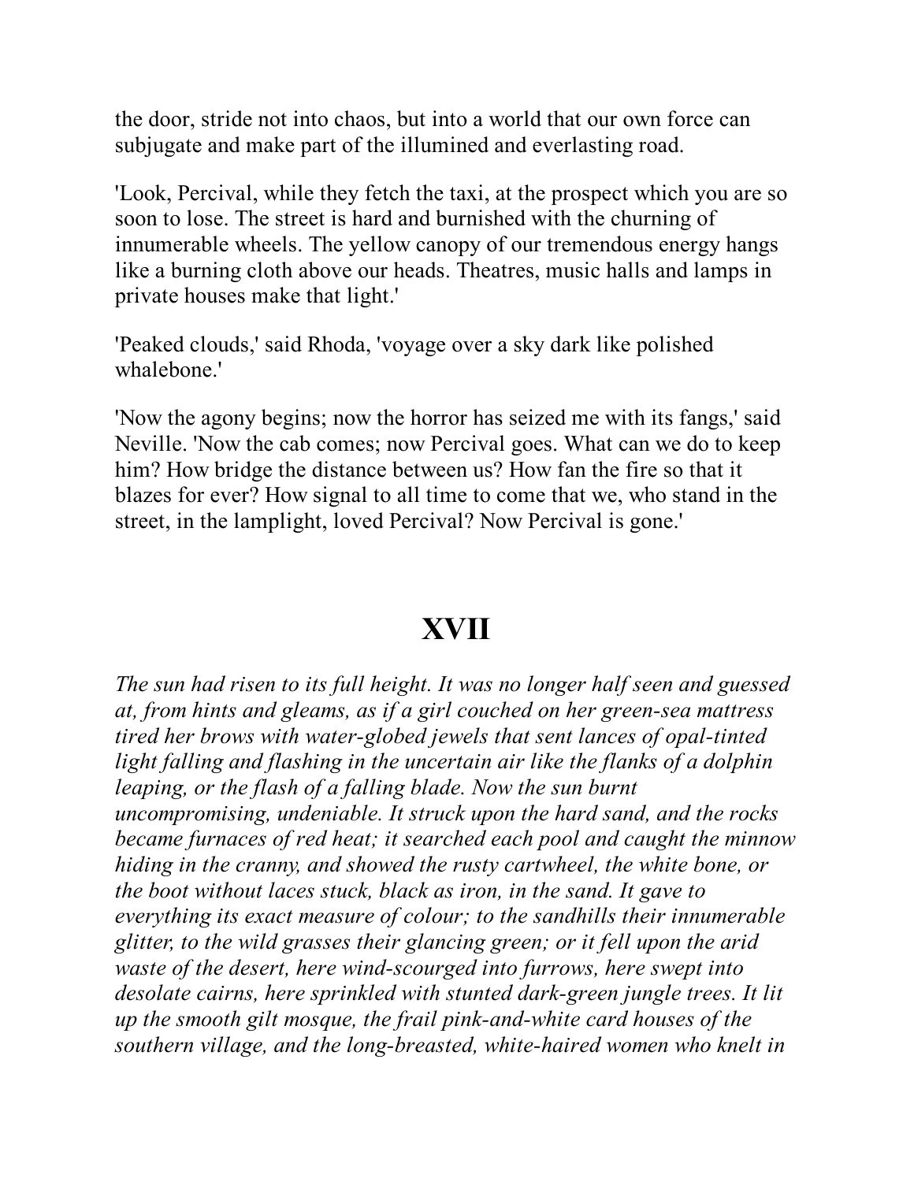the door, stride not into chaos, but into a world that our own force can subjugate and make part of the illumined and everlasting road.

'Look, Percival, while they fetch the taxi, at the prospect which you are so soon to lose. The street is hard and burnished with the churning of innumerable wheels. The yellow canopy of our tremendous energy hangs like a burning cloth above our heads. Theatres, music halls and lamps in private houses make that light.'

'Peaked clouds,' said Rhoda, 'voyage over a sky dark like polished whalebone.'

'Now the agony begins; now the horror has seized me with its fangs,' said Neville. 'Now the cab comes; now Percival goes. What can we do to keep him? How bridge the distance between us? How fan the fire so that it blazes for ever? How signal to all time to come that we, who stand in the street, in the lamplight, loved Percival? Now Percival is gone.'

## XVII

*The sun had risen to its full height. It was no longer half seen and guessed at, from hints and gleams, as if a girl couched on her green-sea mattress tired her brows with water-globed jewels that sent lances of opal-tinted light falling and flashing in the uncertain air like the flanks of a dolphin leaping, or the flash of a falling blade. Now the sun burnt uncompromising, undeniable. It struck upon the hard sand, and the rocks became furnaces of red heat; it searched each pool and caught the minnow hiding in the cranny, and showed the rusty cartwheel, the white bone, or the boot without laces stuck, black as iron, in the sand. It gave to everything its exact measure of colour; to the sandhills their innumerable glitter, to the wild grasses their glancing green; or it fell upon the arid waste of the desert, here wind-scourged into furrows, here swept into desolate cairns, here sprinkled with stunted dark-green jungle trees. It lit up the smooth gilt mosque, the frail pink-and-white card houses of the southern village, and the long-breasted, white-haired women who knelt in*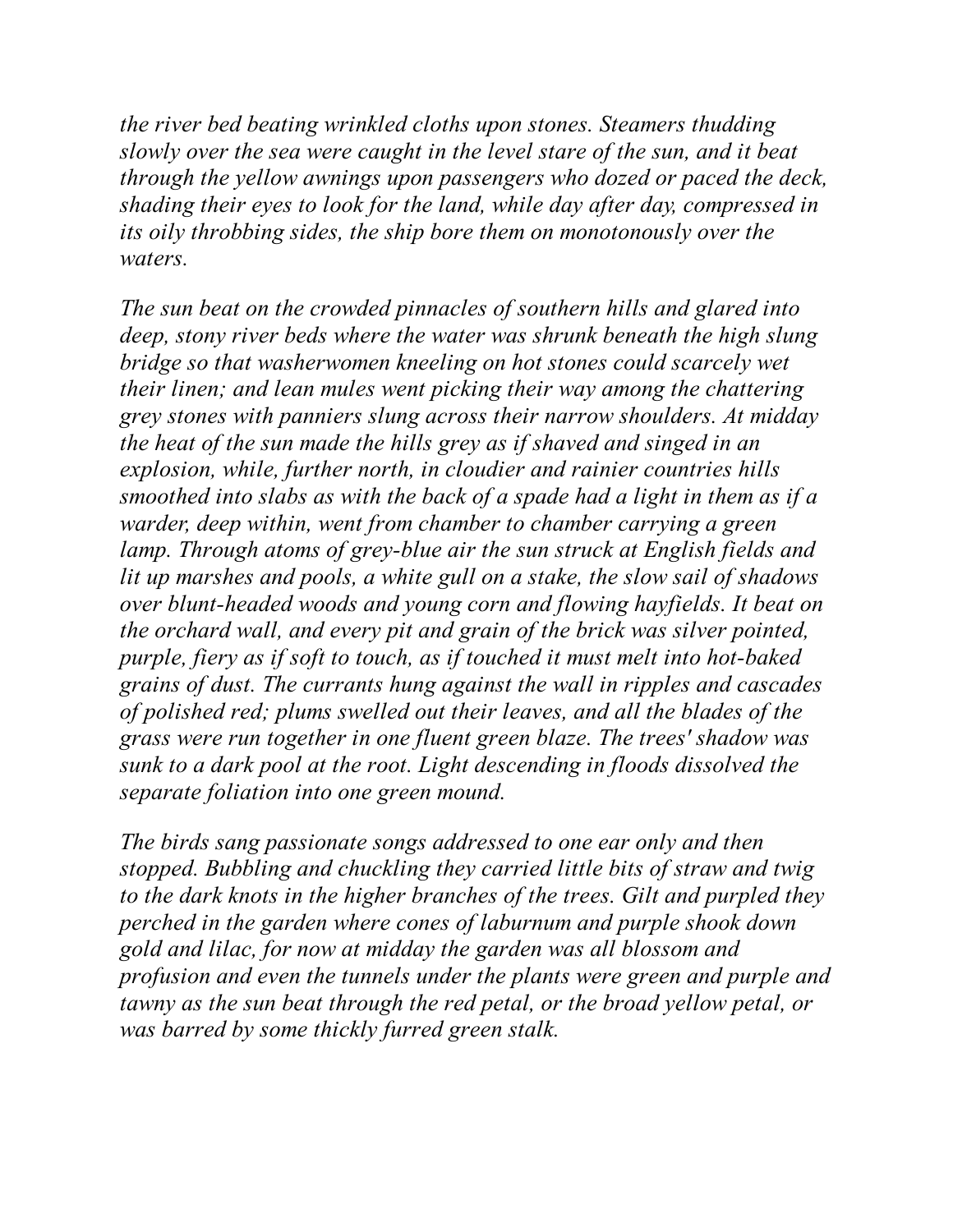*the river bed beating wrinkled cloths upon stones. Steamers thudding slowly over the sea were caught in the level stare of the sun, and it beat through the yellow awnings upon passengers who dozed or paced the deck, shading their eyes to look for the land, while day after day, compressed in its oily throbbing sides, the ship bore them on monotonously over the waters.*

*The sun beat on the crowded pinnacles of southern hills and glared into deep, stony river beds where the water was shrunk beneath the high slung bridge so that washerwomen kneeling on hot stones could scarcely wet their linen; and lean mules went picking their way among the chattering grey stones with panniers slung across their narrow shoulders. At midday the heat of the sun made the hills grey as if shaved and singed in an explosion, while, further north, in cloudier and rainier countries hills smoothed into slabs as with the back of a spade had a light in them as if a warder, deep within, went from chamber to chamber carrying a green lamp. Through atoms of grey-blue air the sun struck at English fields and lit up marshes and pools, a white gull on a stake, the slow sail of shadows over blunt-headed woods and young corn and flowing hayfields. It beat on the orchard wall, and every pit and grain of the brick was silver pointed, purple, fiery as if soft to touch, as if touched it must melt into hot-baked grains of dust. The currants hung against the wall in ripples and cascades of polished red; plums swelled out their leaves, and all the blades of the grass were run together in one fluent green blaze. The trees' shadow was sunk to a dark pool at the root. Light descending in floods dissolved the separate foliation into one green mound.*

*The birds sang passionate songs addressed to one ear only and then stopped. Bubbling and chuckling they carried little bits of straw and twig to the dark knots in the higher branches of the trees. Gilt and purpled they perched in the garden where cones of laburnum and purple shook down gold and lilac, for now at midday the garden was all blossom and profusion and even the tunnels under the plants were green and purple and tawny as the sun beat through the red petal, or the broad yellow petal, or was barred by some thickly furred green stalk.*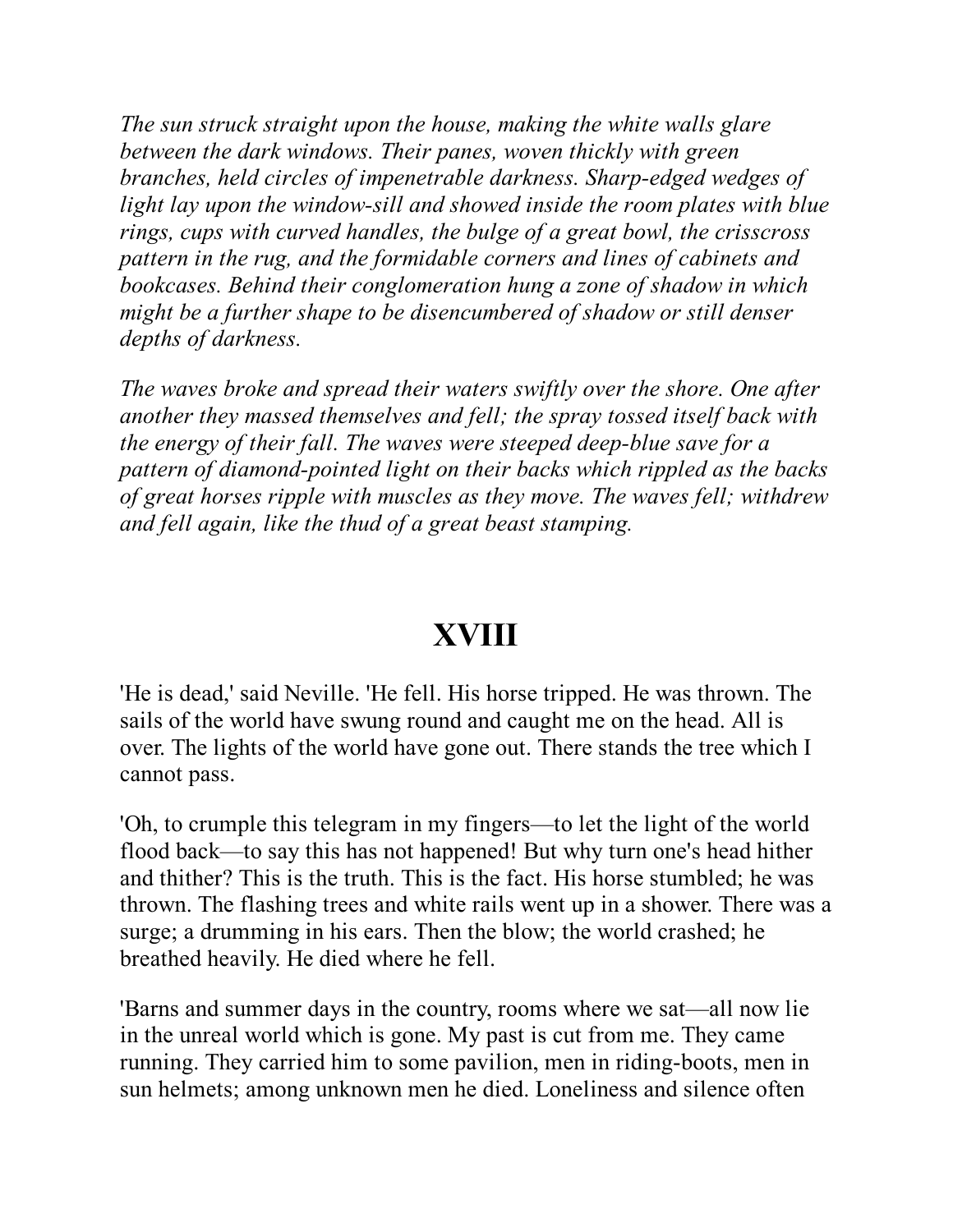*The sun struck straight upon the house, making the white walls glare between the dark windows. Their panes, woven thickly with green branches, held circles of impenetrable darkness. Sharp-edged wedges of light lay upon the window-sill and showed inside the room plates with blue rings, cups with curved handles, the bulge of a great bowl, the crisscross pattern in the rug, and the formidable corners and lines of cabinets and bookcases. Behind their conglomeration hung a zone of shadow in which might be a further shape to be disencumbered of shadow or still denser depths of darkness.*

*The waves broke and spread their waters swiftly over the shore. One after another they massed themselves and fell; the spray tossed itself back with the energy of their fall. The waves were steeped deep-blue save for a pattern of diamond-pointed light on their backs which rippled as the backs of great horses ripple with muscles as they move. The waves fell; withdrew and fell again, like the thud of a great beast stamping.*

# XVIII

'He is dead,' said Neville. 'He fell. His horse tripped. He was thrown. The sails of the world have swung round and caught me on the head. All is over. The lights of the world have gone out. There stands the tree which I cannot pass.

'Oh, to crumple this telegram in my fingers—to let the light of the world flood back—to say this has not happened! But why turn one's head hither and thither? This is the truth. This is the fact. His horse stumbled; he was thrown. The flashing trees and white rails went up in a shower. There was a surge; a drumming in his ears. Then the blow; the world crashed; he breathed heavily. He died where he fell.

'Barns and summer days in the country, rooms where we sat—all now lie in the unreal world which is gone. My past is cut from me. They came running. They carried him to some pavilion, men in riding-boots, men in sun helmets; among unknown men he died. Loneliness and silence often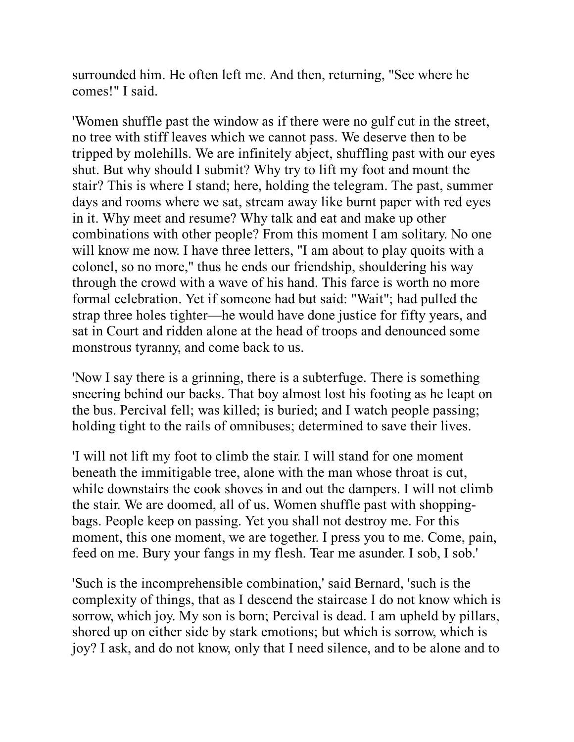surrounded him. He often left me. And then, returning, "See where he comes!" I said.

'Women shuffle past the window as if there were no gulf cut in the street, no tree with stiff leaves which we cannot pass. We deserve then to be tripped by molehills. We are infinitely abject, shuffling past with our eyes shut. But why should I submit? Why try to lift my foot and mount the stair? This is where I stand; here, holding the telegram. The past, summer days and rooms where we sat, stream away like burnt paper with red eyes in it. Why meet and resume? Why talk and eat and make up other combinations with other people? From this moment I am solitary. No one will know me now. I have three letters, "I am about to play quoits with a colonel, so no more," thus he ends our friendship, shouldering his way through the crowd with a wave of his hand. This farce is worth no more formal celebration. Yet if someone had but said: "Wait"; had pulled the strap three holes tighter—he would have done justice for fifty years, and sat in Court and ridden alone at the head of troops and denounced some monstrous tyranny, and come back to us.

'Now I say there is a grinning, there is a subterfuge. There is something sneering behind our backs. That boy almost lost his footing as he leapt on the bus. Percival fell; was killed; is buried; and I watch people passing; holding tight to the rails of omnibuses; determined to save their lives.

'I will not lift my foot to climb the stair. I will stand for one moment beneath the immitigable tree, alone with the man whose throat is cut, while downstairs the cook shoves in and out the dampers. I will not climb the stair. We are doomed, all of us. Women shuffle past with shopping-bags. People keep on passing. Yet you shall not destroy me. For this moment, this one moment, we are together. I press you to me. Come, pain, feed on me. Bury your fangs in my flesh. Tear me asunder. I sob, I sob.'

'Such is the incomprehensible combination,' said Bernard, 'such is the complexity of things, that as I descend the staircase I do not know which is sorrow, which joy. My son is born; Percival is dead. I am upheld by pillars, shored up on either side by stark emotions; but which is sorrow, which is joy? I ask, and do not know, only that I need silence, and to be alone and to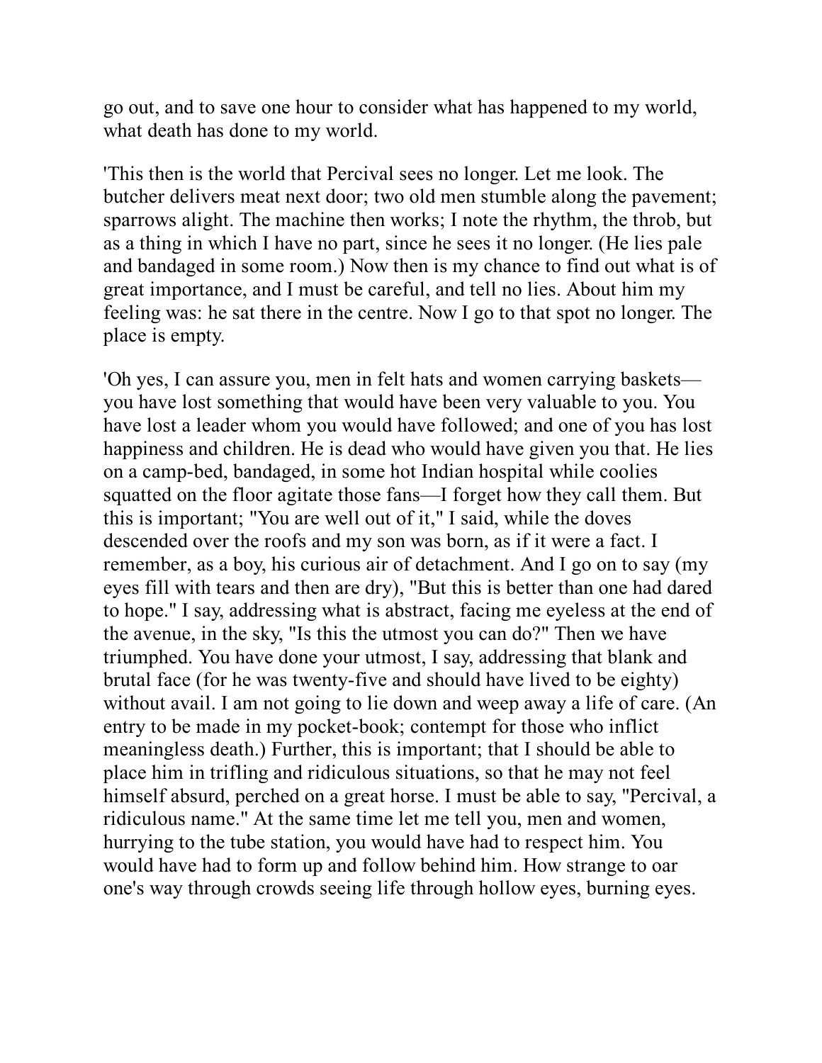go out, and to save one hour to consider what has happened to my world, what death has done to my world.

'This then is the world that Percival sees no longer. Let me look. The butcher delivers meat next door; two old men stumble along the pavement; sparrows alight. The machine then works; I note the rhythm, the throb, but as a thing in which I have no part, since he sees it no longer. (He lies pale and bandaged in some room.) Now then is my chance to find out what is of great importance, and I must be careful, and tell no lies. About him my feeling was: he sat there in the centre. Now I go to that spot no longer. The place is empty.

'Oh yes, I can assure you, men in felt hats and women carrying baskets—you have lost something that would have been very valuable to you. You have lost a leader whom you would have followed; and one of you has lost happiness and children. He is dead who would have given you that. He lies on a camp-bed, bandaged, in some hot Indian hospital while coolies squatted on the floor agitate those fans—I forget how they call them. But this is important; "You are well out of it," I said, while the doves descended over the roofs and my son was born, as if it were a fact. I remember, as a boy, his curious air of detachment. And I go on to say (my eyes fill with tears and then are dry), "But this is better than one had dared to hope." I say, addressing what is abstract, facing me eyeless at the end of the avenue, in the sky, "Is this the utmost you can do?" Then we have triumphed. You have done your utmost, I say, addressing that blank and brutal face (for he was twenty-five and should have lived to be eighty) without avail. I am not going to lie down and weep away a life of care. (An entry to be made in my pocket-book; contempt for those who inflict meaningless death.) Further, this is important; that I should be able to place him in trifling and ridiculous situations, so that he may not feel himself absurd, perched on a great horse. I must be able to say, "Percival, a ridiculous name." At the same time let me tell you, men and women, hurrying to the tube station, you would have had to respect him. You would have had to form up and follow behind him. How strange to oar one's way through crowds seeing life through hollow eyes, burning eyes.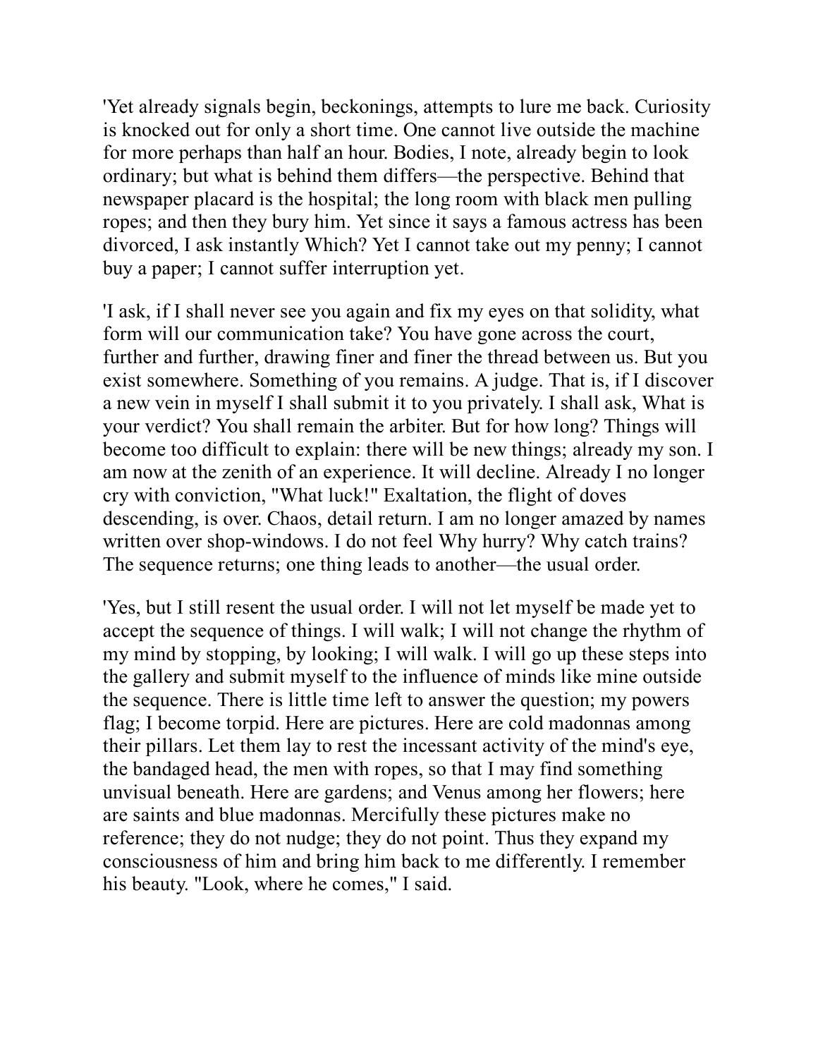'Yet already signals begin, beckonings, attempts to lure me back. Curiosity is knocked out for only a short time. One cannot live outside the machine for more perhaps than half an hour. Bodies, I note, already begin to look ordinary; but what is behind them differs—the perspective. Behind that newspaper placard is the hospital; the long room with black men pulling ropes; and then they bury him. Yet since it says a famous actress has been divorced, I ask instantly Which? Yet I cannot take out my penny; I cannot buy a paper; I cannot suffer interruption yet.

'I ask, if I shall never see you again and fix my eyes on that solidity, what form will our communication take? You have gone across the court, further and further, drawing finer and finer the thread between us. But you exist somewhere. Something of you remains. A judge. That is, if I discover a new vein in myself I shall submit it to you privately. I shall ask, What is your verdict? You shall remain the arbiter. But for how long? Things will become too difficult to explain: there will be new things; already my son. I am now at the zenith of an experience. It will decline. Already I no longer cry with conviction, "What luck!" Exaltation, the flight of doves descending, is over. Chaos, detail return. I am no longer amazed by names written over shop-windows. I do not feel Why hurry? Why catch trains? The sequence returns; one thing leads to another—the usual order.

'Yes, but I still resent the usual order. I will not let myself be made yet to accept the sequence of things. I will walk; I will not change the rhythm of my mind by stopping, by looking; I will walk. I will go up these steps into the gallery and submit myself to the influence of minds like mine outside the sequence. There is little time left to answer the question; my powers flag; I become torpid. Here are pictures. Here are cold madonnas among their pillars. Let them lay to rest the incessant activity of the mind's eye, the bandaged head, the men with ropes, so that I may find something unvisual beneath. Here are gardens; and Venus among her flowers; here are saints and blue madonnas. Mercifully these pictures make no reference; they do not nudge; they do not point. Thus they expand my consciousness of him and bring him back to me differently. I remember his beauty. "Look, where he comes," I said.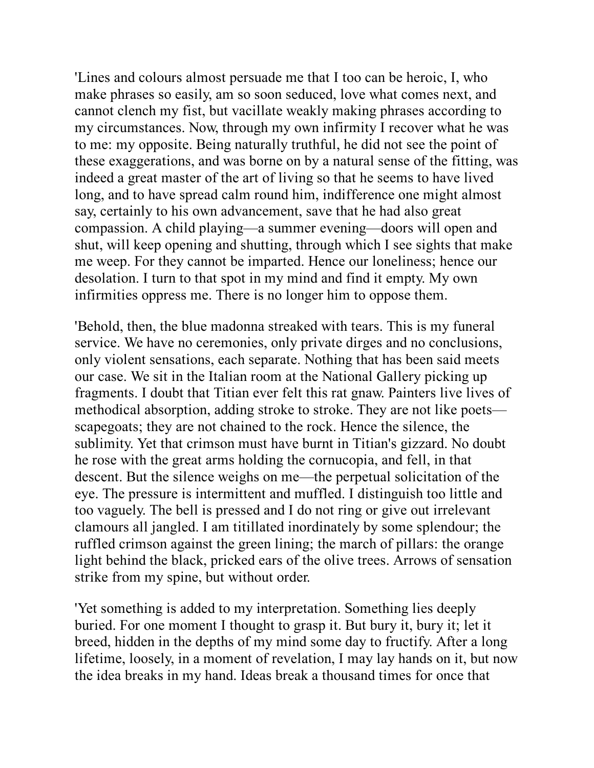'Lines and colours almost persuade me that I too can be heroic, I, who make phrases so easily, am so soon seduced, love what comes next, and cannot clench my fist, but vacillate weakly making phrases according to my circumstances. Now, through my own infirmity I recover what he was to me: my opposite. Being naturally truthful, he did not see the point of these exaggerations, and was borne on by a natural sense of the fitting, was indeed a great master of the art of living so that he seems to have lived long, and to have spread calm round him, indifference one might almost say, certainly to his own advancement, save that he had also great compassion. A child playing—a summer evening—doors will open and shut, will keep opening and shutting, through which I see sights that make me weep. For they cannot be imparted. Hence our loneliness; hence our desolation. I turn to that spot in my mind and find it empty. My own infirmities oppress me. There is no longer him to oppose them.

'Behold, then, the blue madonna streaked with tears. This is my funeral service. We have no ceremonies, only private dirges and no conclusions, only violent sensations, each separate. Nothing that has been said meets our case. We sit in the Italian room at the National Gallery picking up fragments. I doubt that Titian ever felt this rat gnaw. Painters live lives of methodical absorption, adding stroke to stroke. They are not like poets—scapegoats; they are not chained to the rock. Hence the silence, the sublimity. Yet that crimson must have burnt in Titian's gizzard. No doubt he rose with the great arms holding the cornucopia, and fell, in that descent. But the silence weighs on me—the perpetual solicitation of the eye. The pressure is intermittent and muffled. I distinguish too little and too vaguely. The bell is pressed and I do not ring or give out irrelevant clamours all jangled. I am titillated inordinately by some splendour; the ruffled crimson against the green lining; the march of pillars: the orange light behind the black, pricked ears of the olive trees. Arrows of sensation strike from my spine, but without order.

'Yet something is added to my interpretation. Something lies deeply buried. For one moment I thought to grasp it. But bury it, bury it; let it breed, hidden in the depths of my mind some day to fructify. After a long lifetime, loosely, in a moment of revelation, I may lay hands on it, but now the idea breaks in my hand. Ideas break a thousand times for once that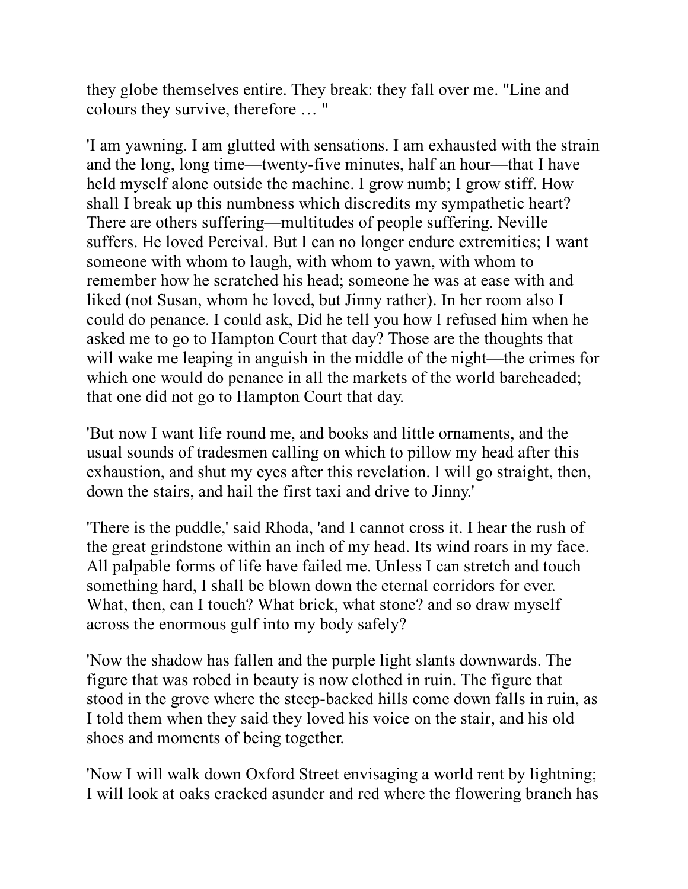they globe themselves entire. They break: they fall over me. "Line and colours they survive, therefore … "

'I am yawning. I am glutted with sensations. I am exhausted with the strain and the long, long time—twenty-five minutes, half an hour—that I have held myself alone outside the machine. I grow numb; I grow stiff. How shall I break up this numbness which discredits my sympathetic heart? There are others suffering—multitudes of people suffering. Neville suffers. He loved Percival. But I can no longer endure extremities; I want someone with whom to laugh, with whom to yawn, with whom to remember how he scratched his head; someone he was at ease with and liked (not Susan, whom he loved, but Jinny rather). In her room also I could do penance. I could ask, Did he tell you how I refused him when he asked me to go to Hampton Court that day? Those are the thoughts that will wake me leaping in anguish in the middle of the night—the crimes for which one would do penance in all the markets of the world bareheaded; that one did not go to Hampton Court that day.

'But now I want life round me, and books and little ornaments, and the usual sounds of tradesmen calling on which to pillow my head after this exhaustion, and shut my eyes after this revelation. I will go straight, then, down the stairs, and hail the first taxi and drive to Jinny.'

'There is the puddle,' said Rhoda, 'and I cannot cross it. I hear the rush of the great grindstone within an inch of my head. Its wind roars in my face. All palpable forms of life have failed me. Unless I can stretch and touch something hard, I shall be blown down the eternal corridors for ever. What, then, can I touch? What brick, what stone? and so draw myself across the enormous gulf into my body safely?

'Now the shadow has fallen and the purple light slants downwards. The figure that was robed in beauty is now clothed in ruin. The figure that stood in the grove where the steep-backed hills come down falls in ruin, as I told them when they said they loved his voice on the stair, and his old shoes and moments of being together.

'Now I will walk down Oxford Street envisaging a world rent by lightning; I will look at oaks cracked asunder and red where the flowering branch has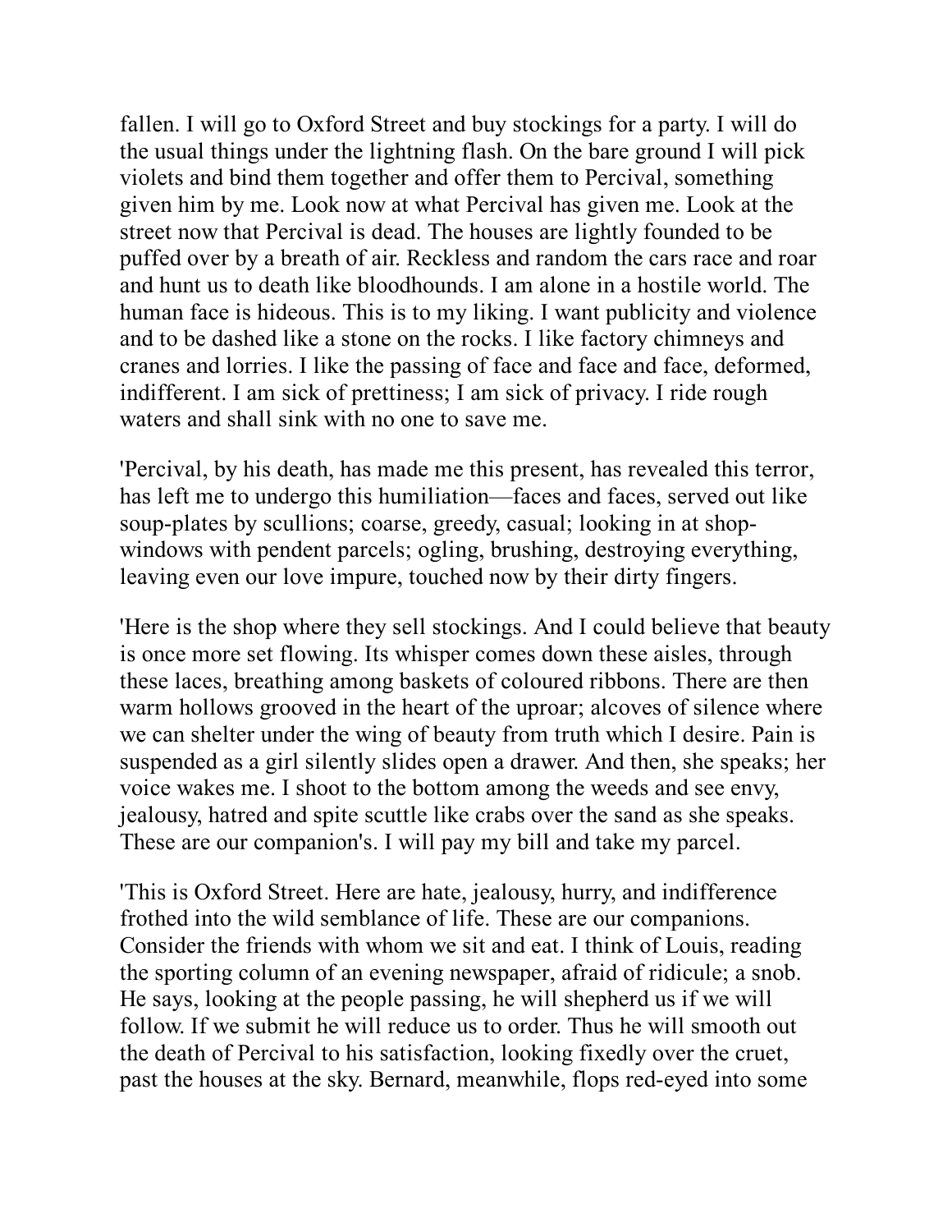fallen. I will go to Oxford Street and buy stockings for a party. I will do the usual things under the lightning flash. On the bare ground I will pick violets and bind them together and offer them to Percival, something given him by me. Look now at what Percival has given me. Look at the street now that Percival is dead. The houses are lightly founded to be puffed over by a breath of air. Reckless and random the cars race and roar and hunt us to death like bloodhounds. I am alone in a hostile world. The human face is hideous. This is to my liking. I want publicity and violence and to be dashed like a stone on the rocks. I like factory chimneys and cranes and lorries. I like the passing of face and face and face, deformed, indifferent. I am sick of prettiness; I am sick of privacy. I ride rough waters and shall sink with no one to save me.

'Percival, by his death, has made me this present, has revealed this terror, has left me to undergo this humiliation—faces and faces, served out like soup-plates by scullions; coarse, greedy, casual; looking in at shop-windows with pendent parcels; ogling, brushing, destroying everything, leaving even our love impure, touched now by their dirty fingers.

'Here is the shop where they sell stockings. And I could believe that beauty is once more set flowing. Its whisper comes down these aisles, through these laces, breathing among baskets of coloured ribbons. There are then warm hollows grooved in the heart of the uproar; alcoves of silence where we can shelter under the wing of beauty from truth which I desire. Pain is suspended as a girl silently slides open a drawer. And then, she speaks; her voice wakes me. I shoot to the bottom among the weeds and see envy, jealousy, hatred and spite scuttle like crabs over the sand as she speaks. These are our companion's. I will pay my bill and take my parcel.

'This is Oxford Street. Here are hate, jealousy, hurry, and indifference frothed into the wild semblance of life. These are our companions. Consider the friends with whom we sit and eat. I think of Louis, reading the sporting column of an evening newspaper, afraid of ridicule; a snob. He says, looking at the people passing, he will shepherd us if we will follow. If we submit he will reduce us to order. Thus he will smooth out the death of Percival to his satisfaction, looking fixedly over the cruet, past the houses at the sky. Bernard, meanwhile, flops red-eyed into some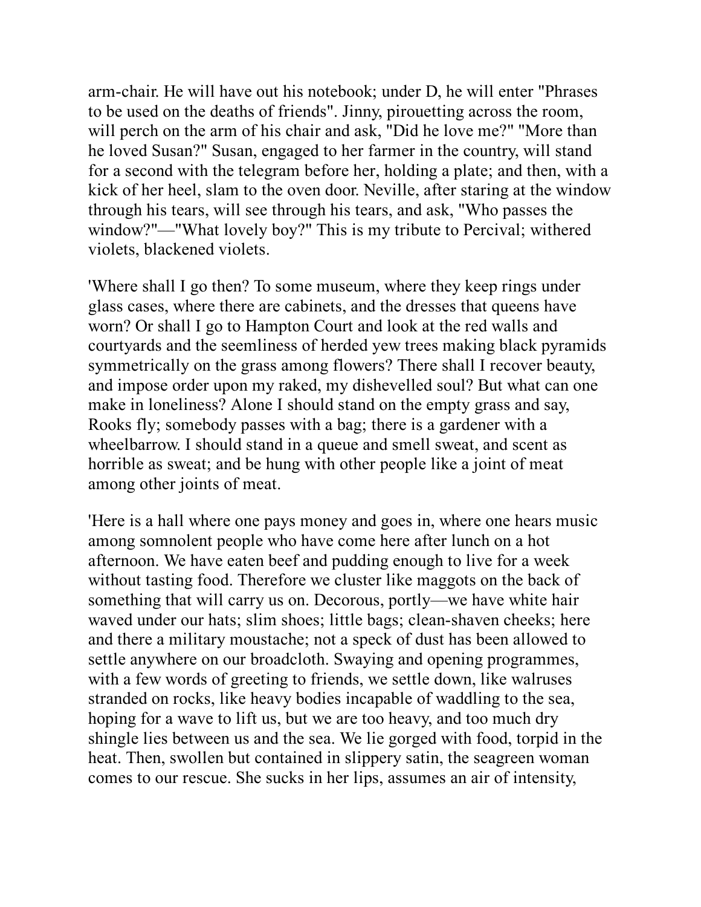arm-chair. He will have out his notebook; under D, he will enter "Phrases to be used on the deaths of friends". Jinny, pirouetting across the room, will perch on the arm of his chair and ask, "Did he love me?" "More than he loved Susan?" Susan, engaged to her farmer in the country, will stand for a second with the telegram before her, holding a plate; and then, with a kick of her heel, slam to the oven door. Neville, after staring at the window through his tears, will see through his tears, and ask, "Who passes the window?"—"What lovely boy?" This is my tribute to Percival; withered violets, blackened violets.

'Where shall I go then? To some museum, where they keep rings under glass cases, where there are cabinets, and the dresses that queens have worn? Or shall I go to Hampton Court and look at the red walls and courtyards and the seemliness of herded yew trees making black pyramids symmetrically on the grass among flowers? There shall I recover beauty, and impose order upon my raked, my dishevelled soul? But what can one make in loneliness? Alone I should stand on the empty grass and say, Rooks fly; somebody passes with a bag; there is a gardener with a wheelbarrow. I should stand in a queue and smell sweat, and scent as horrible as sweat; and be hung with other people like a joint of meat among other joints of meat.

'Here is a hall where one pays money and goes in, where one hears music among somnolent people who have come here after lunch on a hot afternoon. We have eaten beef and pudding enough to live for a week without tasting food. Therefore we cluster like maggots on the back of something that will carry us on. Decorous, portly—we have white hair waved under our hats; slim shoes; little bags; clean-shaven cheeks; here and there a military moustache; not a speck of dust has been allowed to settle anywhere on our broadcloth. Swaying and opening programmes, with a few words of greeting to friends, we settle down, like walruses stranded on rocks, like heavy bodies incapable of waddling to the sea, hoping for a wave to lift us, but we are too heavy, and too much dry shingle lies between us and the sea. We lie gorged with food, torpid in the heat. Then, swollen but contained in slippery satin, the seagreen woman comes to our rescue. She sucks in her lips, assumes an air of intensity,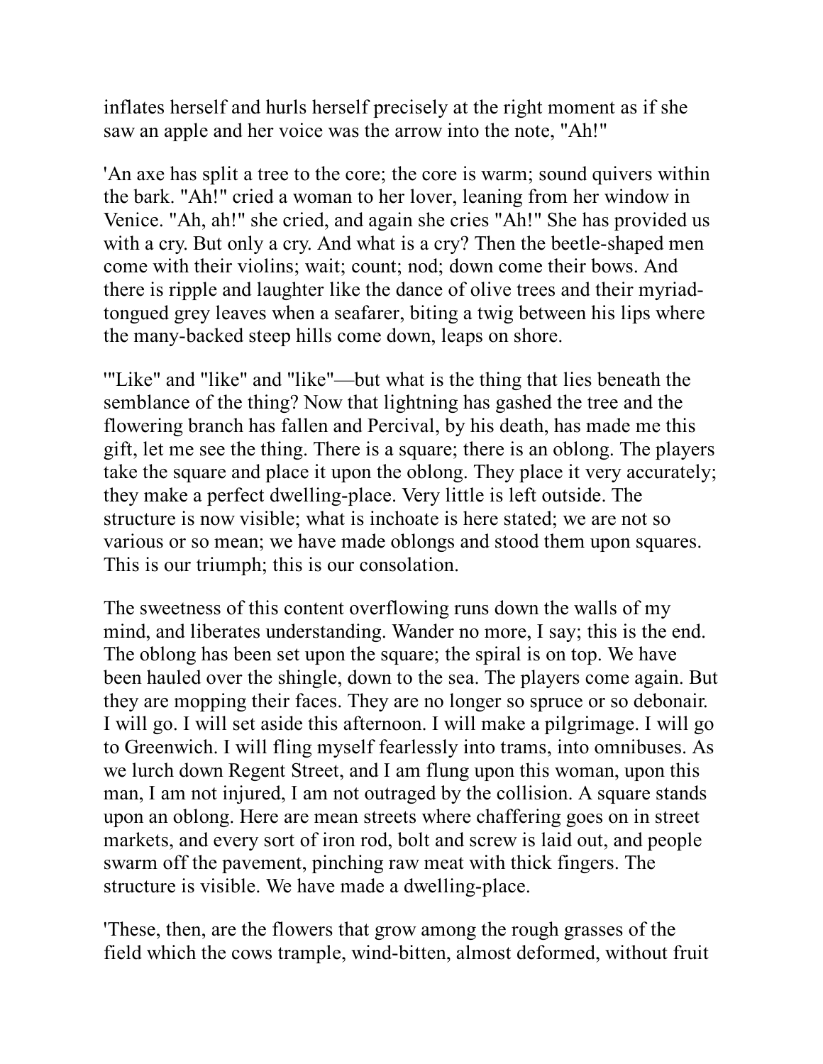inflates herself and hurls herself precisely at the right moment as if she saw an apple and her voice was the arrow into the note, "Ah!"

'An axe has split a tree to the core; the core is warm; sound quivers within the bark. "Ah!" cried a woman to her lover, leaning from her window in Venice. "Ah, ah!" she cried, and again she cries "Ah!" She has provided us with a cry. But only a cry. And what is a cry? Then the beetle-shaped men come with their violins; wait; count; nod; down come their bows. And there is ripple and laughter like the dance of olive trees and their myriad-tongued grey leaves when a seafarer, biting a twig between his lips where the many-backed steep hills come down, leaps on shore.

'"Like" and "like" and "like"—but what is the thing that lies beneath the semblance of the thing? Now that lightning has gashed the tree and the flowering branch has fallen and Percival, by his death, has made me this gift, let me see the thing. There is a square; there is an oblong. The players take the square and place it upon the oblong. They place it very accurately; they make a perfect dwelling-place. Very little is left outside. The structure is now visible; what is inchoate is here stated; we are not so various or so mean; we have made oblongs and stood them upon squares. This is our triumph; this is our consolation.

The sweetness of this content overflowing runs down the walls of my mind, and liberates understanding. Wander no more, I say; this is the end. The oblong has been set upon the square; the spiral is on top. We have been hauled over the shingle, down to the sea. The players come again. But they are mopping their faces. They are no longer so spruce or so debonair. I will go. I will set aside this afternoon. I will make a pilgrimage. I will go to Greenwich. I will fling myself fearlessly into trams, into omnibuses. As we lurch down Regent Street, and I am flung upon this woman, upon this man, I am not injured, I am not outraged by the collision. A square stands upon an oblong. Here are mean streets where chaffering goes on in street markets, and every sort of iron rod, bolt and screw is laid out, and people swarm off the pavement, pinching raw meat with thick fingers. The structure is visible. We have made a dwelling-place.

'These, then, are the flowers that grow among the rough grasses of the field which the cows trample, wind-bitten, almost deformed, without fruit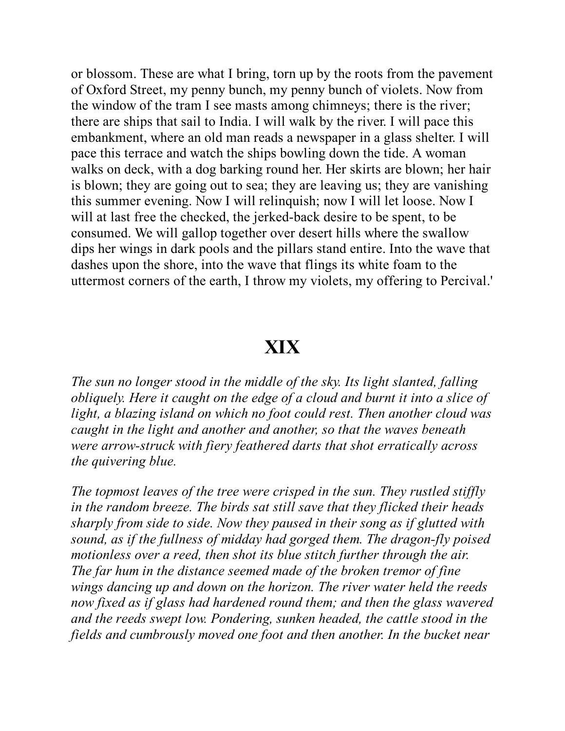or blossom. These are what I bring, torn up by the roots from the pavement of Oxford Street, my penny bunch, my penny bunch of violets. Now from the window of the tram I see masts among chimneys; there is the river; there are ships that sail to India. I will walk by the river. I will pace this embankment, where an old man reads a newspaper in a glass shelter. I will pace this terrace and watch the ships bowling down the tide. A woman walks on deck, with a dog barking round her. Her skirts are blown; her hair is blown; they are going out to sea; they are leaving us; they are vanishing this summer evening. Now I will relinquish; now I will let loose. Now I will at last free the checked, the jerked-back desire to be spent, to be consumed. We will gallop together over desert hills where the swallow dips her wings in dark pools and the pillars stand entire. Into the wave that dashes upon the shore, into the wave that flings its white foam to the uttermost corners of the earth, I throw my violets, my offering to Percival.'

## XIX

*The sun no longer stood in the middle of the sky. Its light slanted, falling obliquely. Here it caught on the edge of a cloud and burnt it into a slice of light, a blazing island on which no foot could rest. Then another cloud was caught in the light and another and another, so that the waves beneath were arrow-struck with fiery feathered darts that shot erratically across the quivering blue.*

*The topmost leaves of the tree were crisped in the sun. They rustled stiffly in the random breeze. The birds sat still save that they flicked their heads sharply from side to side. Now they paused in their song as if glutted with sound, as if the fullness of midday had gorged them. The dragon-fly poised motionless over a reed, then shot its blue stitch further through the air. The far hum in the distance seemed made of the broken tremor of fine wings dancing up and down on the horizon. The river water held the reeds now fixed as if glass had hardened round them; and then the glass wavered and the reeds swept low. Pondering, sunken headed, the cattle stood in the fields and cumbrously moved one foot and then another. In the bucket near*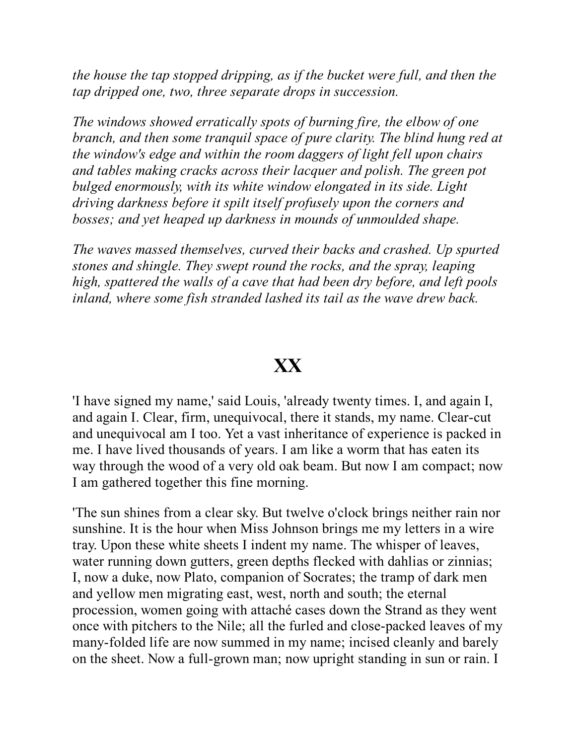*the house the tap stopped dripping, as if the bucket were full, and then the tap dripped one, two, three separate drops in succession.*

*The windows showed erratically spots of burning fire, the elbow of one branch, and then some tranquil space of pure clarity. The blind hung red at the window's edge and within the room daggers of light fell upon chairs and tables making cracks across their lacquer and polish. The green pot bulged enormously, with its white window elongated in its side. Light driving darkness before it spilt itself profusely upon the corners and bosses; and yet heaped up darkness in mounds of unmoulded shape.*

*The waves massed themselves, curved their backs and crashed. Up spurted stones and shingle. They swept round the rocks, and the spray, leaping high, spattered the walls of a cave that had been dry before, and left pools inland, where some fish stranded lashed its tail as the wave drew back.*

## XX

'I have signed my name,' said Louis, 'already twenty times. I, and again I, and again I. Clear, firm, unequivocal, there it stands, my name. Clear-cut and unequivocal am I too. Yet a vast inheritance of experience is packed in me. I have lived thousands of years. I am like a worm that has eaten its way through the wood of a very old oak beam. But now I am compact; now I am gathered together this fine morning.

'The sun shines from a clear sky. But twelve o'clock brings neither rain nor sunshine. It is the hour when Miss Johnson brings me my letters in a wire tray. Upon these white sheets I indent my name. The whisper of leaves, water running down gutters, green depths flecked with dahlias or zinnias; I, now a duke, now Plato, companion of Socrates; the tramp of dark men and yellow men migrating east, west, north and south; the eternal procession, women going with attaché cases down the Strand as they went once with pitchers to the Nile; all the furled and close-packed leaves of my many-folded life are now summed in my name; incised cleanly and barely on the sheet. Now a full-grown man; now upright standing in sun or rain. I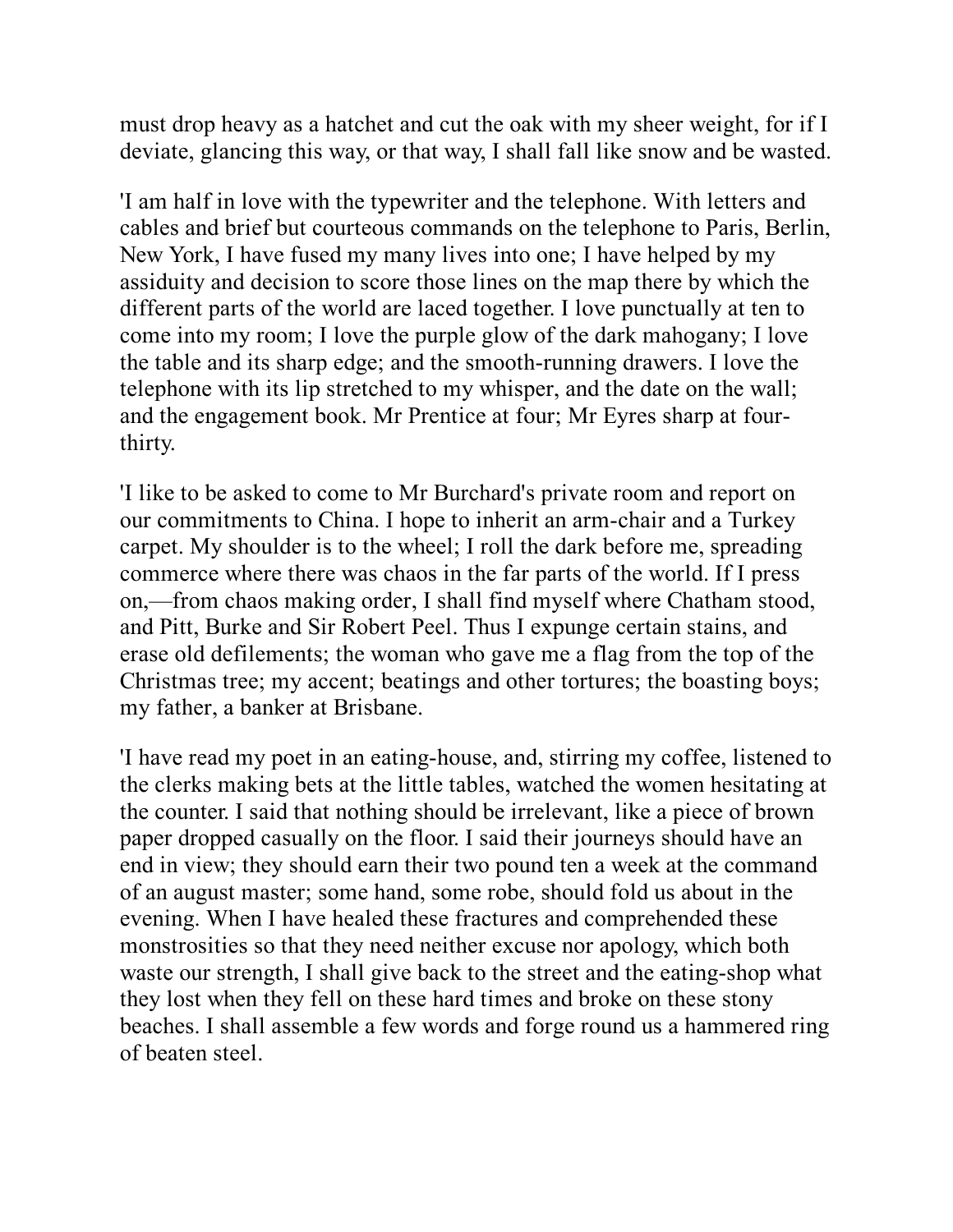must drop heavy as a hatchet and cut the oak with my sheer weight, for if I deviate, glancing this way, or that way, I shall fall like snow and be wasted.

'I am half in love with the typewriter and the telephone. With letters and cables and brief but courteous commands on the telephone to Paris, Berlin, New York, I have fused my many lives into one; I have helped by my assiduity and decision to score those lines on the map there by which the different parts of the world are laced together. I love punctually at ten to come into my room; I love the purple glow of the dark mahogany; I love the table and its sharp edge; and the smooth-running drawers. I love the telephone with its lip stretched to my whisper, and the date on the wall; and the engagement book. Mr Prentice at four; Mr Eyres sharp at four-thirty.

'I like to be asked to come to Mr Burchard's private room and report on our commitments to China. I hope to inherit an arm-chair and a Turkey carpet. My shoulder is to the wheel; I roll the dark before me, spreading commerce where there was chaos in the far parts of the world. If I press on,—from chaos making order, I shall find myself where Chatham stood, and Pitt, Burke and Sir Robert Peel. Thus I expunge certain stains, and erase old defilements; the woman who gave me a flag from the top of the Christmas tree; my accent; beatings and other tortures; the boasting boys; my father, a banker at Brisbane.

'I have read my poet in an eating-house, and, stirring my coffee, listened to the clerks making bets at the little tables, watched the women hesitating at the counter. I said that nothing should be irrelevant, like a piece of brown paper dropped casually on the floor. I said their journeys should have an end in view; they should earn their two pound ten a week at the command of an august master; some hand, some robe, should fold us about in the evening. When I have healed these fractures and comprehended these monstrosities so that they need neither excuse nor apology, which both waste our strength, I shall give back to the street and the eating-shop what they lost when they fell on these hard times and broke on these stony beaches. I shall assemble a few words and forge round us a hammered ring of beaten steel.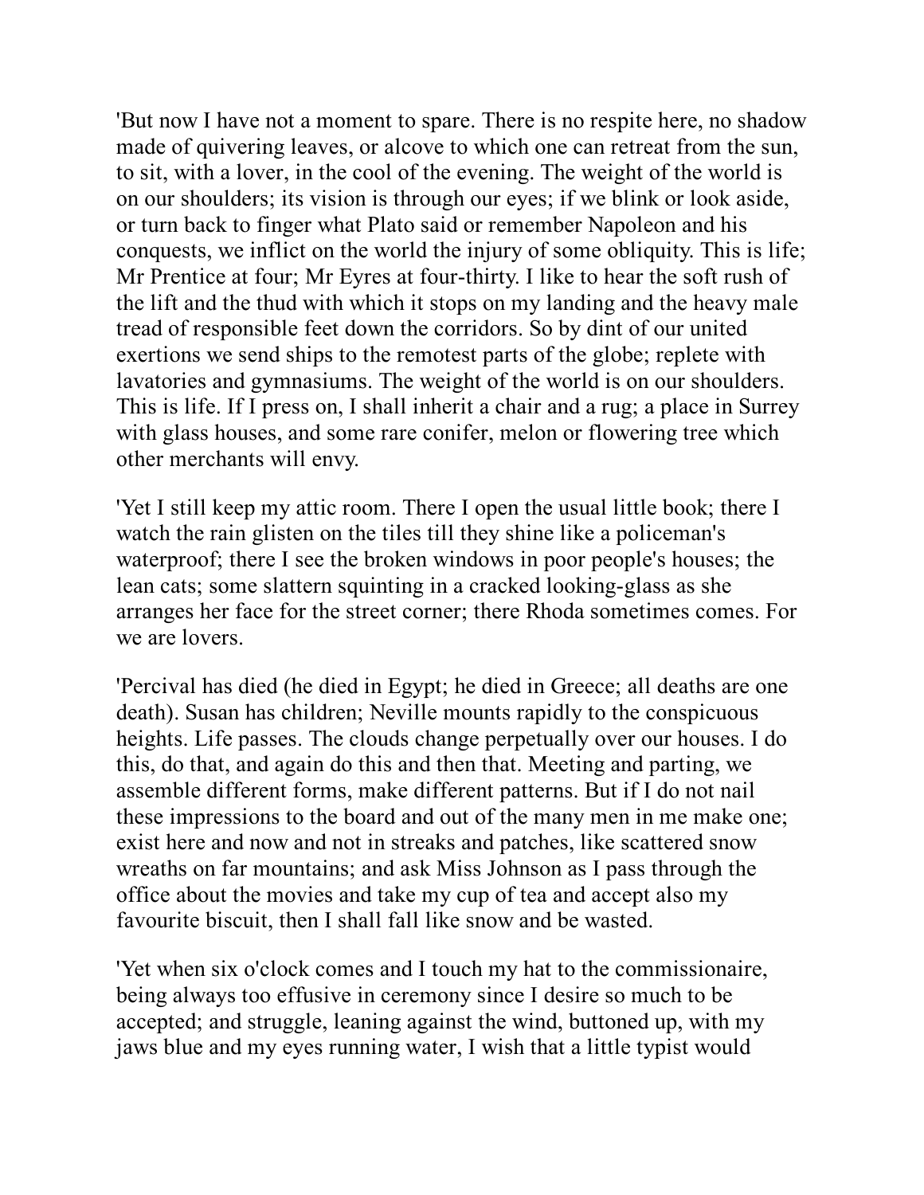'But now I have not a moment to spare. There is no respite here, no shadow made of quivering leaves, or alcove to which one can retreat from the sun, to sit, with a lover, in the cool of the evening. The weight of the world is on our shoulders; its vision is through our eyes; if we blink or look aside, or turn back to finger what Plato said or remember Napoleon and his conquests, we inflict on the world the injury of some obliquity. This is life; Mr Prentice at four; Mr Eyres at four-thirty. I like to hear the soft rush of the lift and the thud with which it stops on my landing and the heavy male tread of responsible feet down the corridors. So by dint of our united exertions we send ships to the remotest parts of the globe; replete with lavatories and gymnasiums. The weight of the world is on our shoulders. This is life. If I press on, I shall inherit a chair and a rug; a place in Surrey with glass houses, and some rare conifer, melon or flowering tree which other merchants will envy.

'Yet I still keep my attic room. There I open the usual little book; there I watch the rain glisten on the tiles till they shine like a policeman's waterproof; there I see the broken windows in poor people's houses; the lean cats; some slattern squinting in a cracked looking-glass as she arranges her face for the street corner; there Rhoda sometimes comes. For we are lovers.

'Percival has died (he died in Egypt; he died in Greece; all deaths are one death). Susan has children; Neville mounts rapidly to the conspicuous heights. Life passes. The clouds change perpetually over our houses. I do this, do that, and again do this and then that. Meeting and parting, we assemble different forms, make different patterns. But if I do not nail these impressions to the board and out of the many men in me make one; exist here and now and not in streaks and patches, like scattered snow wreaths on far mountains; and ask Miss Johnson as I pass through the office about the movies and take my cup of tea and accept also my favourite biscuit, then I shall fall like snow and be wasted.

'Yet when six o'clock comes and I touch my hat to the commissionaire, being always too effusive in ceremony since I desire so much to be accepted; and struggle, leaning against the wind, buttoned up, with my jaws blue and my eyes running water, I wish that a little typist would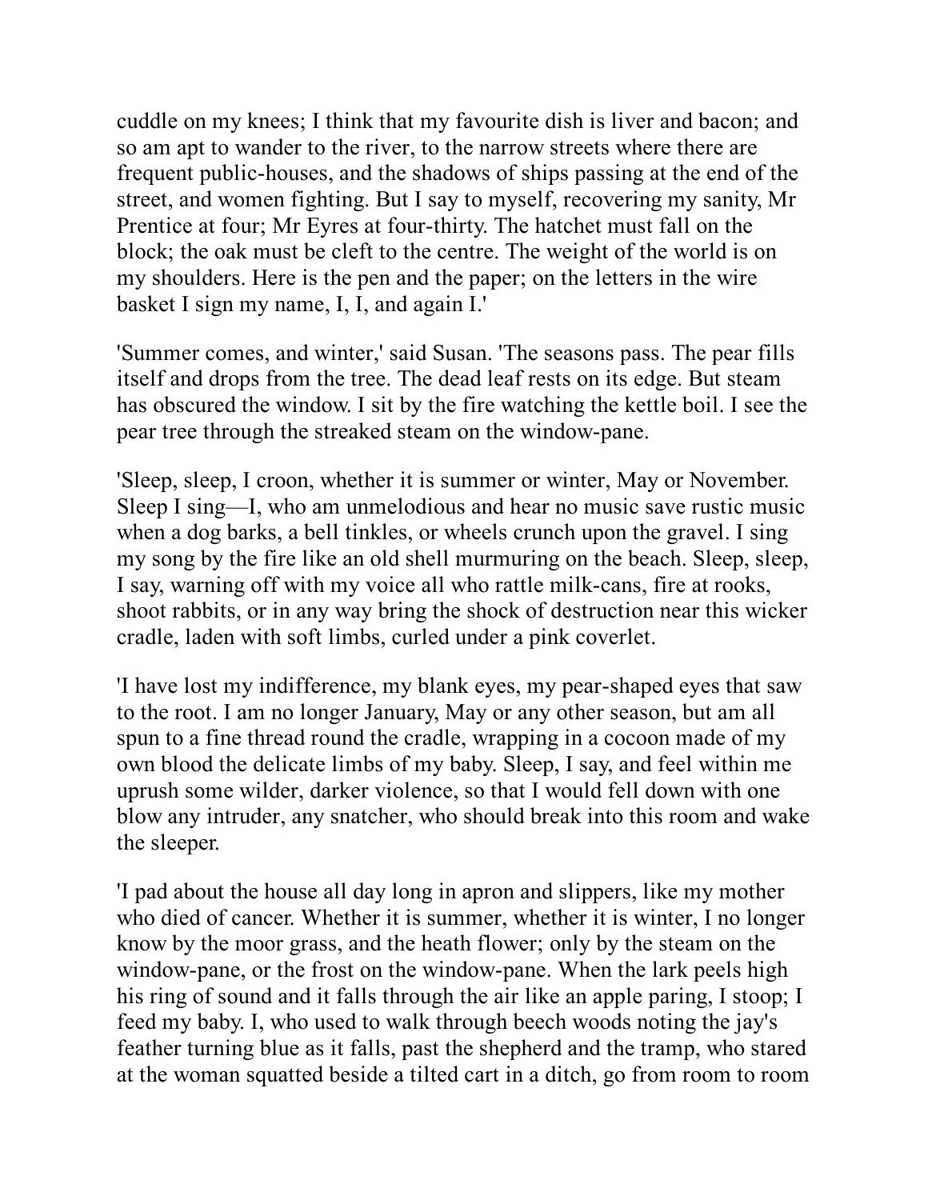cuddle on my knees; I think that my favourite dish is liver and bacon; and so am apt to wander to the river, to the narrow streets where there are frequent public-houses, and the shadows of ships passing at the end of the street, and women fighting. But I say to myself, recovering my sanity, Mr Prentice at four; Mr Eyres at four-thirty. The hatchet must fall on the block; the oak must be cleft to the centre. The weight of the world is on my shoulders. Here is the pen and the paper; on the letters in the wire basket I sign my name, I, I, and again I.'

'Summer comes, and winter,' said Susan. 'The seasons pass. The pear fills itself and drops from the tree. The dead leaf rests on its edge. But steam has obscured the window. I sit by the fire watching the kettle boil. I see the pear tree through the streaked steam on the window-pane.

'Sleep, sleep, I croon, whether it is summer or winter, May or November. Sleep I sing—I, who am unmelodious and hear no music save rustic music when a dog barks, a bell tinkles, or wheels crunch upon the gravel. I sing my song by the fire like an old shell murmuring on the beach. Sleep, sleep, I say, warning off with my voice all who rattle milk-cans, fire at rooks, shoot rabbits, or in any way bring the shock of destruction near this wicker cradle, laden with soft limbs, curled under a pink coverlet.

'I have lost my indifference, my blank eyes, my pear-shaped eyes that saw to the root. I am no longer January, May or any other season, but am all spun to a fine thread round the cradle, wrapping in a cocoon made of my own blood the delicate limbs of my baby. Sleep, I say, and feel within me uprush some wilder, darker violence, so that I would fell down with one blow any intruder, any snatcher, who should break into this room and wake the sleeper.

'I pad about the house all day long in apron and slippers, like my mother who died of cancer. Whether it is summer, whether it is winter, I no longer know by the moor grass, and the heath flower; only by the steam on the window-pane, or the frost on the window-pane. When the lark peels high his ring of sound and it falls through the air like an apple paring, I stoop; I feed my baby. I, who used to walk through beech woods noting the jay's feather turning blue as it falls, past the shepherd and the tramp, who stared at the woman squatted beside a tilted cart in a ditch, go from room to room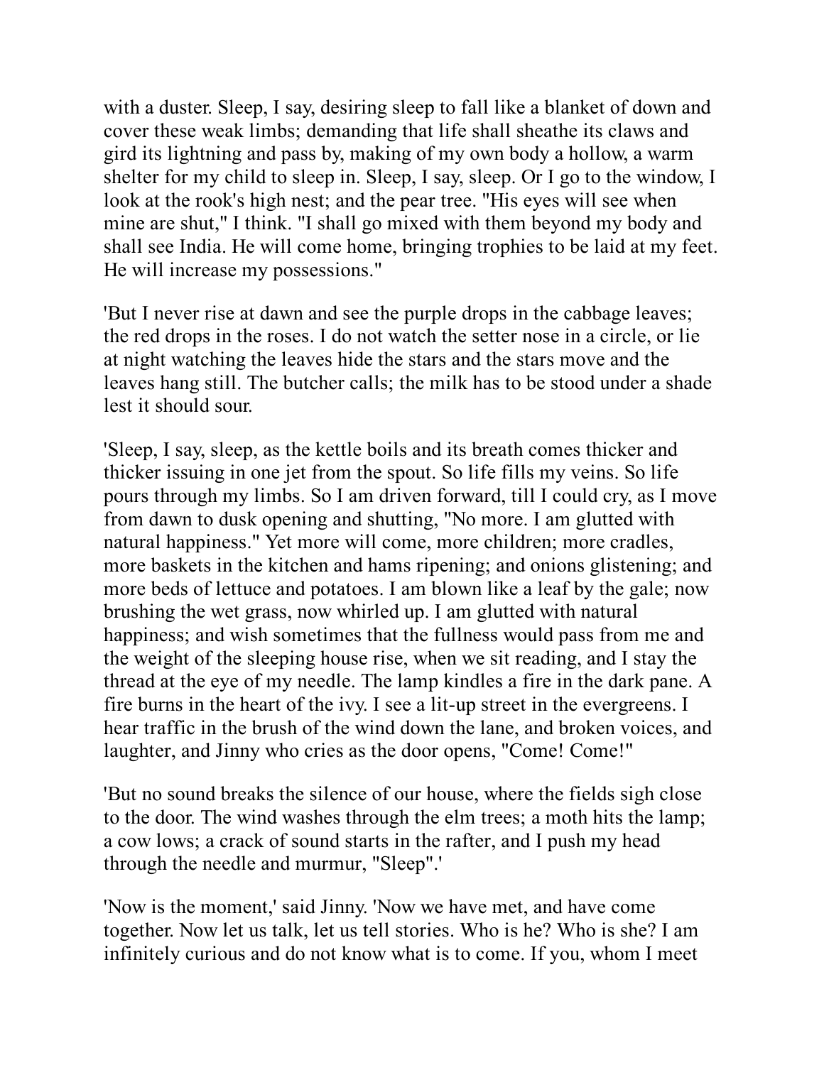with a duster. Sleep, I say, desiring sleep to fall like a blanket of down and cover these weak limbs; demanding that life shall sheathe its claws and gird its lightning and pass by, making of my own body a hollow, a warm shelter for my child to sleep in. Sleep, I say, sleep. Or I go to the window, I look at the rook's high nest; and the pear tree. "His eyes will see when mine are shut," I think. "I shall go mixed with them beyond my body and shall see India. He will come home, bringing trophies to be laid at my feet. He will increase my possessions."

'But I never rise at dawn and see the purple drops in the cabbage leaves; the red drops in the roses. I do not watch the setter nose in a circle, or lie at night watching the leaves hide the stars and the stars move and the leaves hang still. The butcher calls; the milk has to be stood under a shade lest it should sour.

'Sleep, I say, sleep, as the kettle boils and its breath comes thicker and thicker issuing in one jet from the spout. So life fills my veins. So life pours through my limbs. So I am driven forward, till I could cry, as I move from dawn to dusk opening and shutting, "No more. I am glutted with natural happiness." Yet more will come, more children; more cradles, more baskets in the kitchen and hams ripening; and onions glistening; and more beds of lettuce and potatoes. I am blown like a leaf by the gale; now brushing the wet grass, now whirled up. I am glutted with natural happiness; and wish sometimes that the fullness would pass from me and the weight of the sleeping house rise, when we sit reading, and I stay the thread at the eye of my needle. The lamp kindles a fire in the dark pane. A fire burns in the heart of the ivy. I see a lit-up street in the evergreens. I hear traffic in the brush of the wind down the lane, and broken voices, and laughter, and Jinny who cries as the door opens, "Come! Come!"

'But no sound breaks the silence of our house, where the fields sigh close to the door. The wind washes through the elm trees; a moth hits the lamp; a cow lows; a crack of sound starts in the rafter, and I push my head through the needle and murmur, "Sleep".'

'Now is the moment,' said Jinny. 'Now we have met, and have come together. Now let us talk, let us tell stories. Who is he? Who is she? I am infinitely curious and do not know what is to come. If you, whom I meet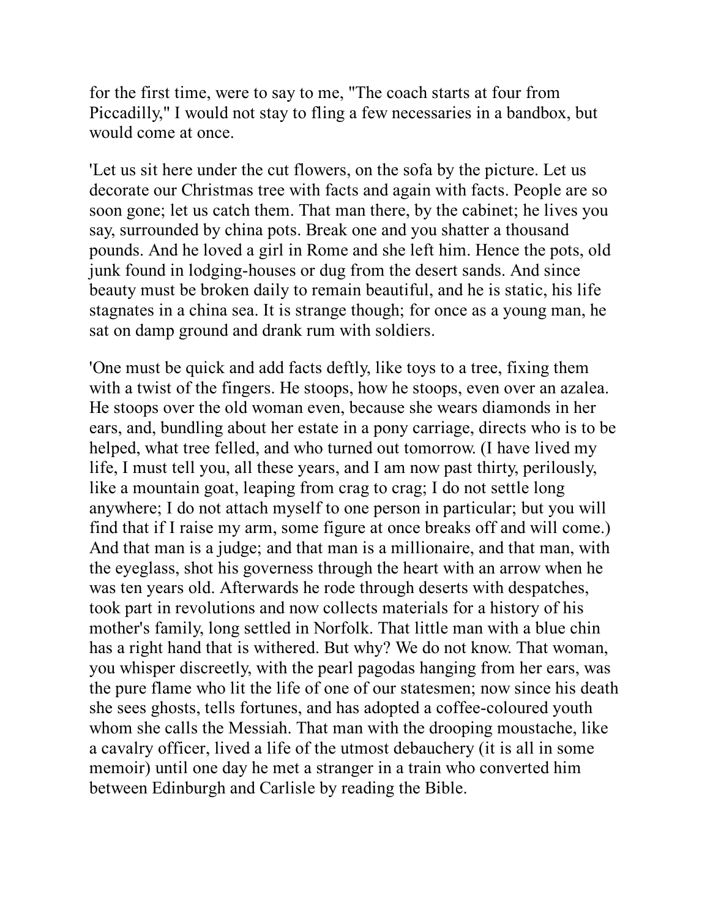for the first time, were to say to me, "The coach starts at four from Piccadilly," I would not stay to fling a few necessaries in a bandbox, but would come at once.

'Let us sit here under the cut flowers, on the sofa by the picture. Let us decorate our Christmas tree with facts and again with facts. People are so soon gone; let us catch them. That man there, by the cabinet; he lives you say, surrounded by china pots. Break one and you shatter a thousand pounds. And he loved a girl in Rome and she left him. Hence the pots, old junk found in lodging-houses or dug from the desert sands. And since beauty must be broken daily to remain beautiful, and he is static, his life stagnates in a china sea. It is strange though; for once as a young man, he sat on damp ground and drank rum with soldiers.

'One must be quick and add facts deftly, like toys to a tree, fixing them with a twist of the fingers. He stoops, how he stoops, even over an azalea. He stoops over the old woman even, because she wears diamonds in her ears, and, bundling about her estate in a pony carriage, directs who is to be helped, what tree felled, and who turned out tomorrow. (I have lived my life, I must tell you, all these years, and I am now past thirty, perilously, like a mountain goat, leaping from crag to crag; I do not settle long anywhere; I do not attach myself to one person in particular; but you will find that if I raise my arm, some figure at once breaks off and will come.) And that man is a judge; and that man is a millionaire, and that man, with the eyeglass, shot his governess through the heart with an arrow when he was ten years old. Afterwards he rode through deserts with despatches, took part in revolutions and now collects materials for a history of his mother's family, long settled in Norfolk. That little man with a blue chin has a right hand that is withered. But why? We do not know. That woman, you whisper discreetly, with the pearl pagodas hanging from her ears, was the pure flame who lit the life of one of our statesmen; now since his death she sees ghosts, tells fortunes, and has adopted a coffee-coloured youth whom she calls the Messiah. That man with the drooping moustache, like a cavalry officer, lived a life of the utmost debauchery (it is all in some memoir) until one day he met a stranger in a train who converted him between Edinburgh and Carlisle by reading the Bible.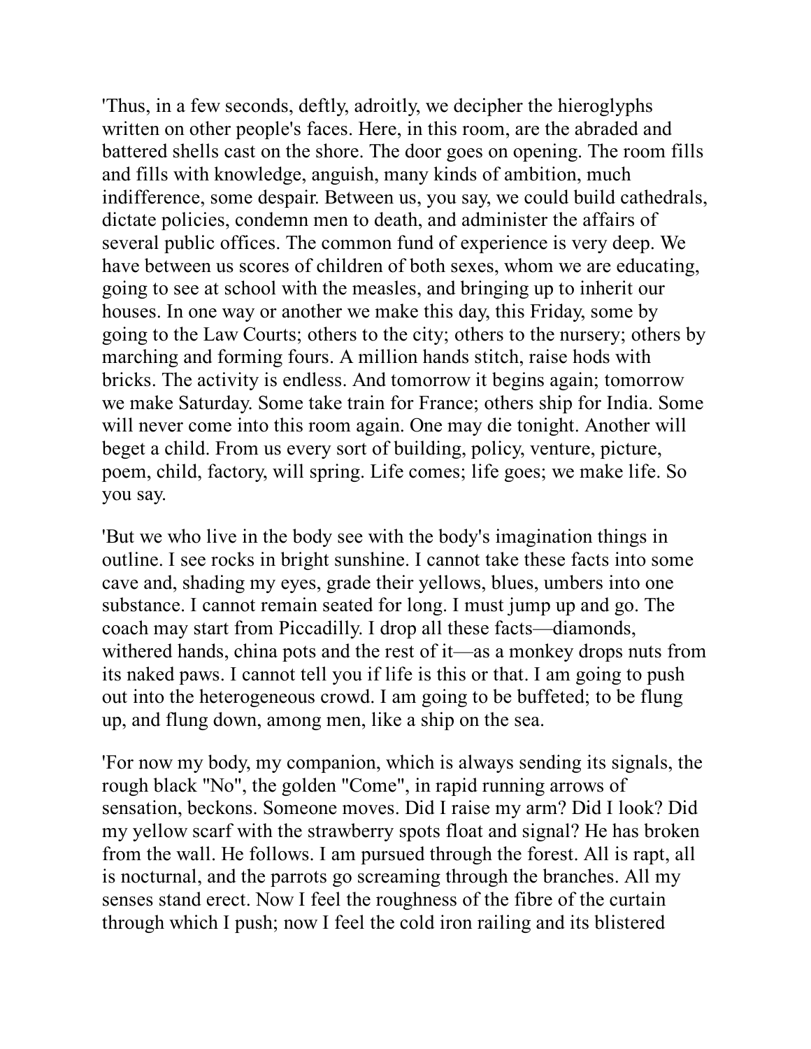'Thus, in a few seconds, deftly, adroitly, we decipher the hieroglyphs written on other people's faces. Here, in this room, are the abraded and battered shells cast on the shore. The door goes on opening. The room fills and fills with knowledge, anguish, many kinds of ambition, much indifference, some despair. Between us, you say, we could build cathedrals, dictate policies, condemn men to death, and administer the affairs of several public offices. The common fund of experience is very deep. We have between us scores of children of both sexes, whom we are educating, going to see at school with the measles, and bringing up to inherit our houses. In one way or another we make this day, this Friday, some by going to the Law Courts; others to the city; others to the nursery; others by marching and forming fours. A million hands stitch, raise hods with bricks. The activity is endless. And tomorrow it begins again; tomorrow we make Saturday. Some take train for France; others ship for India. Some will never come into this room again. One may die tonight. Another will beget a child. From us every sort of building, policy, venture, picture, poem, child, factory, will spring. Life comes; life goes; we make life. So you say.

'But we who live in the body see with the body's imagination things in outline. I see rocks in bright sunshine. I cannot take these facts into some cave and, shading my eyes, grade their yellows, blues, umbers into one substance. I cannot remain seated for long. I must jump up and go. The coach may start from Piccadilly. I drop all these facts—diamonds, withered hands, china pots and the rest of it—as a monkey drops nuts from its naked paws. I cannot tell you if life is this or that. I am going to push out into the heterogeneous crowd. I am going to be buffeted; to be flung up, and flung down, among men, like a ship on the sea.

'For now my body, my companion, which is always sending its signals, the rough black "No", the golden "Come", in rapid running arrows of sensation, beckons. Someone moves. Did I raise my arm? Did I look? Did my yellow scarf with the strawberry spots float and signal? He has broken from the wall. He follows. I am pursued through the forest. All is rapt, all is nocturnal, and the parrots go screaming through the branches. All my senses stand erect. Now I feel the roughness of the fibre of the curtain through which I push; now I feel the cold iron railing and its blistered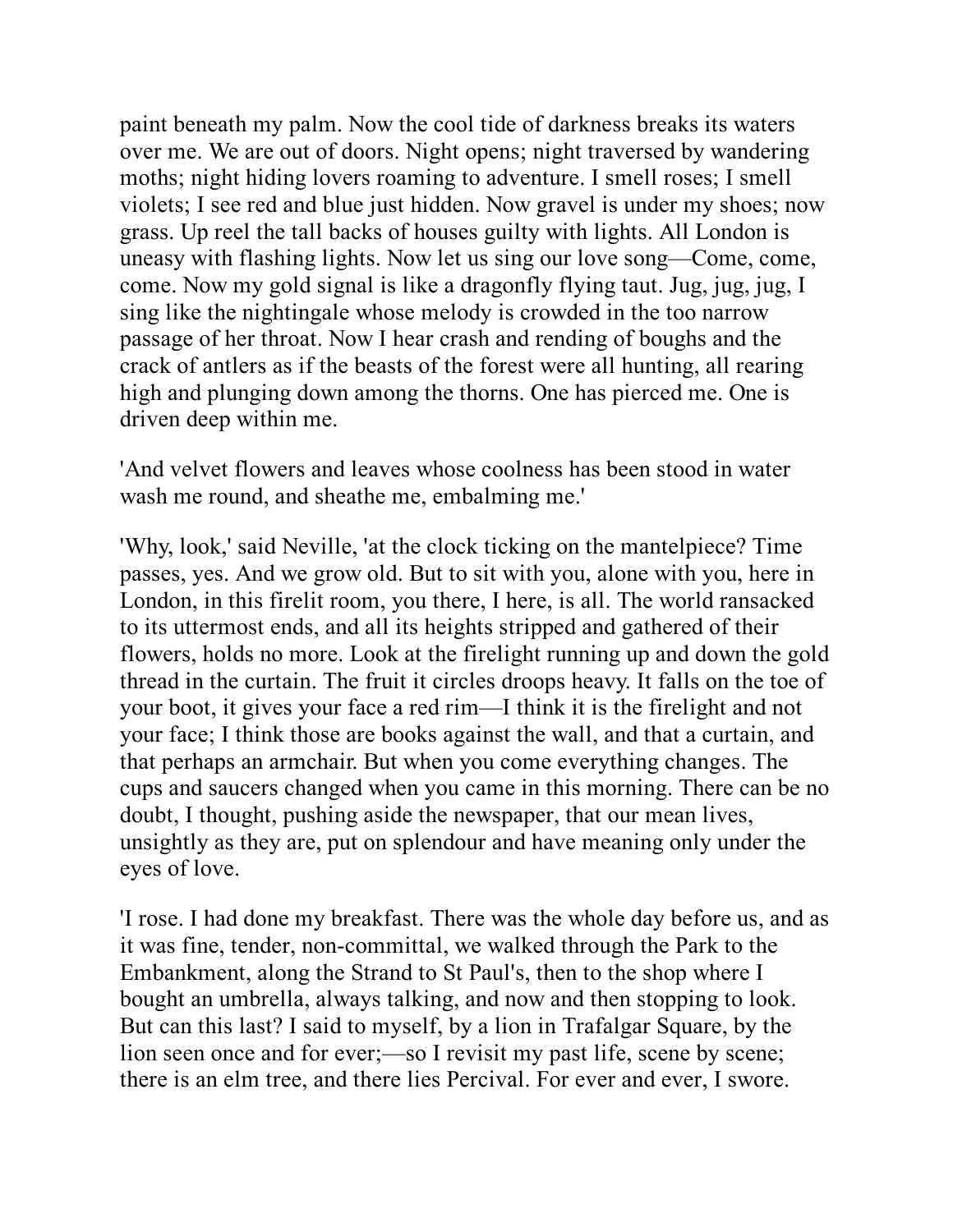paint beneath my palm. Now the cool tide of darkness breaks its waters over me. We are out of doors. Night opens; night traversed by wandering moths; night hiding lovers roaming to adventure. I smell roses; I smell violets; I see red and blue just hidden. Now gravel is under my shoes; now grass. Up reel the tall backs of houses guilty with lights. All London is uneasy with flashing lights. Now let us sing our love song—Come, come, come. Now my gold signal is like a dragonfly flying taut. Jug, jug, jug, I sing like the nightingale whose melody is crowded in the too narrow passage of her throat. Now I hear crash and rending of boughs and the crack of antlers as if the beasts of the forest were all hunting, all rearing high and plunging down among the thorns. One has pierced me. One is driven deep within me.

'And velvet flowers and leaves whose coolness has been stood in water wash me round, and sheathe me, embalming me.'

'Why, look,' said Neville, 'at the clock ticking on the mantelpiece? Time passes, yes. And we grow old. But to sit with you, alone with you, here in London, in this firelit room, you there, I here, is all. The world ransacked to its uttermost ends, and all its heights stripped and gathered of their flowers, holds no more. Look at the firelight running up and down the gold thread in the curtain. The fruit it circles droops heavy. It falls on the toe of your boot, it gives your face a red rim—I think it is the firelight and not your face; I think those are books against the wall, and that a curtain, and that perhaps an armchair. But when you come everything changes. The cups and saucers changed when you came in this morning. There can be no doubt, I thought, pushing aside the newspaper, that our mean lives, unsightly as they are, put on splendour and have meaning only under the eyes of love.

'I rose. I had done my breakfast. There was the whole day before us, and as it was fine, tender, non-committal, we walked through the Park to the Embankment, along the Strand to St Paul's, then to the shop where I bought an umbrella, always talking, and now and then stopping to look. But can this last? I said to myself, by a lion in Trafalgar Square, by the lion seen once and for ever;—so I revisit my past life, scene by scene; there is an elm tree, and there lies Percival. For ever and ever, I swore.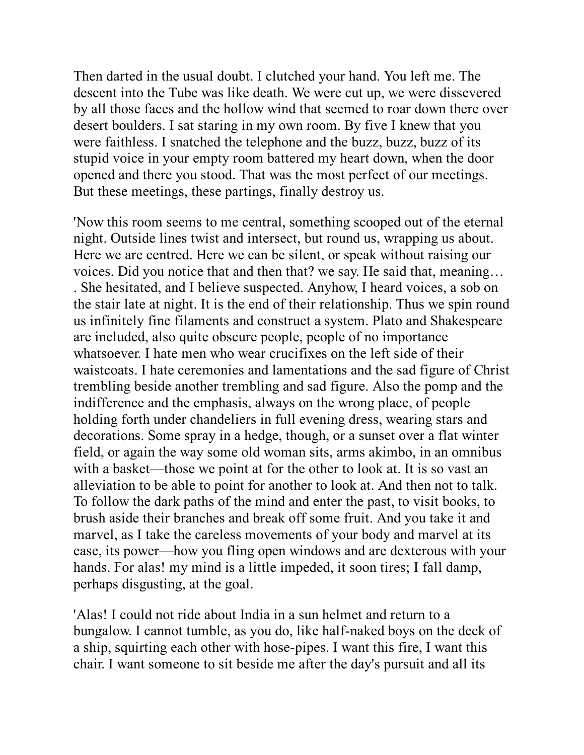Then darted in the usual doubt. I clutched your hand. You left me. The descent into the Tube was like death. We were cut up, we were dissevered by all those faces and the hollow wind that seemed to roar down there over desert boulders. I sat staring in my own room. By five I knew that you were faithless. I snatched the telephone and the buzz, buzz, buzz of its stupid voice in your empty room battered my heart down, when the door opened and there you stood. That was the most perfect of our meetings. But these meetings, these partings, finally destroy us.

'Now this room seems to me central, something scooped out of the eternal night. Outside lines twist and intersect, but round us, wrapping us about. Here we are centred. Here we can be silent, or speak without raising our voices. Did you notice that and then that? we say. He said that, meaning… . She hesitated, and I believe suspected. Anyhow, I heard voices, a sob on the stair late at night. It is the end of their relationship. Thus we spin round us infinitely fine filaments and construct a system. Plato and Shakespeare are included, also quite obscure people, people of no importance whatsoever. I hate men who wear crucifixes on the left side of their waistcoats. I hate ceremonies and lamentations and the sad figure of Christ trembling beside another trembling and sad figure. Also the pomp and the indifference and the emphasis, always on the wrong place, of people holding forth under chandeliers in full evening dress, wearing stars and decorations. Some spray in a hedge, though, or a sunset over a flat winter field, or again the way some old woman sits, arms akimbo, in an omnibus with a basket—those we point at for the other to look at. It is so vast an alleviation to be able to point for another to look at. And then not to talk. To follow the dark paths of the mind and enter the past, to visit books, to brush aside their branches and break off some fruit. And you take it and marvel, as I take the careless movements of your body and marvel at its ease, its power—how you fling open windows and are dexterous with your hands. For alas! my mind is a little impeded, it soon tires; I fall damp, perhaps disgusting, at the goal.

'Alas! I could not ride about India in a sun helmet and return to a bungalow. I cannot tumble, as you do, like half-naked boys on the deck of a ship, squirting each other with hose-pipes. I want this fire, I want this chair. I want someone to sit beside me after the day's pursuit and all its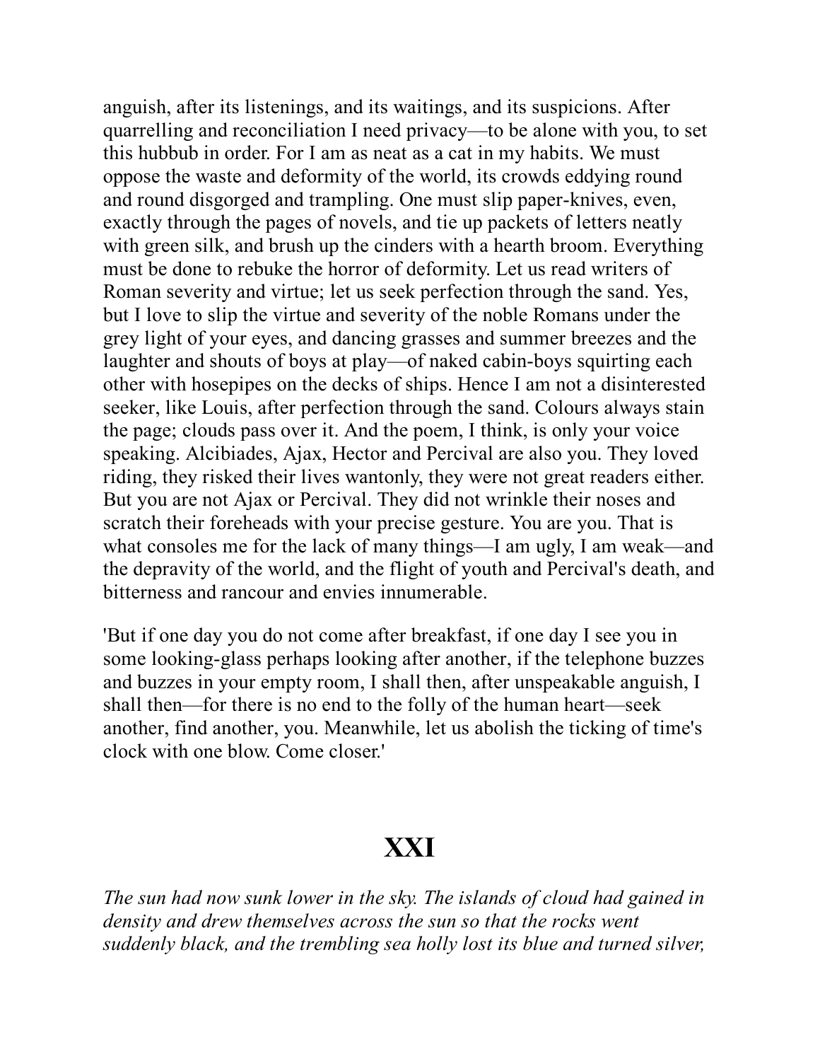anguish, after its listenings, and its waitings, and its suspicions. After quarrelling and reconciliation I need privacy—to be alone with you, to set this hubbub in order. For I am as neat as a cat in my habits. We must oppose the waste and deformity of the world, its crowds eddying round and round disgorged and trampling. One must slip paper-knives, even, exactly through the pages of novels, and tie up packets of letters neatly with green silk, and brush up the cinders with a hearth broom. Everything must be done to rebuke the horror of deformity. Let us read writers of Roman severity and virtue; let us seek perfection through the sand. Yes, but I love to slip the virtue and severity of the noble Romans under the grey light of your eyes, and dancing grasses and summer breezes and the laughter and shouts of boys at play—of naked cabin-boys squirting each other with hosepipes on the decks of ships. Hence I am not a disinterested seeker, like Louis, after perfection through the sand. Colours always stain the page; clouds pass over it. And the poem, I think, is only your voice speaking. Alcibiades, Ajax, Hector and Percival are also you. They loved riding, they risked their lives wantonly, they were not great readers either. But you are not Ajax or Percival. They did not wrinkle their noses and scratch their foreheads with your precise gesture. You are you. That is what consoles me for the lack of many things—I am ugly, I am weak—and the depravity of the world, and the flight of youth and Percival's death, and bitterness and rancour and envies innumerable.

'But if one day you do not come after breakfast, if one day I see you in some looking-glass perhaps looking after another, if the telephone buzzes and buzzes in your empty room, I shall then, after unspeakable anguish, I shall then—for there is no end to the folly of the human heart—seek another, find another, you. Meanwhile, let us abolish the ticking of time's clock with one blow. Come closer.'

# XXI

*The sun had now sunk lower in the sky. The islands of cloud had gained in density and drew themselves across the sun so that the rocks went suddenly black, and the trembling sea holly lost its blue and turned silver,*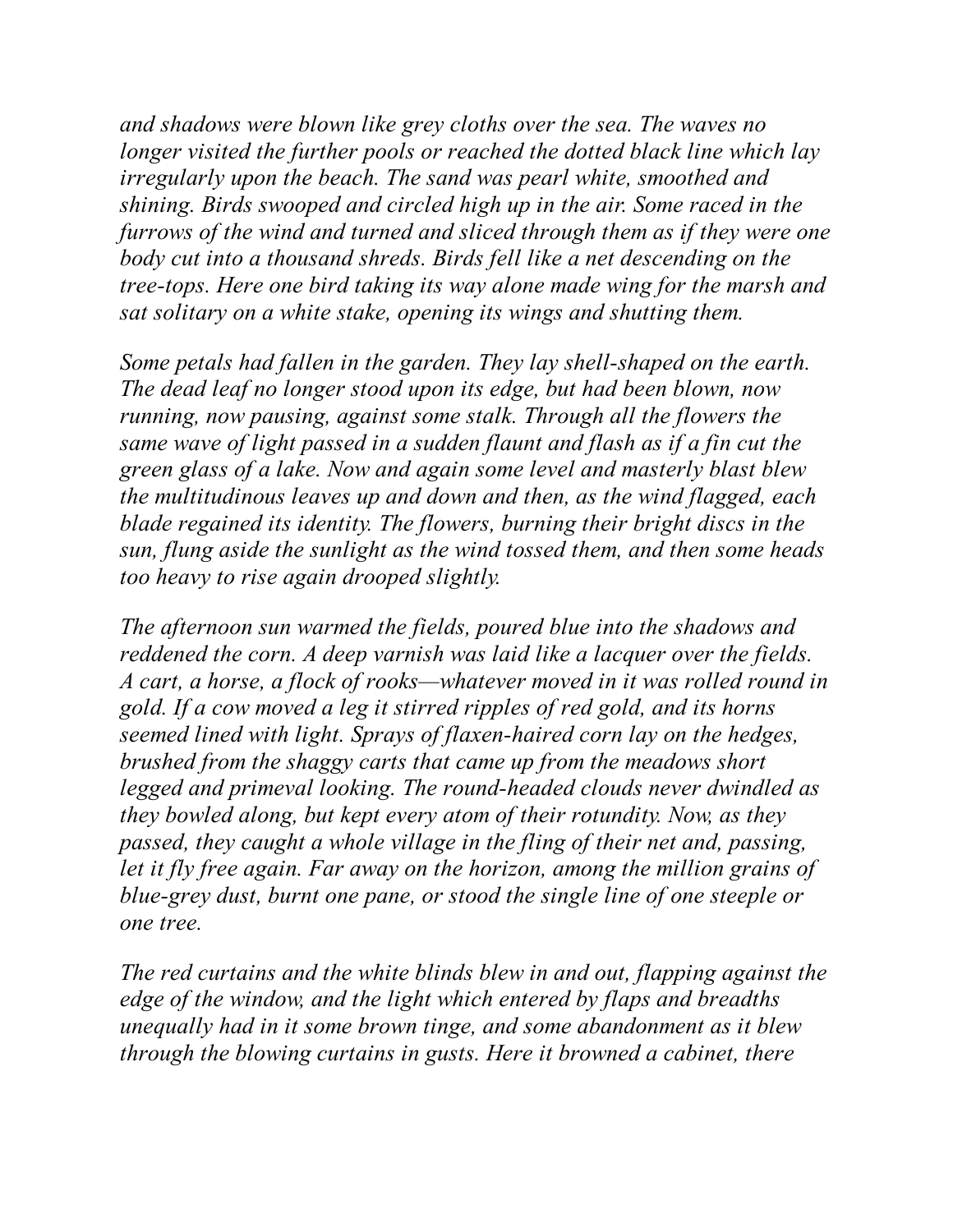*and shadows were blown like grey cloths over the sea. The waves no longer visited the further pools or reached the dotted black line which lay irregularly upon the beach. The sand was pearl white, smoothed and shining. Birds swooped and circled high up in the air. Some raced in the furrows of the wind and turned and sliced through them as if they were one body cut into a thousand shreds. Birds fell like a net descending on the tree-tops. Here one bird taking its way alone made wing for the marsh and sat solitary on a white stake, opening its wings and shutting them.*

*Some petals had fallen in the garden. They lay shell-shaped on the earth. The dead leaf no longer stood upon its edge, but had been blown, now running, now pausing, against some stalk. Through all the flowers the same wave of light passed in a sudden flaunt and flash as if a fin cut the green glass of a lake. Now and again some level and masterly blast blew the multitudinous leaves up and down and then, as the wind flagged, each blade regained its identity. The flowers, burning their bright discs in the sun, flung aside the sunlight as the wind tossed them, and then some heads too heavy to rise again drooped slightly.*

*The afternoon sun warmed the fields, poured blue into the shadows and reddened the corn. A deep varnish was laid like a lacquer over the fields. A cart, a horse, a flock of rooks—whatever moved in it was rolled round in gold. If a cow moved a leg it stirred ripples of red gold, and its horns seemed lined with light. Sprays of flaxen-haired corn lay on the hedges, brushed from the shaggy carts that came up from the meadows short legged and primeval looking. The round-headed clouds never dwindled as they bowled along, but kept every atom of their rotundity. Now, as they passed, they caught a whole village in the fling of their net and, passing, let it fly free again. Far away on the horizon, among the million grains of blue-grey dust, burnt one pane, or stood the single line of one steeple or one tree.*

*The red curtains and the white blinds blew in and out, flapping against the edge of the window, and the light which entered by flaps and breadths unequally had in it some brown tinge, and some abandonment as it blew through the blowing curtains in gusts. Here it browned a cabinet, there*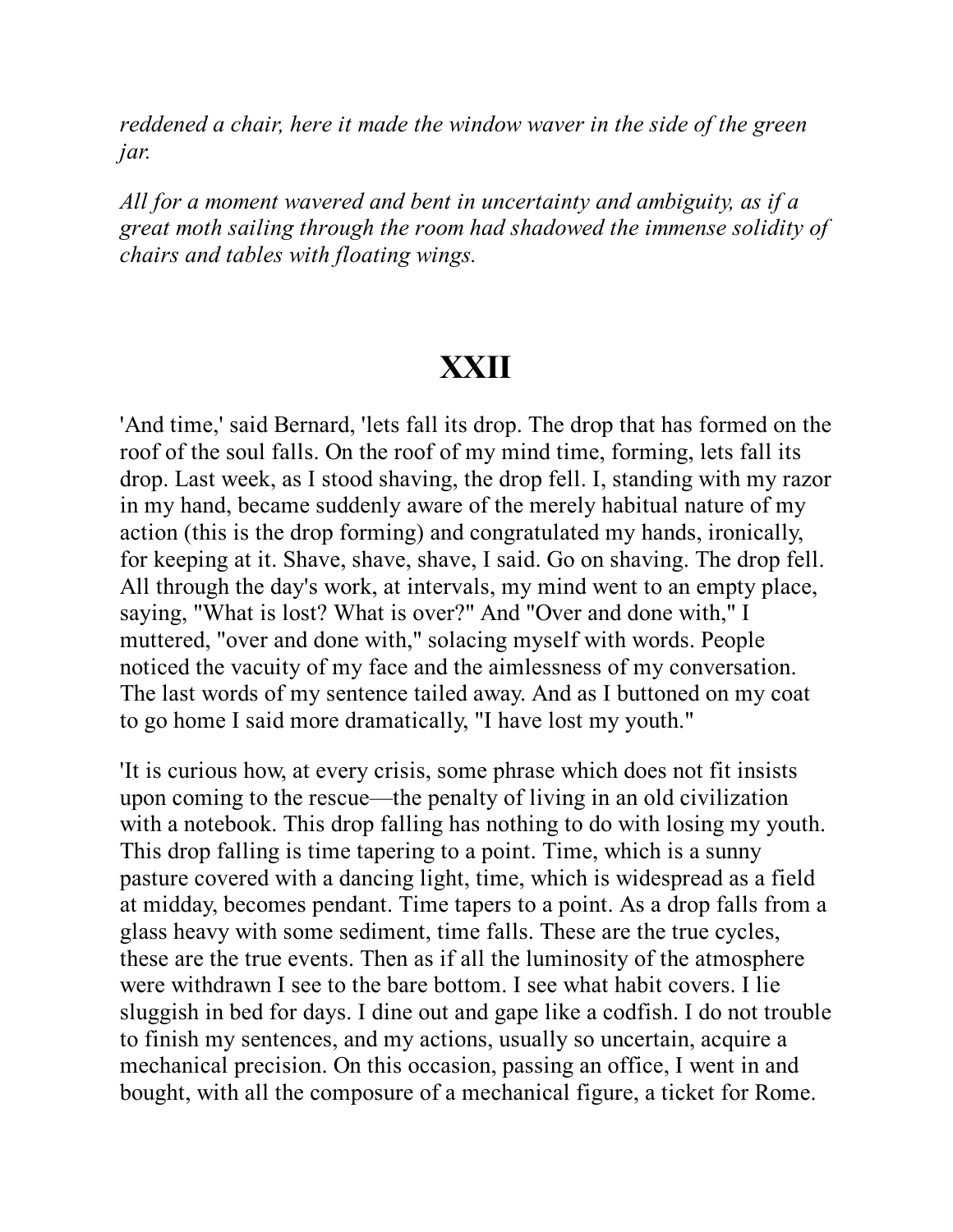*reddened a chair, here it made the window waver in the side of the green jar.*

*All for a moment wavered and bent in uncertainty and ambiguity, as if a great moth sailing through the room had shadowed the immense solidity of chairs and tables with floating wings.*

# XXII

'And time,' said Bernard, 'lets fall its drop. The drop that has formed on the roof of the soul falls. On the roof of my mind time, forming, lets fall its drop. Last week, as I stood shaving, the drop fell. I, standing with my razor in my hand, became suddenly aware of the merely habitual nature of my action (this is the drop forming) and congratulated my hands, ironically, for keeping at it. Shave, shave, shave, I said. Go on shaving. The drop fell. All through the day's work, at intervals, my mind went to an empty place, saying, "What is lost? What is over?" And "Over and done with," I muttered, "over and done with," solacing myself with words. People noticed the vacuity of my face and the aimlessness of my conversation. The last words of my sentence tailed away. And as I buttoned on my coat to go home I said more dramatically, "I have lost my youth."

'It is curious how, at every crisis, some phrase which does not fit insists upon coming to the rescue—the penalty of living in an old civilization with a notebook. This drop falling has nothing to do with losing my youth. This drop falling is time tapering to a point. Time, which is a sunny pasture covered with a dancing light, time, which is widespread as a field at midday, becomes pendant. Time tapers to a point. As a drop falls from a glass heavy with some sediment, time falls. These are the true cycles, these are the true events. Then as if all the luminosity of the atmosphere were withdrawn I see to the bare bottom. I see what habit covers. I lie sluggish in bed for days. I dine out and gape like a codfish. I do not trouble to finish my sentences, and my actions, usually so uncertain, acquire a mechanical precision. On this occasion, passing an office, I went in and bought, with all the composure of a mechanical figure, a ticket for Rome.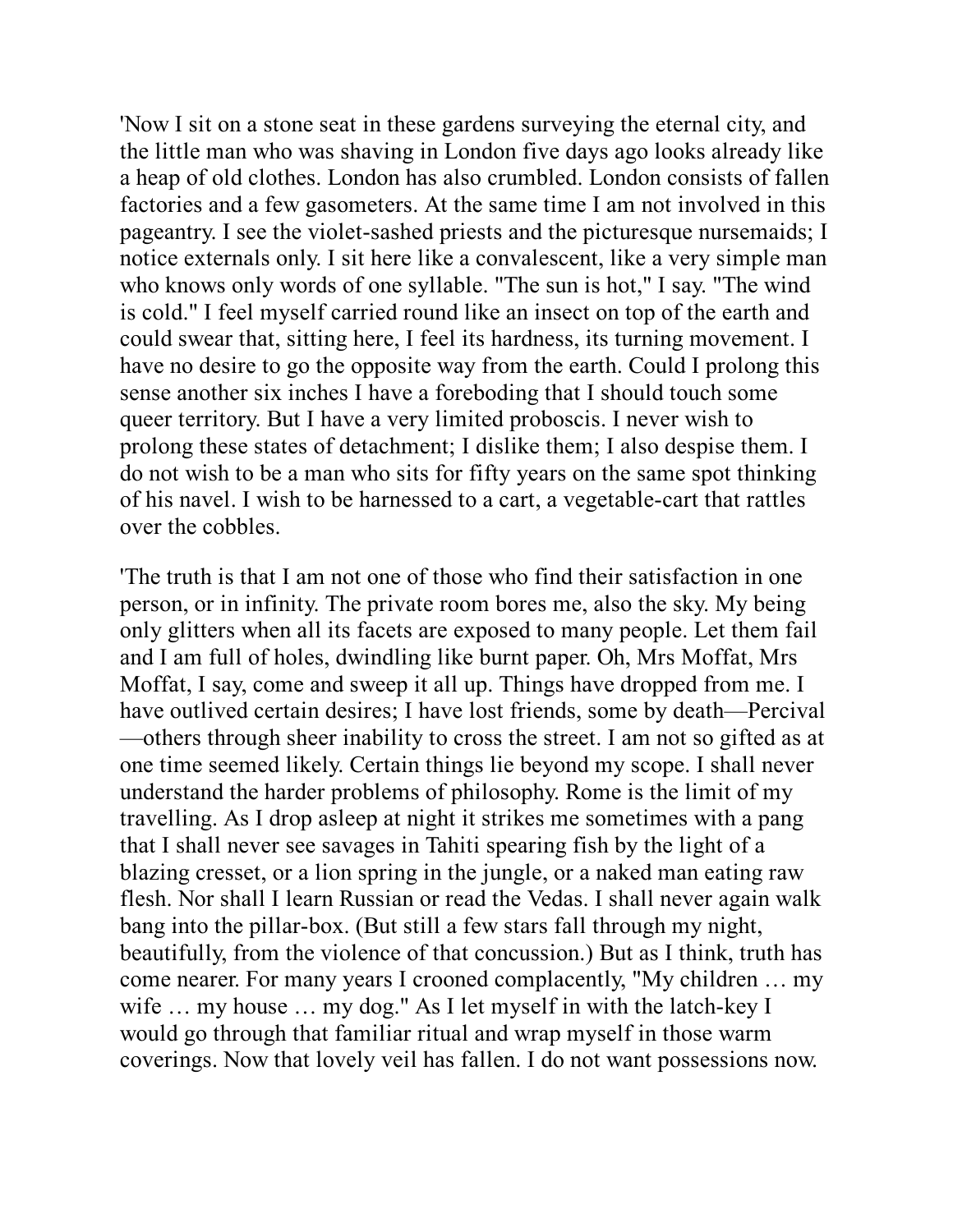'Now I sit on a stone seat in these gardens surveying the eternal city, and the little man who was shaving in London five days ago looks already like a heap of old clothes. London has also crumbled. London consists of fallen factories and a few gasometers. At the same time I am not involved in this pageantry. I see the violet-sashed priests and the picturesque nursemaids; I notice externals only. I sit here like a convalescent, like a very simple man who knows only words of one syllable. "The sun is hot," I say. "The wind is cold." I feel myself carried round like an insect on top of the earth and could swear that, sitting here, I feel its hardness, its turning movement. I have no desire to go the opposite way from the earth. Could I prolong this sense another six inches I have a foreboding that I should touch some queer territory. But I have a very limited proboscis. I never wish to prolong these states of detachment; I dislike them; I also despise them. I do not wish to be a man who sits for fifty years on the same spot thinking of his navel. I wish to be harnessed to a cart, a vegetable-cart that rattles over the cobbles.

'The truth is that I am not one of those who find their satisfaction in one person, or in infinity. The private room bores me, also the sky. My being only glitters when all its facets are exposed to many people. Let them fail and I am full of holes, dwindling like burnt paper. Oh, Mrs Moffat, Mrs Moffat, I say, come and sweep it all up. Things have dropped from me. I have outlived certain desires; I have lost friends, some by death—Percival—others through sheer inability to cross the street. I am not so gifted as at one time seemed likely. Certain things lie beyond my scope. I shall never understand the harder problems of philosophy. Rome is the limit of my travelling. As I drop asleep at night it strikes me sometimes with a pang that I shall never see savages in Tahiti spearing fish by the light of a blazing cresset, or a lion spring in the jungle, or a naked man eating raw flesh. Nor shall I learn Russian or read the Vedas. I shall never again walk bang into the pillar-box. (But still a few stars fall through my night, beautifully, from the violence of that concussion.) But as I think, truth has come nearer. For many years I crooned complacently, "My children … my wife … my house … my dog." As I let myself in with the latch-key I would go through that familiar ritual and wrap myself in those warm coverings. Now that lovely veil has fallen. I do not want possessions now.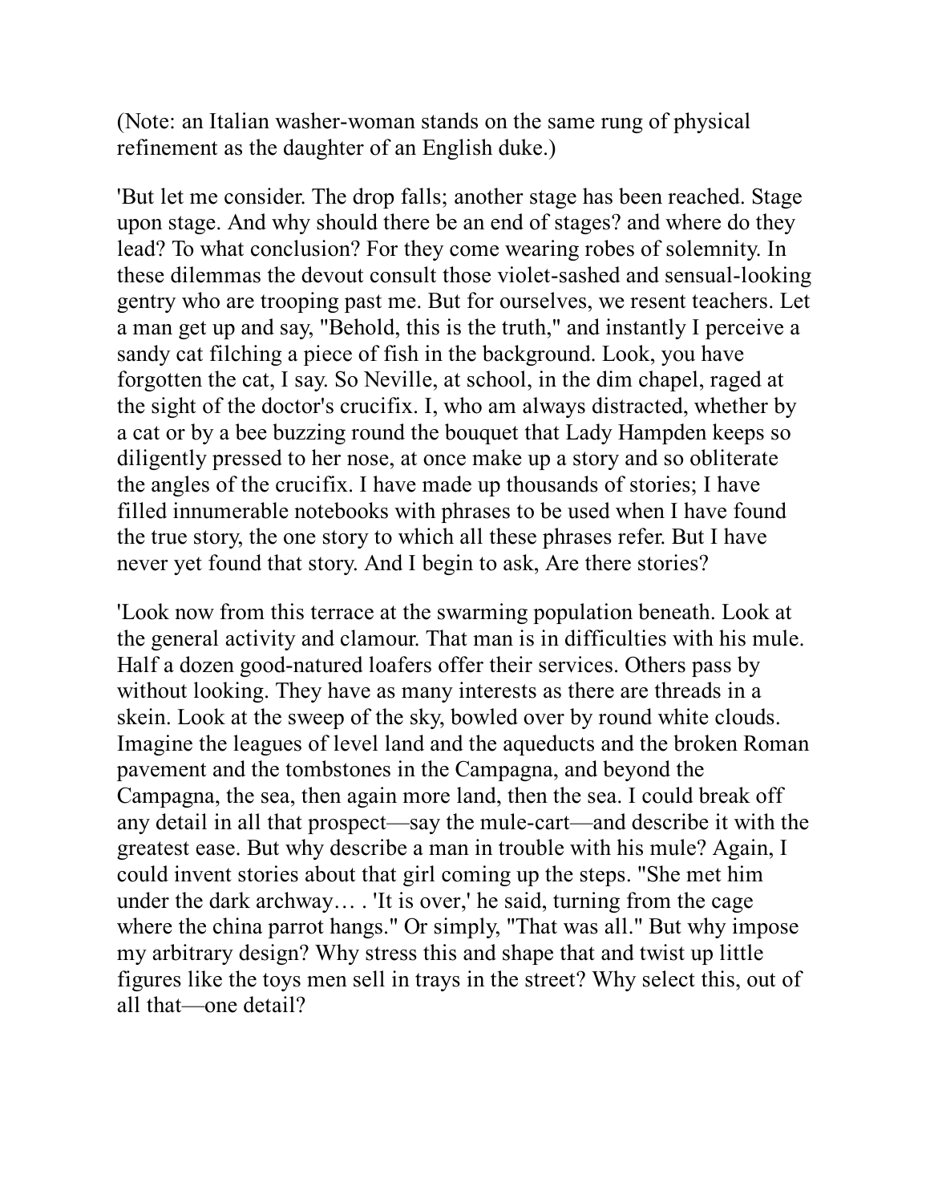(Note: an Italian washer-woman stands on the same rung of physical refinement as the daughter of an English duke.)

'But let me consider. The drop falls; another stage has been reached. Stage upon stage. And why should there be an end of stages? and where do they lead? To what conclusion? For they come wearing robes of solemnity. In these dilemmas the devout consult those violet-sashed and sensual-looking gentry who are trooping past me. But for ourselves, we resent teachers. Let a man get up and say, "Behold, this is the truth," and instantly I perceive a sandy cat filching a piece of fish in the background. Look, you have forgotten the cat, I say. So Neville, at school, in the dim chapel, raged at the sight of the doctor's crucifix. I, who am always distracted, whether by a cat or by a bee buzzing round the bouquet that Lady Hampden keeps so diligently pressed to her nose, at once make up a story and so obliterate the angles of the crucifix. I have made up thousands of stories; I have filled innumerable notebooks with phrases to be used when I have found the true story, the one story to which all these phrases refer. But I have never yet found that story. And I begin to ask, Are there stories?

'Look now from this terrace at the swarming population beneath. Look at the general activity and clamour. That man is in difficulties with his mule. Half a dozen good-natured loafers offer their services. Others pass by without looking. They have as many interests as there are threads in a skein. Look at the sweep of the sky, bowled over by round white clouds. Imagine the leagues of level land and the aqueducts and the broken Roman pavement and the tombstones in the Campagna, and beyond the Campagna, the sea, then again more land, then the sea. I could break off any detail in all that prospect—say the mule-cart—and describe it with the greatest ease. But why describe a man in trouble with his mule? Again, I could invent stories about that girl coming up the steps. "She met him under the dark archway… . 'It is over,' he said, turning from the cage where the china parrot hangs." Or simply, "That was all." But why impose my arbitrary design? Why stress this and shape that and twist up little figures like the toys men sell in trays in the street? Why select this, out of all that—one detail?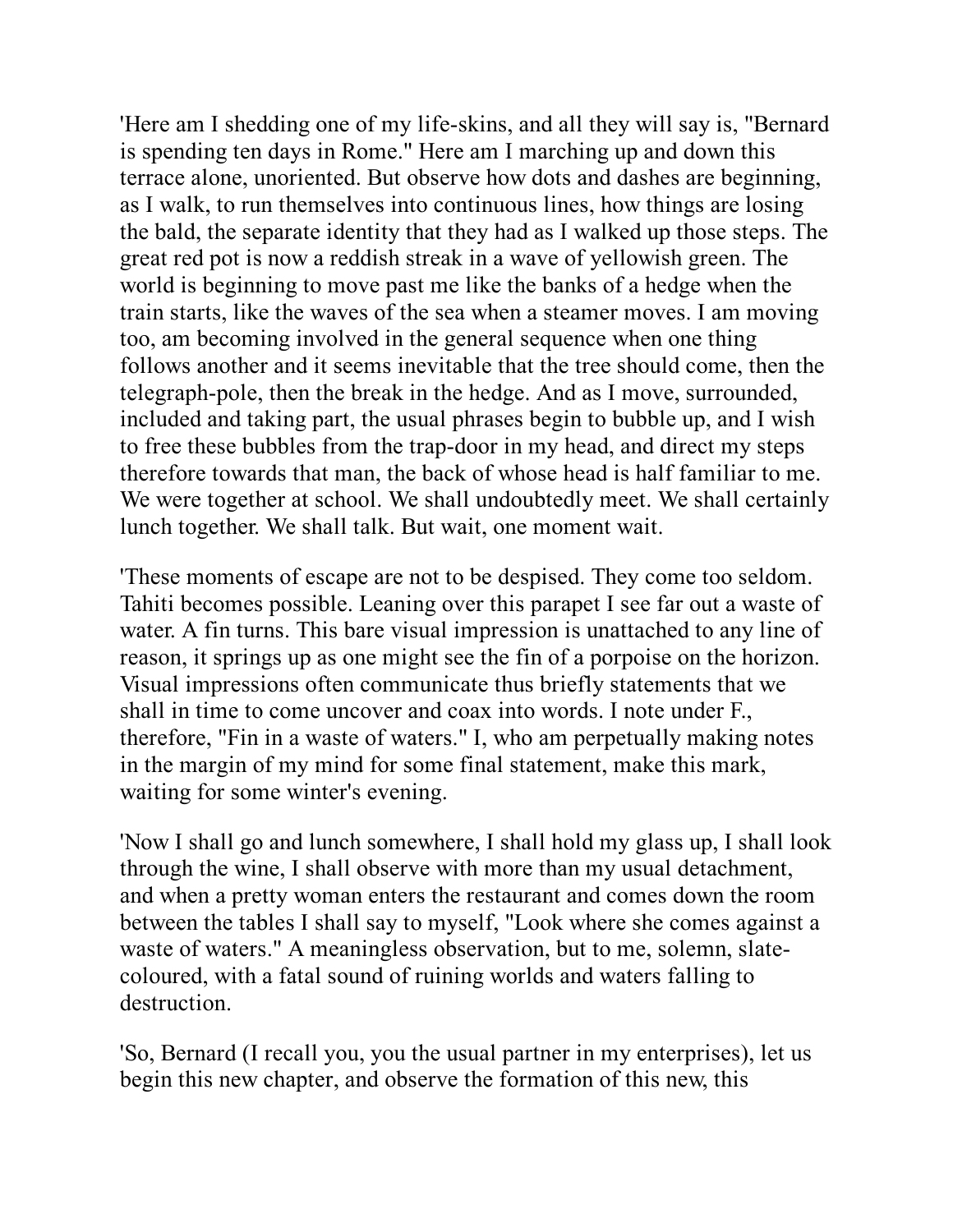'Here am I shedding one of my life-skins, and all they will say is, "Bernard is spending ten days in Rome." Here am I marching up and down this terrace alone, unoriented. But observe how dots and dashes are beginning, as I walk, to run themselves into continuous lines, how things are losing the bald, the separate identity that they had as I walked up those steps. The great red pot is now a reddish streak in a wave of yellowish green. The world is beginning to move past me like the banks of a hedge when the train starts, like the waves of the sea when a steamer moves. I am moving too, am becoming involved in the general sequence when one thing follows another and it seems inevitable that the tree should come, then the telegraph-pole, then the break in the hedge. And as I move, surrounded, included and taking part, the usual phrases begin to bubble up, and I wish to free these bubbles from the trap-door in my head, and direct my steps therefore towards that man, the back of whose head is half familiar to me. We were together at school. We shall undoubtedly meet. We shall certainly lunch together. We shall talk. But wait, one moment wait.

'These moments of escape are not to be despised. They come too seldom. Tahiti becomes possible. Leaning over this parapet I see far out a waste of water. A fin turns. This bare visual impression is unattached to any line of reason, it springs up as one might see the fin of a porpoise on the horizon. Visual impressions often communicate thus briefly statements that we shall in time to come uncover and coax into words. I note under F., therefore, "Fin in a waste of waters." I, who am perpetually making notes in the margin of my mind for some final statement, make this mark, waiting for some winter's evening.

'Now I shall go and lunch somewhere, I shall hold my glass up, I shall look through the wine, I shall observe with more than my usual detachment, and when a pretty woman enters the restaurant and comes down the room between the tables I shall say to myself, "Look where she comes against a waste of waters." A meaningless observation, but to me, solemn, slate-coloured, with a fatal sound of ruining worlds and waters falling to destruction.

'So, Bernard (I recall you, you the usual partner in my enterprises), let us begin this new chapter, and observe the formation of this new, this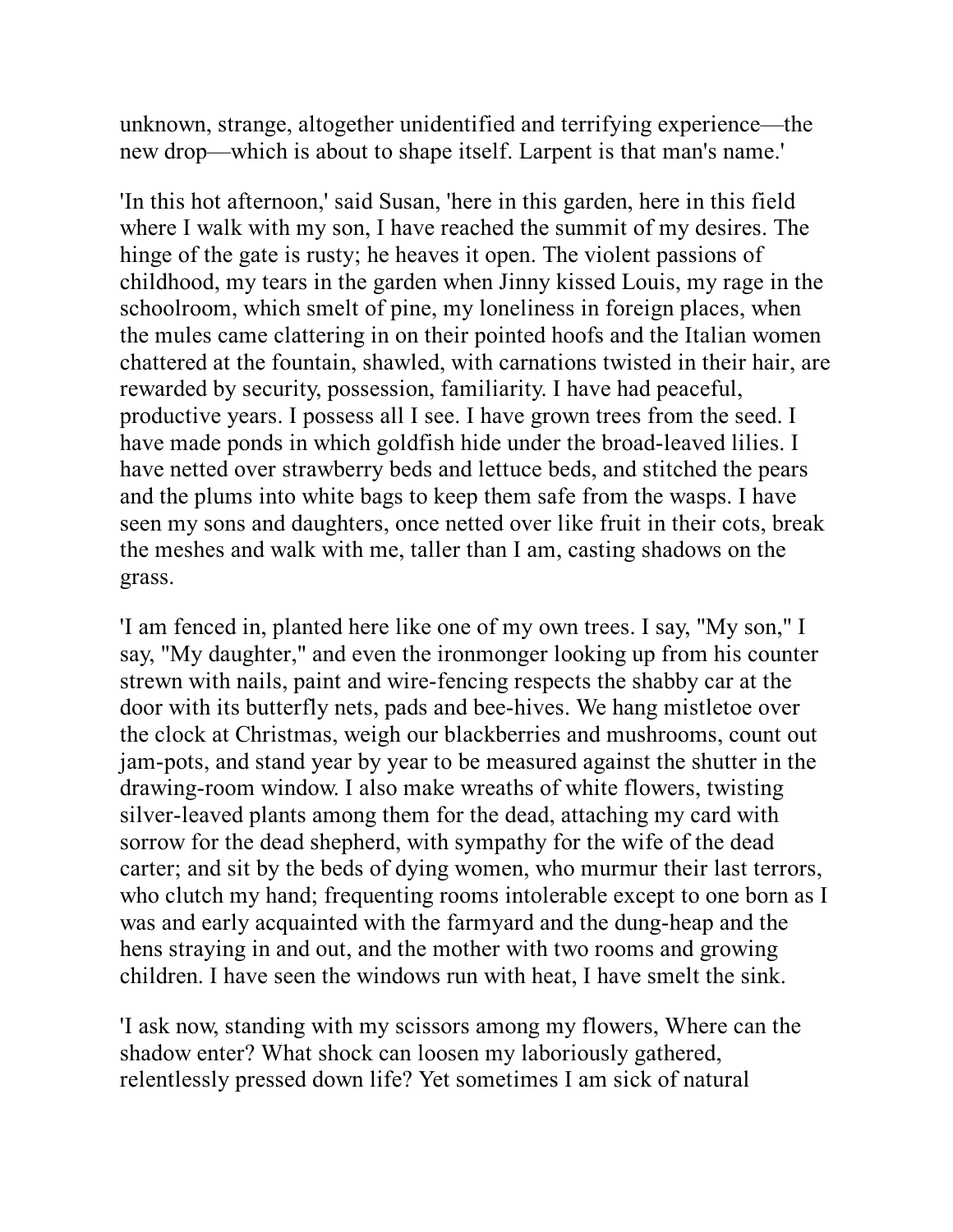unknown, strange, altogether unidentified and terrifying experience—the new drop—which is about to shape itself. Larpent is that man's name.'

'In this hot afternoon,' said Susan, 'here in this garden, here in this field where I walk with my son, I have reached the summit of my desires. The hinge of the gate is rusty; he heaves it open. The violent passions of childhood, my tears in the garden when Jinny kissed Louis, my rage in the schoolroom, which smelt of pine, my loneliness in foreign places, when the mules came clattering in on their pointed hoofs and the Italian women chattered at the fountain, shawled, with carnations twisted in their hair, are rewarded by security, possession, familiarity. I have had peaceful, productive years. I possess all I see. I have grown trees from the seed. I have made ponds in which goldfish hide under the broad-leaved lilies. I have netted over strawberry beds and lettuce beds, and stitched the pears and the plums into white bags to keep them safe from the wasps. I have seen my sons and daughters, once netted over like fruit in their cots, break the meshes and walk with me, taller than I am, casting shadows on the grass.

'I am fenced in, planted here like one of my own trees. I say, "My son," I say, "My daughter," and even the ironmonger looking up from his counter strewn with nails, paint and wire-fencing respects the shabby car at the door with its butterfly nets, pads and bee-hives. We hang mistletoe over the clock at Christmas, weigh our blackberries and mushrooms, count out jam-pots, and stand year by year to be measured against the shutter in the drawing-room window. I also make wreaths of white flowers, twisting silver-leaved plants among them for the dead, attaching my card with sorrow for the dead shepherd, with sympathy for the wife of the dead carter; and sit by the beds of dying women, who murmur their last terrors, who clutch my hand; frequenting rooms intolerable except to one born as I was and early acquainted with the farmyard and the dung-heap and the hens straying in and out, and the mother with two rooms and growing children. I have seen the windows run with heat, I have smelt the sink.

'I ask now, standing with my scissors among my flowers, Where can the shadow enter? What shock can loosen my laboriously gathered, relentlessly pressed down life? Yet sometimes I am sick of natural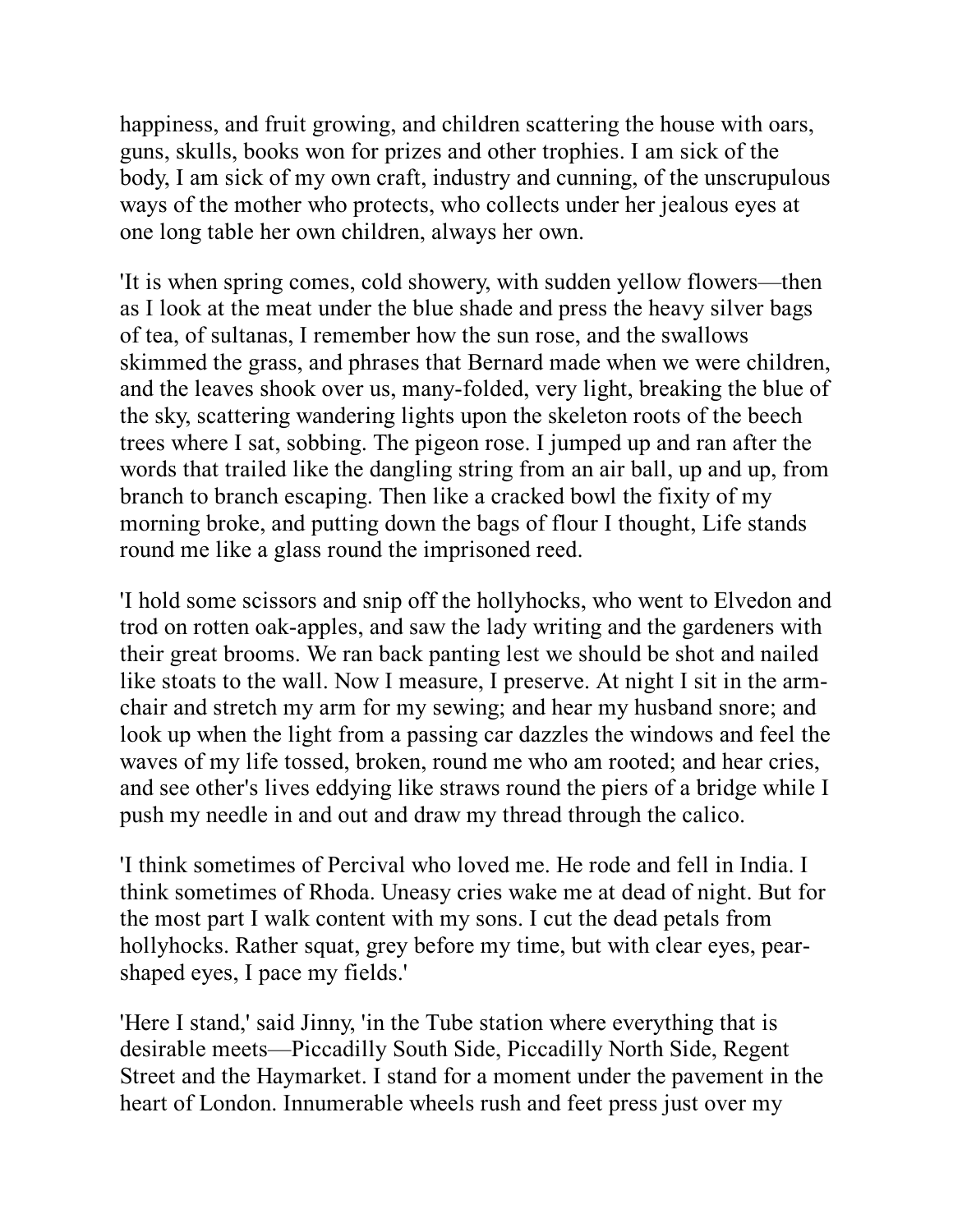happiness, and fruit growing, and children scattering the house with oars, guns, skulls, books won for prizes and other trophies. I am sick of the body, I am sick of my own craft, industry and cunning, of the unscrupulous ways of the mother who protects, who collects under her jealous eyes at one long table her own children, always her own.

'It is when spring comes, cold showery, with sudden yellow flowers—then as I look at the meat under the blue shade and press the heavy silver bags of tea, of sultanas, I remember how the sun rose, and the swallows skimmed the grass, and phrases that Bernard made when we were children, and the leaves shook over us, many-folded, very light, breaking the blue of the sky, scattering wandering lights upon the skeleton roots of the beech trees where I sat, sobbing. The pigeon rose. I jumped up and ran after the words that trailed like the dangling string from an air ball, up and up, from branch to branch escaping. Then like a cracked bowl the fixity of my morning broke, and putting down the bags of flour I thought, Life stands round me like a glass round the imprisoned reed.

'I hold some scissors and snip off the hollyhocks, who went to Elvedon and trod on rotten oak-apples, and saw the lady writing and the gardeners with their great brooms. We ran back panting lest we should be shot and nailed like stoats to the wall. Now I measure, I preserve. At night I sit in the arm-chair and stretch my arm for my sewing; and hear my husband snore; and look up when the light from a passing car dazzles the windows and feel the waves of my life tossed, broken, round me who am rooted; and hear cries, and see other's lives eddying like straws round the piers of a bridge while I push my needle in and out and draw my thread through the calico.

'I think sometimes of Percival who loved me. He rode and fell in India. I think sometimes of Rhoda. Uneasy cries wake me at dead of night. But for the most part I walk content with my sons. I cut the dead petals from hollyhocks. Rather squat, grey before my time, but with clear eyes, pear-shaped eyes, I pace my fields.'

'Here I stand,' said Jinny, 'in the Tube station where everything that is desirable meets—Piccadilly South Side, Piccadilly North Side, Regent Street and the Haymarket. I stand for a moment under the pavement in the heart of London. Innumerable wheels rush and feet press just over my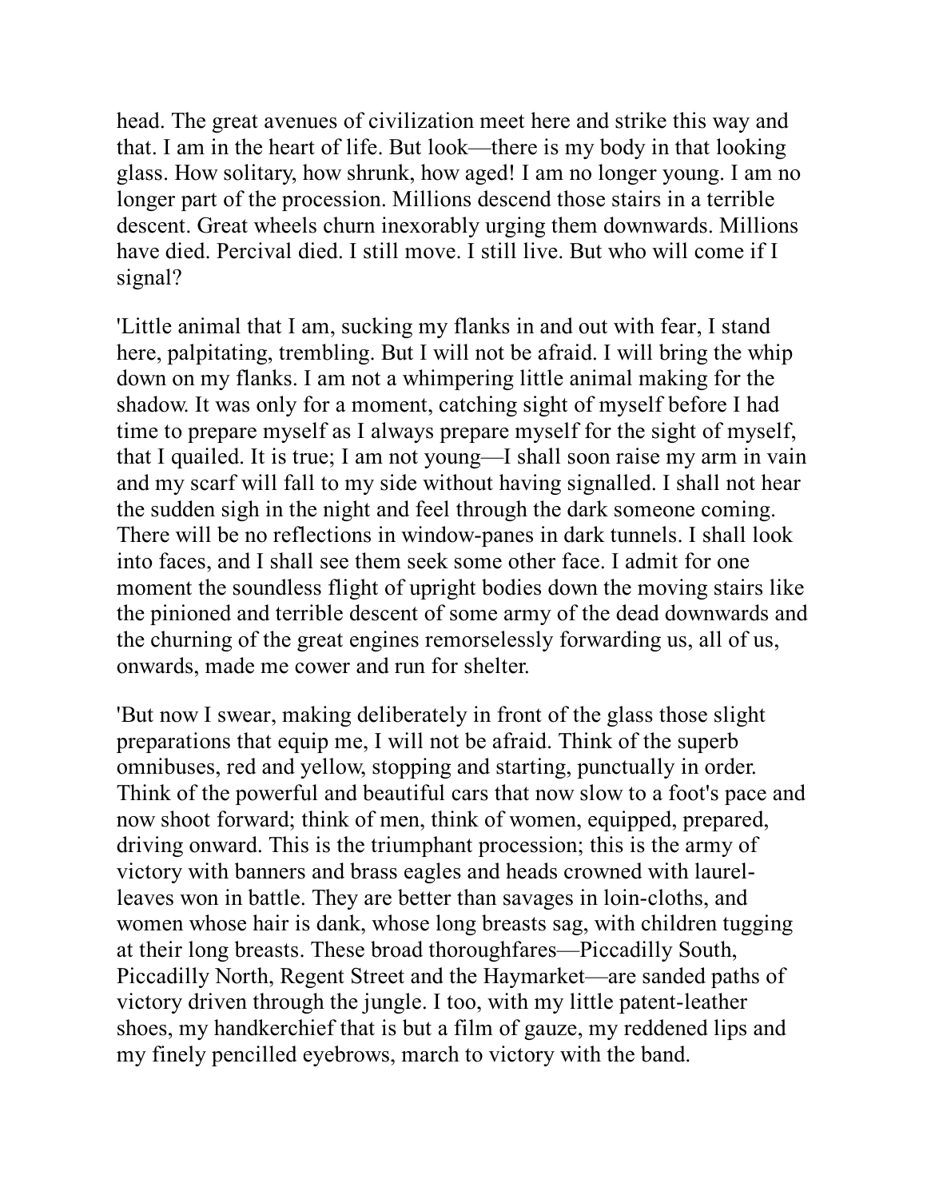head. The great avenues of civilization meet here and strike this way and that. I am in the heart of life. But look—there is my body in that looking glass. How solitary, how shrunk, how aged! I am no longer young. I am no longer part of the procession. Millions descend those stairs in a terrible descent. Great wheels churn inexorably urging them downwards. Millions have died. Percival died. I still move. I still live. But who will come if I signal?

'Little animal that I am, sucking my flanks in and out with fear, I stand here, palpitating, trembling. But I will not be afraid. I will bring the whip down on my flanks. I am not a whimpering little animal making for the shadow. It was only for a moment, catching sight of myself before I had time to prepare myself as I always prepare myself for the sight of myself, that I quailed. It is true; I am not young—I shall soon raise my arm in vain and my scarf will fall to my side without having signalled. I shall not hear the sudden sigh in the night and feel through the dark someone coming. There will be no reflections in window-panes in dark tunnels. I shall look into faces, and I shall see them seek some other face. I admit for one moment the soundless flight of upright bodies down the moving stairs like the pinioned and terrible descent of some army of the dead downwards and the churning of the great engines remorselessly forwarding us, all of us, onwards, made me cower and run for shelter.

'But now I swear, making deliberately in front of the glass those slight preparations that equip me, I will not be afraid. Think of the superb omnibuses, red and yellow, stopping and starting, punctually in order. Think of the powerful and beautiful cars that now slow to a foot's pace and now shoot forward; think of men, think of women, equipped, prepared, driving onward. This is the triumphant procession; this is the army of victory with banners and brass eagles and heads crowned with laurel-leaves won in battle. They are better than savages in loin-cloths, and women whose hair is dank, whose long breasts sag, with children tugging at their long breasts. These broad thoroughfares—Piccadilly South, Piccadilly North, Regent Street and the Haymarket—are sanded paths of victory driven through the jungle. I too, with my little patent-leather shoes, my handkerchief that is but a film of gauze, my reddened lips and my finely pencilled eyebrows, march to victory with the band.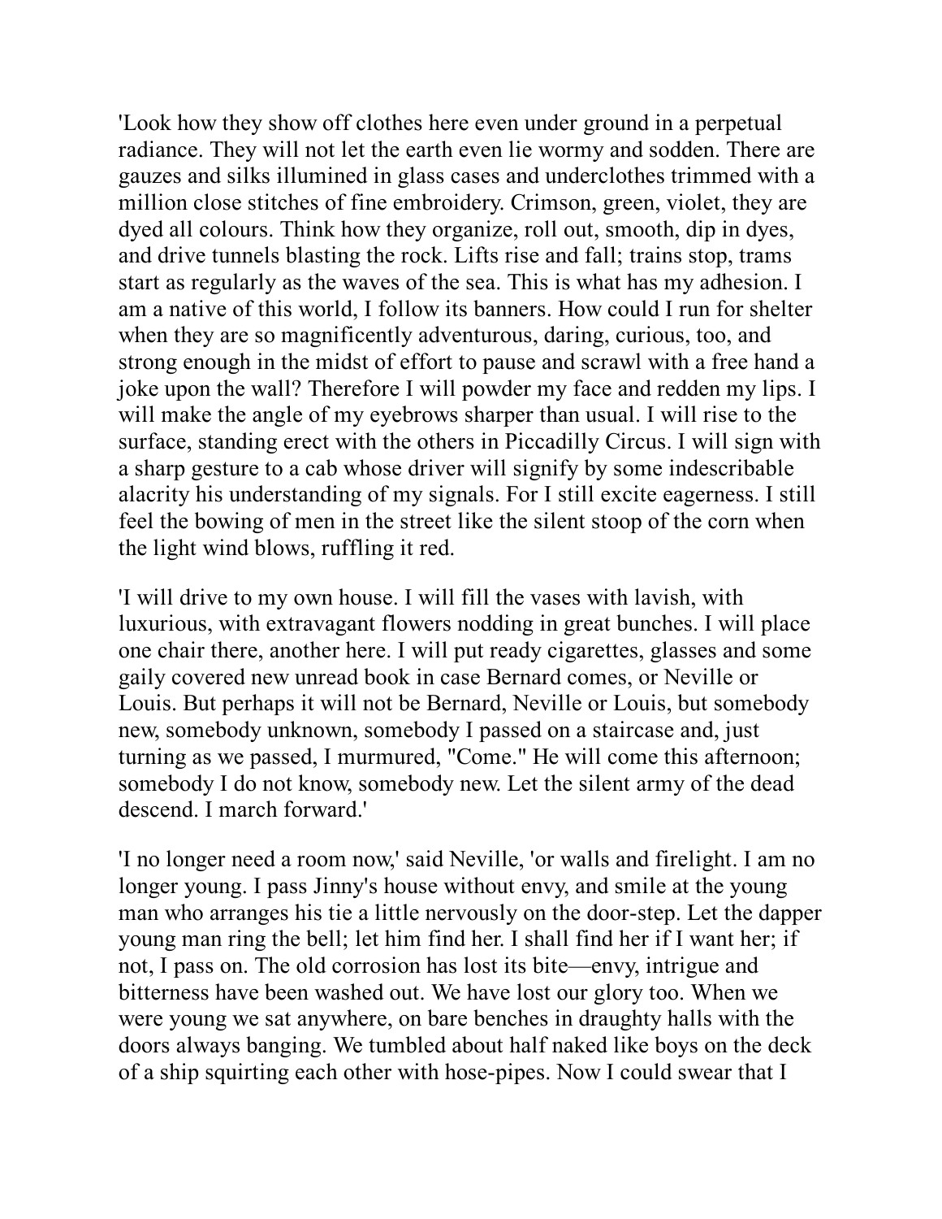'Look how they show off clothes here even under ground in a perpetual radiance. They will not let the earth even lie wormy and sodden. There are gauzes and silks illumined in glass cases and underclothes trimmed with a million close stitches of fine embroidery. Crimson, green, violet, they are dyed all colours. Think how they organize, roll out, smooth, dip in dyes, and drive tunnels blasting the rock. Lifts rise and fall; trains stop, trams start as regularly as the waves of the sea. This is what has my adhesion. I am a native of this world, I follow its banners. How could I run for shelter when they are so magnificently adventurous, daring, curious, too, and strong enough in the midst of effort to pause and scrawl with a free hand a joke upon the wall? Therefore I will powder my face and redden my lips. I will make the angle of my eyebrows sharper than usual. I will rise to the surface, standing erect with the others in Piccadilly Circus. I will sign with a sharp gesture to a cab whose driver will signify by some indescribable alacrity his understanding of my signals. For I still excite eagerness. I still feel the bowing of men in the street like the silent stoop of the corn when the light wind blows, ruffling it red.

'I will drive to my own house. I will fill the vases with lavish, with luxurious, with extravagant flowers nodding in great bunches. I will place one chair there, another here. I will put ready cigarettes, glasses and some gaily covered new unread book in case Bernard comes, or Neville or Louis. But perhaps it will not be Bernard, Neville or Louis, but somebody new, somebody unknown, somebody I passed on a staircase and, just turning as we passed, I murmured, "Come." He will come this afternoon; somebody I do not know, somebody new. Let the silent army of the dead descend. I march forward.'

'I no longer need a room now,' said Neville, 'or walls and firelight. I am no longer young. I pass Jinny's house without envy, and smile at the young man who arranges his tie a little nervously on the door-step. Let the dapper young man ring the bell; let him find her. I shall find her if I want her; if not, I pass on. The old corrosion has lost its bite—envy, intrigue and bitterness have been washed out. We have lost our glory too. When we were young we sat anywhere, on bare benches in draughty halls with the doors always banging. We tumbled about half naked like boys on the deck of a ship squirting each other with hose-pipes. Now I could swear that I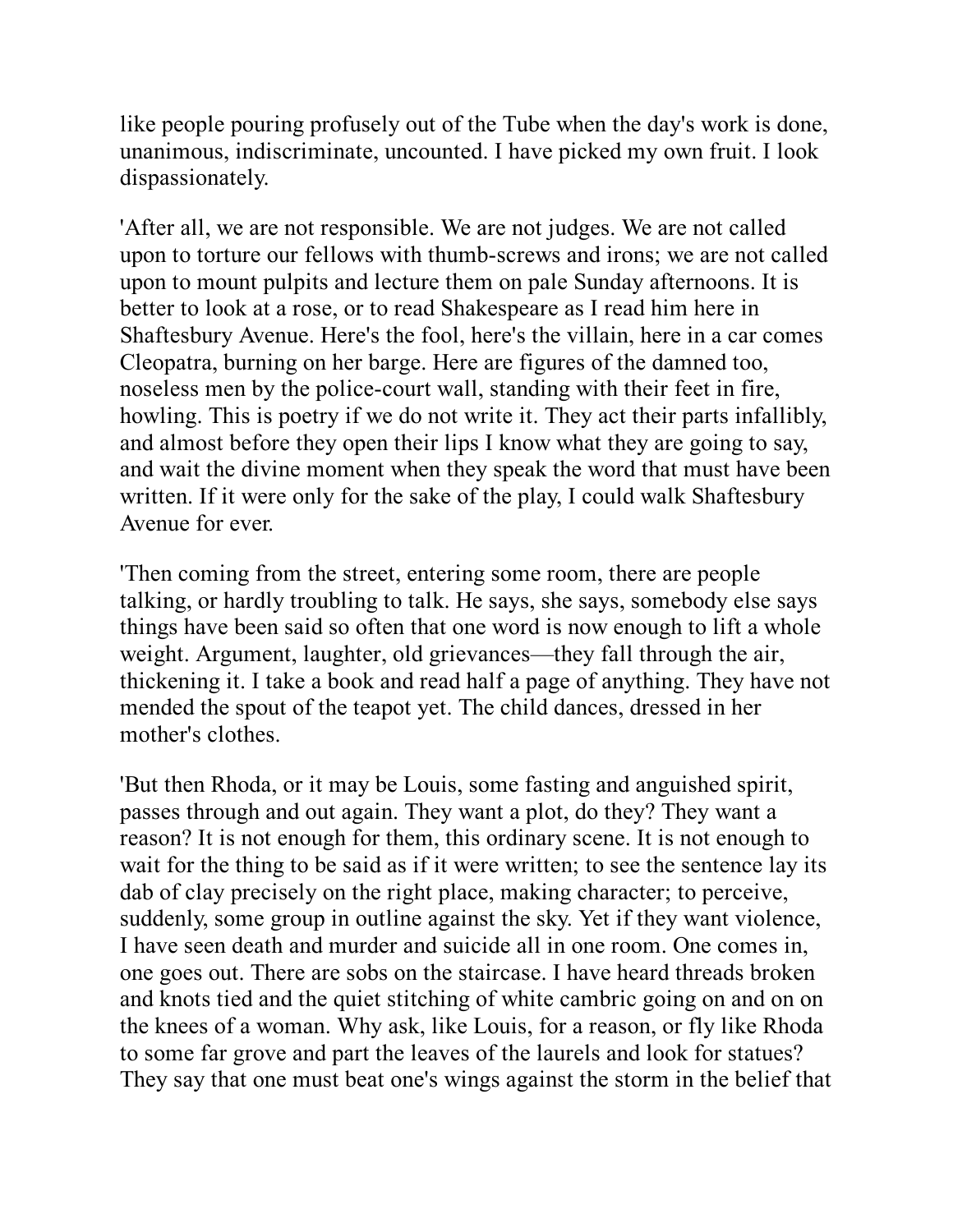like people pouring profusely out of the Tube when the day's work is done, unanimous, indiscriminate, uncounted. I have picked my own fruit. I look dispassionately.

'After all, we are not responsible. We are not judges. We are not called upon to torture our fellows with thumb-screws and irons; we are not called upon to mount pulpits and lecture them on pale Sunday afternoons. It is better to look at a rose, or to read Shakespeare as I read him here in Shaftesbury Avenue. Here's the fool, here's the villain, here in a car comes Cleopatra, burning on her barge. Here are figures of the damned too, noseless men by the police-court wall, standing with their feet in fire, howling. This is poetry if we do not write it. They act their parts infallibly, and almost before they open their lips I know what they are going to say, and wait the divine moment when they speak the word that must have been written. If it were only for the sake of the play, I could walk Shaftesbury Avenue for ever.

'Then coming from the street, entering some room, there are people talking, or hardly troubling to talk. He says, she says, somebody else says things have been said so often that one word is now enough to lift a whole weight. Argument, laughter, old grievances—they fall through the air, thickening it. I take a book and read half a page of anything. They have not mended the spout of the teapot yet. The child dances, dressed in her mother's clothes.

'But then Rhoda, or it may be Louis, some fasting and anguished spirit, passes through and out again. They want a plot, do they? They want a reason? It is not enough for them, this ordinary scene. It is not enough to wait for the thing to be said as if it were written; to see the sentence lay its dab of clay precisely on the right place, making character; to perceive, suddenly, some group in outline against the sky. Yet if they want violence, I have seen death and murder and suicide all in one room. One comes in, one goes out. There are sobs on the staircase. I have heard threads broken and knots tied and the quiet stitching of white cambric going on and on on the knees of a woman. Why ask, like Louis, for a reason, or fly like Rhoda to some far grove and part the leaves of the laurels and look for statues? They say that one must beat one's wings against the storm in the belief that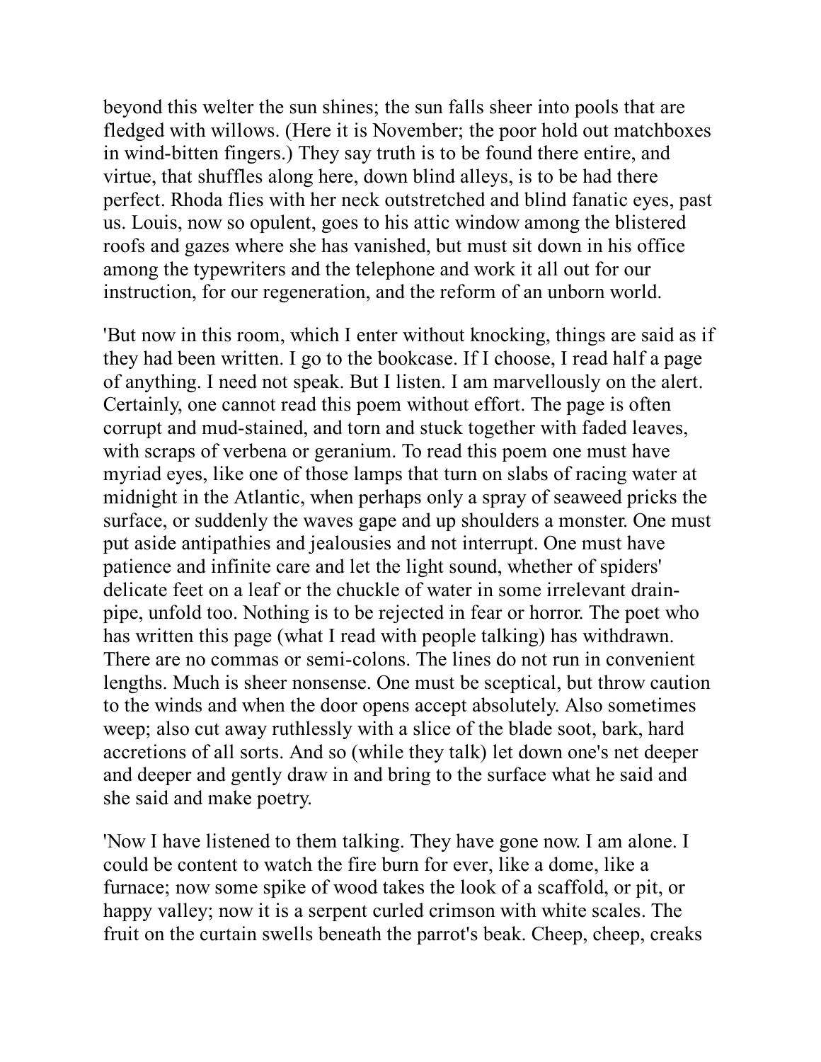beyond this welter the sun shines; the sun falls sheer into pools that are fledged with willows. (Here it is November; the poor hold out matchboxes in wind-bitten fingers.) They say truth is to be found there entire, and virtue, that shuffles along here, down blind alleys, is to be had there perfect. Rhoda flies with her neck outstretched and blind fanatic eyes, past us. Louis, now so opulent, goes to his attic window among the blistered roofs and gazes where she has vanished, but must sit down in his office among the typewriters and the telephone and work it all out for our instruction, for our regeneration, and the reform of an unborn world.

'But now in this room, which I enter without knocking, things are said as if they had been written. I go to the bookcase. If I choose, I read half a page of anything. I need not speak. But I listen. I am marvellously on the alert. Certainly, one cannot read this poem without effort. The page is often corrupt and mud-stained, and torn and stuck together with faded leaves, with scraps of verbena or geranium. To read this poem one must have myriad eyes, like one of those lamps that turn on slabs of racing water at midnight in the Atlantic, when perhaps only a spray of seaweed pricks the surface, or suddenly the waves gape and up shoulders a monster. One must put aside antipathies and jealousies and not interrupt. One must have patience and infinite care and let the light sound, whether of spiders' delicate feet on a leaf or the chuckle of water in some irrelevant drain-pipe, unfold too. Nothing is to be rejected in fear or horror. The poet who has written this page (what I read with people talking) has withdrawn. There are no commas or semi-colons. The lines do not run in convenient lengths. Much is sheer nonsense. One must be sceptical, but throw caution to the winds and when the door opens accept absolutely. Also sometimes weep; also cut away ruthlessly with a slice of the blade soot, bark, hard accretions of all sorts. And so (while they talk) let down one's net deeper and deeper and gently draw in and bring to the surface what he said and she said and make poetry.

'Now I have listened to them talking. They have gone now. I am alone. I could be content to watch the fire burn for ever, like a dome, like a furnace; now some spike of wood takes the look of a scaffold, or pit, or happy valley; now it is a serpent curled crimson with white scales. The fruit on the curtain swells beneath the parrot's beak. Cheep, cheep, creaks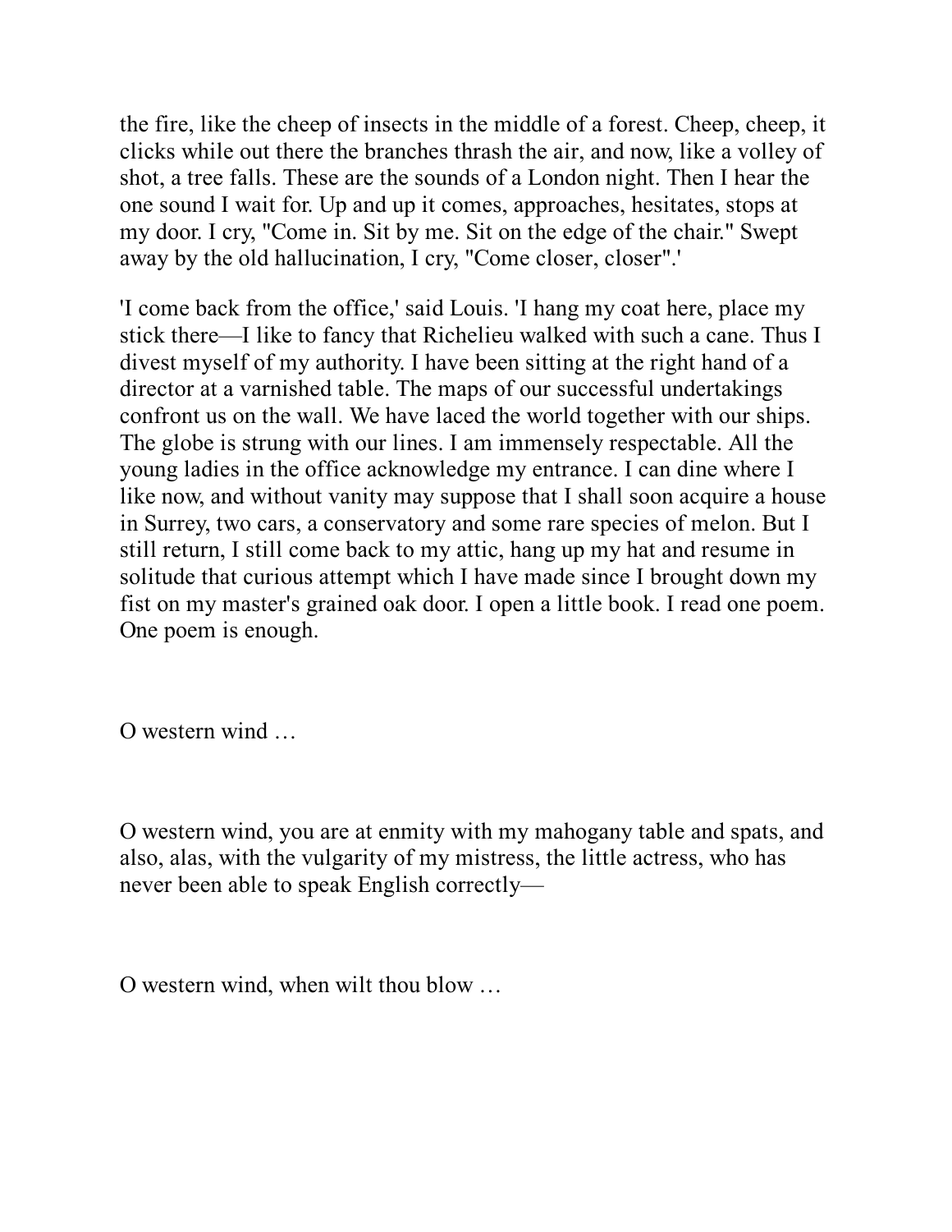the fire, like the cheep of insects in the middle of a forest. Cheep, cheep, it clicks while out there the branches thrash the air, and now, like a volley of shot, a tree falls. These are the sounds of a London night. Then I hear the one sound I wait for. Up and up it comes, approaches, hesitates, stops at my door. I cry, "Come in. Sit by me. Sit on the edge of the chair." Swept away by the old hallucination, I cry, "Come closer, closer".'

'I come back from the office,' said Louis. 'I hang my coat here, place my stick there—I like to fancy that Richelieu walked with such a cane. Thus I divest myself of my authority. I have been sitting at the right hand of a director at a varnished table. The maps of our successful undertakings confront us on the wall. We have laced the world together with our ships. The globe is strung with our lines. I am immensely respectable. All the young ladies in the office acknowledge my entrance. I can dine where I like now, and without vanity may suppose that I shall soon acquire a house in Surrey, two cars, a conservatory and some rare species of melon. But I still return, I still come back to my attic, hang up my hat and resume in solitude that curious attempt which I have made since I brought down my fist on my master's grained oak door. I open a little book. I read one poem. One poem is enough.

O western wind …

O western wind, you are at enmity with my mahogany table and spats, and also, alas, with the vulgarity of my mistress, the little actress, who has never been able to speak English correctly—

O western wind, when wilt thou blow …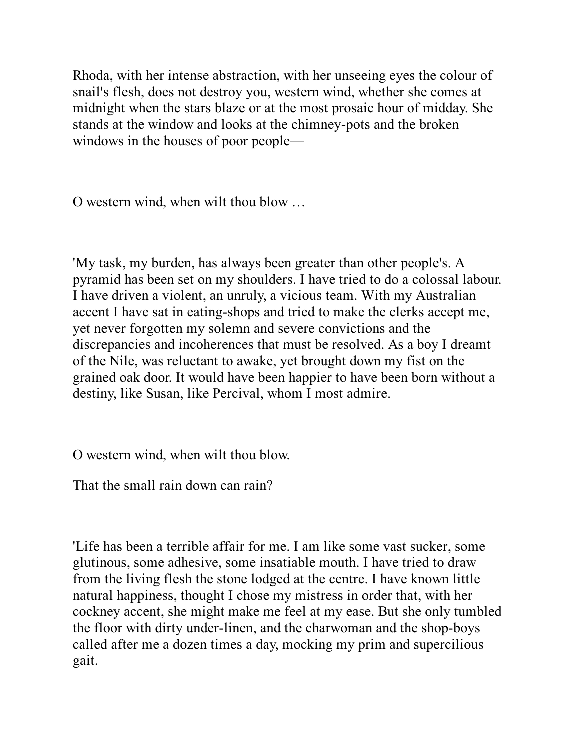Rhoda, with her intense abstraction, with her unseeing eyes the colour of snail's flesh, does not destroy you, western wind, whether she comes at midnight when the stars blaze or at the most prosaic hour of midday. She stands at the window and looks at the chimney-pots and the broken windows in the houses of poor people—

O western wind, when wilt thou blow …

'My task, my burden, has always been greater than other people's. A pyramid has been set on my shoulders. I have tried to do a colossal labour. I have driven a violent, an unruly, a vicious team. With my Australian accent I have sat in eating-shops and tried to make the clerks accept me, yet never forgotten my solemn and severe convictions and the discrepancies and incoherences that must be resolved. As a boy I dreamt of the Nile, was reluctant to awake, yet brought down my fist on the grained oak door. It would have been happier to have been born without a destiny, like Susan, like Percival, whom I most admire.

O western wind, when wilt thou blow.

That the small rain down can rain?

'Life has been a terrible affair for me. I am like some vast sucker, some glutinous, some adhesive, some insatiable mouth. I have tried to draw from the living flesh the stone lodged at the centre. I have known little natural happiness, thought I chose my mistress in order that, with her cockney accent, she might make me feel at my ease. But she only tumbled the floor with dirty under-linen, and the charwoman and the shop-boys called after me a dozen times a day, mocking my prim and supercilious gait.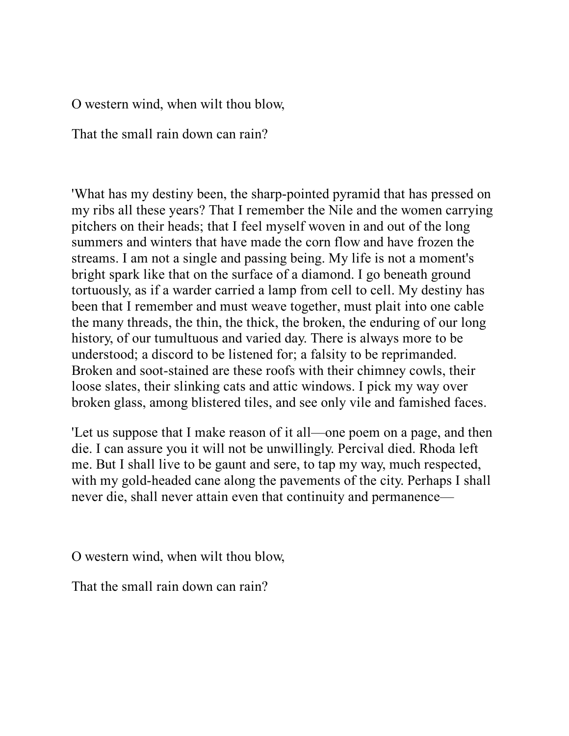O western wind, when wilt thou blow,

That the small rain down can rain?

'What has my destiny been, the sharp-pointed pyramid that has pressed on my ribs all these years? That I remember the Nile and the women carrying pitchers on their heads; that I feel myself woven in and out of the long summers and winters that have made the corn flow and have frozen the streams. I am not a single and passing being. My life is not a moment's bright spark like that on the surface of a diamond. I go beneath ground tortuously, as if a warder carried a lamp from cell to cell. My destiny has been that I remember and must weave together, must plait into one cable the many threads, the thin, the thick, the broken, the enduring of our long history, of our tumultuous and varied day. There is always more to be understood; a discord to be listened for; a falsity to be reprimanded. Broken and soot-stained are these roofs with their chimney cowls, their loose slates, their slinking cats and attic windows. I pick my way over broken glass, among blistered tiles, and see only vile and famished faces.

'Let us suppose that I make reason of it all—one poem on a page, and then die. I can assure you it will not be unwillingly. Percival died. Rhoda left me. But I shall live to be gaunt and sere, to tap my way, much respected, with my gold-headed cane along the pavements of the city. Perhaps I shall never die, shall never attain even that continuity and permanence—

O western wind, when wilt thou blow,

That the small rain down can rain?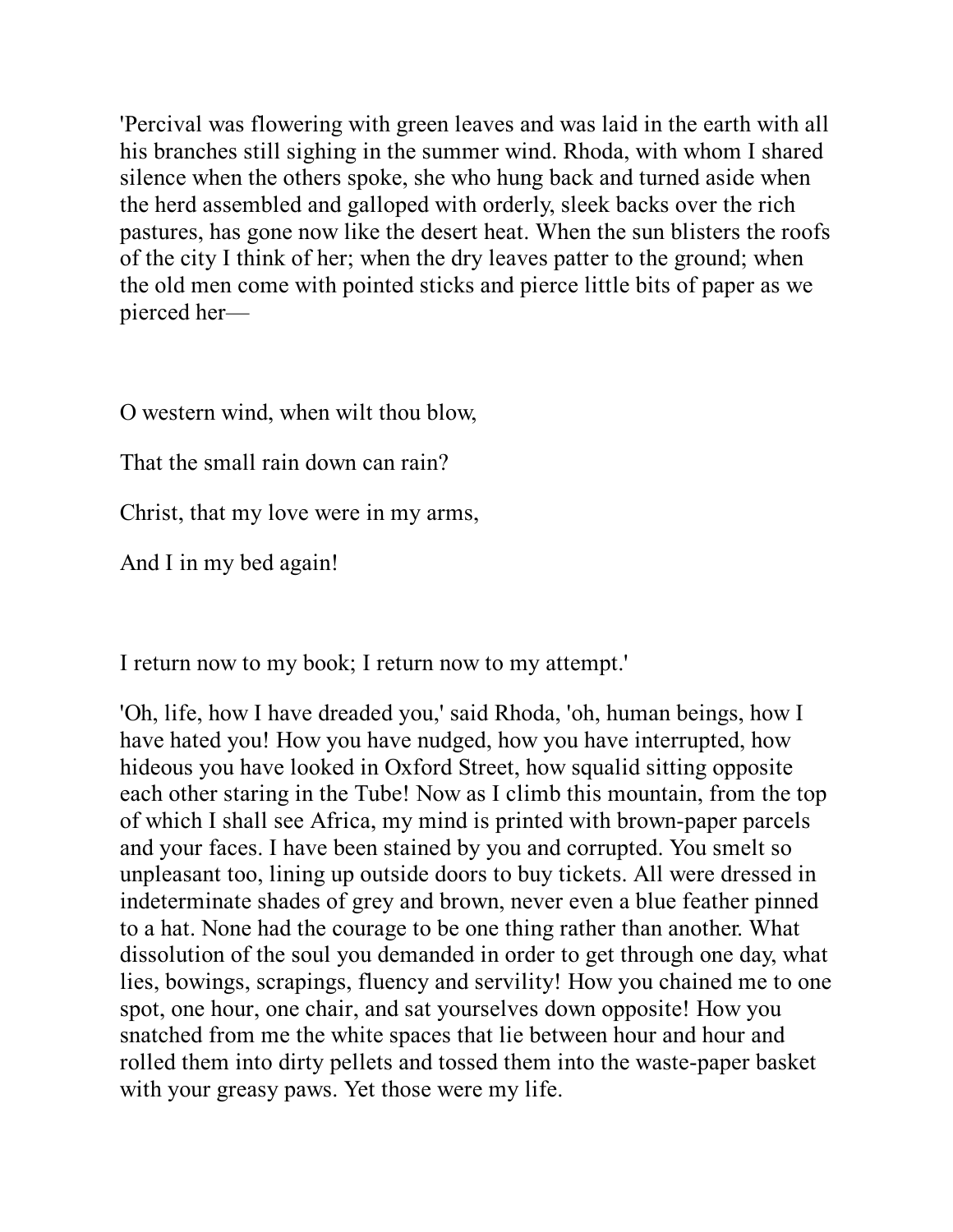'Percival was flowering with green leaves and was laid in the earth with all his branches still sighing in the summer wind. Rhoda, with whom I shared silence when the others spoke, she who hung back and turned aside when the herd assembled and galloped with orderly, sleek backs over the rich pastures, has gone now like the desert heat. When the sun blisters the roofs of the city I think of her; when the dry leaves patter to the ground; when the old men come with pointed sticks and pierce little bits of paper as we pierced her—

O western wind, when wilt thou blow,

That the small rain down can rain?

Christ, that my love were in my arms,

And I in my bed again!

I return now to my book; I return now to my attempt.'

'Oh, life, how I have dreaded you,' said Rhoda, 'oh, human beings, how I have hated you! How you have nudged, how you have interrupted, how hideous you have looked in Oxford Street, how squalid sitting opposite each other staring in the Tube! Now as I climb this mountain, from the top of which I shall see Africa, my mind is printed with brown-paper parcels and your faces. I have been stained by you and corrupted. You smelt so unpleasant too, lining up outside doors to buy tickets. All were dressed in indeterminate shades of grey and brown, never even a blue feather pinned to a hat. None had the courage to be one thing rather than another. What dissolution of the soul you demanded in order to get through one day, what lies, bowings, scrapings, fluency and servility! How you chained me to one spot, one hour, one chair, and sat yourselves down opposite! How you snatched from me the white spaces that lie between hour and hour and rolled them into dirty pellets and tossed them into the waste-paper basket with your greasy paws. Yet those were my life.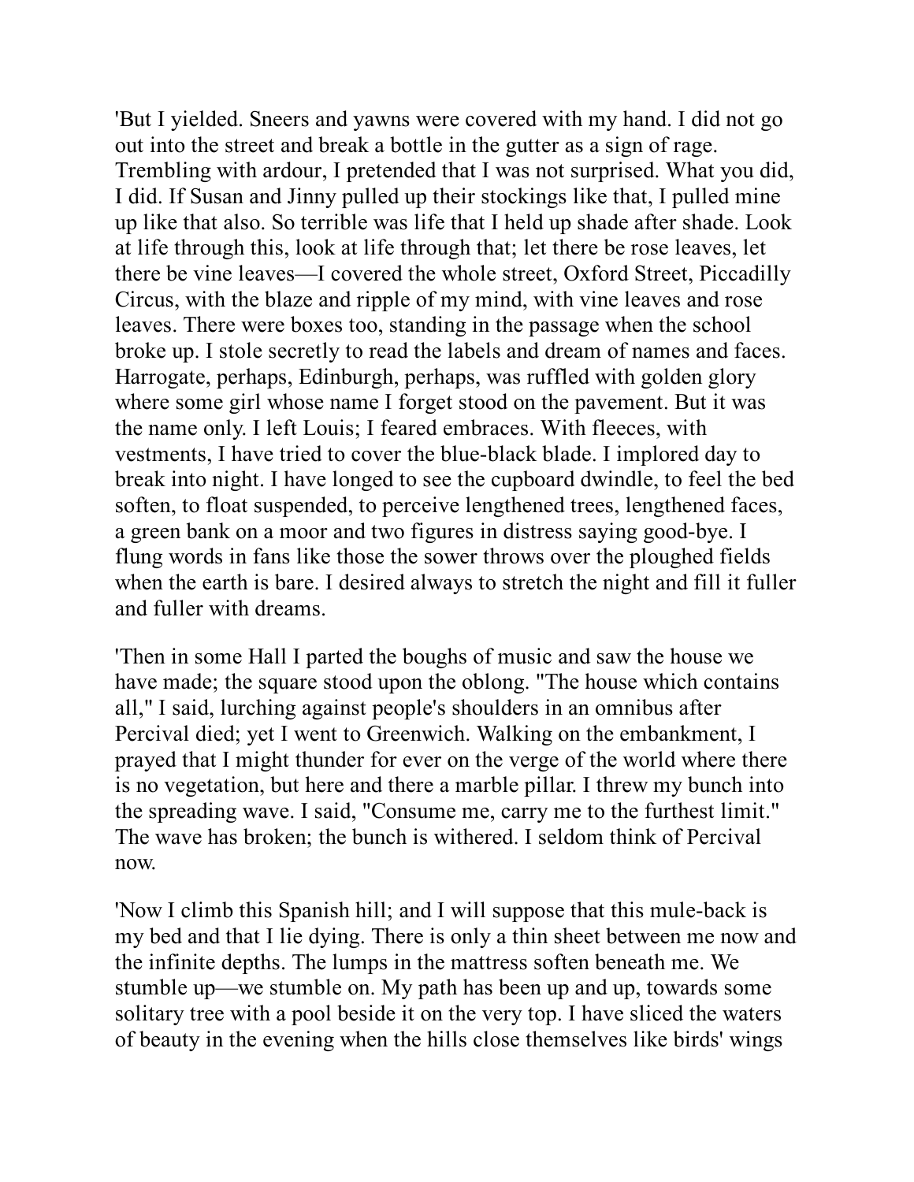'But I yielded. Sneers and yawns were covered with my hand. I did not go out into the street and break a bottle in the gutter as a sign of rage. Trembling with ardour, I pretended that I was not surprised. What you did, I did. If Susan and Jinny pulled up their stockings like that, I pulled mine up like that also. So terrible was life that I held up shade after shade. Look at life through this, look at life through that; let there be rose leaves, let there be vine leaves—I covered the whole street, Oxford Street, Piccadilly Circus, with the blaze and ripple of my mind, with vine leaves and rose leaves. There were boxes too, standing in the passage when the school broke up. I stole secretly to read the labels and dream of names and faces. Harrogate, perhaps, Edinburgh, perhaps, was ruffled with golden glory where some girl whose name I forget stood on the pavement. But it was the name only. I left Louis; I feared embraces. With fleeces, with vestments, I have tried to cover the blue-black blade. I implored day to break into night. I have longed to see the cupboard dwindle, to feel the bed soften, to float suspended, to perceive lengthened trees, lengthened faces, a green bank on a moor and two figures in distress saying good-bye. I flung words in fans like those the sower throws over the ploughed fields when the earth is bare. I desired always to stretch the night and fill it fuller and fuller with dreams.

'Then in some Hall I parted the boughs of music and saw the house we have made; the square stood upon the oblong. "The house which contains all," I said, lurching against people's shoulders in an omnibus after Percival died; yet I went to Greenwich. Walking on the embankment, I prayed that I might thunder for ever on the verge of the world where there is no vegetation, but here and there a marble pillar. I threw my bunch into the spreading wave. I said, "Consume me, carry me to the furthest limit." The wave has broken; the bunch is withered. I seldom think of Percival now.

'Now I climb this Spanish hill; and I will suppose that this mule-back is my bed and that I lie dying. There is only a thin sheet between me now and the infinite depths. The lumps in the mattress soften beneath me. We stumble up—we stumble on. My path has been up and up, towards some solitary tree with a pool beside it on the very top. I have sliced the waters of beauty in the evening when the hills close themselves like birds' wings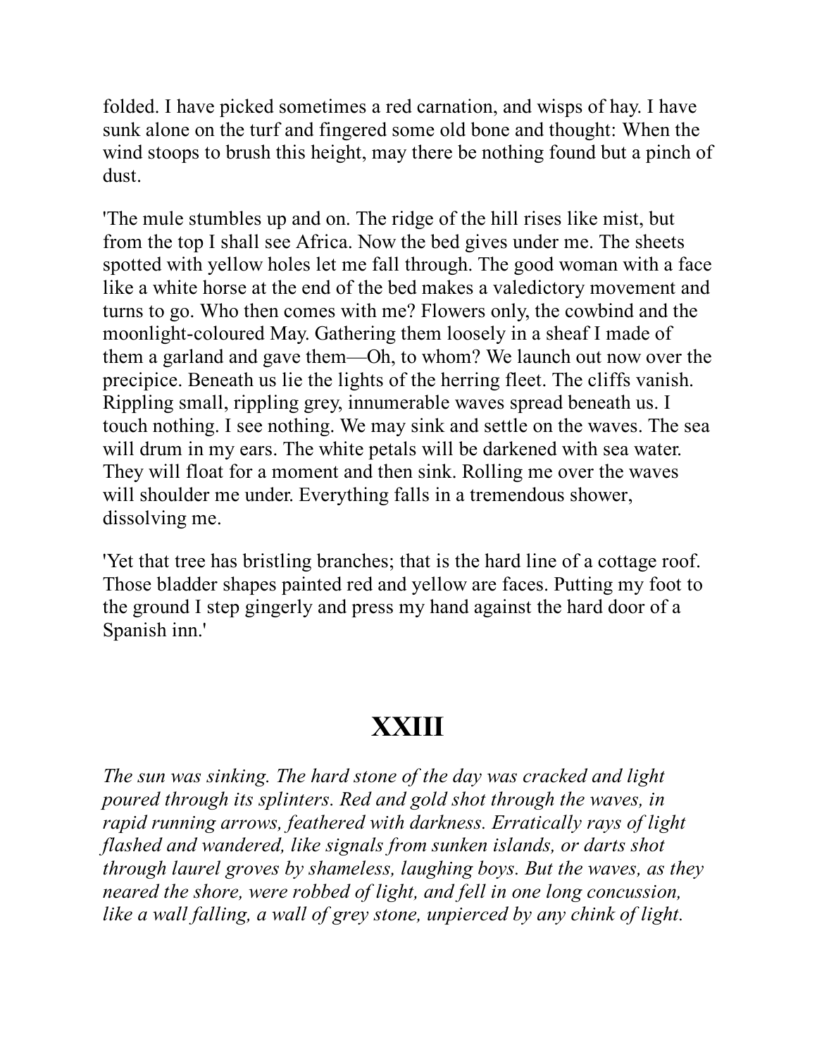folded. I have picked sometimes a red carnation, and wisps of hay. I have sunk alone on the turf and fingered some old bone and thought: When the wind stoops to brush this height, may there be nothing found but a pinch of dust.

'The mule stumbles up and on. The ridge of the hill rises like mist, but from the top I shall see Africa. Now the bed gives under me. The sheets spotted with yellow holes let me fall through. The good woman with a face like a white horse at the end of the bed makes a valedictory movement and turns to go. Who then comes with me? Flowers only, the cowbind and the moonlight-coloured May. Gathering them loosely in a sheaf I made of them a garland and gave them—Oh, to whom? We launch out now over the precipice. Beneath us lie the lights of the herring fleet. The cliffs vanish. Rippling small, rippling grey, innumerable waves spread beneath us. I touch nothing. I see nothing. We may sink and settle on the waves. The sea will drum in my ears. The white petals will be darkened with sea water. They will float for a moment and then sink. Rolling me over the waves will shoulder me under. Everything falls in a tremendous shower, dissolving me.

'Yet that tree has bristling branches; that is the hard line of a cottage roof. Those bladder shapes painted red and yellow are faces. Putting my foot to the ground I step gingerly and press my hand against the hard door of a Spanish inn.'

## XXIII

*The sun was sinking. The hard stone of the day was cracked and light poured through its splinters. Red and gold shot through the waves, in rapid running arrows, feathered with darkness. Erratically rays of light flashed and wandered, like signals from sunken islands, or darts shot through laurel groves by shameless, laughing boys. But the waves, as they neared the shore, were robbed of light, and fell in one long concussion, like a wall falling, a wall of grey stone, unpierced by any chink of light.*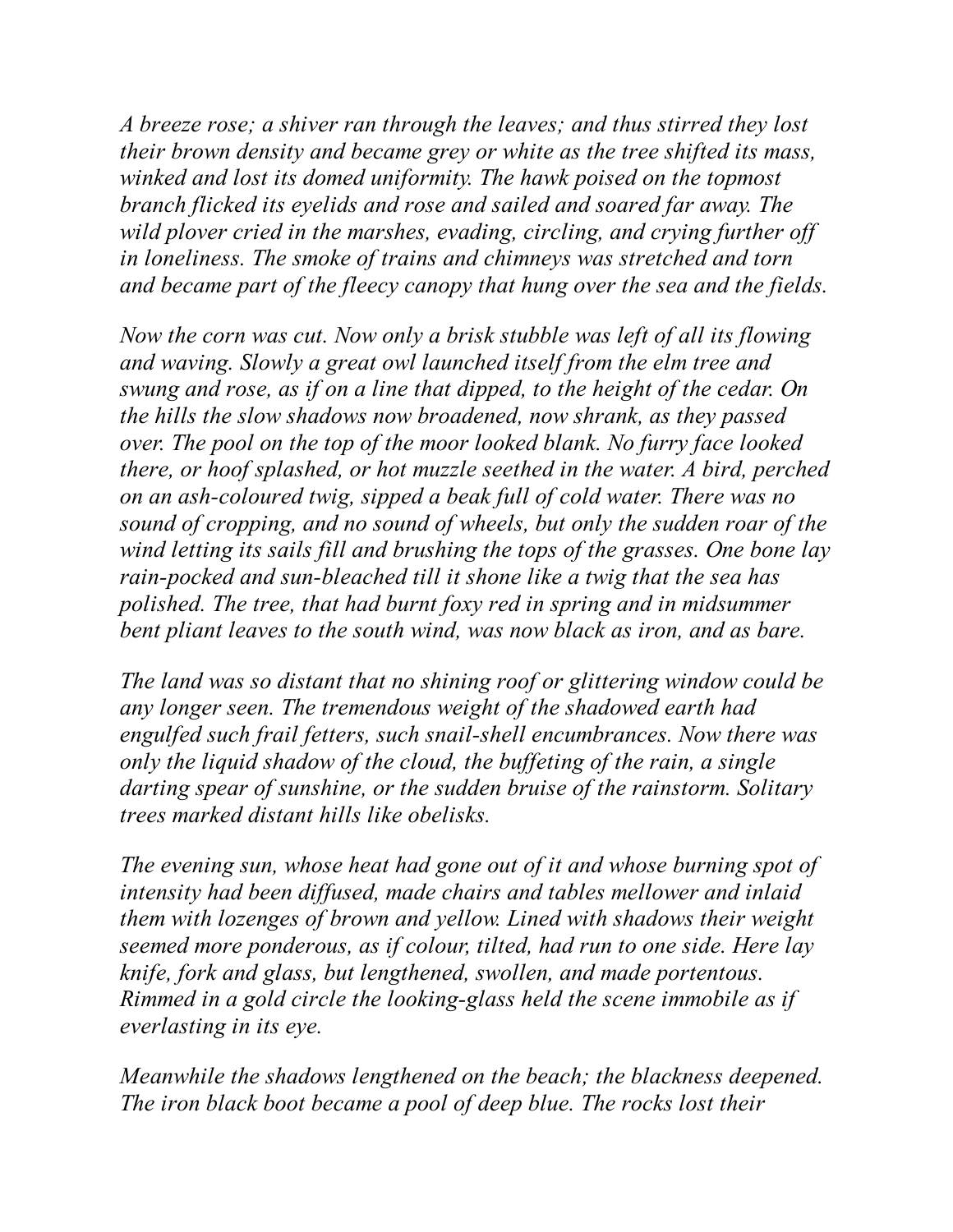*A breeze rose; a shiver ran through the leaves; and thus stirred they lost their brown density and became grey or white as the tree shifted its mass, winked and lost its domed uniformity. The hawk poised on the topmost branch flicked its eyelids and rose and sailed and soared far away. The wild plover cried in the marshes, evading, circling, and crying further off in loneliness. The smoke of trains and chimneys was stretched and torn and became part of the fleecy canopy that hung over the sea and the fields.*

*Now the corn was cut. Now only a brisk stubble was left of all its flowing and waving. Slowly a great owl launched itself from the elm tree and swung and rose, as if on a line that dipped, to the height of the cedar. On the hills the slow shadows now broadened, now shrank, as they passed over. The pool on the top of the moor looked blank. No furry face looked there, or hoof splashed, or hot muzzle seethed in the water. A bird, perched on an ash-coloured twig, sipped a beak full of cold water. There was no sound of cropping, and no sound of wheels, but only the sudden roar of the wind letting its sails fill and brushing the tops of the grasses. One bone lay rain-pocked and sun-bleached till it shone like a twig that the sea has polished. The tree, that had burnt foxy red in spring and in midsummer bent pliant leaves to the south wind, was now black as iron, and as bare.*

*The land was so distant that no shining roof or glittering window could be any longer seen. The tremendous weight of the shadowed earth had engulfed such frail fetters, such snail-shell encumbrances. Now there was only the liquid shadow of the cloud, the buffeting of the rain, a single darting spear of sunshine, or the sudden bruise of the rainstorm. Solitary trees marked distant hills like obelisks.*

*The evening sun, whose heat had gone out of it and whose burning spot of intensity had been diffused, made chairs and tables mellower and inlaid them with lozenges of brown and yellow. Lined with shadows their weight seemed more ponderous, as if colour, tilted, had run to one side. Here lay knife, fork and glass, but lengthened, swollen, and made portentous. Rimmed in a gold circle the looking-glass held the scene immobile as if everlasting in its eye.*

*Meanwhile the shadows lengthened on the beach; the blackness deepened. The iron black boot became a pool of deep blue. The rocks lost their*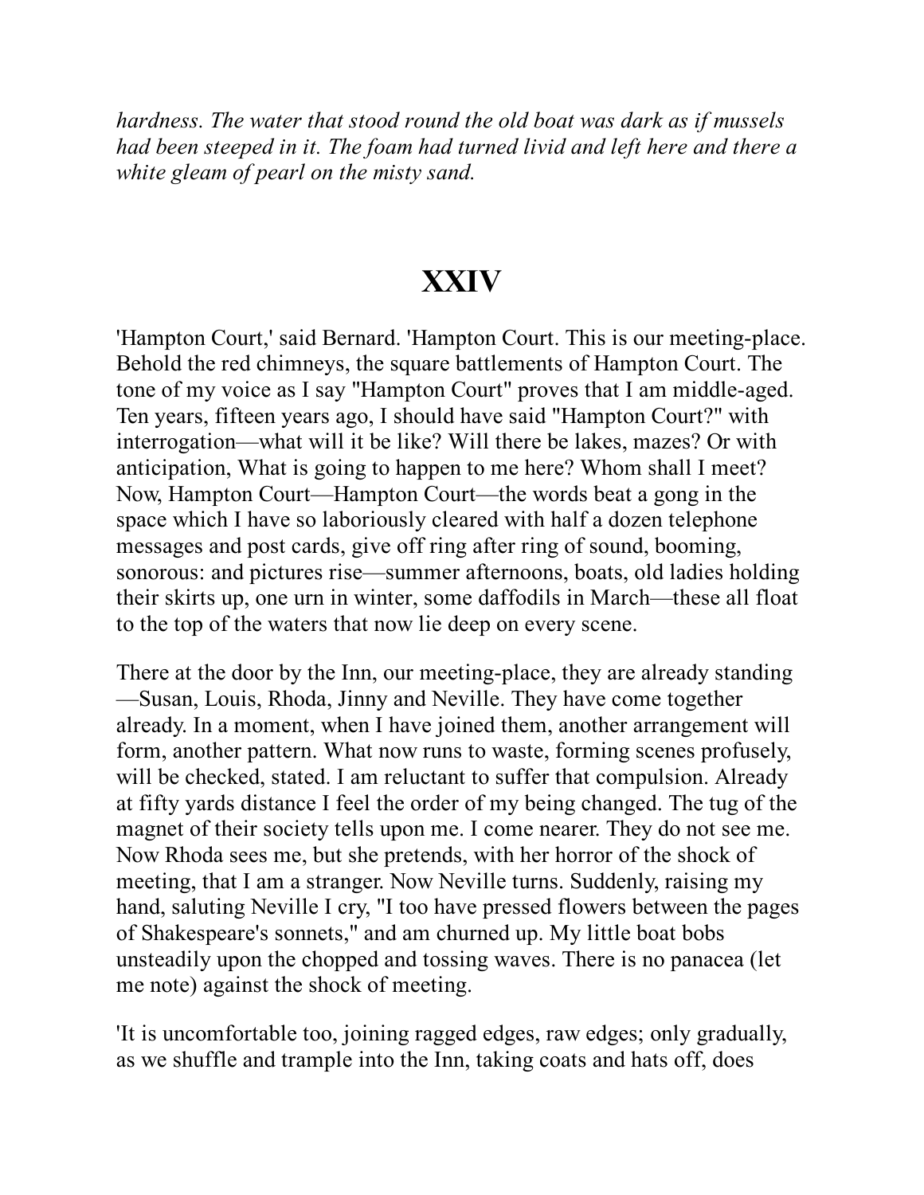*hardness. The water that stood round the old boat was dark as if mussels had been steeped in it. The foam had turned livid and left here and there a white gleam of pearl on the misty sand.*

## XXIV

'Hampton Court,' said Bernard. 'Hampton Court. This is our meeting-place. Behold the red chimneys, the square battlements of Hampton Court. The tone of my voice as I say "Hampton Court" proves that I am middle-aged. Ten years, fifteen years ago, I should have said "Hampton Court?" with interrogation—what will it be like? Will there be lakes, mazes? Or with anticipation, What is going to happen to me here? Whom shall I meet? Now, Hampton Court—Hampton Court—the words beat a gong in the space which I have so laboriously cleared with half a dozen telephone messages and post cards, give off ring after ring of sound, booming, sonorous: and pictures rise—summer afternoons, boats, old ladies holding their skirts up, one urn in winter, some daffodils in March—these all float to the top of the waters that now lie deep on every scene.

There at the door by the Inn, our meeting-place, they are already standing—Susan, Louis, Rhoda, Jinny and Neville. They have come together already. In a moment, when I have joined them, another arrangement will form, another pattern. What now runs to waste, forming scenes profusely, will be checked, stated. I am reluctant to suffer that compulsion. Already at fifty yards distance I feel the order of my being changed. The tug of the magnet of their society tells upon me. I come nearer. They do not see me. Now Rhoda sees me, but she pretends, with her horror of the shock of meeting, that I am a stranger. Now Neville turns. Suddenly, raising my hand, saluting Neville I cry, "I too have pressed flowers between the pages of Shakespeare's sonnets," and am churned up. My little boat bobs unsteadily upon the chopped and tossing waves. There is no panacea (let me note) against the shock of meeting.

'It is uncomfortable too, joining ragged edges, raw edges; only gradually, as we shuffle and trample into the Inn, taking coats and hats off, does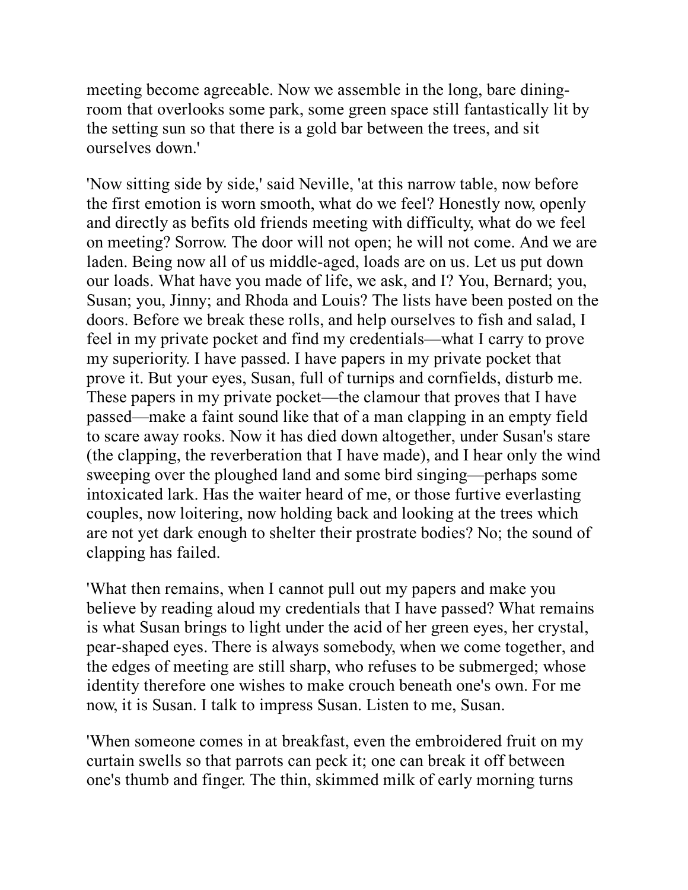meeting become agreeable. Now we assemble in the long, bare dining-room that overlooks some park, some green space still fantastically lit by the setting sun so that there is a gold bar between the trees, and sit ourselves down.'

'Now sitting side by side,' said Neville, 'at this narrow table, now before the first emotion is worn smooth, what do we feel? Honestly now, openly and directly as befits old friends meeting with difficulty, what do we feel on meeting? Sorrow. The door will not open; he will not come. And we are laden. Being now all of us middle-aged, loads are on us. Let us put down our loads. What have you made of life, we ask, and I? You, Bernard; you, Susan; you, Jinny; and Rhoda and Louis? The lists have been posted on the doors. Before we break these rolls, and help ourselves to fish and salad, I feel in my private pocket and find my credentials—what I carry to prove my superiority. I have passed. I have papers in my private pocket that prove it. But your eyes, Susan, full of turnips and cornfields, disturb me. These papers in my private pocket—the clamour that proves that I have passed—make a faint sound like that of a man clapping in an empty field to scare away rooks. Now it has died down altogether, under Susan's stare (the clapping, the reverberation that I have made), and I hear only the wind sweeping over the ploughed land and some bird singing—perhaps some intoxicated lark. Has the waiter heard of me, or those furtive everlasting couples, now loitering, now holding back and looking at the trees which are not yet dark enough to shelter their prostrate bodies? No; the sound of clapping has failed.

'What then remains, when I cannot pull out my papers and make you believe by reading aloud my credentials that I have passed? What remains is what Susan brings to light under the acid of her green eyes, her crystal, pear-shaped eyes. There is always somebody, when we come together, and the edges of meeting are still sharp, who refuses to be submerged; whose identity therefore one wishes to make crouch beneath one's own. For me now, it is Susan. I talk to impress Susan. Listen to me, Susan.

'When someone comes in at breakfast, even the embroidered fruit on my curtain swells so that parrots can peck it; one can break it off between one's thumb and finger. The thin, skimmed milk of early morning turns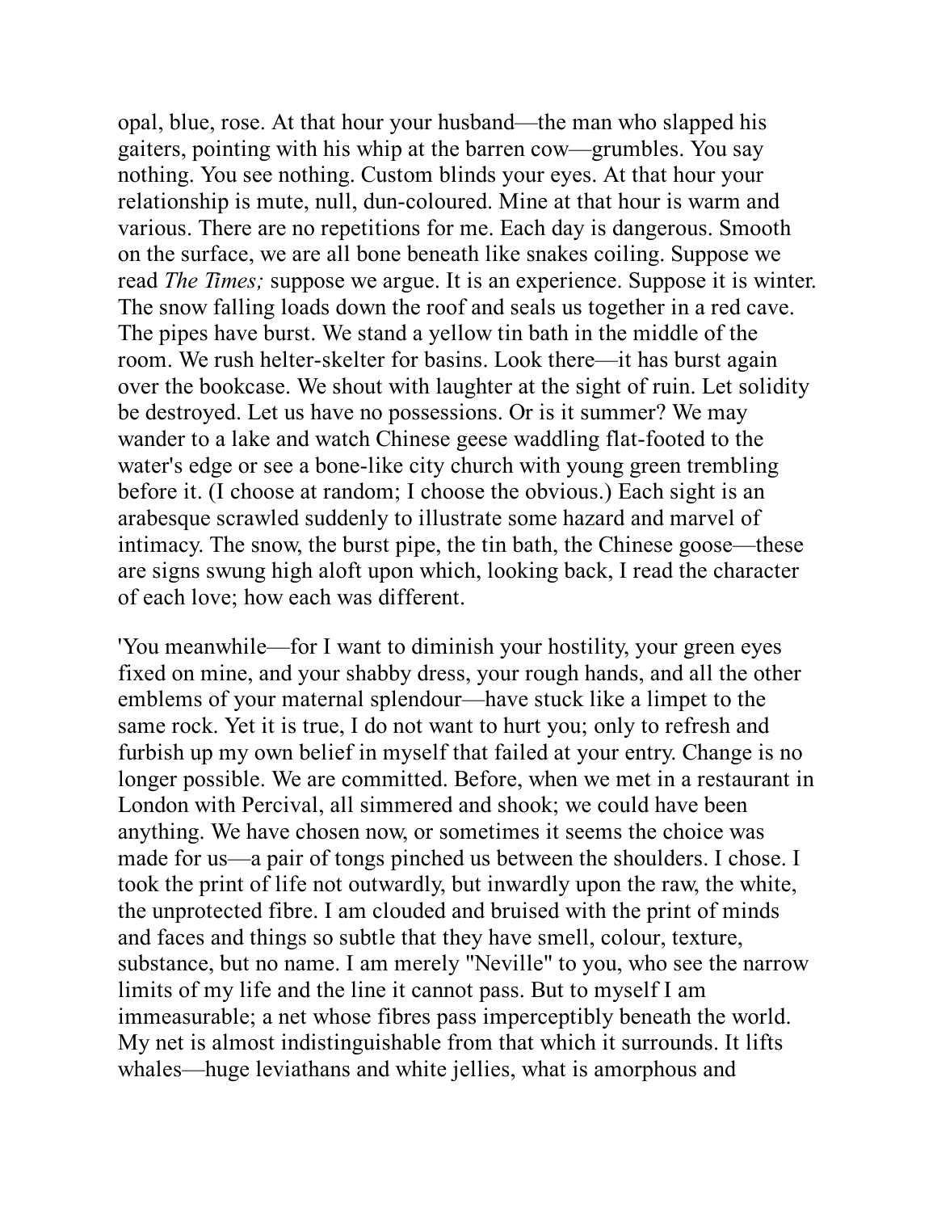opal, blue, rose. At that hour your husband—the man who slapped his gaiters, pointing with his whip at the barren cow—grumbles. You say nothing. You see nothing. Custom blinds your eyes. At that hour your relationship is mute, null, dun-coloured. Mine at that hour is warm and various. There are no repetitions for me. Each day is dangerous. Smooth on the surface, we are all bone beneath like snakes coiling. Suppose we read *The Times;* suppose we argue. It is an experience. Suppose it is winter. The snow falling loads down the roof and seals us together in a red cave. The pipes have burst. We stand a yellow tin bath in the middle of the room. We rush helter-skelter for basins. Look there—it has burst again over the bookcase. We shout with laughter at the sight of ruin. Let solidity be destroyed. Let us have no possessions. Or is it summer? We may wander to a lake and watch Chinese geese waddling flat-footed to the water's edge or see a bone-like city church with young green trembling before it. (I choose at random; I choose the obvious.) Each sight is an arabesque scrawled suddenly to illustrate some hazard and marvel of intimacy. The snow, the burst pipe, the tin bath, the Chinese goose—these are signs swung high aloft upon which, looking back, I read the character of each love; how each was different.

'You meanwhile—for I want to diminish your hostility, your green eyes fixed on mine, and your shabby dress, your rough hands, and all the other emblems of your maternal splendour—have stuck like a limpet to the same rock. Yet it is true, I do not want to hurt you; only to refresh and furbish up my own belief in myself that failed at your entry. Change is no longer possible. We are committed. Before, when we met in a restaurant in London with Percival, all simmered and shook; we could have been anything. We have chosen now, or sometimes it seems the choice was made for us—a pair of tongs pinched us between the shoulders. I chose. I took the print of life not outwardly, but inwardly upon the raw, the white, the unprotected fibre. I am clouded and bruised with the print of minds and faces and things so subtle that they have smell, colour, texture, substance, but no name. I am merely "Neville" to you, who see the narrow limits of my life and the line it cannot pass. But to myself I am immeasurable; a net whose fibres pass imperceptibly beneath the world. My net is almost indistinguishable from that which it surrounds. It lifts whales—huge leviathans and white jellies, what is amorphous and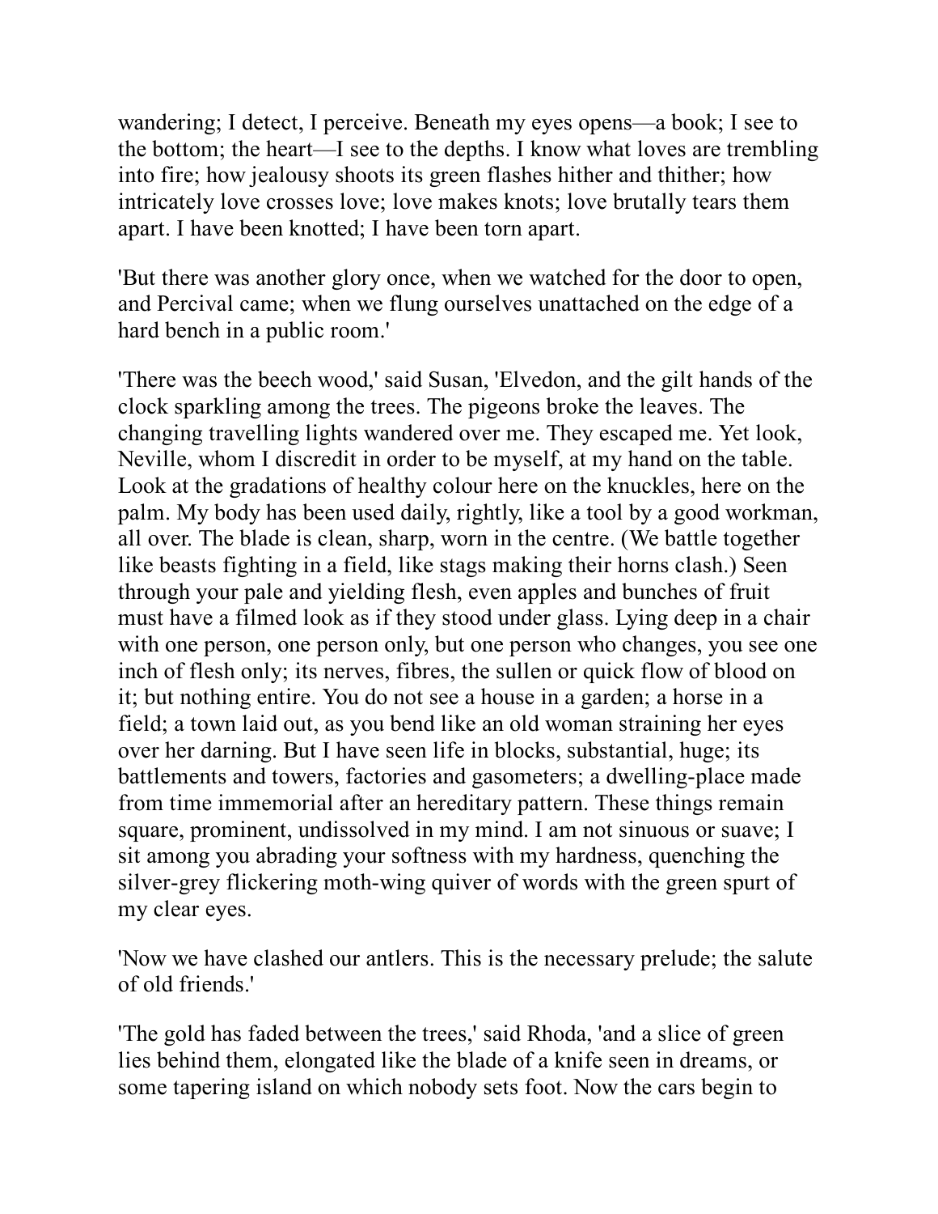wandering; I detect, I perceive. Beneath my eyes opens—a book; I see to the bottom; the heart—I see to the depths. I know what loves are trembling into fire; how jealousy shoots its green flashes hither and thither; how intricately love crosses love; love makes knots; love brutally tears them apart. I have been knotted; I have been torn apart.

'But there was another glory once, when we watched for the door to open, and Percival came; when we flung ourselves unattached on the edge of a hard bench in a public room.'

'There was the beech wood,' said Susan, 'Elvedon, and the gilt hands of the clock sparkling among the trees. The pigeons broke the leaves. The changing travelling lights wandered over me. They escaped me. Yet look, Neville, whom I discredit in order to be myself, at my hand on the table. Look at the gradations of healthy colour here on the knuckles, here on the palm. My body has been used daily, rightly, like a tool by a good workman, all over. The blade is clean, sharp, worn in the centre. (We battle together like beasts fighting in a field, like stags making their horns clash.) Seen through your pale and yielding flesh, even apples and bunches of fruit must have a filmed look as if they stood under glass. Lying deep in a chair with one person, one person only, but one person who changes, you see one inch of flesh only; its nerves, fibres, the sullen or quick flow of blood on it; but nothing entire. You do not see a house in a garden; a horse in a field; a town laid out, as you bend like an old woman straining her eyes over her darning. But I have seen life in blocks, substantial, huge; its battlements and towers, factories and gasometers; a dwelling-place made from time immemorial after an hereditary pattern. These things remain square, prominent, undissolved in my mind. I am not sinuous or suave; I sit among you abrading your softness with my hardness, quenching the silver-grey flickering moth-wing quiver of words with the green spurt of my clear eyes.

'Now we have clashed our antlers. This is the necessary prelude; the salute of old friends.'

'The gold has faded between the trees,' said Rhoda, 'and a slice of green lies behind them, elongated like the blade of a knife seen in dreams, or some tapering island on which nobody sets foot. Now the cars begin to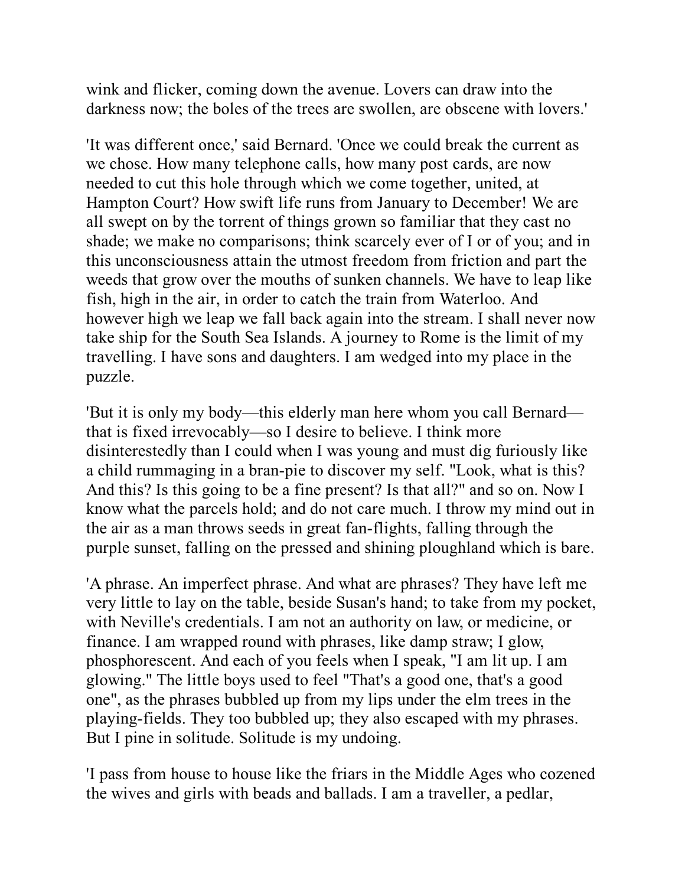wink and flicker, coming down the avenue. Lovers can draw into the darkness now; the boles of the trees are swollen, are obscene with lovers.'

'It was different once,' said Bernard. 'Once we could break the current as we chose. How many telephone calls, how many post cards, are now needed to cut this hole through which we come together, united, at Hampton Court? How swift life runs from January to December! We are all swept on by the torrent of things grown so familiar that they cast no shade; we make no comparisons; think scarcely ever of I or of you; and in this unconsciousness attain the utmost freedom from friction and part the weeds that grow over the mouths of sunken channels. We have to leap like fish, high in the air, in order to catch the train from Waterloo. And however high we leap we fall back again into the stream. I shall never now take ship for the South Sea Islands. A journey to Rome is the limit of my travelling. I have sons and daughters. I am wedged into my place in the puzzle.

'But it is only my body—this elderly man here whom you call Bernard—that is fixed irrevocably—so I desire to believe. I think more disinterestedly than I could when I was young and must dig furiously like a child rummaging in a bran-pie to discover my self. "Look, what is this? And this? Is this going to be a fine present? Is that all?" and so on. Now I know what the parcels hold; and do not care much. I throw my mind out in the air as a man throws seeds in great fan-flights, falling through the purple sunset, falling on the pressed and shining ploughland which is bare.

'A phrase. An imperfect phrase. And what are phrases? They have left me very little to lay on the table, beside Susan's hand; to take from my pocket, with Neville's credentials. I am not an authority on law, or medicine, or finance. I am wrapped round with phrases, like damp straw; I glow, phosphorescent. And each of you feels when I speak, "I am lit up. I am glowing." The little boys used to feel "That's a good one, that's a good one", as the phrases bubbled up from my lips under the elm trees in the playing-fields. They too bubbled up; they also escaped with my phrases. But I pine in solitude. Solitude is my undoing.

'I pass from house to house like the friars in the Middle Ages who cozened the wives and girls with beads and ballads. I am a traveller, a pedlar,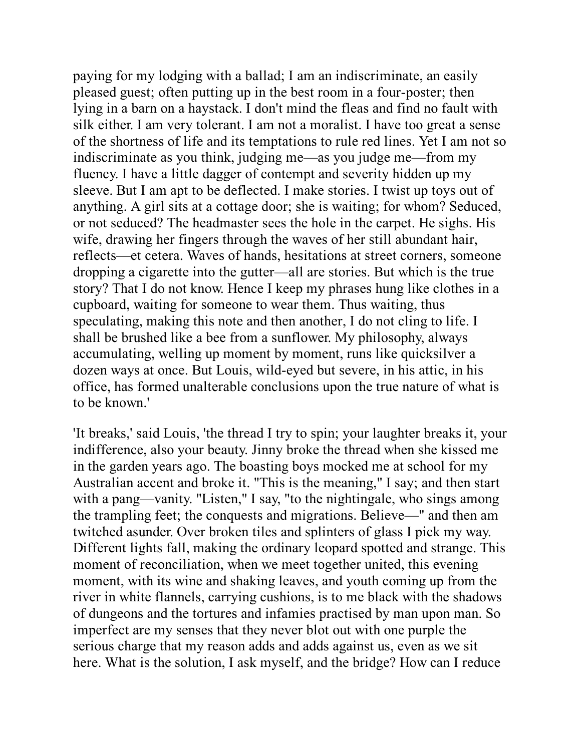paying for my lodging with a ballad; I am an indiscriminate, an easily pleased guest; often putting up in the best room in a four-poster; then lying in a barn on a haystack. I don't mind the fleas and find no fault with silk either. I am very tolerant. I am not a moralist. I have too great a sense of the shortness of life and its temptations to rule red lines. Yet I am not so indiscriminate as you think, judging me—as you judge me—from my fluency. I have a little dagger of contempt and severity hidden up my sleeve. But I am apt to be deflected. I make stories. I twist up toys out of anything. A girl sits at a cottage door; she is waiting; for whom? Seduced, or not seduced? The headmaster sees the hole in the carpet. He sighs. His wife, drawing her fingers through the waves of her still abundant hair, reflects—et cetera. Waves of hands, hesitations at street corners, someone dropping a cigarette into the gutter—all are stories. But which is the true story? That I do not know. Hence I keep my phrases hung like clothes in a cupboard, waiting for someone to wear them. Thus waiting, thus speculating, making this note and then another, I do not cling to life. I shall be brushed like a bee from a sunflower. My philosophy, always accumulating, welling up moment by moment, runs like quicksilver a dozen ways at once. But Louis, wild-eyed but severe, in his attic, in his office, has formed unalterable conclusions upon the true nature of what is to be known.'

'It breaks,' said Louis, 'the thread I try to spin; your laughter breaks it, your indifference, also your beauty. Jinny broke the thread when she kissed me in the garden years ago. The boasting boys mocked me at school for my Australian accent and broke it. "This is the meaning," I say; and then start with a pang—vanity. "Listen," I say, "to the nightingale, who sings among the trampling feet; the conquests and migrations. Believe—" and then am twitched asunder. Over broken tiles and splinters of glass I pick my way. Different lights fall, making the ordinary leopard spotted and strange. This moment of reconciliation, when we meet together united, this evening moment, with its wine and shaking leaves, and youth coming up from the river in white flannels, carrying cushions, is to me black with the shadows of dungeons and the tortures and infamies practised by man upon man. So imperfect are my senses that they never blot out with one purple the serious charge that my reason adds and adds against us, even as we sit here. What is the solution, I ask myself, and the bridge? How can I reduce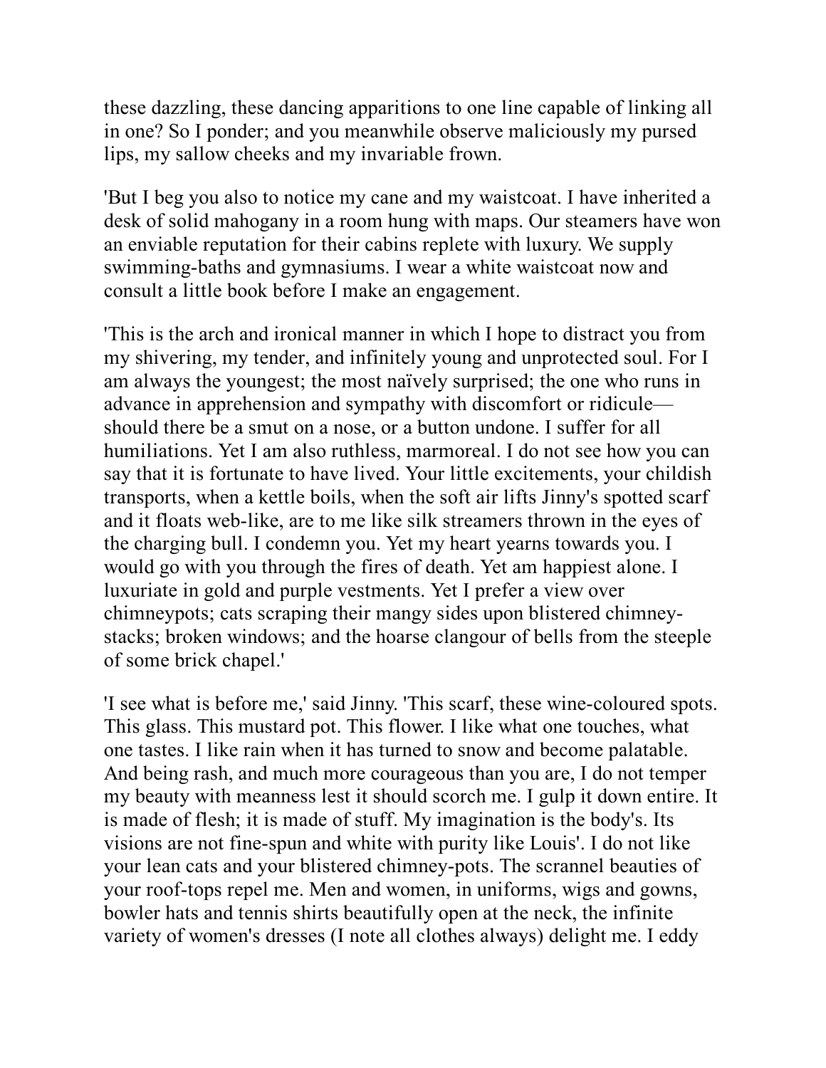these dazzling, these dancing apparitions to one line capable of linking all in one? So I ponder; and you meanwhile observe maliciously my pursed lips, my sallow cheeks and my invariable frown.

'But I beg you also to notice my cane and my waistcoat. I have inherited a desk of solid mahogany in a room hung with maps. Our steamers have won an enviable reputation for their cabins replete with luxury. We supply swimming-baths and gymnasiums. I wear a white waistcoat now and consult a little book before I make an engagement.

'This is the arch and ironical manner in which I hope to distract you from my shivering, my tender, and infinitely young and unprotected soul. For I am always the youngest; the most naïvely surprised; the one who runs in advance in apprehension and sympathy with discomfort or ridicule—should there be a smut on a nose, or a button undone. I suffer for all humiliations. Yet I am also ruthless, marmoreal. I do not see how you can say that it is fortunate to have lived. Your little excitements, your childish transports, when a kettle boils, when the soft air lifts Jinny's spotted scarf and it floats web-like, are to me like silk streamers thrown in the eyes of the charging bull. I condemn you. Yet my heart yearns towards you. I would go with you through the fires of death. Yet am happiest alone. I luxuriate in gold and purple vestments. Yet I prefer a view over chimneypots; cats scraping their mangy sides upon blistered chimney-stacks; broken windows; and the hoarse clangour of bells from the steeple of some brick chapel.'

'I see what is before me,' said Jinny. 'This scarf, these wine-coloured spots. This glass. This mustard pot. This flower. I like what one touches, what one tastes. I like rain when it has turned to snow and become palatable. And being rash, and much more courageous than you are, I do not temper my beauty with meanness lest it should scorch me. I gulp it down entire. It is made of flesh; it is made of stuff. My imagination is the body's. Its visions are not fine-spun and white with purity like Louis'. I do not like your lean cats and your blistered chimney-pots. The scrannel beauties of your roof-tops repel me. Men and women, in uniforms, wigs and gowns, bowler hats and tennis shirts beautifully open at the neck, the infinite variety of women's dresses (I note all clothes always) delight me. I eddy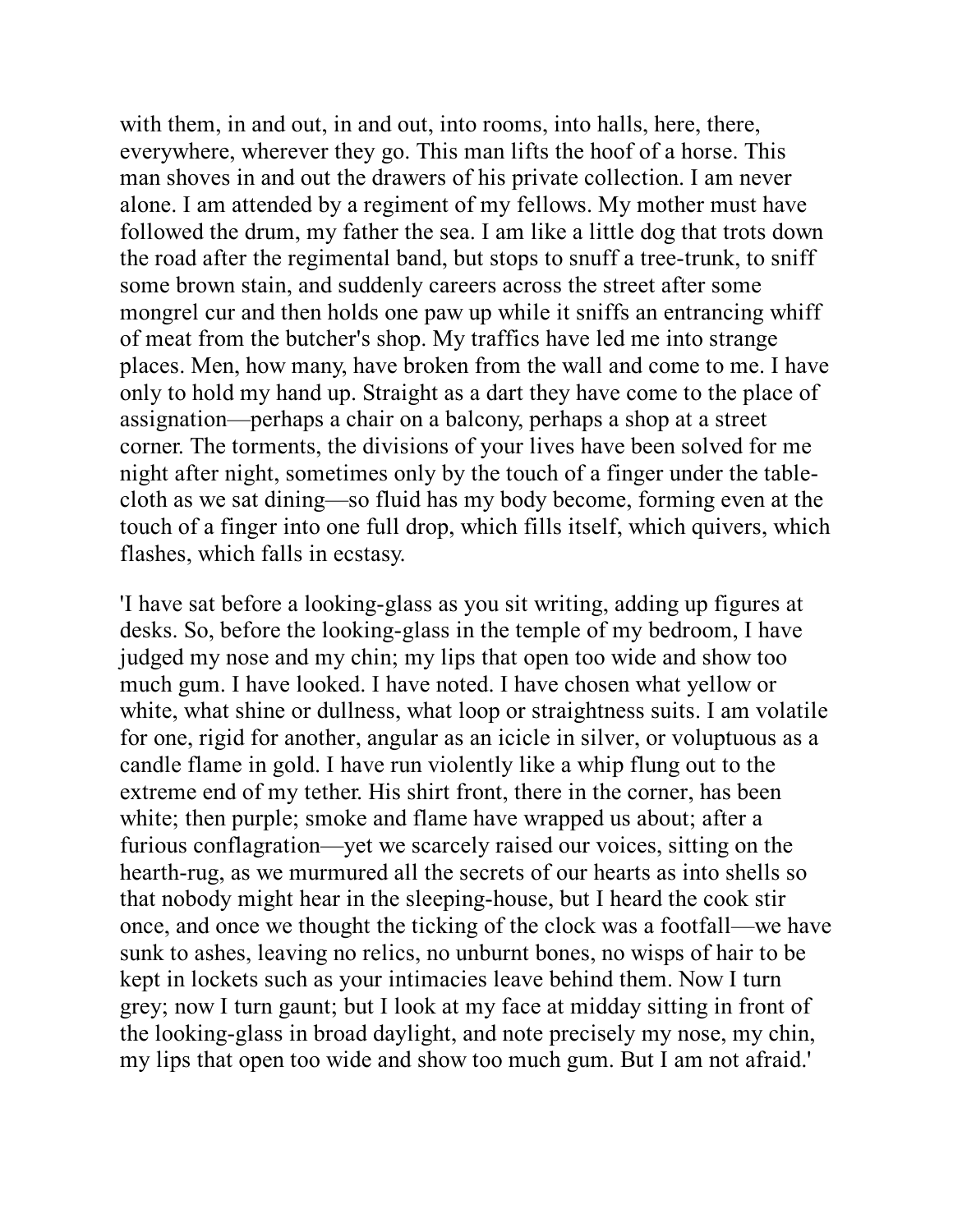with them, in and out, in and out, into rooms, into halls, here, there, everywhere, wherever they go. This man lifts the hoof of a horse. This man shoves in and out the drawers of his private collection. I am never alone. I am attended by a regiment of my fellows. My mother must have followed the drum, my father the sea. I am like a little dog that trots down the road after the regimental band, but stops to snuff a tree-trunk, to sniff some brown stain, and suddenly careers across the street after some mongrel cur and then holds one paw up while it sniffs an entrancing whiff of meat from the butcher's shop. My traffics have led me into strange places. Men, how many, have broken from the wall and come to me. I have only to hold my hand up. Straight as a dart they have come to the place of assignation—perhaps a chair on a balcony, perhaps a shop at a street corner. The torments, the divisions of your lives have been solved for me night after night, sometimes only by the touch of a finger under the table-cloth as we sat dining—so fluid has my body become, forming even at the touch of a finger into one full drop, which fills itself, which quivers, which flashes, which falls in ecstasy.

'I have sat before a looking-glass as you sit writing, adding up figures at desks. So, before the looking-glass in the temple of my bedroom, I have judged my nose and my chin; my lips that open too wide and show too much gum. I have looked. I have noted. I have chosen what yellow or white, what shine or dullness, what loop or straightness suits. I am volatile for one, rigid for another, angular as an icicle in silver, or voluptuous as a candle flame in gold. I have run violently like a whip flung out to the extreme end of my tether. His shirt front, there in the corner, has been white; then purple; smoke and flame have wrapped us about; after a furious conflagration—yet we scarcely raised our voices, sitting on the hearth-rug, as we murmured all the secrets of our hearts as into shells so that nobody might hear in the sleeping-house, but I heard the cook stir once, and once we thought the ticking of the clock was a footfall—we have sunk to ashes, leaving no relics, no unburnt bones, no wisps of hair to be kept in lockets such as your intimacies leave behind them. Now I turn grey; now I turn gaunt; but I look at my face at midday sitting in front of the looking-glass in broad daylight, and note precisely my nose, my chin, my lips that open too wide and show too much gum. But I am not afraid.'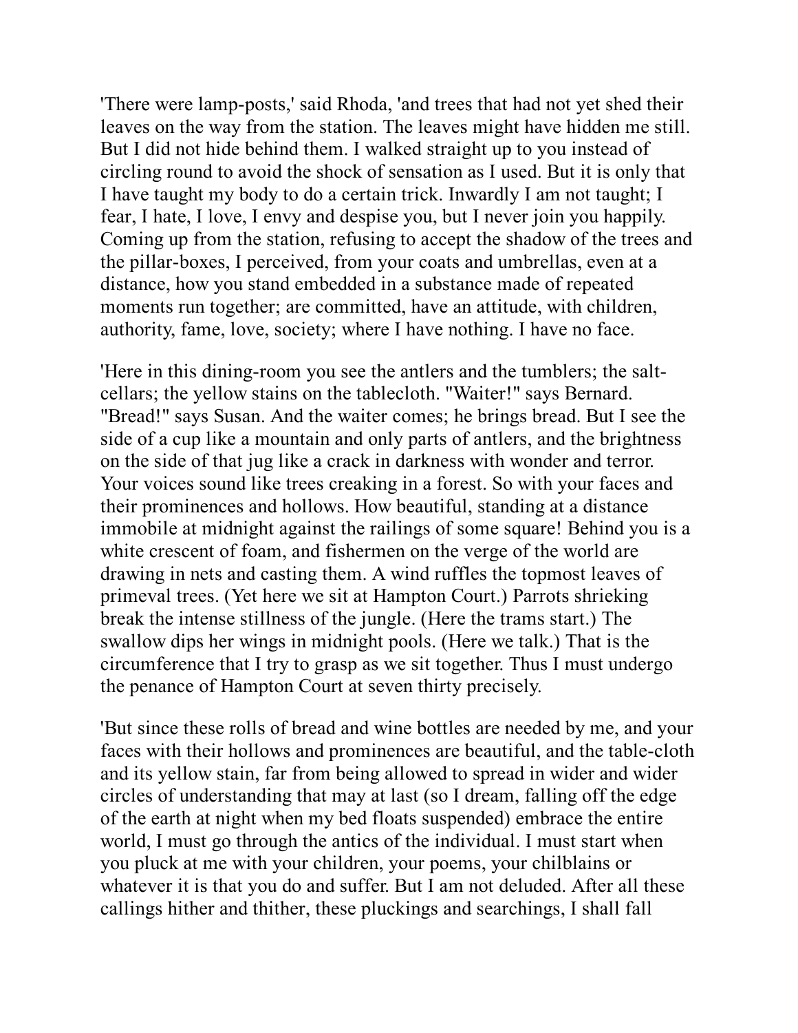'There were lamp-posts,' said Rhoda, 'and trees that had not yet shed their leaves on the way from the station. The leaves might have hidden me still. But I did not hide behind them. I walked straight up to you instead of circling round to avoid the shock of sensation as I used. But it is only that I have taught my body to do a certain trick. Inwardly I am not taught; I fear, I hate, I love, I envy and despise you, but I never join you happily. Coming up from the station, refusing to accept the shadow of the trees and the pillar-boxes, I perceived, from your coats and umbrellas, even at a distance, how you stand embedded in a substance made of repeated moments run together; are committed, have an attitude, with children, authority, fame, love, society; where I have nothing. I have no face.

'Here in this dining-room you see the antlers and the tumblers; the salt-cellars; the yellow stains on the tablecloth. "Waiter!" says Bernard. "Bread!" says Susan. And the waiter comes; he brings bread. But I see the side of a cup like a mountain and only parts of antlers, and the brightness on the side of that jug like a crack in darkness with wonder and terror. Your voices sound like trees creaking in a forest. So with your faces and their prominences and hollows. How beautiful, standing at a distance immobile at midnight against the railings of some square! Behind you is a white crescent of foam, and fishermen on the verge of the world are drawing in nets and casting them. A wind ruffles the topmost leaves of primeval trees. (Yet here we sit at Hampton Court.) Parrots shrieking break the intense stillness of the jungle. (Here the trams start.) The swallow dips her wings in midnight pools. (Here we talk.) That is the circumference that I try to grasp as we sit together. Thus I must undergo the penance of Hampton Court at seven thirty precisely.

'But since these rolls of bread and wine bottles are needed by me, and your faces with their hollows and prominences are beautiful, and the table-cloth and its yellow stain, far from being allowed to spread in wider and wider circles of understanding that may at last (so I dream, falling off the edge of the earth at night when my bed floats suspended) embrace the entire world, I must go through the antics of the individual. I must start when you pluck at me with your children, your poems, your chilblains or whatever it is that you do and suffer. But I am not deluded. After all these callings hither and thither, these pluckings and searchings, I shall fall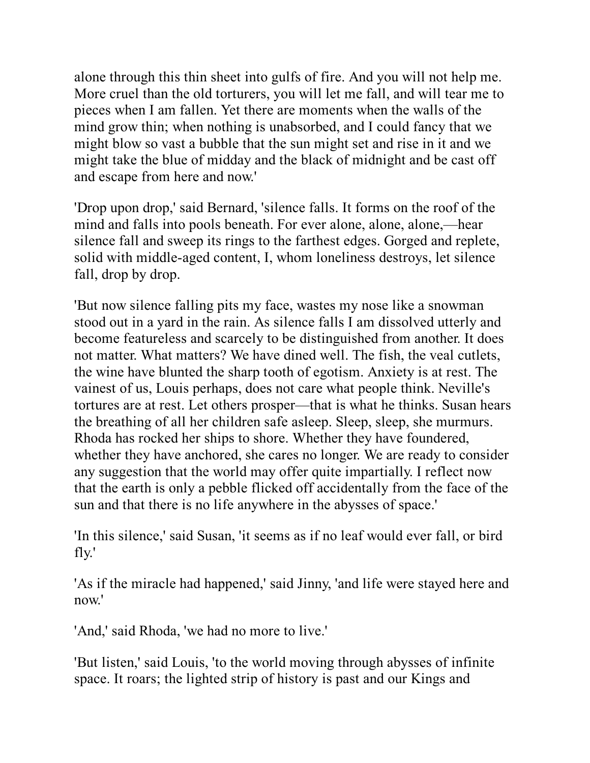alone through this thin sheet into gulfs of fire. And you will not help me. More cruel than the old torturers, you will let me fall, and will tear me to pieces when I am fallen. Yet there are moments when the walls of the mind grow thin; when nothing is unabsorbed, and I could fancy that we might blow so vast a bubble that the sun might set and rise in it and we might take the blue of midday and the black of midnight and be cast off and escape from here and now.'

'Drop upon drop,' said Bernard, 'silence falls. It forms on the roof of the mind and falls into pools beneath. For ever alone, alone, alone,—hear silence fall and sweep its rings to the farthest edges. Gorged and replete, solid with middle-aged content, I, whom loneliness destroys, let silence fall, drop by drop.

'But now silence falling pits my face, wastes my nose like a snowman stood out in a yard in the rain. As silence falls I am dissolved utterly and become featureless and scarcely to be distinguished from another. It does not matter. What matters? We have dined well. The fish, the veal cutlets, the wine have blunted the sharp tooth of egotism. Anxiety is at rest. The vainest of us, Louis perhaps, does not care what people think. Neville's tortures are at rest. Let others prosper—that is what he thinks. Susan hears the breathing of all her children safe asleep. Sleep, sleep, she murmurs. Rhoda has rocked her ships to shore. Whether they have foundered, whether they have anchored, she cares no longer. We are ready to consider any suggestion that the world may offer quite impartially. I reflect now that the earth is only a pebble flicked off accidentally from the face of the sun and that there is no life anywhere in the abysses of space.'

'In this silence,' said Susan, 'it seems as if no leaf would ever fall, or bird fly.'

'As if the miracle had happened,' said Jinny, 'and life were stayed here and now.'

'And,' said Rhoda, 'we had no more to live.'

'But listen,' said Louis, 'to the world moving through abysses of infinite space. It roars; the lighted strip of history is past and our Kings and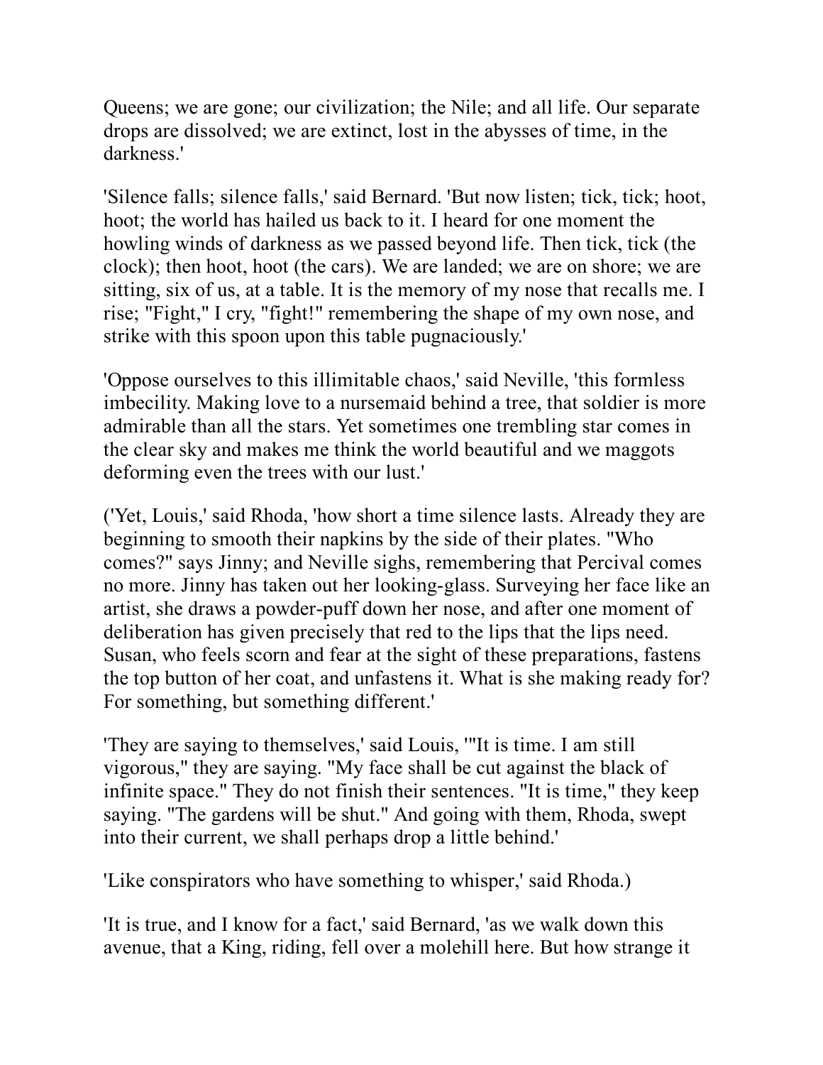Queens; we are gone; our civilization; the Nile; and all life. Our separate drops are dissolved; we are extinct, lost in the abysses of time, in the darkness.'

'Silence falls; silence falls,' said Bernard. 'But now listen; tick, tick; hoot, hoot; the world has hailed us back to it. I heard for one moment the howling winds of darkness as we passed beyond life. Then tick, tick (the clock); then hoot, hoot (the cars). We are landed; we are on shore; we are sitting, six of us, at a table. It is the memory of my nose that recalls me. I rise; "Fight," I cry, "fight!" remembering the shape of my own nose, and strike with this spoon upon this table pugnaciously.'

'Oppose ourselves to this illimitable chaos,' said Neville, 'this formless imbecility. Making love to a nursemaid behind a tree, that soldier is more admirable than all the stars. Yet sometimes one trembling star comes in the clear sky and makes me think the world beautiful and we maggots deforming even the trees with our lust.'

('Yet, Louis,' said Rhoda, 'how short a time silence lasts. Already they are beginning to smooth their napkins by the side of their plates. "Who comes?" says Jinny; and Neville sighs, remembering that Percival comes no more. Jinny has taken out her looking-glass. Surveying her face like an artist, she draws a powder-puff down her nose, and after one moment of deliberation has given precisely that red to the lips that the lips need. Susan, who feels scorn and fear at the sight of these preparations, fastens the top button of her coat, and unfastens it. What is she making ready for? For something, but something different.'

'They are saying to themselves,' said Louis, '"It is time. I am still vigorous," they are saying. "My face shall be cut against the black of infinite space." They do not finish their sentences. "It is time," they keep saying. "The gardens will be shut." And going with them, Rhoda, swept into their current, we shall perhaps drop a little behind.'

'Like conspirators who have something to whisper,' said Rhoda.)

'It is true, and I know for a fact,' said Bernard, 'as we walk down this avenue, that a King, riding, fell over a molehill here. But how strange it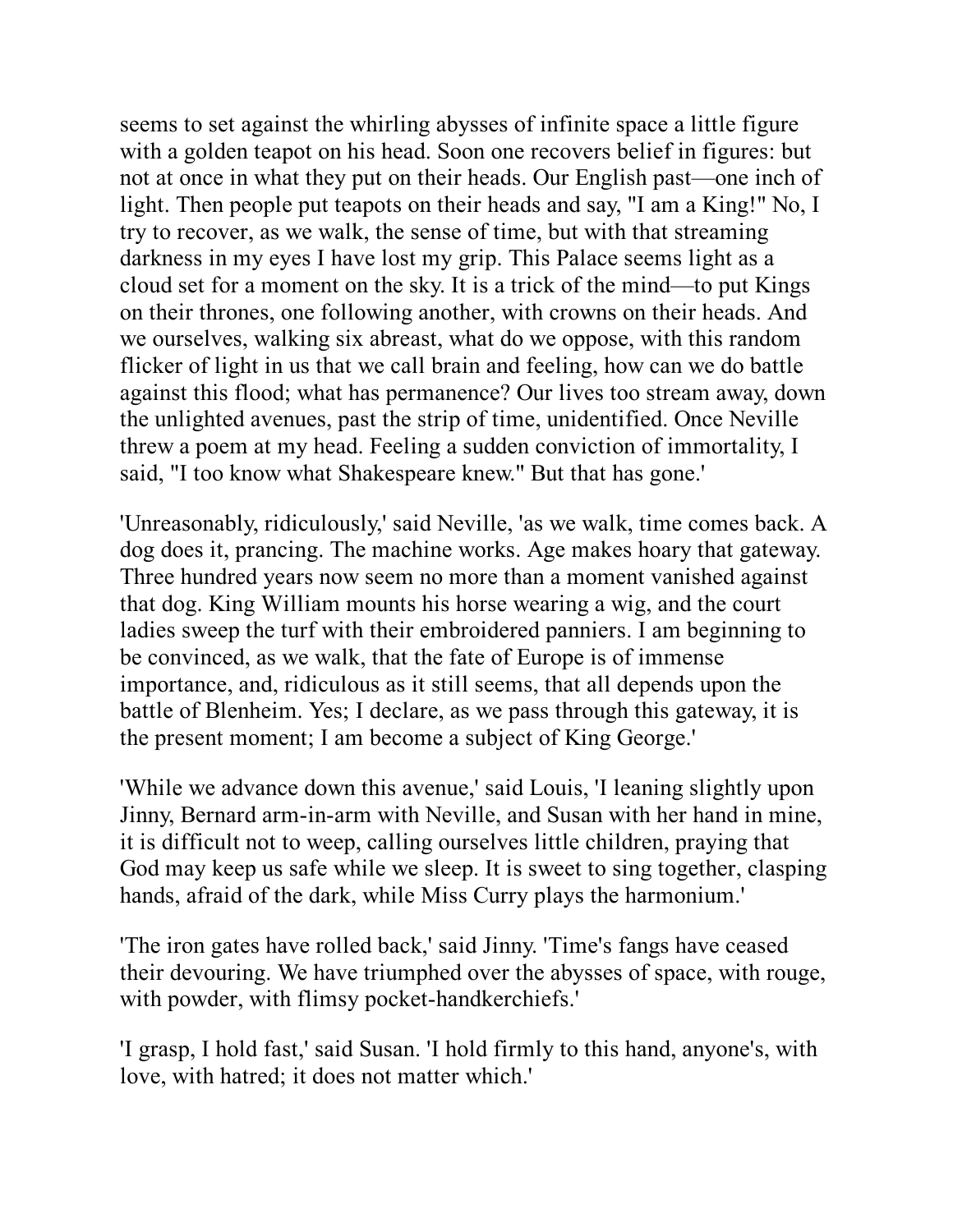seems to set against the whirling abysses of infinite space a little figure with a golden teapot on his head. Soon one recovers belief in figures: but not at once in what they put on their heads. Our English past—one inch of light. Then people put teapots on their heads and say, "I am a King!" No, I try to recover, as we walk, the sense of time, but with that streaming darkness in my eyes I have lost my grip. This Palace seems light as a cloud set for a moment on the sky. It is a trick of the mind—to put Kings on their thrones, one following another, with crowns on their heads. And we ourselves, walking six abreast, what do we oppose, with this random flicker of light in us that we call brain and feeling, how can we do battle against this flood; what has permanence? Our lives too stream away, down the unlighted avenues, past the strip of time, unidentified. Once Neville threw a poem at my head. Feeling a sudden conviction of immortality, I said, "I too know what Shakespeare knew." But that has gone.'

'Unreasonably, ridiculously,' said Neville, 'as we walk, time comes back. A dog does it, prancing. The machine works. Age makes hoary that gateway. Three hundred years now seem no more than a moment vanished against that dog. King William mounts his horse wearing a wig, and the court ladies sweep the turf with their embroidered panniers. I am beginning to be convinced, as we walk, that the fate of Europe is of immense importance, and, ridiculous as it still seems, that all depends upon the battle of Blenheim. Yes; I declare, as we pass through this gateway, it is the present moment; I am become a subject of King George.'

'While we advance down this avenue,' said Louis, 'I leaning slightly upon Jinny, Bernard arm-in-arm with Neville, and Susan with her hand in mine, it is difficult not to weep, calling ourselves little children, praying that God may keep us safe while we sleep. It is sweet to sing together, clasping hands, afraid of the dark, while Miss Curry plays the harmonium.'

'The iron gates have rolled back,' said Jinny. 'Time's fangs have ceased their devouring. We have triumphed over the abysses of space, with rouge, with powder, with flimsy pocket-handkerchiefs.'

'I grasp, I hold fast,' said Susan. 'I hold firmly to this hand, anyone's, with love, with hatred; it does not matter which.'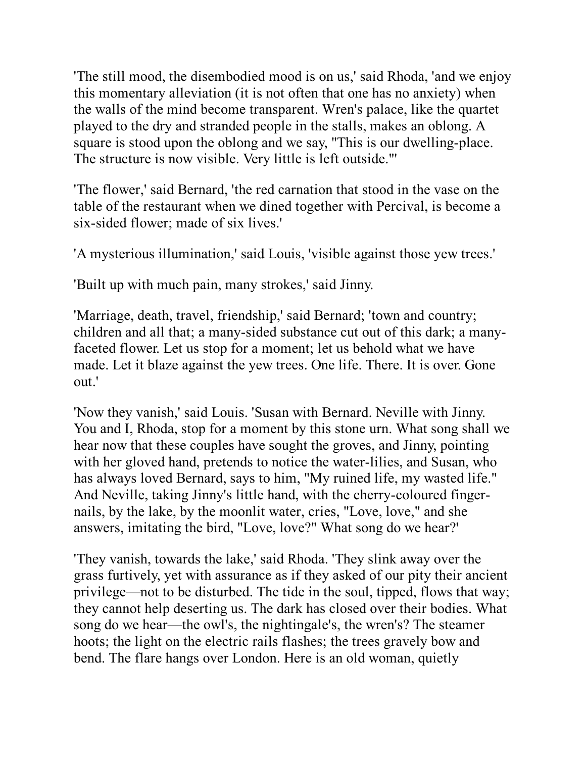'The still mood, the disembodied mood is on us,' said Rhoda, 'and we enjoy this momentary alleviation (it is not often that one has no anxiety) when the walls of the mind become transparent. Wren's palace, like the quartet played to the dry and stranded people in the stalls, makes an oblong. A square is stood upon the oblong and we say, "This is our dwelling-place. The structure is now visible. Very little is left outside."'

'The flower,' said Bernard, 'the red carnation that stood in the vase on the table of the restaurant when we dined together with Percival, is become a six-sided flower; made of six lives.'

'A mysterious illumination,' said Louis, 'visible against those yew trees.'

'Built up with much pain, many strokes,' said Jinny.

'Marriage, death, travel, friendship,' said Bernard; 'town and country; children and all that; a many-sided substance cut out of this dark; a many-faceted flower. Let us stop for a moment; let us behold what we have made. Let it blaze against the yew trees. One life. There. It is over. Gone out.'

'Now they vanish,' said Louis. 'Susan with Bernard. Neville with Jinny. You and I, Rhoda, stop for a moment by this stone urn. What song shall we hear now that these couples have sought the groves, and Jinny, pointing with her gloved hand, pretends to notice the water-lilies, and Susan, who has always loved Bernard, says to him, "My ruined life, my wasted life." And Neville, taking Jinny's little hand, with the cherry-coloured finger-nails, by the lake, by the moonlit water, cries, "Love, love," and she answers, imitating the bird, "Love, love?" What song do we hear?'

'They vanish, towards the lake,' said Rhoda. 'They slink away over the grass furtively, yet with assurance as if they asked of our pity their ancient privilege—not to be disturbed. The tide in the soul, tipped, flows that way; they cannot help deserting us. The dark has closed over their bodies. What song do we hear—the owl's, the nightingale's, the wren's? The steamer hoots; the light on the electric rails flashes; the trees gravely bow and bend. The flare hangs over London. Here is an old woman, quietly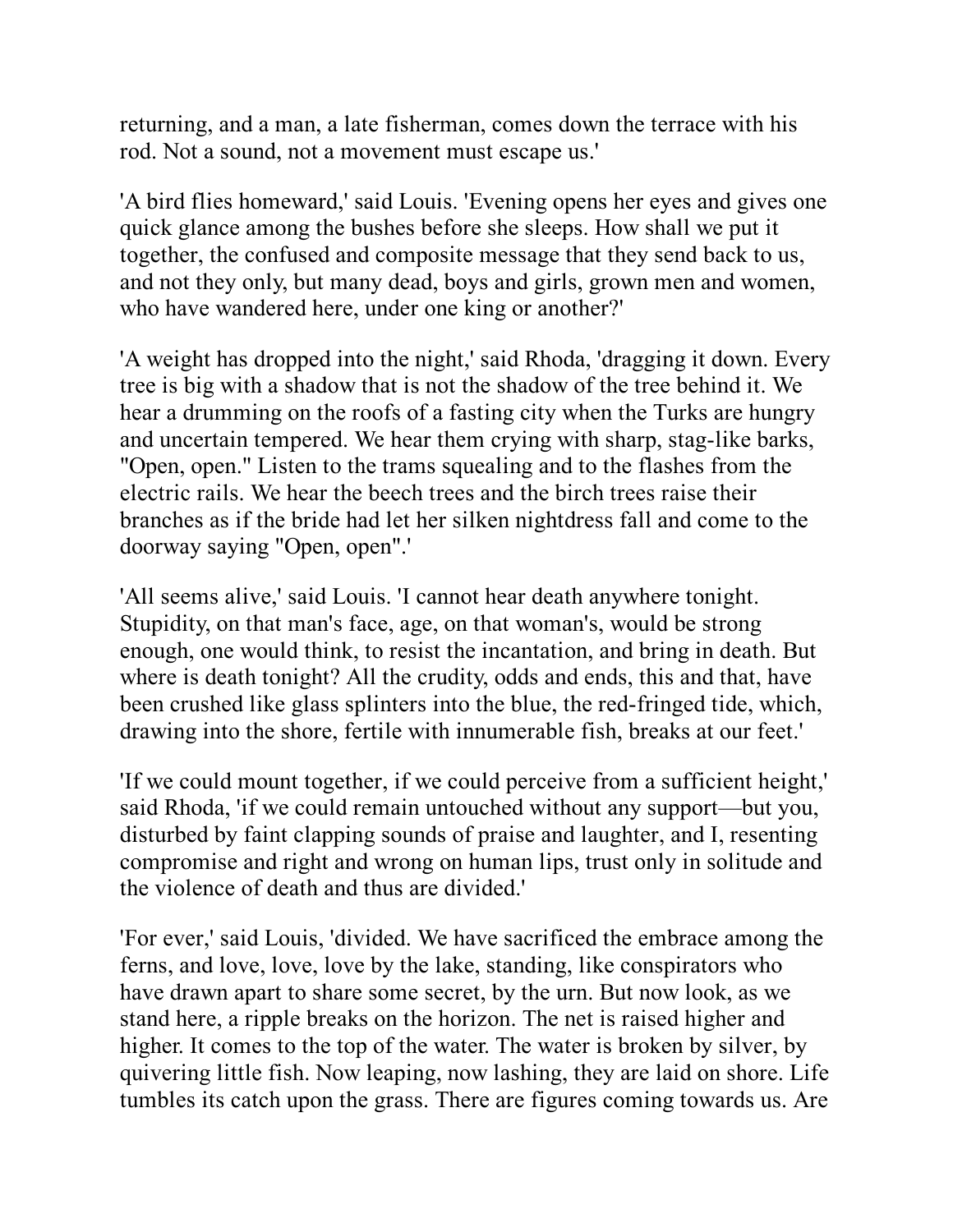returning, and a man, a late fisherman, comes down the terrace with his rod. Not a sound, not a movement must escape us.'

'A bird flies homeward,' said Louis. 'Evening opens her eyes and gives one quick glance among the bushes before she sleeps. How shall we put it together, the confused and composite message that they send back to us, and not they only, but many dead, boys and girls, grown men and women, who have wandered here, under one king or another?'

'A weight has dropped into the night,' said Rhoda, 'dragging it down. Every tree is big with a shadow that is not the shadow of the tree behind it. We hear a drumming on the roofs of a fasting city when the Turks are hungry and uncertain tempered. We hear them crying with sharp, stag-like barks, "Open, open." Listen to the trams squealing and to the flashes from the electric rails. We hear the beech trees and the birch trees raise their branches as if the bride had let her silken nightdress fall and come to the doorway saying "Open, open".'

'All seems alive,' said Louis. 'I cannot hear death anywhere tonight. Stupidity, on that man's face, age, on that woman's, would be strong enough, one would think, to resist the incantation, and bring in death. But where is death tonight? All the crudity, odds and ends, this and that, have been crushed like glass splinters into the blue, the red-fringed tide, which, drawing into the shore, fertile with innumerable fish, breaks at our feet.'

'If we could mount together, if we could perceive from a sufficient height,' said Rhoda, 'if we could remain untouched without any support—but you, disturbed by faint clapping sounds of praise and laughter, and I, resenting compromise and right and wrong on human lips, trust only in solitude and the violence of death and thus are divided.'

'For ever,' said Louis, 'divided. We have sacrificed the embrace among the ferns, and love, love, love by the lake, standing, like conspirators who have drawn apart to share some secret, by the urn. But now look, as we stand here, a ripple breaks on the horizon. The net is raised higher and higher. It comes to the top of the water. The water is broken by silver, by quivering little fish. Now leaping, now lashing, they are laid on shore. Life tumbles its catch upon the grass. There are figures coming towards us. Are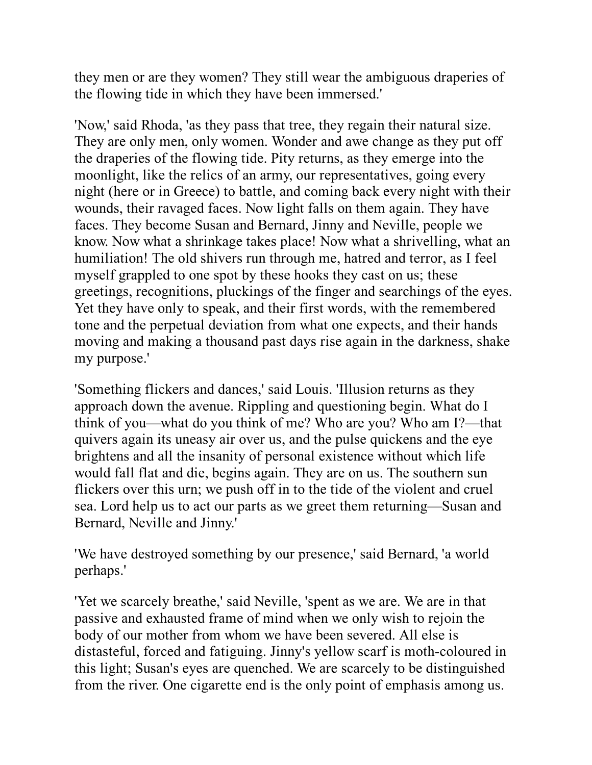they men or are they women? They still wear the ambiguous draperies of the flowing tide in which they have been immersed.'

'Now,' said Rhoda, 'as they pass that tree, they regain their natural size. They are only men, only women. Wonder and awe change as they put off the draperies of the flowing tide. Pity returns, as they emerge into the moonlight, like the relics of an army, our representatives, going every night (here or in Greece) to battle, and coming back every night with their wounds, their ravaged faces. Now light falls on them again. They have faces. They become Susan and Bernard, Jinny and Neville, people we know. Now what a shrinkage takes place! Now what a shrivelling, what an humiliation! The old shivers run through me, hatred and terror, as I feel myself grappled to one spot by these hooks they cast on us; these greetings, recognitions, pluckings of the finger and searchings of the eyes. Yet they have only to speak, and their first words, with the remembered tone and the perpetual deviation from what one expects, and their hands moving and making a thousand past days rise again in the darkness, shake my purpose.'

'Something flickers and dances,' said Louis. 'Illusion returns as they approach down the avenue. Rippling and questioning begin. What do I think of you—what do you think of me? Who are you? Who am I?—that quivers again its uneasy air over us, and the pulse quickens and the eye brightens and all the insanity of personal existence without which life would fall flat and die, begins again. They are on us. The southern sun flickers over this urn; we push off in to the tide of the violent and cruel sea. Lord help us to act our parts as we greet them returning—Susan and Bernard, Neville and Jinny.'

'We have destroyed something by our presence,' said Bernard, 'a world perhaps.'

'Yet we scarcely breathe,' said Neville, 'spent as we are. We are in that passive and exhausted frame of mind when we only wish to rejoin the body of our mother from whom we have been severed. All else is distasteful, forced and fatiguing. Jinny's yellow scarf is moth-coloured in this light; Susan's eyes are quenched. We are scarcely to be distinguished from the river. One cigarette end is the only point of emphasis among us.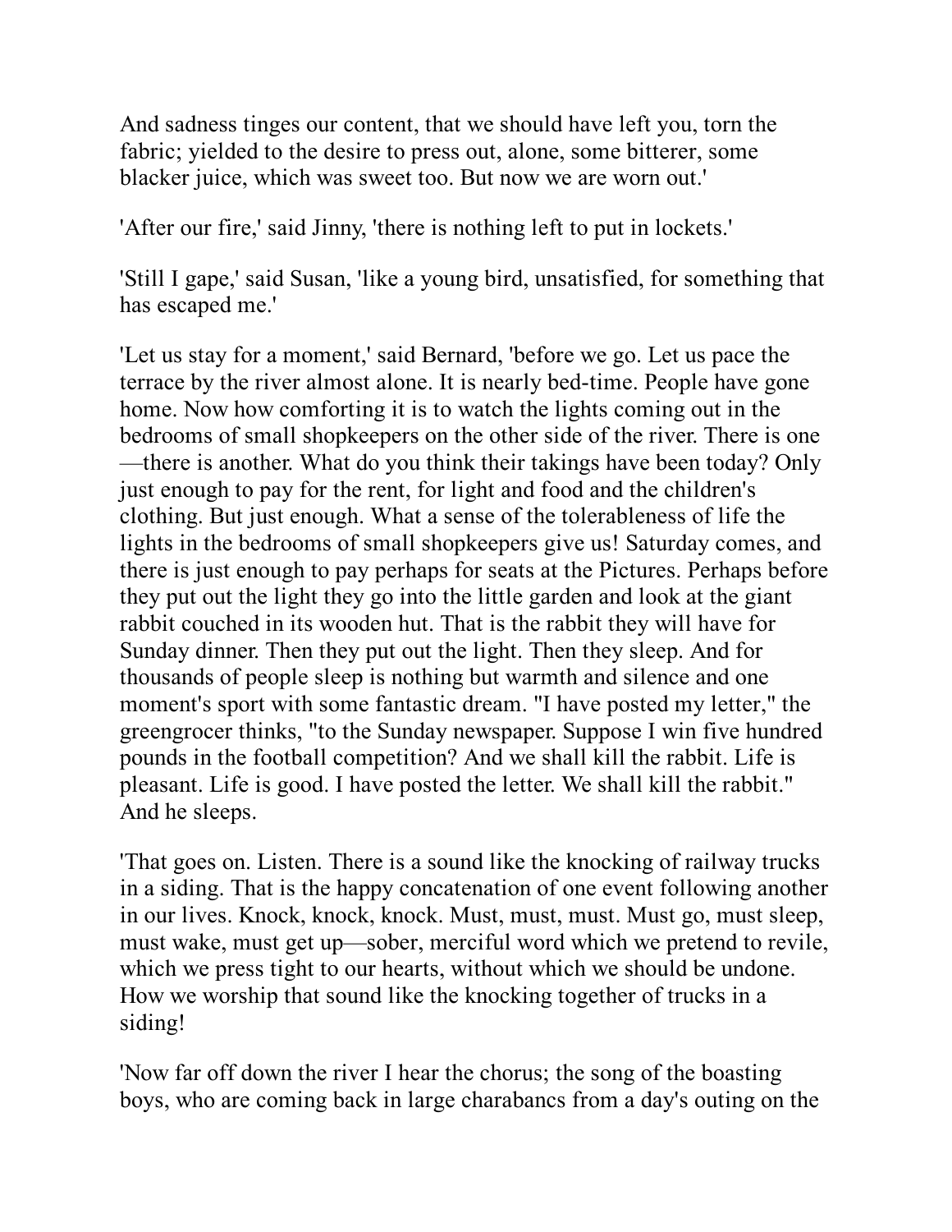And sadness tinges our content, that we should have left you, torn the fabric; yielded to the desire to press out, alone, some bitterer, some blacker juice, which was sweet too. But now we are worn out.'

'After our fire,' said Jinny, 'there is nothing left to put in lockets.'

'Still I gape,' said Susan, 'like a young bird, unsatisfied, for something that has escaped me.'

'Let us stay for a moment,' said Bernard, 'before we go. Let us pace the terrace by the river almost alone. It is nearly bed-time. People have gone home. Now how comforting it is to watch the lights coming out in the bedrooms of small shopkeepers on the other side of the river. There is one —there is another. What do you think their takings have been today? Only just enough to pay for the rent, for light and food and the children's clothing. But just enough. What a sense of the tolerableness of life the lights in the bedrooms of small shopkeepers give us! Saturday comes, and there is just enough to pay perhaps for seats at the Pictures. Perhaps before they put out the light they go into the little garden and look at the giant rabbit couched in its wooden hut. That is the rabbit they will have for Sunday dinner. Then they put out the light. Then they sleep. And for thousands of people sleep is nothing but warmth and silence and one moment's sport with some fantastic dream. "I have posted my letter," the greengrocer thinks, "to the Sunday newspaper. Suppose I win five hundred pounds in the football competition? And we shall kill the rabbit. Life is pleasant. Life is good. I have posted the letter. We shall kill the rabbit." And he sleeps.

'That goes on. Listen. There is a sound like the knocking of railway trucks in a siding. That is the happy concatenation of one event following another in our lives. Knock, knock, knock. Must, must, must. Must go, must sleep, must wake, must get up—sober, merciful word which we pretend to revile, which we press tight to our hearts, without which we should be undone. How we worship that sound like the knocking together of trucks in a siding!

'Now far off down the river I hear the chorus; the song of the boasting boys, who are coming back in large charabancs from a day's outing on the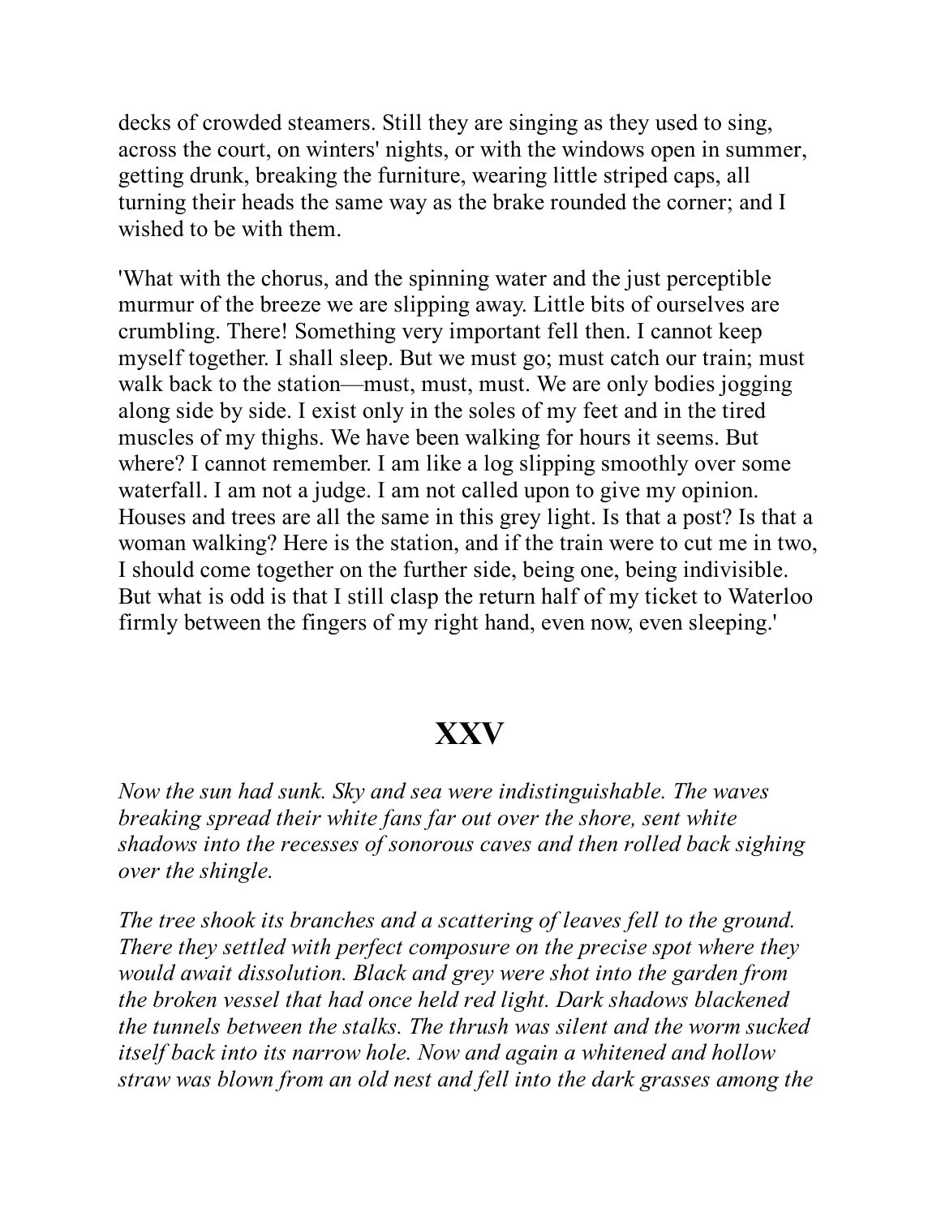decks of crowded steamers. Still they are singing as they used to sing, across the court, on winters' nights, or with the windows open in summer, getting drunk, breaking the furniture, wearing little striped caps, all turning their heads the same way as the brake rounded the corner; and I wished to be with them.

'What with the chorus, and the spinning water and the just perceptible murmur of the breeze we are slipping away. Little bits of ourselves are crumbling. There! Something very important fell then. I cannot keep myself together. I shall sleep. But we must go; must catch our train; must walk back to the station—must, must, must. We are only bodies jogging along side by side. I exist only in the soles of my feet and in the tired muscles of my thighs. We have been walking for hours it seems. But where? I cannot remember. I am like a log slipping smoothly over some waterfall. I am not a judge. I am not called upon to give my opinion. Houses and trees are all the same in this grey light. Is that a post? Is that a woman walking? Here is the station, and if the train were to cut me in two, I should come together on the further side, being one, being indivisible. But what is odd is that I still clasp the return half of my ticket to Waterloo firmly between the fingers of my right hand, even now, even sleeping.'

# XXV

*Now the sun had sunk. Sky and sea were indistinguishable. The waves breaking spread their white fans far out over the shore, sent white shadows into the recesses of sonorous caves and then rolled back sighing over the shingle.*

*The tree shook its branches and a scattering of leaves fell to the ground. There they settled with perfect composure on the precise spot where they would await dissolution. Black and grey were shot into the garden from the broken vessel that had once held red light. Dark shadows blackened the tunnels between the stalks. The thrush was silent and the worm sucked itself back into its narrow hole. Now and again a whitened and hollow straw was blown from an old nest and fell into the dark grasses among the*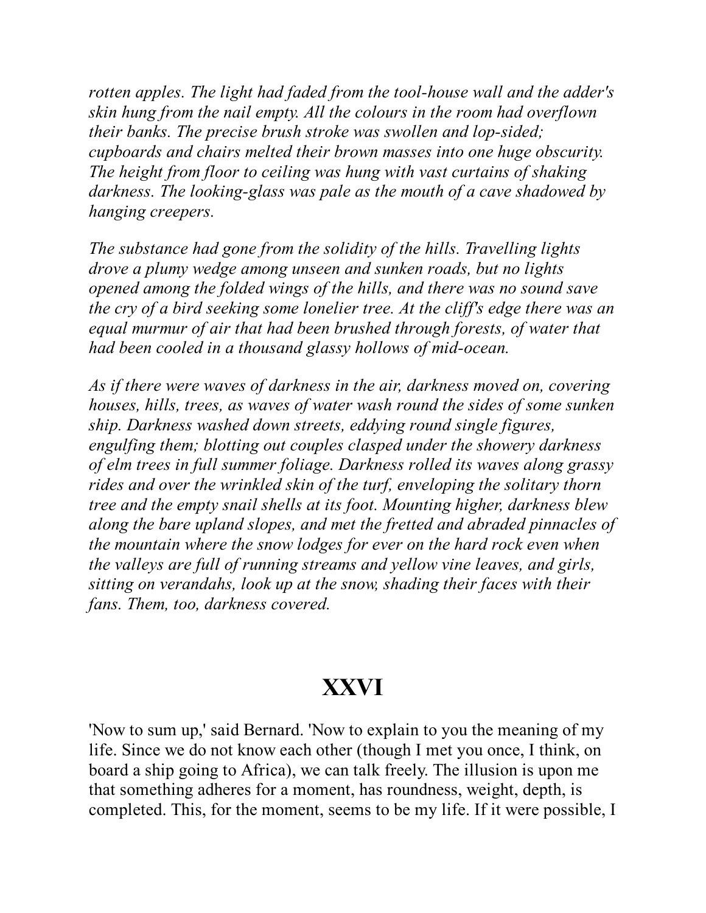*rotten apples. The light had faded from the tool-house wall and the adder's skin hung from the nail empty. All the colours in the room had overflown their banks. The precise brush stroke was swollen and lop-sided; cupboards and chairs melted their brown masses into one huge obscurity. The height from floor to ceiling was hung with vast curtains of shaking darkness. The looking-glass was pale as the mouth of a cave shadowed by hanging creepers.*

*The substance had gone from the solidity of the hills. Travelling lights drove a plumy wedge among unseen and sunken roads, but no lights opened among the folded wings of the hills, and there was no sound save the cry of a bird seeking some lonelier tree. At the cliff's edge there was an equal murmur of air that had been brushed through forests, of water that had been cooled in a thousand glassy hollows of mid-ocean.*

*As if there were waves of darkness in the air, darkness moved on, covering houses, hills, trees, as waves of water wash round the sides of some sunken ship. Darkness washed down streets, eddying round single figures, engulfing them; blotting out couples clasped under the showery darkness of elm trees in full summer foliage. Darkness rolled its waves along grassy rides and over the wrinkled skin of the turf, enveloping the solitary thorn tree and the empty snail shells at its foot. Mounting higher, darkness blew along the bare upland slopes, and met the fretted and abraded pinnacles of the mountain where the snow lodges for ever on the hard rock even when the valleys are full of running streams and yellow vine leaves, and girls, sitting on verandahs, look up at the snow, shading their faces with their fans. Them, too, darkness covered.*

## XXVI

'Now to sum up,' said Bernard. 'Now to explain to you the meaning of my life. Since we do not know each other (though I met you once, I think, on board a ship going to Africa), we can talk freely. The illusion is upon me that something adheres for a moment, has roundness, weight, depth, is completed. This, for the moment, seems to be my life. If it were possible, I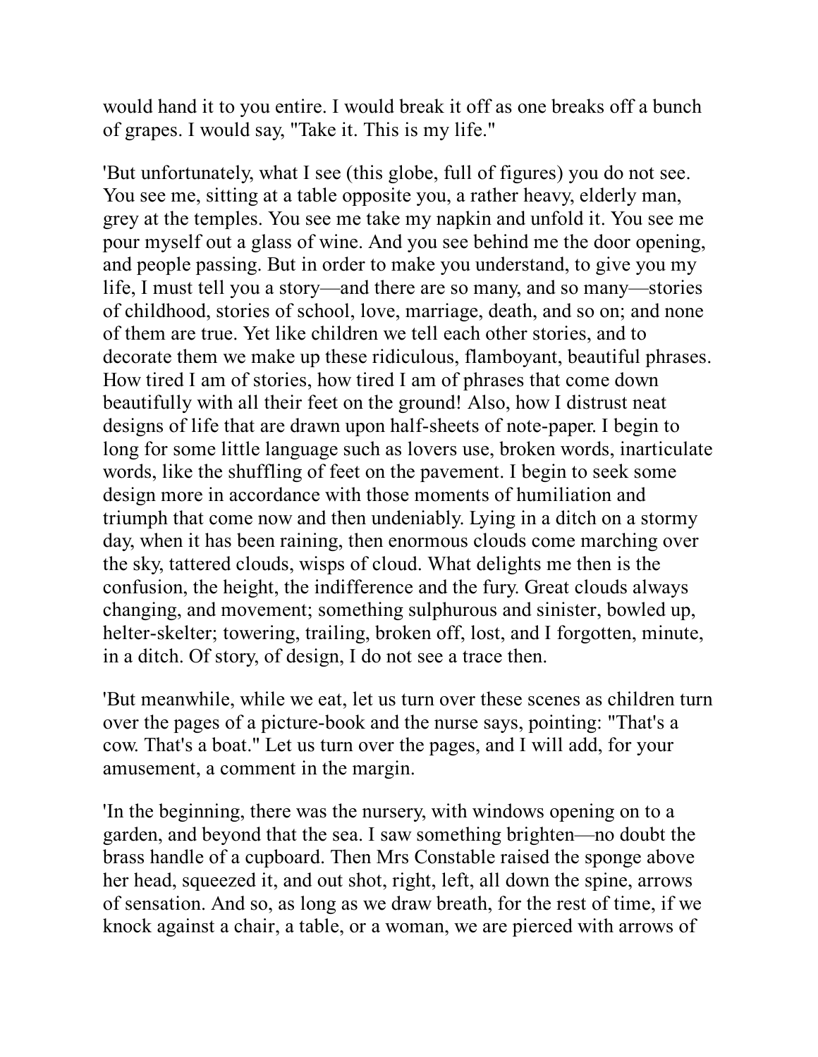would hand it to you entire. I would break it off as one breaks off a bunch of grapes. I would say, "Take it. This is my life."

'But unfortunately, what I see (this globe, full of figures) you do not see. You see me, sitting at a table opposite you, a rather heavy, elderly man, grey at the temples. You see me take my napkin and unfold it. You see me pour myself out a glass of wine. And you see behind me the door opening, and people passing. But in order to make you understand, to give you my life, I must tell you a story—and there are so many, and so many—stories of childhood, stories of school, love, marriage, death, and so on; and none of them are true. Yet like children we tell each other stories, and to decorate them we make up these ridiculous, flamboyant, beautiful phrases. How tired I am of stories, how tired I am of phrases that come down beautifully with all their feet on the ground! Also, how I distrust neat designs of life that are drawn upon half-sheets of note-paper. I begin to long for some little language such as lovers use, broken words, inarticulate words, like the shuffling of feet on the pavement. I begin to seek some design more in accordance with those moments of humiliation and triumph that come now and then undeniably. Lying in a ditch on a stormy day, when it has been raining, then enormous clouds come marching over the sky, tattered clouds, wisps of cloud. What delights me then is the confusion, the height, the indifference and the fury. Great clouds always changing, and movement; something sulphurous and sinister, bowled up, helter-skelter; towering, trailing, broken off, lost, and I forgotten, minute, in a ditch. Of story, of design, I do not see a trace then.

'But meanwhile, while we eat, let us turn over these scenes as children turn over the pages of a picture-book and the nurse says, pointing: "That's a cow. That's a boat." Let us turn over the pages, and I will add, for your amusement, a comment in the margin.

'In the beginning, there was the nursery, with windows opening on to a garden, and beyond that the sea. I saw something brighten—no doubt the brass handle of a cupboard. Then Mrs Constable raised the sponge above her head, squeezed it, and out shot, right, left, all down the spine, arrows of sensation. And so, as long as we draw breath, for the rest of time, if we knock against a chair, a table, or a woman, we are pierced with arrows of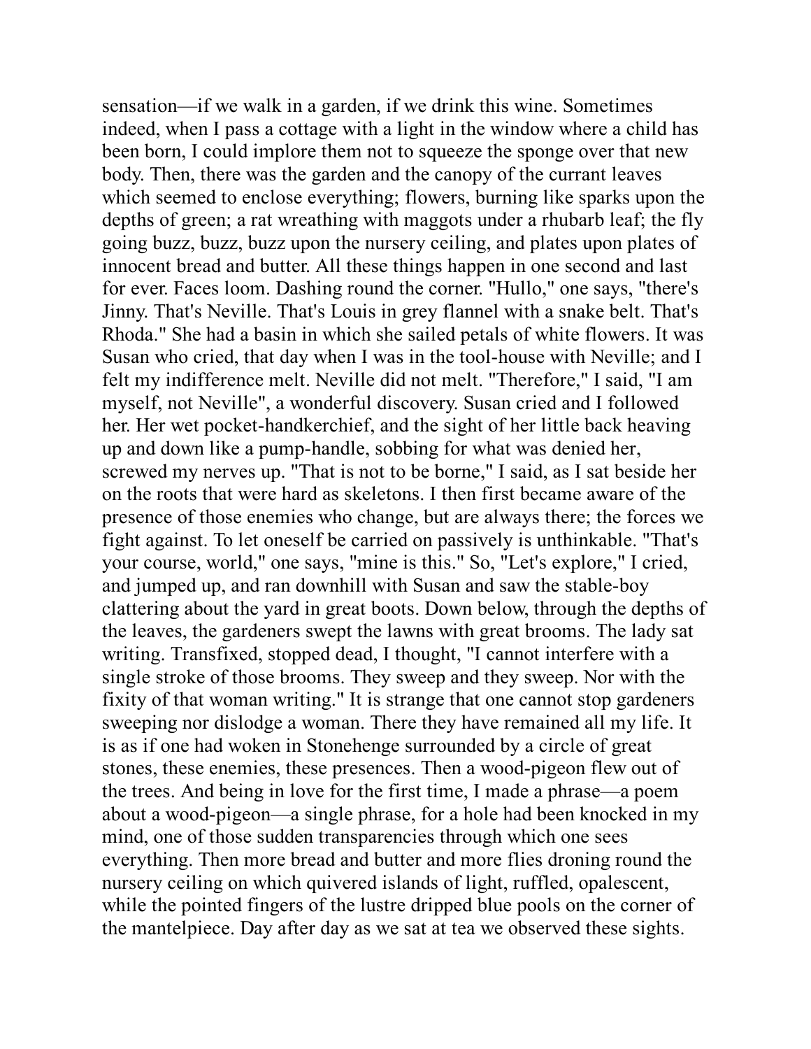sensation—if we walk in a garden, if we drink this wine. Sometimes indeed, when I pass a cottage with a light in the window where a child has been born, I could implore them not to squeeze the sponge over that new body. Then, there was the garden and the canopy of the currant leaves which seemed to enclose everything; flowers, burning like sparks upon the depths of green; a rat wreathing with maggots under a rhubarb leaf; the fly going buzz, buzz, buzz upon the nursery ceiling, and plates upon plates of innocent bread and butter. All these things happen in one second and last for ever. Faces loom. Dashing round the corner. "Hullo," one says, "there's Jinny. That's Neville. That's Louis in grey flannel with a snake belt. That's Rhoda." She had a basin in which she sailed petals of white flowers. It was Susan who cried, that day when I was in the tool-house with Neville; and I felt my indifference melt. Neville did not melt. "Therefore," I said, "I am myself, not Neville", a wonderful discovery. Susan cried and I followed her. Her wet pocket-handkerchief, and the sight of her little back heaving up and down like a pump-handle, sobbing for what was denied her, screwed my nerves up. "That is not to be borne," I said, as I sat beside her on the roots that were hard as skeletons. I then first became aware of the presence of those enemies who change, but are always there; the forces we fight against. To let oneself be carried on passively is unthinkable. "That's your course, world," one says, "mine is this." So, "Let's explore," I cried, and jumped up, and ran downhill with Susan and saw the stable-boy clattering about the yard in great boots. Down below, through the depths of the leaves, the gardeners swept the lawns with great brooms. The lady sat writing. Transfixed, stopped dead, I thought, "I cannot interfere with a single stroke of those brooms. They sweep and they sweep. Nor with the fixity of that woman writing." It is strange that one cannot stop gardeners sweeping nor dislodge a woman. There they have remained all my life. It is as if one had woken in Stonehenge surrounded by a circle of great stones, these enemies, these presences. Then a wood-pigeon flew out of the trees. And being in love for the first time, I made a phrase—a poem about a wood-pigeon—a single phrase, for a hole had been knocked in my mind, one of those sudden transparencies through which one sees everything. Then more bread and butter and more flies droning round the nursery ceiling on which quivered islands of light, ruffled, opalescent, while the pointed fingers of the lustre dripped blue pools on the corner of the mantelpiece. Day after day as we sat at tea we observed these sights.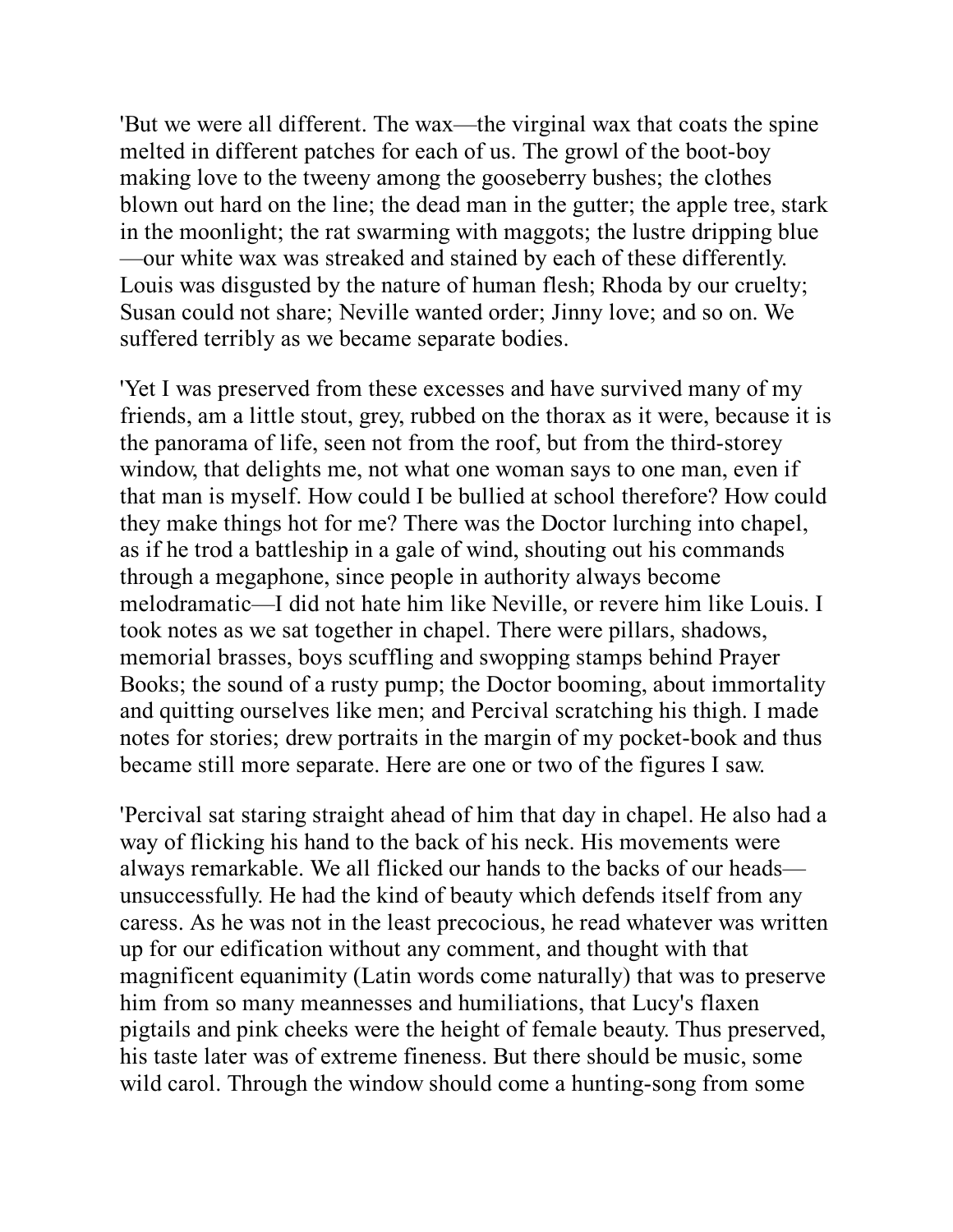'But we were all different. The wax—the virginal wax that coats the spine melted in different patches for each of us. The growl of the boot-boy making love to the tweeny among the gooseberry bushes; the clothes blown out hard on the line; the dead man in the gutter; the apple tree, stark in the moonlight; the rat swarming with maggots; the lustre dripping blue—our white wax was streaked and stained by each of these differently. Louis was disgusted by the nature of human flesh; Rhoda by our cruelty; Susan could not share; Neville wanted order; Jinny love; and so on. We suffered terribly as we became separate bodies.

'Yet I was preserved from these excesses and have survived many of my friends, am a little stout, grey, rubbed on the thorax as it were, because it is the panorama of life, seen not from the roof, but from the third-storey window, that delights me, not what one woman says to one man, even if that man is myself. How could I be bullied at school therefore? How could they make things hot for me? There was the Doctor lurching into chapel, as if he trod a battleship in a gale of wind, shouting out his commands through a megaphone, since people in authority always become melodramatic—I did not hate him like Neville, or revere him like Louis. I took notes as we sat together in chapel. There were pillars, shadows, memorial brasses, boys scuffling and swopping stamps behind Prayer Books; the sound of a rusty pump; the Doctor booming, about immortality and quitting ourselves like men; and Percival scratching his thigh. I made notes for stories; drew portraits in the margin of my pocket-book and thus became still more separate. Here are one or two of the figures I saw.

'Percival sat staring straight ahead of him that day in chapel. He also had a way of flicking his hand to the back of his neck. His movements were always remarkable. We all flicked our hands to the backs of our heads—unsuccessfully. He had the kind of beauty which defends itself from any caress. As he was not in the least precocious, he read whatever was written up for our edification without any comment, and thought with that magnificent equanimity (Latin words come naturally) that was to preserve him from so many meannesses and humiliations, that Lucy's flaxen pigtails and pink cheeks were the height of female beauty. Thus preserved, his taste later was of extreme fineness. But there should be music, some wild carol. Through the window should come a hunting-song from some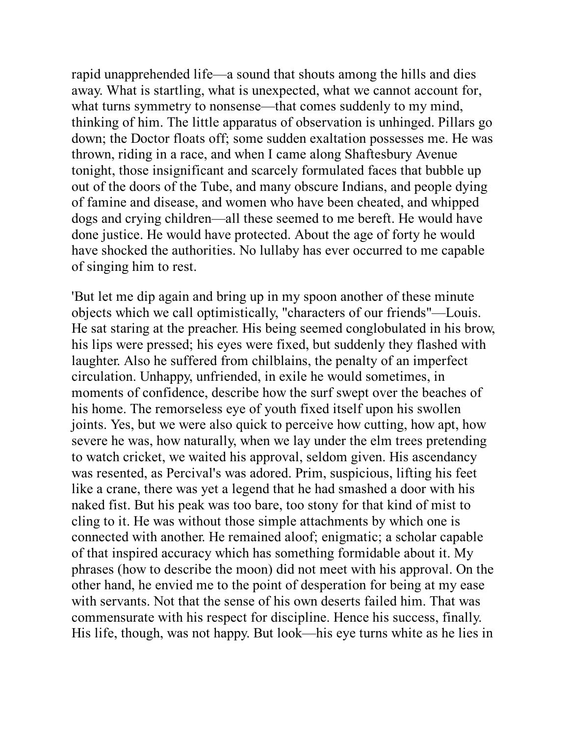rapid unapprehended life—a sound that shouts among the hills and dies away. What is startling, what is unexpected, what we cannot account for, what turns symmetry to nonsense—that comes suddenly to my mind, thinking of him. The little apparatus of observation is unhinged. Pillars go down; the Doctor floats off; some sudden exaltation possesses me. He was thrown, riding in a race, and when I came along Shaftesbury Avenue tonight, those insignificant and scarcely formulated faces that bubble up out of the doors of the Tube, and many obscure Indians, and people dying of famine and disease, and women who have been cheated, and whipped dogs and crying children—all these seemed to me bereft. He would have done justice. He would have protected. About the age of forty he would have shocked the authorities. No lullaby has ever occurred to me capable of singing him to rest.

'But let me dip again and bring up in my spoon another of these minute objects which we call optimistically, "characters of our friends"—Louis. He sat staring at the preacher. His being seemed conglobulated in his brow, his lips were pressed; his eyes were fixed, but suddenly they flashed with laughter. Also he suffered from chilblains, the penalty of an imperfect circulation. Unhappy, unfriended, in exile he would sometimes, in moments of confidence, describe how the surf swept over the beaches of his home. The remorseless eye of youth fixed itself upon his swollen joints. Yes, but we were also quick to perceive how cutting, how apt, how severe he was, how naturally, when we lay under the elm trees pretending to watch cricket, we waited his approval, seldom given. His ascendancy was resented, as Percival's was adored. Prim, suspicious, lifting his feet like a crane, there was yet a legend that he had smashed a door with his naked fist. But his peak was too bare, too stony for that kind of mist to cling to it. He was without those simple attachments by which one is connected with another. He remained aloof; enigmatic; a scholar capable of that inspired accuracy which has something formidable about it. My phrases (how to describe the moon) did not meet with his approval. On the other hand, he envied me to the point of desperation for being at my ease with servants. Not that the sense of his own deserts failed him. That was commensurate with his respect for discipline. Hence his success, finally. His life, though, was not happy. But look—his eye turns white as he lies in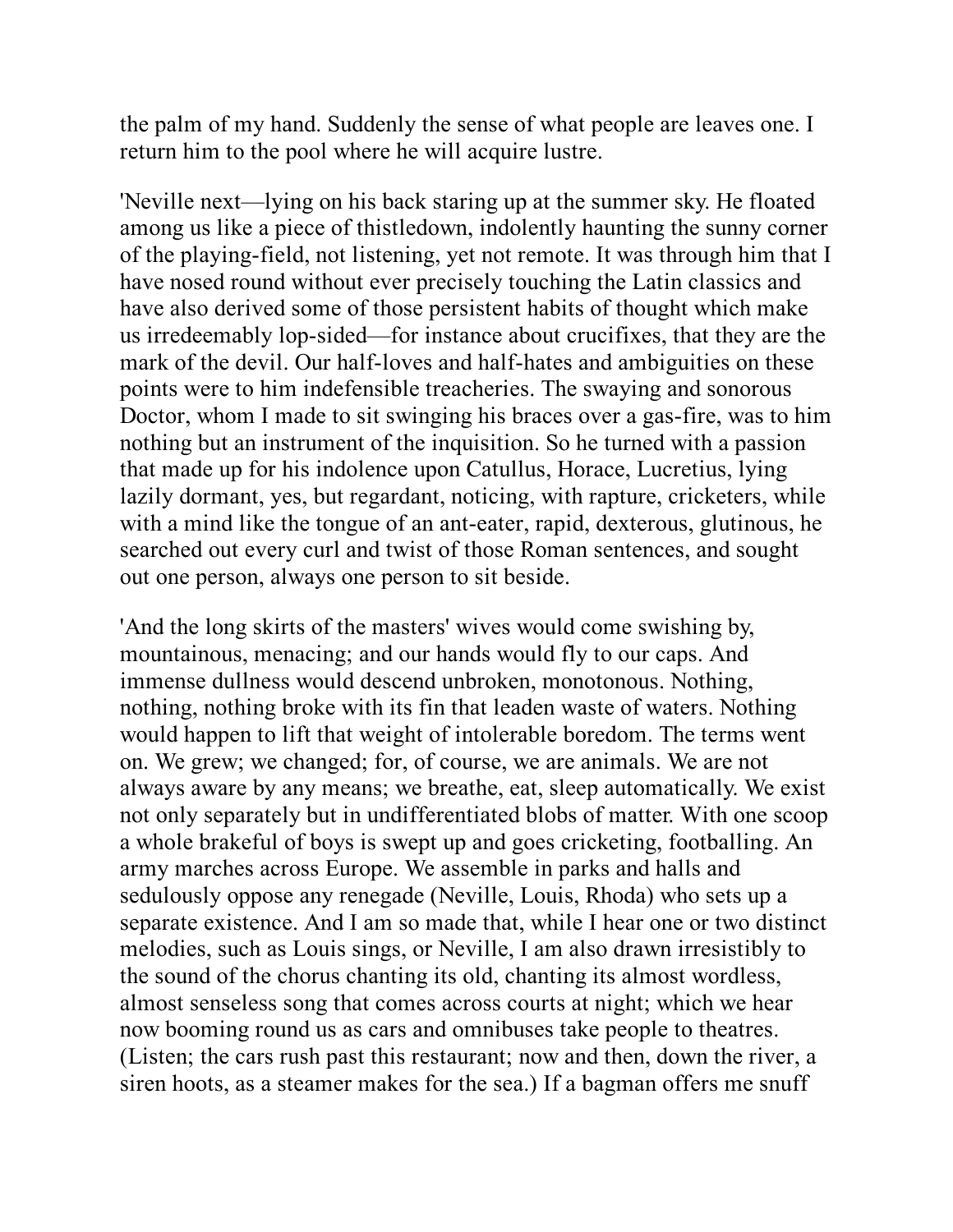the palm of my hand. Suddenly the sense of what people are leaves one. I return him to the pool where he will acquire lustre.

'Neville next—lying on his back staring up at the summer sky. He floated among us like a piece of thistledown, indolently haunting the sunny corner of the playing-field, not listening, yet not remote. It was through him that I have nosed round without ever precisely touching the Latin classics and have also derived some of those persistent habits of thought which make us irredeemably lop-sided—for instance about crucifixes, that they are the mark of the devil. Our half-loves and half-hates and ambiguities on these points were to him indefensible treacheries. The swaying and sonorous Doctor, whom I made to sit swinging his braces over a gas-fire, was to him nothing but an instrument of the inquisition. So he turned with a passion that made up for his indolence upon Catullus, Horace, Lucretius, lying lazily dormant, yes, but regardant, noticing, with rapture, cricketers, while with a mind like the tongue of an ant-eater, rapid, dexterous, glutinous, he searched out every curl and twist of those Roman sentences, and sought out one person, always one person to sit beside.

'And the long skirts of the masters' wives would come swishing by, mountainous, menacing; and our hands would fly to our caps. And immense dullness would descend unbroken, monotonous. Nothing, nothing, nothing broke with its fin that leaden waste of waters. Nothing would happen to lift that weight of intolerable boredom. The terms went on. We grew; we changed; for, of course, we are animals. We are not always aware by any means; we breathe, eat, sleep automatically. We exist not only separately but in undifferentiated blobs of matter. With one scoop a whole brakeful of boys is swept up and goes cricketing, footballing. An army marches across Europe. We assemble in parks and halls and sedulously oppose any renegade (Neville, Louis, Rhoda) who sets up a separate existence. And I am so made that, while I hear one or two distinct melodies, such as Louis sings, or Neville, I am also drawn irresistibly to the sound of the chorus chanting its old, chanting its almost wordless, almost senseless song that comes across courts at night; which we hear now booming round us as cars and omnibuses take people to theatres. (Listen; the cars rush past this restaurant; now and then, down the river, a siren hoots, as a steamer makes for the sea.) If a bagman offers me snuff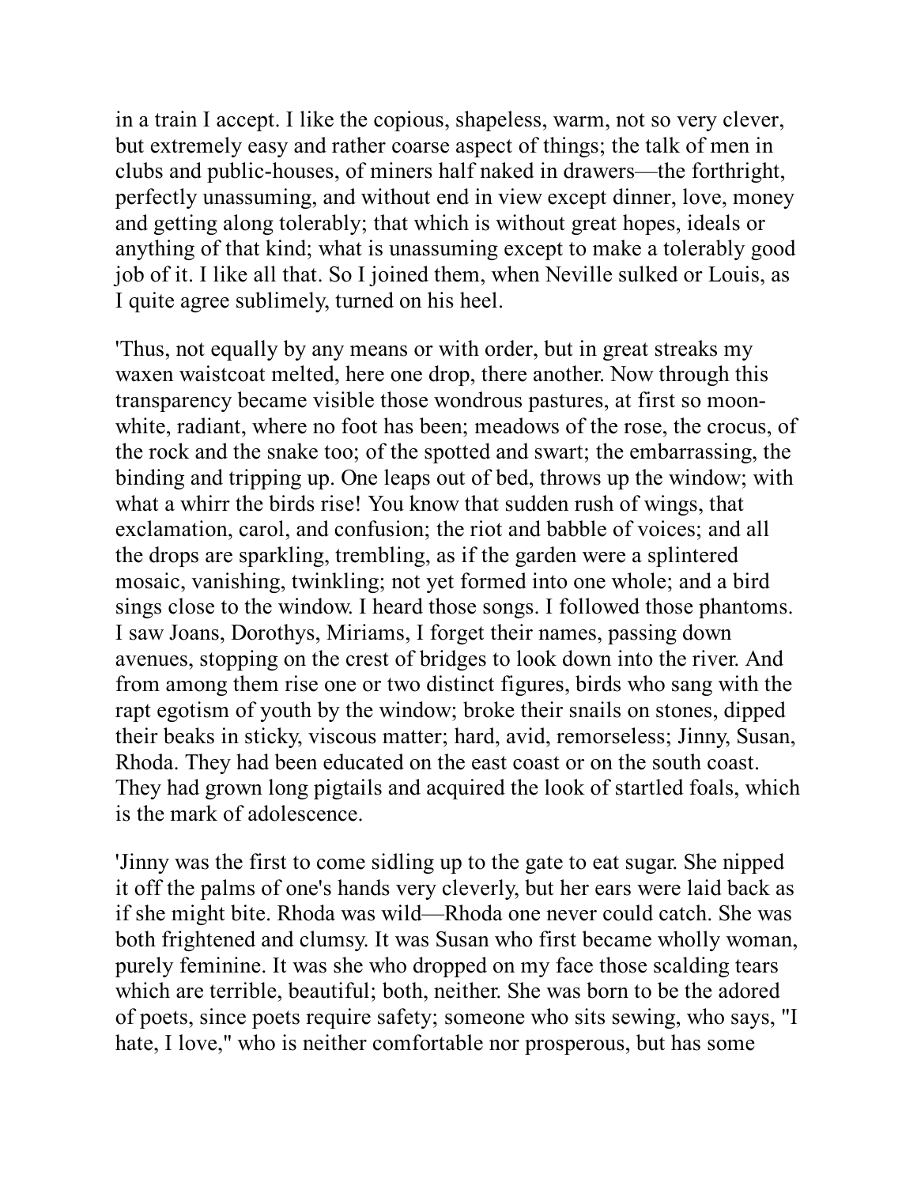in a train I accept. I like the copious, shapeless, warm, not so very clever, but extremely easy and rather coarse aspect of things; the talk of men in clubs and public-houses, of miners half naked in drawers—the forthright, perfectly unassuming, and without end in view except dinner, love, money and getting along tolerably; that which is without great hopes, ideals or anything of that kind; what is unassuming except to make a tolerably good job of it. I like all that. So I joined them, when Neville sulked or Louis, as I quite agree sublimely, turned on his heel.

'Thus, not equally by any means or with order, but in great streaks my waxen waistcoat melted, here one drop, there another. Now through this transparency became visible those wondrous pastures, at first so moon-white, radiant, where no foot has been; meadows of the rose, the crocus, of the rock and the snake too; of the spotted and swart; the embarrassing, the binding and tripping up. One leaps out of bed, throws up the window; with what a whirr the birds rise! You know that sudden rush of wings, that exclamation, carol, and confusion; the riot and babble of voices; and all the drops are sparkling, trembling, as if the garden were a splintered mosaic, vanishing, twinkling; not yet formed into one whole; and a bird sings close to the window. I heard those songs. I followed those phantoms. I saw Joans, Dorothys, Miriams, I forget their names, passing down avenues, stopping on the crest of bridges to look down into the river. And from among them rise one or two distinct figures, birds who sang with the rapt egotism of youth by the window; broke their snails on stones, dipped their beaks in sticky, viscous matter; hard, avid, remorseless; Jinny, Susan, Rhoda. They had been educated on the east coast or on the south coast. They had grown long pigtails and acquired the look of startled foals, which is the mark of adolescence.

'Jinny was the first to come sidling up to the gate to eat sugar. She nipped it off the palms of one's hands very cleverly, but her ears were laid back as if she might bite. Rhoda was wild—Rhoda one never could catch. She was both frightened and clumsy. It was Susan who first became wholly woman, purely feminine. It was she who dropped on my face those scalding tears which are terrible, beautiful; both, neither. She was born to be the adored of poets, since poets require safety; someone who sits sewing, who says, "I hate, I love," who is neither comfortable nor prosperous, but has some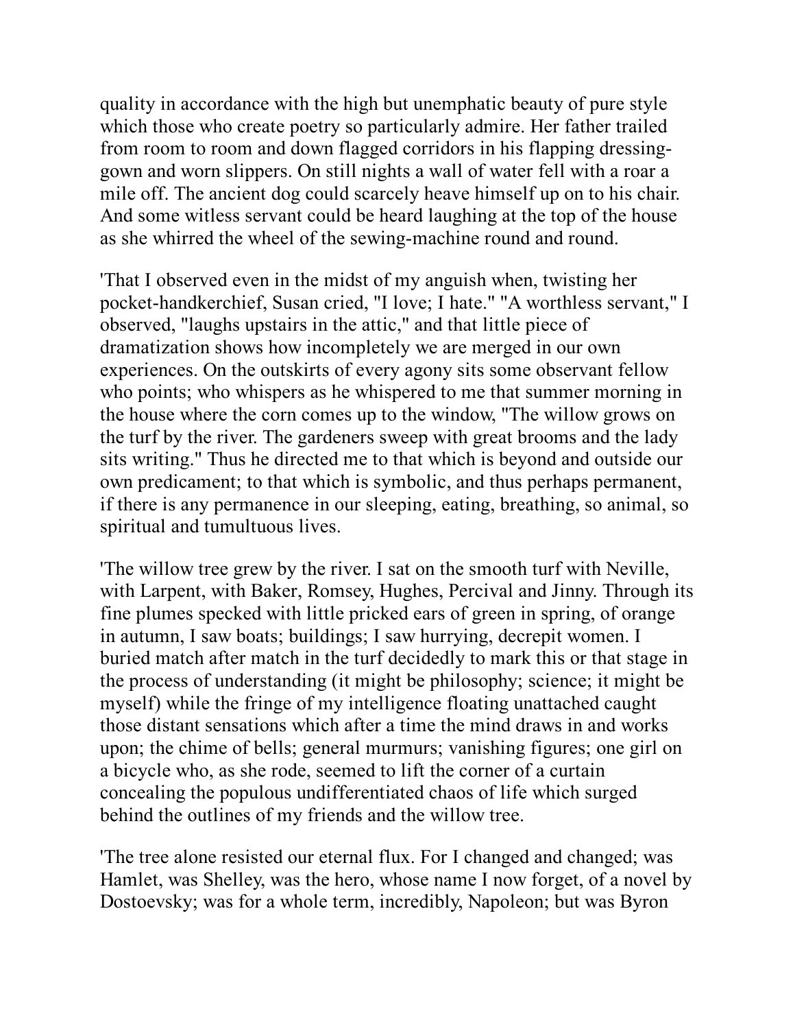quality in accordance with the high but unemphatic beauty of pure style which those who create poetry so particularly admire. Her father trailed from room to room and down flagged corridors in his flapping dressing-gown and worn slippers. On still nights a wall of water fell with a roar a mile off. The ancient dog could scarcely heave himself up on to his chair. And some witless servant could be heard laughing at the top of the house as she whirred the wheel of the sewing-machine round and round.

'That I observed even in the midst of my anguish when, twisting her pocket-handkerchief, Susan cried, "I love; I hate." "A worthless servant," I observed, "laughs upstairs in the attic," and that little piece of dramatization shows how incompletely we are merged in our own experiences. On the outskirts of every agony sits some observant fellow who points; who whispers as he whispered to me that summer morning in the house where the corn comes up to the window, "The willow grows on the turf by the river. The gardeners sweep with great brooms and the lady sits writing." Thus he directed me to that which is beyond and outside our own predicament; to that which is symbolic, and thus perhaps permanent, if there is any permanence in our sleeping, eating, breathing, so animal, so spiritual and tumultuous lives.

'The willow tree grew by the river. I sat on the smooth turf with Neville, with Larpent, with Baker, Romsey, Hughes, Percival and Jinny. Through its fine plumes specked with little pricked ears of green in spring, of orange in autumn, I saw boats; buildings; I saw hurrying, decrepit women. I buried match after match in the turf decidedly to mark this or that stage in the process of understanding (it might be philosophy; science; it might be myself) while the fringe of my intelligence floating unattached caught those distant sensations which after a time the mind draws in and works upon; the chime of bells; general murmurs; vanishing figures; one girl on a bicycle who, as she rode, seemed to lift the corner of a curtain concealing the populous undifferentiated chaos of life which surged behind the outlines of my friends and the willow tree.

'The tree alone resisted our eternal flux. For I changed and changed; was Hamlet, was Shelley, was the hero, whose name I now forget, of a novel by Dostoevsky; was for a whole term, incredibly, Napoleon; but was Byron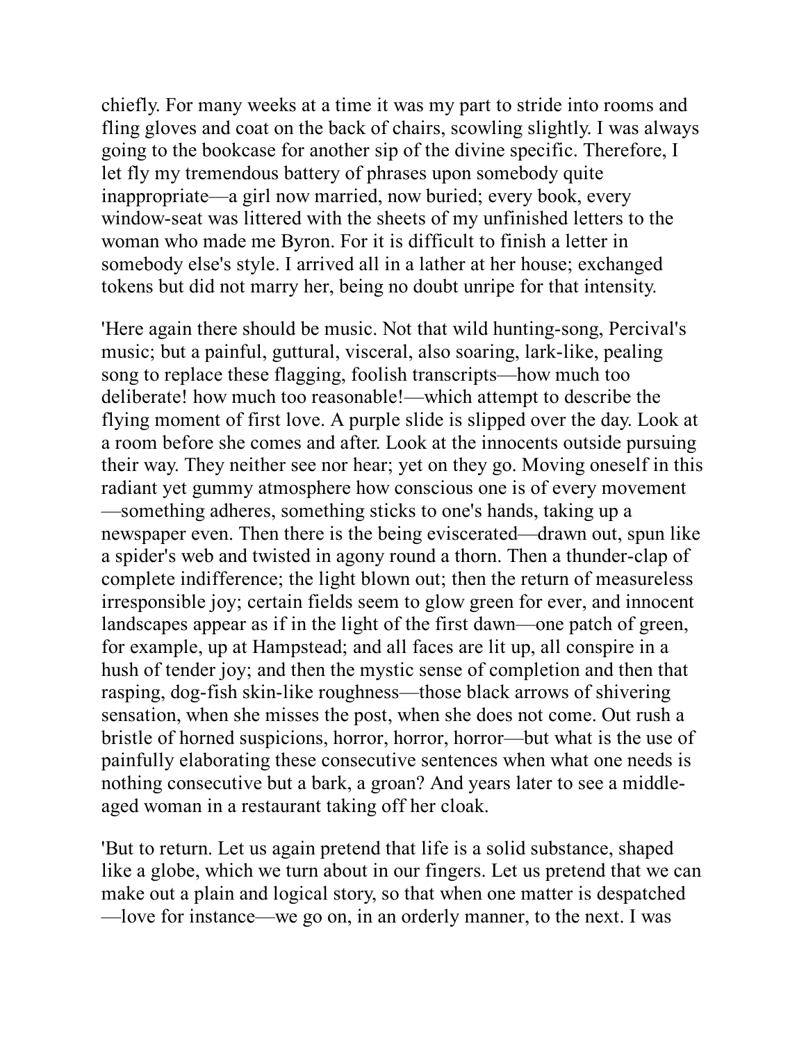chiefly. For many weeks at a time it was my part to stride into rooms and fling gloves and coat on the back of chairs, scowling slightly. I was always going to the bookcase for another sip of the divine specific. Therefore, I let fly my tremendous battery of phrases upon somebody quite inappropriate—a girl now married, now buried; every book, every window-seat was littered with the sheets of my unfinished letters to the woman who made me Byron. For it is difficult to finish a letter in somebody else's style. I arrived all in a lather at her house; exchanged tokens but did not marry her, being no doubt unripe for that intensity.

'Here again there should be music. Not that wild hunting-song, Percival's music; but a painful, guttural, visceral, also soaring, lark-like, pealing song to replace these flagging, foolish transcripts—how much too deliberate! how much too reasonable!—which attempt to describe the flying moment of first love. A purple slide is slipped over the day. Look at a room before she comes and after. Look at the innocents outside pursuing their way. They neither see nor hear; yet on they go. Moving oneself in this radiant yet gummy atmosphere how conscious one is of every movement—something adheres, something sticks to one's hands, taking up a newspaper even. Then there is the being eviscerated—drawn out, spun like a spider's web and twisted in agony round a thorn. Then a thunder-clap of complete indifference; the light blown out; then the return of measureless irresponsible joy; certain fields seem to glow green for ever, and innocent landscapes appear as if in the light of the first dawn—one patch of green, for example, up at Hampstead; and all faces are lit up, all conspire in a hush of tender joy; and then the mystic sense of completion and then that rasping, dog-fish skin-like roughness—those black arrows of shivering sensation, when she misses the post, when she does not come. Out rush a bristle of horned suspicions, horror, horror, horror—but what is the use of painfully elaborating these consecutive sentences when what one needs is nothing consecutive but a bark, a groan? And years later to see a middle-aged woman in a restaurant taking off her cloak.

'But to return. Let us again pretend that life is a solid substance, shaped like a globe, which we turn about in our fingers. Let us pretend that we can make out a plain and logical story, so that when one matter is despatched—love for instance—we go on, in an orderly manner, to the next. I was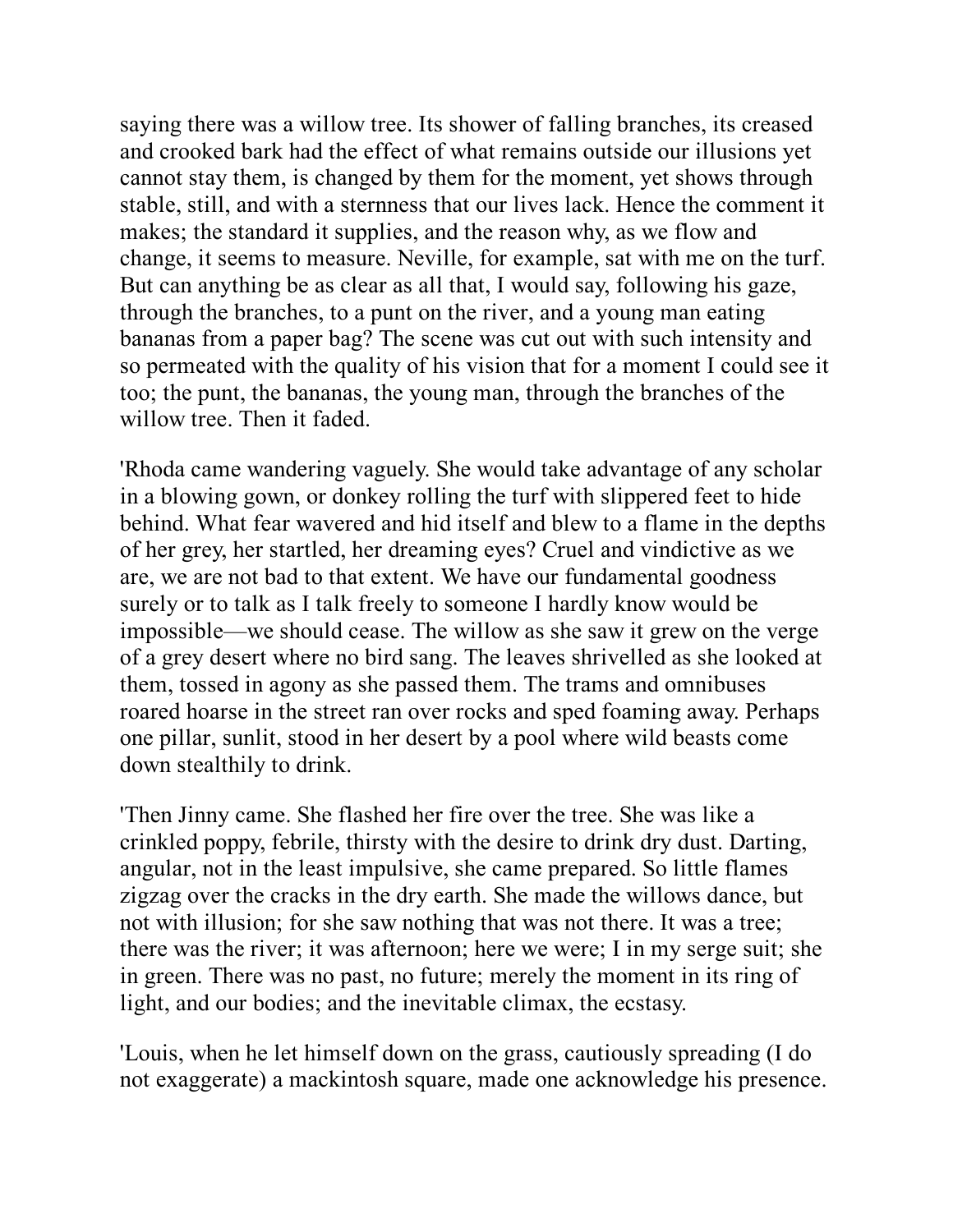saying there was a willow tree. Its shower of falling branches, its creased and crooked bark had the effect of what remains outside our illusions yet cannot stay them, is changed by them for the moment, yet shows through stable, still, and with a sternness that our lives lack. Hence the comment it makes; the standard it supplies, and the reason why, as we flow and change, it seems to measure. Neville, for example, sat with me on the turf. But can anything be as clear as all that, I would say, following his gaze, through the branches, to a punt on the river, and a young man eating bananas from a paper bag? The scene was cut out with such intensity and so permeated with the quality of his vision that for a moment I could see it too; the punt, the bananas, the young man, through the branches of the willow tree. Then it faded.

'Rhoda came wandering vaguely. She would take advantage of any scholar in a blowing gown, or donkey rolling the turf with slippered feet to hide behind. What fear wavered and hid itself and blew to a flame in the depths of her grey, her startled, her dreaming eyes? Cruel and vindictive as we are, we are not bad to that extent. We have our fundamental goodness surely or to talk as I talk freely to someone I hardly know would be impossible—we should cease. The willow as she saw it grew on the verge of a grey desert where no bird sang. The leaves shrivelled as she looked at them, tossed in agony as she passed them. The trams and omnibuses roared hoarse in the street ran over rocks and sped foaming away. Perhaps one pillar, sunlit, stood in her desert by a pool where wild beasts come down stealthily to drink.

'Then Jinny came. She flashed her fire over the tree. She was like a crinkled poppy, febrile, thirsty with the desire to drink dry dust. Darting, angular, not in the least impulsive, she came prepared. So little flames zigzag over the cracks in the dry earth. She made the willows dance, but not with illusion; for she saw nothing that was not there. It was a tree; there was the river; it was afternoon; here we were; I in my serge suit; she in green. There was no past, no future; merely the moment in its ring of light, and our bodies; and the inevitable climax, the ecstasy.

'Louis, when he let himself down on the grass, cautiously spreading (I do not exaggerate) a mackintosh square, made one acknowledge his presence.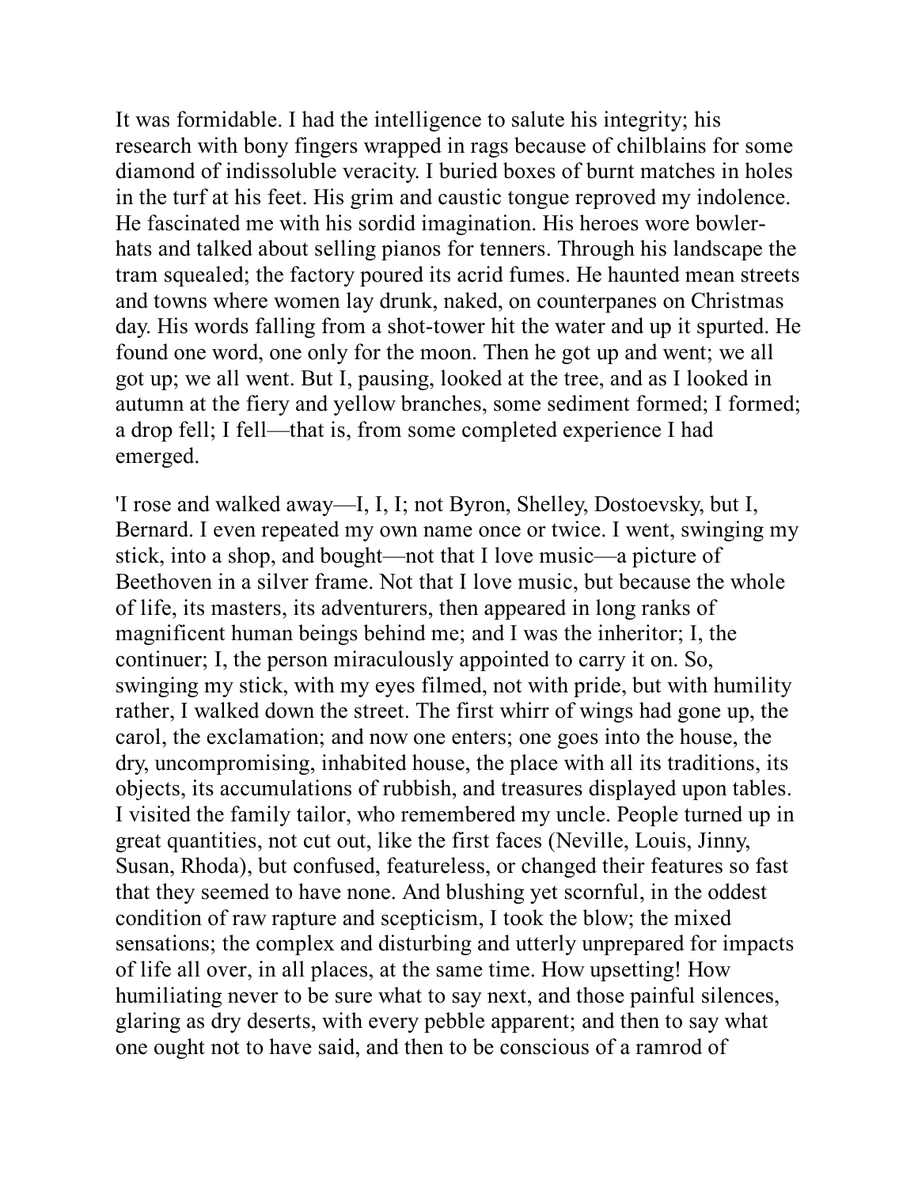It was formidable. I had the intelligence to salute his integrity; his research with bony fingers wrapped in rags because of chilblains for some diamond of indissoluble veracity. I buried boxes of burnt matches in holes in the turf at his feet. His grim and caustic tongue reproved my indolence. He fascinated me with his sordid imagination. His heroes wore bowler-hats and talked about selling pianos for tenners. Through his landscape the tram squealed; the factory poured its acrid fumes. He haunted mean streets and towns where women lay drunk, naked, on counterpanes on Christmas day. His words falling from a shot-tower hit the water and up it spurted. He found one word, one only for the moon. Then he got up and went; we all got up; we all went. But I, pausing, looked at the tree, and as I looked in autumn at the fiery and yellow branches, some sediment formed; I formed; a drop fell; I fell—that is, from some completed experience I had emerged.

'I rose and walked away—I, I, I; not Byron, Shelley, Dostoevsky, but I, Bernard. I even repeated my own name once or twice. I went, swinging my stick, into a shop, and bought—not that I love music—a picture of Beethoven in a silver frame. Not that I love music, but because the whole of life, its masters, its adventurers, then appeared in long ranks of magnificent human beings behind me; and I was the inheritor; I, the continuer; I, the person miraculously appointed to carry it on. So, swinging my stick, with my eyes filmed, not with pride, but with humility rather, I walked down the street. The first whirr of wings had gone up, the carol, the exclamation; and now one enters; one goes into the house, the dry, uncompromising, inhabited house, the place with all its traditions, its objects, its accumulations of rubbish, and treasures displayed upon tables. I visited the family tailor, who remembered my uncle. People turned up in great quantities, not cut out, like the first faces (Neville, Louis, Jinny, Susan, Rhoda), but confused, featureless, or changed their features so fast that they seemed to have none. And blushing yet scornful, in the oddest condition of raw rapture and scepticism, I took the blow; the mixed sensations; the complex and disturbing and utterly unprepared for impacts of life all over, in all places, at the same time. How upsetting! How humiliating never to be sure what to say next, and those painful silences, glaring as dry deserts, with every pebble apparent; and then to say what one ought not to have said, and then to be conscious of a ramrod of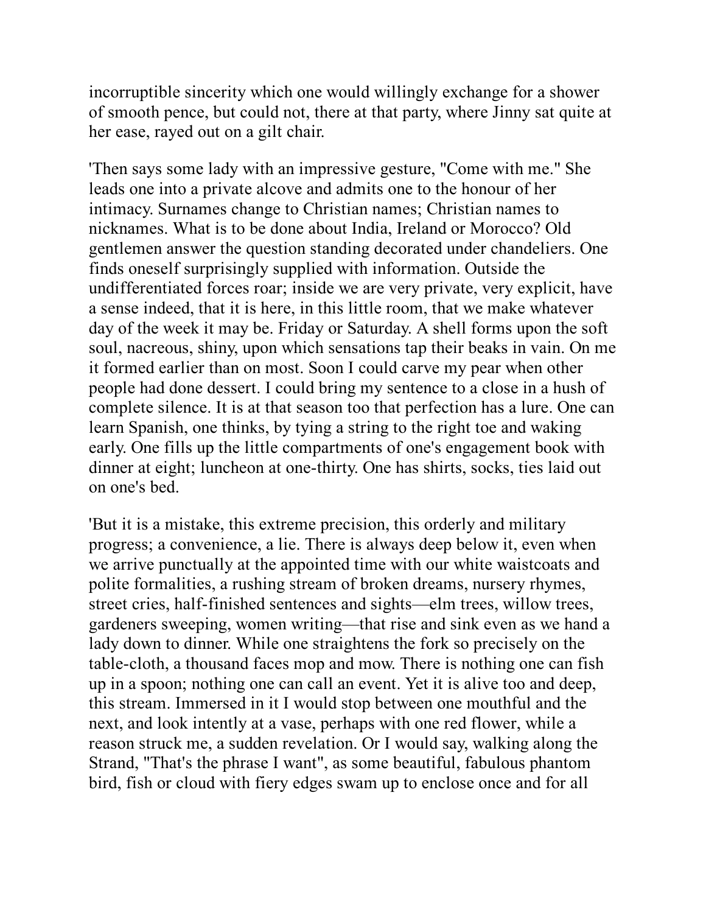incorruptible sincerity which one would willingly exchange for a shower of smooth pence, but could not, there at that party, where Jinny sat quite at her ease, rayed out on a gilt chair.

'Then says some lady with an impressive gesture, "Come with me." She leads one into a private alcove and admits one to the honour of her intimacy. Surnames change to Christian names; Christian names to nicknames. What is to be done about India, Ireland or Morocco? Old gentlemen answer the question standing decorated under chandeliers. One finds oneself surprisingly supplied with information. Outside the undifferentiated forces roar; inside we are very private, very explicit, have a sense indeed, that it is here, in this little room, that we make whatever day of the week it may be. Friday or Saturday. A shell forms upon the soft soul, nacreous, shiny, upon which sensations tap their beaks in vain. On me it formed earlier than on most. Soon I could carve my pear when other people had done dessert. I could bring my sentence to a close in a hush of complete silence. It is at that season too that perfection has a lure. One can learn Spanish, one thinks, by tying a string to the right toe and waking early. One fills up the little compartments of one's engagement book with dinner at eight; luncheon at one-thirty. One has shirts, socks, ties laid out on one's bed.

'But it is a mistake, this extreme precision, this orderly and military progress; a convenience, a lie. There is always deep below it, even when we arrive punctually at the appointed time with our white waistcoats and polite formalities, a rushing stream of broken dreams, nursery rhymes, street cries, half-finished sentences and sights—elm trees, willow trees, gardeners sweeping, women writing—that rise and sink even as we hand a lady down to dinner. While one straightens the fork so precisely on the table-cloth, a thousand faces mop and mow. There is nothing one can fish up in a spoon; nothing one can call an event. Yet it is alive too and deep, this stream. Immersed in it I would stop between one mouthful and the next, and look intently at a vase, perhaps with one red flower, while a reason struck me, a sudden revelation. Or I would say, walking along the Strand, "That's the phrase I want", as some beautiful, fabulous phantom bird, fish or cloud with fiery edges swam up to enclose once and for all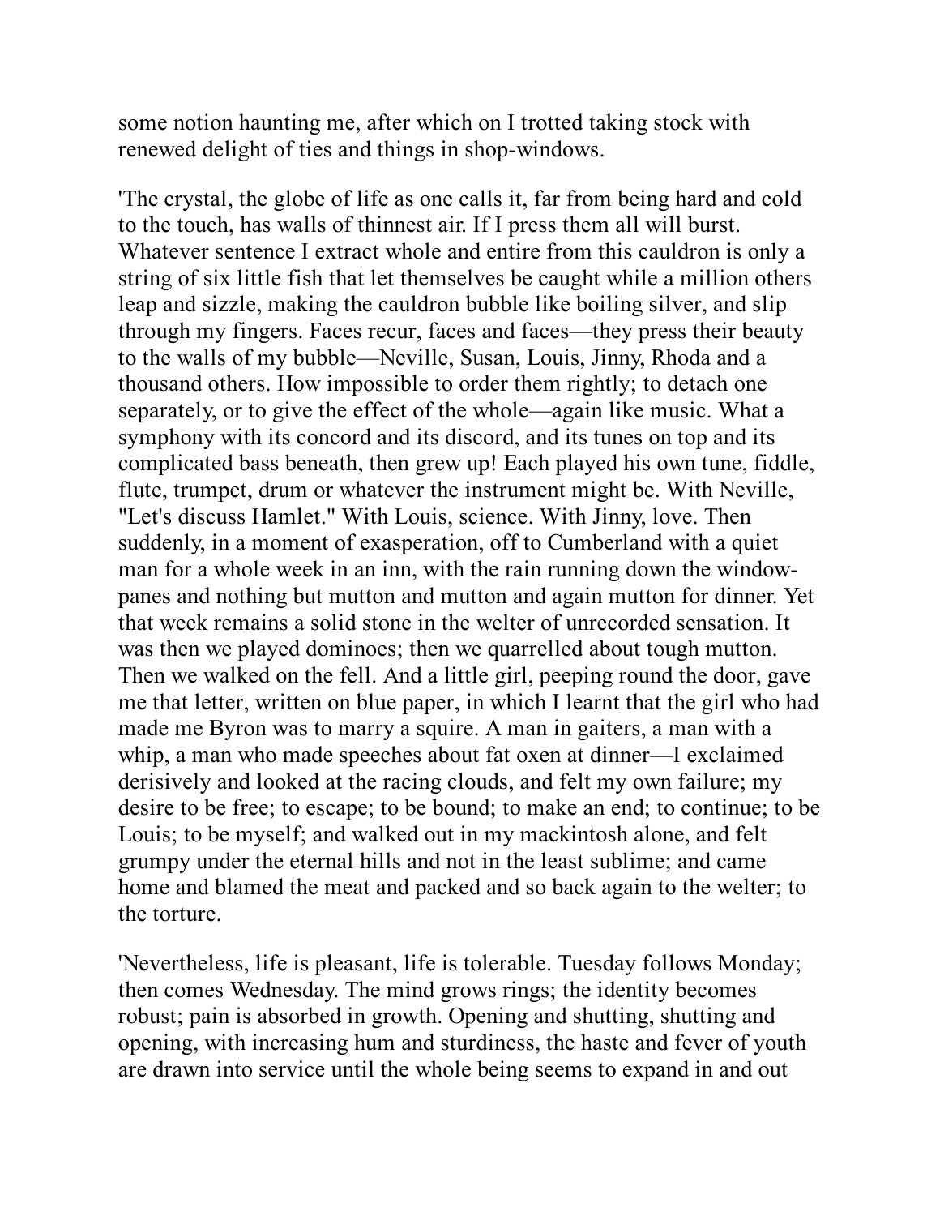some notion haunting me, after which on I trotted taking stock with renewed delight of ties and things in shop-windows.

'The crystal, the globe of life as one calls it, far from being hard and cold to the touch, has walls of thinnest air. If I press them all will burst. Whatever sentence I extract whole and entire from this cauldron is only a string of six little fish that let themselves be caught while a million others leap and sizzle, making the cauldron bubble like boiling silver, and slip through my fingers. Faces recur, faces and faces—they press their beauty to the walls of my bubble—Neville, Susan, Louis, Jinny, Rhoda and a thousand others. How impossible to order them rightly; to detach one separately, or to give the effect of the whole—again like music. What a symphony with its concord and its discord, and its tunes on top and its complicated bass beneath, then grew up! Each played his own tune, fiddle, flute, trumpet, drum or whatever the instrument might be. With Neville, "Let's discuss Hamlet." With Louis, science. With Jinny, love. Then suddenly, in a moment of exasperation, off to Cumberland with a quiet man for a whole week in an inn, with the rain running down the window-panes and nothing but mutton and mutton and again mutton for dinner. Yet that week remains a solid stone in the welter of unrecorded sensation. It was then we played dominoes; then we quarrelled about tough mutton. Then we walked on the fell. And a little girl, peeping round the door, gave me that letter, written on blue paper, in which I learnt that the girl who had made me Byron was to marry a squire. A man in gaiters, a man with a whip, a man who made speeches about fat oxen at dinner—I exclaimed derisively and looked at the racing clouds, and felt my own failure; my desire to be free; to escape; to be bound; to make an end; to continue; to be Louis; to be myself; and walked out in my mackintosh alone, and felt grumpy under the eternal hills and not in the least sublime; and came home and blamed the meat and packed and so back again to the welter; to the torture.

'Nevertheless, life is pleasant, life is tolerable. Tuesday follows Monday; then comes Wednesday. The mind grows rings; the identity becomes robust; pain is absorbed in growth. Opening and shutting, shutting and opening, with increasing hum and sturdiness, the haste and fever of youth are drawn into service until the whole being seems to expand in and out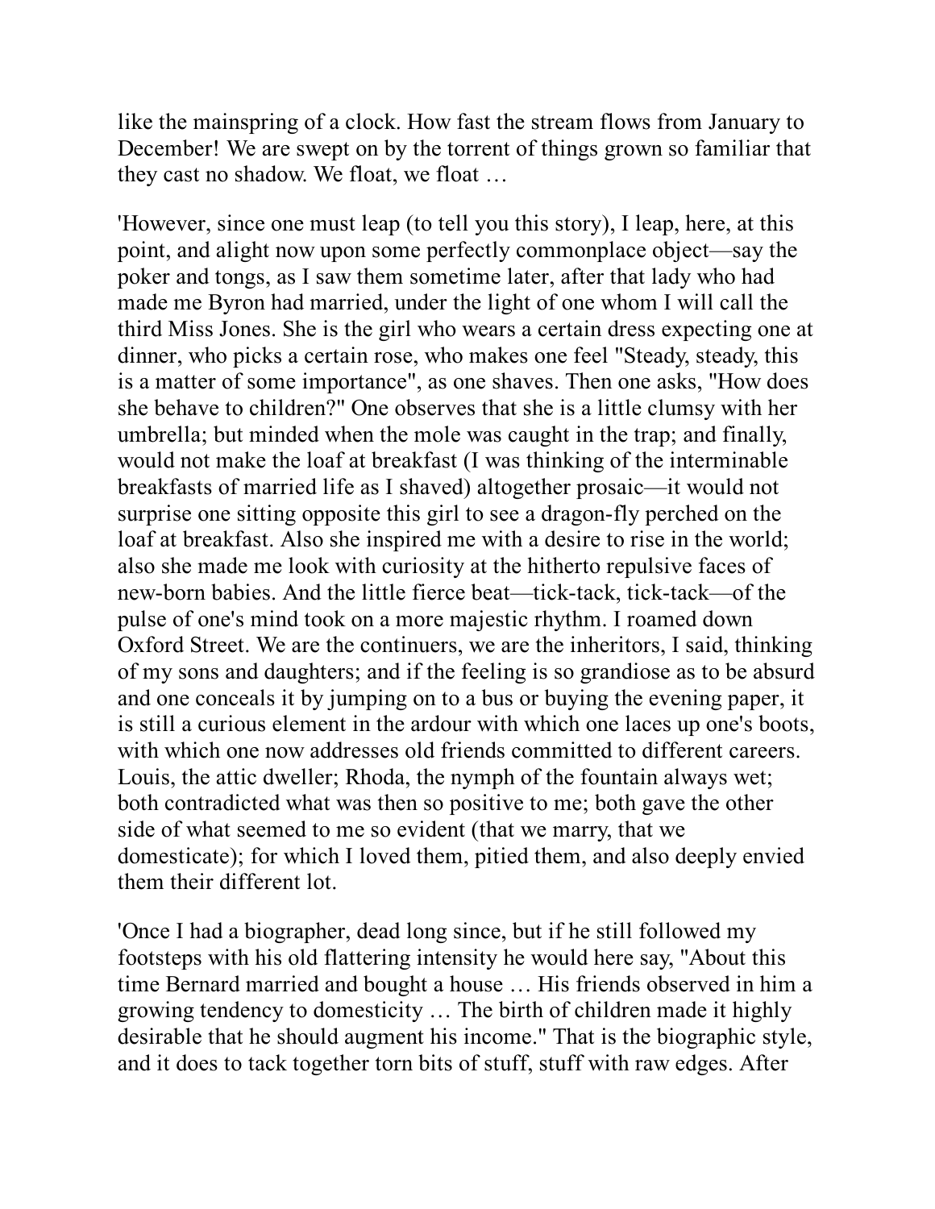like the mainspring of a clock. How fast the stream flows from January to December! We are swept on by the torrent of things grown so familiar that they cast no shadow. We float, we float …

'However, since one must leap (to tell you this story), I leap, here, at this point, and alight now upon some perfectly commonplace object—say the poker and tongs, as I saw them sometime later, after that lady who had made me Byron had married, under the light of one whom I will call the third Miss Jones. She is the girl who wears a certain dress expecting one at dinner, who picks a certain rose, who makes one feel "Steady, steady, this is a matter of some importance", as one shaves. Then one asks, "How does she behave to children?" One observes that she is a little clumsy with her umbrella; but minded when the mole was caught in the trap; and finally, would not make the loaf at breakfast (I was thinking of the interminable breakfasts of married life as I shaved) altogether prosaic—it would not surprise one sitting opposite this girl to see a dragon-fly perched on the loaf at breakfast. Also she inspired me with a desire to rise in the world; also she made me look with curiosity at the hitherto repulsive faces of new-born babies. And the little fierce beat—tick-tack, tick-tack—of the pulse of one's mind took on a more majestic rhythm. I roamed down Oxford Street. We are the continuers, we are the inheritors, I said, thinking of my sons and daughters; and if the feeling is so grandiose as to be absurd and one conceals it by jumping on to a bus or buying the evening paper, it is still a curious element in the ardour with which one laces up one's boots, with which one now addresses old friends committed to different careers. Louis, the attic dweller; Rhoda, the nymph of the fountain always wet; both contradicted what was then so positive to me; both gave the other side of what seemed to me so evident (that we marry, that we domesticate); for which I loved them, pitied them, and also deeply envied them their different lot.

'Once I had a biographer, dead long since, but if he still followed my footsteps with his old flattering intensity he would here say, "About this time Bernard married and bought a house … His friends observed in him a growing tendency to domesticity … The birth of children made it highly desirable that he should augment his income." That is the biographic style, and it does to tack together torn bits of stuff, stuff with raw edges. After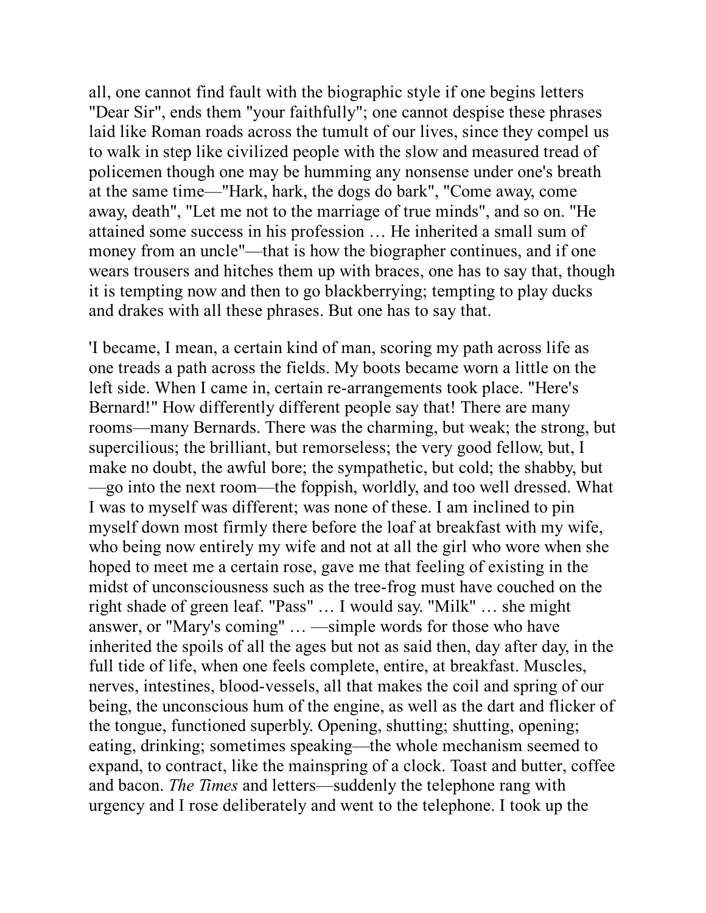all, one cannot find fault with the biographic style if one begins letters "Dear Sir", ends them "your faithfully"; one cannot despise these phrases laid like Roman roads across the tumult of our lives, since they compel us to walk in step like civilized people with the slow and measured tread of policemen though one may be humming any nonsense under one's breath at the same time—"Hark, hark, the dogs do bark", "Come away, come away, death", "Let me not to the marriage of true minds", and so on. "He attained some success in his profession … He inherited a small sum of money from an uncle"—that is how the biographer continues, and if one wears trousers and hitches them up with braces, one has to say that, though it is tempting now and then to go blackberrying; tempting to play ducks and drakes with all these phrases. But one has to say that.

'I became, I mean, a certain kind of man, scoring my path across life as one treads a path across the fields. My boots became worn a little on the left side. When I came in, certain re-arrangements took place. "Here's Bernard!" How differently different people say that! There are many rooms—many Bernards. There was the charming, but weak; the strong, but supercilious; the brilliant, but remorseless; the very good fellow, but, I make no doubt, the awful bore; the sympathetic, but cold; the shabby, but—go into the next room—the foppish, worldly, and too well dressed. What I was to myself was different; was none of these. I am inclined to pin myself down most firmly there before the loaf at breakfast with my wife, who being now entirely my wife and not at all the girl who wore when she hoped to meet me a certain rose, gave me that feeling of existing in the midst of unconsciousness such as the tree-frog must have couched on the right shade of green leaf. "Pass" … I would say. "Milk" … she might answer, or "Mary's coming" … —simple words for those who have inherited the spoils of all the ages but not as said then, day after day, in the full tide of life, when one feels complete, entire, at breakfast. Muscles, nerves, intestines, blood-vessels, all that makes the coil and spring of our being, the unconscious hum of the engine, as well as the dart and flicker of the tongue, functioned superbly. Opening, shutting; shutting, opening; eating, drinking; sometimes speaking—the whole mechanism seemed to expand, to contract, like the mainspring of a clock. Toast and butter, coffee and bacon. *The Times* and letters—suddenly the telephone rang with urgency and I rose deliberately and went to the telephone. I took up the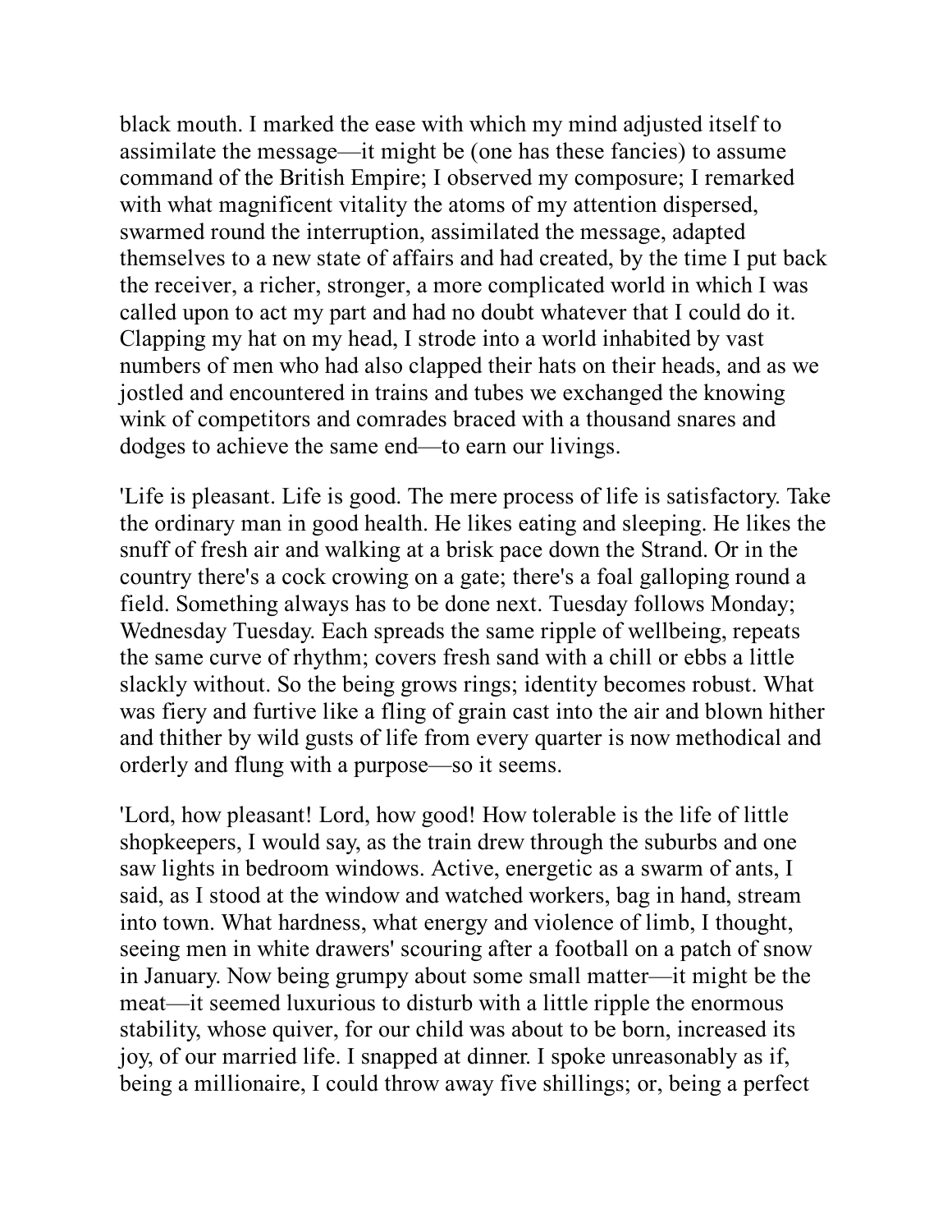black mouth. I marked the ease with which my mind adjusted itself to assimilate the message—it might be (one has these fancies) to assume command of the British Empire; I observed my composure; I remarked with what magnificent vitality the atoms of my attention dispersed, swarmed round the interruption, assimilated the message, adapted themselves to a new state of affairs and had created, by the time I put back the receiver, a richer, stronger, a more complicated world in which I was called upon to act my part and had no doubt whatever that I could do it. Clapping my hat on my head, I strode into a world inhabited by vast numbers of men who had also clapped their hats on their heads, and as we jostled and encountered in trains and tubes we exchanged the knowing wink of competitors and comrades braced with a thousand snares and dodges to achieve the same end—to earn our livings.

'Life is pleasant. Life is good. The mere process of life is satisfactory. Take the ordinary man in good health. He likes eating and sleeping. He likes the snuff of fresh air and walking at a brisk pace down the Strand. Or in the country there's a cock crowing on a gate; there's a foal galloping round a field. Something always has to be done next. Tuesday follows Monday; Wednesday Tuesday. Each spreads the same ripple of wellbeing, repeats the same curve of rhythm; covers fresh sand with a chill or ebbs a little slackly without. So the being grows rings; identity becomes robust. What was fiery and furtive like a fling of grain cast into the air and blown hither and thither by wild gusts of life from every quarter is now methodical and orderly and flung with a purpose—so it seems.

'Lord, how pleasant! Lord, how good! How tolerable is the life of little shopkeepers, I would say, as the train drew through the suburbs and one saw lights in bedroom windows. Active, energetic as a swarm of ants, I said, as I stood at the window and watched workers, bag in hand, stream into town. What hardness, what energy and violence of limb, I thought, seeing men in white drawers' scouring after a football on a patch of snow in January. Now being grumpy about some small matter—it might be the meat—it seemed luxurious to disturb with a little ripple the enormous stability, whose quiver, for our child was about to be born, increased its joy, of our married life. I snapped at dinner. I spoke unreasonably as if, being a millionaire, I could throw away five shillings; or, being a perfect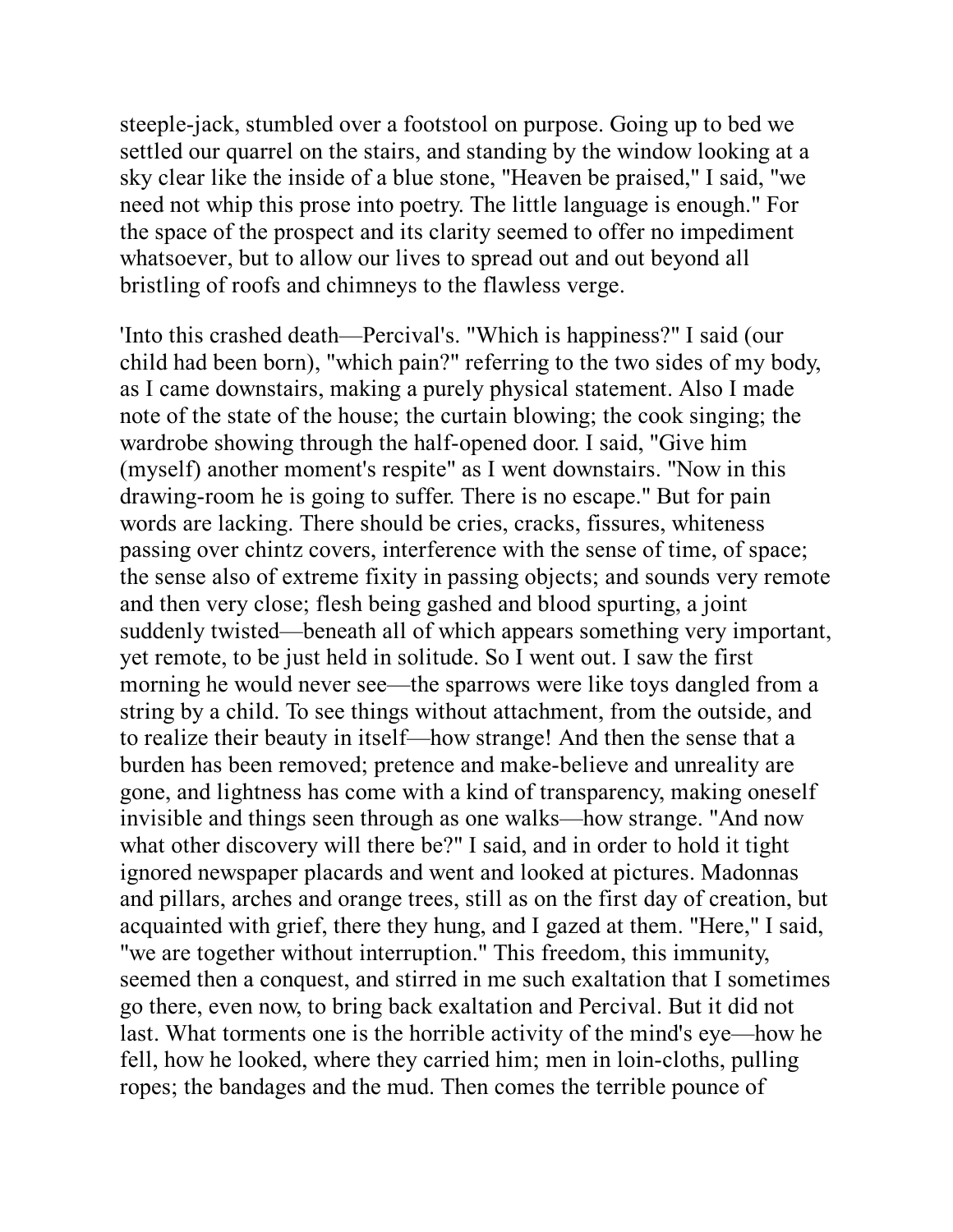steeple-jack, stumbled over a footstool on purpose. Going up to bed we settled our quarrel on the stairs, and standing by the window looking at a sky clear like the inside of a blue stone, "Heaven be praised," I said, "we need not whip this prose into poetry. The little language is enough." For the space of the prospect and its clarity seemed to offer no impediment whatsoever, but to allow our lives to spread out and out beyond all bristling of roofs and chimneys to the flawless verge.

'Into this crashed death—Percival's. "Which is happiness?" I said (our child had been born), "which pain?" referring to the two sides of my body, as I came downstairs, making a purely physical statement. Also I made note of the state of the house; the curtain blowing; the cook singing; the wardrobe showing through the half-opened door. I said, "Give him (myself) another moment's respite" as I went downstairs. "Now in this drawing-room he is going to suffer. There is no escape." But for pain words are lacking. There should be cries, cracks, fissures, whiteness passing over chintz covers, interference with the sense of time, of space; the sense also of extreme fixity in passing objects; and sounds very remote and then very close; flesh being gashed and blood spurting, a joint suddenly twisted—beneath all of which appears something very important, yet remote, to be just held in solitude. So I went out. I saw the first morning he would never see—the sparrows were like toys dangled from a string by a child. To see things without attachment, from the outside, and to realize their beauty in itself—how strange! And then the sense that a burden has been removed; pretence and make-believe and unreality are gone, and lightness has come with a kind of transparency, making oneself invisible and things seen through as one walks—how strange. "And now what other discovery will there be?" I said, and in order to hold it tight ignored newspaper placards and went and looked at pictures. Madonnas and pillars, arches and orange trees, still as on the first day of creation, but acquainted with grief, there they hung, and I gazed at them. "Here," I said, "we are together without interruption." This freedom, this immunity, seemed then a conquest, and stirred in me such exaltation that I sometimes go there, even now, to bring back exaltation and Percival. But it did not last. What torments one is the horrible activity of the mind's eye—how he fell, how he looked, where they carried him; men in loin-cloths, pulling ropes; the bandages and the mud. Then comes the terrible pounce of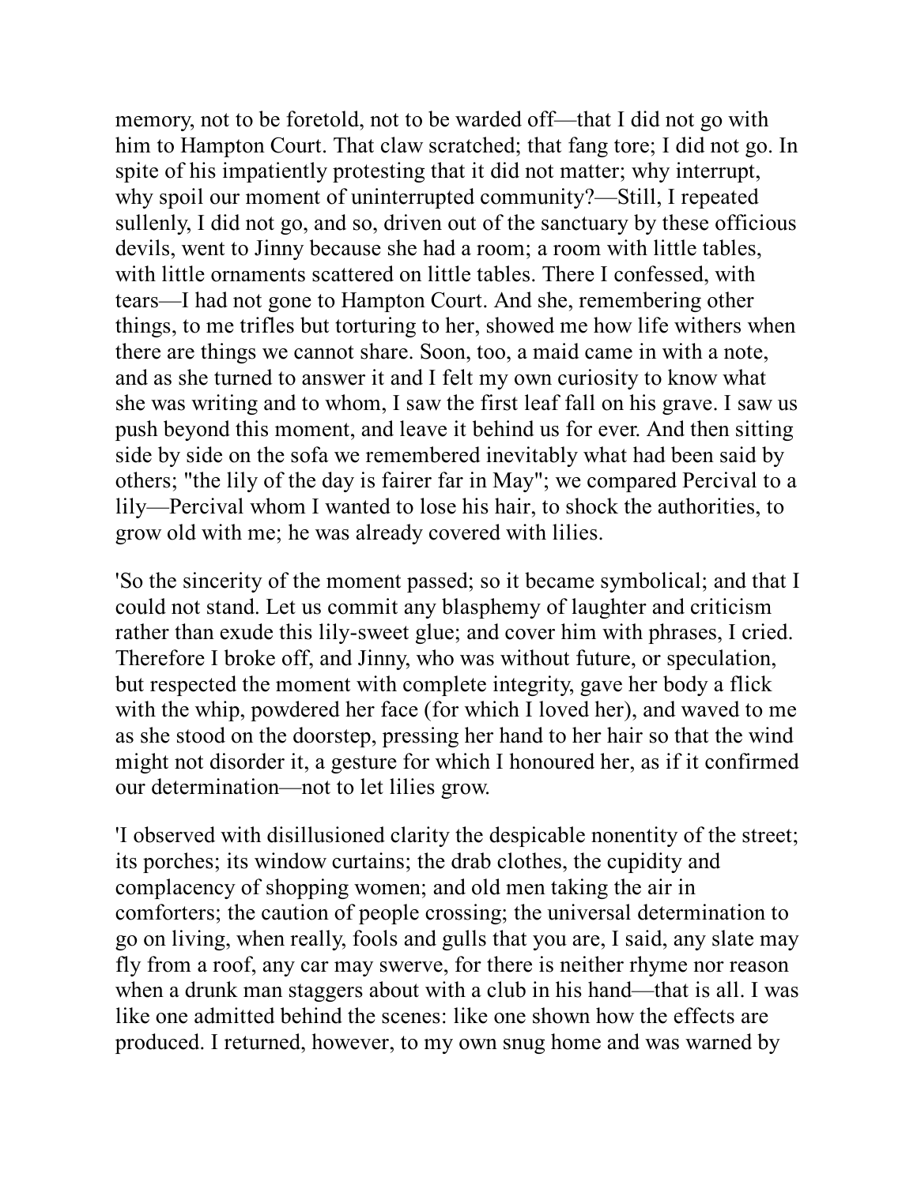memory, not to be foretold, not to be warded off—that I did not go with him to Hampton Court. That claw scratched; that fang tore; I did not go. In spite of his impatiently protesting that it did not matter; why interrupt, why spoil our moment of uninterrupted community?—Still, I repeated sullenly, I did not go, and so, driven out of the sanctuary by these officious devils, went to Jinny because she had a room; a room with little tables, with little ornaments scattered on little tables. There I confessed, with tears—I had not gone to Hampton Court. And she, remembering other things, to me trifles but torturing to her, showed me how life withers when there are things we cannot share. Soon, too, a maid came in with a note, and as she turned to answer it and I felt my own curiosity to know what she was writing and to whom, I saw the first leaf fall on his grave. I saw us push beyond this moment, and leave it behind us for ever. And then sitting side by side on the sofa we remembered inevitably what had been said by others; "the lily of the day is fairer far in May"; we compared Percival to a lily—Percival whom I wanted to lose his hair, to shock the authorities, to grow old with me; he was already covered with lilies.

'So the sincerity of the moment passed; so it became symbolical; and that I could not stand. Let us commit any blasphemy of laughter and criticism rather than exude this lily-sweet glue; and cover him with phrases, I cried. Therefore I broke off, and Jinny, who was without future, or speculation, but respected the moment with complete integrity, gave her body a flick with the whip, powdered her face (for which I loved her), and waved to me as she stood on the doorstep, pressing her hand to her hair so that the wind might not disorder it, a gesture for which I honoured her, as if it confirmed our determination—not to let lilies grow.

'I observed with disillusioned clarity the despicable nonentity of the street; its porches; its window curtains; the drab clothes, the cupidity and complacency of shopping women; and old men taking the air in comforters; the caution of people crossing; the universal determination to go on living, when really, fools and gulls that you are, I said, any slate may fly from a roof, any car may swerve, for there is neither rhyme nor reason when a drunk man staggers about with a club in his hand—that is all. I was like one admitted behind the scenes: like one shown how the effects are produced. I returned, however, to my own snug home and was warned by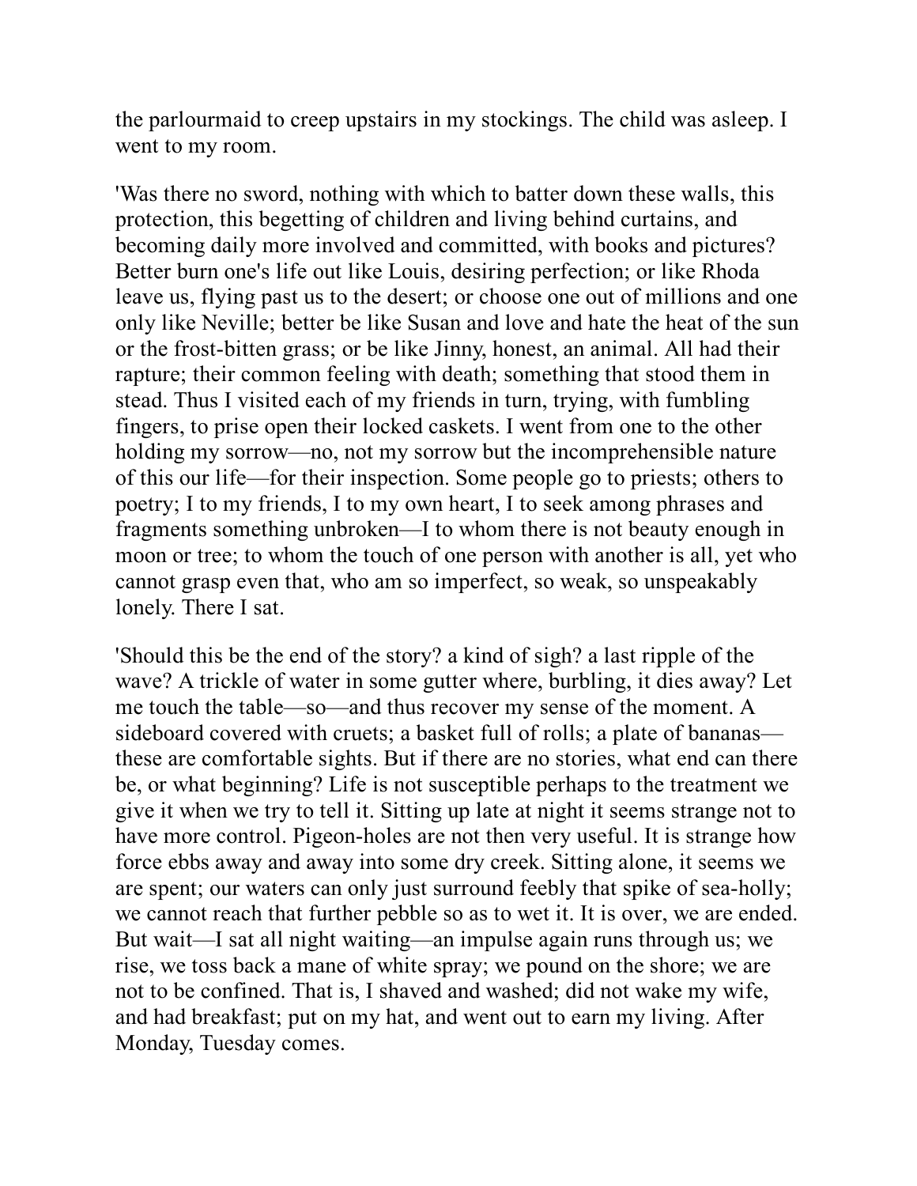the parlourmaid to creep upstairs in my stockings. The child was asleep. I went to my room.

'Was there no sword, nothing with which to batter down these walls, this protection, this begetting of children and living behind curtains, and becoming daily more involved and committed, with books and pictures? Better burn one's life out like Louis, desiring perfection; or like Rhoda leave us, flying past us to the desert; or choose one out of millions and one only like Neville; better be like Susan and love and hate the heat of the sun or the frost-bitten grass; or be like Jinny, honest, an animal. All had their rapture; their common feeling with death; something that stood them in stead. Thus I visited each of my friends in turn, trying, with fumbling fingers, to prise open their locked caskets. I went from one to the other holding my sorrow—no, not my sorrow but the incomprehensible nature of this our life—for their inspection. Some people go to priests; others to poetry; I to my friends, I to my own heart, I to seek among phrases and fragments something unbroken—I to whom there is not beauty enough in moon or tree; to whom the touch of one person with another is all, yet who cannot grasp even that, who am so imperfect, so weak, so unspeakably lonely. There I sat.

'Should this be the end of the story? a kind of sigh? a last ripple of the wave? A trickle of water in some gutter where, burbling, it dies away? Let me touch the table—so—and thus recover my sense of the moment. A sideboard covered with cruets; a basket full of rolls; a plate of bananas—these are comfortable sights. But if there are no stories, what end can there be, or what beginning? Life is not susceptible perhaps to the treatment we give it when we try to tell it. Sitting up late at night it seems strange not to have more control. Pigeon-holes are not then very useful. It is strange how force ebbs away and away into some dry creek. Sitting alone, it seems we are spent; our waters can only just surround feebly that spike of sea-holly; we cannot reach that further pebble so as to wet it. It is over, we are ended. But wait—I sat all night waiting—an impulse again runs through us; we rise, we toss back a mane of white spray; we pound on the shore; we are not to be confined. That is, I shaved and washed; did not wake my wife, and had breakfast; put on my hat, and went out to earn my living. After Monday, Tuesday comes.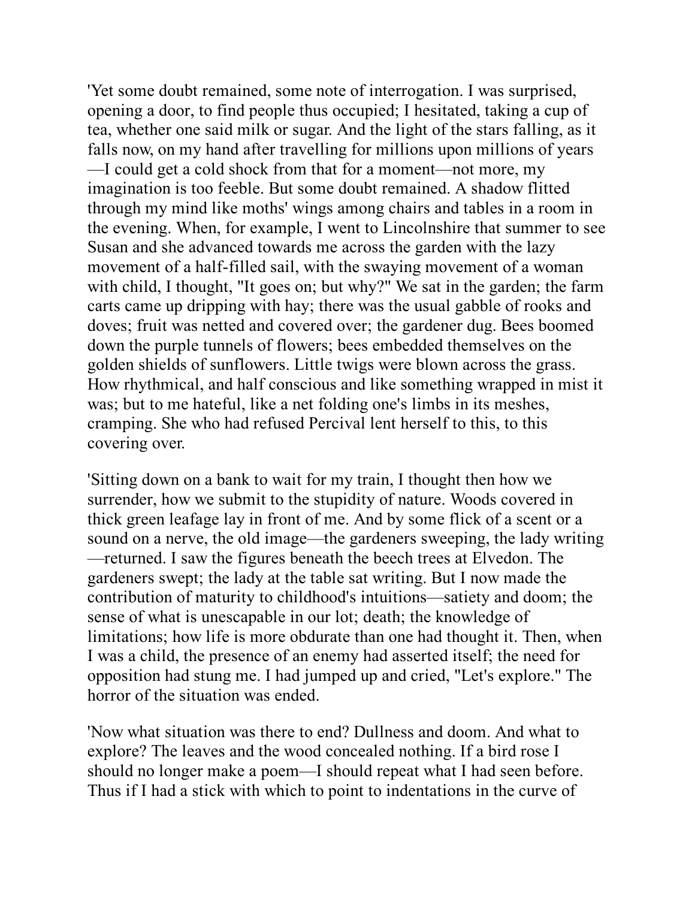'Yet some doubt remained, some note of interrogation. I was surprised, opening a door, to find people thus occupied; I hesitated, taking a cup of tea, whether one said milk or sugar. And the light of the stars falling, as it falls now, on my hand after travelling for millions upon millions of years—I could get a cold shock from that for a moment—not more, my imagination is too feeble. But some doubt remained. A shadow flitted through my mind like moths' wings among chairs and tables in a room in the evening. When, for example, I went to Lincolnshire that summer to see Susan and she advanced towards me across the garden with the lazy movement of a half-filled sail, with the swaying movement of a woman with child, I thought, "It goes on; but why?" We sat in the garden; the farm carts came up dripping with hay; there was the usual gabble of rooks and doves; fruit was netted and covered over; the gardener dug. Bees boomed down the purple tunnels of flowers; bees embedded themselves on the golden shields of sunflowers. Little twigs were blown across the grass. How rhythmical, and half conscious and like something wrapped in mist it was; but to me hateful, like a net folding one's limbs in its meshes, cramping. She who had refused Percival lent herself to this, to this covering over.

'Sitting down on a bank to wait for my train, I thought then how we surrender, how we submit to the stupidity of nature. Woods covered in thick green leafage lay in front of me. And by some flick of a scent or a sound on a nerve, the old image—the gardeners sweeping, the lady writing—returned. I saw the figures beneath the beech trees at Elvedon. The gardeners swept; the lady at the table sat writing. But I now made the contribution of maturity to childhood's intuitions—satiety and doom; the sense of what is unescapable in our lot; death; the knowledge of limitations; how life is more obdurate than one had thought it. Then, when I was a child, the presence of an enemy had asserted itself; the need for opposition had stung me. I had jumped up and cried, "Let's explore." The horror of the situation was ended.

'Now what situation was there to end? Dullness and doom. And what to explore? The leaves and the wood concealed nothing. If a bird rose I should no longer make a poem—I should repeat what I had seen before. Thus if I had a stick with which to point to indentations in the curve of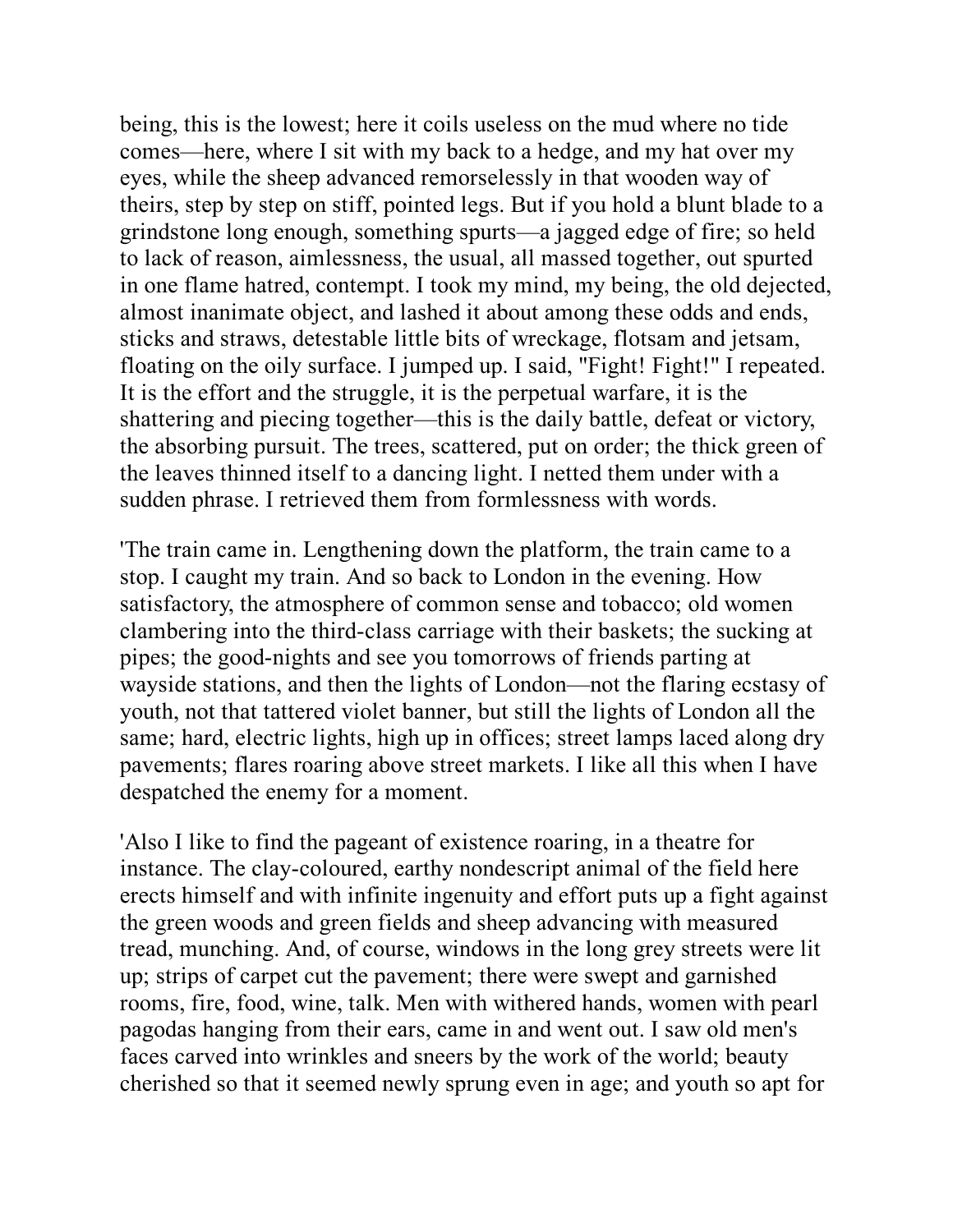being, this is the lowest; here it coils useless on the mud where no tide comes—here, where I sit with my back to a hedge, and my hat over my eyes, while the sheep advanced remorselessly in that wooden way of theirs, step by step on stiff, pointed legs. But if you hold a blunt blade to a grindstone long enough, something spurts—a jagged edge of fire; so held to lack of reason, aimlessness, the usual, all massed together, out spurted in one flame hatred, contempt. I took my mind, my being, the old dejected, almost inanimate object, and lashed it about among these odds and ends, sticks and straws, detestable little bits of wreckage, flotsam and jetsam, floating on the oily surface. I jumped up. I said, "Fight! Fight!" I repeated. It is the effort and the struggle, it is the perpetual warfare, it is the shattering and piecing together—this is the daily battle, defeat or victory, the absorbing pursuit. The trees, scattered, put on order; the thick green of the leaves thinned itself to a dancing light. I netted them under with a sudden phrase. I retrieved them from formlessness with words.

'The train came in. Lengthening down the platform, the train came to a stop. I caught my train. And so back to London in the evening. How satisfactory, the atmosphere of common sense and tobacco; old women clambering into the third-class carriage with their baskets; the sucking at pipes; the good-nights and see you tomorrows of friends parting at wayside stations, and then the lights of London—not the flaring ecstasy of youth, not that tattered violet banner, but still the lights of London all the same; hard, electric lights, high up in offices; street lamps laced along dry pavements; flares roaring above street markets. I like all this when I have despatched the enemy for a moment.

'Also I like to find the pageant of existence roaring, in a theatre for instance. The clay-coloured, earthy nondescript animal of the field here erects himself and with infinite ingenuity and effort puts up a fight against the green woods and green fields and sheep advancing with measured tread, munching. And, of course, windows in the long grey streets were lit up; strips of carpet cut the pavement; there were swept and garnished rooms, fire, food, wine, talk. Men with withered hands, women with pearl pagodas hanging from their ears, came in and went out. I saw old men's faces carved into wrinkles and sneers by the work of the world; beauty cherished so that it seemed newly sprung even in age; and youth so apt for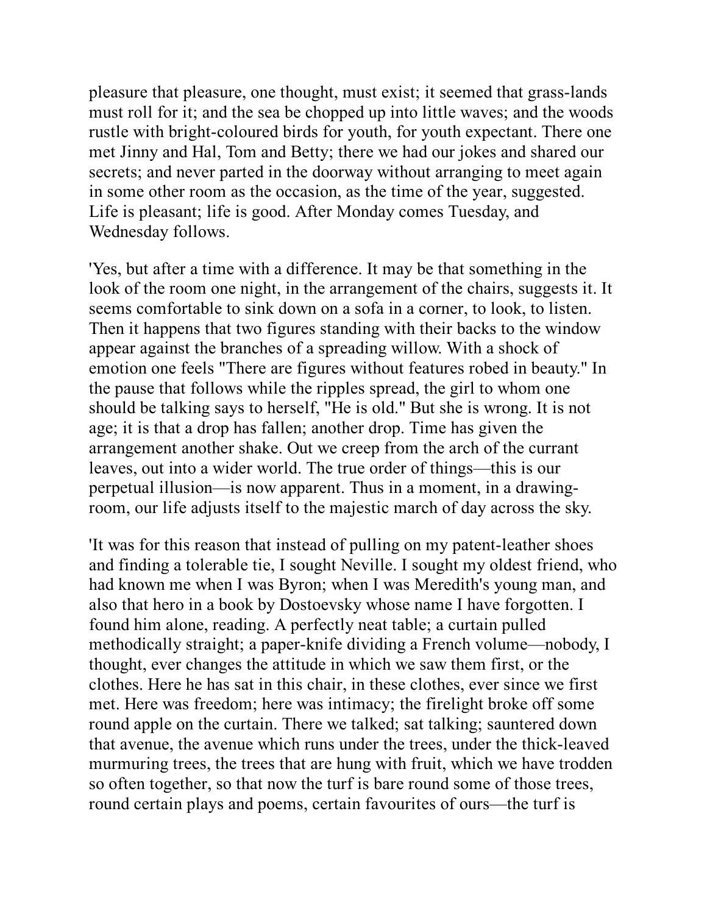pleasure that pleasure, one thought, must exist; it seemed that grass-lands must roll for it; and the sea be chopped up into little waves; and the woods rustle with bright-coloured birds for youth, for youth expectant. There one met Jinny and Hal, Tom and Betty; there we had our jokes and shared our secrets; and never parted in the doorway without arranging to meet again in some other room as the occasion, as the time of the year, suggested. Life is pleasant; life is good. After Monday comes Tuesday, and Wednesday follows.

'Yes, but after a time with a difference. It may be that something in the look of the room one night, in the arrangement of the chairs, suggests it. It seems comfortable to sink down on a sofa in a corner, to look, to listen. Then it happens that two figures standing with their backs to the window appear against the branches of a spreading willow. With a shock of emotion one feels "There are figures without features robed in beauty." In the pause that follows while the ripples spread, the girl to whom one should be talking says to herself, "He is old." But she is wrong. It is not age; it is that a drop has fallen; another drop. Time has given the arrangement another shake. Out we creep from the arch of the currant leaves, out into a wider world. The true order of things—this is our perpetual illusion—is now apparent. Thus in a moment, in a drawing-room, our life adjusts itself to the majestic march of day across the sky.

'It was for this reason that instead of pulling on my patent-leather shoes and finding a tolerable tie, I sought Neville. I sought my oldest friend, who had known me when I was Byron; when I was Meredith's young man, and also that hero in a book by Dostoevsky whose name I have forgotten. I found him alone, reading. A perfectly neat table; a curtain pulled methodically straight; a paper-knife dividing a French volume—nobody, I thought, ever changes the attitude in which we saw them first, or the clothes. Here he has sat in this chair, in these clothes, ever since we first met. Here was freedom; here was intimacy; the firelight broke off some round apple on the curtain. There we talked; sat talking; sauntered down that avenue, the avenue which runs under the trees, under the thick-leaved murmuring trees, the trees that are hung with fruit, which we have trodden so often together, so that now the turf is bare round some of those trees, round certain plays and poems, certain favourites of ours—the turf is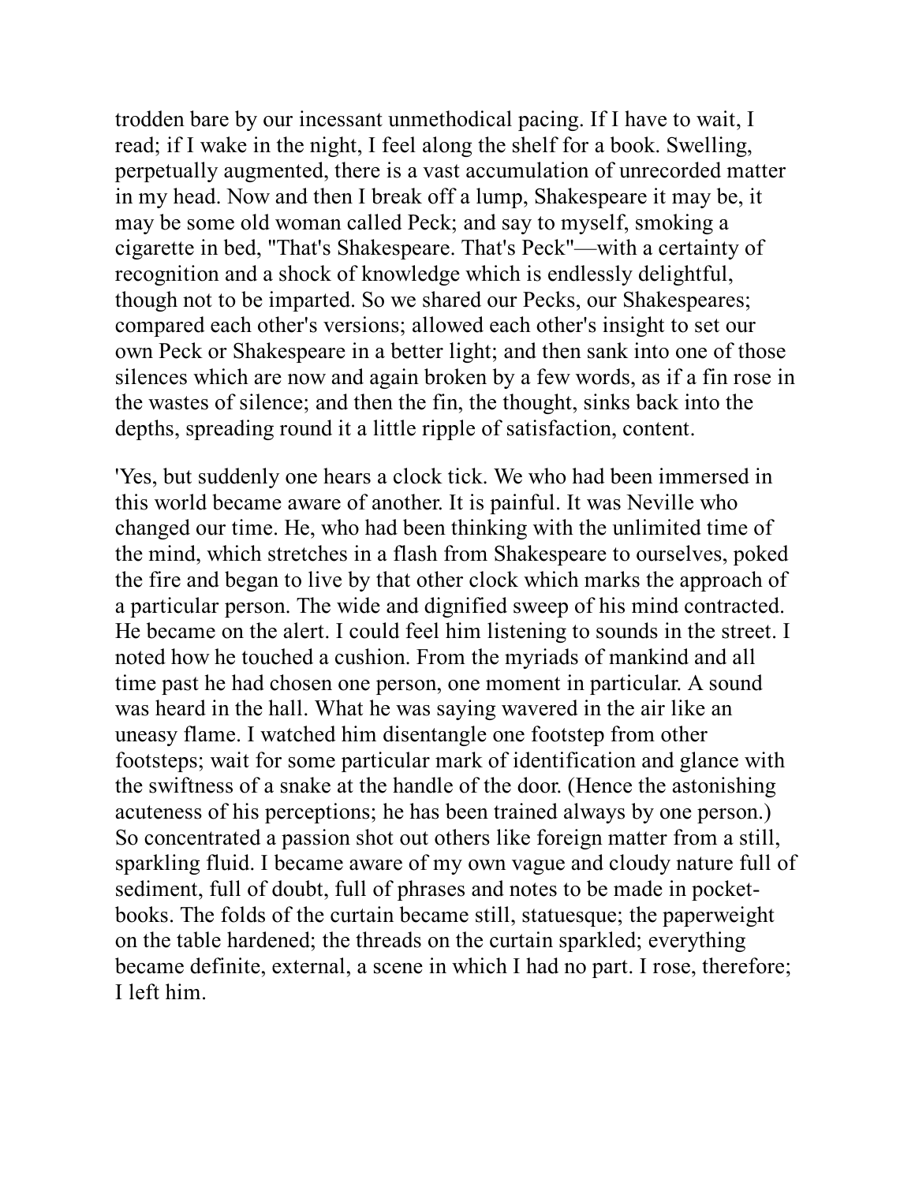trodden bare by our incessant unmethodical pacing. If I have to wait, I read; if I wake in the night, I feel along the shelf for a book. Swelling, perpetually augmented, there is a vast accumulation of unrecorded matter in my head. Now and then I break off a lump, Shakespeare it may be, it may be some old woman called Peck; and say to myself, smoking a cigarette in bed, "That's Shakespeare. That's Peck"—with a certainty of recognition and a shock of knowledge which is endlessly delightful, though not to be imparted. So we shared our Pecks, our Shakespeares; compared each other's versions; allowed each other's insight to set our own Peck or Shakespeare in a better light; and then sank into one of those silences which are now and again broken by a few words, as if a fin rose in the wastes of silence; and then the fin, the thought, sinks back into the depths, spreading round it a little ripple of satisfaction, content.

'Yes, but suddenly one hears a clock tick. We who had been immersed in this world became aware of another. It is painful. It was Neville who changed our time. He, who had been thinking with the unlimited time of the mind, which stretches in a flash from Shakespeare to ourselves, poked the fire and began to live by that other clock which marks the approach of a particular person. The wide and dignified sweep of his mind contracted. He became on the alert. I could feel him listening to sounds in the street. I noted how he touched a cushion. From the myriads of mankind and all time past he had chosen one person, one moment in particular. A sound was heard in the hall. What he was saying wavered in the air like an uneasy flame. I watched him disentangle one footstep from other footsteps; wait for some particular mark of identification and glance with the swiftness of a snake at the handle of the door. (Hence the astonishing acuteness of his perceptions; he has been trained always by one person.) So concentrated a passion shot out others like foreign matter from a still, sparkling fluid. I became aware of my own vague and cloudy nature full of sediment, full of doubt, full of phrases and notes to be made in pocket-books. The folds of the curtain became still, statuesque; the paperweight on the table hardened; the threads on the curtain sparkled; everything became definite, external, a scene in which I had no part. I rose, therefore; I left him.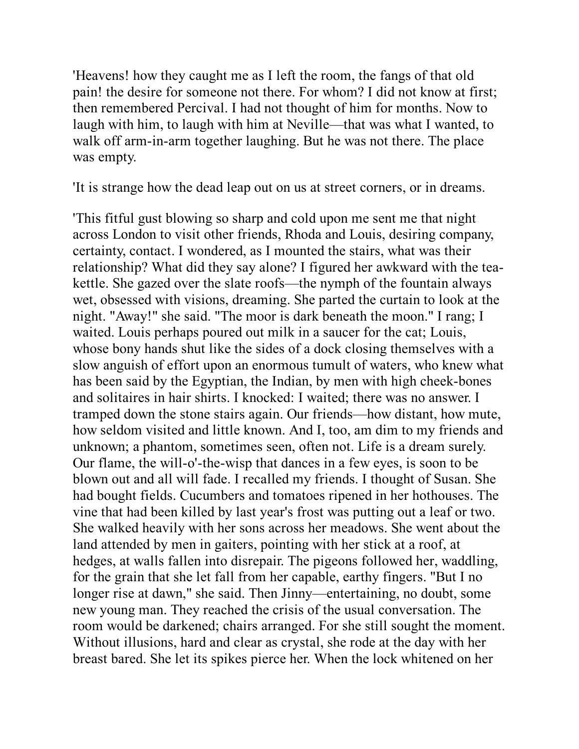'Heavens! how they caught me as I left the room, the fangs of that old pain! the desire for someone not there. For whom? I did not know at first; then remembered Percival. I had not thought of him for months. Now to laugh with him, to laugh with him at Neville—that was what I wanted, to walk off arm-in-arm together laughing. But he was not there. The place was empty.

'It is strange how the dead leap out on us at street corners, or in dreams.

'This fitful gust blowing so sharp and cold upon me sent me that night across London to visit other friends, Rhoda and Louis, desiring company, certainty, contact. I wondered, as I mounted the stairs, what was their relationship? What did they say alone? I figured her awkward with the tea-kettle. She gazed over the slate roofs—the nymph of the fountain always wet, obsessed with visions, dreaming. She parted the curtain to look at the night. "Away!" she said. "The moor is dark beneath the moon." I rang; I waited. Louis perhaps poured out milk in a saucer for the cat; Louis, whose bony hands shut like the sides of a dock closing themselves with a slow anguish of effort upon an enormous tumult of waters, who knew what has been said by the Egyptian, the Indian, by men with high cheek-bones and solitaires in hair shirts. I knocked: I waited; there was no answer. I tramped down the stone stairs again. Our friends—how distant, how mute, how seldom visited and little known. And I, too, am dim to my friends and unknown; a phantom, sometimes seen, often not. Life is a dream surely. Our flame, the will-o'-the-wisp that dances in a few eyes, is soon to be blown out and all will fade. I recalled my friends. I thought of Susan. She had bought fields. Cucumbers and tomatoes ripened in her hothouses. The vine that had been killed by last year's frost was putting out a leaf or two. She walked heavily with her sons across her meadows. She went about the land attended by men in gaiters, pointing with her stick at a roof, at hedges, at walls fallen into disrepair. The pigeons followed her, waddling, for the grain that she let fall from her capable, earthy fingers. "But I no longer rise at dawn," she said. Then Jinny—entertaining, no doubt, some new young man. They reached the crisis of the usual conversation. The room would be darkened; chairs arranged. For she still sought the moment. Without illusions, hard and clear as crystal, she rode at the day with her breast bared. She let its spikes pierce her. When the lock whitened on her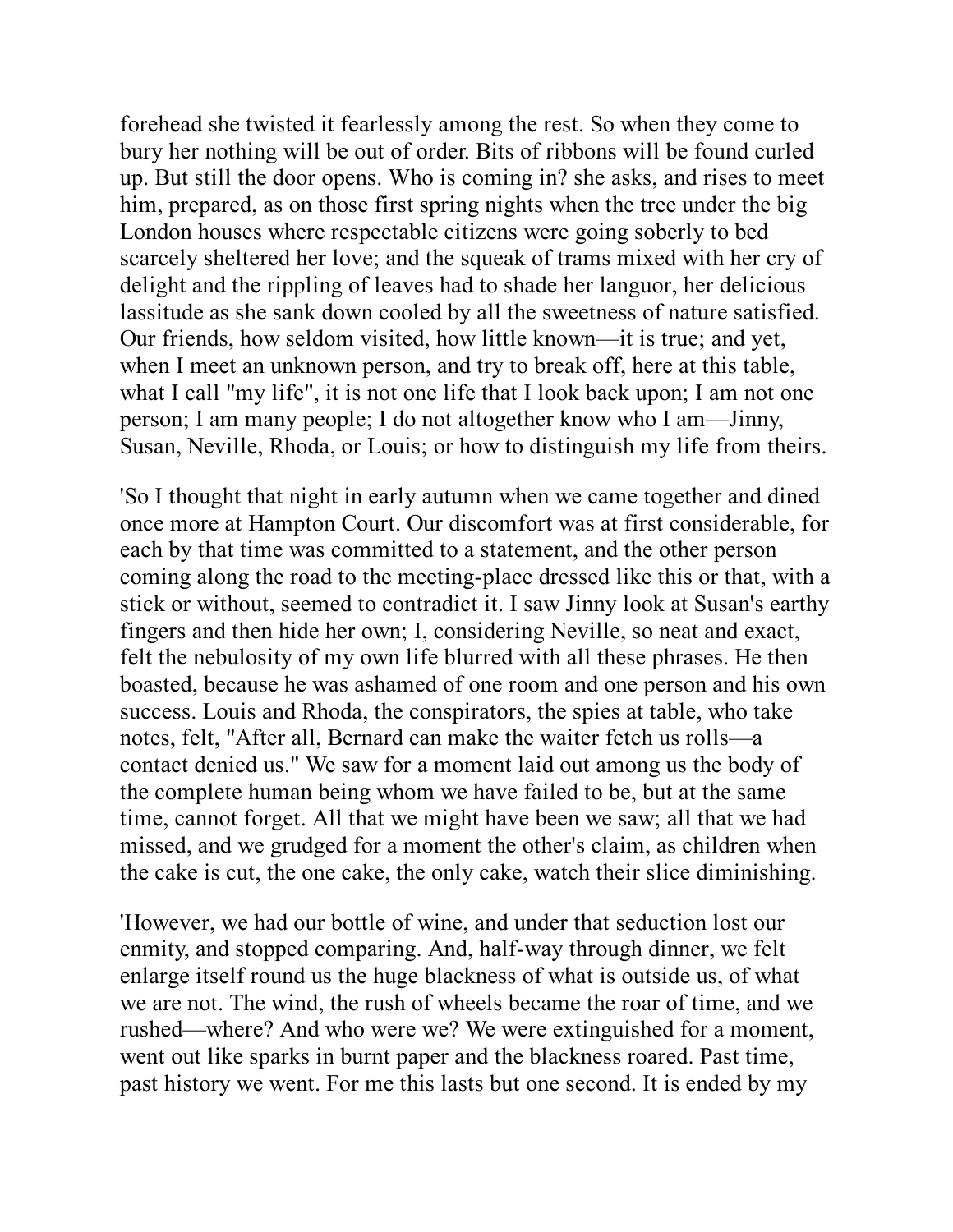forehead she twisted it fearlessly among the rest. So when they come to bury her nothing will be out of order. Bits of ribbons will be found curled up. But still the door opens. Who is coming in? she asks, and rises to meet him, prepared, as on those first spring nights when the tree under the big London houses where respectable citizens were going soberly to bed scarcely sheltered her love; and the squeak of trams mixed with her cry of delight and the rippling of leaves had to shade her languor, her delicious lassitude as she sank down cooled by all the sweetness of nature satisfied. Our friends, how seldom visited, how little known—it is true; and yet, when I meet an unknown person, and try to break off, here at this table, what I call "my life", it is not one life that I look back upon; I am not one person; I am many people; I do not altogether know who I am—Jinny, Susan, Neville, Rhoda, or Louis; or how to distinguish my life from theirs.

'So I thought that night in early autumn when we came together and dined once more at Hampton Court. Our discomfort was at first considerable, for each by that time was committed to a statement, and the other person coming along the road to the meeting-place dressed like this or that, with a stick or without, seemed to contradict it. I saw Jinny look at Susan's earthy fingers and then hide her own; I, considering Neville, so neat and exact, felt the nebulosity of my own life blurred with all these phrases. He then boasted, because he was ashamed of one room and one person and his own success. Louis and Rhoda, the conspirators, the spies at table, who take notes, felt, "After all, Bernard can make the waiter fetch us rolls—a contact denied us." We saw for a moment laid out among us the body of the complete human being whom we have failed to be, but at the same time, cannot forget. All that we might have been we saw; all that we had missed, and we grudged for a moment the other's claim, as children when the cake is cut, the one cake, the only cake, watch their slice diminishing.

'However, we had our bottle of wine, and under that seduction lost our enmity, and stopped comparing. And, half-way through dinner, we felt enlarge itself round us the huge blackness of what is outside us, of what we are not. The wind, the rush of wheels became the roar of time, and we rushed—where? And who were we? We were extinguished for a moment, went out like sparks in burnt paper and the blackness roared. Past time, past history we went. For me this lasts but one second. It is ended by my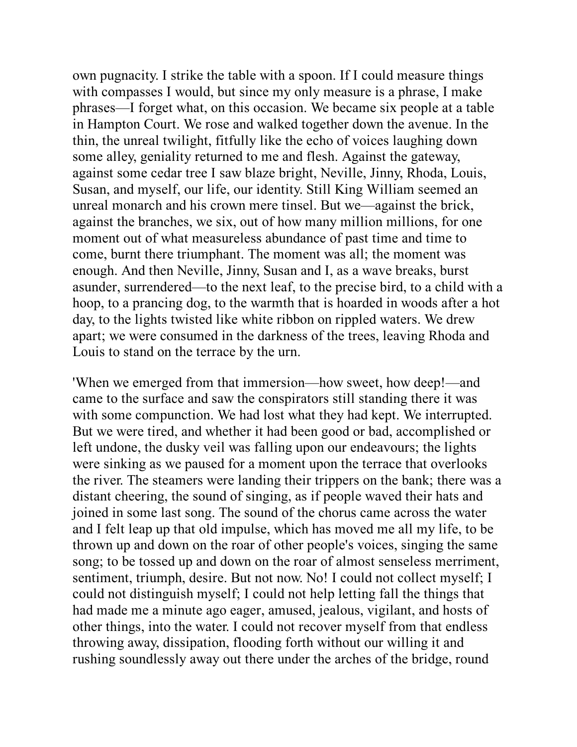own pugnacity. I strike the table with a spoon. If I could measure things with compasses I would, but since my only measure is a phrase, I make phrases—I forget what, on this occasion. We became six people at a table in Hampton Court. We rose and walked together down the avenue. In the thin, the unreal twilight, fitfully like the echo of voices laughing down some alley, geniality returned to me and flesh. Against the gateway, against some cedar tree I saw blaze bright, Neville, Jinny, Rhoda, Louis, Susan, and myself, our life, our identity. Still King William seemed an unreal monarch and his crown mere tinsel. But we—against the brick, against the branches, we six, out of how many million millions, for one moment out of what measureless abundance of past time and time to come, burnt there triumphant. The moment was all; the moment was enough. And then Neville, Jinny, Susan and I, as a wave breaks, burst asunder, surrendered—to the next leaf, to the precise bird, to a child with a hoop, to a prancing dog, to the warmth that is hoarded in woods after a hot day, to the lights twisted like white ribbon on rippled waters. We drew apart; we were consumed in the darkness of the trees, leaving Rhoda and Louis to stand on the terrace by the urn.

'When we emerged from that immersion—how sweet, how deep!—and came to the surface and saw the conspirators still standing there it was with some compunction. We had lost what they had kept. We interrupted. But we were tired, and whether it had been good or bad, accomplished or left undone, the dusky veil was falling upon our endeavours; the lights were sinking as we paused for a moment upon the terrace that overlooks the river. The steamers were landing their trippers on the bank; there was a distant cheering, the sound of singing, as if people waved their hats and joined in some last song. The sound of the chorus came across the water and I felt leap up that old impulse, which has moved me all my life, to be thrown up and down on the roar of other people's voices, singing the same song; to be tossed up and down on the roar of almost senseless merriment, sentiment, triumph, desire. But not now. No! I could not collect myself; I could not distinguish myself; I could not help letting fall the things that had made me a minute ago eager, amused, jealous, vigilant, and hosts of other things, into the water. I could not recover myself from that endless throwing away, dissipation, flooding forth without our willing it and rushing soundlessly away out there under the arches of the bridge, round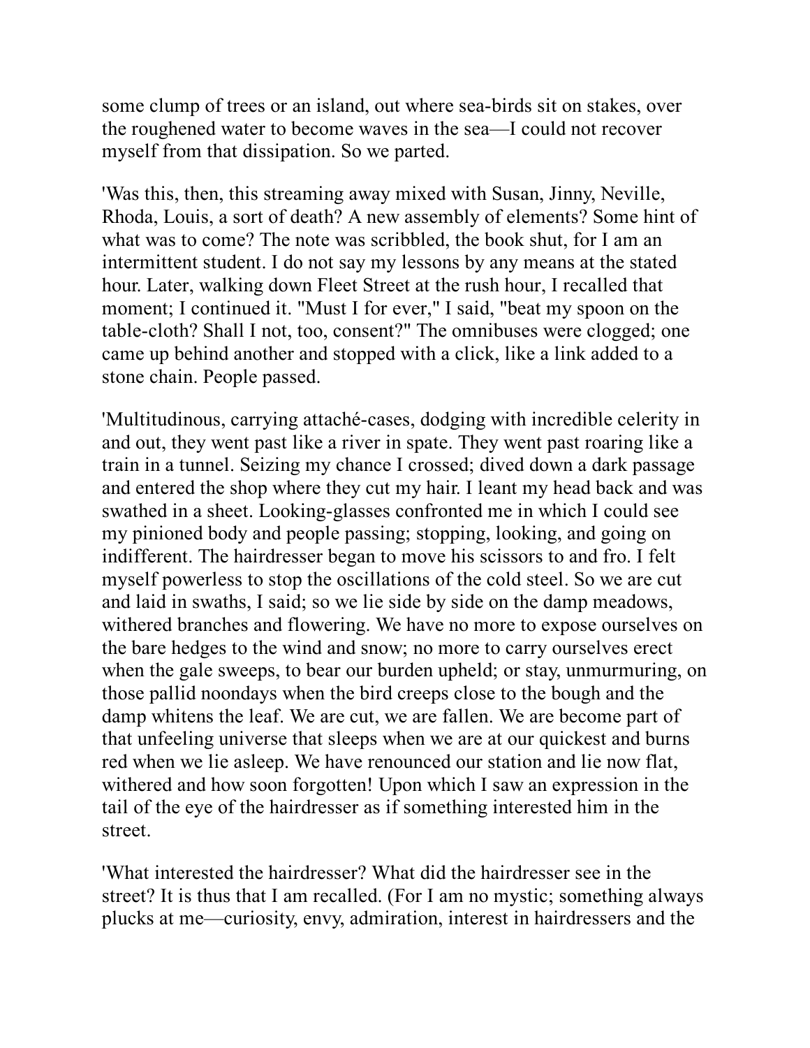some clump of trees or an island, out where sea-birds sit on stakes, over the roughened water to become waves in the sea—I could not recover myself from that dissipation. So we parted.

'Was this, then, this streaming away mixed with Susan, Jinny, Neville, Rhoda, Louis, a sort of death? A new assembly of elements? Some hint of what was to come? The note was scribbled, the book shut, for I am an intermittent student. I do not say my lessons by any means at the stated hour. Later, walking down Fleet Street at the rush hour, I recalled that moment; I continued it. "Must I for ever," I said, "beat my spoon on the table-cloth? Shall I not, too, consent?" The omnibuses were clogged; one came up behind another and stopped with a click, like a link added to a stone chain. People passed.

'Multitudinous, carrying attaché-cases, dodging with incredible celerity in and out, they went past like a river in spate. They went past roaring like a train in a tunnel. Seizing my chance I crossed; dived down a dark passage and entered the shop where they cut my hair. I leant my head back and was swathed in a sheet. Looking-glasses confronted me in which I could see my pinioned body and people passing; stopping, looking, and going on indifferent. The hairdresser began to move his scissors to and fro. I felt myself powerless to stop the oscillations of the cold steel. So we are cut and laid in swaths, I said; so we lie side by side on the damp meadows, withered branches and flowering. We have no more to expose ourselves on the bare hedges to the wind and snow; no more to carry ourselves erect when the gale sweeps, to bear our burden upheld; or stay, unmurmuring, on those pallid noondays when the bird creeps close to the bough and the damp whitens the leaf. We are cut, we are fallen. We are become part of that unfeeling universe that sleeps when we are at our quickest and burns red when we lie asleep. We have renounced our station and lie now flat, withered and how soon forgotten! Upon which I saw an expression in the tail of the eye of the hairdresser as if something interested him in the street.

'What interested the hairdresser? What did the hairdresser see in the street? It is thus that I am recalled. (For I am no mystic; something always plucks at me—curiosity, envy, admiration, interest in hairdressers and the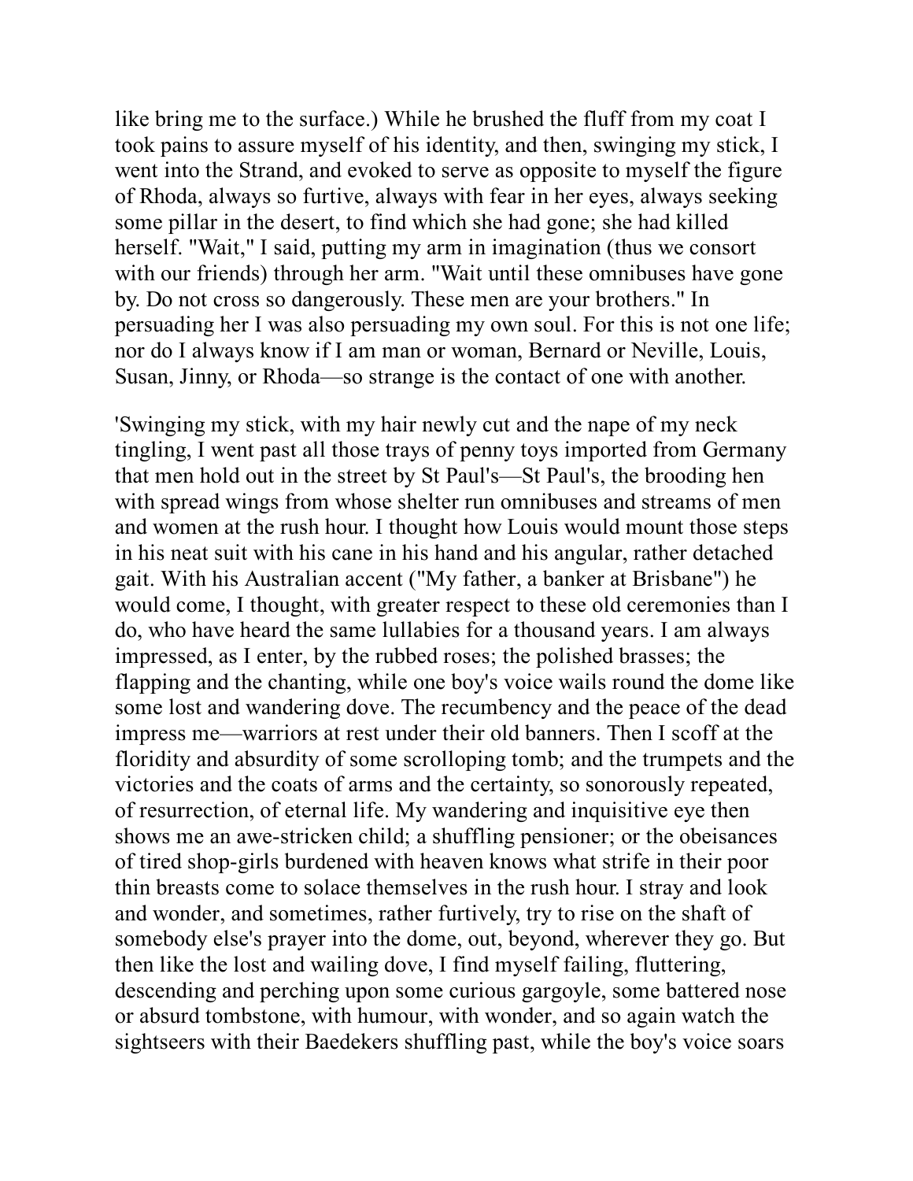like bring me to the surface.) While he brushed the fluff from my coat I took pains to assure myself of his identity, and then, swinging my stick, I went into the Strand, and evoked to serve as opposite to myself the figure of Rhoda, always so furtive, always with fear in her eyes, always seeking some pillar in the desert, to find which she had gone; she had killed herself. "Wait," I said, putting my arm in imagination (thus we consort with our friends) through her arm. "Wait until these omnibuses have gone by. Do not cross so dangerously. These men are your brothers." In persuading her I was also persuading my own soul. For this is not one life; nor do I always know if I am man or woman, Bernard or Neville, Louis, Susan, Jinny, or Rhoda—so strange is the contact of one with another.

'Swinging my stick, with my hair newly cut and the nape of my neck tingling, I went past all those trays of penny toys imported from Germany that men hold out in the street by St Paul's—St Paul's, the brooding hen with spread wings from whose shelter run omnibuses and streams of men and women at the rush hour. I thought how Louis would mount those steps in his neat suit with his cane in his hand and his angular, rather detached gait. With his Australian accent ("My father, a banker at Brisbane") he would come, I thought, with greater respect to these old ceremonies than I do, who have heard the same lullabies for a thousand years. I am always impressed, as I enter, by the rubbed roses; the polished brasses; the flapping and the chanting, while one boy's voice wails round the dome like some lost and wandering dove. The recumbency and the peace of the dead impress me—warriors at rest under their old banners. Then I scoff at the floridity and absurdity of some scrolloping tomb; and the trumpets and the victories and the coats of arms and the certainty, so sonorously repeated, of resurrection, of eternal life. My wandering and inquisitive eye then shows me an awe-stricken child; a shuffling pensioner; or the obeisances of tired shop-girls burdened with heaven knows what strife in their poor thin breasts come to solace themselves in the rush hour. I stray and look and wonder, and sometimes, rather furtively, try to rise on the shaft of somebody else's prayer into the dome, out, beyond, wherever they go. But then like the lost and wailing dove, I find myself failing, fluttering, descending and perching upon some curious gargoyle, some battered nose or absurd tombstone, with humour, with wonder, and so again watch the sightseers with their Baedekers shuffling past, while the boy's voice soars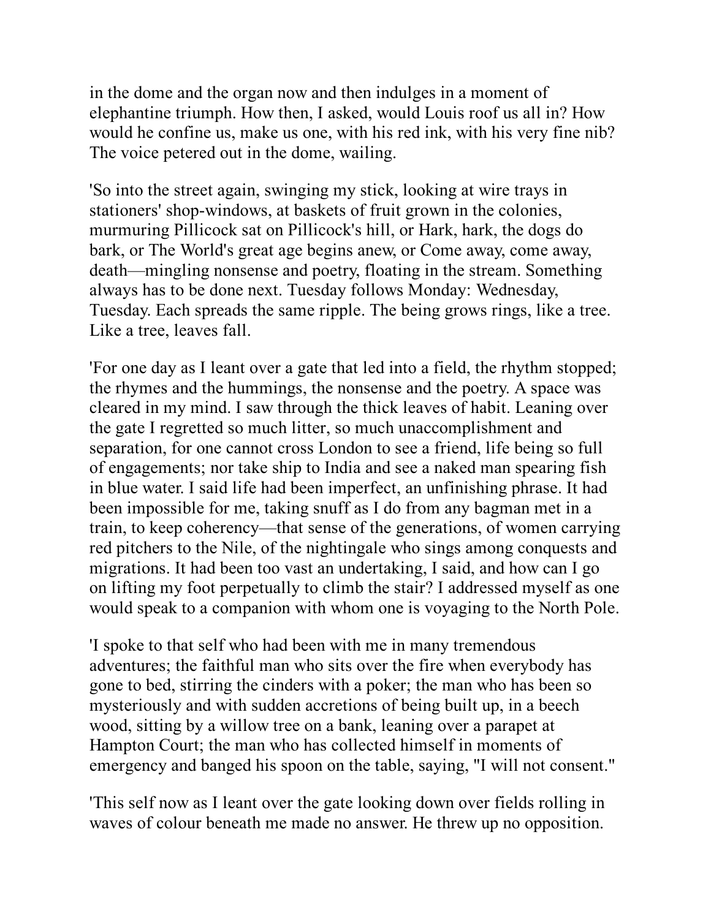in the dome and the organ now and then indulges in a moment of elephantine triumph. How then, I asked, would Louis roof us all in? How would he confine us, make us one, with his red ink, with his very fine nib? The voice petered out in the dome, wailing.

'So into the street again, swinging my stick, looking at wire trays in stationers' shop-windows, at baskets of fruit grown in the colonies, murmuring Pillicock sat on Pillicock's hill, or Hark, hark, the dogs do bark, or The World's great age begins anew, or Come away, come away, death—mingling nonsense and poetry, floating in the stream. Something always has to be done next. Tuesday follows Monday: Wednesday, Tuesday. Each spreads the same ripple. The being grows rings, like a tree. Like a tree, leaves fall.

'For one day as I leant over a gate that led into a field, the rhythm stopped; the rhymes and the hummings, the nonsense and the poetry. A space was cleared in my mind. I saw through the thick leaves of habit. Leaning over the gate I regretted so much litter, so much unaccomplishment and separation, for one cannot cross London to see a friend, life being so full of engagements; nor take ship to India and see a naked man spearing fish in blue water. I said life had been imperfect, an unfinishing phrase. It had been impossible for me, taking snuff as I do from any bagman met in a train, to keep coherency—that sense of the generations, of women carrying red pitchers to the Nile, of the nightingale who sings among conquests and migrations. It had been too vast an undertaking, I said, and how can I go on lifting my foot perpetually to climb the stair? I addressed myself as one would speak to a companion with whom one is voyaging to the North Pole.

'I spoke to that self who had been with me in many tremendous adventures; the faithful man who sits over the fire when everybody has gone to bed, stirring the cinders with a poker; the man who has been so mysteriously and with sudden accretions of being built up, in a beech wood, sitting by a willow tree on a bank, leaning over a parapet at Hampton Court; the man who has collected himself in moments of emergency and banged his spoon on the table, saying, "I will not consent."

'This self now as I leant over the gate looking down over fields rolling in waves of colour beneath me made no answer. He threw up no opposition.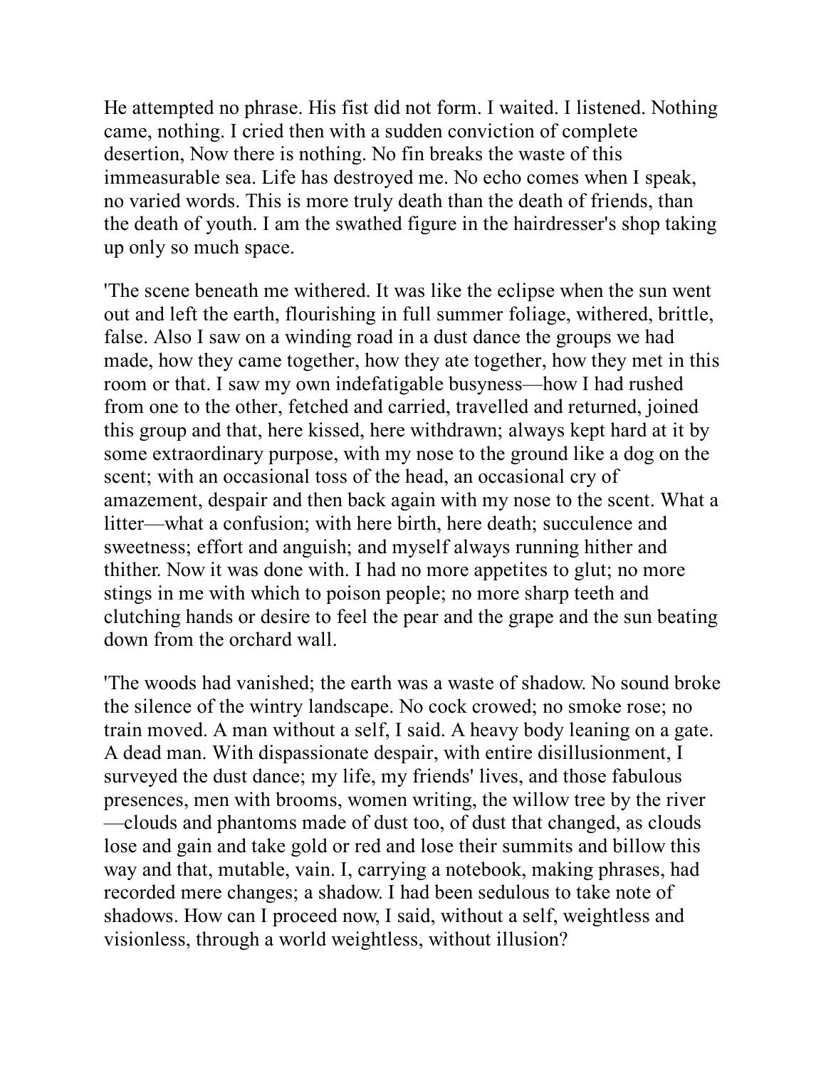He attempted no phrase. His fist did not form. I waited. I listened. Nothing came, nothing. I cried then with a sudden conviction of complete desertion, Now there is nothing. No fin breaks the waste of this immeasurable sea. Life has destroyed me. No echo comes when I speak, no varied words. This is more truly death than the death of friends, than the death of youth. I am the swathed figure in the hairdresser's shop taking up only so much space.

'The scene beneath me withered. It was like the eclipse when the sun went out and left the earth, flourishing in full summer foliage, withered, brittle, false. Also I saw on a winding road in a dust dance the groups we had made, how they came together, how they ate together, how they met in this room or that. I saw my own indefatigable busyness—how I had rushed from one to the other, fetched and carried, travelled and returned, joined this group and that, here kissed, here withdrawn; always kept hard at it by some extraordinary purpose, with my nose to the ground like a dog on the scent; with an occasional toss of the head, an occasional cry of amazement, despair and then back again with my nose to the scent. What a litter—what a confusion; with here birth, here death; succulence and sweetness; effort and anguish; and myself always running hither and thither. Now it was done with. I had no more appetites to glut; no more stings in me with which to poison people; no more sharp teeth and clutching hands or desire to feel the pear and the grape and the sun beating down from the orchard wall.

'The woods had vanished; the earth was a waste of shadow. No sound broke the silence of the wintry landscape. No cock crowed; no smoke rose; no train moved. A man without a self, I said. A heavy body leaning on a gate. A dead man. With dispassionate despair, with entire disillusionment, I surveyed the dust dance; my life, my friends' lives, and those fabulous presences, men with brooms, women writing, the willow tree by the river—clouds and phantoms made of dust too, of dust that changed, as clouds lose and gain and take gold or red and lose their summits and billow this way and that, mutable, vain. I, carrying a notebook, making phrases, had recorded mere changes; a shadow. I had been sedulous to take note of shadows. How can I proceed now, I said, without a self, weightless and visionless, through a world weightless, without illusion?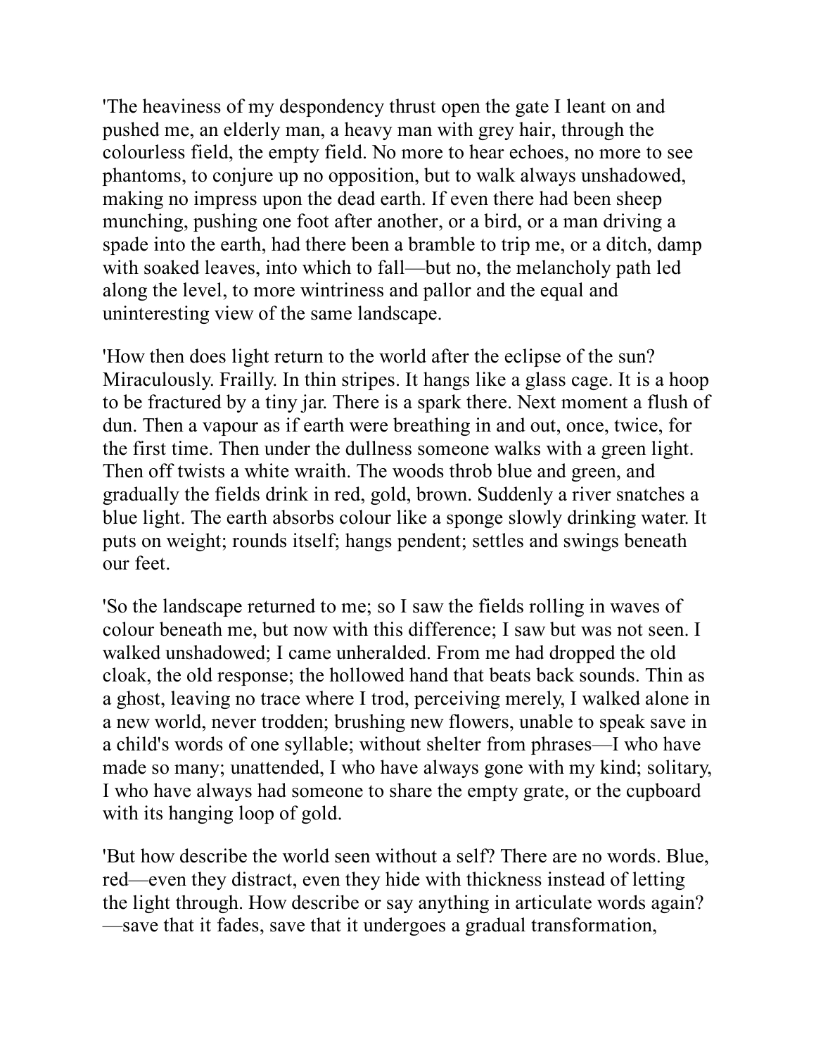'The heaviness of my despondency thrust open the gate I leant on and pushed me, an elderly man, a heavy man with grey hair, through the colourless field, the empty field. No more to hear echoes, no more to see phantoms, to conjure up no opposition, but to walk always unshadowed, making no impress upon the dead earth. If even there had been sheep munching, pushing one foot after another, or a bird, or a man driving a spade into the earth, had there been a bramble to trip me, or a ditch, damp with soaked leaves, into which to fall—but no, the melancholy path led along the level, to more wintriness and pallor and the equal and uninteresting view of the same landscape.

'How then does light return to the world after the eclipse of the sun? Miraculously. Frailly. In thin stripes. It hangs like a glass cage. It is a hoop to be fractured by a tiny jar. There is a spark there. Next moment a flush of dun. Then a vapour as if earth were breathing in and out, once, twice, for the first time. Then under the dullness someone walks with a green light. Then off twists a white wraith. The woods throb blue and green, and gradually the fields drink in red, gold, brown. Suddenly a river snatches a blue light. The earth absorbs colour like a sponge slowly drinking water. It puts on weight; rounds itself; hangs pendent; settles and swings beneath our feet.

'So the landscape returned to me; so I saw the fields rolling in waves of colour beneath me, but now with this difference; I saw but was not seen. I walked unshadowed; I came unheralded. From me had dropped the old cloak, the old response; the hollowed hand that beats back sounds. Thin as a ghost, leaving no trace where I trod, perceiving merely, I walked alone in a new world, never trodden; brushing new flowers, unable to speak save in a child's words of one syllable; without shelter from phrases—I who have made so many; unattended, I who have always gone with my kind; solitary, I who have always had someone to share the empty grate, or the cupboard with its hanging loop of gold.

'But how describe the world seen without a self? There are no words. Blue, red—even they distract, even they hide with thickness instead of letting the light through. How describe or say anything in articulate words again?—save that it fades, save that it undergoes a gradual transformation,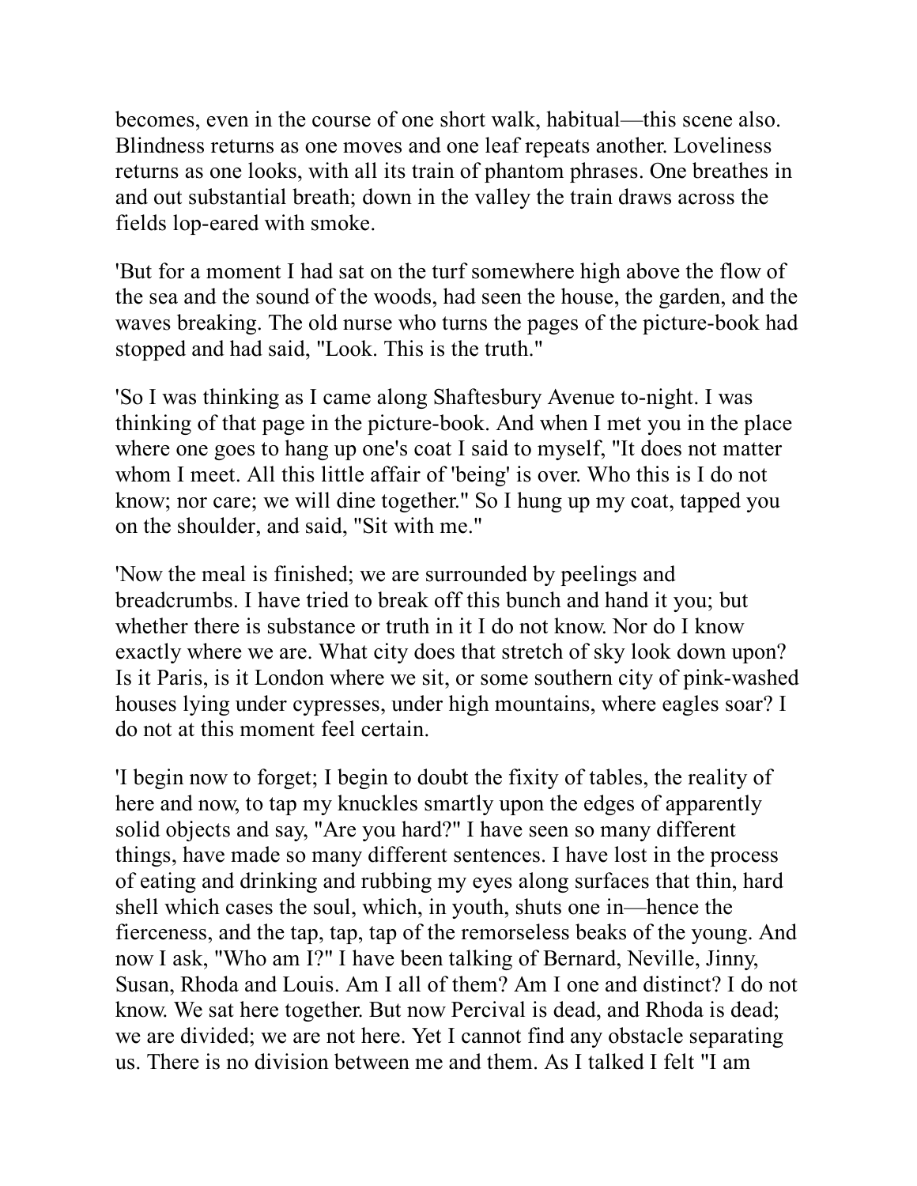becomes, even in the course of one short walk, habitual—this scene also. Blindness returns as one moves and one leaf repeats another. Loveliness returns as one looks, with all its train of phantom phrases. One breathes in and out substantial breath; down in the valley the train draws across the fields lop-eared with smoke.

'But for a moment I had sat on the turf somewhere high above the flow of the sea and the sound of the woods, had seen the house, the garden, and the waves breaking. The old nurse who turns the pages of the picture-book had stopped and had said, "Look. This is the truth."

'So I was thinking as I came along Shaftesbury Avenue to-night. I was thinking of that page in the picture-book. And when I met you in the place where one goes to hang up one's coat I said to myself, "It does not matter whom I meet. All this little affair of 'being' is over. Who this is I do not know; nor care; we will dine together." So I hung up my coat, tapped you on the shoulder, and said, "Sit with me."

'Now the meal is finished; we are surrounded by peelings and breadcrumbs. I have tried to break off this bunch and hand it you; but whether there is substance or truth in it I do not know. Nor do I know exactly where we are. What city does that stretch of sky look down upon? Is it Paris, is it London where we sit, or some southern city of pink-washed houses lying under cypresses, under high mountains, where eagles soar? I do not at this moment feel certain.

'I begin now to forget; I begin to doubt the fixity of tables, the reality of here and now, to tap my knuckles smartly upon the edges of apparently solid objects and say, "Are you hard?" I have seen so many different things, have made so many different sentences. I have lost in the process of eating and drinking and rubbing my eyes along surfaces that thin, hard shell which cases the soul, which, in youth, shuts one in—hence the fierceness, and the tap, tap, tap of the remorseless beaks of the young. And now I ask, "Who am I?" I have been talking of Bernard, Neville, Jinny, Susan, Rhoda and Louis. Am I all of them? Am I one and distinct? I do not know. We sat here together. But now Percival is dead, and Rhoda is dead; we are divided; we are not here. Yet I cannot find any obstacle separating us. There is no division between me and them. As I talked I felt "I am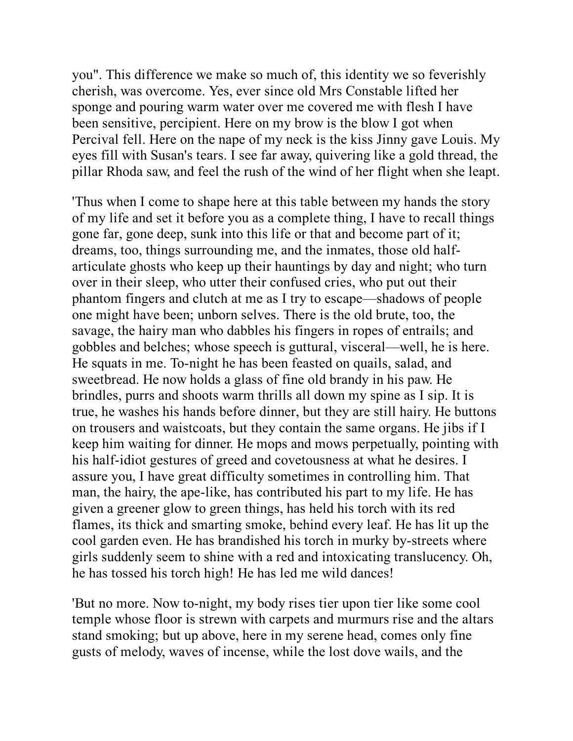you". This difference we make so much of, this identity we so feverishly cherish, was overcome. Yes, ever since old Mrs Constable lifted her sponge and pouring warm water over me covered me with flesh I have been sensitive, percipient. Here on my brow is the blow I got when Percival fell. Here on the nape of my neck is the kiss Jinny gave Louis. My eyes fill with Susan's tears. I see far away, quivering like a gold thread, the pillar Rhoda saw, and feel the rush of the wind of her flight when she leapt.

'Thus when I come to shape here at this table between my hands the story of my life and set it before you as a complete thing, I have to recall things gone far, gone deep, sunk into this life or that and become part of it; dreams, too, things surrounding me, and the inmates, those old half-articulate ghosts who keep up their hauntings by day and night; who turn over in their sleep, who utter their confused cries, who put out their phantom fingers and clutch at me as I try to escape—shadows of people one might have been; unborn selves. There is the old brute, too, the savage, the hairy man who dabbles his fingers in ropes of entrails; and gobbles and belches; whose speech is guttural, visceral—well, he is here. He squats in me. To-night he has been feasted on quails, salad, and sweetbread. He now holds a glass of fine old brandy in his paw. He brindles, purrs and shoots warm thrills all down my spine as I sip. It is true, he washes his hands before dinner, but they are still hairy. He buttons on trousers and waistcoats, but they contain the same organs. He jibs if I keep him waiting for dinner. He mops and mows perpetually, pointing with his half-idiot gestures of greed and covetousness at what he desires. I assure you, I have great difficulty sometimes in controlling him. That man, the hairy, the ape-like, has contributed his part to my life. He has given a greener glow to green things, has held his torch with its red flames, its thick and smarting smoke, behind every leaf. He has lit up the cool garden even. He has brandished his torch in murky by-streets where girls suddenly seem to shine with a red and intoxicating translucency. Oh, he has tossed his torch high! He has led me wild dances!

'But no more. Now to-night, my body rises tier upon tier like some cool temple whose floor is strewn with carpets and murmurs rise and the altars stand smoking; but up above, here in my serene head, comes only fine gusts of melody, waves of incense, while the lost dove wails, and the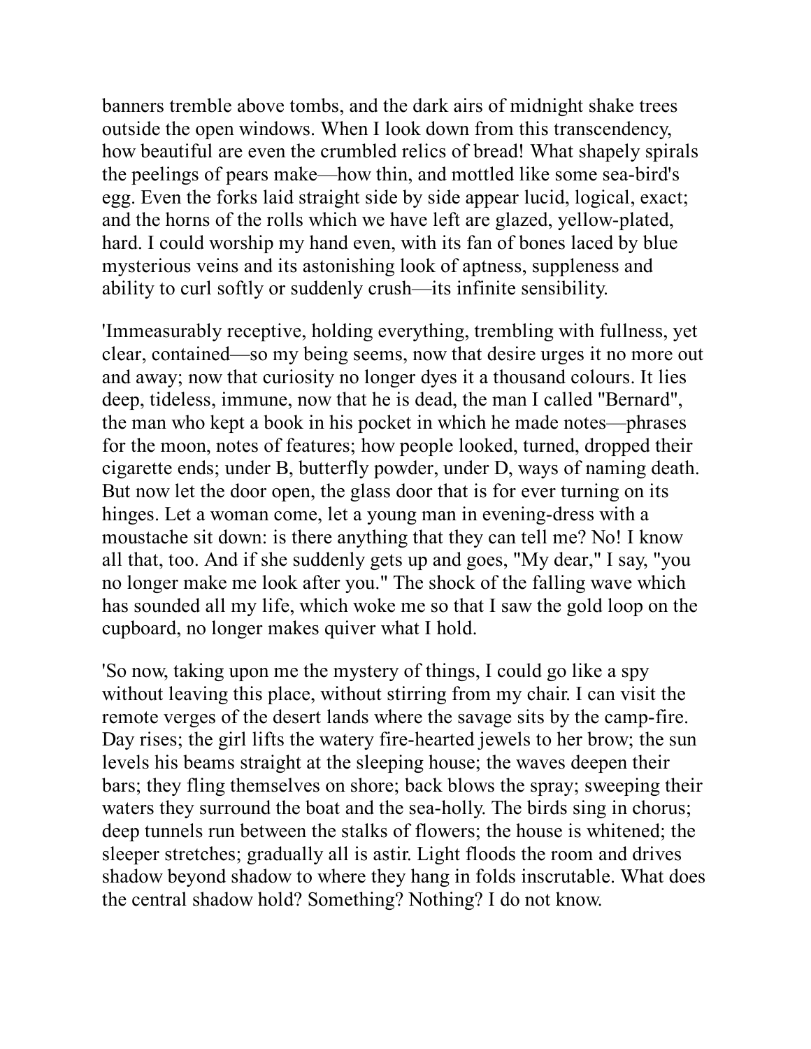banners tremble above tombs, and the dark airs of midnight shake trees outside the open windows. When I look down from this transcendency, how beautiful are even the crumbled relics of bread! What shapely spirals the peelings of pears make—how thin, and mottled like some sea-bird's egg. Even the forks laid straight side by side appear lucid, logical, exact; and the horns of the rolls which we have left are glazed, yellow-plated, hard. I could worship my hand even, with its fan of bones laced by blue mysterious veins and its astonishing look of aptness, suppleness and ability to curl softly or suddenly crush—its infinite sensibility.

'Immeasurably receptive, holding everything, trembling with fullness, yet clear, contained—so my being seems, now that desire urges it no more out and away; now that curiosity no longer dyes it a thousand colours. It lies deep, tideless, immune, now that he is dead, the man I called "Bernard", the man who kept a book in his pocket in which he made notes—phrases for the moon, notes of features; how people looked, turned, dropped their cigarette ends; under B, butterfly powder, under D, ways of naming death. But now let the door open, the glass door that is for ever turning on its hinges. Let a woman come, let a young man in evening-dress with a moustache sit down: is there anything that they can tell me? No! I know all that, too. And if she suddenly gets up and goes, "My dear," I say, "you no longer make me look after you." The shock of the falling wave which has sounded all my life, which woke me so that I saw the gold loop on the cupboard, no longer makes quiver what I hold.

'So now, taking upon me the mystery of things, I could go like a spy without leaving this place, without stirring from my chair. I can visit the remote verges of the desert lands where the savage sits by the camp-fire. Day rises; the girl lifts the watery fire-hearted jewels to her brow; the sun levels his beams straight at the sleeping house; the waves deepen their bars; they fling themselves on shore; back blows the spray; sweeping their waters they surround the boat and the sea-holly. The birds sing in chorus; deep tunnels run between the stalks of flowers; the house is whitened; the sleeper stretches; gradually all is astir. Light floods the room and drives shadow beyond shadow to where they hang in folds inscrutable. What does the central shadow hold? Something? Nothing? I do not know.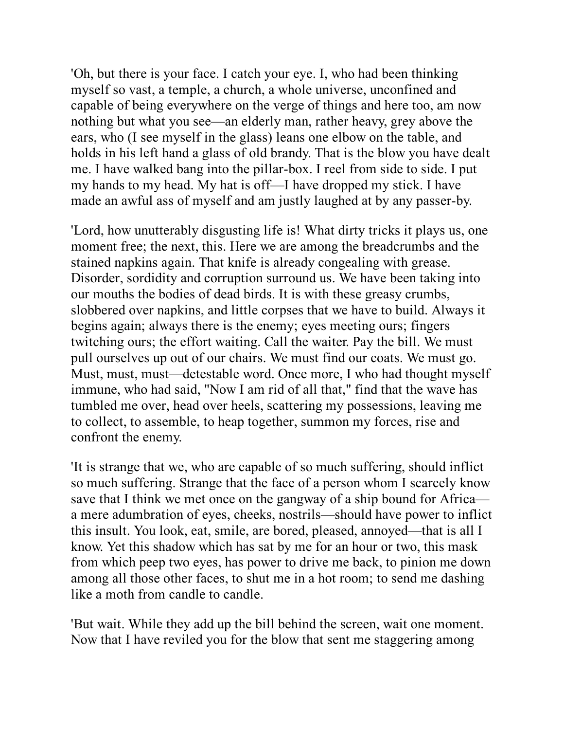'Oh, but there is your face. I catch your eye. I, who had been thinking myself so vast, a temple, a church, a whole universe, unconfined and capable of being everywhere on the verge of things and here too, am now nothing but what you see—an elderly man, rather heavy, grey above the ears, who (I see myself in the glass) leans one elbow on the table, and holds in his left hand a glass of old brandy. That is the blow you have dealt me. I have walked bang into the pillar-box. I reel from side to side. I put my hands to my head. My hat is off—I have dropped my stick. I have made an awful ass of myself and am justly laughed at by any passer-by.

'Lord, how unutterably disgusting life is! What dirty tricks it plays us, one moment free; the next, this. Here we are among the breadcrumbs and the stained napkins again. That knife is already congealing with grease. Disorder, sordidity and corruption surround us. We have been taking into our mouths the bodies of dead birds. It is with these greasy crumbs, slobbered over napkins, and little corpses that we have to build. Always it begins again; always there is the enemy; eyes meeting ours; fingers twitching ours; the effort waiting. Call the waiter. Pay the bill. We must pull ourselves up out of our chairs. We must find our coats. We must go. Must, must, must—detestable word. Once more, I who had thought myself immune, who had said, "Now I am rid of all that," find that the wave has tumbled me over, head over heels, scattering my possessions, leaving me to collect, to assemble, to heap together, summon my forces, rise and confront the enemy.

'It is strange that we, who are capable of so much suffering, should inflict so much suffering. Strange that the face of a person whom I scarcely know save that I think we met once on the gangway of a ship bound for Africa—a mere adumbration of eyes, cheeks, nostrils—should have power to inflict this insult. You look, eat, smile, are bored, pleased, annoyed—that is all I know. Yet this shadow which has sat by me for an hour or two, this mask from which peep two eyes, has power to drive me back, to pinion me down among all those other faces, to shut me in a hot room; to send me dashing like a moth from candle to candle.

'But wait. While they add up the bill behind the screen, wait one moment. Now that I have reviled you for the blow that sent me staggering among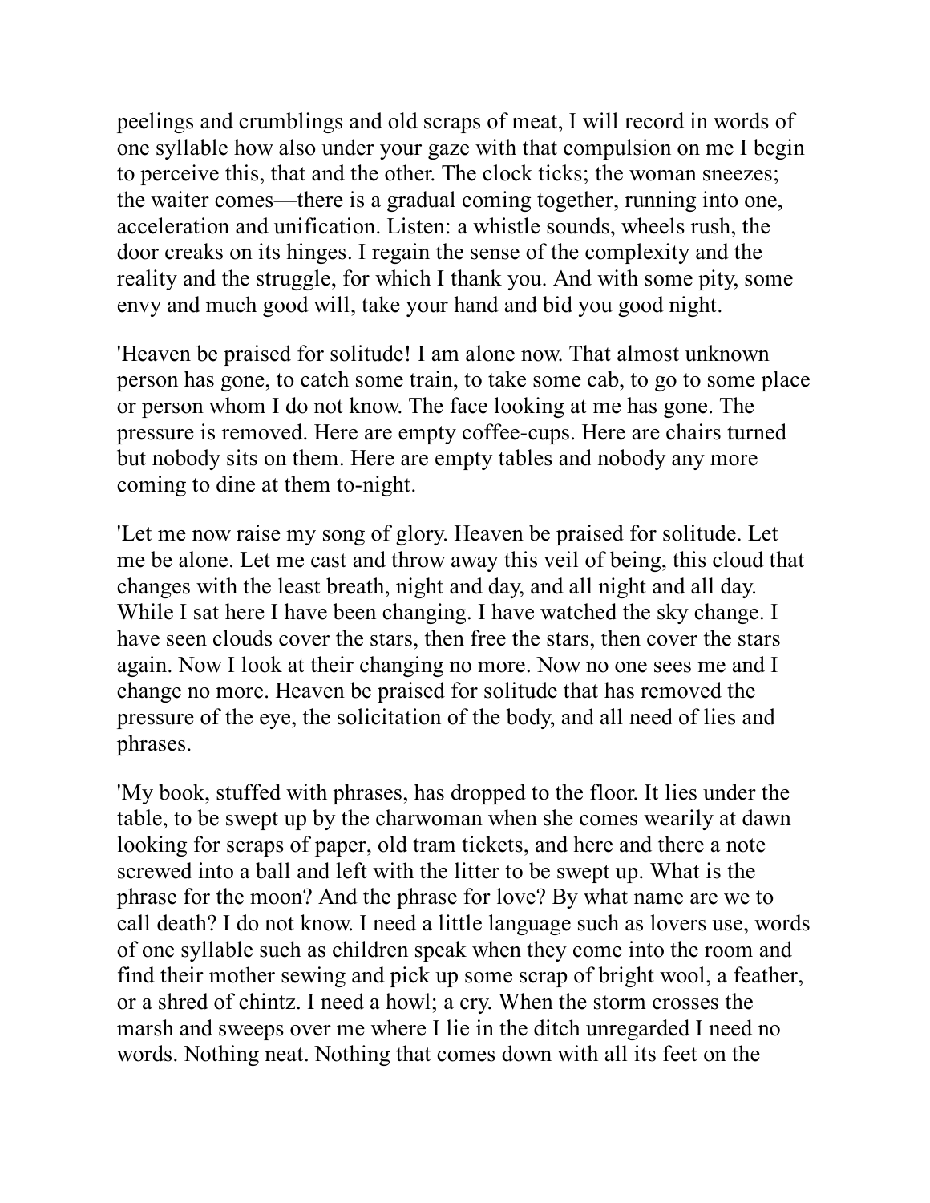peelings and crumblings and old scraps of meat, I will record in words of one syllable how also under your gaze with that compulsion on me I begin to perceive this, that and the other. The clock ticks; the woman sneezes; the waiter comes—there is a gradual coming together, running into one, acceleration and unification. Listen: a whistle sounds, wheels rush, the door creaks on its hinges. I regain the sense of the complexity and the reality and the struggle, for which I thank you. And with some pity, some envy and much good will, take your hand and bid you good night.

'Heaven be praised for solitude! I am alone now. That almost unknown person has gone, to catch some train, to take some cab, to go to some place or person whom I do not know. The face looking at me has gone. The pressure is removed. Here are empty coffee-cups. Here are chairs turned but nobody sits on them. Here are empty tables and nobody any more coming to dine at them to-night.

'Let me now raise my song of glory. Heaven be praised for solitude. Let me be alone. Let me cast and throw away this veil of being, this cloud that changes with the least breath, night and day, and all night and all day. While I sat here I have been changing. I have watched the sky change. I have seen clouds cover the stars, then free the stars, then cover the stars again. Now I look at their changing no more. Now no one sees me and I change no more. Heaven be praised for solitude that has removed the pressure of the eye, the solicitation of the body, and all need of lies and phrases.

'My book, stuffed with phrases, has dropped to the floor. It lies under the table, to be swept up by the charwoman when she comes wearily at dawn looking for scraps of paper, old tram tickets, and here and there a note screwed into a ball and left with the litter to be swept up. What is the phrase for the moon? And the phrase for love? By what name are we to call death? I do not know. I need a little language such as lovers use, words of one syllable such as children speak when they come into the room and find their mother sewing and pick up some scrap of bright wool, a feather, or a shred of chintz. I need a howl; a cry. When the storm crosses the marsh and sweeps over me where I lie in the ditch unregarded I need no words. Nothing neat. Nothing that comes down with all its feet on the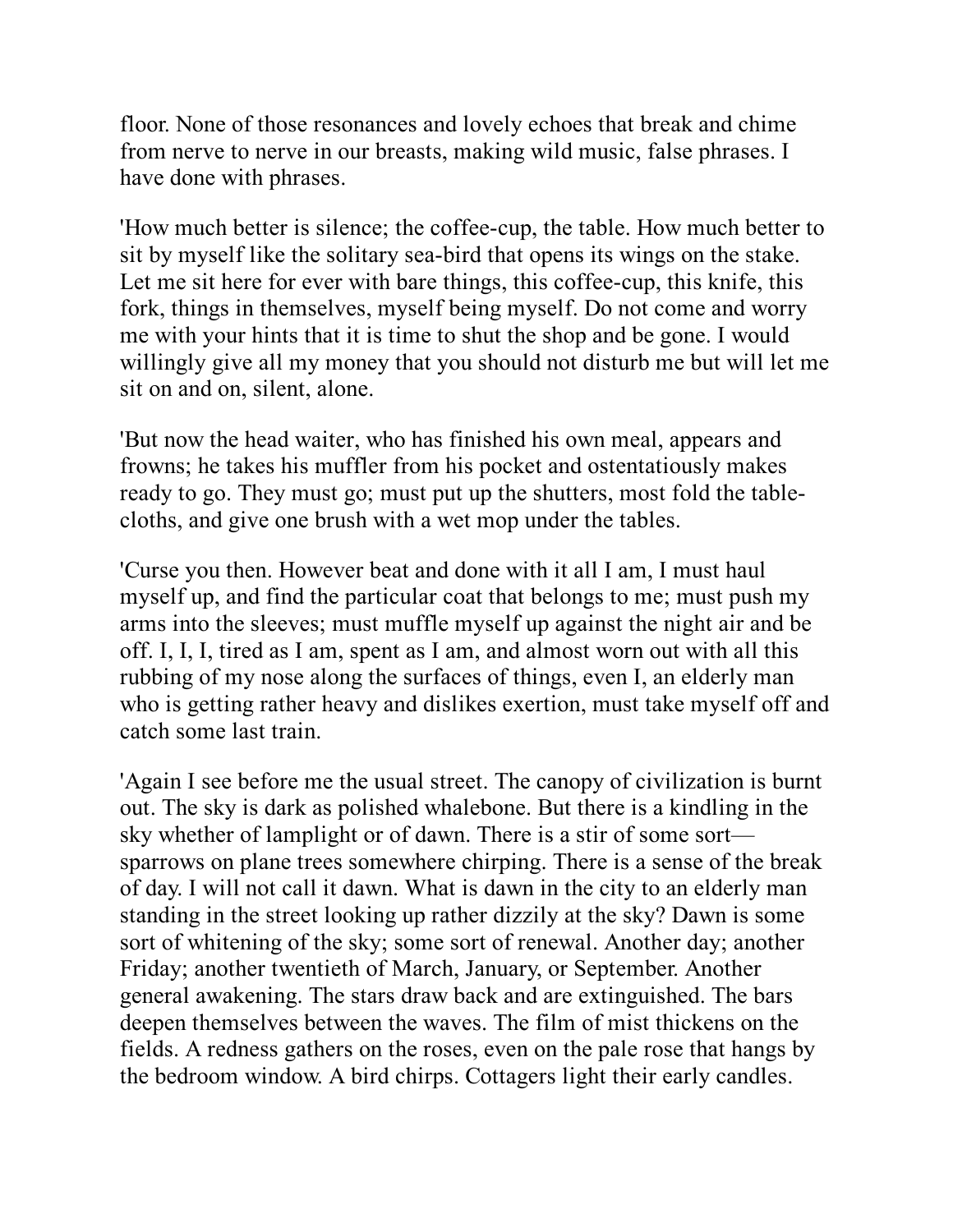floor. None of those resonances and lovely echoes that break and chime from nerve to nerve in our breasts, making wild music, false phrases. I have done with phrases.

'How much better is silence; the coffee-cup, the table. How much better to sit by myself like the solitary sea-bird that opens its wings on the stake. Let me sit here for ever with bare things, this coffee-cup, this knife, this fork, things in themselves, myself being myself. Do not come and worry me with your hints that it is time to shut the shop and be gone. I would willingly give all my money that you should not disturb me but will let me sit on and on, silent, alone.

'But now the head waiter, who has finished his own meal, appears and frowns; he takes his muffler from his pocket and ostentatiously makes ready to go. They must go; must put up the shutters, most fold the table-cloths, and give one brush with a wet mop under the tables.

'Curse you then. However beat and done with it all I am, I must haul myself up, and find the particular coat that belongs to me; must push my arms into the sleeves; must muffle myself up against the night air and be off. I, I, I, tired as I am, spent as I am, and almost worn out with all this rubbing of my nose along the surfaces of things, even I, an elderly man who is getting rather heavy and dislikes exertion, must take myself off and catch some last train.

'Again I see before me the usual street. The canopy of civilization is burnt out. The sky is dark as polished whalebone. But there is a kindling in the sky whether of lamplight or of dawn. There is a stir of some sort—sparrows on plane trees somewhere chirping. There is a sense of the break of day. I will not call it dawn. What is dawn in the city to an elderly man standing in the street looking up rather dizzily at the sky? Dawn is some sort of whitening of the sky; some sort of renewal. Another day; another Friday; another twentieth of March, January, or September. Another general awakening. The stars draw back and are extinguished. The bars deepen themselves between the waves. The film of mist thickens on the fields. A redness gathers on the roses, even on the pale rose that hangs by the bedroom window. A bird chirps. Cottagers light their early candles.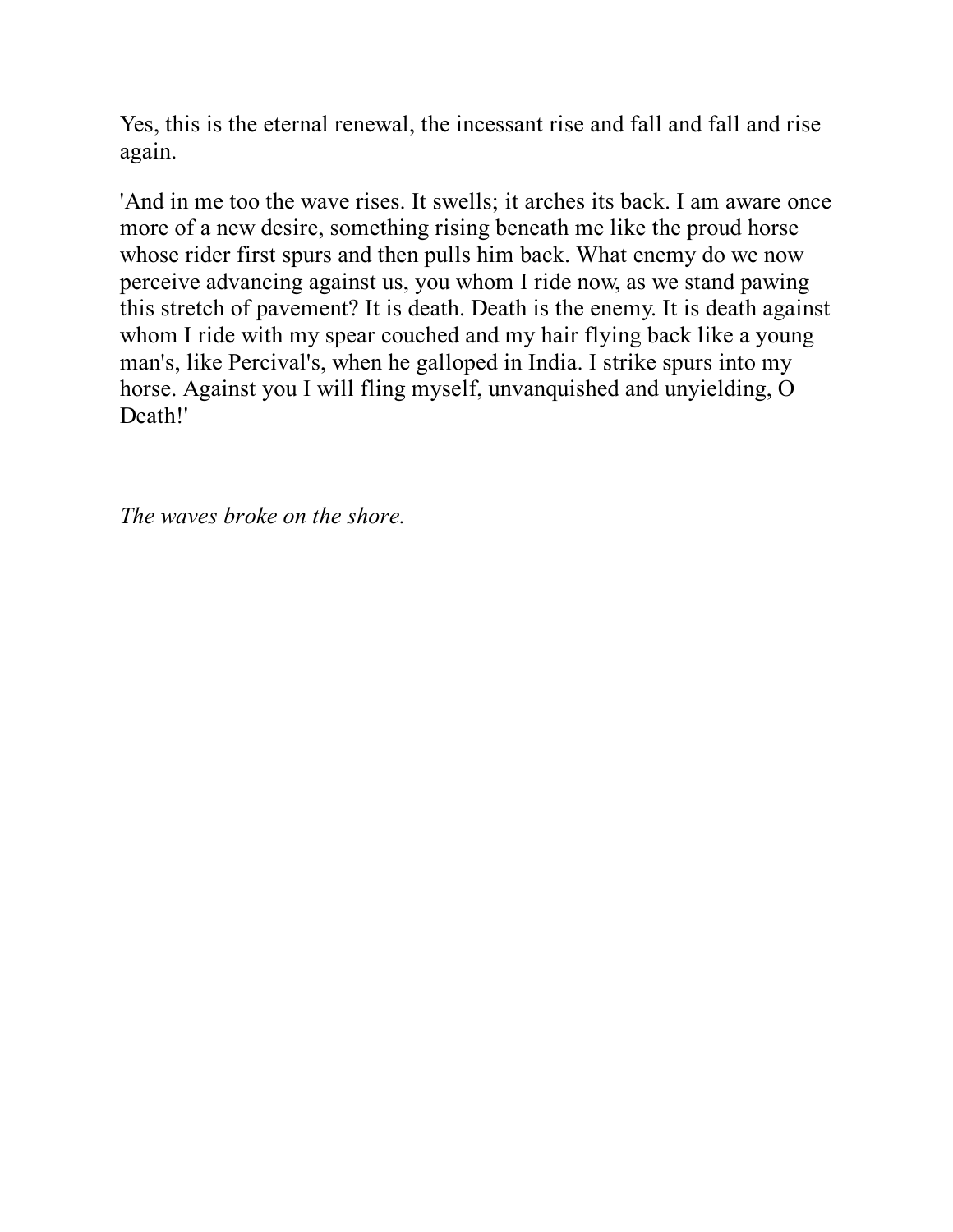Yes, this is the eternal renewal, the incessant rise and fall and fall and rise again.

'And in me too the wave rises. It swells; it arches its back. I am aware once more of a new desire, something rising beneath me like the proud horse whose rider first spurs and then pulls him back. What enemy do we now perceive advancing against us, you whom I ride now, as we stand pawing this stretch of pavement? It is death. Death is the enemy. It is death against whom I ride with my spear couched and my hair flying back like a young man's, like Percival's, when he galloped in India. I strike spurs into my horse. Against you I will fling myself, unvanquished and unyielding, O Death!'

*The waves broke on the shore.*